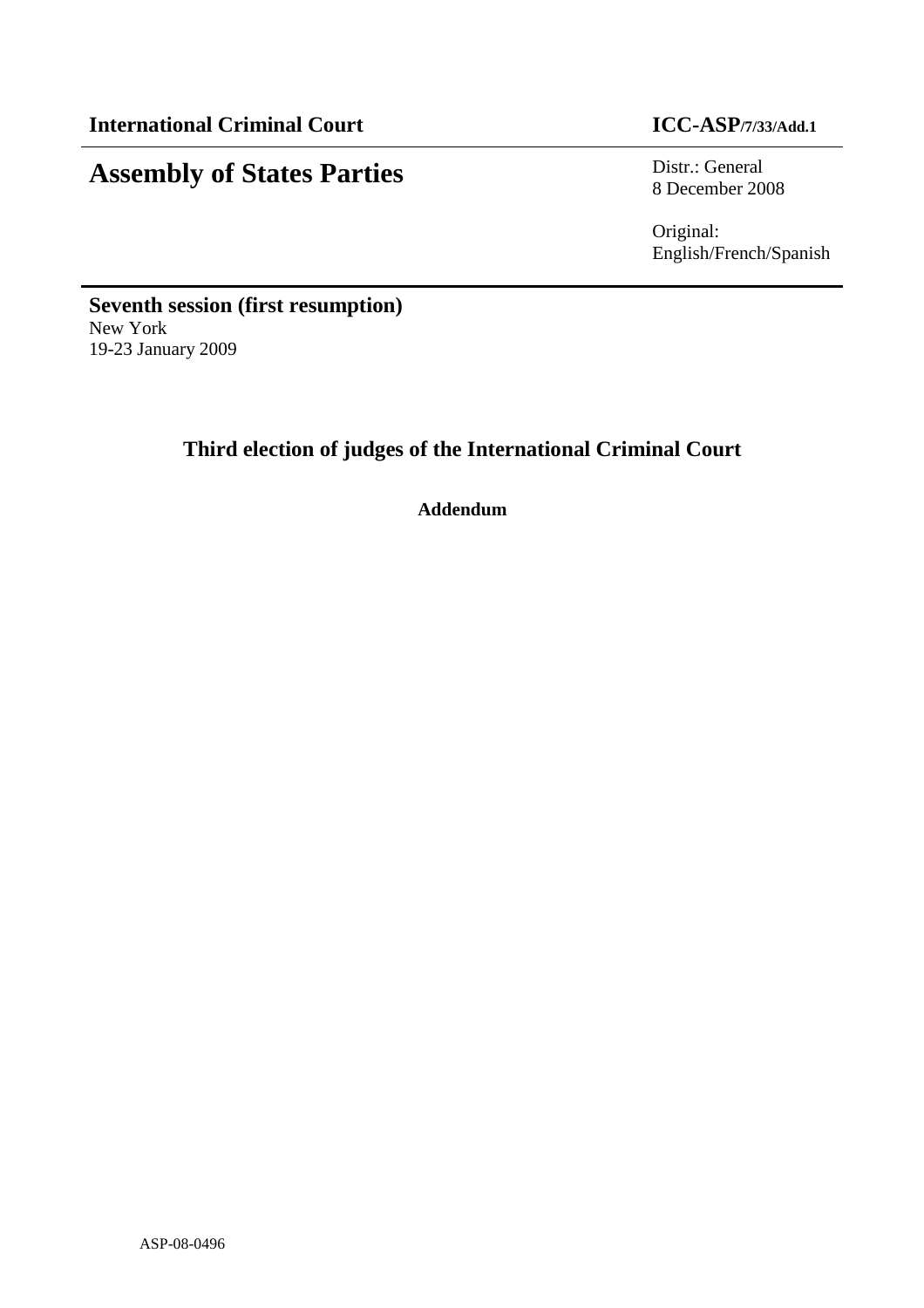**International Criminal Court** **ICC-ASP/7/33/Add.1**

# Assembly of States Parties

Distr.: General
8 December 2008

Original:
English/French/Spanish

**Seventh session (first resumption)**
New York
19-23 January 2009

## Third election of judges of the International Criminal Court

**Addendum**

ASP-08-0496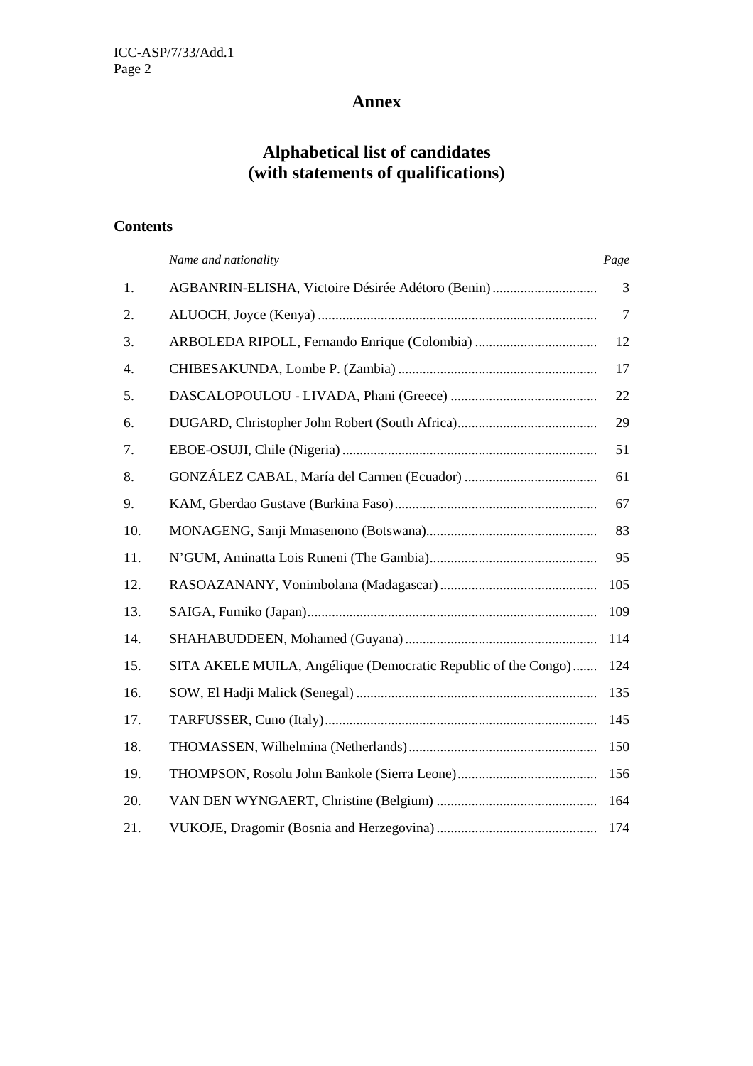# Annex

## Alphabetical list of candidates (with statements of qualifications)

### Contents

| | *Name and nationality* | *Page* |
|---|---|---|
| 1. | AGBANRIN-ELISHA, Victoire Désirée Adétoro (Benin) | 3 |
| 2. | ALUOCH, Joyce (Kenya) | 7 |
| 3. | ARBOLEDA RIPOLL, Fernando Enrique (Colombia) | 12 |
| 4. | CHIBESAKUNDA, Lombe P. (Zambia) | 17 |
| 5. | DASCALOPOULOU - LIVADA, Phani (Greece) | 22 |
| 6. | DUGARD, Christopher John Robert (South Africa) | 29 |
| 7. | EBOE-OSUJI, Chile (Nigeria) | 51 |
| 8. | GONZÁLEZ CABAL, María del Carmen (Ecuador) | 61 |
| 9. | KAM, Gberdao Gustave (Burkina Faso) | 67 |
| 10. | MONAGENG, Sanji Mmasenono (Botswana) | 83 |
| 11. | N'GUM, Aminatta Lois Runeni (The Gambia) | 95 |
| 12. | RASOAZANANY, Vonimbolana (Madagascar) | 105 |
| 13. | SAIGA, Fumiko (Japan) | 109 |
| 14. | SHAHABUDDEEN, Mohamed (Guyana) | 114 |
| 15. | SITA AKELE MUILA, Angélique (Democratic Republic of the Congo) | 124 |
| 16. | SOW, El Hadji Malick (Senegal) | 135 |
| 17. | TARFUSSER, Cuno (Italy) | 145 |
| 18. | THOMASSEN, Wilhelmina (Netherlands) | 150 |
| 19. | THOMPSON, Rosolu John Bankole (Sierra Leone) | 156 |
| 20. | VAN DEN WYNGAERT, Christine (Belgium) | 164 |
| 21. | VUKOJE, Dragomir (Bosnia and Herzegovina) | 174 |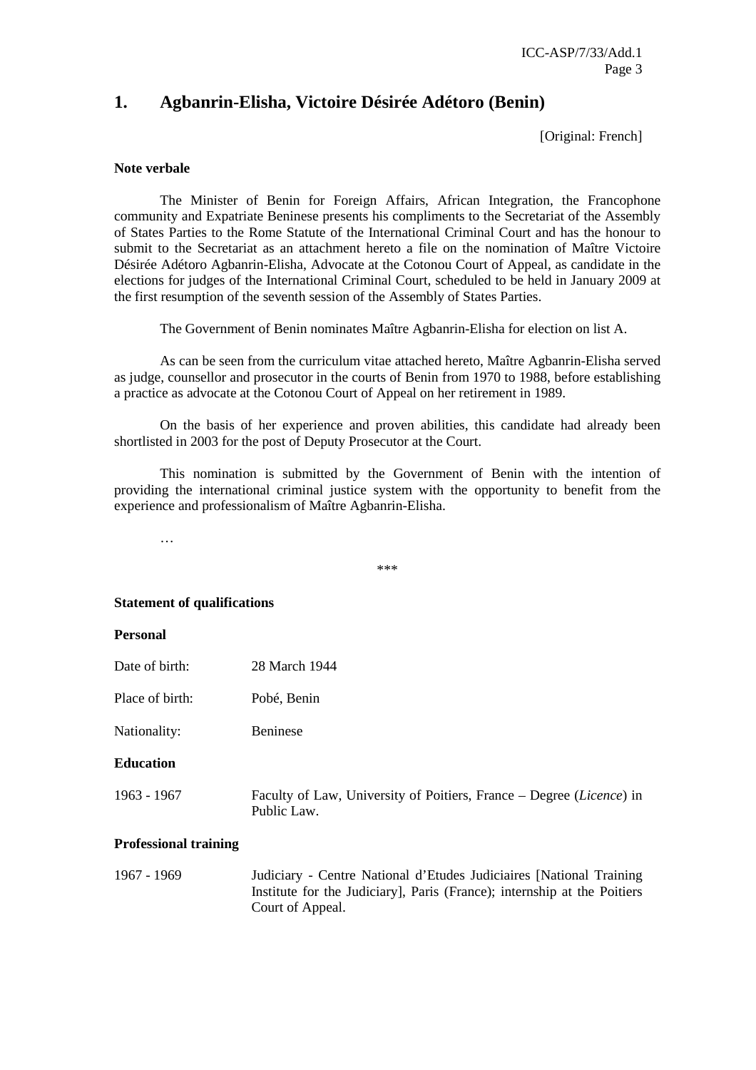## 1. Agbanrin-Elisha, Victoire Désirée Adétoro (Benin)

[Original: French]

**Note verbale**

The Minister of Benin for Foreign Affairs, African Integration, the Francophone community and Expatriate Beninese presents his compliments to the Secretariat of the Assembly of States Parties to the Rome Statute of the International Criminal Court and has the honour to submit to the Secretariat as an attachment hereto a file on the nomination of Maître Victoire Désirée Adétoro Agbanrin-Elisha, Advocate at the Cotonou Court of Appeal, as candidate in the elections for judges of the International Criminal Court, scheduled to be held in January 2009 at the first resumption of the seventh session of the Assembly of States Parties.

The Government of Benin nominates Maître Agbanrin-Elisha for election on list A.

As can be seen from the curriculum vitae attached hereto, Maître Agbanrin-Elisha served as judge, counsellor and prosecutor in the courts of Benin from 1970 to 1988, before establishing a practice as advocate at the Cotonou Court of Appeal on her retirement in 1989.

On the basis of her experience and proven abilities, this candidate had already been shortlisted in 2003 for the post of Deputy Prosecutor at the Court.

This nomination is submitted by the Government of Benin with the intention of providing the international criminal justice system with the opportunity to benefit from the experience and professionalism of Maître Agbanrin-Elisha.

…

\*\*\*

**Statement of qualifications**

**Personal**

Date of birth: 28 March 1944

Place of birth: Pobé, Benin

Nationality: Beninese

**Education**

1963 - 1967 Faculty of Law, University of Poitiers, France – Degree (*Licence*) in Public Law.

**Professional training**

1967 - 1969 Judiciary - Centre National d'Etudes Judiciaires [National Training Institute for the Judiciary], Paris (France); internship at the Poitiers Court of Appeal.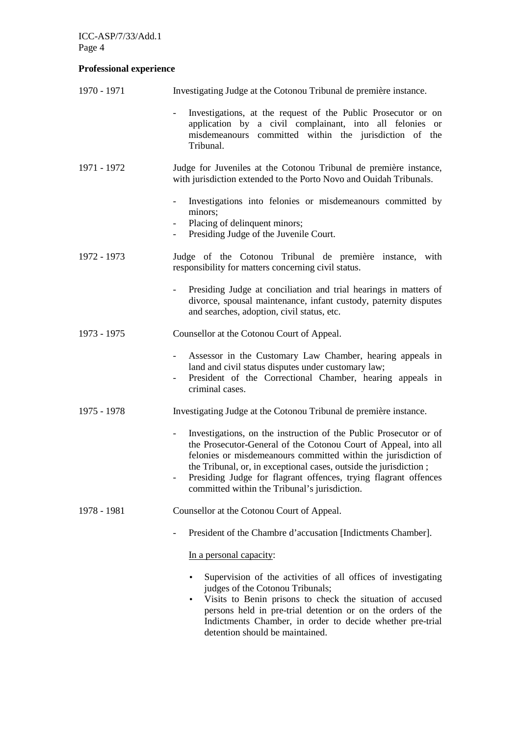**Professional experience**

1970 - 1971 Investigating Judge at the Cotonou Tribunal de première instance.

- Investigations, at the request of the Public Prosecutor or on application by a civil complainant, into all felonies or misdemeanours committed within the jurisdiction of the Tribunal.

1971 - 1972 Judge for Juveniles at the Cotonou Tribunal de première instance, with jurisdiction extended to the Porto Novo and Ouidah Tribunals.

- Investigations into felonies or misdemeanours committed by minors;
- Placing of delinquent minors;
- Presiding Judge of the Juvenile Court.

1972 - 1973 Judge of the Cotonou Tribunal de première instance, with responsibility for matters concerning civil status.

- Presiding Judge at conciliation and trial hearings in matters of divorce, spousal maintenance, infant custody, paternity disputes and searches, adoption, civil status, etc.

1973 - 1975 Counsellor at the Cotonou Court of Appeal.

- Assessor in the Customary Law Chamber, hearing appeals in land and civil status disputes under customary law;
- President of the Correctional Chamber, hearing appeals in criminal cases.

1975 - 1978 Investigating Judge at the Cotonou Tribunal de première instance.

- Investigations, on the instruction of the Public Prosecutor or of the Prosecutor-General of the Cotonou Court of Appeal, into all felonies or misdemeanours committed within the jurisdiction of the Tribunal, or, in exceptional cases, outside the jurisdiction ;
- Presiding Judge for flagrant offences, trying flagrant offences committed within the Tribunal's jurisdiction.

1978 - 1981 Counsellor at the Cotonou Court of Appeal.

- President of the Chambre d'accusation [Indictments Chamber].

In a personal capacity:

- Supervision of the activities of all offices of investigating judges of the Cotonou Tribunals;
- Visits to Benin prisons to check the situation of accused persons held in pre-trial detention or on the orders of the Indictments Chamber, in order to decide whether pre-trial detention should be maintained.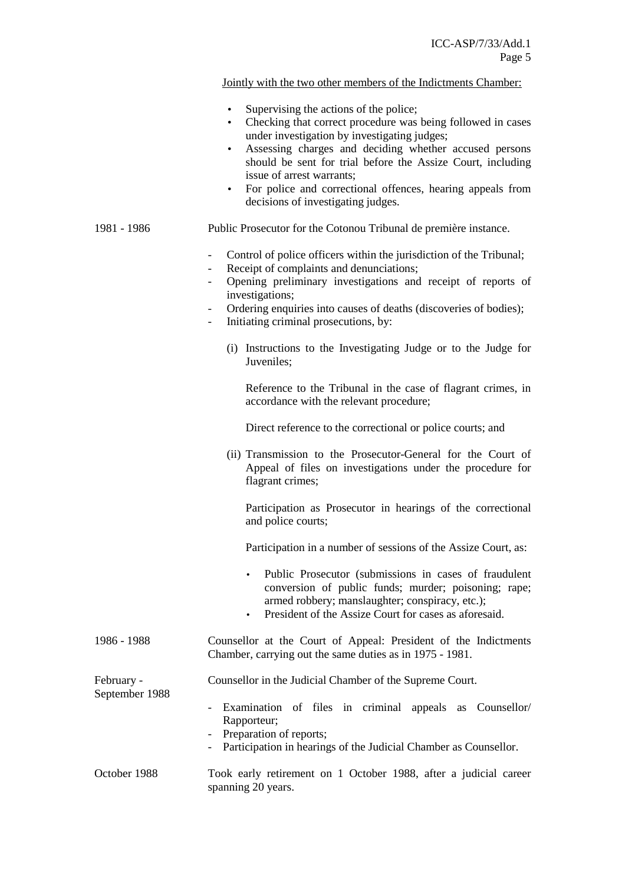Jointly with the two other members of the Indictments Chamber:

- Supervising the actions of the police;
- Checking that correct procedure was being followed in cases under investigation by investigating judges;
- Assessing charges and deciding whether accused persons should be sent for trial before the Assize Court, including issue of arrest warrants;
- For police and correctional offences, hearing appeals from decisions of investigating judges.

1981 - 1986 Public Prosecutor for the Cotonou Tribunal de première instance.

- Control of police officers within the jurisdiction of the Tribunal;
- Receipt of complaints and denunciations;
- Opening preliminary investigations and receipt of reports of investigations;
- Ordering enquiries into causes of deaths (discoveries of bodies);
- Initiating criminal prosecutions, by:

  (i) Instructions to the Investigating Judge or to the Judge for Juveniles;

  Reference to the Tribunal in the case of flagrant crimes, in accordance with the relevant procedure;

  Direct reference to the correctional or police courts; and

  (ii) Transmission to the Prosecutor-General for the Court of Appeal of files on investigations under the procedure for flagrant crimes;

  Participation as Prosecutor in hearings of the correctional and police courts;

  Participation in a number of sessions of the Assize Court, as:

  - Public Prosecutor (submissions in cases of fraudulent conversion of public funds; murder; poisoning; rape; armed robbery; manslaughter; conspiracy, etc.);
  - President of the Assize Court for cases as aforesaid.

1986 - 1988 Counsellor at the Court of Appeal: President of the Indictments Chamber, carrying out the same duties as in 1975 - 1981.

February - September 1988 Counsellor in the Judicial Chamber of the Supreme Court.

- Examination of files in criminal appeals as Counsellor/ Rapporteur;
- Preparation of reports;
- Participation in hearings of the Judicial Chamber as Counsellor.

October 1988 Took early retirement on 1 October 1988, after a judicial career spanning 20 years.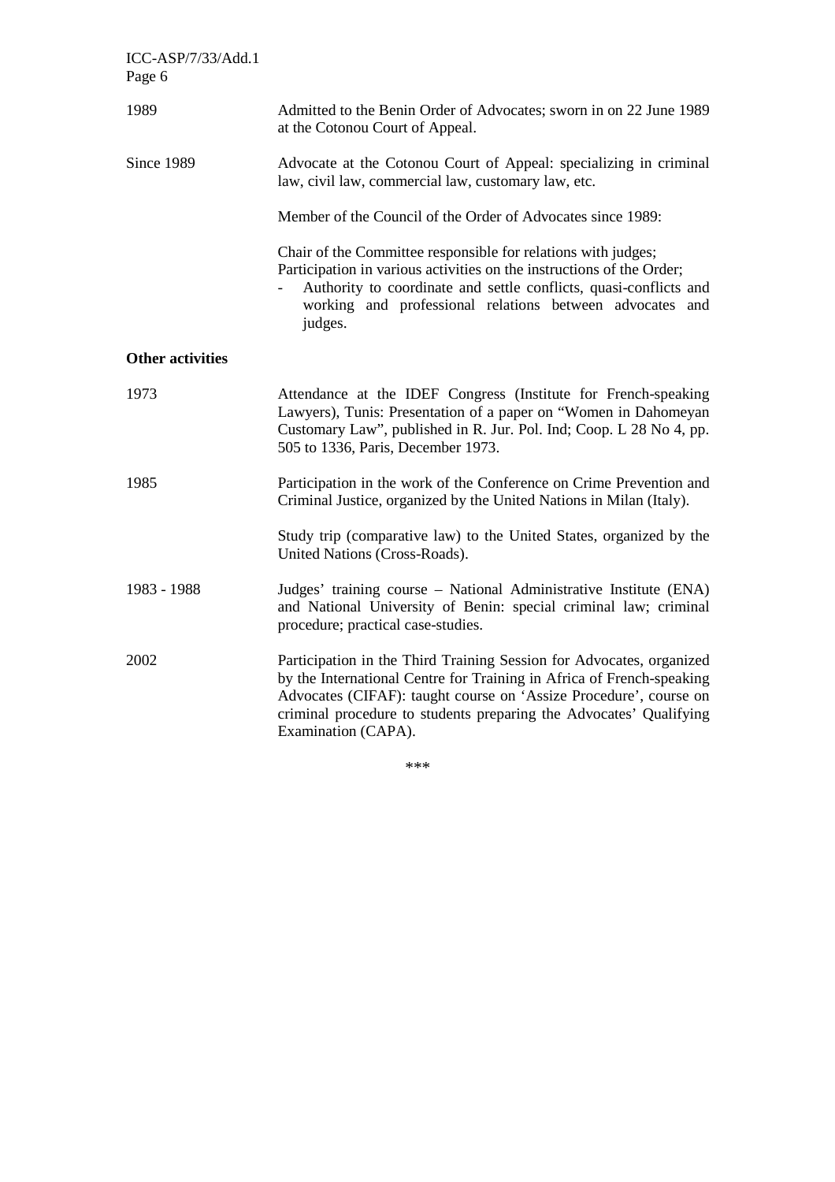| | |
|---|---|
| 1989 | Admitted to the Benin Order of Advocates; sworn in on 22 June 1989 at the Cotonou Court of Appeal. |
| Since 1989 | Advocate at the Cotonou Court of Appeal: specializing in criminal law, civil law, commercial law, customary law, etc. |

Member of the Council of the Order of Advocates since 1989:

Chair of the Committee responsible for relations with judges;
Participation in various activities on the instructions of the Order;

- Authority to coordinate and settle conflicts, quasi-conflicts and working and professional relations between advocates and judges.

**Other activities**

| | |
|---|---|
| 1973 | Attendance at the IDEF Congress (Institute for French-speaking Lawyers), Tunis: Presentation of a paper on "Women in Dahomeyan Customary Law", published in R. Jur. Pol. Ind; Coop. L 28 No 4, pp. 505 to 1336, Paris, December 1973. |
| 1985 | Participation in the work of the Conference on Crime Prevention and Criminal Justice, organized by the United Nations in Milan (Italy). |
| | Study trip (comparative law) to the United States, organized by the United Nations (Cross-Roads). |
| 1983 - 1988 | Judges' training course – National Administrative Institute (ENA) and National University of Benin: special criminal law; criminal procedure; practical case-studies. |
| 2002 | Participation in the Third Training Session for Advocates, organized by the International Centre for Training in Africa of French-speaking Advocates (CIFAF): taught course on 'Assize Procedure', course on criminal procedure to students preparing the Advocates' Qualifying Examination (CAPA). |

***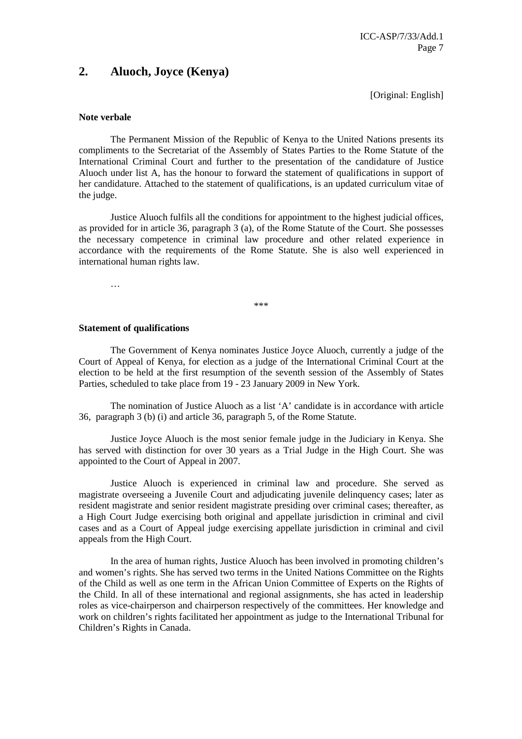## 2. Aluoch, Joyce (Kenya)

[Original: English]

**Note verbale**

The Permanent Mission of the Republic of Kenya to the United Nations presents its compliments to the Secretariat of the Assembly of States Parties to the Rome Statute of the International Criminal Court and further to the presentation of the candidature of Justice Aluoch under list A, has the honour to forward the statement of qualifications in support of her candidature. Attached to the statement of qualifications, is an updated curriculum vitae of the judge.

Justice Aluoch fulfils all the conditions for appointment to the highest judicial offices, as provided for in article 36, paragraph 3 (a), of the Rome Statute of the Court. She possesses the necessary competence in criminal law procedure and other related experience in accordance with the requirements of the Rome Statute. She is also well experienced in international human rights law.

…

***

**Statement of qualifications**

The Government of Kenya nominates Justice Joyce Aluoch, currently a judge of the Court of Appeal of Kenya, for election as a judge of the International Criminal Court at the election to be held at the first resumption of the seventh session of the Assembly of States Parties, scheduled to take place from 19 - 23 January 2009 in New York.

The nomination of Justice Aluoch as a list 'A' candidate is in accordance with article 36, paragraph 3 (b) (i) and article 36, paragraph 5, of the Rome Statute.

Justice Joyce Aluoch is the most senior female judge in the Judiciary in Kenya. She has served with distinction for over 30 years as a Trial Judge in the High Court. She was appointed to the Court of Appeal in 2007.

Justice Aluoch is experienced in criminal law and procedure. She served as magistrate overseeing a Juvenile Court and adjudicating juvenile delinquency cases; later as resident magistrate and senior resident magistrate presiding over criminal cases; thereafter, as a High Court Judge exercising both original and appellate jurisdiction in criminal and civil cases and as a Court of Appeal judge exercising appellate jurisdiction in criminal and civil appeals from the High Court.

In the area of human rights, Justice Aluoch has been involved in promoting children's and women's rights. She has served two terms in the United Nations Committee on the Rights of the Child as well as one term in the African Union Committee of Experts on the Rights of the Child. In all of these international and regional assignments, she has acted in leadership roles as vice-chairperson and chairperson respectively of the committees. Her knowledge and work on children's rights facilitated her appointment as judge to the International Tribunal for Children's Rights in Canada.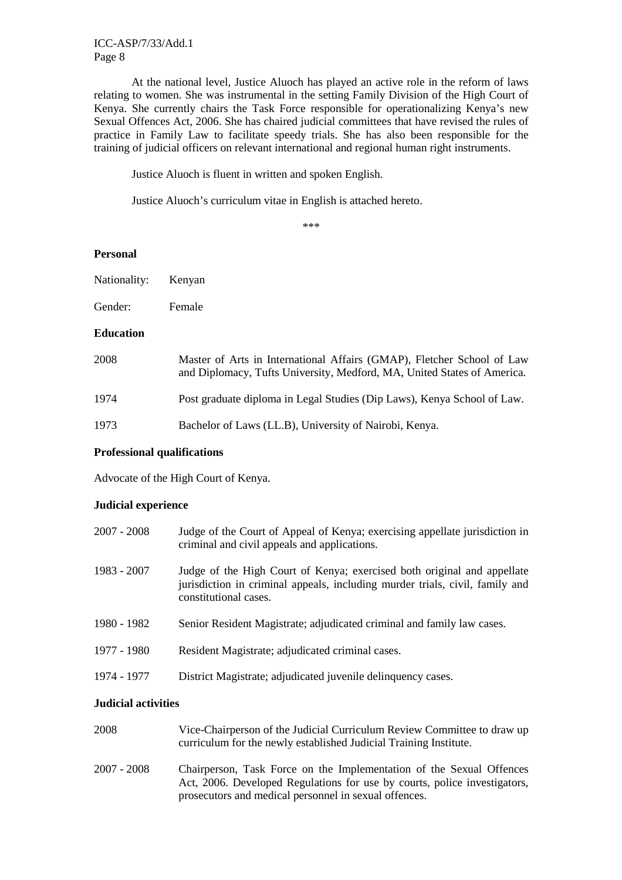At the national level, Justice Aluoch has played an active role in the reform of laws relating to women. She was instrumental in the setting Family Division of the High Court of Kenya. She currently chairs the Task Force responsible for operationalizing Kenya's new Sexual Offences Act, 2006. She has chaired judicial committees that have revised the rules of practice in Family Law to facilitate speedy trials. She has also been responsible for the training of judicial officers on relevant international and regional human right instruments.

Justice Aluoch is fluent in written and spoken English.

Justice Aluoch's curriculum vitae in English is attached hereto.

\*\*\*

**Personal**

Nationality: Kenyan

Gender: Female

**Education**

| | |
|---|---|
| 2008 | Master of Arts in International Affairs (GMAP), Fletcher School of Law and Diplomacy, Tufts University, Medford, MA, United States of America. |
| 1974 | Post graduate diploma in Legal Studies (Dip Laws), Kenya School of Law. |
| 1973 | Bachelor of Laws (LL.B), University of Nairobi, Kenya. |

**Professional qualifications**

Advocate of the High Court of Kenya.

**Judicial experience**

| | |
|---|---|
| 2007 - 2008 | Judge of the Court of Appeal of Kenya; exercising appellate jurisdiction in criminal and civil appeals and applications. |
| 1983 - 2007 | Judge of the High Court of Kenya; exercised both original and appellate jurisdiction in criminal appeals, including murder trials, civil, family and constitutional cases. |
| 1980 - 1982 | Senior Resident Magistrate; adjudicated criminal and family law cases. |
| 1977 - 1980 | Resident Magistrate; adjudicated criminal cases. |
| 1974 - 1977 | District Magistrate; adjudicated juvenile delinquency cases. |

**Judicial activities**

| | |
|---|---|
| 2008 | Vice-Chairperson of the Judicial Curriculum Review Committee to draw up curriculum for the newly established Judicial Training Institute. |
| 2007 - 2008 | Chairperson, Task Force on the Implementation of the Sexual Offences Act, 2006. Developed Regulations for use by courts, police investigators, prosecutors and medical personnel in sexual offences. |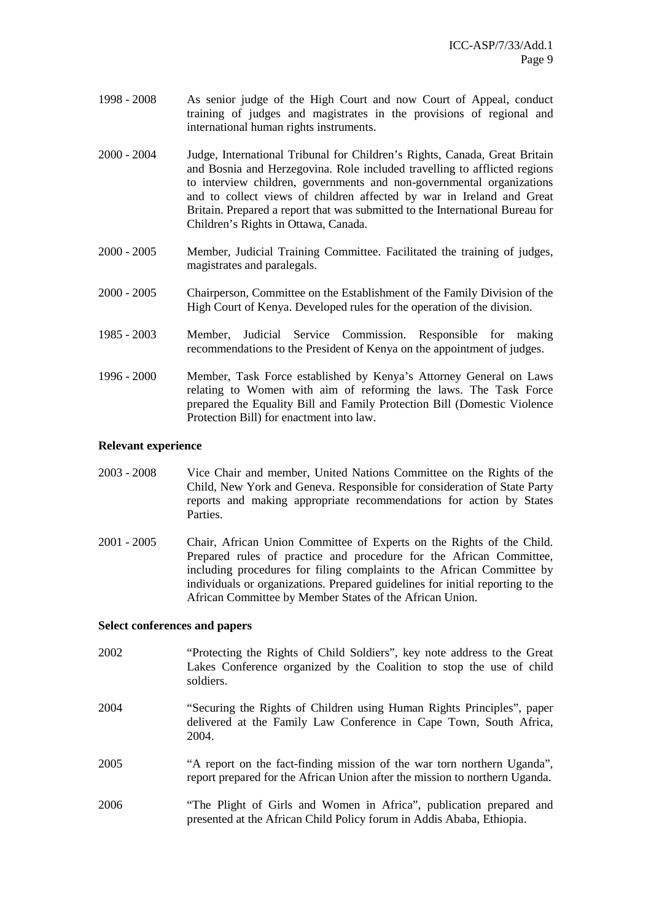1998 - 2008 As senior judge of the High Court and now Court of Appeal, conduct training of judges and magistrates in the provisions of regional and international human rights instruments.

2000 - 2004 Judge, International Tribunal for Children's Rights, Canada, Great Britain and Bosnia and Herzegovina. Role included travelling to afflicted regions to interview children, governments and non-governmental organizations and to collect views of children affected by war in Ireland and Great Britain. Prepared a report that was submitted to the International Bureau for Children's Rights in Ottawa, Canada.

2000 - 2005 Member, Judicial Training Committee. Facilitated the training of judges, magistrates and paralegals.

2000 - 2005 Chairperson, Committee on the Establishment of the Family Division of the High Court of Kenya. Developed rules for the operation of the division.

1985 - 2003 Member, Judicial Service Commission. Responsible for making recommendations to the President of Kenya on the appointment of judges.

1996 - 2000 Member, Task Force established by Kenya's Attorney General on Laws relating to Women with aim of reforming the laws. The Task Force prepared the Equality Bill and Family Protection Bill (Domestic Violence Protection Bill) for enactment into law.

**Relevant experience**

2003 - 2008 Vice Chair and member, United Nations Committee on the Rights of the Child, New York and Geneva. Responsible for consideration of State Party reports and making appropriate recommendations for action by States Parties.

2001 - 2005 Chair, African Union Committee of Experts on the Rights of the Child. Prepared rules of practice and procedure for the African Committee, including procedures for filing complaints to the African Committee by individuals or organizations. Prepared guidelines for initial reporting to the African Committee by Member States of the African Union.

**Select conferences and papers**

2002 "Protecting the Rights of Child Soldiers", key note address to the Great Lakes Conference organized by the Coalition to stop the use of child soldiers.

2004 "Securing the Rights of Children using Human Rights Principles", paper delivered at the Family Law Conference in Cape Town, South Africa, 2004.

2005 "A report on the fact-finding mission of the war torn northern Uganda", report prepared for the African Union after the mission to northern Uganda.

2006 "The Plight of Girls and Women in Africa", publication prepared and presented at the African Child Policy forum in Addis Ababa, Ethiopia.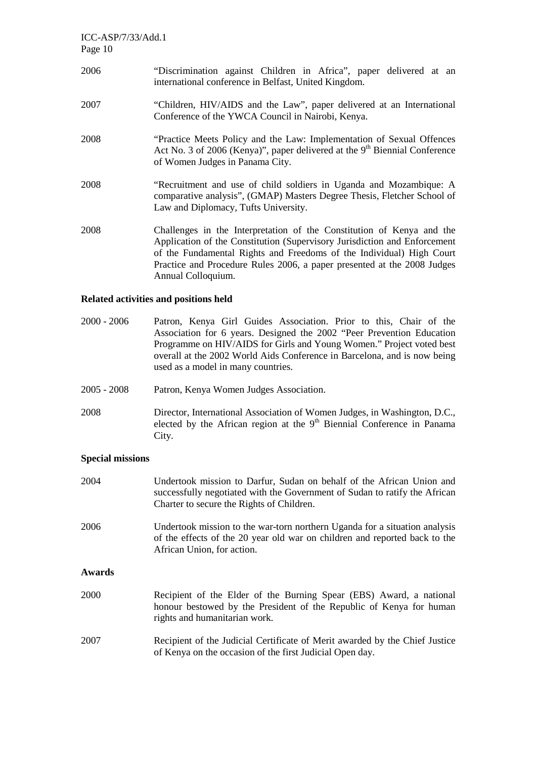2006 "Discrimination against Children in Africa", paper delivered at an international conference in Belfast, United Kingdom.

2007 "Children, HIV/AIDS and the Law", paper delivered at an International Conference of the YWCA Council in Nairobi, Kenya.

2008 "Practice Meets Policy and the Law: Implementation of Sexual Offences Act No. 3 of 2006 (Kenya)", paper delivered at the 9th Biennial Conference of Women Judges in Panama City.

2008 "Recruitment and use of child soldiers in Uganda and Mozambique: A comparative analysis", (GMAP) Masters Degree Thesis, Fletcher School of Law and Diplomacy, Tufts University.

2008 Challenges in the Interpretation of the Constitution of Kenya and the Application of the Constitution (Supervisory Jurisdiction and Enforcement of the Fundamental Rights and Freedoms of the Individual) High Court Practice and Procedure Rules 2006, a paper presented at the 2008 Judges Annual Colloquium.

**Related activities and positions held**

2000 - 2006 Patron, Kenya Girl Guides Association. Prior to this, Chair of the Association for 6 years. Designed the 2002 "Peer Prevention Education Programme on HIV/AIDS for Girls and Young Women." Project voted best overall at the 2002 World Aids Conference in Barcelona, and is now being used as a model in many countries.

2005 - 2008 Patron, Kenya Women Judges Association.

2008 Director, International Association of Women Judges, in Washington, D.C., elected by the African region at the 9th Biennial Conference in Panama City.

**Special missions**

2004 Undertook mission to Darfur, Sudan on behalf of the African Union and successfully negotiated with the Government of Sudan to ratify the African Charter to secure the Rights of Children.

2006 Undertook mission to the war-torn northern Uganda for a situation analysis of the effects of the 20 year old war on children and reported back to the African Union, for action.

**Awards**

2000 Recipient of the Elder of the Burning Spear (EBS) Award, a national honour bestowed by the President of the Republic of Kenya for human rights and humanitarian work.

2007 Recipient of the Judicial Certificate of Merit awarded by the Chief Justice of Kenya on the occasion of the first Judicial Open day.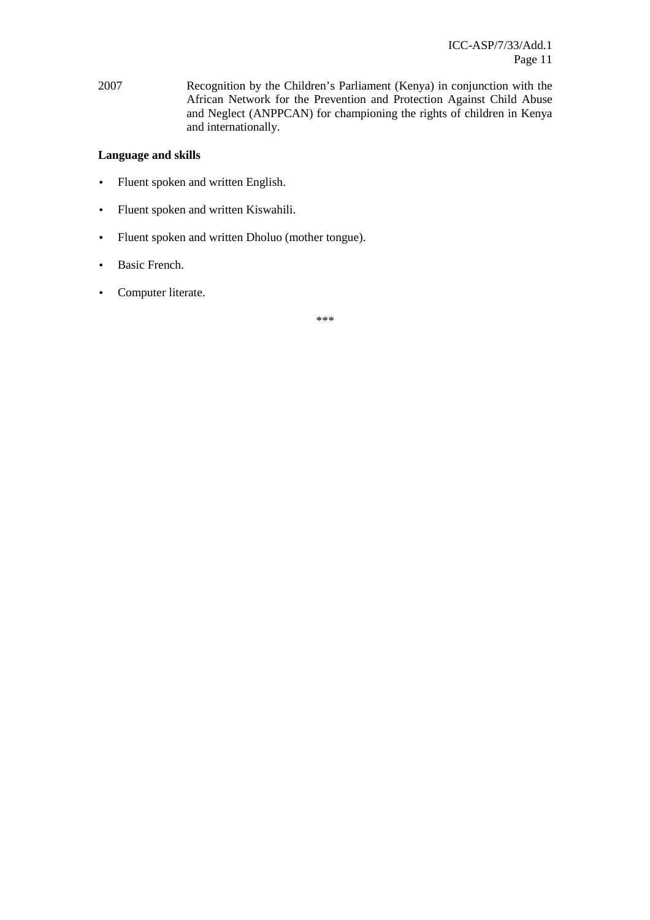2007 Recognition by the Children's Parliament (Kenya) in conjunction with the African Network for the Prevention and Protection Against Child Abuse and Neglect (ANPPCAN) for championing the rights of children in Kenya and internationally.

**Language and skills**

- Fluent spoken and written English.
- Fluent spoken and written Kiswahili.
- Fluent spoken and written Dholuo (mother tongue).
- Basic French.
- Computer literate.

***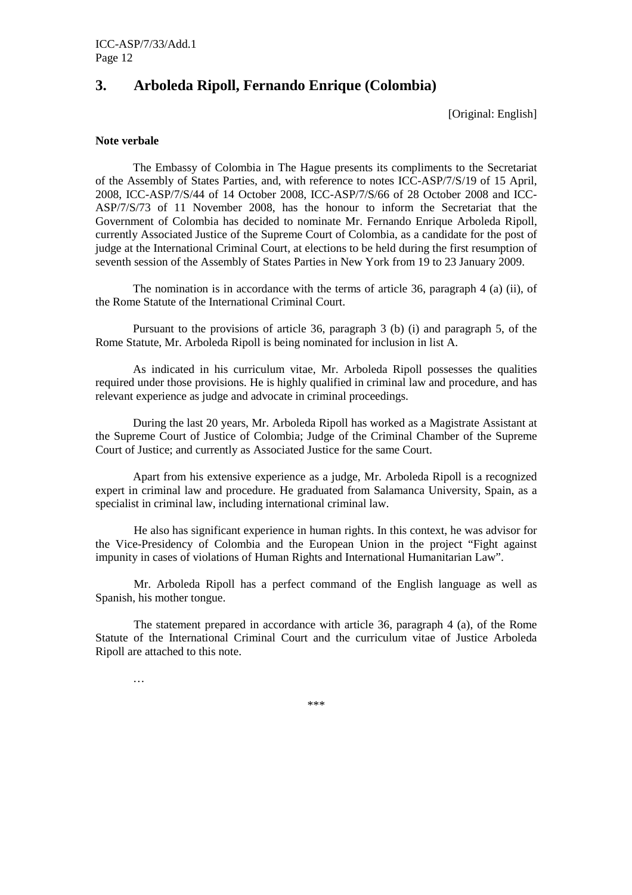## 3. Arboleda Ripoll, Fernando Enrique (Colombia)

[Original: English]

**Note verbale**

The Embassy of Colombia in The Hague presents its compliments to the Secretariat of the Assembly of States Parties, and, with reference to notes ICC-ASP/7/S/19 of 15 April, 2008, ICC-ASP/7/S/44 of 14 October 2008, ICC-ASP/7/S/66 of 28 October 2008 and ICC-ASP/7/S/73 of 11 November 2008, has the honour to inform the Secretariat that the Government of Colombia has decided to nominate Mr. Fernando Enrique Arboleda Ripoll, currently Associated Justice of the Supreme Court of Colombia, as a candidate for the post of judge at the International Criminal Court, at elections to be held during the first resumption of seventh session of the Assembly of States Parties in New York from 19 to 23 January 2009.

The nomination is in accordance with the terms of article 36, paragraph 4 (a) (ii), of the Rome Statute of the International Criminal Court.

Pursuant to the provisions of article 36, paragraph 3 (b) (i) and paragraph 5, of the Rome Statute, Mr. Arboleda Ripoll is being nominated for inclusion in list A.

As indicated in his curriculum vitae, Mr. Arboleda Ripoll possesses the qualities required under those provisions. He is highly qualified in criminal law and procedure, and has relevant experience as judge and advocate in criminal proceedings.

During the last 20 years, Mr. Arboleda Ripoll has worked as a Magistrate Assistant at the Supreme Court of Justice of Colombia; Judge of the Criminal Chamber of the Supreme Court of Justice; and currently as Associated Justice for the same Court.

Apart from his extensive experience as a judge, Mr. Arboleda Ripoll is a recognized expert in criminal law and procedure. He graduated from Salamanca University, Spain, as a specialist in criminal law, including international criminal law.

He also has significant experience in human rights. In this context, he was advisor for the Vice-Presidency of Colombia and the European Union in the project "Fight against impunity in cases of violations of Human Rights and International Humanitarian Law".

Mr. Arboleda Ripoll has a perfect command of the English language as well as Spanish, his mother tongue.

The statement prepared in accordance with article 36, paragraph 4 (a), of the Rome Statute of the International Criminal Court and the curriculum vitae of Justice Arboleda Ripoll are attached to this note.

…

\*\*\*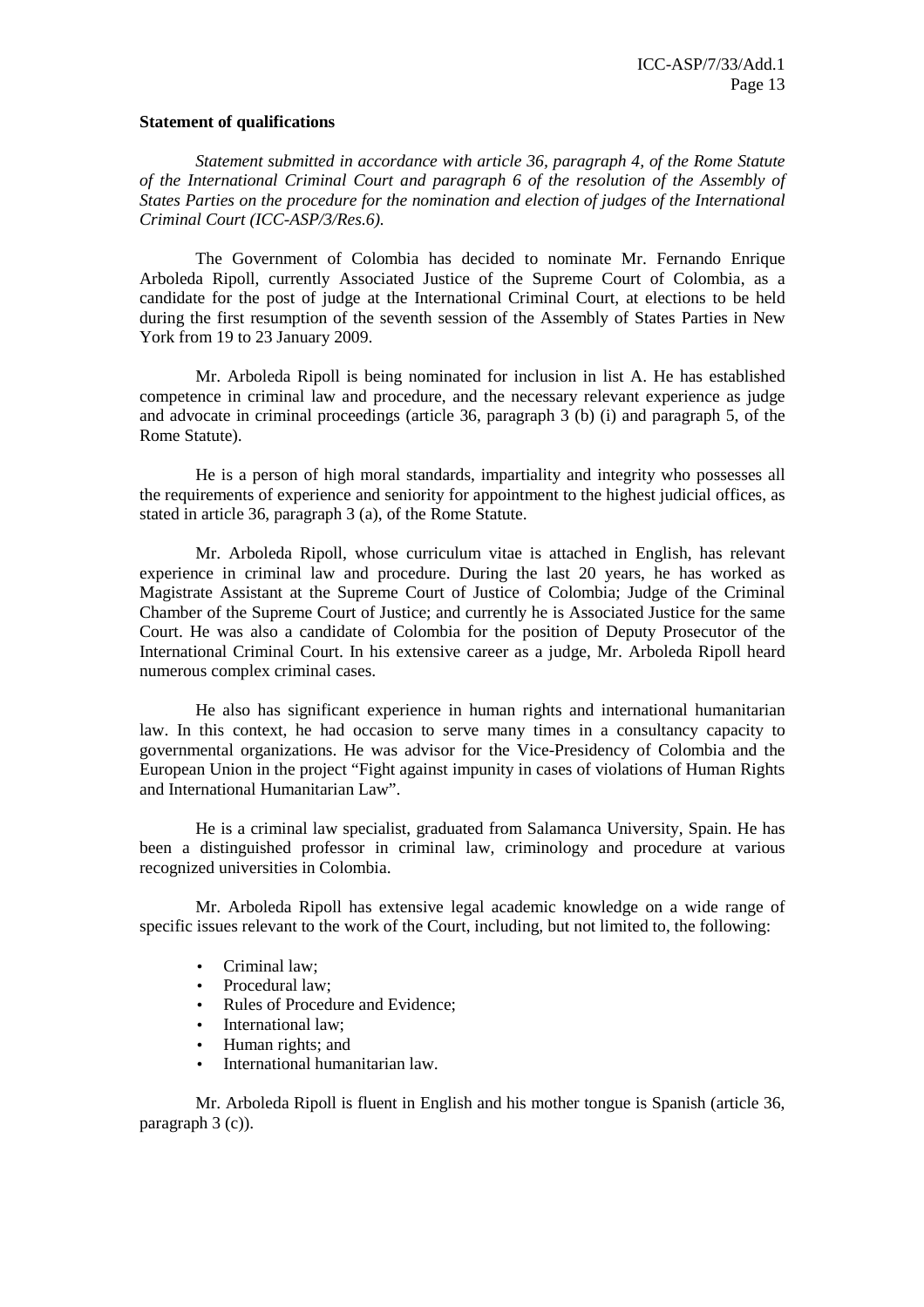**Statement of qualifications**

*Statement submitted in accordance with article 36, paragraph 4, of the Rome Statute of the International Criminal Court and paragraph 6 of the resolution of the Assembly of States Parties on the procedure for the nomination and election of judges of the International Criminal Court (ICC-ASP/3/Res.6).*

The Government of Colombia has decided to nominate Mr. Fernando Enrique Arboleda Ripoll, currently Associated Justice of the Supreme Court of Colombia, as a candidate for the post of judge at the International Criminal Court, at elections to be held during the first resumption of the seventh session of the Assembly of States Parties in New York from 19 to 23 January 2009.

Mr. Arboleda Ripoll is being nominated for inclusion in list A. He has established competence in criminal law and procedure, and the necessary relevant experience as judge and advocate in criminal proceedings (article 36, paragraph 3 (b) (i) and paragraph 5, of the Rome Statute).

He is a person of high moral standards, impartiality and integrity who possesses all the requirements of experience and seniority for appointment to the highest judicial offices, as stated in article 36, paragraph 3 (a), of the Rome Statute.

Mr. Arboleda Ripoll, whose curriculum vitae is attached in English, has relevant experience in criminal law and procedure. During the last 20 years, he has worked as Magistrate Assistant at the Supreme Court of Justice of Colombia; Judge of the Criminal Chamber of the Supreme Court of Justice; and currently he is Associated Justice for the same Court. He was also a candidate of Colombia for the position of Deputy Prosecutor of the International Criminal Court. In his extensive career as a judge, Mr. Arboleda Ripoll heard numerous complex criminal cases.

He also has significant experience in human rights and international humanitarian law. In this context, he had occasion to serve many times in a consultancy capacity to governmental organizations. He was advisor for the Vice-Presidency of Colombia and the European Union in the project "Fight against impunity in cases of violations of Human Rights and International Humanitarian Law".

He is a criminal law specialist, graduated from Salamanca University, Spain. He has been a distinguished professor in criminal law, criminology and procedure at various recognized universities in Colombia.

Mr. Arboleda Ripoll has extensive legal academic knowledge on a wide range of specific issues relevant to the work of the Court, including, but not limited to, the following:

- Criminal law;
- Procedural law;
- Rules of Procedure and Evidence;
- International law;
- Human rights; and
- International humanitarian law.

Mr. Arboleda Ripoll is fluent in English and his mother tongue is Spanish (article 36, paragraph 3 (c)).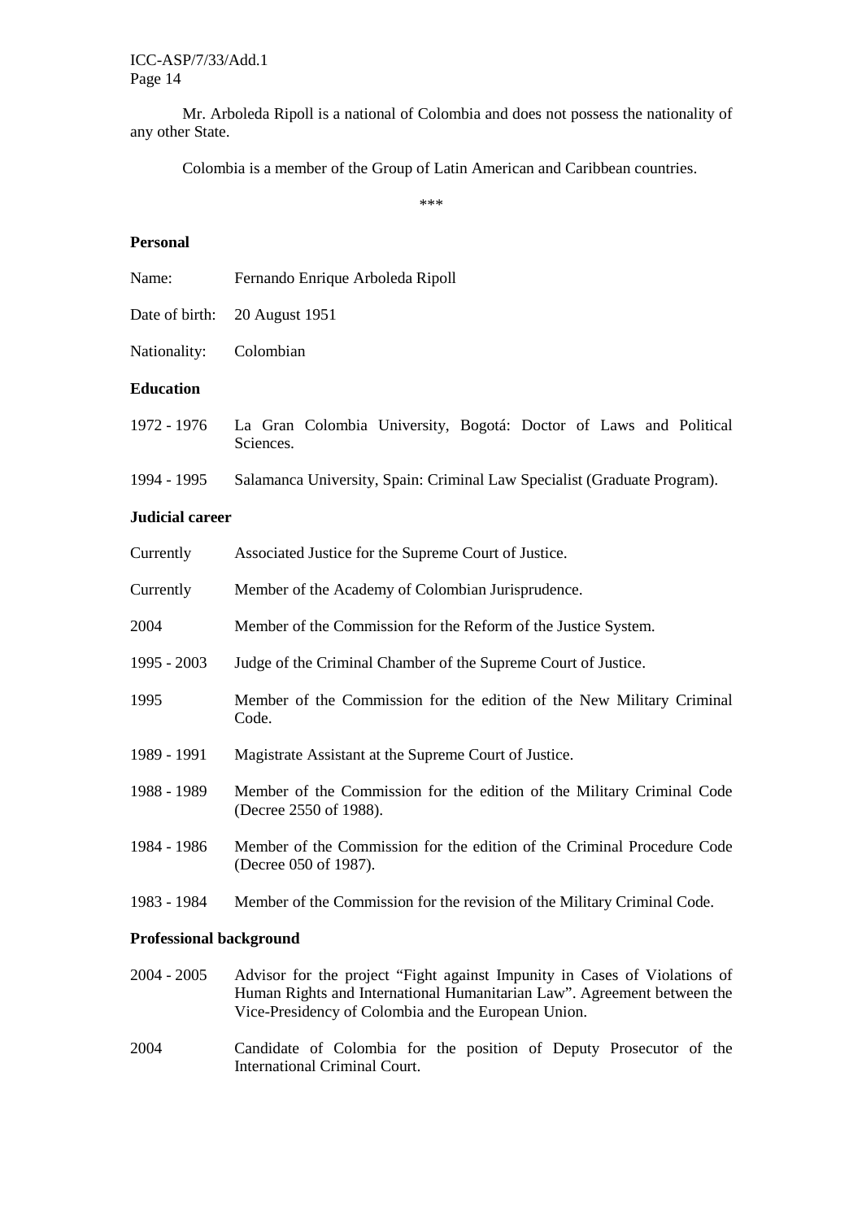Mr. Arboleda Ripoll is a national of Colombia and does not possess the nationality of any other State.

Colombia is a member of the Group of Latin American and Caribbean countries.

\*\*\*

**Personal**

| | |
|---|---|
| Name: | Fernando Enrique Arboleda Ripoll |
| Date of birth: | 20 August 1951 |
| Nationality: | Colombian |

**Education**

| | |
|---|---|
| 1972 - 1976 | La Gran Colombia University, Bogotá: Doctor of Laws and Political Sciences. |
| 1994 - 1995 | Salamanca University, Spain: Criminal Law Specialist (Graduate Program). |

**Judicial career**

| | |
|---|---|
| Currently | Associated Justice for the Supreme Court of Justice. |
| Currently | Member of the Academy of Colombian Jurisprudence. |
| 2004 | Member of the Commission for the Reform of the Justice System. |
| 1995 - 2003 | Judge of the Criminal Chamber of the Supreme Court of Justice. |
| 1995 | Member of the Commission for the edition of the New Military Criminal Code. |
| 1989 - 1991 | Magistrate Assistant at the Supreme Court of Justice. |
| 1988 - 1989 | Member of the Commission for the edition of the Military Criminal Code (Decree 2550 of 1988). |
| 1984 - 1986 | Member of the Commission for the edition of the Criminal Procedure Code (Decree 050 of 1987). |
| 1983 - 1984 | Member of the Commission for the revision of the Military Criminal Code. |

**Professional background**

| | |
|---|---|
| 2004 - 2005 | Advisor for the project "Fight against Impunity in Cases of Violations of Human Rights and International Humanitarian Law". Agreement between the Vice-Presidency of Colombia and the European Union. |
| 2004 | Candidate of Colombia for the position of Deputy Prosecutor of the International Criminal Court. |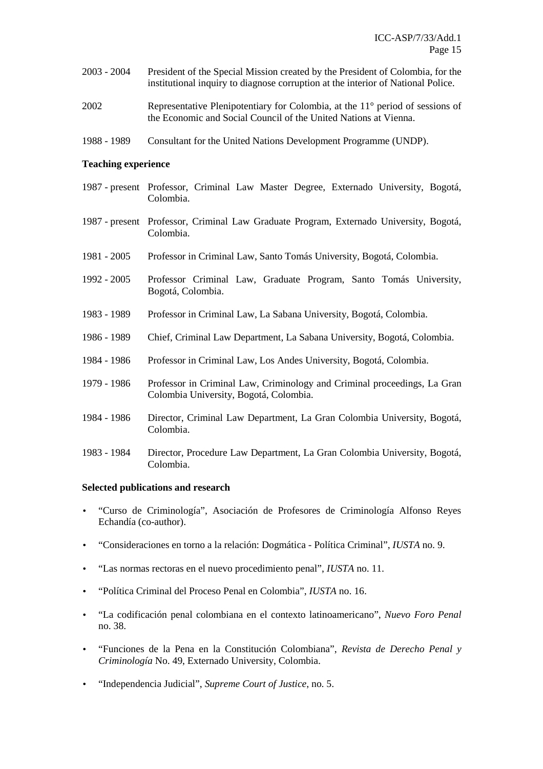2003 - 2004 President of the Special Mission created by the President of Colombia, for the institutional inquiry to diagnose corruption at the interior of National Police.

2002 Representative Plenipotentiary for Colombia, at the 11° period of sessions of the Economic and Social Council of the United Nations at Vienna.

1988 - 1989 Consultant for the United Nations Development Programme (UNDP).

**Teaching experience**

1987 - present Professor, Criminal Law Master Degree, Externado University, Bogotá, Colombia.

1987 - present Professor, Criminal Law Graduate Program, Externado University, Bogotá, Colombia.

1981 - 2005 Professor in Criminal Law, Santo Tomás University, Bogotá, Colombia.

1992 - 2005 Professor Criminal Law, Graduate Program, Santo Tomás University, Bogotá, Colombia.

1983 - 1989 Professor in Criminal Law, La Sabana University, Bogotá, Colombia.

1986 - 1989 Chief, Criminal Law Department, La Sabana University, Bogotá, Colombia.

1984 - 1986 Professor in Criminal Law, Los Andes University, Bogotá, Colombia.

1979 - 1986 Professor in Criminal Law, Criminology and Criminal proceedings, La Gran Colombia University, Bogotá, Colombia.

1984 - 1986 Director, Criminal Law Department, La Gran Colombia University, Bogotá, Colombia.

1983 - 1984 Director, Procedure Law Department, La Gran Colombia University, Bogotá, Colombia.

**Selected publications and research**

- "Curso de Criminología", Asociación de Profesores de Criminología Alfonso Reyes Echandía (co-author).
- "Consideraciones en torno a la relación: Dogmática - Política Criminal", *IUSTA* no. 9.
- "Las normas rectoras en el nuevo procedimiento penal", *IUSTA* no. 11.
- "Política Criminal del Proceso Penal en Colombia", *IUSTA* no. 16.
- "La codificación penal colombiana en el contexto latinoamericano", *Nuevo Foro Penal* no. 38.
- "Funciones de la Pena en la Constitución Colombiana", *Revista de Derecho Penal y Criminología* No. 49, Externado University, Colombia.
- "Independencia Judicial", *Supreme Court of Justice*, no. 5.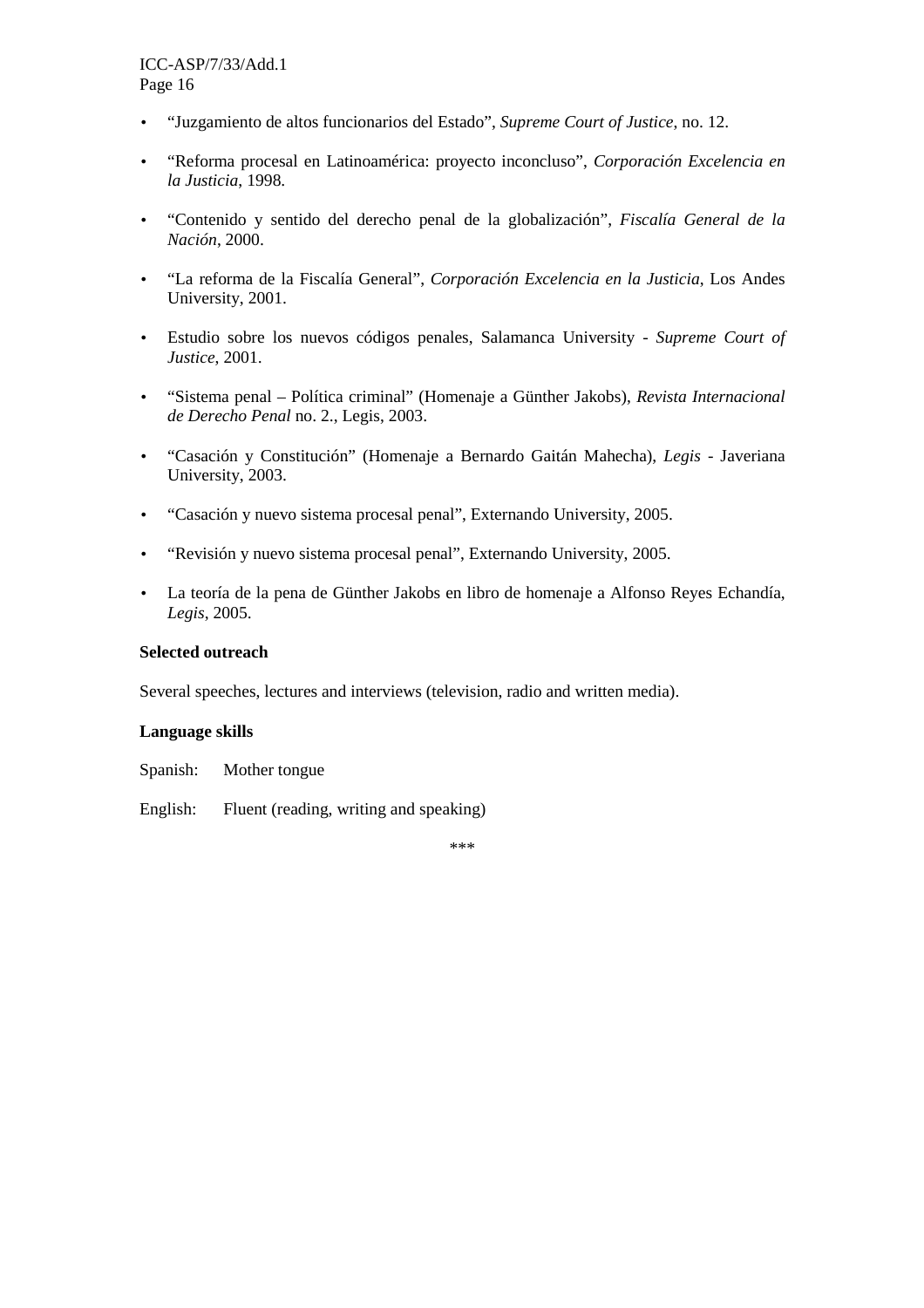- "Juzgamiento de altos funcionarios del Estado", *Supreme Court of Justice*, no. 12.
- "Reforma procesal en Latinoamérica: proyecto inconcluso", *Corporación Excelencia en la Justicia*, 1998.
- "Contenido y sentido del derecho penal de la globalización", *Fiscalía General de la Nación*, 2000.
- "La reforma de la Fiscalía General", *Corporación Excelencia en la Justicia*, Los Andes University, 2001.
- Estudio sobre los nuevos códigos penales, Salamanca University - *Supreme Court of Justice*, 2001.
- "Sistema penal – Política criminal" (Homenaje a Günther Jakobs), *Revista Internacional de Derecho Penal* no. 2., Legis, 2003.
- "Casación y Constitución" (Homenaje a Bernardo Gaitán Mahecha), *Legis* - Javeriana University, 2003.
- "Casación y nuevo sistema procesal penal", Externando University, 2005.
- "Revisión y nuevo sistema procesal penal", Externando University, 2005.
- La teoría de la pena de Günther Jakobs en libro de homenaje a Alfonso Reyes Echandía, *Legis*, 2005.

**Selected outreach**

Several speeches, lectures and interviews (television, radio and written media).

**Language skills**

Spanish: Mother tongue

English: Fluent (reading, writing and speaking)

***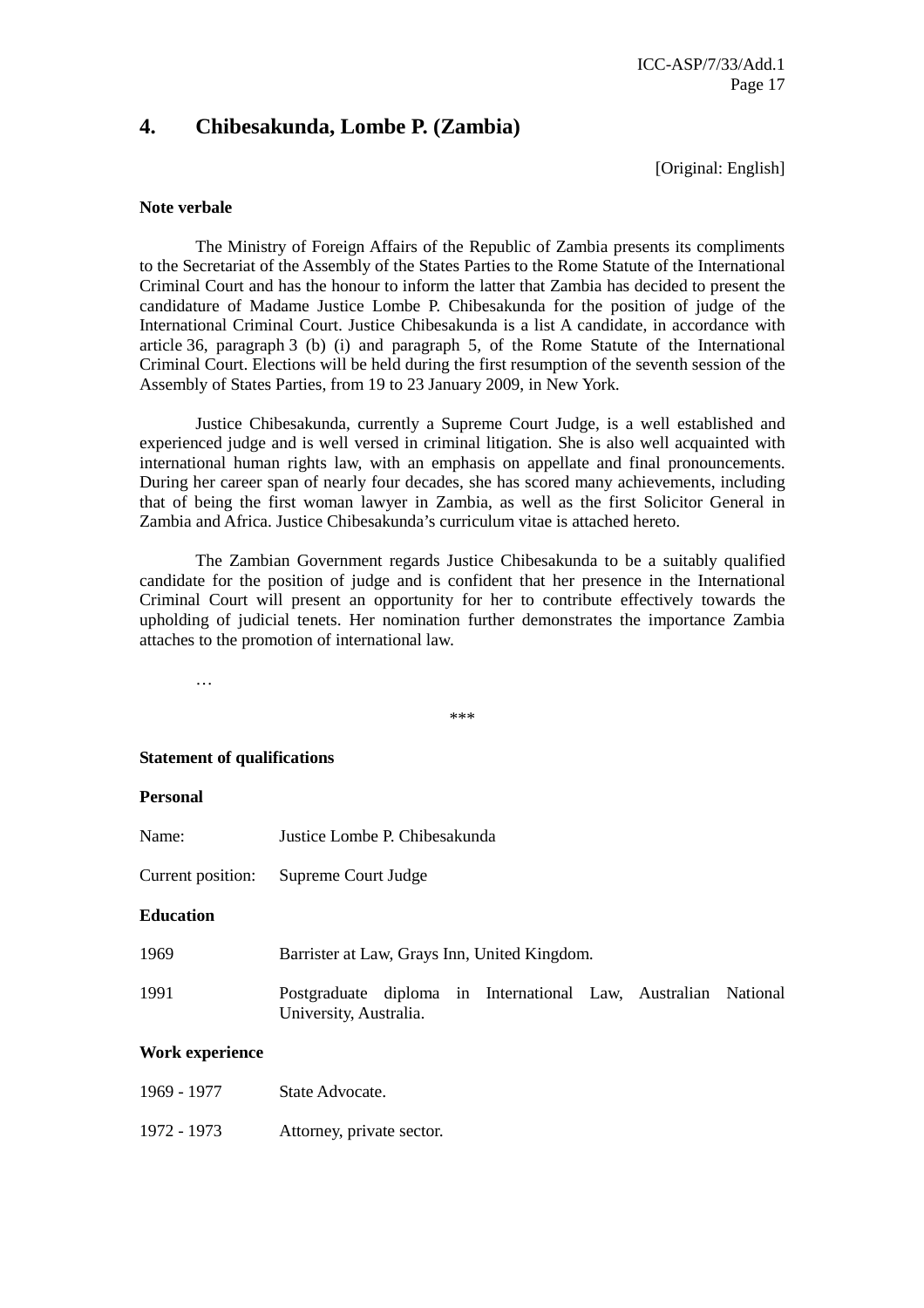## 4. Chibesakunda, Lombe P. (Zambia)

[Original: English]

**Note verbale**

The Ministry of Foreign Affairs of the Republic of Zambia presents its compliments to the Secretariat of the Assembly of the States Parties to the Rome Statute of the International Criminal Court and has the honour to inform the latter that Zambia has decided to present the candidature of Madame Justice Lombe P. Chibesakunda for the position of judge of the International Criminal Court. Justice Chibesakunda is a list A candidate, in accordance with article 36, paragraph 3 (b) (i) and paragraph 5, of the Rome Statute of the International Criminal Court. Elections will be held during the first resumption of the seventh session of the Assembly of States Parties, from 19 to 23 January 2009, in New York.

Justice Chibesakunda, currently a Supreme Court Judge, is a well established and experienced judge and is well versed in criminal litigation. She is also well acquainted with international human rights law, with an emphasis on appellate and final pronouncements. During her career span of nearly four decades, she has scored many achievements, including that of being the first woman lawyer in Zambia, as well as the first Solicitor General in Zambia and Africa. Justice Chibesakunda's curriculum vitae is attached hereto.

The Zambian Government regards Justice Chibesakunda to be a suitably qualified candidate for the position of judge and is confident that her presence in the International Criminal Court will present an opportunity for her to contribute effectively towards the upholding of judicial tenets. Her nomination further demonstrates the importance Zambia attaches to the promotion of international law.

…

\*\*\*

**Statement of qualifications**

**Personal**

Name: Justice Lombe P. Chibesakunda

Current position: Supreme Court Judge

**Education**

1969 Barrister at Law, Grays Inn, United Kingdom.

1991 Postgraduate diploma in International Law, Australian National University, Australia.

**Work experience**

1969 - 1977 State Advocate.

1972 - 1973 Attorney, private sector.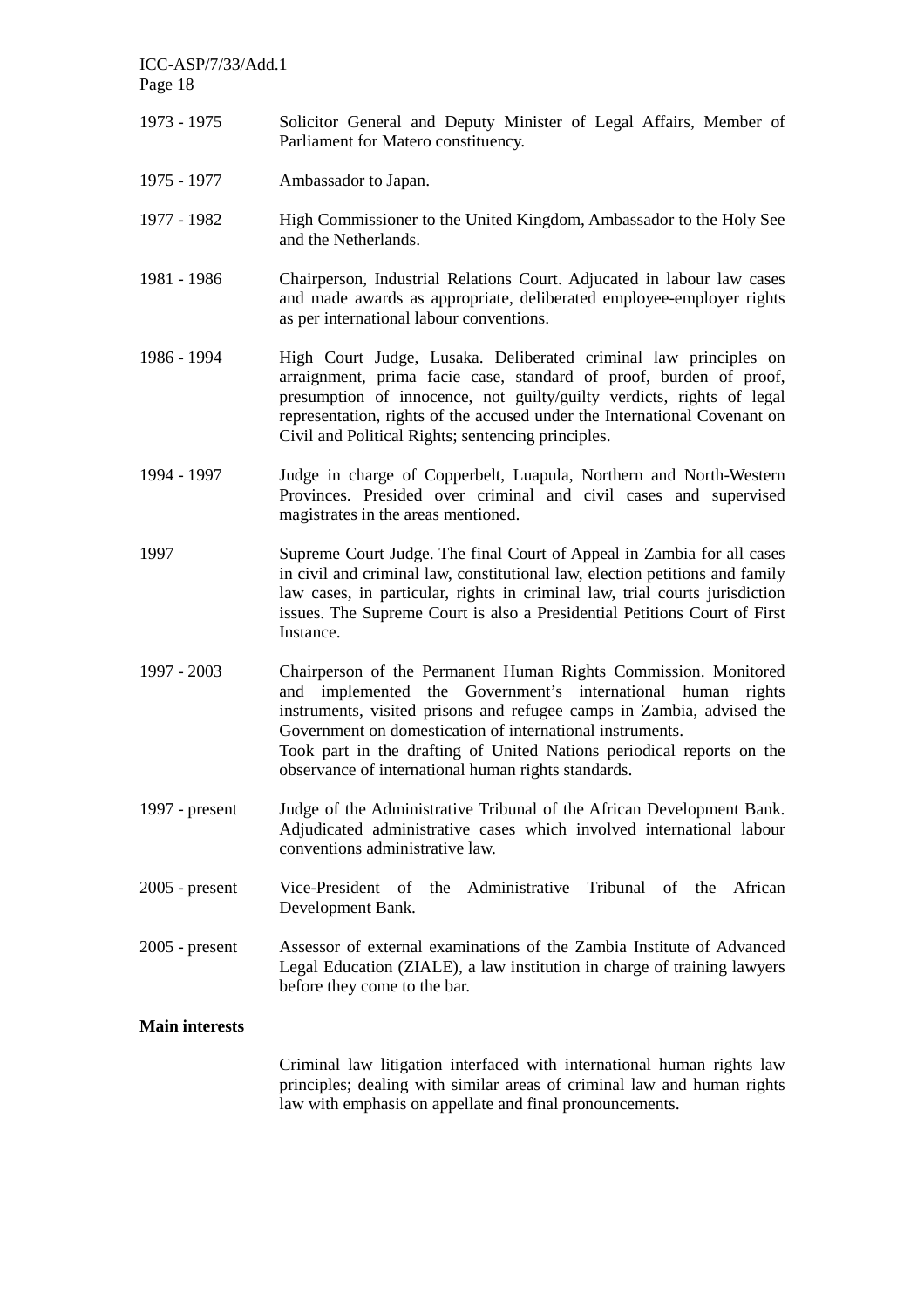| | |
|---|---|
| 1973 - 1975 | Solicitor General and Deputy Minister of Legal Affairs, Member of Parliament for Matero constituency. |
| 1975 - 1977 | Ambassador to Japan. |
| 1977 - 1982 | High Commissioner to the United Kingdom, Ambassador to the Holy See and the Netherlands. |
| 1981 - 1986 | Chairperson, Industrial Relations Court. Adjucated in labour law cases and made awards as appropriate, deliberated employee-employer rights as per international labour conventions. |
| 1986 - 1994 | High Court Judge, Lusaka. Deliberated criminal law principles on arraignment, prima facie case, standard of proof, burden of proof, presumption of innocence, not guilty/guilty verdicts, rights of legal representation, rights of the accused under the International Covenant on Civil and Political Rights; sentencing principles. |
| 1994 - 1997 | Judge in charge of Copperbelt, Luapula, Northern and North-Western Provinces. Presided over criminal and civil cases and supervised magistrates in the areas mentioned. |
| 1997 | Supreme Court Judge. The final Court of Appeal in Zambia for all cases in civil and criminal law, constitutional law, election petitions and family law cases, in particular, rights in criminal law, trial courts jurisdiction issues. The Supreme Court is also a Presidential Petitions Court of First Instance. |
| 1997 - 2003 | Chairperson of the Permanent Human Rights Commission. Monitored and implemented the Government's international human rights instruments, visited prisons and refugee camps in Zambia, advised the Government on domestication of international instruments. Took part in the drafting of United Nations periodical reports on the observance of international human rights standards. |
| 1997 - present | Judge of the Administrative Tribunal of the African Development Bank. Adjudicated administrative cases which involved international labour conventions administrative law. |
| 2005 - present | Vice-President of the Administrative Tribunal of the African Development Bank. |
| 2005 - present | Assessor of external examinations of the Zambia Institute of Advanced Legal Education (ZIALE), a law institution in charge of training lawyers before they come to the bar. |

**Main interests**

Criminal law litigation interfaced with international human rights law principles; dealing with similar areas of criminal law and human rights law with emphasis on appellate and final pronouncements.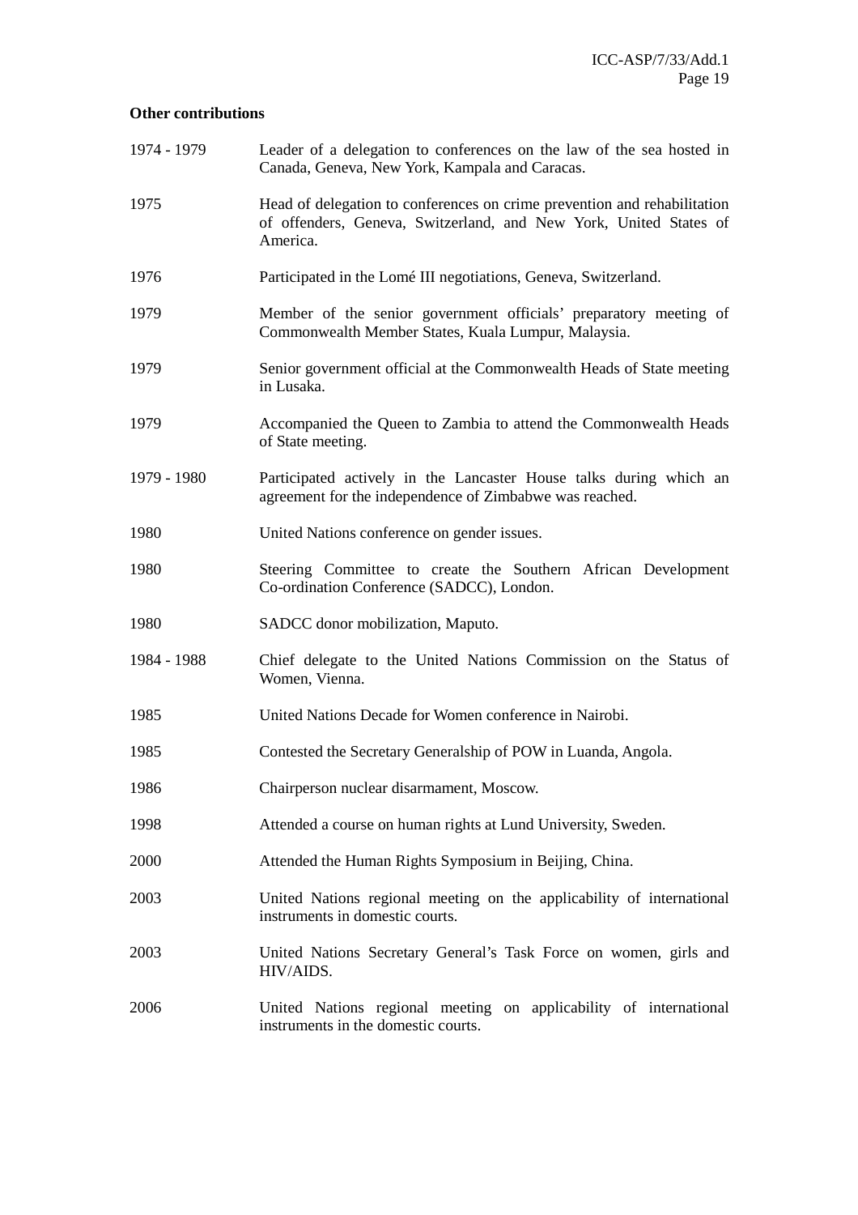**Other contributions**

| | |
|---|---|
| 1974 - 1979 | Leader of a delegation to conferences on the law of the sea hosted in Canada, Geneva, New York, Kampala and Caracas. |
| 1975 | Head of delegation to conferences on crime prevention and rehabilitation of offenders, Geneva, Switzerland, and New York, United States of America. |
| 1976 | Participated in the Lomé III negotiations, Geneva, Switzerland. |
| 1979 | Member of the senior government officials' preparatory meeting of Commonwealth Member States, Kuala Lumpur, Malaysia. |
| 1979 | Senior government official at the Commonwealth Heads of State meeting in Lusaka. |
| 1979 | Accompanied the Queen to Zambia to attend the Commonwealth Heads of State meeting. |
| 1979 - 1980 | Participated actively in the Lancaster House talks during which an agreement for the independence of Zimbabwe was reached. |
| 1980 | United Nations conference on gender issues. |
| 1980 | Steering Committee to create the Southern African Development Co-ordination Conference (SADCC), London. |
| 1980 | SADCC donor mobilization, Maputo. |
| 1984 - 1988 | Chief delegate to the United Nations Commission on the Status of Women, Vienna. |
| 1985 | United Nations Decade for Women conference in Nairobi. |
| 1985 | Contested the Secretary Generalship of POW in Luanda, Angola. |
| 1986 | Chairperson nuclear disarmament, Moscow. |
| 1998 | Attended a course on human rights at Lund University, Sweden. |
| 2000 | Attended the Human Rights Symposium in Beijing, China. |
| 2003 | United Nations regional meeting on the applicability of international instruments in domestic courts. |
| 2003 | United Nations Secretary General's Task Force on women, girls and HIV/AIDS. |
| 2006 | United Nations regional meeting on applicability of international instruments in the domestic courts. |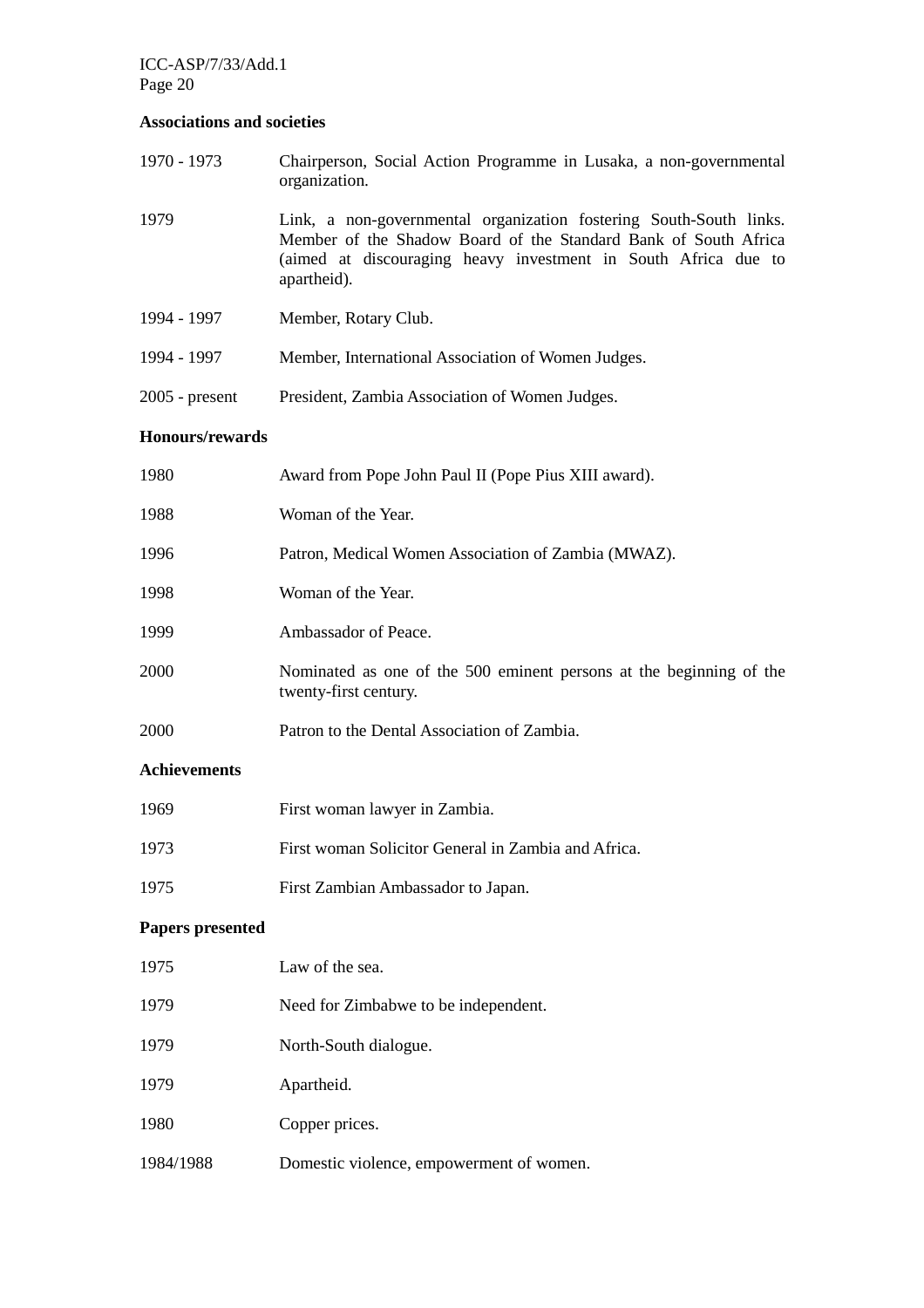**Associations and societies**

| | |
|---|---|
| 1970 - 1973 | Chairperson, Social Action Programme in Lusaka, a non-governmental organization. |
| 1979 | Link, a non-governmental organization fostering South-South links. Member of the Shadow Board of the Standard Bank of South Africa (aimed at discouraging heavy investment in South Africa due to apartheid). |
| 1994 - 1997 | Member, Rotary Club. |
| 1994 - 1997 | Member, International Association of Women Judges. |
| 2005 - present | President, Zambia Association of Women Judges. |

**Honours/rewards**

| | |
|---|---|
| 1980 | Award from Pope John Paul II (Pope Pius XIII award). |
| 1988 | Woman of the Year. |
| 1996 | Patron, Medical Women Association of Zambia (MWAZ). |
| 1998 | Woman of the Year. |
| 1999 | Ambassador of Peace. |
| 2000 | Nominated as one of the 500 eminent persons at the beginning of the twenty-first century. |
| 2000 | Patron to the Dental Association of Zambia. |

**Achievements**

| | |
|---|---|
| 1969 | First woman lawyer in Zambia. |
| 1973 | First woman Solicitor General in Zambia and Africa. |
| 1975 | First Zambian Ambassador to Japan. |

**Papers presented**

| | |
|---|---|
| 1975 | Law of the sea. |
| 1979 | Need for Zimbabwe to be independent. |
| 1979 | North-South dialogue. |
| 1979 | Apartheid. |
| 1980 | Copper prices. |
| 1984/1988 | Domestic violence, empowerment of women. |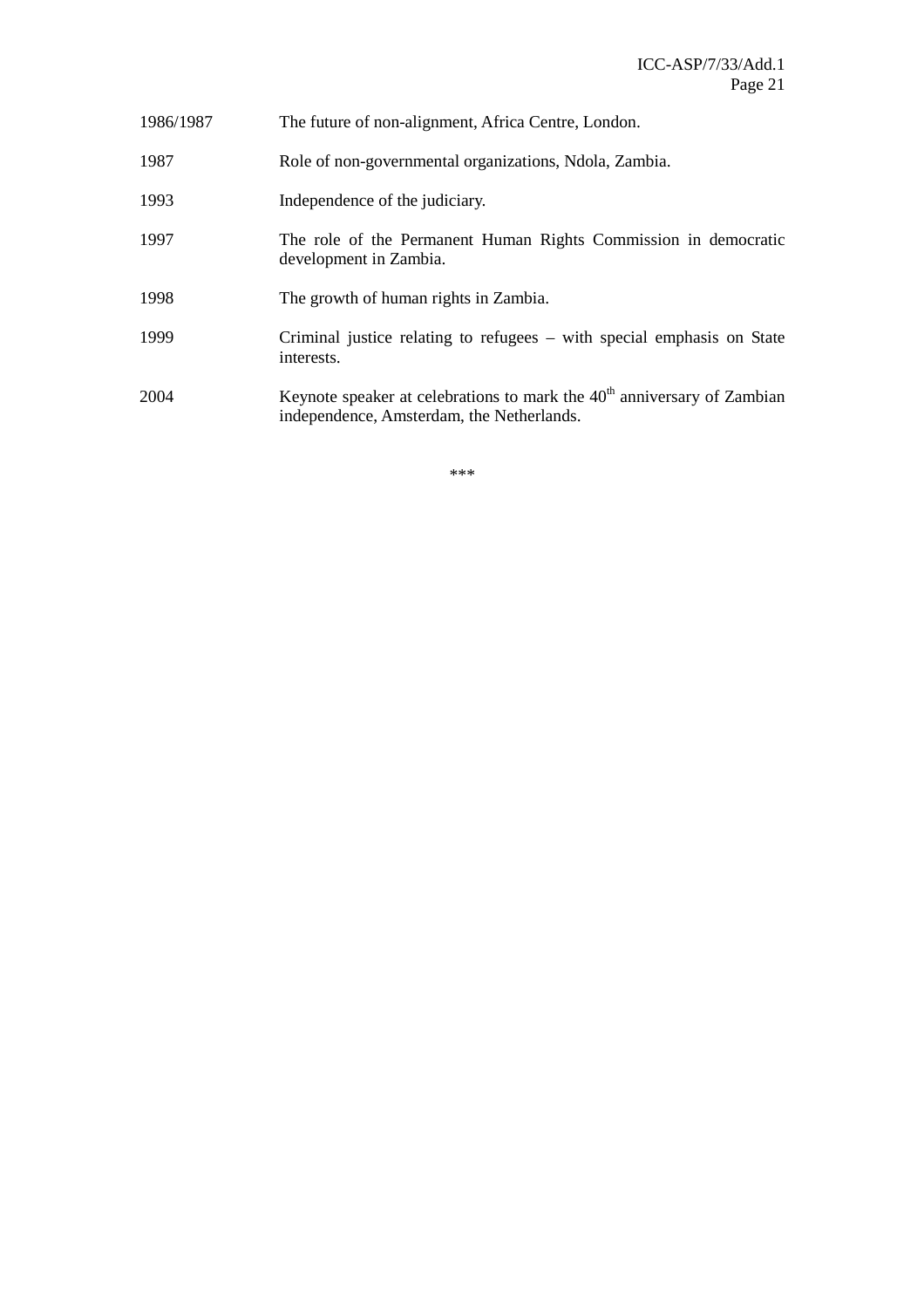| | |
|---|---|
| 1986/1987 | The future of non-alignment, Africa Centre, London. |
| 1987 | Role of non-governmental organizations, Ndola, Zambia. |
| 1993 | Independence of the judiciary. |
| 1997 | The role of the Permanent Human Rights Commission in democratic development in Zambia. |
| 1998 | The growth of human rights in Zambia. |
| 1999 | Criminal justice relating to refugees – with special emphasis on State interests. |
| 2004 | Keynote speaker at celebrations to mark the 40th anniversary of Zambian independence, Amsterdam, the Netherlands. |

***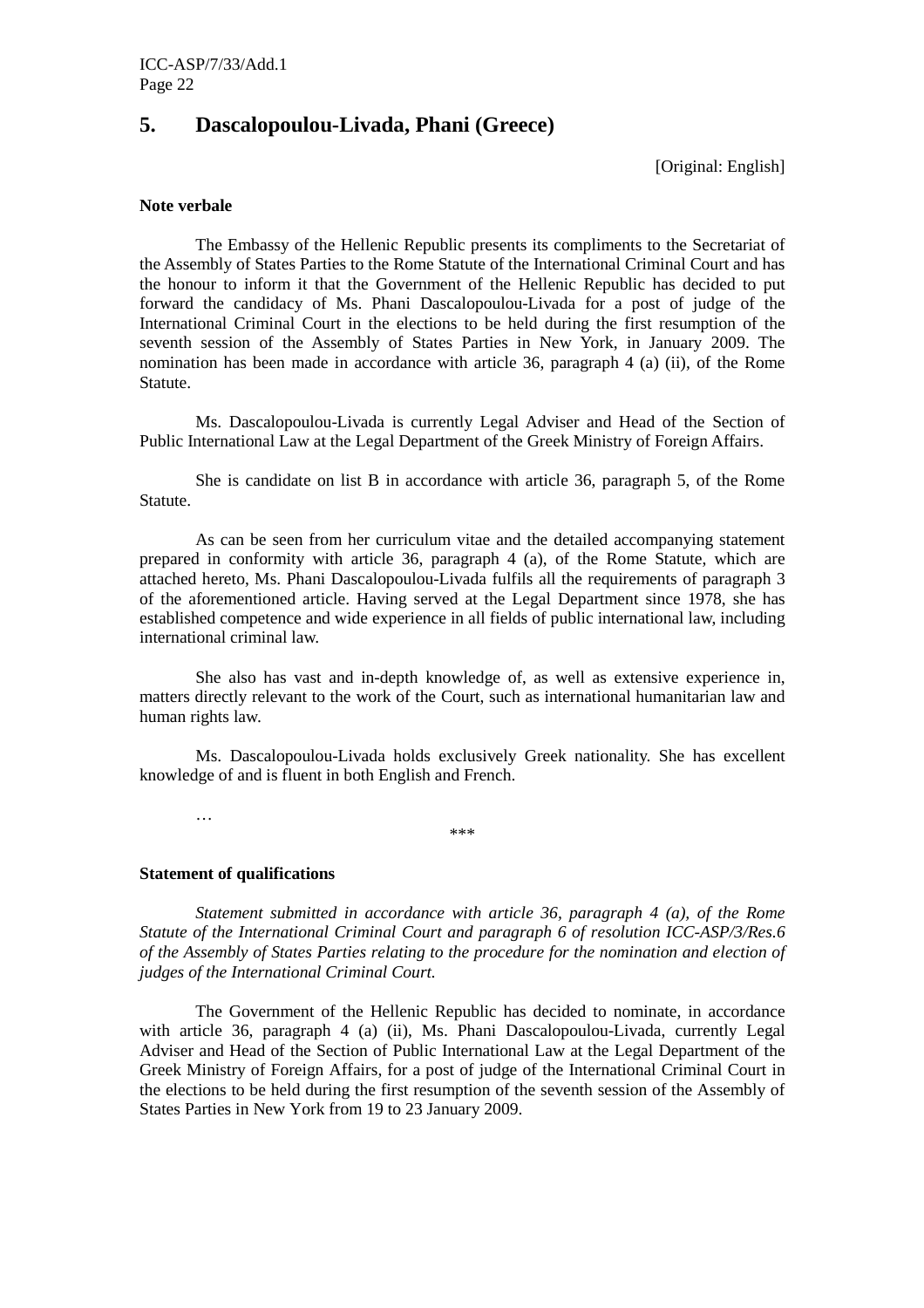## 5. Dascalopoulou-Livada, Phani (Greece)

[Original: English]

**Note verbale**

The Embassy of the Hellenic Republic presents its compliments to the Secretariat of the Assembly of States Parties to the Rome Statute of the International Criminal Court and has the honour to inform it that the Government of the Hellenic Republic has decided to put forward the candidacy of Ms. Phani Dascalopoulou-Livada for a post of judge of the International Criminal Court in the elections to be held during the first resumption of the seventh session of the Assembly of States Parties in New York, in January 2009. The nomination has been made in accordance with article 36, paragraph 4 (a) (ii), of the Rome Statute.

Ms. Dascalopoulou-Livada is currently Legal Adviser and Head of the Section of Public International Law at the Legal Department of the Greek Ministry of Foreign Affairs.

She is candidate on list B in accordance with article 36, paragraph 5, of the Rome Statute.

As can be seen from her curriculum vitae and the detailed accompanying statement prepared in conformity with article 36, paragraph 4 (a), of the Rome Statute, which are attached hereto, Ms. Phani Dascalopoulou-Livada fulfils all the requirements of paragraph 3 of the aforementioned article. Having served at the Legal Department since 1978, she has established competence and wide experience in all fields of public international law, including international criminal law.

She also has vast and in-depth knowledge of, as well as extensive experience in, matters directly relevant to the work of the Court, such as international humanitarian law and human rights law.

Ms. Dascalopoulou-Livada holds exclusively Greek nationality. She has excellent knowledge of and is fluent in both English and French.

…

\*\*\*

**Statement of qualifications**

*Statement submitted in accordance with article 36, paragraph 4 (a), of the Rome Statute of the International Criminal Court and paragraph 6 of resolution ICC-ASP/3/Res.6 of the Assembly of States Parties relating to the procedure for the nomination and election of judges of the International Criminal Court.*

The Government of the Hellenic Republic has decided to nominate, in accordance with article 36, paragraph 4 (a) (ii), Ms. Phani Dascalopoulou-Livada, currently Legal Adviser and Head of the Section of Public International Law at the Legal Department of the Greek Ministry of Foreign Affairs, for a post of judge of the International Criminal Court in the elections to be held during the first resumption of the seventh session of the Assembly of States Parties in New York from 19 to 23 January 2009.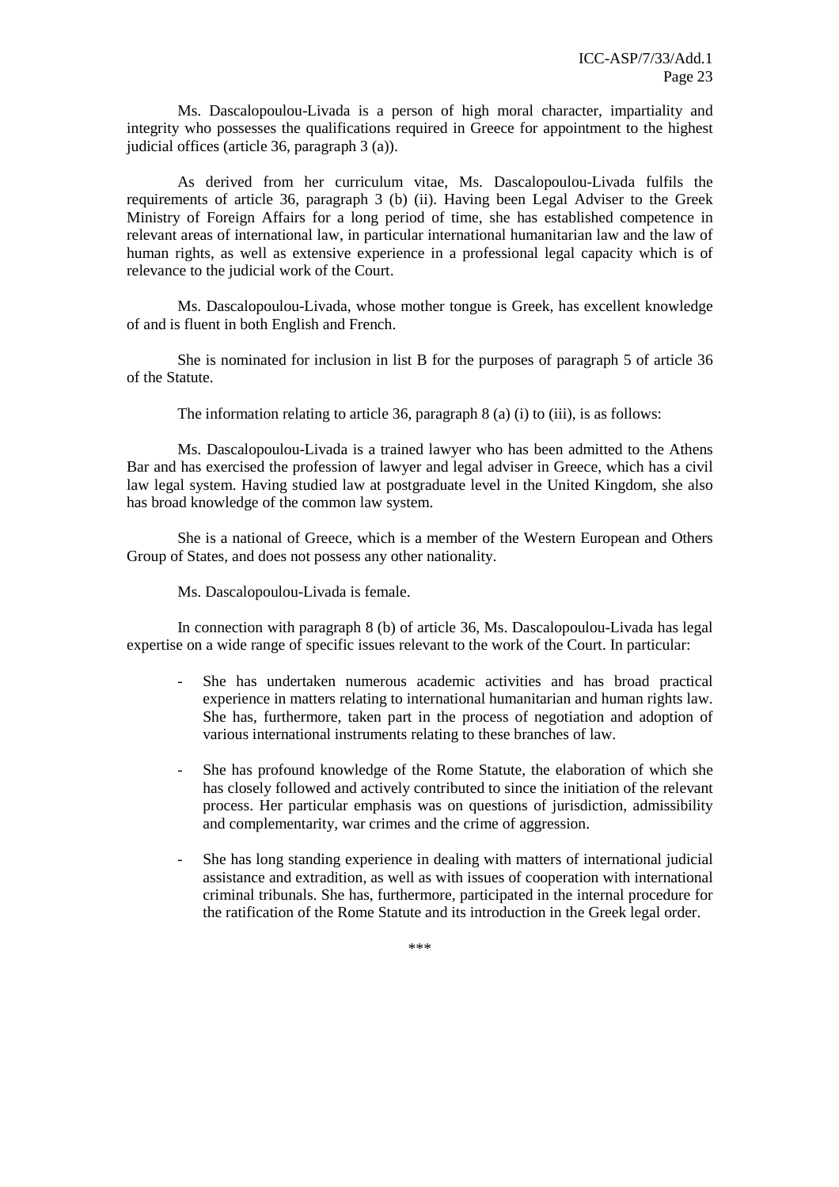Ms. Dascalopoulou-Livada is a person of high moral character, impartiality and integrity who possesses the qualifications required in Greece for appointment to the highest judicial offices (article 36, paragraph 3 (a)).

As derived from her curriculum vitae, Ms. Dascalopoulou-Livada fulfils the requirements of article 36, paragraph 3 (b) (ii). Having been Legal Adviser to the Greek Ministry of Foreign Affairs for a long period of time, she has established competence in relevant areas of international law, in particular international humanitarian law and the law of human rights, as well as extensive experience in a professional legal capacity which is of relevance to the judicial work of the Court.

Ms. Dascalopoulou-Livada, whose mother tongue is Greek, has excellent knowledge of and is fluent in both English and French.

She is nominated for inclusion in list B for the purposes of paragraph 5 of article 36 of the Statute.

The information relating to article 36, paragraph 8 (a) (i) to (iii), is as follows:

Ms. Dascalopoulou-Livada is a trained lawyer who has been admitted to the Athens Bar and has exercised the profession of lawyer and legal adviser in Greece, which has a civil law legal system. Having studied law at postgraduate level in the United Kingdom, she also has broad knowledge of the common law system.

She is a national of Greece, which is a member of the Western European and Others Group of States, and does not possess any other nationality.

Ms. Dascalopoulou-Livada is female.

In connection with paragraph 8 (b) of article 36, Ms. Dascalopoulou-Livada has legal expertise on a wide range of specific issues relevant to the work of the Court. In particular:

- She has undertaken numerous academic activities and has broad practical experience in matters relating to international humanitarian and human rights law. She has, furthermore, taken part in the process of negotiation and adoption of various international instruments relating to these branches of law.

- She has profound knowledge of the Rome Statute, the elaboration of which she has closely followed and actively contributed to since the initiation of the relevant process. Her particular emphasis was on questions of jurisdiction, admissibility and complementarity, war crimes and the crime of aggression.

- She has long standing experience in dealing with matters of international judicial assistance and extradition, as well as with issues of cooperation with international criminal tribunals. She has, furthermore, participated in the internal procedure for the ratification of the Rome Statute and its introduction in the Greek legal order.

\*\*\*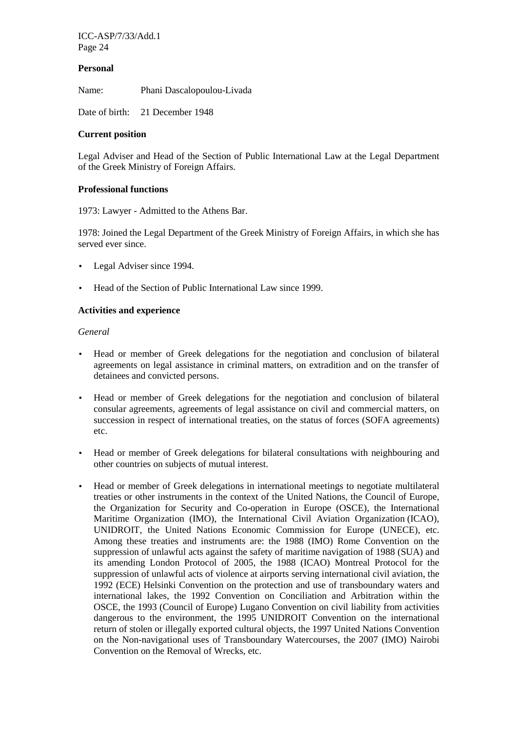**Personal**

Name: Phani Dascalopoulou-Livada

Date of birth: 21 December 1948

**Current position**

Legal Adviser and Head of the Section of Public International Law at the Legal Department of the Greek Ministry of Foreign Affairs.

**Professional functions**

1973: Lawyer - Admitted to the Athens Bar.

1978: Joined the Legal Department of the Greek Ministry of Foreign Affairs, in which she has served ever since.

- Legal Adviser since 1994.
- Head of the Section of Public International Law since 1999.

**Activities and experience**

*General*

- Head or member of Greek delegations for the negotiation and conclusion of bilateral agreements on legal assistance in criminal matters, on extradition and on the transfer of detainees and convicted persons.
- Head or member of Greek delegations for the negotiation and conclusion of bilateral consular agreements, agreements of legal assistance on civil and commercial matters, on succession in respect of international treaties, on the status of forces (SOFA agreements) etc.
- Head or member of Greek delegations for bilateral consultations with neighbouring and other countries on subjects of mutual interest.
- Head or member of Greek delegations in international meetings to negotiate multilateral treaties or other instruments in the context of the United Nations, the Council of Europe, the Organization for Security and Co-operation in Europe (OSCE), the International Maritime Organization (IMO), the International Civil Aviation Organization (ICAO), UNIDROIT, the United Nations Economic Commission for Europe (UNECE), etc. Among these treaties and instruments are: the 1988 (IMO) Rome Convention on the suppression of unlawful acts against the safety of maritime navigation of 1988 (SUA) and its amending London Protocol of 2005, the 1988 (ICAO) Montreal Protocol for the suppression of unlawful acts of violence at airports serving international civil aviation, the 1992 (ECE) Helsinki Convention on the protection and use of transboundary waters and international lakes, the 1992 Convention on Conciliation and Arbitration within the OSCE, the 1993 (Council of Europe) Lugano Convention on civil liability from activities dangerous to the environment, the 1995 UNIDROIT Convention on the international return of stolen or illegally exported cultural objects, the 1997 United Nations Convention on the Non-navigational uses of Transboundary Watercourses, the 2007 (IMO) Nairobi Convention on the Removal of Wrecks, etc.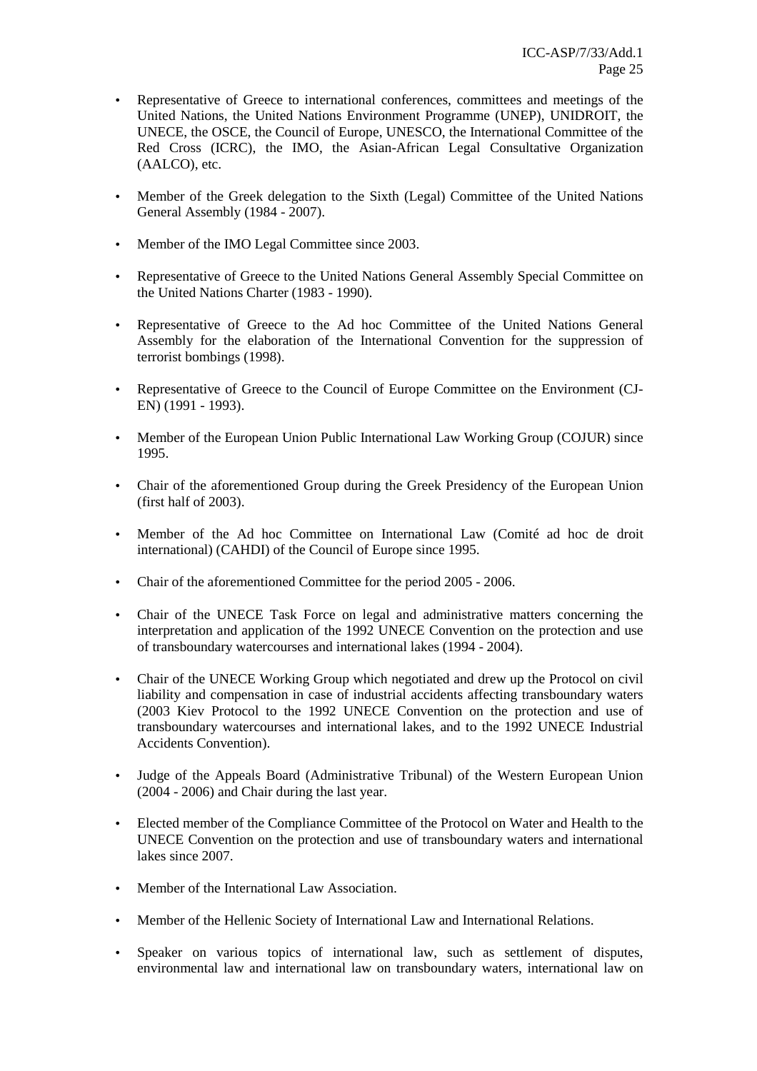- Representative of Greece to international conferences, committees and meetings of the United Nations, the United Nations Environment Programme (UNEP), UNIDROIT, the UNECE, the OSCE, the Council of Europe, UNESCO, the International Committee of the Red Cross (ICRC), the IMO, the Asian-African Legal Consultative Organization (AALCO), etc.

- Member of the Greek delegation to the Sixth (Legal) Committee of the United Nations General Assembly (1984 - 2007).

- Member of the IMO Legal Committee since 2003.

- Representative of Greece to the United Nations General Assembly Special Committee on the United Nations Charter (1983 - 1990).

- Representative of Greece to the Ad hoc Committee of the United Nations General Assembly for the elaboration of the International Convention for the suppression of terrorist bombings (1998).

- Representative of Greece to the Council of Europe Committee on the Environment (CJ-EN) (1991 - 1993).

- Member of the European Union Public International Law Working Group (COJUR) since 1995.

- Chair of the aforementioned Group during the Greek Presidency of the European Union (first half of 2003).

- Member of the Ad hoc Committee on International Law (Comité ad hoc de droit international) (CAHDI) of the Council of Europe since 1995.

- Chair of the aforementioned Committee for the period 2005 - 2006.

- Chair of the UNECE Task Force on legal and administrative matters concerning the interpretation and application of the 1992 UNECE Convention on the protection and use of transboundary watercourses and international lakes (1994 - 2004).

- Chair of the UNECE Working Group which negotiated and drew up the Protocol on civil liability and compensation in case of industrial accidents affecting transboundary waters (2003 Kiev Protocol to the 1992 UNECE Convention on the protection and use of transboundary watercourses and international lakes, and to the 1992 UNECE Industrial Accidents Convention).

- Judge of the Appeals Board (Administrative Tribunal) of the Western European Union (2004 - 2006) and Chair during the last year.

- Elected member of the Compliance Committee of the Protocol on Water and Health to the UNECE Convention on the protection and use of transboundary waters and international lakes since 2007.

- Member of the International Law Association.

- Member of the Hellenic Society of International Law and International Relations.

- Speaker on various topics of international law, such as settlement of disputes, environmental law and international law on transboundary waters, international law on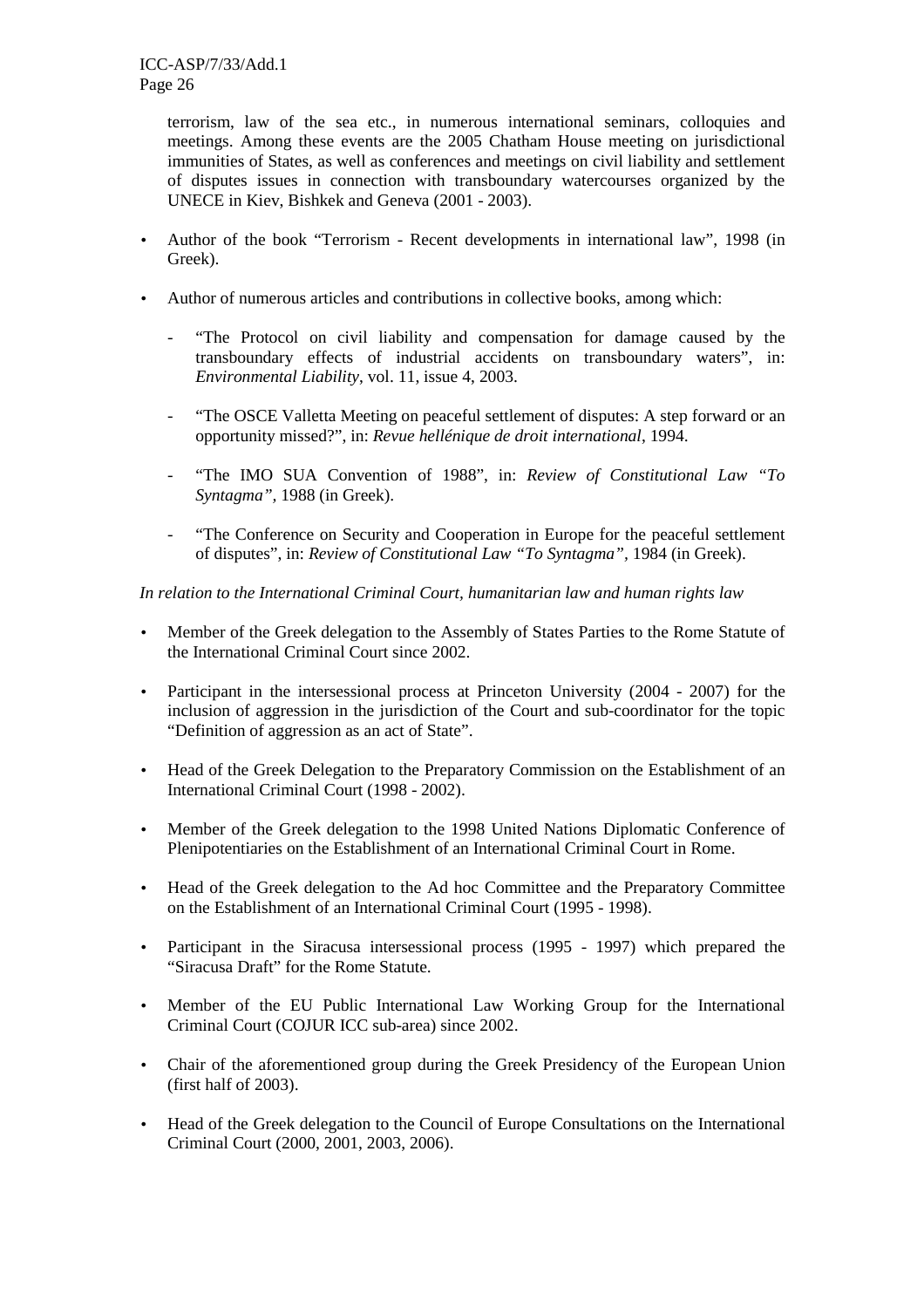terrorism, law of the sea etc., in numerous international seminars, colloquies and meetings. Among these events are the 2005 Chatham House meeting on jurisdictional immunities of States, as well as conferences and meetings on civil liability and settlement of disputes issues in connection with transboundary watercourses organized by the UNECE in Kiev, Bishkek and Geneva (2001 - 2003).

- Author of the book "Terrorism - Recent developments in international law", 1998 (in Greek).

- Author of numerous articles and contributions in collective books, among which:

  - "The Protocol on civil liability and compensation for damage caused by the transboundary effects of industrial accidents on transboundary waters", in: *Environmental Liability*, vol. 11, issue 4, 2003.

  - "The OSCE Valletta Meeting on peaceful settlement of disputes: A step forward or an opportunity missed?", in: *Revue hellénique de droit international*, 1994.

  - "The IMO SUA Convention of 1988", in: *Review of Constitutional Law "To Syntagma"*, 1988 (in Greek).

  - "The Conference on Security and Cooperation in Europe for the peaceful settlement of disputes", in: *Review of Constitutional Law "To Syntagma"*, 1984 (in Greek).

*In relation to the International Criminal Court, humanitarian law and human rights law*

- Member of the Greek delegation to the Assembly of States Parties to the Rome Statute of the International Criminal Court since 2002.

- Participant in the intersessional process at Princeton University (2004 - 2007) for the inclusion of aggression in the jurisdiction of the Court and sub-coordinator for the topic "Definition of aggression as an act of State".

- Head of the Greek Delegation to the Preparatory Commission on the Establishment of an International Criminal Court (1998 - 2002).

- Member of the Greek delegation to the 1998 United Nations Diplomatic Conference of Plenipotentiaries on the Establishment of an International Criminal Court in Rome.

- Head of the Greek delegation to the Ad hoc Committee and the Preparatory Committee on the Establishment of an International Criminal Court (1995 - 1998).

- Participant in the Siracusa intersessional process (1995 - 1997) which prepared the "Siracusa Draft" for the Rome Statute.

- Member of the EU Public International Law Working Group for the International Criminal Court (COJUR ICC sub-area) since 2002.

- Chair of the aforementioned group during the Greek Presidency of the European Union (first half of 2003).

- Head of the Greek delegation to the Council of Europe Consultations on the International Criminal Court (2000, 2001, 2003, 2006).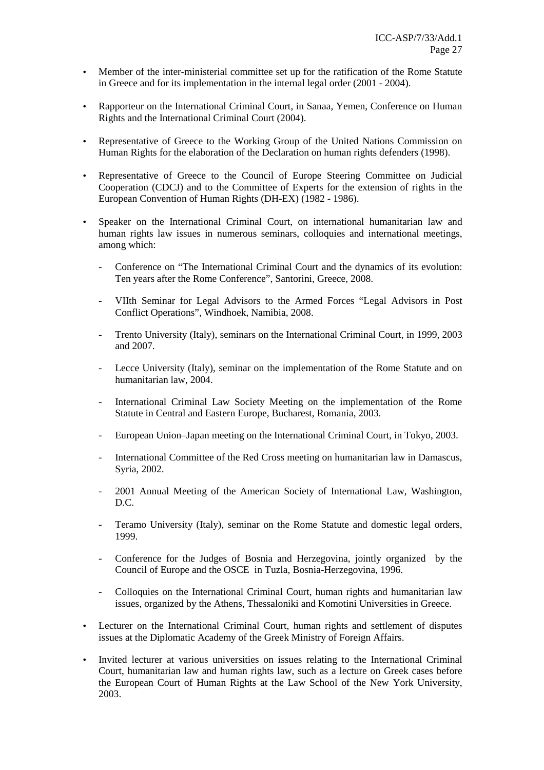- Member of the inter-ministerial committee set up for the ratification of the Rome Statute in Greece and for its implementation in the internal legal order (2001 - 2004).

- Rapporteur on the International Criminal Court, in Sanaa, Yemen, Conference on Human Rights and the International Criminal Court (2004).

- Representative of Greece to the Working Group of the United Nations Commission on Human Rights for the elaboration of the Declaration on human rights defenders (1998).

- Representative of Greece to the Council of Europe Steering Committee on Judicial Cooperation (CDCJ) and to the Committee of Experts for the extension of rights in the European Convention of Human Rights (DH-EX) (1982 - 1986).

- Speaker on the International Criminal Court, on international humanitarian law and human rights law issues in numerous seminars, colloquies and international meetings, among which:

  - Conference on "The International Criminal Court and the dynamics of its evolution: Ten years after the Rome Conference", Santorini, Greece, 2008.

  - VIIth Seminar for Legal Advisors to the Armed Forces "Legal Advisors in Post Conflict Operations", Windhoek, Namibia, 2008.

  - Trento University (Italy), seminars on the International Criminal Court, in 1999, 2003 and 2007.

  - Lecce University (Italy), seminar on the implementation of the Rome Statute and on humanitarian law, 2004.

  - International Criminal Law Society Meeting on the implementation of the Rome Statute in Central and Eastern Europe, Bucharest, Romania, 2003.

  - European Union–Japan meeting on the International Criminal Court, in Tokyo, 2003.

  - International Committee of the Red Cross meeting on humanitarian law in Damascus, Syria, 2002.

  - 2001 Annual Meeting of the American Society of International Law, Washington, D.C.

  - Teramo University (Italy), seminar on the Rome Statute and domestic legal orders, 1999.

  - Conference for the Judges of Bosnia and Herzegovina, jointly organized by the Council of Europe and the OSCE in Tuzla, Bosnia-Herzegovina, 1996.

  - Colloquies on the International Criminal Court, human rights and humanitarian law issues, organized by the Athens, Thessaloniki and Komotini Universities in Greece.

- Lecturer on the International Criminal Court, human rights and settlement of disputes issues at the Diplomatic Academy of the Greek Ministry of Foreign Affairs.

- Invited lecturer at various universities on issues relating to the International Criminal Court, humanitarian law and human rights law, such as a lecture on Greek cases before the European Court of Human Rights at the Law School of the New York University, 2003.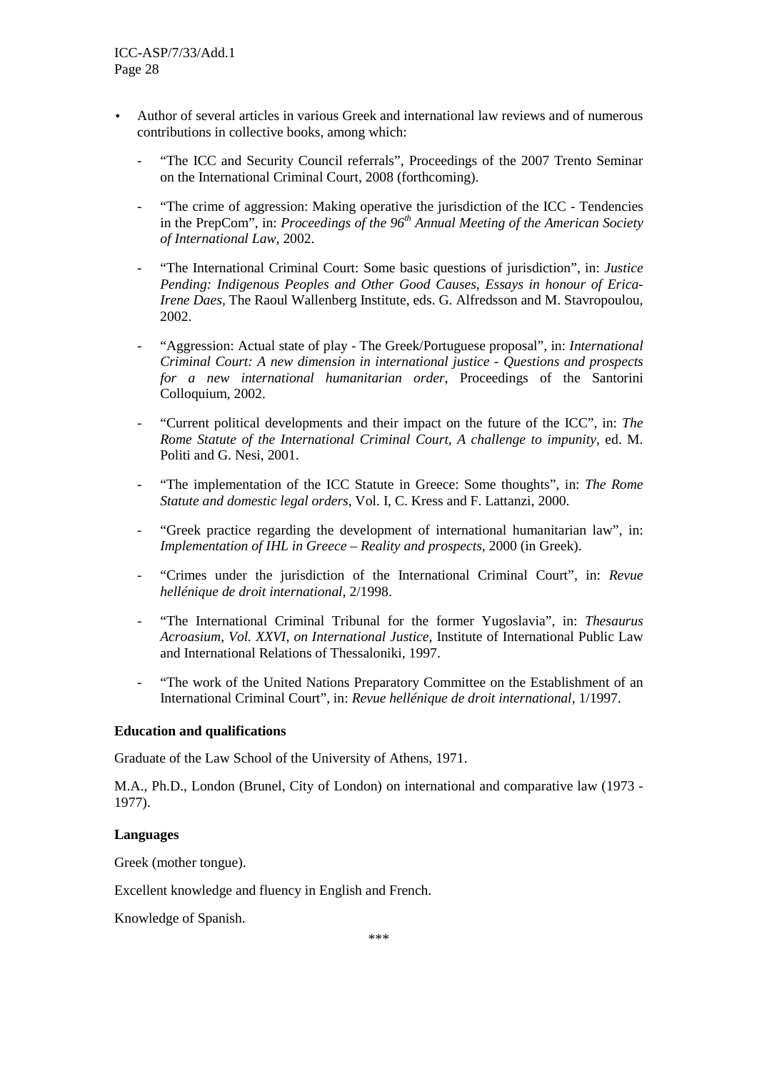- Author of several articles in various Greek and international law reviews and of numerous contributions in collective books, among which:

  - "The ICC and Security Council referrals", Proceedings of the 2007 Trento Seminar on the International Criminal Court, 2008 (forthcoming).

  - "The crime of aggression: Making operative the jurisdiction of the ICC - Tendencies in the PrepCom", in: *Proceedings of the 96th Annual Meeting of the American Society of International Law*, 2002.

  - "The International Criminal Court: Some basic questions of jurisdiction", in: *Justice Pending: Indigenous Peoples and Other Good Causes, Essays in honour of Erica-Irene Daes*, The Raoul Wallenberg Institute, eds. G. Alfredsson and M. Stavropoulou, 2002.

  - "Aggression: Actual state of play - The Greek/Portuguese proposal", in: *International Criminal Court: A new dimension in international justice - Questions and prospects for a new international humanitarian order*, Proceedings of the Santorini Colloquium, 2002.

  - "Current political developments and their impact on the future of the ICC", in: *The Rome Statute of the International Criminal Court, A challenge to impunity*, ed. M. Politi and G. Nesi, 2001.

  - "The implementation of the ICC Statute in Greece: Some thoughts", in: *The Rome Statute and domestic legal orders*, Vol. I, C. Kress and F. Lattanzi, 2000.

  - "Greek practice regarding the development of international humanitarian law", in: *Implementation of IHL in Greece – Reality and prospects*, 2000 (in Greek).

  - "Crimes under the jurisdiction of the International Criminal Court", in: *Revue hellénique de droit international*, 2/1998.

  - "The International Criminal Tribunal for the former Yugoslavia", in: *Thesaurus Acroasium, Vol. XXVI, on International Justice*, Institute of International Public Law and International Relations of Thessaloniki, 1997.

  - "The work of the United Nations Preparatory Committee on the Establishment of an International Criminal Court", in: *Revue hellénique de droit international*, 1/1997.

**Education and qualifications**

Graduate of the Law School of the University of Athens, 1971.

M.A., Ph.D., London (Brunel, City of London) on international and comparative law (1973 - 1977).

**Languages**

Greek (mother tongue).

Excellent knowledge and fluency in English and French.

Knowledge of Spanish.

***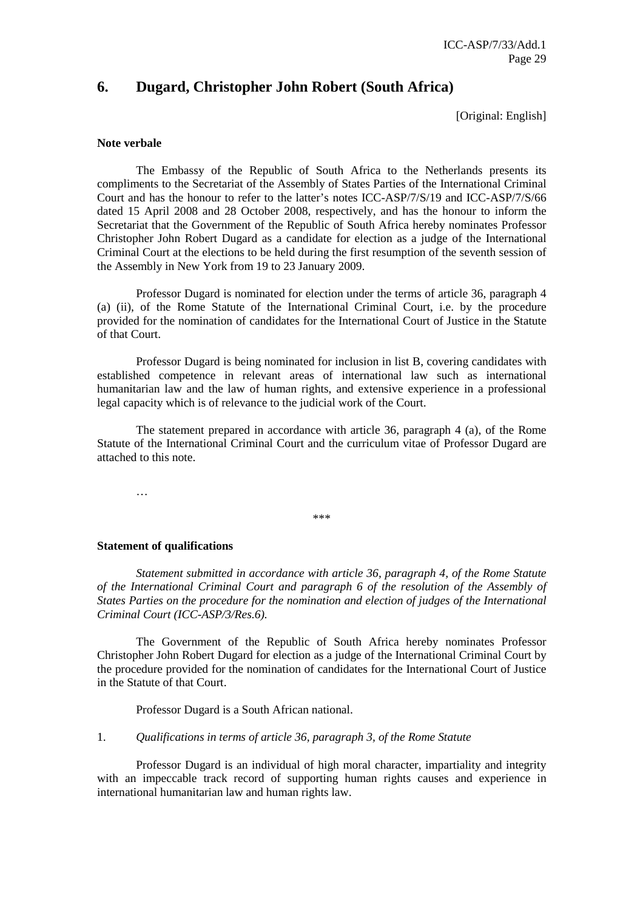## 6. Dugard, Christopher John Robert (South Africa)

[Original: English]

**Note verbale**

The Embassy of the Republic of South Africa to the Netherlands presents its compliments to the Secretariat of the Assembly of States Parties of the International Criminal Court and has the honour to refer to the latter's notes ICC-ASP/7/S/19 and ICC-ASP/7/S/66 dated 15 April 2008 and 28 October 2008, respectively, and has the honour to inform the Secretariat that the Government of the Republic of South Africa hereby nominates Professor Christopher John Robert Dugard as a candidate for election as a judge of the International Criminal Court at the elections to be held during the first resumption of the seventh session of the Assembly in New York from 19 to 23 January 2009.

Professor Dugard is nominated for election under the terms of article 36, paragraph 4 (a) (ii), of the Rome Statute of the International Criminal Court, i.e. by the procedure provided for the nomination of candidates for the International Court of Justice in the Statute of that Court.

Professor Dugard is being nominated for inclusion in list B, covering candidates with established competence in relevant areas of international law such as international humanitarian law and the law of human rights, and extensive experience in a professional legal capacity which is of relevance to the judicial work of the Court.

The statement prepared in accordance with article 36, paragraph 4 (a), of the Rome Statute of the International Criminal Court and the curriculum vitae of Professor Dugard are attached to this note.

…

\*\*\*

**Statement of qualifications**

*Statement submitted in accordance with article 36, paragraph 4, of the Rome Statute of the International Criminal Court and paragraph 6 of the resolution of the Assembly of States Parties on the procedure for the nomination and election of judges of the International Criminal Court (ICC-ASP/3/Res.6).*

The Government of the Republic of South Africa hereby nominates Professor Christopher John Robert Dugard for election as a judge of the International Criminal Court by the procedure provided for the nomination of candidates for the International Court of Justice in the Statute of that Court.

Professor Dugard is a South African national.

1. *Qualifications in terms of article 36, paragraph 3, of the Rome Statute*

Professor Dugard is an individual of high moral character, impartiality and integrity with an impeccable track record of supporting human rights causes and experience in international humanitarian law and human rights law.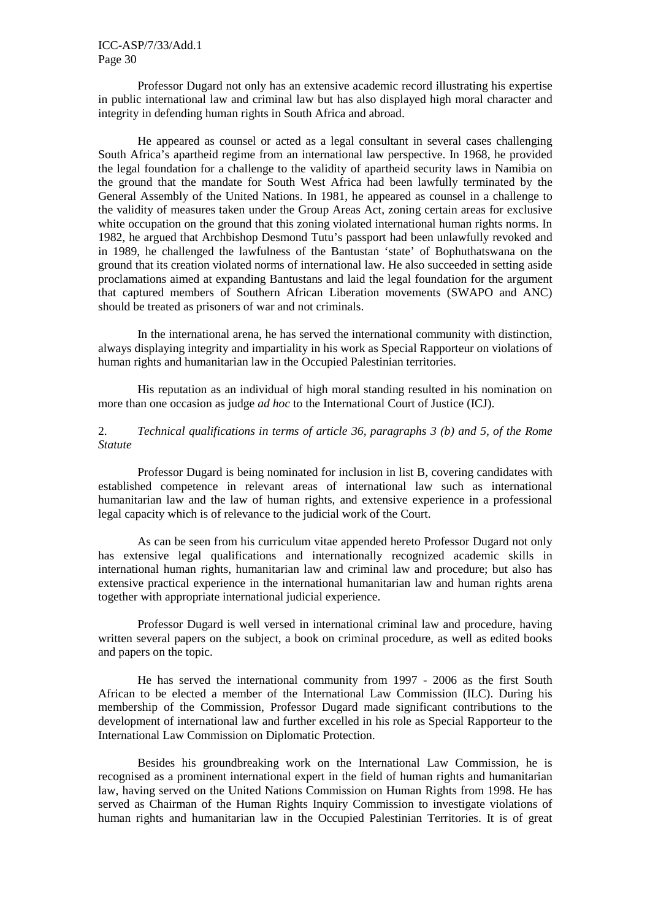Professor Dugard not only has an extensive academic record illustrating his expertise in public international law and criminal law but has also displayed high moral character and integrity in defending human rights in South Africa and abroad.

He appeared as counsel or acted as a legal consultant in several cases challenging South Africa's apartheid regime from an international law perspective. In 1968, he provided the legal foundation for a challenge to the validity of apartheid security laws in Namibia on the ground that the mandate for South West Africa had been lawfully terminated by the General Assembly of the United Nations. In 1981, he appeared as counsel in a challenge to the validity of measures taken under the Group Areas Act, zoning certain areas for exclusive white occupation on the ground that this zoning violated international human rights norms. In 1982, he argued that Archbishop Desmond Tutu's passport had been unlawfully revoked and in 1989, he challenged the lawfulness of the Bantustan 'state' of Bophuthatswana on the ground that its creation violated norms of international law. He also succeeded in setting aside proclamations aimed at expanding Bantustans and laid the legal foundation for the argument that captured members of Southern African Liberation movements (SWAPO and ANC) should be treated as prisoners of war and not criminals.

In the international arena, he has served the international community with distinction, always displaying integrity and impartiality in his work as Special Rapporteur on violations of human rights and humanitarian law in the Occupied Palestinian territories.

His reputation as an individual of high moral standing resulted in his nomination on more than one occasion as judge *ad hoc* to the International Court of Justice (ICJ).

2. *Technical qualifications in terms of article 36, paragraphs 3 (b) and 5, of the Rome Statute*

Professor Dugard is being nominated for inclusion in list B, covering candidates with established competence in relevant areas of international law such as international humanitarian law and the law of human rights, and extensive experience in a professional legal capacity which is of relevance to the judicial work of the Court.

As can be seen from his curriculum vitae appended hereto Professor Dugard not only has extensive legal qualifications and internationally recognized academic skills in international human rights, humanitarian law and criminal law and procedure; but also has extensive practical experience in the international humanitarian law and human rights arena together with appropriate international judicial experience.

Professor Dugard is well versed in international criminal law and procedure, having written several papers on the subject, a book on criminal procedure, as well as edited books and papers on the topic.

He has served the international community from 1997 - 2006 as the first South African to be elected a member of the International Law Commission (ILC). During his membership of the Commission, Professor Dugard made significant contributions to the development of international law and further excelled in his role as Special Rapporteur to the International Law Commission on Diplomatic Protection.

Besides his groundbreaking work on the International Law Commission, he is recognised as a prominent international expert in the field of human rights and humanitarian law, having served on the United Nations Commission on Human Rights from 1998. He has served as Chairman of the Human Rights Inquiry Commission to investigate violations of human rights and humanitarian law in the Occupied Palestinian Territories. It is of great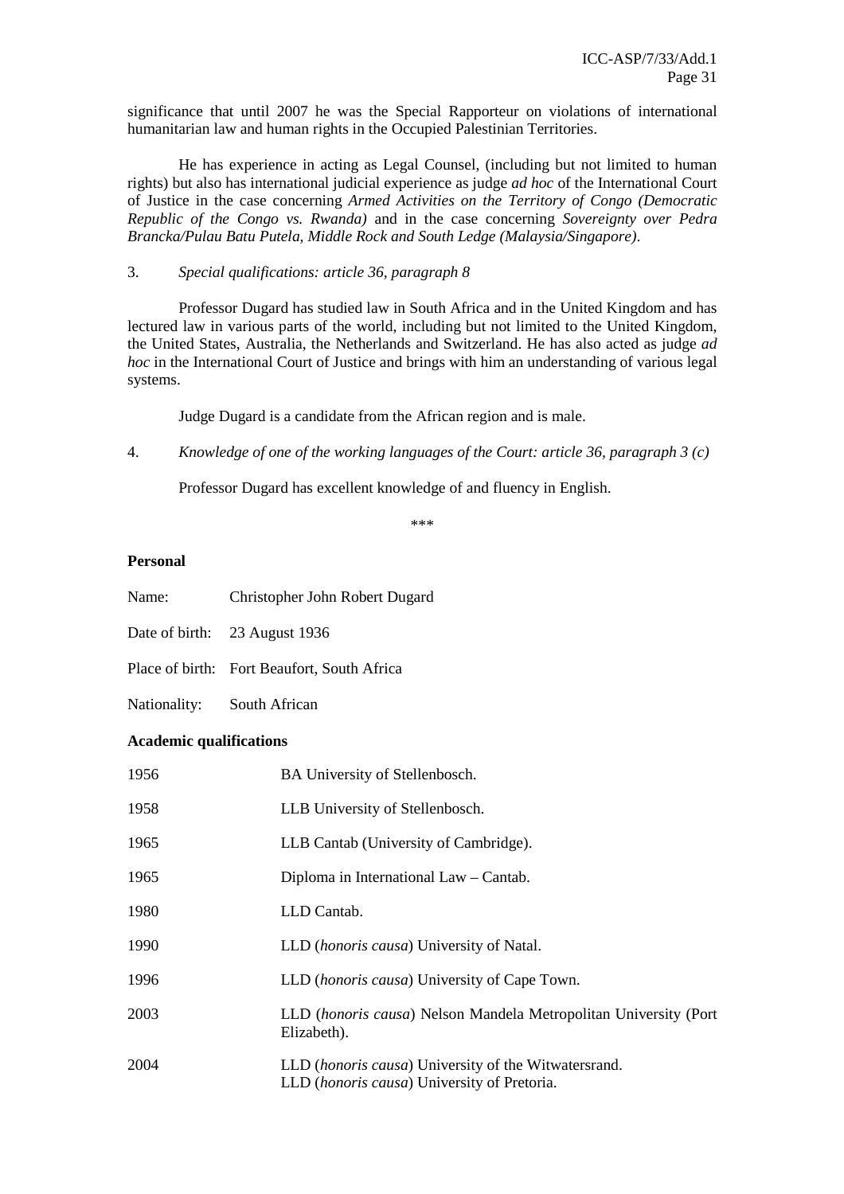significance that until 2007 he was the Special Rapporteur on violations of international humanitarian law and human rights in the Occupied Palestinian Territories.

He has experience in acting as Legal Counsel, (including but not limited to human rights) but also has international judicial experience as judge *ad hoc* of the International Court of Justice in the case concerning *Armed Activities on the Territory of Congo (Democratic Republic of the Congo vs. Rwanda)* and in the case concerning *Sovereignty over Pedra Brancka/Pulau Batu Putela, Middle Rock and South Ledge (Malaysia/Singapore)*.

3. *Special qualifications: article 36, paragraph 8*

Professor Dugard has studied law in South Africa and in the United Kingdom and has lectured law in various parts of the world, including but not limited to the United Kingdom, the United States, Australia, the Netherlands and Switzerland. He has also acted as judge *ad hoc* in the International Court of Justice and brings with him an understanding of various legal systems.

Judge Dugard is a candidate from the African region and is male.

4. *Knowledge of one of the working languages of the Court: article 36, paragraph 3 (c)*

Professor Dugard has excellent knowledge of and fluency in English.

\*\*\*

**Personal**

Name: Christopher John Robert Dugard

Date of birth: 23 August 1936

Place of birth: Fort Beaufort, South Africa

Nationality: South African

**Academic qualifications**

| | |
|---|---|
| 1956 | BA University of Stellenbosch. |
| 1958 | LLB University of Stellenbosch. |
| 1965 | LLB Cantab (University of Cambridge). |
| 1965 | Diploma in International Law – Cantab. |
| 1980 | LLD Cantab. |
| 1990 | LLD (*honoris causa*) University of Natal. |
| 1996 | LLD (*honoris causa*) University of Cape Town. |
| 2003 | LLD (*honoris causa*) Nelson Mandela Metropolitan University (Port Elizabeth). |
| 2004 | LLD (*honoris causa*) University of the Witwatersrand.<br>LLD (*honoris causa*) University of Pretoria. |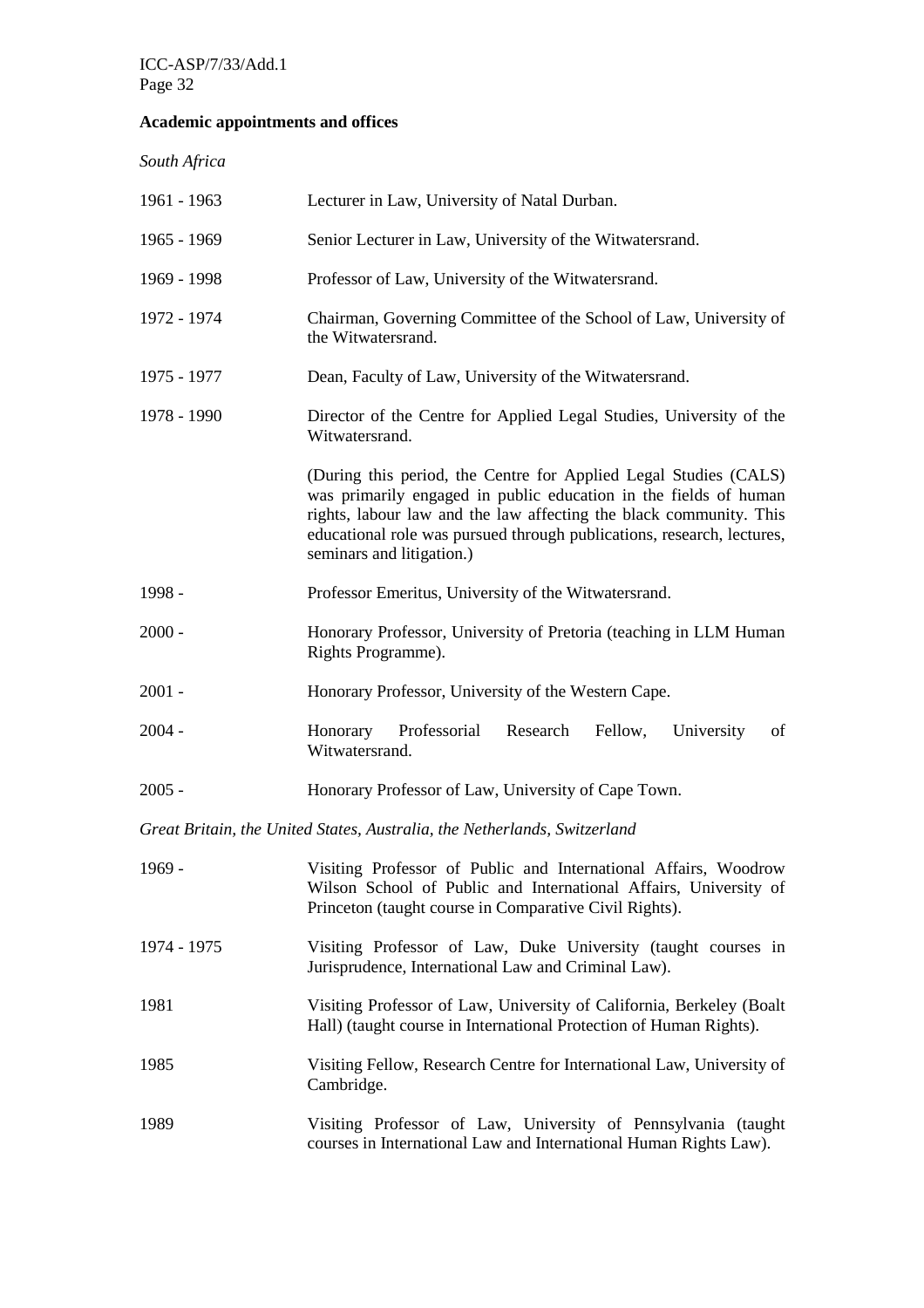**Academic appointments and offices**

*South Africa*

| | |
|---|---|
| 1961 - 1963 | Lecturer in Law, University of Natal Durban. |
| 1965 - 1969 | Senior Lecturer in Law, University of the Witwatersrand. |
| 1969 - 1998 | Professor of Law, University of the Witwatersrand. |
| 1972 - 1974 | Chairman, Governing Committee of the School of Law, University of the Witwatersrand. |
| 1975 - 1977 | Dean, Faculty of Law, University of the Witwatersrand. |
| 1978 - 1990 | Director of the Centre for Applied Legal Studies, University of the Witwatersrand. |
| | (During this period, the Centre for Applied Legal Studies (CALS) was primarily engaged in public education in the fields of human rights, labour law and the law affecting the black community. This educational role was pursued through publications, research, lectures, seminars and litigation.) |
| 1998 - | Professor Emeritus, University of the Witwatersrand. |
| 2000 - | Honorary Professor, University of Pretoria (teaching in LLM Human Rights Programme). |
| 2001 - | Honorary Professor, University of the Western Cape. |
| 2004 - | Honorary Professorial Research Fellow, University of Witwatersrand. |
| 2005 - | Honorary Professor of Law, University of Cape Town. |

*Great Britain, the United States, Australia, the Netherlands, Switzerland*

| | |
|---|---|
| 1969 - | Visiting Professor of Public and International Affairs, Woodrow Wilson School of Public and International Affairs, University of Princeton (taught course in Comparative Civil Rights). |
| 1974 - 1975 | Visiting Professor of Law, Duke University (taught courses in Jurisprudence, International Law and Criminal Law). |
| 1981 | Visiting Professor of Law, University of California, Berkeley (Boalt Hall) (taught course in International Protection of Human Rights). |
| 1985 | Visiting Fellow, Research Centre for International Law, University of Cambridge. |
| 1989 | Visiting Professor of Law, University of Pennsylvania (taught courses in International Law and International Human Rights Law). |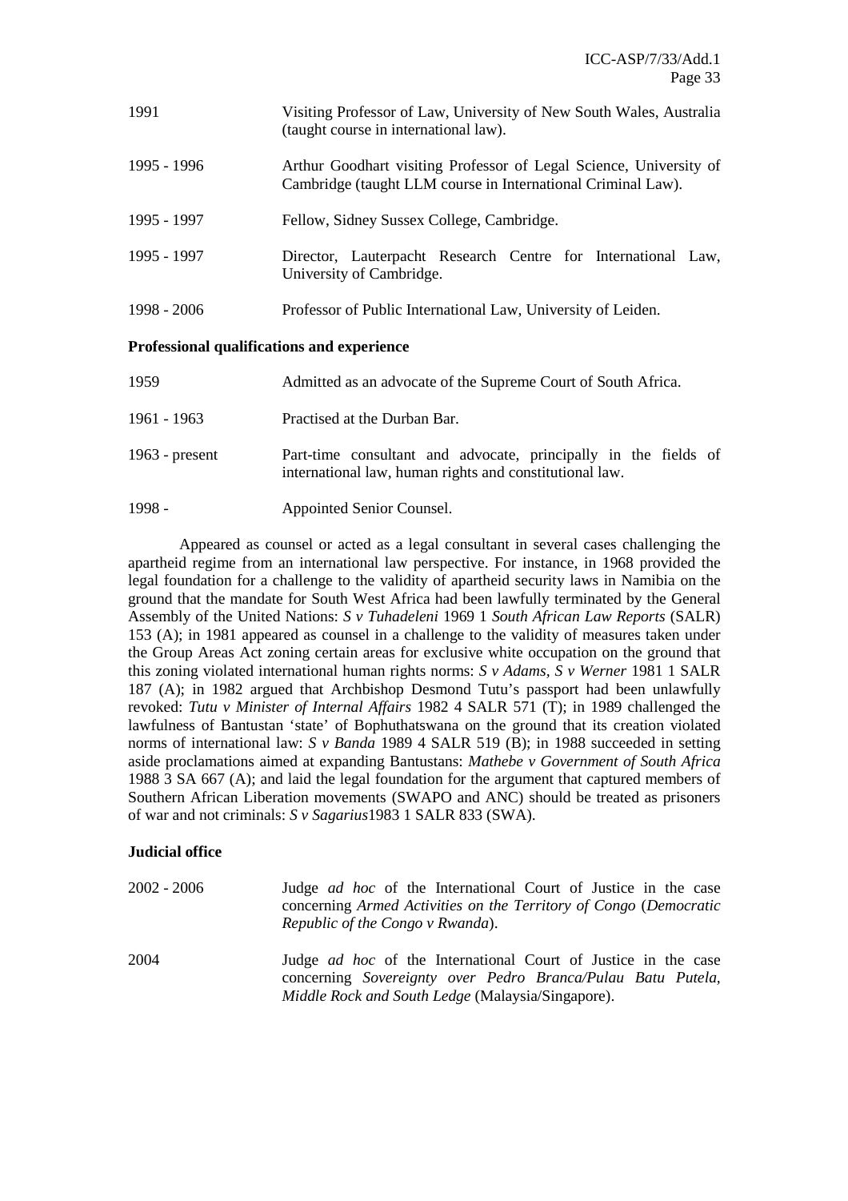| | |
|---|---|
| 1991 | Visiting Professor of Law, University of New South Wales, Australia (taught course in international law). |
| 1995 - 1996 | Arthur Goodhart visiting Professor of Legal Science, University of Cambridge (taught LLM course in International Criminal Law). |
| 1995 - 1997 | Fellow, Sidney Sussex College, Cambridge. |
| 1995 - 1997 | Director, Lauterpacht Research Centre for International Law, University of Cambridge. |
| 1998 - 2006 | Professor of Public International Law, University of Leiden. |

**Professional qualifications and experience**

| | |
|---|---|
| 1959 | Admitted as an advocate of the Supreme Court of South Africa. |
| 1961 - 1963 | Practised at the Durban Bar. |
| 1963 - present | Part-time consultant and advocate, principally in the fields of international law, human rights and constitutional law. |
| 1998 - | Appointed Senior Counsel. |

Appeared as counsel or acted as a legal consultant in several cases challenging the apartheid regime from an international law perspective. For instance, in 1968 provided the legal foundation for a challenge to the validity of apartheid security laws in Namibia on the ground that the mandate for South West Africa had been lawfully terminated by the General Assembly of the United Nations: *S v Tuhadeleni* 1969 1 *South African Law Reports* (SALR) 153 (A); in 1981 appeared as counsel in a challenge to the validity of measures taken under the Group Areas Act zoning certain areas for exclusive white occupation on the ground that this zoning violated international human rights norms: *S v Adams, S v Werner* 1981 1 SALR 187 (A); in 1982 argued that Archbishop Desmond Tutu's passport had been unlawfully revoked: *Tutu v Minister of Internal Affairs* 1982 4 SALR 571 (T); in 1989 challenged the lawfulness of Bantustan 'state' of Bophuthatswana on the ground that its creation violated norms of international law: *S v Banda* 1989 4 SALR 519 (B); in 1988 succeeded in setting aside proclamations aimed at expanding Bantustans: *Mathebe v Government of South Africa* 1988 3 SA 667 (A); and laid the legal foundation for the argument that captured members of Southern African Liberation movements (SWAPO and ANC) should be treated as prisoners of war and not criminals: *S v Sagarius*1983 1 SALR 833 (SWA).

**Judicial office**

| | |
|---|---|
| 2002 - 2006 | Judge *ad hoc* of the International Court of Justice in the case concerning *Armed Activities on the Territory of Congo* (*Democratic Republic of the Congo v Rwanda*). |
| 2004 | Judge *ad hoc* of the International Court of Justice in the case concerning *Sovereignty over Pedro Branca/Pulau Batu Putela, Middle Rock and South Ledge* (Malaysia/Singapore). |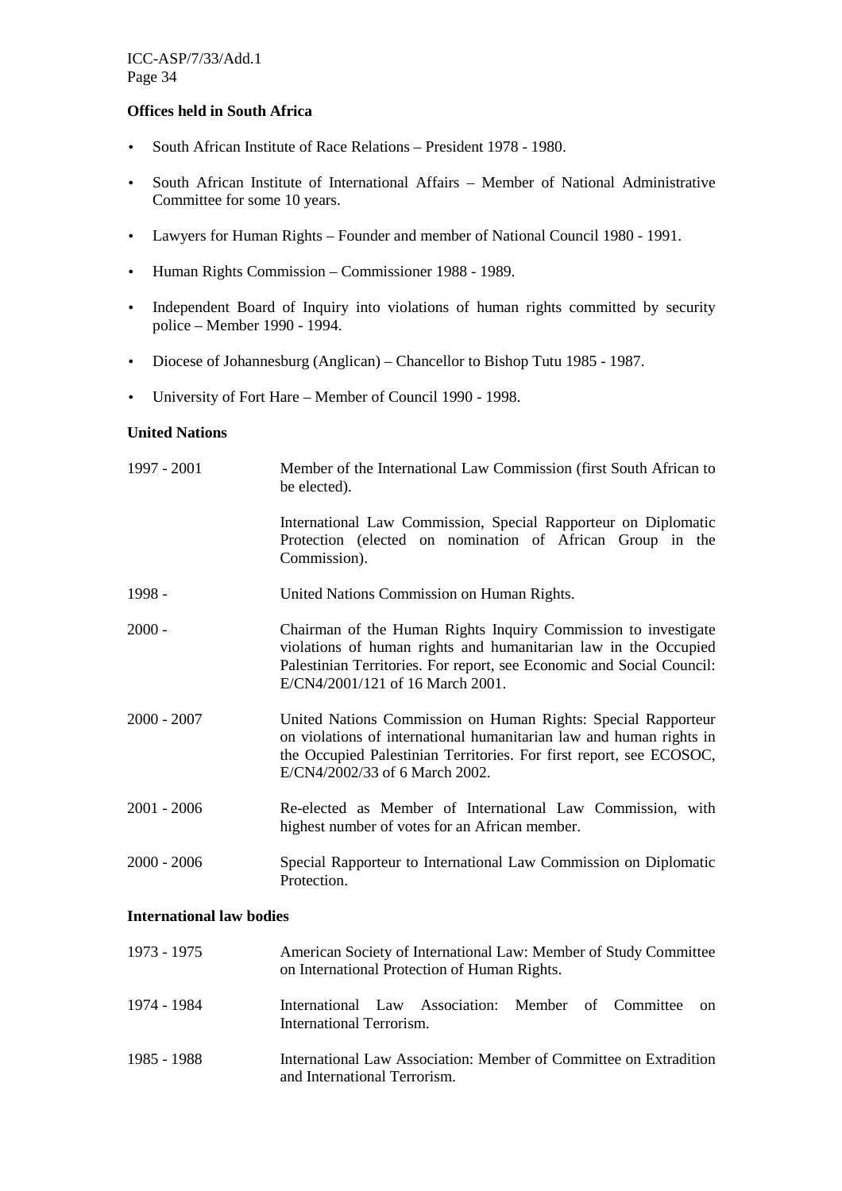**Offices held in South Africa**

- South African Institute of Race Relations – President 1978 - 1980.
- South African Institute of International Affairs – Member of National Administrative Committee for some 10 years.
- Lawyers for Human Rights – Founder and member of National Council 1980 - 1991.
- Human Rights Commission – Commissioner 1988 - 1989.
- Independent Board of Inquiry into violations of human rights committed by security police – Member 1990 - 1994.
- Diocese of Johannesburg (Anglican) – Chancellor to Bishop Tutu 1985 - 1987.
- University of Fort Hare – Member of Council 1990 - 1998.

**United Nations**

| | |
|---|---|
| 1997 - 2001 | Member of the International Law Commission (first South African to be elected). |
| | International Law Commission, Special Rapporteur on Diplomatic Protection (elected on nomination of African Group in the Commission). |
| 1998 - | United Nations Commission on Human Rights. |
| 2000 - | Chairman of the Human Rights Inquiry Commission to investigate violations of human rights and humanitarian law in the Occupied Palestinian Territories. For report, see Economic and Social Council: E/CN4/2001/121 of 16 March 2001. |
| 2000 - 2007 | United Nations Commission on Human Rights: Special Rapporteur on violations of international humanitarian law and human rights in the Occupied Palestinian Territories. For first report, see ECOSOC, E/CN4/2002/33 of 6 March 2002. |
| 2001 - 2006 | Re-elected as Member of International Law Commission, with highest number of votes for an African member. |
| 2000 - 2006 | Special Rapporteur to International Law Commission on Diplomatic Protection. |

**International law bodies**

| | |
|---|---|
| 1973 - 1975 | American Society of International Law: Member of Study Committee on International Protection of Human Rights. |
| 1974 - 1984 | International Law Association: Member of Committee on International Terrorism. |
| 1985 - 1988 | International Law Association: Member of Committee on Extradition and International Terrorism. |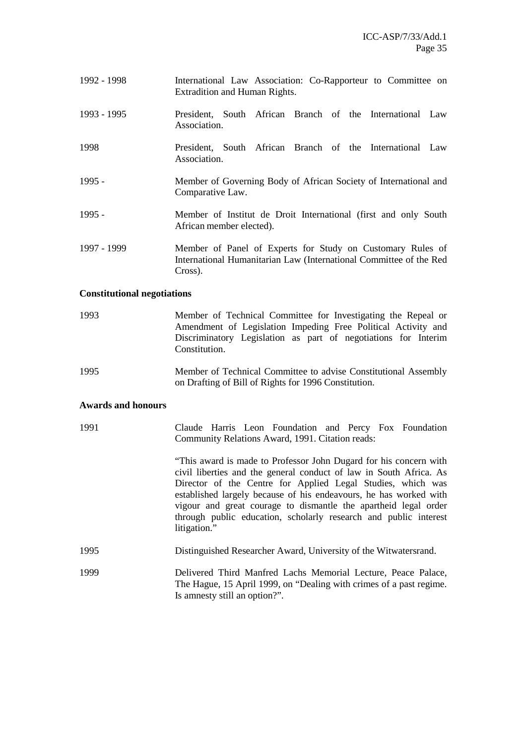| | |
|---|---|
| 1992 - 1998 | International Law Association: Co-Rapporteur to Committee on Extradition and Human Rights. |
| 1993 - 1995 | President, South African Branch of the International Law Association. |
| 1998 | President, South African Branch of the International Law Association. |
| 1995 - | Member of Governing Body of African Society of International and Comparative Law. |
| 1995 - | Member of Institut de Droit International (first and only South African member elected). |
| 1997 - 1999 | Member of Panel of Experts for Study on Customary Rules of International Humanitarian Law (International Committee of the Red Cross). |

**Constitutional negotiations**

| | |
|---|---|
| 1993 | Member of Technical Committee for Investigating the Repeal or Amendment of Legislation Impeding Free Political Activity and Discriminatory Legislation as part of negotiations for Interim Constitution. |
| 1995 | Member of Technical Committee to advise Constitutional Assembly on Drafting of Bill of Rights for 1996 Constitution. |

**Awards and honours**

| | |
|---|---|
| 1991 | Claude Harris Leon Foundation and Percy Fox Foundation Community Relations Award, 1991. Citation reads: "This award is made to Professor John Dugard for his concern with civil liberties and the general conduct of law in South Africa. As Director of the Centre for Applied Legal Studies, which was established largely because of his endeavours, he has worked with vigour and great courage to dismantle the apartheid legal order through public education, scholarly research and public interest litigation." |
| 1995 | Distinguished Researcher Award, University of the Witwatersrand. |
| 1999 | Delivered Third Manfred Lachs Memorial Lecture, Peace Palace, The Hague, 15 April 1999, on "Dealing with crimes of a past regime. Is amnesty still an option?". |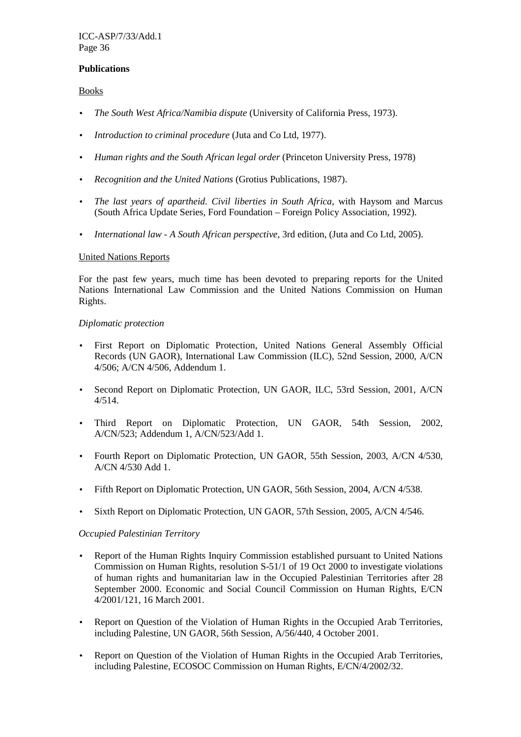**Publications**

Books

- *The South West Africa/Namibia dispute* (University of California Press, 1973).
- *Introduction to criminal procedure* (Juta and Co Ltd, 1977).
- *Human rights and the South African legal order* (Princeton University Press, 1978)
- *Recognition and the United Nations* (Grotius Publications, 1987).
- *The last years of apartheid. Civil liberties in South Africa*, with Haysom and Marcus (South Africa Update Series, Ford Foundation – Foreign Policy Association, 1992).
- *International law - A South African perspective*, 3rd edition, (Juta and Co Ltd, 2005).

United Nations Reports

For the past few years, much time has been devoted to preparing reports for the United Nations International Law Commission and the United Nations Commission on Human Rights.

*Diplomatic protection*

- First Report on Diplomatic Protection, United Nations General Assembly Official Records (UN GAOR), International Law Commission (ILC), 52nd Session, 2000, A/CN 4/506; A/CN 4/506, Addendum 1.
- Second Report on Diplomatic Protection, UN GAOR, ILC, 53rd Session, 2001, A/CN 4/514.
- Third Report on Diplomatic Protection, UN GAOR, 54th Session, 2002, A/CN/523; Addendum 1, A/CN/523/Add 1.
- Fourth Report on Diplomatic Protection, UN GAOR, 55th Session, 2003, A/CN 4/530, A/CN 4/530 Add 1.
- Fifth Report on Diplomatic Protection, UN GAOR, 56th Session, 2004, A/CN 4/538.
- Sixth Report on Diplomatic Protection, UN GAOR, 57th Session, 2005, A/CN 4/546.

*Occupied Palestinian Territory*

- Report of the Human Rights Inquiry Commission established pursuant to United Nations Commission on Human Rights, resolution S-51/1 of 19 Oct 2000 to investigate violations of human rights and humanitarian law in the Occupied Palestinian Territories after 28 September 2000. Economic and Social Council Commission on Human Rights, E/CN 4/2001/121, 16 March 2001.
- Report on Question of the Violation of Human Rights in the Occupied Arab Territories, including Palestine, UN GAOR, 56th Session, A/56/440, 4 October 2001.
- Report on Question of the Violation of Human Rights in the Occupied Arab Territories, including Palestine, ECOSOC Commission on Human Rights, E/CN/4/2002/32.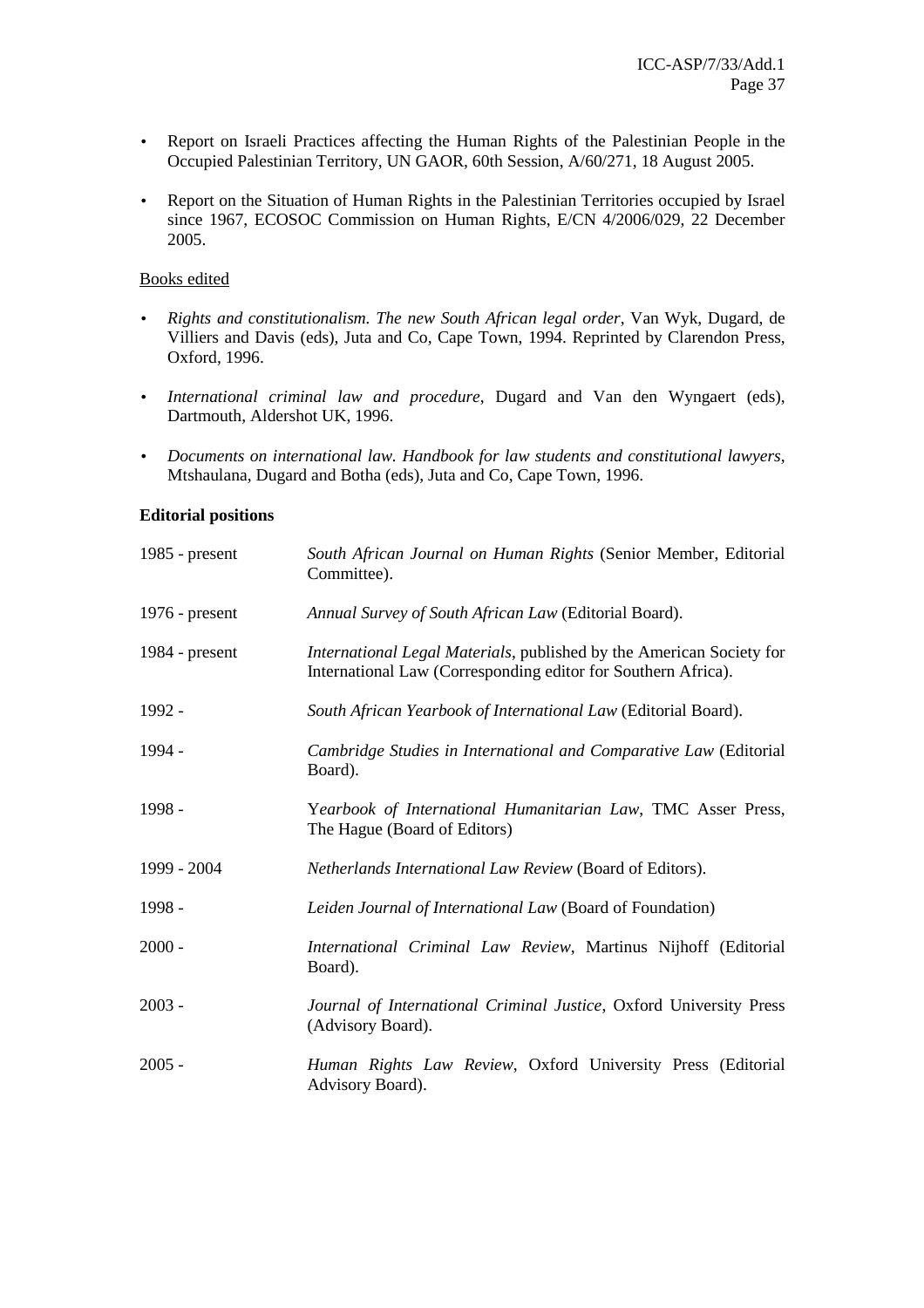- Report on Israeli Practices affecting the Human Rights of the Palestinian People in the Occupied Palestinian Territory, UN GAOR, 60th Session, A/60/271, 18 August 2005.

- Report on the Situation of Human Rights in the Palestinian Territories occupied by Israel since 1967, ECOSOC Commission on Human Rights, E/CN 4/2006/029, 22 December 2005.

Books edited

- *Rights and constitutionalism. The new South African legal order*, Van Wyk, Dugard, de Villiers and Davis (eds), Juta and Co, Cape Town, 1994. Reprinted by Clarendon Press, Oxford, 1996.

- *International criminal law and procedure*, Dugard and Van den Wyngaert (eds), Dartmouth, Aldershot UK, 1996.

- *Documents on international law. Handbook for law students and constitutional lawyers*, Mtshaulana, Dugard and Botha (eds), Juta and Co, Cape Town, 1996.

**Editorial positions**

| | |
|---|---|
| 1985 - present | *South African Journal on Human Rights* (Senior Member, Editorial Committee). |
| 1976 - present | *Annual Survey of South African Law* (Editorial Board). |
| 1984 - present | *International Legal Materials*, published by the American Society for International Law (Corresponding editor for Southern Africa). |
| 1992 - | *South African Yearbook of International Law* (Editorial Board). |
| 1994 - | *Cambridge Studies in International and Comparative Law* (Editorial Board). |
| 1998 - | Y*earbook of International Humanitarian Law*, TMC Asser Press, The Hague (Board of Editors) |
| 1999 - 2004 | *Netherlands International Law Review* (Board of Editors). |
| 1998 - | *Leiden Journal of International Law* (Board of Foundation) |
| 2000 - | *International Criminal Law Review*, Martinus Nijhoff (Editorial Board). |
| 2003 - | *Journal of International Criminal Justice*, Oxford University Press (Advisory Board). |
| 2005 - | *Human Rights Law Review*, Oxford University Press (Editorial Advisory Board). |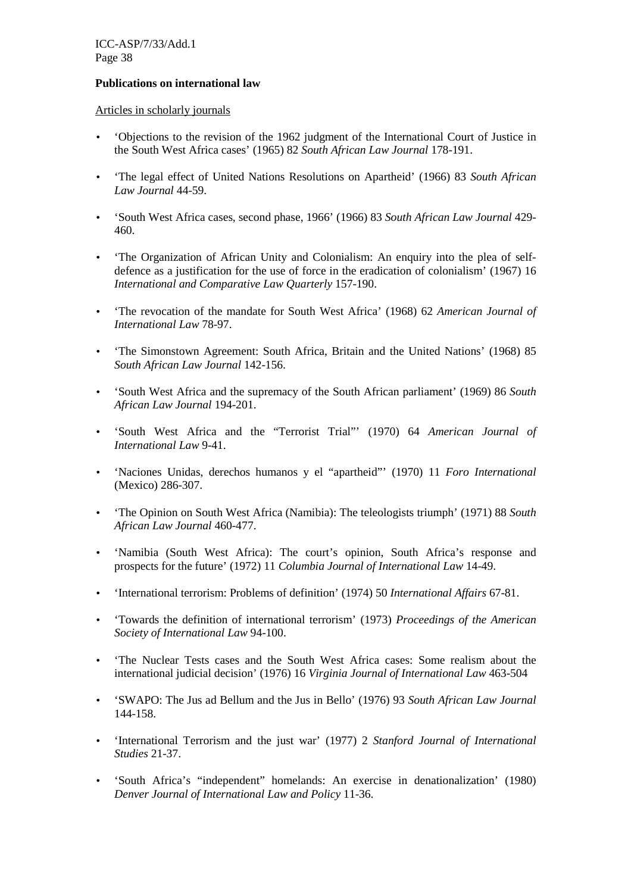**Publications on international law**

Articles in scholarly journals

- 'Objections to the revision of the 1962 judgment of the International Court of Justice in the South West Africa cases' (1965) 82 *South African Law Journal* 178-191.
- 'The legal effect of United Nations Resolutions on Apartheid' (1966) 83 *South African Law Journal* 44-59.
- 'South West Africa cases, second phase, 1966' (1966) 83 *South African Law Journal* 429-460.
- 'The Organization of African Unity and Colonialism: An enquiry into the plea of self-defence as a justification for the use of force in the eradication of colonialism' (1967) 16 *International and Comparative Law Quarterly* 157-190.
- 'The revocation of the mandate for South West Africa' (1968) 62 *American Journal of International Law* 78-97.
- 'The Simonstown Agreement: South Africa, Britain and the United Nations' (1968) 85 *South African Law Journal* 142-156.
- 'South West Africa and the supremacy of the South African parliament' (1969) 86 *South African Law Journal* 194-201.
- 'South West Africa and the "Terrorist Trial"' (1970) 64 *American Journal of International Law* 9-41.
- 'Naciones Unidas, derechos humanos y el "apartheid"' (1970) 11 *Foro International* (Mexico) 286-307.
- 'The Opinion on South West Africa (Namibia): The teleologists triumph' (1971) 88 *South African Law Journal* 460-477.
- 'Namibia (South West Africa): The court's opinion, South Africa's response and prospects for the future' (1972) 11 *Columbia Journal of International Law* 14-49.
- 'International terrorism: Problems of definition' (1974) 50 *International Affairs* 67-81.
- 'Towards the definition of international terrorism' (1973) *Proceedings of the American Society of International Law* 94-100.
- 'The Nuclear Tests cases and the South West Africa cases: Some realism about the international judicial decision' (1976) 16 *Virginia Journal of International Law* 463-504
- 'SWAPO: The Jus ad Bellum and the Jus in Bello' (1976) 93 *South African Law Journal* 144-158.
- 'International Terrorism and the just war' (1977) 2 *Stanford Journal of International Studies* 21-37.
- 'South Africa's "independent" homelands: An exercise in denationalization' (1980) *Denver Journal of International Law and Policy* 11-36.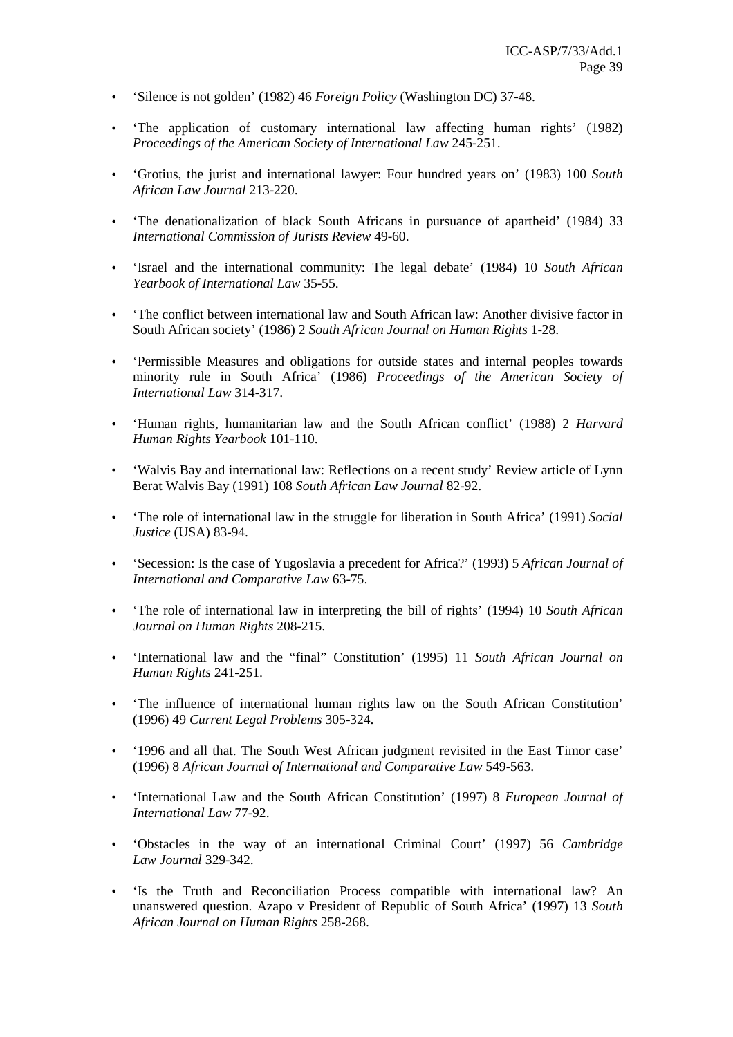- 'Silence is not golden' (1982) 46 *Foreign Policy* (Washington DC) 37-48.

- 'The application of customary international law affecting human rights' (1982) *Proceedings of the American Society of International Law* 245-251.

- 'Grotius, the jurist and international lawyer: Four hundred years on' (1983) 100 *South African Law Journal* 213-220.

- 'The denationalization of black South Africans in pursuance of apartheid' (1984) 33 *International Commission of Jurists Review* 49-60.

- 'Israel and the international community: The legal debate' (1984) 10 *South African Yearbook of International Law* 35-55.

- 'The conflict between international law and South African law: Another divisive factor in South African society' (1986) 2 *South African Journal on Human Rights* 1-28.

- 'Permissible Measures and obligations for outside states and internal peoples towards minority rule in South Africa' (1986) *Proceedings of the American Society of International Law* 314-317.

- 'Human rights, humanitarian law and the South African conflict' (1988) 2 *Harvard Human Rights Yearbook* 101-110.

- 'Walvis Bay and international law: Reflections on a recent study' Review article of Lynn Berat Walvis Bay (1991) 108 *South African Law Journal* 82-92.

- 'The role of international law in the struggle for liberation in South Africa' (1991) *Social Justice* (USA) 83-94.

- 'Secession: Is the case of Yugoslavia a precedent for Africa?' (1993) 5 *African Journal of International and Comparative Law* 63-75.

- 'The role of international law in interpreting the bill of rights' (1994) 10 *South African Journal on Human Rights* 208-215.

- 'International law and the "final" Constitution' (1995) 11 *South African Journal on Human Rights* 241-251.

- 'The influence of international human rights law on the South African Constitution' (1996) 49 *Current Legal Problems* 305-324.

- '1996 and all that. The South West African judgment revisited in the East Timor case' (1996) 8 *African Journal of International and Comparative Law* 549-563.

- 'International Law and the South African Constitution' (1997) 8 *European Journal of International Law* 77-92.

- 'Obstacles in the way of an international Criminal Court' (1997) 56 *Cambridge Law Journal* 329-342.

- 'Is the Truth and Reconciliation Process compatible with international law? An unanswered question. Azapo v President of Republic of South Africa' (1997) 13 *South African Journal on Human Rights* 258-268.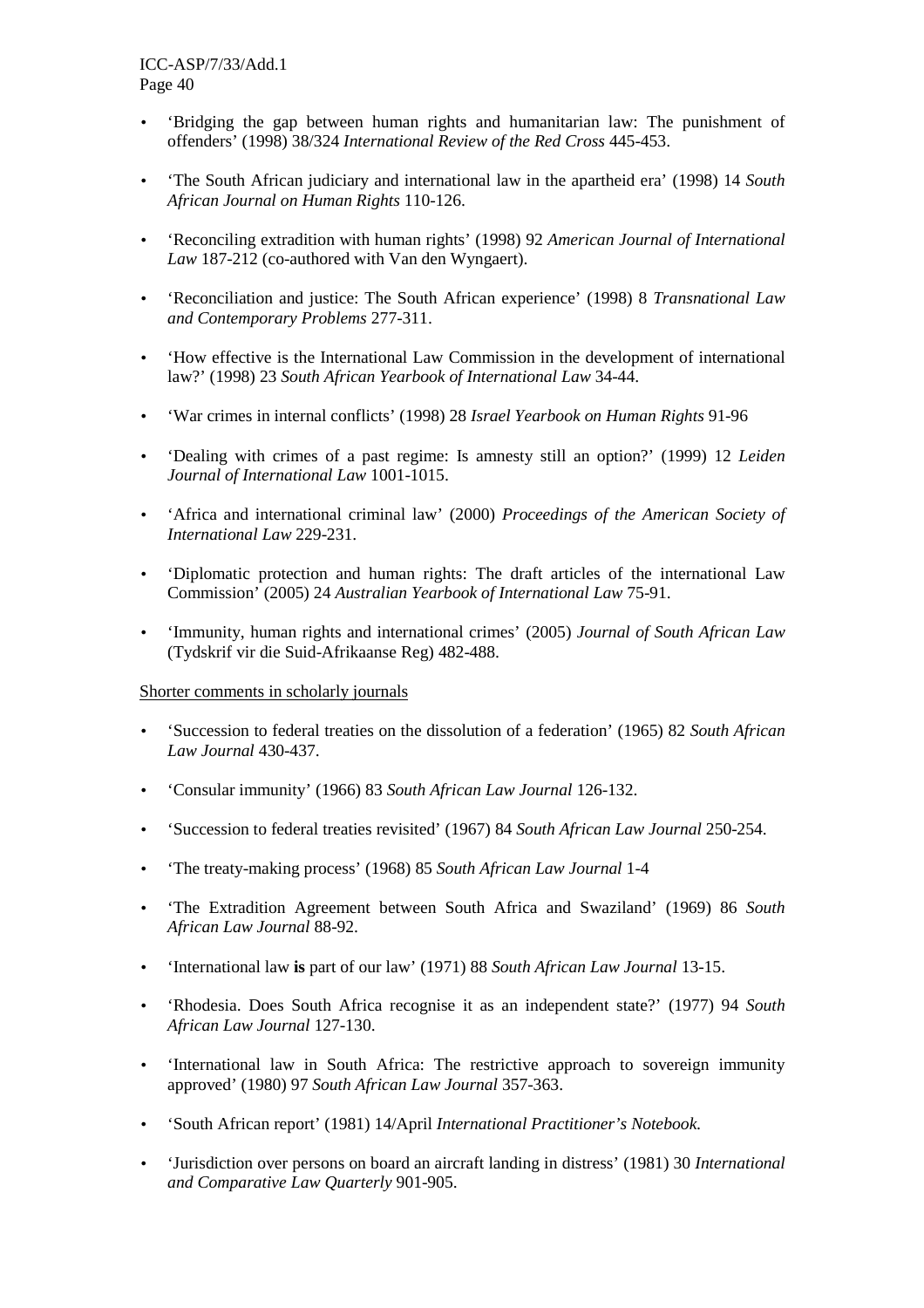- 'Bridging the gap between human rights and humanitarian law: The punishment of offenders' (1998) 38/324 *International Review of the Red Cross* 445-453.

- 'The South African judiciary and international law in the apartheid era' (1998) 14 *South African Journal on Human Rights* 110-126.

- 'Reconciling extradition with human rights' (1998) 92 *American Journal of International Law* 187-212 (co-authored with Van den Wyngaert).

- 'Reconciliation and justice: The South African experience' (1998) 8 *Transnational Law and Contemporary Problems* 277-311.

- 'How effective is the International Law Commission in the development of international law?' (1998) 23 *South African Yearbook of International Law* 34-44.

- 'War crimes in internal conflicts' (1998) 28 *Israel Yearbook on Human Rights* 91-96

- 'Dealing with crimes of a past regime: Is amnesty still an option?' (1999) 12 *Leiden Journal of International Law* 1001-1015.

- 'Africa and international criminal law' (2000) *Proceedings of the American Society of International Law* 229-231.

- 'Diplomatic protection and human rights: The draft articles of the international Law Commission' (2005) 24 *Australian Yearbook of International Law* 75-91.

- 'Immunity, human rights and international crimes' (2005) *Journal of South African Law* (Tydskrif vir die Suid-Afrikaanse Reg) 482-488.

Shorter comments in scholarly journals

- 'Succession to federal treaties on the dissolution of a federation' (1965) 82 *South African Law Journal* 430-437.

- 'Consular immunity' (1966) 83 *South African Law Journal* 126-132.

- 'Succession to federal treaties revisited' (1967) 84 *South African Law Journal* 250-254.

- 'The treaty-making process' (1968) 85 *South African Law Journal* 1-4

- 'The Extradition Agreement between South Africa and Swaziland' (1969) 86 *South African Law Journal* 88-92.

- 'International law **is** part of our law' (1971) 88 *South African Law Journal* 13-15.

- 'Rhodesia. Does South Africa recognise it as an independent state?' (1977) 94 *South African Law Journal* 127-130.

- 'International law in South Africa: The restrictive approach to sovereign immunity approved' (1980) 97 *South African Law Journal* 357-363.

- 'South African report' (1981) 14/April *International Practitioner's Notebook.*

- 'Jurisdiction over persons on board an aircraft landing in distress' (1981) 30 *International and Comparative Law Quarterly* 901-905.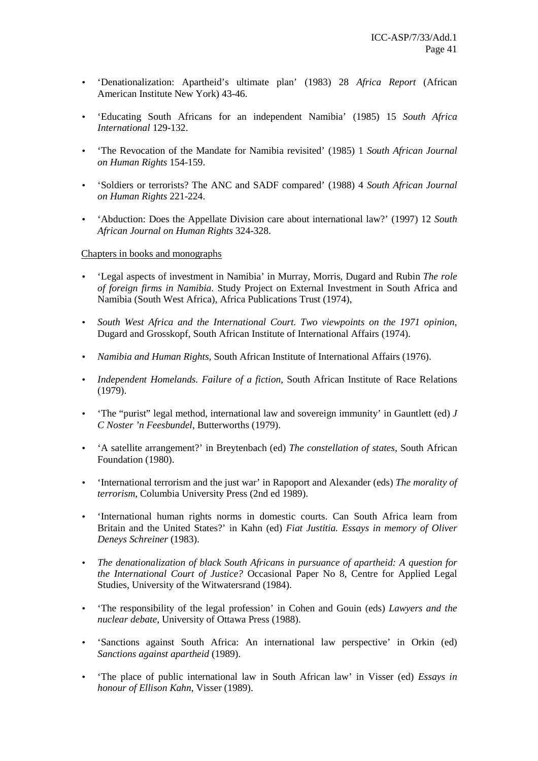- 'Denationalization: Apartheid's ultimate plan' (1983) 28 *Africa Report* (African American Institute New York) 43-46.

- 'Educating South Africans for an independent Namibia' (1985) 15 *South Africa International* 129-132.

- 'The Revocation of the Mandate for Namibia revisited' (1985) 1 *South African Journal on Human Rights* 154-159.

- 'Soldiers or terrorists? The ANC and SADF compared' (1988) 4 *South African Journal on Human Rights* 221-224.

- 'Abduction: Does the Appellate Division care about international law?' (1997) 12 *South African Journal on Human Rights* 324-328.

Chapters in books and monographs

- 'Legal aspects of investment in Namibia' in Murray, Morris, Dugard and Rubin *The role of foreign firms in Namibia*. Study Project on External Investment in South Africa and Namibia (South West Africa), Africa Publications Trust (1974),

- *South West Africa and the International Court. Two viewpoints on the 1971 opinion*, Dugard and Grosskopf, South African Institute of International Affairs (1974).

- *Namibia and Human Rights*, South African Institute of International Affairs (1976).

- *Independent Homelands. Failure of a fiction*, South African Institute of Race Relations (1979).

- 'The "purist" legal method, international law and sovereign immunity' in Gauntlett (ed) *J C Noster 'n Feesbundel*, Butterworths (1979).

- 'A satellite arrangement?' in Breytenbach (ed) *The constellation of states*, South African Foundation (1980).

- 'International terrorism and the just war' in Rapoport and Alexander (eds) *The morality of terrorism*, Columbia University Press (2nd ed 1989).

- 'International human rights norms in domestic courts. Can South Africa learn from Britain and the United States?' in Kahn (ed) *Fiat Justitia. Essays in memory of Oliver Deneys Schreiner* (1983).

- *The denationalization of black South Africans in pursuance of apartheid: A question for the International Court of Justice?* Occasional Paper No 8, Centre for Applied Legal Studies, University of the Witwatersrand (1984).

- 'The responsibility of the legal profession' in Cohen and Gouin (eds) *Lawyers and the nuclear debate*, University of Ottawa Press (1988).

- 'Sanctions against South Africa: An international law perspective' in Orkin (ed) *Sanctions against apartheid* (1989).

- 'The place of public international law in South African law' in Visser (ed) *Essays in honour of Ellison Kahn*, Visser (1989).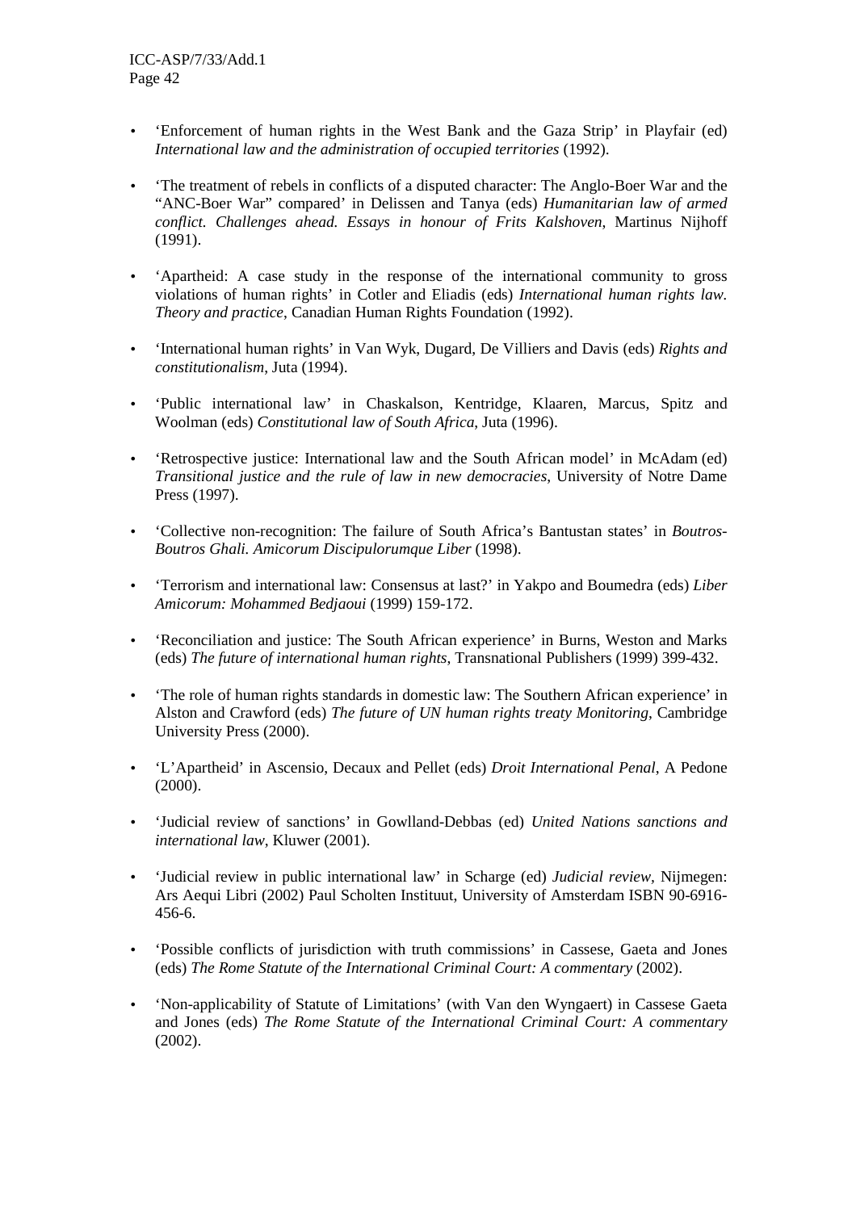- 'Enforcement of human rights in the West Bank and the Gaza Strip' in Playfair (ed) *International law and the administration of occupied territories* (1992).

- 'The treatment of rebels in conflicts of a disputed character: The Anglo-Boer War and the "ANC-Boer War" compared' in Delissen and Tanya (eds) *Humanitarian law of armed conflict. Challenges ahead. Essays in honour of Frits Kalshoven*, Martinus Nijhoff (1991).

- 'Apartheid: A case study in the response of the international community to gross violations of human rights' in Cotler and Eliadis (eds) *International human rights law. Theory and practice*, Canadian Human Rights Foundation (1992).

- 'International human rights' in Van Wyk, Dugard, De Villiers and Davis (eds) *Rights and constitutionalism*, Juta (1994).

- 'Public international law' in Chaskalson, Kentridge, Klaaren, Marcus, Spitz and Woolman (eds) *Constitutional law of South Africa*, Juta (1996).

- 'Retrospective justice: International law and the South African model' in McAdam (ed) *Transitional justice and the rule of law in new democracies*, University of Notre Dame Press (1997).

- 'Collective non-recognition: The failure of South Africa's Bantustan states' in *Boutros-Boutros Ghali. Amicorum Discipulorumque Liber* (1998).

- 'Terrorism and international law: Consensus at last?' in Yakpo and Boumedra (eds) *Liber Amicorum: Mohammed Bedjaoui* (1999) 159-172.

- 'Reconciliation and justice: The South African experience' in Burns, Weston and Marks (eds) *The future of international human rights*, Transnational Publishers (1999) 399-432.

- 'The role of human rights standards in domestic law: The Southern African experience' in Alston and Crawford (eds) *The future of UN human rights treaty Monitoring*, Cambridge University Press (2000).

- 'L'Apartheid' in Ascensio, Decaux and Pellet (eds) *Droit International Penal*, A Pedone (2000).

- 'Judicial review of sanctions' in Gowlland-Debbas (ed) *United Nations sanctions and international law*, Kluwer (2001).

- 'Judicial review in public international law' in Scharge (ed) *Judicial review*, Nijmegen: Ars Aequi Libri (2002) Paul Scholten Instituut, University of Amsterdam ISBN 90-6916-456-6.

- 'Possible conflicts of jurisdiction with truth commissions' in Cassese, Gaeta and Jones (eds) *The Rome Statute of the International Criminal Court: A commentary* (2002).

- 'Non-applicability of Statute of Limitations' (with Van den Wyngaert) in Cassese Gaeta and Jones (eds) *The Rome Statute of the International Criminal Court: A commentary* (2002).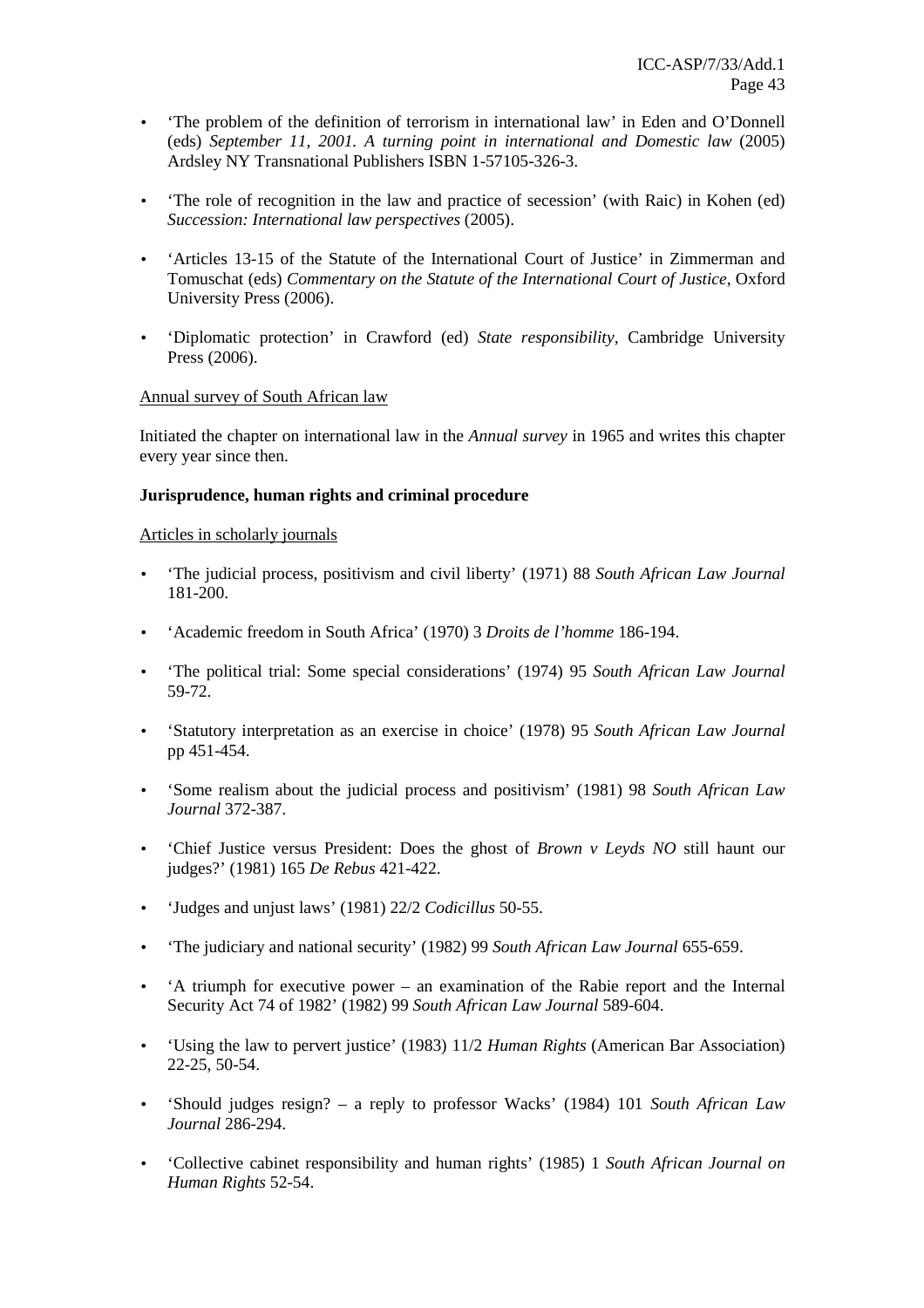- 'The problem of the definition of terrorism in international law' in Eden and O'Donnell (eds) *September 11, 2001. A turning point in international and Domestic law* (2005) Ardsley NY Transnational Publishers ISBN 1-57105-326-3.

- 'The role of recognition in the law and practice of secession' (with Raic) in Kohen (ed) *Succession: International law perspectives* (2005).

- 'Articles 13-15 of the Statute of the International Court of Justice' in Zimmerman and Tomuschat (eds) *Commentary on the Statute of the International Court of Justice*, Oxford University Press (2006).

- 'Diplomatic protection' in Crawford (ed) *State responsibility*, Cambridge University Press (2006).

Annual survey of South African law

Initiated the chapter on international law in the *Annual survey* in 1965 and writes this chapter every year since then.

**Jurisprudence, human rights and criminal procedure**

Articles in scholarly journals

- 'The judicial process, positivism and civil liberty' (1971) 88 *South African Law Journal* 181-200.

- 'Academic freedom in South Africa' (1970) 3 *Droits de l'homme* 186-194.

- 'The political trial: Some special considerations' (1974) 95 *South African Law Journal* 59-72.

- 'Statutory interpretation as an exercise in choice' (1978) 95 *South African Law Journal* pp 451-454.

- 'Some realism about the judicial process and positivism' (1981) 98 *South African Law Journal* 372-387.

- 'Chief Justice versus President: Does the ghost of *Brown v Leyds NO* still haunt our judges?' (1981) 165 *De Rebus* 421-422.

- 'Judges and unjust laws' (1981) 22/2 *Codicillus* 50-55.

- 'The judiciary and national security' (1982) 99 *South African Law Journal* 655-659.

- 'A triumph for executive power – an examination of the Rabie report and the Internal Security Act 74 of 1982' (1982) 99 *South African Law Journal* 589-604.

- 'Using the law to pervert justice' (1983) 11/2 *Human Rights* (American Bar Association) 22-25, 50-54.

- 'Should judges resign? – a reply to professor Wacks' (1984) 101 *South African Law Journal* 286-294.

- 'Collective cabinet responsibility and human rights' (1985) 1 *South African Journal on Human Rights* 52-54.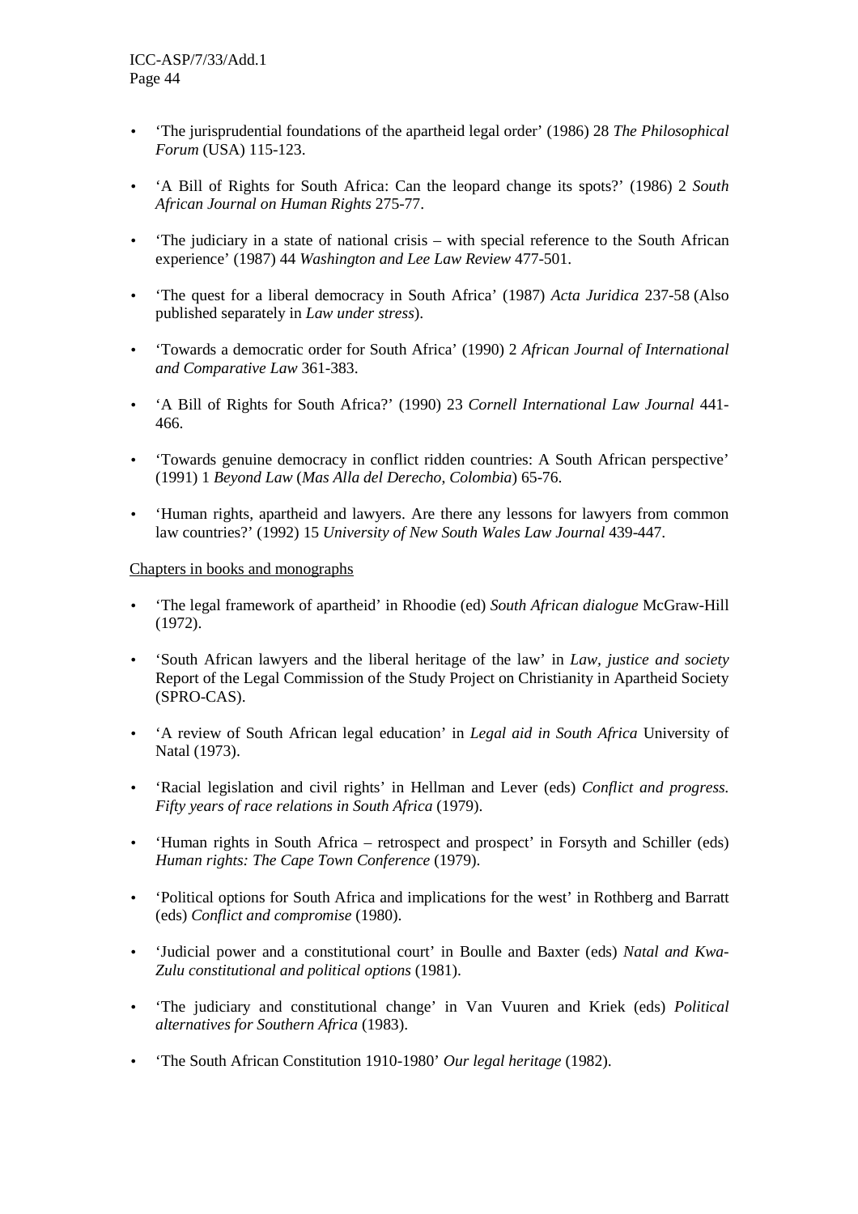- 'The jurisprudential foundations of the apartheid legal order' (1986) 28 *The Philosophical Forum* (USA) 115-123.

- 'A Bill of Rights for South Africa: Can the leopard change its spots?' (1986) 2 *South African Journal on Human Rights* 275-77.

- 'The judiciary in a state of national crisis – with special reference to the South African experience' (1987) 44 *Washington and Lee Law Review* 477-501.

- 'The quest for a liberal democracy in South Africa' (1987) *Acta Juridica* 237-58 (Also published separately in *Law under stress*).

- 'Towards a democratic order for South Africa' (1990) 2 *African Journal of International and Comparative Law* 361-383.

- 'A Bill of Rights for South Africa?' (1990) 23 *Cornell International Law Journal* 441-466.

- 'Towards genuine democracy in conflict ridden countries: A South African perspective' (1991) 1 *Beyond Law* (*Mas Alla del Derecho, Colombia*) 65-76.

- 'Human rights, apartheid and lawyers. Are there any lessons for lawyers from common law countries?' (1992) 15 *University of New South Wales Law Journal* 439-447.

<u>Chapters in books and monographs</u>

- 'The legal framework of apartheid' in Rhoodie (ed) *South African dialogue* McGraw-Hill (1972).

- 'South African lawyers and the liberal heritage of the law' in *Law, justice and society* Report of the Legal Commission of the Study Project on Christianity in Apartheid Society (SPRO-CAS).

- 'A review of South African legal education' in *Legal aid in South Africa* University of Natal (1973).

- 'Racial legislation and civil rights' in Hellman and Lever (eds) *Conflict and progress. Fifty years of race relations in South Africa* (1979).

- 'Human rights in South Africa – retrospect and prospect' in Forsyth and Schiller (eds) *Human rights: The Cape Town Conference* (1979).

- 'Political options for South Africa and implications for the west' in Rothberg and Barratt (eds) *Conflict and compromise* (1980).

- 'Judicial power and a constitutional court' in Boulle and Baxter (eds) *Natal and Kwa-Zulu constitutional and political options* (1981).

- 'The judiciary and constitutional change' in Van Vuuren and Kriek (eds) *Political alternatives for Southern Africa* (1983).

- 'The South African Constitution 1910-1980' *Our legal heritage* (1982).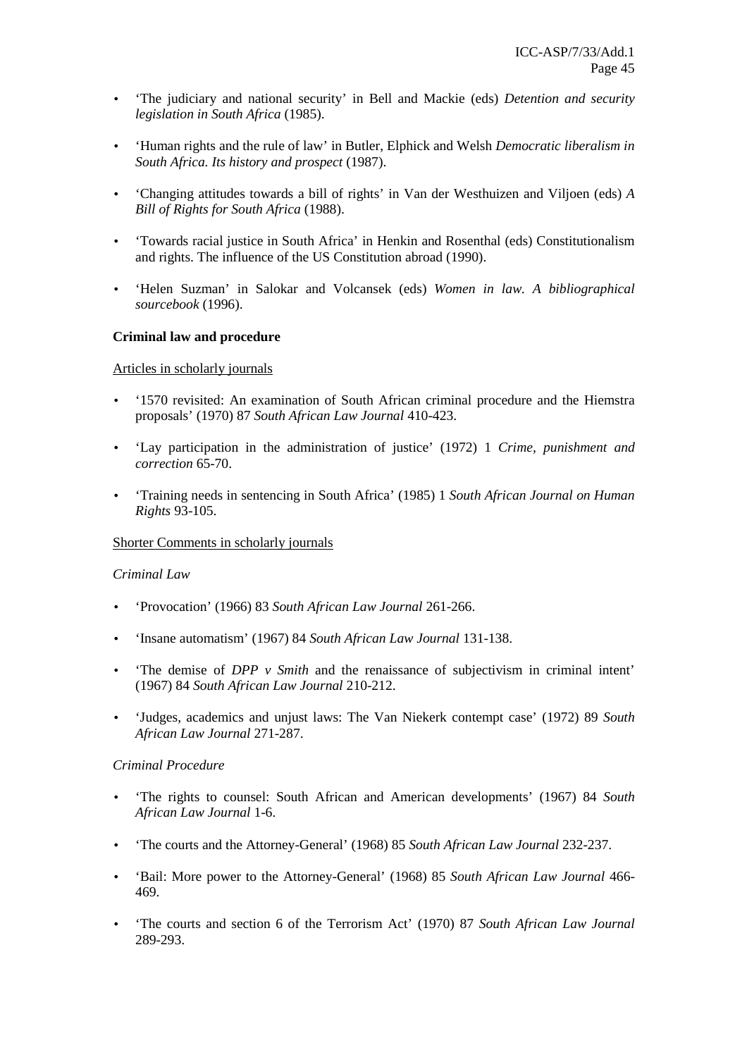- 'The judiciary and national security' in Bell and Mackie (eds) *Detention and security legislation in South Africa* (1985).

- 'Human rights and the rule of law' in Butler, Elphick and Welsh *Democratic liberalism in South Africa. Its history and prospect* (1987).

- 'Changing attitudes towards a bill of rights' in Van der Westhuizen and Viljoen (eds) *A Bill of Rights for South Africa* (1988).

- 'Towards racial justice in South Africa' in Henkin and Rosenthal (eds) Constitutionalism and rights. The influence of the US Constitution abroad (1990).

- 'Helen Suzman' in Salokar and Volcansek (eds) *Women in law. A bibliographical sourcebook* (1996).

**Criminal law and procedure**

Articles in scholarly journals

- '1570 revisited: An examination of South African criminal procedure and the Hiemstra proposals' (1970) 87 *South African Law Journal* 410-423.

- 'Lay participation in the administration of justice' (1972) 1 *Crime, punishment and correction* 65-70.

- 'Training needs in sentencing in South Africa' (1985) 1 *South African Journal on Human Rights* 93-105.

Shorter Comments in scholarly journals

*Criminal Law*

- 'Provocation' (1966) 83 *South African Law Journal* 261-266.

- 'Insane automatism' (1967) 84 *South African Law Journal* 131-138.

- 'The demise of *DPP v Smith* and the renaissance of subjectivism in criminal intent' (1967) 84 *South African Law Journal* 210-212.

- 'Judges, academics and unjust laws: The Van Niekerk contempt case' (1972) 89 *South African Law Journal* 271-287.

*Criminal Procedure*

- 'The rights to counsel: South African and American developments' (1967) 84 *South African Law Journal* 1-6.

- 'The courts and the Attorney-General' (1968) 85 *South African Law Journal* 232-237.

- 'Bail: More power to the Attorney-General' (1968) 85 *South African Law Journal* 466-469.

- 'The courts and section 6 of the Terrorism Act' (1970) 87 *South African Law Journal* 289-293.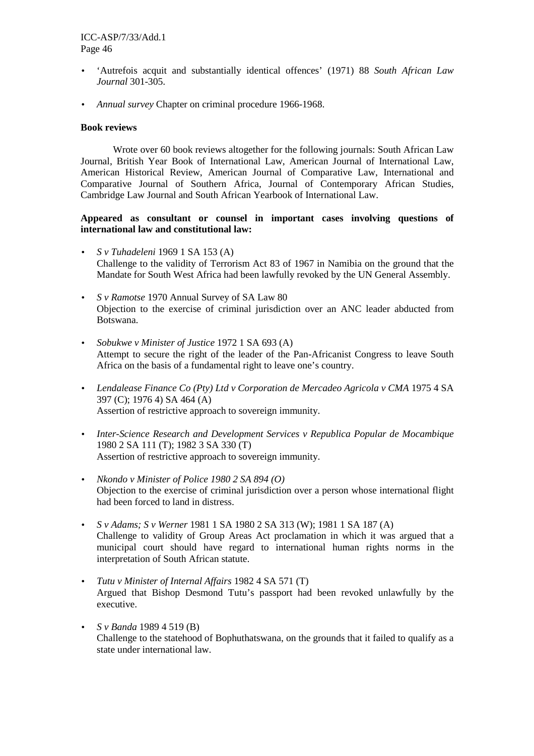- 'Autrefois acquit and substantially identical offences' (1971) 88 *South African Law Journal* 301-305.

- *Annual survey* Chapter on criminal procedure 1966-1968.

**Book reviews**

Wrote over 60 book reviews altogether for the following journals: South African Law Journal, British Year Book of International Law, American Journal of International Law, American Historical Review, American Journal of Comparative Law, International and Comparative Journal of Southern Africa, Journal of Contemporary African Studies, Cambridge Law Journal and South African Yearbook of International Law.

**Appeared as consultant or counsel in important cases involving questions of international law and constitutional law:**

- *S v Tuhadeleni* 1969 1 SA 153 (A)
  Challenge to the validity of Terrorism Act 83 of 1967 in Namibia on the ground that the Mandate for South West Africa had been lawfully revoked by the UN General Assembly.

- *S v Ramotse* 1970 Annual Survey of SA Law 80
  Objection to the exercise of criminal jurisdiction over an ANC leader abducted from Botswana.

- *Sobukwe v Minister of Justice* 1972 1 SA 693 (A)
  Attempt to secure the right of the leader of the Pan-Africanist Congress to leave South Africa on the basis of a fundamental right to leave one's country.

- *Lendalease Finance Co (Pty) Ltd v Corporation de Mercadeo Agricola v CMA* 1975 4 SA 397 (C); 1976 4) SA 464 (A)
  Assertion of restrictive approach to sovereign immunity.

- *Inter-Science Research and Development Services v Republica Popular de Mocambique* 1980 2 SA 111 (T); 1982 3 SA 330 (T)
  Assertion of restrictive approach to sovereign immunity.

- *Nkondo v Minister of Police 1980 2 SA 894 (O)*
  Objection to the exercise of criminal jurisdiction over a person whose international flight had been forced to land in distress.

- *S v Adams; S v Werner* 1981 1 SA 1980 2 SA 313 (W); 1981 1 SA 187 (A)
  Challenge to validity of Group Areas Act proclamation in which it was argued that a municipal court should have regard to international human rights norms in the interpretation of South African statute.

- *Tutu v Minister of Internal Affairs* 1982 4 SA 571 (T)
  Argued that Bishop Desmond Tutu's passport had been revoked unlawfully by the executive.

- *S v Banda* 1989 4 519 (B)
  Challenge to the statehood of Bophuthatswana, on the grounds that it failed to qualify as a state under international law.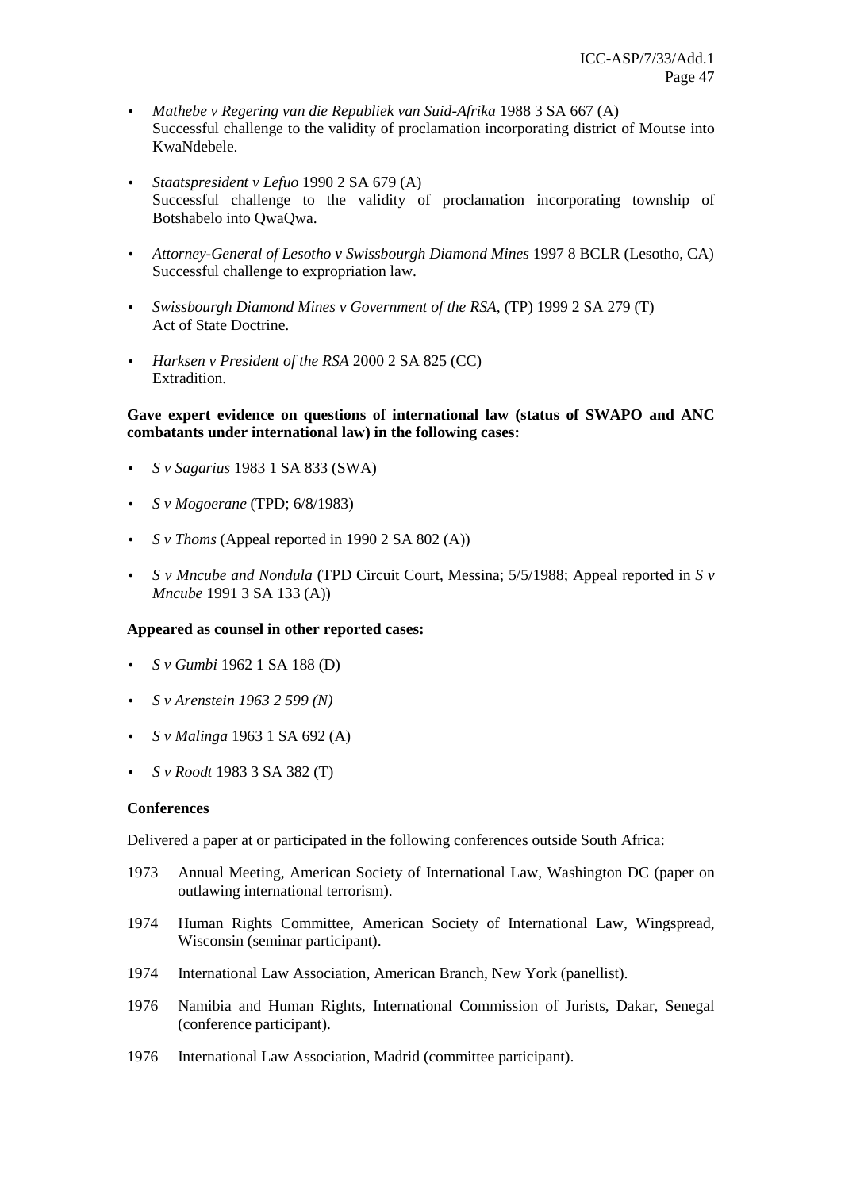- *Mathebe v Regering van die Republiek van Suid-Afrika* 1988 3 SA 667 (A)
  Successful challenge to the validity of proclamation incorporating district of Moutse into KwaNdebele.

- *Staatspresident v Lefuo* 1990 2 SA 679 (A)
  Successful challenge to the validity of proclamation incorporating township of Botshabelo into QwaQwa.

- *Attorney-General of Lesotho v Swissbourgh Diamond Mines* 1997 8 BCLR (Lesotho, CA)
  Successful challenge to expropriation law.

- *Swissbourgh Diamond Mines v Government of the RSA*, (TP) 1999 2 SA 279 (T)
  Act of State Doctrine.

- *Harksen v President of the RSA* 2000 2 SA 825 (CC)
  Extradition.

**Gave expert evidence on questions of international law (status of SWAPO and ANC combatants under international law) in the following cases:**

- *S v Sagarius* 1983 1 SA 833 (SWA)
- *S v Mogoerane* (TPD; 6/8/1983)
- *S v Thoms* (Appeal reported in 1990 2 SA 802 (A))
- *S v Mncube and Nondula* (TPD Circuit Court, Messina; 5/5/1988; Appeal reported in *S v Mncube* 1991 3 SA 133 (A))

**Appeared as counsel in other reported cases:**

- *S v Gumbi* 1962 1 SA 188 (D)
- *S v Arenstein 1963 2 599 (N)*
- *S v Malinga* 1963 1 SA 692 (A)
- *S v Roodt* 1983 3 SA 382 (T)

**Conferences**

Delivered a paper at or participated in the following conferences outside South Africa:

1973 Annual Meeting, American Society of International Law, Washington DC (paper on outlawing international terrorism).

1974 Human Rights Committee, American Society of International Law, Wingspread, Wisconsin (seminar participant).

1974 International Law Association, American Branch, New York (panellist).

1976 Namibia and Human Rights, International Commission of Jurists, Dakar, Senegal (conference participant).

1976 International Law Association, Madrid (committee participant).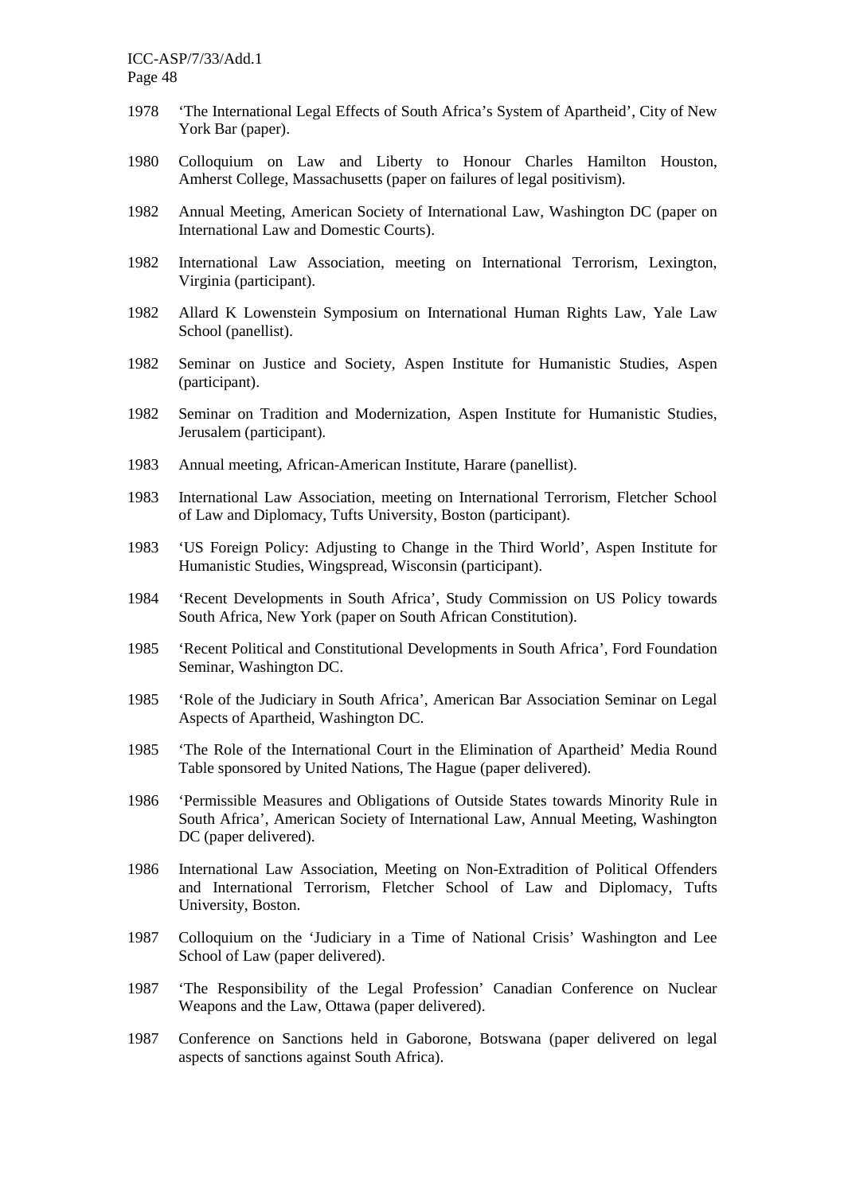1978 'The International Legal Effects of South Africa's System of Apartheid', City of New York Bar (paper).

1980 Colloquium on Law and Liberty to Honour Charles Hamilton Houston, Amherst College, Massachusetts (paper on failures of legal positivism).

1982 Annual Meeting, American Society of International Law, Washington DC (paper on International Law and Domestic Courts).

1982 International Law Association, meeting on International Terrorism, Lexington, Virginia (participant).

1982 Allard K Lowenstein Symposium on International Human Rights Law, Yale Law School (panellist).

1982 Seminar on Justice and Society, Aspen Institute for Humanistic Studies, Aspen (participant).

1982 Seminar on Tradition and Modernization, Aspen Institute for Humanistic Studies, Jerusalem (participant).

1983 Annual meeting, African-American Institute, Harare (panellist).

1983 International Law Association, meeting on International Terrorism, Fletcher School of Law and Diplomacy, Tufts University, Boston (participant).

1983 'US Foreign Policy: Adjusting to Change in the Third World', Aspen Institute for Humanistic Studies, Wingspread, Wisconsin (participant).

1984 'Recent Developments in South Africa', Study Commission on US Policy towards South Africa, New York (paper on South African Constitution).

1985 'Recent Political and Constitutional Developments in South Africa', Ford Foundation Seminar, Washington DC.

1985 'Role of the Judiciary in South Africa', American Bar Association Seminar on Legal Aspects of Apartheid, Washington DC.

1985 'The Role of the International Court in the Elimination of Apartheid' Media Round Table sponsored by United Nations, The Hague (paper delivered).

1986 'Permissible Measures and Obligations of Outside States towards Minority Rule in South Africa', American Society of International Law, Annual Meeting, Washington DC (paper delivered).

1986 International Law Association, Meeting on Non-Extradition of Political Offenders and International Terrorism, Fletcher School of Law and Diplomacy, Tufts University, Boston.

1987 Colloquium on the 'Judiciary in a Time of National Crisis' Washington and Lee School of Law (paper delivered).

1987 'The Responsibility of the Legal Profession' Canadian Conference on Nuclear Weapons and the Law, Ottawa (paper delivered).

1987 Conference on Sanctions held in Gaborone, Botswana (paper delivered on legal aspects of sanctions against South Africa).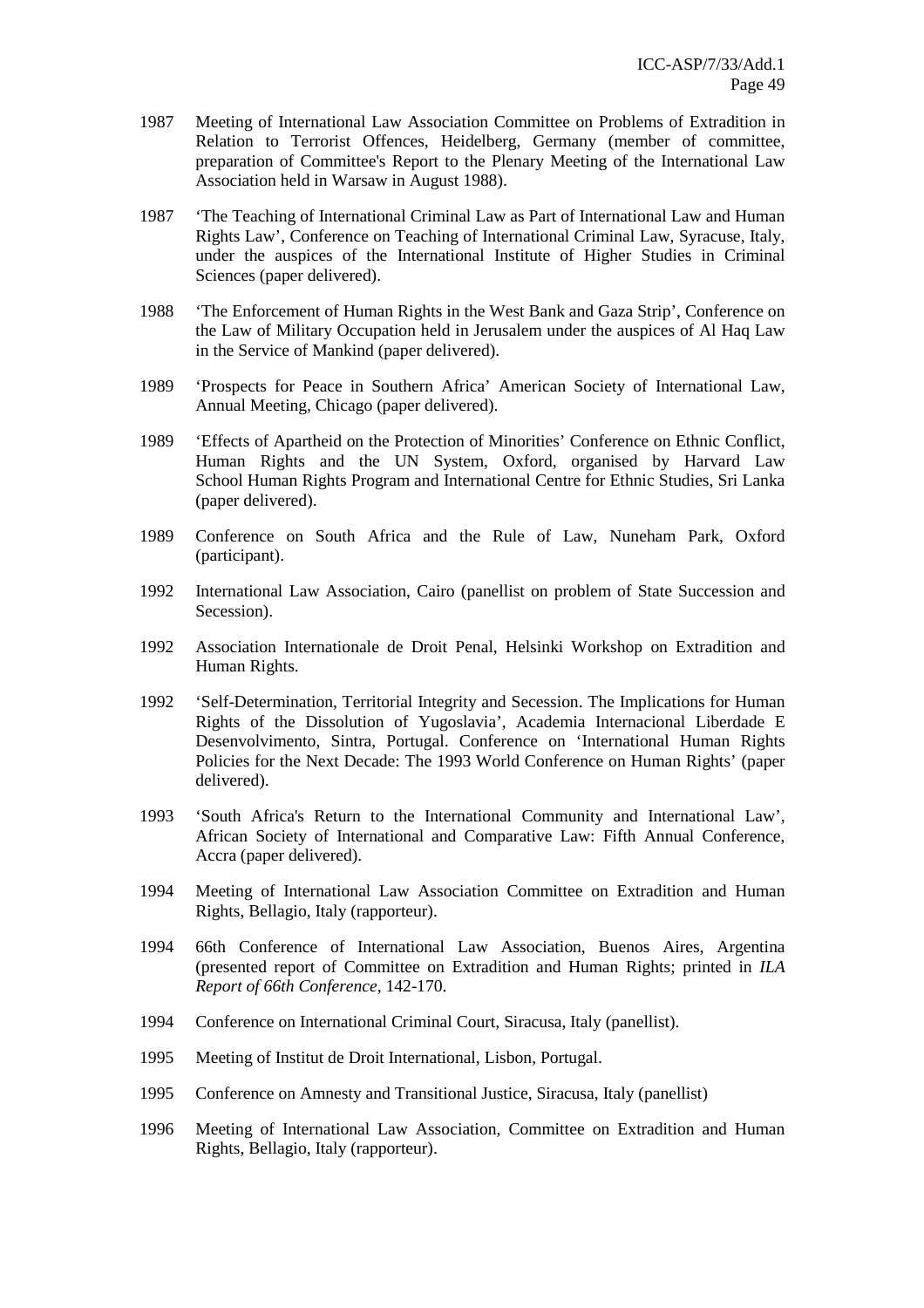1987 Meeting of International Law Association Committee on Problems of Extradition in Relation to Terrorist Offences, Heidelberg, Germany (member of committee, preparation of Committee's Report to the Plenary Meeting of the International Law Association held in Warsaw in August 1988).

1987 'The Teaching of International Criminal Law as Part of International Law and Human Rights Law', Conference on Teaching of International Criminal Law, Syracuse, Italy, under the auspices of the International Institute of Higher Studies in Criminal Sciences (paper delivered).

1988 'The Enforcement of Human Rights in the West Bank and Gaza Strip', Conference on the Law of Military Occupation held in Jerusalem under the auspices of Al Haq Law in the Service of Mankind (paper delivered).

1989 'Prospects for Peace in Southern Africa' American Society of International Law, Annual Meeting, Chicago (paper delivered).

1989 'Effects of Apartheid on the Protection of Minorities' Conference on Ethnic Conflict, Human Rights and the UN System, Oxford, organised by Harvard Law School Human Rights Program and International Centre for Ethnic Studies, Sri Lanka (paper delivered).

1989 Conference on South Africa and the Rule of Law, Nuneham Park, Oxford (participant).

1992 International Law Association, Cairo (panellist on problem of State Succession and Secession).

1992 Association Internationale de Droit Penal, Helsinki Workshop on Extradition and Human Rights.

1992 'Self-Determination, Territorial Integrity and Secession. The Implications for Human Rights of the Dissolution of Yugoslavia', Academia Internacional Liberdade E Desenvolvimento, Sintra, Portugal. Conference on 'International Human Rights Policies for the Next Decade: The 1993 World Conference on Human Rights' (paper delivered).

1993 'South Africa's Return to the International Community and International Law', African Society of International and Comparative Law: Fifth Annual Conference, Accra (paper delivered).

1994 Meeting of International Law Association Committee on Extradition and Human Rights, Bellagio, Italy (rapporteur).

1994 66th Conference of International Law Association, Buenos Aires, Argentina (presented report of Committee on Extradition and Human Rights; printed in *ILA Report of 66th Conference*, 142-170.

1994 Conference on International Criminal Court, Siracusa, Italy (panellist).

1995 Meeting of Institut de Droit International, Lisbon, Portugal.

1995 Conference on Amnesty and Transitional Justice, Siracusa, Italy (panellist)

1996 Meeting of International Law Association, Committee on Extradition and Human Rights, Bellagio, Italy (rapporteur).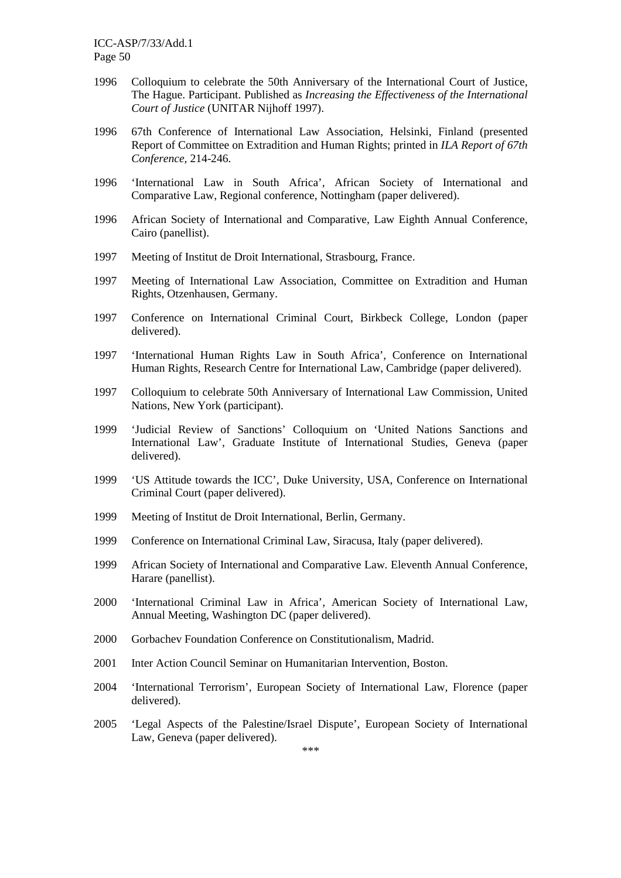1996 Colloquium to celebrate the 50th Anniversary of the International Court of Justice, The Hague. Participant. Published as *Increasing the Effectiveness of the International Court of Justice* (UNITAR Nijhoff 1997).

1996 67th Conference of International Law Association, Helsinki, Finland (presented Report of Committee on Extradition and Human Rights; printed in *ILA Report of 67th Conference,* 214-246.

1996 'International Law in South Africa', African Society of International and Comparative Law, Regional conference, Nottingham (paper delivered).

1996 African Society of International and Comparative, Law Eighth Annual Conference, Cairo (panellist).

1997 Meeting of Institut de Droit International, Strasbourg, France.

1997 Meeting of International Law Association, Committee on Extradition and Human Rights, Otzenhausen, Germany.

1997 Conference on International Criminal Court, Birkbeck College, London (paper delivered).

1997 'International Human Rights Law in South Africa', Conference on International Human Rights, Research Centre for International Law, Cambridge (paper delivered).

1997 Colloquium to celebrate 50th Anniversary of International Law Commission, United Nations, New York (participant).

1999 'Judicial Review of Sanctions' Colloquium on 'United Nations Sanctions and International Law', Graduate Institute of International Studies, Geneva (paper delivered).

1999 'US Attitude towards the ICC', Duke University, USA, Conference on International Criminal Court (paper delivered).

1999 Meeting of Institut de Droit International, Berlin, Germany.

1999 Conference on International Criminal Law, Siracusa, Italy (paper delivered).

1999 African Society of International and Comparative Law. Eleventh Annual Conference, Harare (panellist).

2000 'International Criminal Law in Africa', American Society of International Law, Annual Meeting, Washington DC (paper delivered).

2000 Gorbachev Foundation Conference on Constitutionalism, Madrid.

2001 Inter Action Council Seminar on Humanitarian Intervention, Boston.

2004 'International Terrorism', European Society of International Law, Florence (paper delivered).

2005 'Legal Aspects of the Palestine/Israel Dispute', European Society of International Law, Geneva (paper delivered).

***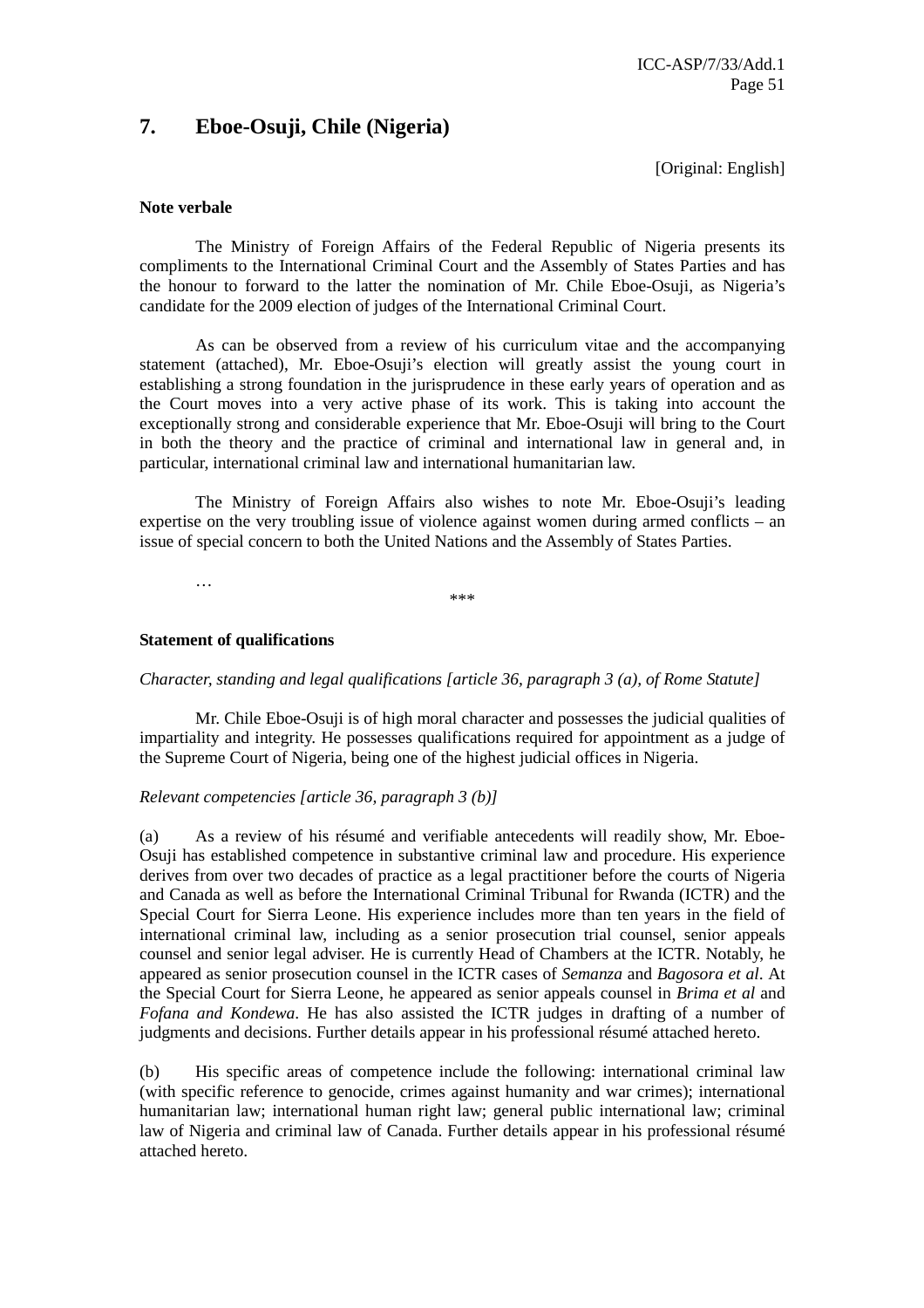## 7. Eboe-Osuji, Chile (Nigeria)

[Original: English]

**Note verbale**

The Ministry of Foreign Affairs of the Federal Republic of Nigeria presents its compliments to the International Criminal Court and the Assembly of States Parties and has the honour to forward to the latter the nomination of Mr. Chile Eboe-Osuji, as Nigeria's candidate for the 2009 election of judges of the International Criminal Court.

As can be observed from a review of his curriculum vitae and the accompanying statement (attached), Mr. Eboe-Osuji's election will greatly assist the young court in establishing a strong foundation in the jurisprudence in these early years of operation and as the Court moves into a very active phase of its work. This is taking into account the exceptionally strong and considerable experience that Mr. Eboe-Osuji will bring to the Court in both the theory and the practice of criminal and international law in general and, in particular, international criminal law and international humanitarian law.

The Ministry of Foreign Affairs also wishes to note Mr. Eboe-Osuji's leading expertise on the very troubling issue of violence against women during armed conflicts – an issue of special concern to both the United Nations and the Assembly of States Parties.

…

\*\*\*

**Statement of qualifications**

*Character, standing and legal qualifications [article 36, paragraph 3 (a), of Rome Statute]*

Mr. Chile Eboe-Osuji is of high moral character and possesses the judicial qualities of impartiality and integrity. He possesses qualifications required for appointment as a judge of the Supreme Court of Nigeria, being one of the highest judicial offices in Nigeria.

*Relevant competencies [article 36, paragraph 3 (b)]*

(a) As a review of his résumé and verifiable antecedents will readily show, Mr. Eboe-Osuji has established competence in substantive criminal law and procedure. His experience derives from over two decades of practice as a legal practitioner before the courts of Nigeria and Canada as well as before the International Criminal Tribunal for Rwanda (ICTR) and the Special Court for Sierra Leone. His experience includes more than ten years in the field of international criminal law, including as a senior prosecution trial counsel, senior appeals counsel and senior legal adviser. He is currently Head of Chambers at the ICTR. Notably, he appeared as senior prosecution counsel in the ICTR cases of *Semanza* and *Bagosora et al*. At the Special Court for Sierra Leone, he appeared as senior appeals counsel in *Brima et al* and *Fofana and Kondewa*. He has also assisted the ICTR judges in drafting of a number of judgments and decisions. Further details appear in his professional résumé attached hereto.

(b) His specific areas of competence include the following: international criminal law (with specific reference to genocide, crimes against humanity and war crimes); international humanitarian law; international human right law; general public international law; criminal law of Nigeria and criminal law of Canada. Further details appear in his professional résumé attached hereto.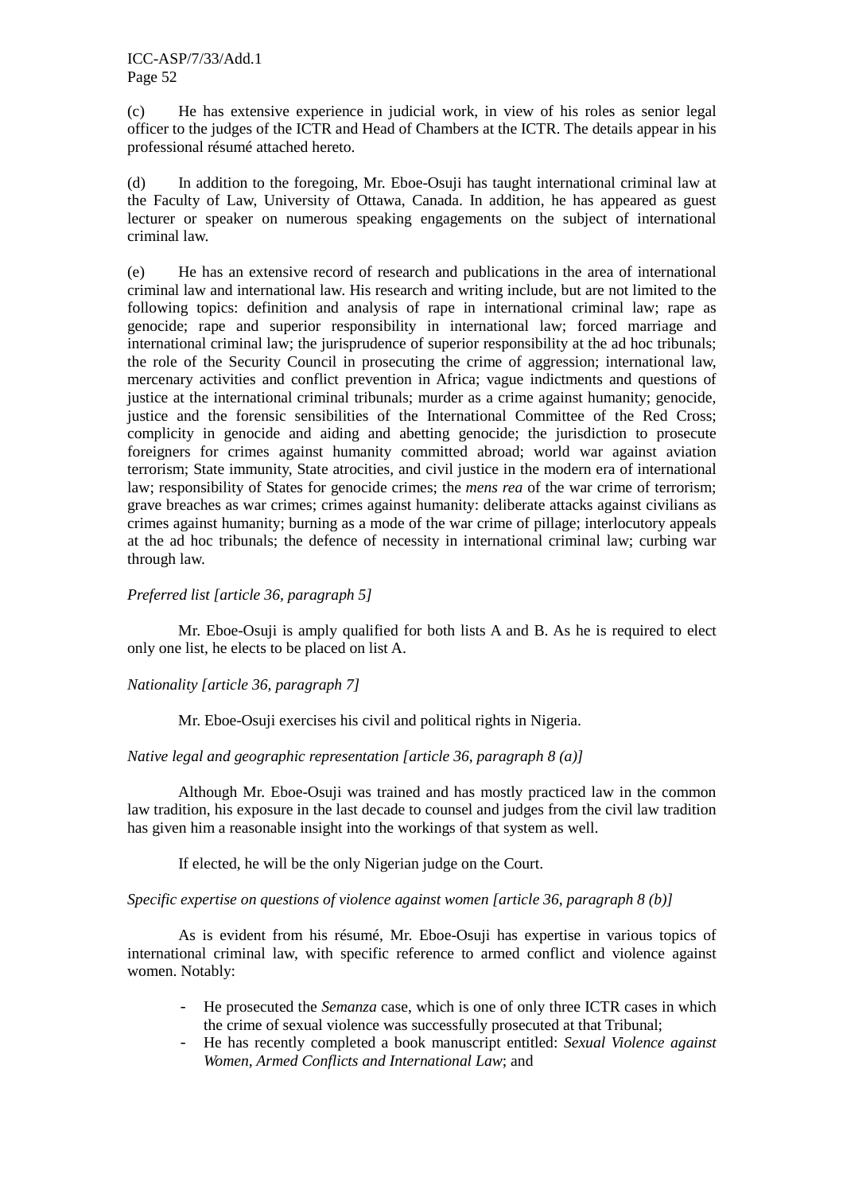(c) He has extensive experience in judicial work, in view of his roles as senior legal officer to the judges of the ICTR and Head of Chambers at the ICTR. The details appear in his professional résumé attached hereto.

(d) In addition to the foregoing, Mr. Eboe-Osuji has taught international criminal law at the Faculty of Law, University of Ottawa, Canada. In addition, he has appeared as guest lecturer or speaker on numerous speaking engagements on the subject of international criminal law.

(e) He has an extensive record of research and publications in the area of international criminal law and international law. His research and writing include, but are not limited to the following topics: definition and analysis of rape in international criminal law; rape as genocide; rape and superior responsibility in international law; forced marriage and international criminal law; the jurisprudence of superior responsibility at the ad hoc tribunals; the role of the Security Council in prosecuting the crime of aggression; international law, mercenary activities and conflict prevention in Africa; vague indictments and questions of justice at the international criminal tribunals; murder as a crime against humanity; genocide, justice and the forensic sensibilities of the International Committee of the Red Cross; complicity in genocide and aiding and abetting genocide; the jurisdiction to prosecute foreigners for crimes against humanity committed abroad; world war against aviation terrorism; State immunity, State atrocities, and civil justice in the modern era of international law; responsibility of States for genocide crimes; the *mens rea* of the war crime of terrorism; grave breaches as war crimes; crimes against humanity: deliberate attacks against civilians as crimes against humanity; burning as a mode of the war crime of pillage; interlocutory appeals at the ad hoc tribunals; the defence of necessity in international criminal law; curbing war through law.

*Preferred list [article 36, paragraph 5]*

Mr. Eboe-Osuji is amply qualified for both lists A and B. As he is required to elect only one list, he elects to be placed on list A.

*Nationality [article 36, paragraph 7]*

Mr. Eboe-Osuji exercises his civil and political rights in Nigeria.

*Native legal and geographic representation [article 36, paragraph 8 (a)]*

Although Mr. Eboe-Osuji was trained and has mostly practiced law in the common law tradition, his exposure in the last decade to counsel and judges from the civil law tradition has given him a reasonable insight into the workings of that system as well.

If elected, he will be the only Nigerian judge on the Court.

*Specific expertise on questions of violence against women [article 36, paragraph 8 (b)]*

As is evident from his résumé, Mr. Eboe-Osuji has expertise in various topics of international criminal law, with specific reference to armed conflict and violence against women. Notably:

- He prosecuted the *Semanza* case, which is one of only three ICTR cases in which the crime of sexual violence was successfully prosecuted at that Tribunal;
- He has recently completed a book manuscript entitled: *Sexual Violence against Women, Armed Conflicts and International Law*; and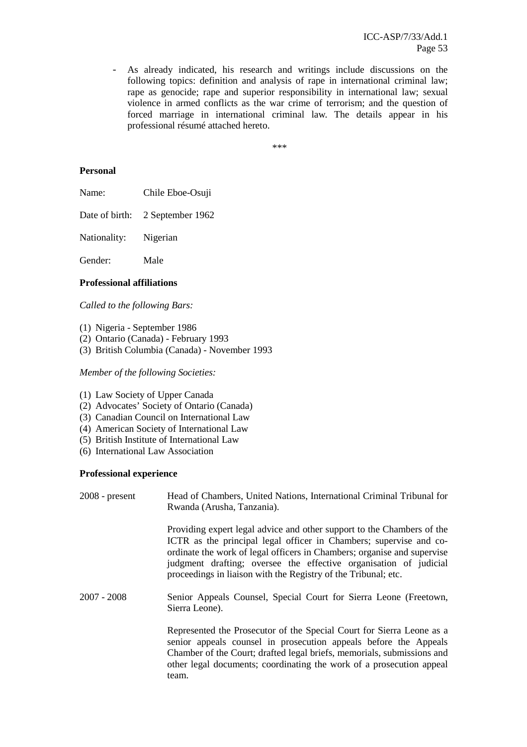- As already indicated, his research and writings include discussions on the following topics: definition and analysis of rape in international criminal law; rape as genocide; rape and superior responsibility in international law; sexual violence in armed conflicts as the war crime of terrorism; and the question of forced marriage in international criminal law. The details appear in his professional résumé attached hereto.

\*\*\*

**Personal**

Name: Chile Eboe-Osuji

Date of birth: 2 September 1962

Nationality: Nigerian

Gender: Male

**Professional affiliations**

*Called to the following Bars:*

(1) Nigeria - September 1986
(2) Ontario (Canada) - February 1993
(3) British Columbia (Canada) - November 1993

*Member of the following Societies:*

(1) Law Society of Upper Canada
(2) Advocates' Society of Ontario (Canada)
(3) Canadian Council on International Law
(4) American Society of International Law
(5) British Institute of International Law
(6) International Law Association

**Professional experience**

2008 - present — Head of Chambers, United Nations, International Criminal Tribunal for Rwanda (Arusha, Tanzania).

Providing expert legal advice and other support to the Chambers of the ICTR as the principal legal officer in Chambers; supervise and co-ordinate the work of legal officers in Chambers; organise and supervise judgment drafting; oversee the effective organisation of judicial proceedings in liaison with the Registry of the Tribunal; etc.

2007 - 2008 — Senior Appeals Counsel, Special Court for Sierra Leone (Freetown, Sierra Leone).

Represented the Prosecutor of the Special Court for Sierra Leone as a senior appeals counsel in prosecution appeals before the Appeals Chamber of the Court; drafted legal briefs, memorials, submissions and other legal documents; coordinating the work of a prosecution appeal team.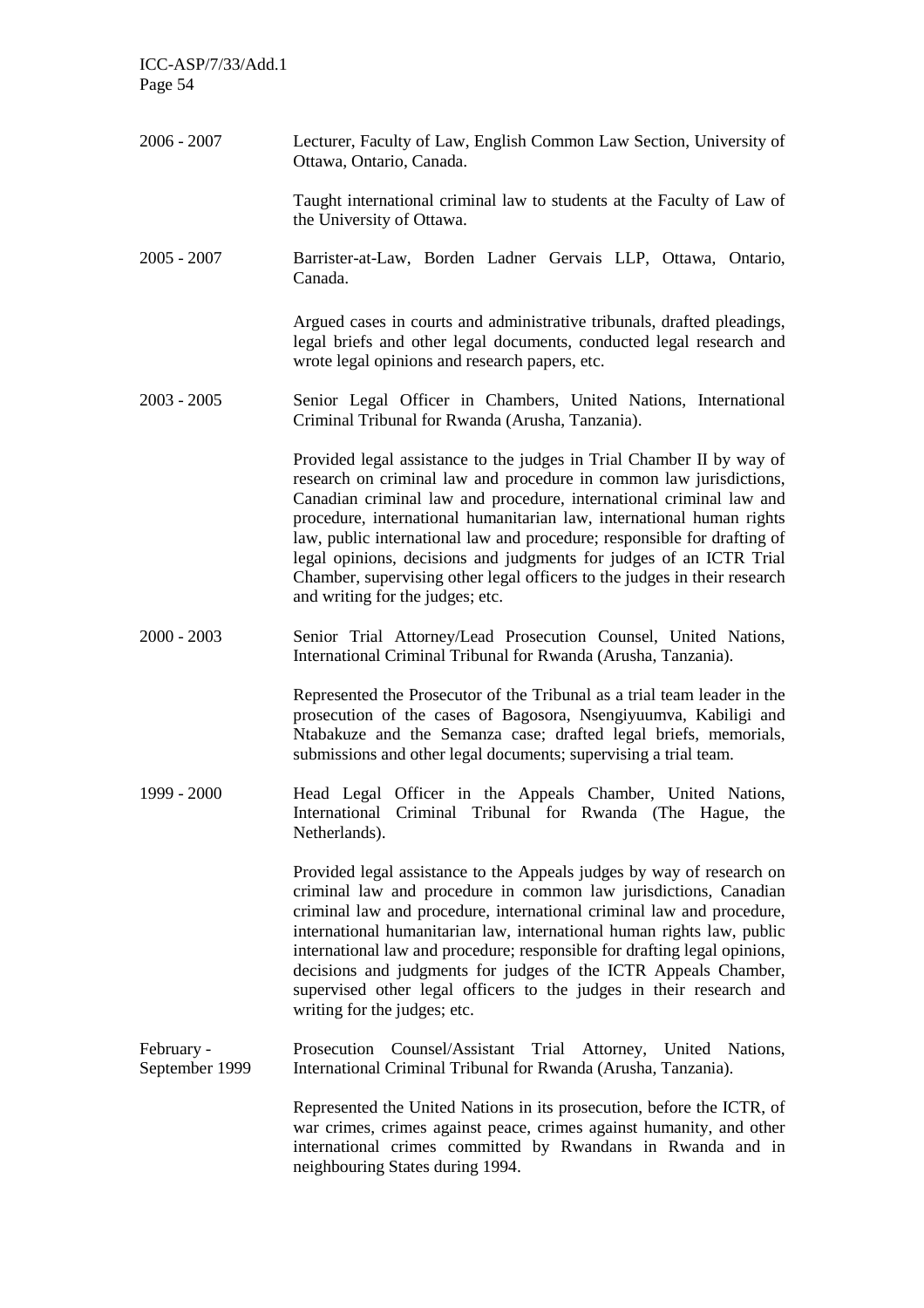2006 - 2007 Lecturer, Faculty of Law, English Common Law Section, University of Ottawa, Ontario, Canada.

Taught international criminal law to students at the Faculty of Law of the University of Ottawa.

2005 - 2007 Barrister-at-Law, Borden Ladner Gervais LLP, Ottawa, Ontario, Canada.

Argued cases in courts and administrative tribunals, drafted pleadings, legal briefs and other legal documents, conducted legal research and wrote legal opinions and research papers, etc.

2003 - 2005 Senior Legal Officer in Chambers, United Nations, International Criminal Tribunal for Rwanda (Arusha, Tanzania).

Provided legal assistance to the judges in Trial Chamber II by way of research on criminal law and procedure in common law jurisdictions, Canadian criminal law and procedure, international criminal law and procedure, international humanitarian law, international human rights law, public international law and procedure; responsible for drafting of legal opinions, decisions and judgments for judges of an ICTR Trial Chamber, supervising other legal officers to the judges in their research and writing for the judges; etc.

2000 - 2003 Senior Trial Attorney/Lead Prosecution Counsel, United Nations, International Criminal Tribunal for Rwanda (Arusha, Tanzania).

Represented the Prosecutor of the Tribunal as a trial team leader in the prosecution of the cases of Bagosora, Nsengiyuumva, Kabiligi and Ntabakuze and the Semanza case; drafted legal briefs, memorials, submissions and other legal documents; supervising a trial team.

1999 - 2000 Head Legal Officer in the Appeals Chamber, United Nations, International Criminal Tribunal for Rwanda (The Hague, the Netherlands).

Provided legal assistance to the Appeals judges by way of research on criminal law and procedure in common law jurisdictions, Canadian criminal law and procedure, international criminal law and procedure, international humanitarian law, international human rights law, public international law and procedure; responsible for drafting legal opinions, decisions and judgments for judges of the ICTR Appeals Chamber, supervised other legal officers to the judges in their research and writing for the judges; etc.

February - September 1999 Prosecution Counsel/Assistant Trial Attorney, United Nations, International Criminal Tribunal for Rwanda (Arusha, Tanzania).

Represented the United Nations in its prosecution, before the ICTR, of war crimes, crimes against peace, crimes against humanity, and other international crimes committed by Rwandans in Rwanda and in neighbouring States during 1994.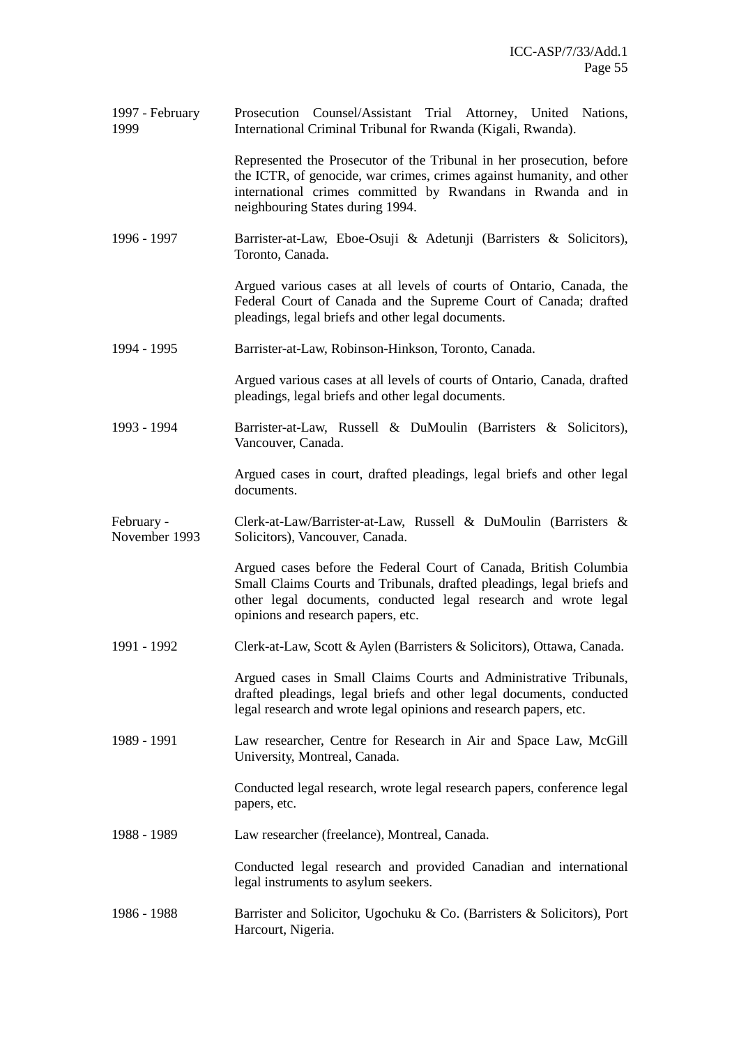| | |
|---|---|
| 1997 - February 1999 | Prosecution Counsel/Assistant Trial Attorney, United Nations, International Criminal Tribunal for Rwanda (Kigali, Rwanda). |
| | Represented the Prosecutor of the Tribunal in her prosecution, before the ICTR, of genocide, war crimes, crimes against humanity, and other international crimes committed by Rwandans in Rwanda and in neighbouring States during 1994. |
| 1996 - 1997 | Barrister-at-Law, Eboe-Osuji & Adetunji (Barristers & Solicitors), Toronto, Canada. |
| | Argued various cases at all levels of courts of Ontario, Canada, the Federal Court of Canada and the Supreme Court of Canada; drafted pleadings, legal briefs and other legal documents. |
| 1994 - 1995 | Barrister-at-Law, Robinson-Hinkson, Toronto, Canada. |
| | Argued various cases at all levels of courts of Ontario, Canada, drafted pleadings, legal briefs and other legal documents. |
| 1993 - 1994 | Barrister-at-Law, Russell & DuMoulin (Barristers & Solicitors), Vancouver, Canada. |
| | Argued cases in court, drafted pleadings, legal briefs and other legal documents. |
| February - November 1993 | Clerk-at-Law/Barrister-at-Law, Russell & DuMoulin (Barristers & Solicitors), Vancouver, Canada. |
| | Argued cases before the Federal Court of Canada, British Columbia Small Claims Courts and Tribunals, drafted pleadings, legal briefs and other legal documents, conducted legal research and wrote legal opinions and research papers, etc. |
| 1991 - 1992 | Clerk-at-Law, Scott & Aylen (Barristers & Solicitors), Ottawa, Canada. |
| | Argued cases in Small Claims Courts and Administrative Tribunals, drafted pleadings, legal briefs and other legal documents, conducted legal research and wrote legal opinions and research papers, etc. |
| 1989 - 1991 | Law researcher, Centre for Research in Air and Space Law, McGill University, Montreal, Canada. |
| | Conducted legal research, wrote legal research papers, conference legal papers, etc. |
| 1988 - 1989 | Law researcher (freelance), Montreal, Canada. |
| | Conducted legal research and provided Canadian and international legal instruments to asylum seekers. |
| 1986 - 1988 | Barrister and Solicitor, Ugochuku & Co. (Barristers & Solicitors), Port Harcourt, Nigeria. |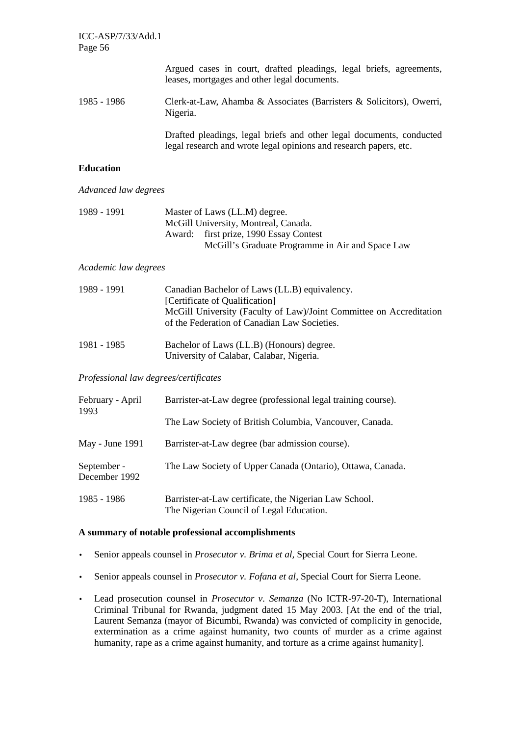Argued cases in court, drafted pleadings, legal briefs, agreements, leases, mortgages and other legal documents.

| | |
|---|---|
| 1985 - 1986 | Clerk-at-Law, Ahamba & Associates (Barristers & Solicitors), Owerri, Nigeria. |
| | Drafted pleadings, legal briefs and other legal documents, conducted legal research and wrote legal opinions and research papers, etc. |

**Education**

*Advanced law degrees*

| | |
|---|---|
| 1989 - 1991 | Master of Laws (LL.M) degree.<br>McGill University, Montreal, Canada.<br>Award: first prize, 1990 Essay Contest<br>McGill's Graduate Programme in Air and Space Law |

*Academic law degrees*

| | |
|---|---|
| 1989 - 1991 | Canadian Bachelor of Laws (LL.B) equivalency.<br>[Certificate of Qualification]<br>McGill University (Faculty of Law)/Joint Committee on Accreditation of the Federation of Canadian Law Societies. |
| 1981 - 1985 | Bachelor of Laws (LL.B) (Honours) degree.<br>University of Calabar, Calabar, Nigeria. |

*Professional law degrees/certificates*

| | |
|---|---|
| February - April 1993 | Barrister-at-Law degree (professional legal training course).<br>The Law Society of British Columbia, Vancouver, Canada. |
| May - June 1991 | Barrister-at-Law degree (bar admission course). |
| September - December 1992 | The Law Society of Upper Canada (Ontario), Ottawa, Canada. |
| 1985 - 1986 | Barrister-at-Law certificate, the Nigerian Law School.<br>The Nigerian Council of Legal Education. |

**A summary of notable professional accomplishments**

- Senior appeals counsel in *Prosecutor v. Brima et al*, Special Court for Sierra Leone.
- Senior appeals counsel in *Prosecutor v. Fofana et al*, Special Court for Sierra Leone.
- Lead prosecution counsel in *Prosecutor v. Semanza* (No ICTR-97-20-T), International Criminal Tribunal for Rwanda, judgment dated 15 May 2003. [At the end of the trial, Laurent Semanza (mayor of Bicumbi, Rwanda) was convicted of complicity in genocide, extermination as a crime against humanity, two counts of murder as a crime against humanity, rape as a crime against humanity, and torture as a crime against humanity].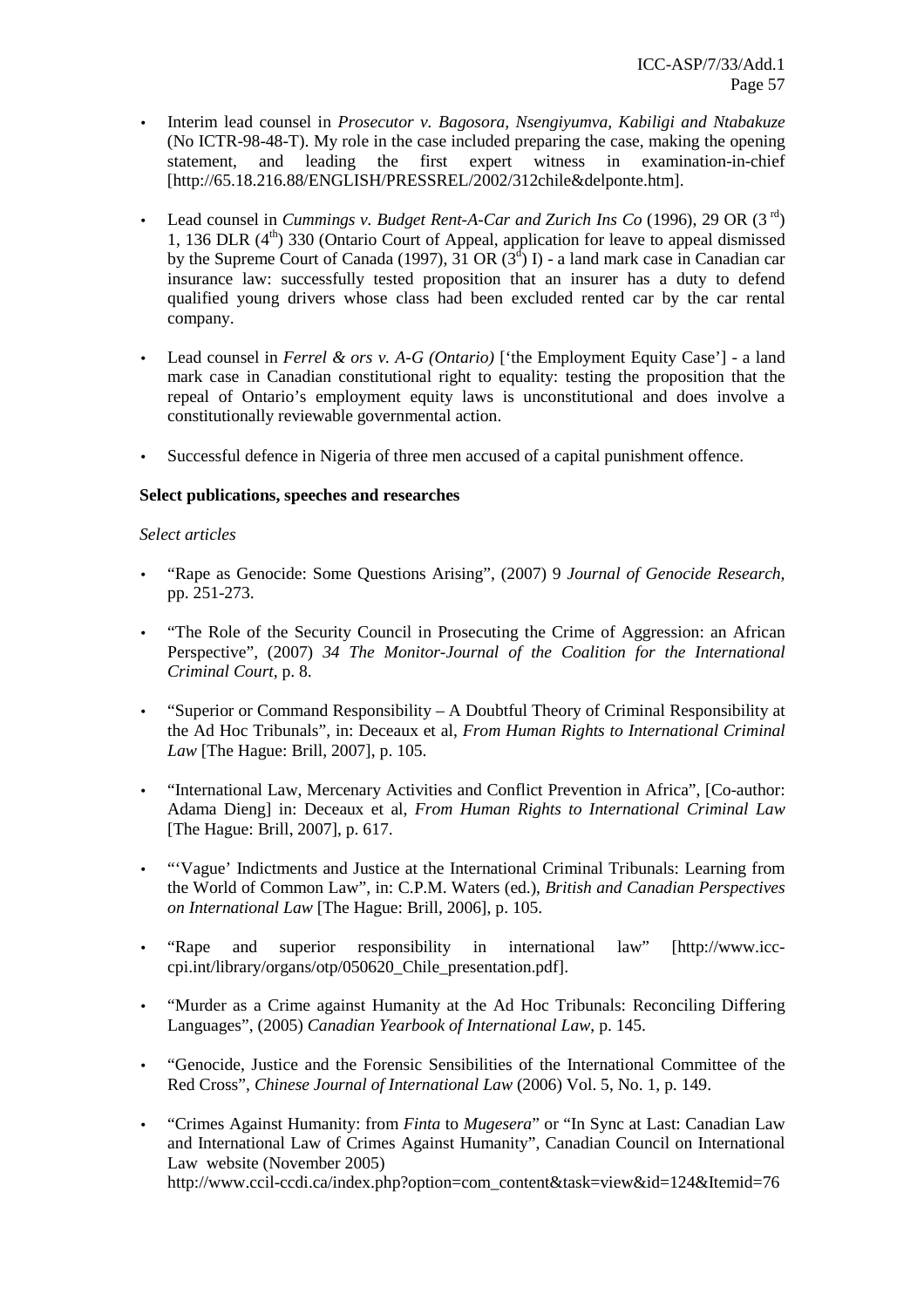- Interim lead counsel in *Prosecutor v. Bagosora, Nsengiyumva, Kabiligi and Ntabakuze* (No ICTR-98-48-T). My role in the case included preparing the case, making the opening statement, and leading the first expert witness in examination-in-chief [http://65.18.216.88/ENGLISH/PRESSREL/2002/312chile&delponte.htm].

- Lead counsel in *Cummings v. Budget Rent-A-Car and Zurich Ins Co* (1996), 29 OR (3 rd) 1, 136 DLR (4th) 330 (Ontario Court of Appeal, application for leave to appeal dismissed by the Supreme Court of Canada (1997), 31 OR (3d) I) - a land mark case in Canadian car insurance law: successfully tested proposition that an insurer has a duty to defend qualified young drivers whose class had been excluded rented car by the car rental company.

- Lead counsel in *Ferrel & ors v. A-G (Ontario)* ['the Employment Equity Case'] - a land mark case in Canadian constitutional right to equality: testing the proposition that the repeal of Ontario's employment equity laws is unconstitutional and does involve a constitutionally reviewable governmental action.

- Successful defence in Nigeria of three men accused of a capital punishment offence.

**Select publications, speeches and researches**

*Select articles*

- "Rape as Genocide: Some Questions Arising", (2007) 9 *Journal of Genocide Research,* pp. 251-273.

- "The Role of the Security Council in Prosecuting the Crime of Aggression: an African Perspective", (2007) *34 The Monitor-Journal of the Coalition for the International Criminal Court*, p. 8.

- "Superior or Command Responsibility – A Doubtful Theory of Criminal Responsibility at the Ad Hoc Tribunals", in: Deceaux et al, *From Human Rights to International Criminal Law* [The Hague: Brill, 2007], p. 105.

- "International Law, Mercenary Activities and Conflict Prevention in Africa", [Co-author: Adama Dieng] in: Deceaux et al, *From Human Rights to International Criminal Law* [The Hague: Brill, 2007], p. 617.

- "'Vague' Indictments and Justice at the International Criminal Tribunals: Learning from the World of Common Law", in: C.P.M. Waters (ed.), *British and Canadian Perspectives on International Law* [The Hague: Brill, 2006], p. 105.

- "Rape and superior responsibility in international law" [http://www.icc-cpi.int/library/organs/otp/050620_Chile_presentation.pdf].

- "Murder as a Crime against Humanity at the Ad Hoc Tribunals: Reconciling Differing Languages", (2005) *Canadian Yearbook of International Law*, p. 145.

- "Genocide, Justice and the Forensic Sensibilities of the International Committee of the Red Cross", *Chinese Journal of International Law* (2006) Vol. 5, No. 1, p. 149.

- "Crimes Against Humanity: from *Finta* to *Mugesera*" or "In Sync at Last: Canadian Law and International Law of Crimes Against Humanity", Canadian Council on International Law website (November 2005) http://www.ccil-ccdi.ca/index.php?option=com_content&task=view&id=124&Itemid=76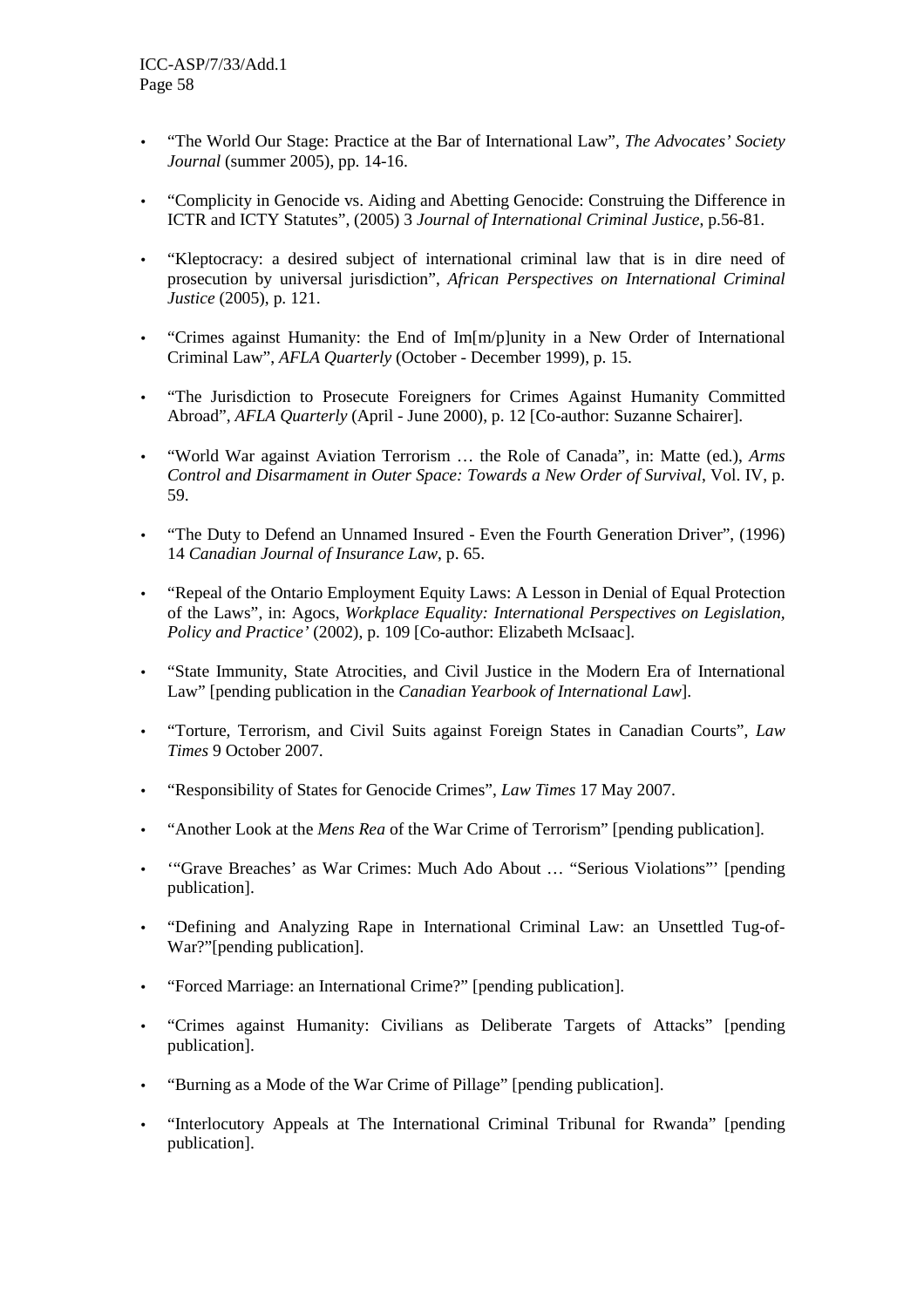- "The World Our Stage: Practice at the Bar of International Law", *The Advocates' Society Journal* (summer 2005), pp. 14-16.

- "Complicity in Genocide vs. Aiding and Abetting Genocide: Construing the Difference in ICTR and ICTY Statutes", (2005) 3 *Journal of International Criminal Justice*, p.56-81.

- "Kleptocracy: a desired subject of international criminal law that is in dire need of prosecution by universal jurisdiction", *African Perspectives on International Criminal Justice* (2005), p. 121.

- "Crimes against Humanity: the End of Im[m/p]unity in a New Order of International Criminal Law", *AFLA Quarterly* (October - December 1999), p. 15.

- "The Jurisdiction to Prosecute Foreigners for Crimes Against Humanity Committed Abroad", *AFLA Quarterly* (April - June 2000), p. 12 [Co-author: Suzanne Schairer].

- "World War against Aviation Terrorism … the Role of Canada", in: Matte (ed.), *Arms Control and Disarmament in Outer Space: Towards a New Order of Survival*, Vol. IV, p. 59.

- "The Duty to Defend an Unnamed Insured - Even the Fourth Generation Driver", (1996) 14 *Canadian Journal of Insurance Law*, p. 65.

- "Repeal of the Ontario Employment Equity Laws: A Lesson in Denial of Equal Protection of the Laws", in: Agocs, *Workplace Equality: International Perspectives on Legislation, Policy and Practice'* (2002), p. 109 [Co-author: Elizabeth McIsaac].

- "State Immunity, State Atrocities, and Civil Justice in the Modern Era of International Law" [pending publication in the *Canadian Yearbook of International Law*].

- "Torture, Terrorism, and Civil Suits against Foreign States in Canadian Courts", *Law Times* 9 October 2007.

- "Responsibility of States for Genocide Crimes", *Law Times* 17 May 2007.

- "Another Look at the *Mens Rea* of the War Crime of Terrorism" [pending publication].

- '"Grave Breaches' as War Crimes: Much Ado About … "Serious Violations"' [pending publication].

- "Defining and Analyzing Rape in International Criminal Law: an Unsettled Tug-of-War?"[pending publication].

- "Forced Marriage: an International Crime?" [pending publication].

- "Crimes against Humanity: Civilians as Deliberate Targets of Attacks" [pending publication].

- "Burning as a Mode of the War Crime of Pillage" [pending publication].

- "Interlocutory Appeals at The International Criminal Tribunal for Rwanda" [pending publication].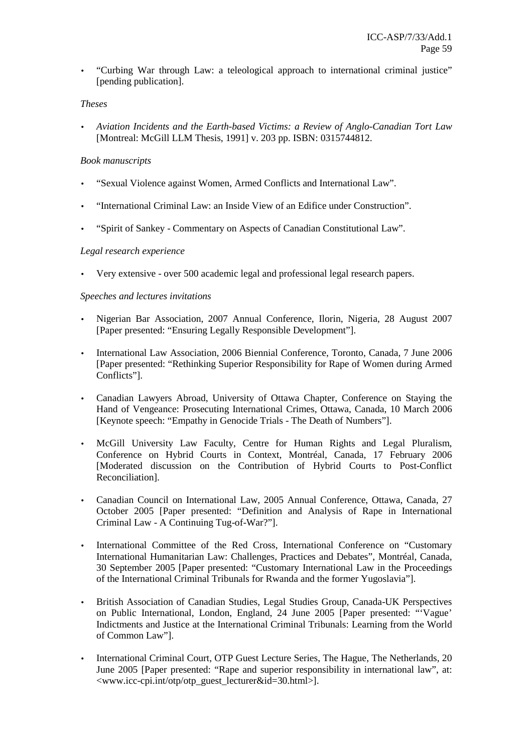- "Curbing War through Law: a teleological approach to international criminal justice" [pending publication].

*Theses*

- *Aviation Incidents and the Earth-based Victims: a Review of Anglo-Canadian Tort Law* [Montreal: McGill LLM Thesis, 1991] v. 203 pp. ISBN: 0315744812.

*Book manuscripts*

- "Sexual Violence against Women, Armed Conflicts and International Law".
- "International Criminal Law: an Inside View of an Edifice under Construction".
- "Spirit of Sankey - Commentary on Aspects of Canadian Constitutional Law".

*Legal research experience*

- Very extensive - over 500 academic legal and professional legal research papers.

*Speeches and lectures invitations*

- Nigerian Bar Association, 2007 Annual Conference, Ilorin, Nigeria, 28 August 2007 [Paper presented: "Ensuring Legally Responsible Development"].
- International Law Association, 2006 Biennial Conference, Toronto, Canada, 7 June 2006 [Paper presented: "Rethinking Superior Responsibility for Rape of Women during Armed Conflicts"].
- Canadian Lawyers Abroad, University of Ottawa Chapter, Conference on Staying the Hand of Vengeance: Prosecuting International Crimes, Ottawa, Canada, 10 March 2006 [Keynote speech: "Empathy in Genocide Trials - The Death of Numbers"].
- McGill University Law Faculty, Centre for Human Rights and Legal Pluralism, Conference on Hybrid Courts in Context, Montréal, Canada, 17 February 2006 [Moderated discussion on the Contribution of Hybrid Courts to Post-Conflict Reconciliation].
- Canadian Council on International Law, 2005 Annual Conference, Ottawa, Canada, 27 October 2005 [Paper presented: "Definition and Analysis of Rape in International Criminal Law - A Continuing Tug-of-War?"].
- International Committee of the Red Cross, International Conference on "Customary International Humanitarian Law: Challenges, Practices and Debates", Montréal, Canada, 30 September 2005 [Paper presented: "Customary International Law in the Proceedings of the International Criminal Tribunals for Rwanda and the former Yugoslavia"].
- British Association of Canadian Studies, Legal Studies Group, Canada-UK Perspectives on Public International, London, England, 24 June 2005 [Paper presented: "'Vague' Indictments and Justice at the International Criminal Tribunals: Learning from the World of Common Law"].
- International Criminal Court, OTP Guest Lecture Series, The Hague, The Netherlands, 20 June 2005 [Paper presented: "Rape and superior responsibility in international law", at: <www.icc-cpi.int/otp/otp_guest_lecturer&id=30.html>].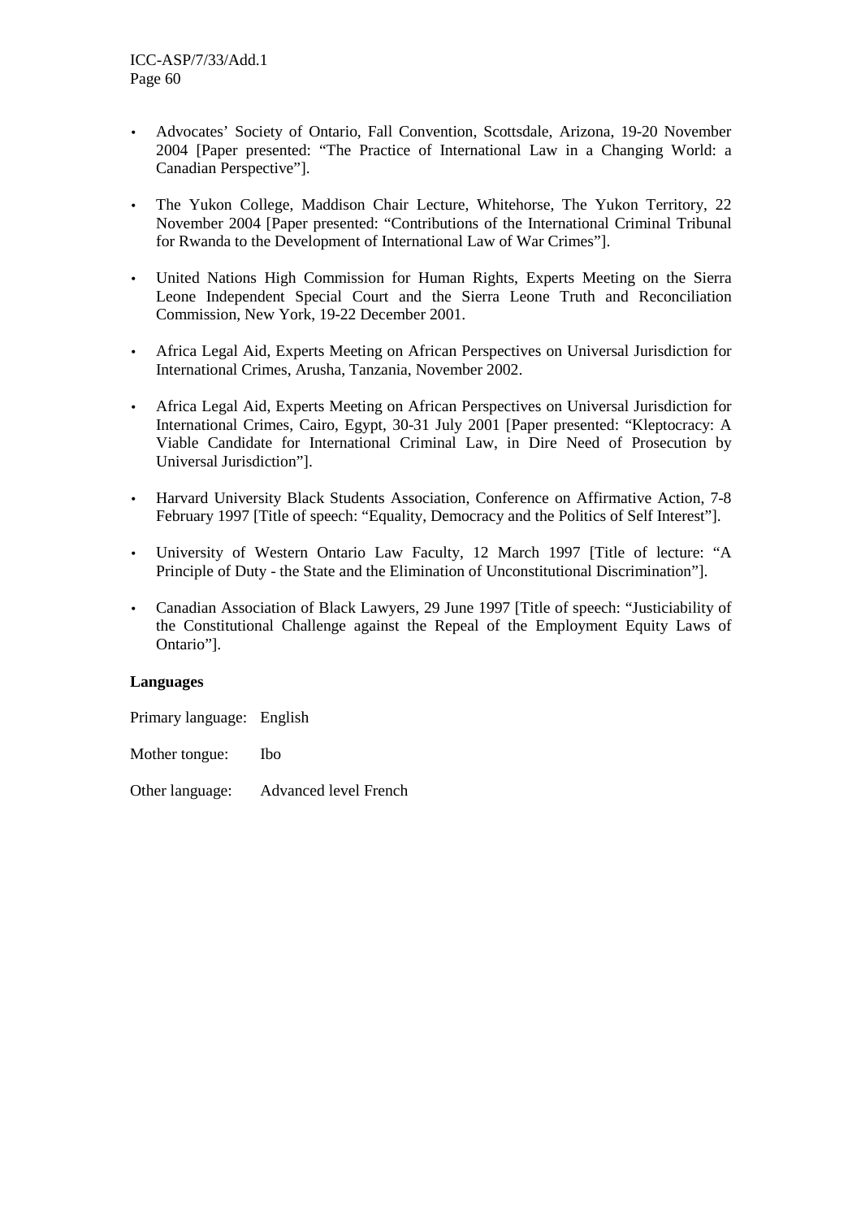- Advocates' Society of Ontario, Fall Convention, Scottsdale, Arizona, 19-20 November 2004 [Paper presented: "The Practice of International Law in a Changing World: a Canadian Perspective"].

- The Yukon College, Maddison Chair Lecture, Whitehorse, The Yukon Territory, 22 November 2004 [Paper presented: "Contributions of the International Criminal Tribunal for Rwanda to the Development of International Law of War Crimes"].

- United Nations High Commission for Human Rights, Experts Meeting on the Sierra Leone Independent Special Court and the Sierra Leone Truth and Reconciliation Commission, New York, 19-22 December 2001.

- Africa Legal Aid, Experts Meeting on African Perspectives on Universal Jurisdiction for International Crimes, Arusha, Tanzania, November 2002.

- Africa Legal Aid, Experts Meeting on African Perspectives on Universal Jurisdiction for International Crimes, Cairo, Egypt, 30-31 July 2001 [Paper presented: "Kleptocracy: A Viable Candidate for International Criminal Law, in Dire Need of Prosecution by Universal Jurisdiction"].

- Harvard University Black Students Association, Conference on Affirmative Action, 7-8 February 1997 [Title of speech: "Equality, Democracy and the Politics of Self Interest"].

- University of Western Ontario Law Faculty, 12 March 1997 [Title of lecture: "A Principle of Duty - the State and the Elimination of Unconstitutional Discrimination"].

- Canadian Association of Black Lawyers, 29 June 1997 [Title of speech: "Justiciability of the Constitutional Challenge against the Repeal of the Employment Equity Laws of Ontario"].

**Languages**

Primary language: English

Mother tongue: Ibo

Other language: Advanced level French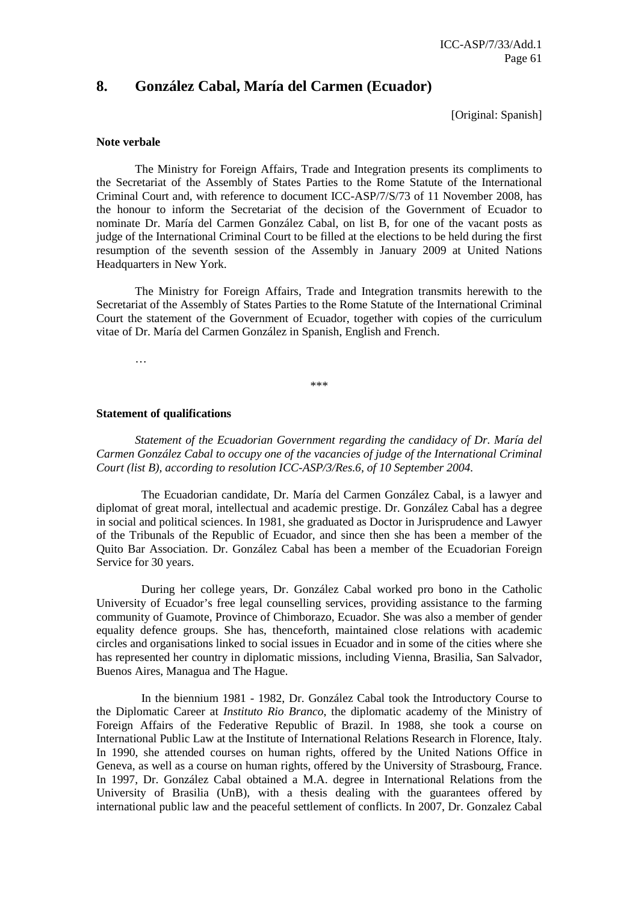## 8. González Cabal, María del Carmen (Ecuador)

[Original: Spanish]

**Note verbale**

The Ministry for Foreign Affairs, Trade and Integration presents its compliments to the Secretariat of the Assembly of States Parties to the Rome Statute of the International Criminal Court and, with reference to document ICC-ASP/7/S/73 of 11 November 2008, has the honour to inform the Secretariat of the decision of the Government of Ecuador to nominate Dr. María del Carmen González Cabal, on list B, for one of the vacant posts as judge of the International Criminal Court to be filled at the elections to be held during the first resumption of the seventh session of the Assembly in January 2009 at United Nations Headquarters in New York.

The Ministry for Foreign Affairs, Trade and Integration transmits herewith to the Secretariat of the Assembly of States Parties to the Rome Statute of the International Criminal Court the statement of the Government of Ecuador, together with copies of the curriculum vitae of Dr. María del Carmen González in Spanish, English and French.

…

\*\*\*

**Statement of qualifications**

*Statement of the Ecuadorian Government regarding the candidacy of Dr. María del Carmen González Cabal to occupy one of the vacancies of judge of the International Criminal Court (list B), according to resolution ICC-ASP/3/Res.6, of 10 September 2004.*

The Ecuadorian candidate, Dr. María del Carmen González Cabal, is a lawyer and diplomat of great moral, intellectual and academic prestige. Dr. González Cabal has a degree in social and political sciences. In 1981, she graduated as Doctor in Jurisprudence and Lawyer of the Tribunals of the Republic of Ecuador, and since then she has been a member of the Quito Bar Association. Dr. González Cabal has been a member of the Ecuadorian Foreign Service for 30 years.

During her college years, Dr. González Cabal worked pro bono in the Catholic University of Ecuador's free legal counselling services, providing assistance to the farming community of Guamote, Province of Chimborazo, Ecuador. She was also a member of gender equality defence groups. She has, thenceforth, maintained close relations with academic circles and organisations linked to social issues in Ecuador and in some of the cities where she has represented her country in diplomatic missions, including Vienna, Brasilia, San Salvador, Buenos Aires, Managua and The Hague.

In the biennium 1981 - 1982, Dr. González Cabal took the Introductory Course to the Diplomatic Career at *Instituto Rio Branco,* the diplomatic academy of the Ministry of Foreign Affairs of the Federative Republic of Brazil. In 1988, she took a course on International Public Law at the Institute of International Relations Research in Florence, Italy. In 1990, she attended courses on human rights, offered by the United Nations Office in Geneva, as well as a course on human rights, offered by the University of Strasbourg, France. In 1997, Dr. González Cabal obtained a M.A. degree in International Relations from the University of Brasilia (UnB), with a thesis dealing with the guarantees offered by international public law and the peaceful settlement of conflicts. In 2007, Dr. Gonzalez Cabal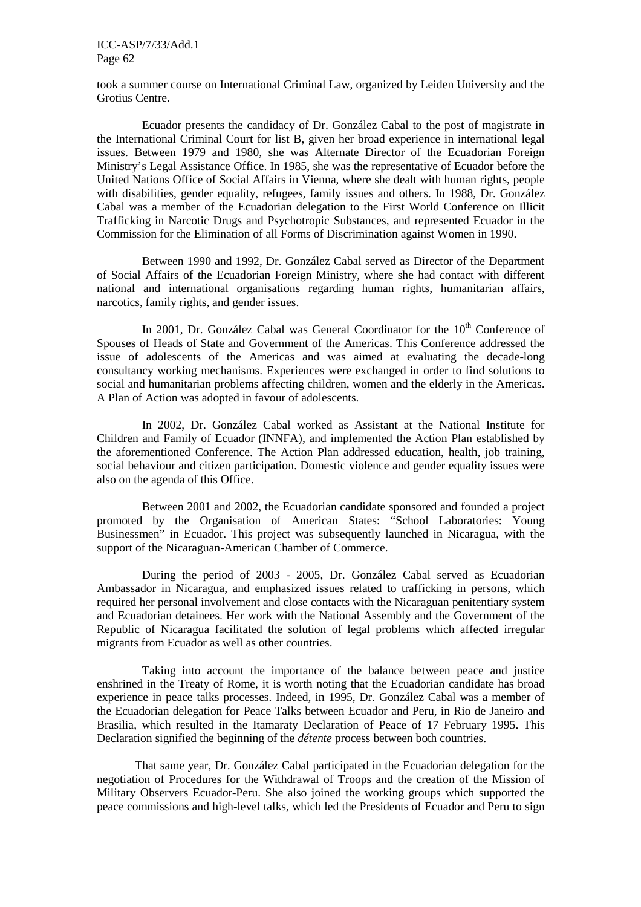took a summer course on International Criminal Law, organized by Leiden University and the Grotius Centre.

Ecuador presents the candidacy of Dr. González Cabal to the post of magistrate in the International Criminal Court for list B, given her broad experience in international legal issues. Between 1979 and 1980, she was Alternate Director of the Ecuadorian Foreign Ministry's Legal Assistance Office. In 1985, she was the representative of Ecuador before the United Nations Office of Social Affairs in Vienna, where she dealt with human rights, people with disabilities, gender equality, refugees, family issues and others. In 1988, Dr. González Cabal was a member of the Ecuadorian delegation to the First World Conference on Illicit Trafficking in Narcotic Drugs and Psychotropic Substances, and represented Ecuador in the Commission for the Elimination of all Forms of Discrimination against Women in 1990.

Between 1990 and 1992, Dr. González Cabal served as Director of the Department of Social Affairs of the Ecuadorian Foreign Ministry, where she had contact with different national and international organisations regarding human rights, humanitarian affairs, narcotics, family rights, and gender issues.

In 2001, Dr. González Cabal was General Coordinator for the 10th Conference of Spouses of Heads of State and Government of the Americas. This Conference addressed the issue of adolescents of the Americas and was aimed at evaluating the decade-long consultancy working mechanisms. Experiences were exchanged in order to find solutions to social and humanitarian problems affecting children, women and the elderly in the Americas. A Plan of Action was adopted in favour of adolescents.

In 2002, Dr. González Cabal worked as Assistant at the National Institute for Children and Family of Ecuador (INNFA), and implemented the Action Plan established by the aforementioned Conference. The Action Plan addressed education, health, job training, social behaviour and citizen participation. Domestic violence and gender equality issues were also on the agenda of this Office.

Between 2001 and 2002, the Ecuadorian candidate sponsored and founded a project promoted by the Organisation of American States: "School Laboratories: Young Businessmen" in Ecuador. This project was subsequently launched in Nicaragua, with the support of the Nicaraguan-American Chamber of Commerce.

During the period of 2003 - 2005, Dr. González Cabal served as Ecuadorian Ambassador in Nicaragua, and emphasized issues related to trafficking in persons, which required her personal involvement and close contacts with the Nicaraguan penitentiary system and Ecuadorian detainees. Her work with the National Assembly and the Government of the Republic of Nicaragua facilitated the solution of legal problems which affected irregular migrants from Ecuador as well as other countries.

Taking into account the importance of the balance between peace and justice enshrined in the Treaty of Rome, it is worth noting that the Ecuadorian candidate has broad experience in peace talks processes. Indeed, in 1995, Dr. González Cabal was a member of the Ecuadorian delegation for Peace Talks between Ecuador and Peru, in Rio de Janeiro and Brasilia, which resulted in the Itamaraty Declaration of Peace of 17 February 1995. This Declaration signified the beginning of the *détente* process between both countries.

That same year, Dr. González Cabal participated in the Ecuadorian delegation for the negotiation of Procedures for the Withdrawal of Troops and the creation of the Mission of Military Observers Ecuador-Peru. She also joined the working groups which supported the peace commissions and high-level talks, which led the Presidents of Ecuador and Peru to sign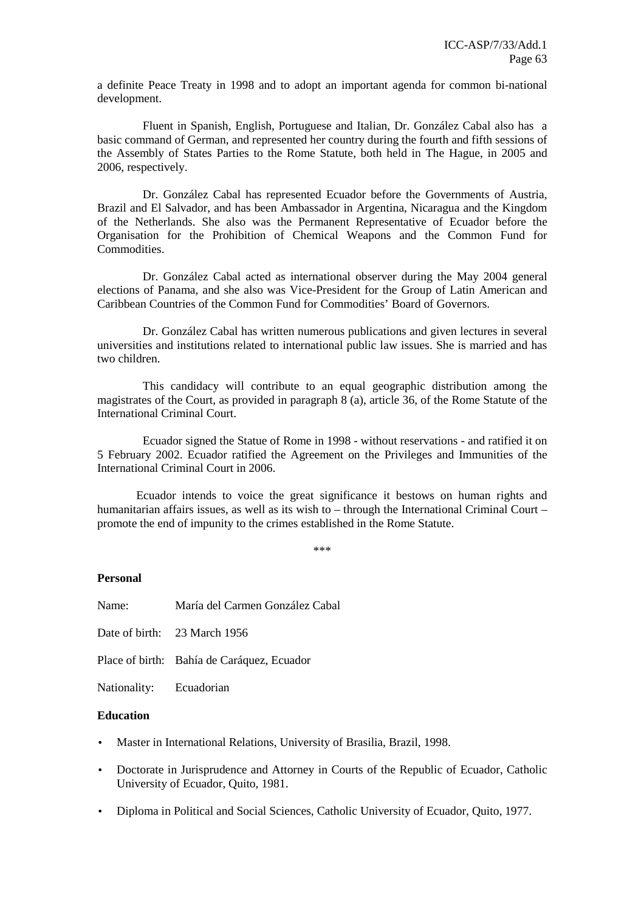a definite Peace Treaty in 1998 and to adopt an important agenda for common bi-national development.

Fluent in Spanish, English, Portuguese and Italian, Dr. González Cabal also has a basic command of German, and represented her country during the fourth and fifth sessions of the Assembly of States Parties to the Rome Statute, both held in The Hague, in 2005 and 2006, respectively.

Dr. González Cabal has represented Ecuador before the Governments of Austria, Brazil and El Salvador, and has been Ambassador in Argentina, Nicaragua and the Kingdom of the Netherlands. She also was the Permanent Representative of Ecuador before the Organisation for the Prohibition of Chemical Weapons and the Common Fund for Commodities.

Dr. González Cabal acted as international observer during the May 2004 general elections of Panama, and she also was Vice-President for the Group of Latin American and Caribbean Countries of the Common Fund for Commodities' Board of Governors.

Dr. González Cabal has written numerous publications and given lectures in several universities and institutions related to international public law issues. She is married and has two children.

This candidacy will contribute to an equal geographic distribution among the magistrates of the Court, as provided in paragraph 8 (a), article 36, of the Rome Statute of the International Criminal Court.

Ecuador signed the Statue of Rome in 1998 - without reservations - and ratified it on 5 February 2002. Ecuador ratified the Agreement on the Privileges and Immunities of the International Criminal Court in 2006.

Ecuador intends to voice the great significance it bestows on human rights and humanitarian affairs issues, as well as its wish to – through the International Criminal Court – promote the end of impunity to the crimes established in the Rome Statute.

***

**Personal**

Name: María del Carmen González Cabal

Date of birth: 23 March 1956

Place of birth: Bahía de Caráquez, Ecuador

Nationality: Ecuadorian

**Education**

- Master in International Relations, University of Brasilia, Brazil, 1998.
- Doctorate in Jurisprudence and Attorney in Courts of the Republic of Ecuador, Catholic University of Ecuador, Quito, 1981.
- Diploma in Political and Social Sciences, Catholic University of Ecuador, Quito, 1977.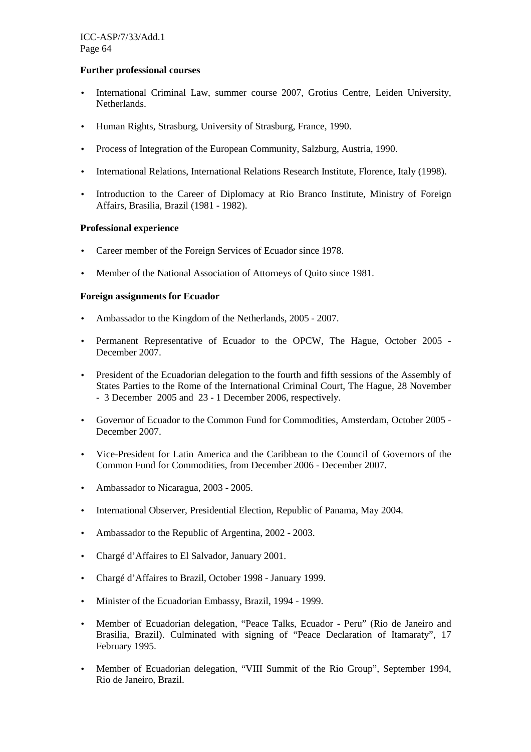**Further professional courses**

- International Criminal Law, summer course 2007, Grotius Centre, Leiden University, Netherlands.
- Human Rights, Strasburg, University of Strasburg, France, 1990.
- Process of Integration of the European Community, Salzburg, Austria, 1990.
- International Relations, International Relations Research Institute, Florence, Italy (1998).
- Introduction to the Career of Diplomacy at Rio Branco Institute, Ministry of Foreign Affairs, Brasilia, Brazil (1981 - 1982).

**Professional experience**

- Career member of the Foreign Services of Ecuador since 1978.
- Member of the National Association of Attorneys of Quito since 1981.

**Foreign assignments for Ecuador**

- Ambassador to the Kingdom of the Netherlands, 2005 - 2007.
- Permanent Representative of Ecuador to the OPCW, The Hague, October 2005 - December 2007.
- President of the Ecuadorian delegation to the fourth and fifth sessions of the Assembly of States Parties to the Rome of the International Criminal Court, The Hague, 28 November - 3 December 2005 and 23 - 1 December 2006, respectively.
- Governor of Ecuador to the Common Fund for Commodities, Amsterdam, October 2005 - December 2007.
- Vice-President for Latin America and the Caribbean to the Council of Governors of the Common Fund for Commodities, from December 2006 - December 2007.
- Ambassador to Nicaragua, 2003 - 2005.
- International Observer, Presidential Election, Republic of Panama, May 2004.
- Ambassador to the Republic of Argentina, 2002 - 2003.
- Chargé d'Affaires to El Salvador, January 2001.
- Chargé d'Affaires to Brazil, October 1998 - January 1999.
- Minister of the Ecuadorian Embassy, Brazil, 1994 - 1999.
- Member of Ecuadorian delegation, "Peace Talks, Ecuador - Peru" (Rio de Janeiro and Brasilia, Brazil). Culminated with signing of "Peace Declaration of Itamaraty", 17 February 1995.
- Member of Ecuadorian delegation, "VIII Summit of the Rio Group", September 1994, Rio de Janeiro, Brazil.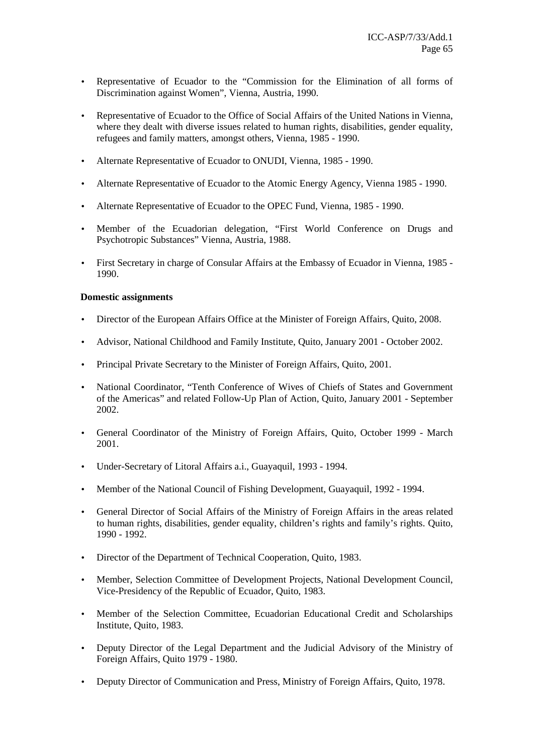- Representative of Ecuador to the "Commission for the Elimination of all forms of Discrimination against Women", Vienna, Austria, 1990.
- Representative of Ecuador to the Office of Social Affairs of the United Nations in Vienna, where they dealt with diverse issues related to human rights, disabilities, gender equality, refugees and family matters, amongst others, Vienna, 1985 - 1990.
- Alternate Representative of Ecuador to ONUDI, Vienna, 1985 - 1990.
- Alternate Representative of Ecuador to the Atomic Energy Agency, Vienna 1985 - 1990.
- Alternate Representative of Ecuador to the OPEC Fund, Vienna, 1985 - 1990.
- Member of the Ecuadorian delegation, "First World Conference on Drugs and Psychotropic Substances" Vienna, Austria, 1988.
- First Secretary in charge of Consular Affairs at the Embassy of Ecuador in Vienna, 1985 - 1990.

**Domestic assignments**

- Director of the European Affairs Office at the Minister of Foreign Affairs, Quito, 2008.
- Advisor, National Childhood and Family Institute, Quito, January 2001 - October 2002.
- Principal Private Secretary to the Minister of Foreign Affairs, Quito, 2001.
- National Coordinator, "Tenth Conference of Wives of Chiefs of States and Government of the Americas" and related Follow-Up Plan of Action, Quito, January 2001 - September 2002.
- General Coordinator of the Ministry of Foreign Affairs, Quito, October 1999 - March 2001.
- Under-Secretary of Litoral Affairs a.i., Guayaquil, 1993 - 1994.
- Member of the National Council of Fishing Development, Guayaquil, 1992 - 1994.
- General Director of Social Affairs of the Ministry of Foreign Affairs in the areas related to human rights, disabilities, gender equality, children's rights and family's rights. Quito, 1990 - 1992.
- Director of the Department of Technical Cooperation, Quito, 1983.
- Member, Selection Committee of Development Projects, National Development Council, Vice-Presidency of the Republic of Ecuador, Quito, 1983.
- Member of the Selection Committee, Ecuadorian Educational Credit and Scholarships Institute, Quito, 1983.
- Deputy Director of the Legal Department and the Judicial Advisory of the Ministry of Foreign Affairs, Quito 1979 - 1980.
- Deputy Director of Communication and Press, Ministry of Foreign Affairs, Quito, 1978.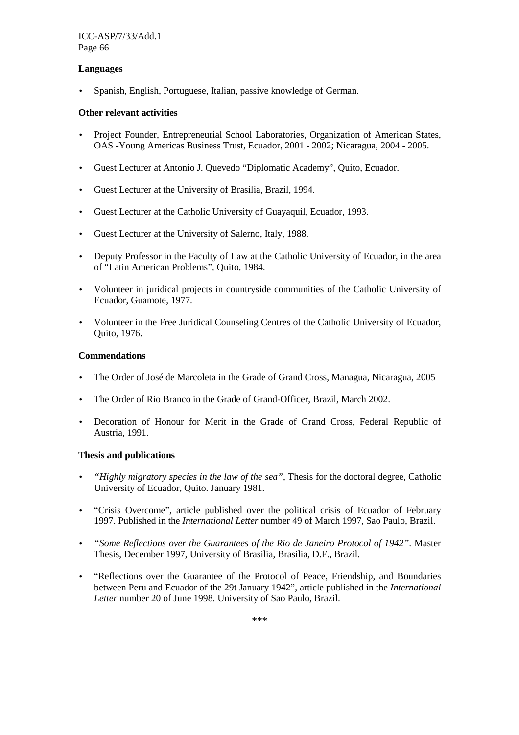**Languages**

- Spanish, English, Portuguese, Italian, passive knowledge of German.

**Other relevant activities**

- Project Founder, Entrepreneurial School Laboratories, Organization of American States, OAS -Young Americas Business Trust, Ecuador, 2001 - 2002; Nicaragua, 2004 - 2005.
- Guest Lecturer at Antonio J. Quevedo "Diplomatic Academy", Quito, Ecuador.
- Guest Lecturer at the University of Brasilia, Brazil, 1994.
- Guest Lecturer at the Catholic University of Guayaquil, Ecuador, 1993.
- Guest Lecturer at the University of Salerno, Italy, 1988.
- Deputy Professor in the Faculty of Law at the Catholic University of Ecuador, in the area of "Latin American Problems", Quito, 1984.
- Volunteer in juridical projects in countryside communities of the Catholic University of Ecuador, Guamote, 1977.
- Volunteer in the Free Juridical Counseling Centres of the Catholic University of Ecuador, Quito, 1976.

**Commendations**

- The Order of José de Marcoleta in the Grade of Grand Cross, Managua, Nicaragua, 2005
- The Order of Rio Branco in the Grade of Grand-Officer, Brazil, March 2002.
- Decoration of Honour for Merit in the Grade of Grand Cross, Federal Republic of Austria, 1991.

**Thesis and publications**

- *"Highly migratory species in the law of the sea"*, Thesis for the doctoral degree, Catholic University of Ecuador, Quito. January 1981.
- "Crisis Overcome", article published over the political crisis of Ecuador of February 1997. Published in the *International Letter* number 49 of March 1997, Sao Paulo, Brazil.
- *"Some Reflections over the Guarantees of the Rio de Janeiro Protocol of 1942"*. Master Thesis, December 1997, University of Brasilia, Brasilia, D.F., Brazil.
- "Reflections over the Guarantee of the Protocol of Peace, Friendship, and Boundaries between Peru and Ecuador of the 29t January 1942", article published in the *International Letter* number 20 of June 1998. University of Sao Paulo, Brazil.

\*\*\*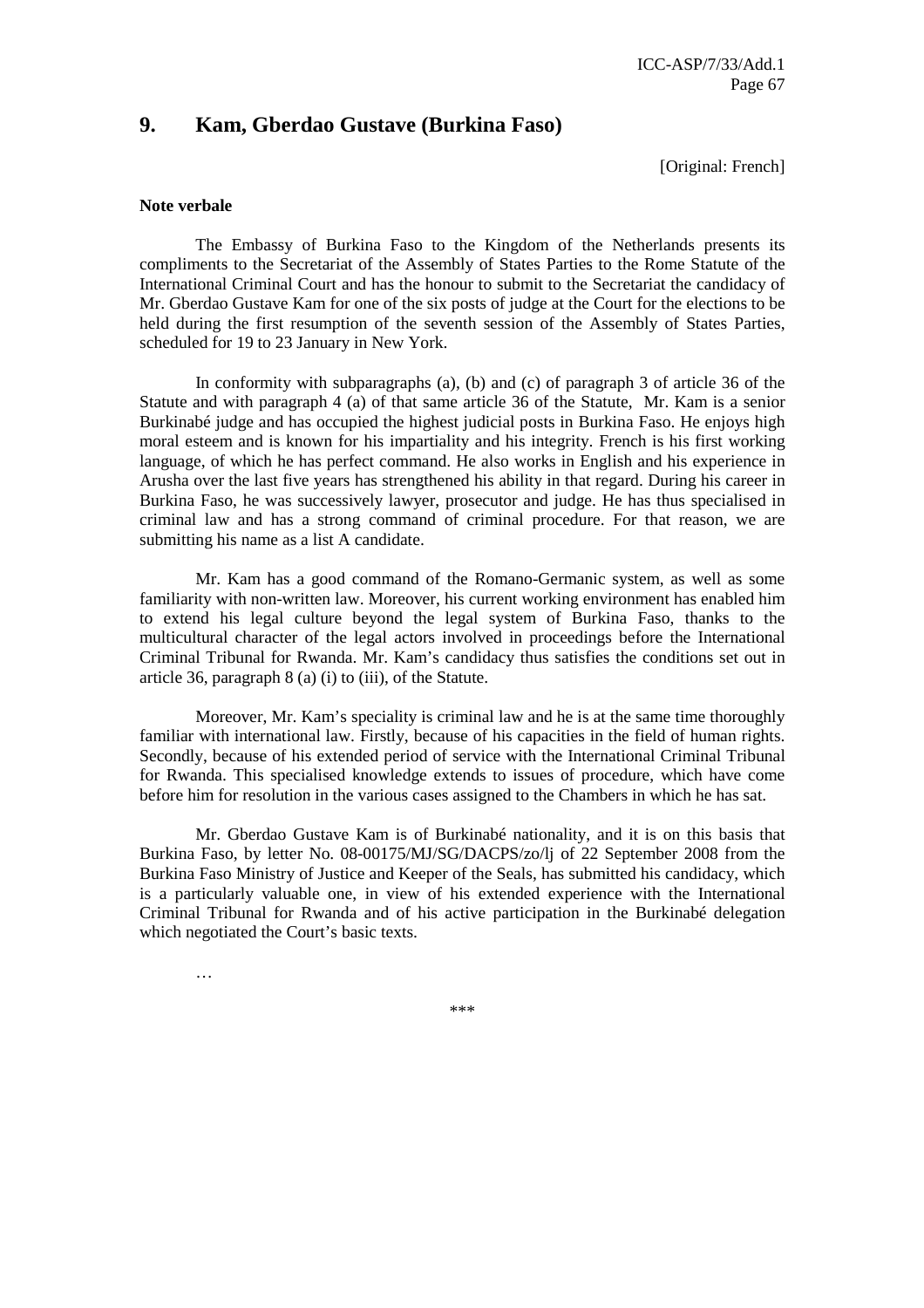## 9. Kam, Gberdao Gustave (Burkina Faso)

[Original: French]

**Note verbale**

The Embassy of Burkina Faso to the Kingdom of the Netherlands presents its compliments to the Secretariat of the Assembly of States Parties to the Rome Statute of the International Criminal Court and has the honour to submit to the Secretariat the candidacy of Mr. Gberdao Gustave Kam for one of the six posts of judge at the Court for the elections to be held during the first resumption of the seventh session of the Assembly of States Parties, scheduled for 19 to 23 January in New York.

In conformity with subparagraphs (a), (b) and (c) of paragraph 3 of article 36 of the Statute and with paragraph 4 (a) of that same article 36 of the Statute, Mr. Kam is a senior Burkinabé judge and has occupied the highest judicial posts in Burkina Faso. He enjoys high moral esteem and is known for his impartiality and his integrity. French is his first working language, of which he has perfect command. He also works in English and his experience in Arusha over the last five years has strengthened his ability in that regard. During his career in Burkina Faso, he was successively lawyer, prosecutor and judge. He has thus specialised in criminal law and has a strong command of criminal procedure. For that reason, we are submitting his name as a list A candidate.

Mr. Kam has a good command of the Romano-Germanic system, as well as some familiarity with non-written law. Moreover, his current working environment has enabled him to extend his legal culture beyond the legal system of Burkina Faso, thanks to the multicultural character of the legal actors involved in proceedings before the International Criminal Tribunal for Rwanda. Mr. Kam's candidacy thus satisfies the conditions set out in article 36, paragraph 8 (a) (i) to (iii), of the Statute.

Moreover, Mr. Kam's speciality is criminal law and he is at the same time thoroughly familiar with international law. Firstly, because of his capacities in the field of human rights. Secondly, because of his extended period of service with the International Criminal Tribunal for Rwanda. This specialised knowledge extends to issues of procedure, which have come before him for resolution in the various cases assigned to the Chambers in which he has sat.

Mr. Gberdao Gustave Kam is of Burkinabé nationality, and it is on this basis that Burkina Faso, by letter No. 08-00175/MJ/SG/DACPS/zo/lj of 22 September 2008 from the Burkina Faso Ministry of Justice and Keeper of the Seals, has submitted his candidacy, which is a particularly valuable one, in view of his extended experience with the International Criminal Tribunal for Rwanda and of his active participation in the Burkinabé delegation which negotiated the Court's basic texts.

…

***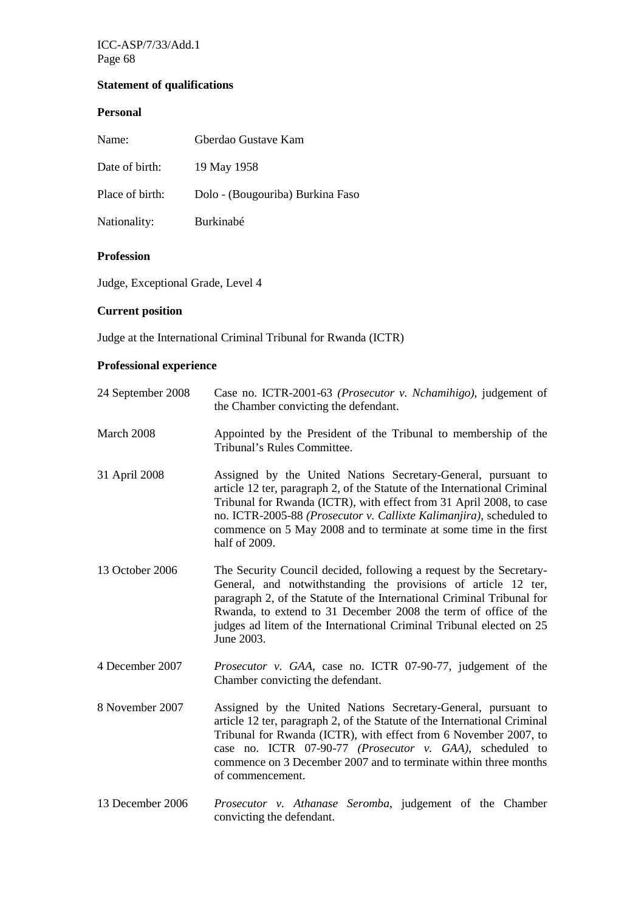**Statement of qualifications**

**Personal**

| | |
|---|---|
| Name: | Gberdao Gustave Kam |
| Date of birth: | 19 May 1958 |
| Place of birth: | Dolo - (Bougouriba) Burkina Faso |
| Nationality: | Burkinabé |

**Profession**

Judge, Exceptional Grade, Level 4

**Current position**

Judge at the International Criminal Tribunal for Rwanda (ICTR)

**Professional experience**

| | |
|---|---|
| 24 September 2008 | Case no. ICTR-2001-63 *(Prosecutor v. Nchamihigo)*, judgement of the Chamber convicting the defendant. |
| March 2008 | Appointed by the President of the Tribunal to membership of the Tribunal's Rules Committee. |
| 31 April 2008 | Assigned by the United Nations Secretary-General, pursuant to article 12 ter, paragraph 2, of the Statute of the International Criminal Tribunal for Rwanda (ICTR), with effect from 31 April 2008, to case no. ICTR-2005-88 *(Prosecutor v. Callixte Kalimanjira)*, scheduled to commence on 5 May 2008 and to terminate at some time in the first half of 2009. |
| 13 October 2006 | The Security Council decided, following a request by the Secretary-General, and notwithstanding the provisions of article 12 ter, paragraph 2, of the Statute of the International Criminal Tribunal for Rwanda, to extend to 31 December 2008 the term of office of the judges ad litem of the International Criminal Tribunal elected on 25 June 2003. |
| 4 December 2007 | *Prosecutor v. GAA*, case no. ICTR 07-90-77, judgement of the Chamber convicting the defendant. |
| 8 November 2007 | Assigned by the United Nations Secretary-General, pursuant to article 12 ter, paragraph 2, of the Statute of the International Criminal Tribunal for Rwanda (ICTR), with effect from 6 November 2007, to case no. ICTR 07-90-77 *(Prosecutor v. GAA)*, scheduled to commence on 3 December 2007 and to terminate within three months of commencement. |
| 13 December 2006 | *Prosecutor v. Athanase Seromba*, judgement of the Chamber convicting the defendant. |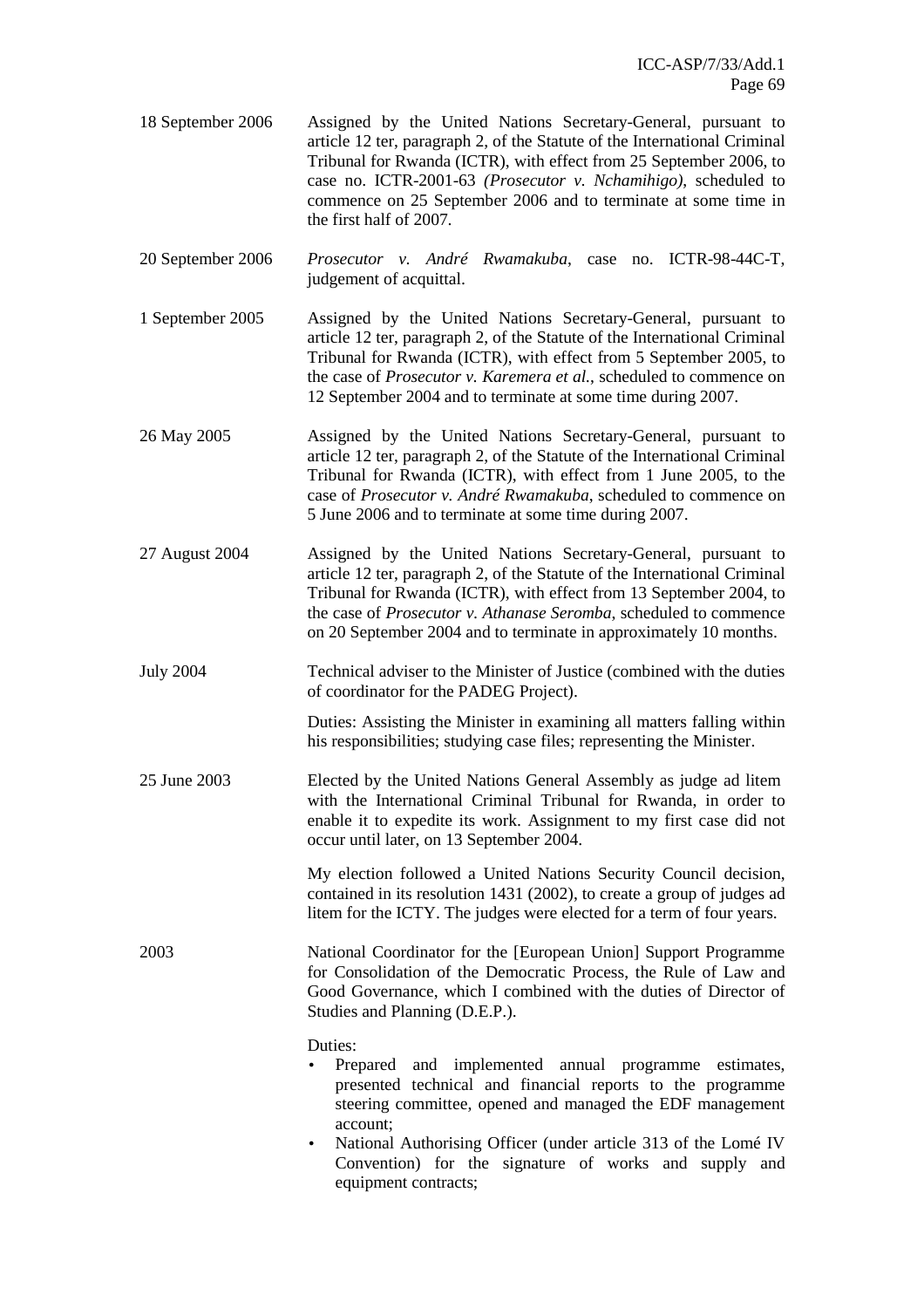18 September 2006 — Assigned by the United Nations Secretary-General, pursuant to article 12 ter, paragraph 2, of the Statute of the International Criminal Tribunal for Rwanda (ICTR), with effect from 25 September 2006, to case no. ICTR-2001-63 *(Prosecutor v. Nchamihigo)*, scheduled to commence on 25 September 2006 and to terminate at some time in the first half of 2007.

20 September 2006 — *Prosecutor v. André Rwamakuba*, case no. ICTR-98-44C-T, judgement of acquittal.

1 September 2005 — Assigned by the United Nations Secretary-General, pursuant to article 12 ter, paragraph 2, of the Statute of the International Criminal Tribunal for Rwanda (ICTR), with effect from 5 September 2005, to the case of *Prosecutor v. Karemera et al.*, scheduled to commence on 12 September 2004 and to terminate at some time during 2007.

26 May 2005 — Assigned by the United Nations Secretary-General, pursuant to article 12 ter, paragraph 2, of the Statute of the International Criminal Tribunal for Rwanda (ICTR), with effect from 1 June 2005, to the case of *Prosecutor v. André Rwamakuba*, scheduled to commence on 5 June 2006 and to terminate at some time during 2007.

27 August 2004 — Assigned by the United Nations Secretary-General, pursuant to article 12 ter, paragraph 2, of the Statute of the International Criminal Tribunal for Rwanda (ICTR), with effect from 13 September 2004, to the case of *Prosecutor v. Athanase Seromba*, scheduled to commence on 20 September 2004 and to terminate in approximately 10 months.

July 2004 — Technical adviser to the Minister of Justice (combined with the duties of coordinator for the PADEG Project).

Duties: Assisting the Minister in examining all matters falling within his responsibilities; studying case files; representing the Minister.

25 June 2003 — Elected by the United Nations General Assembly as judge ad litem with the International Criminal Tribunal for Rwanda, in order to enable it to expedite its work. Assignment to my first case did not occur until later, on 13 September 2004.

My election followed a United Nations Security Council decision, contained in its resolution 1431 (2002), to create a group of judges ad litem for the ICTY. The judges were elected for a term of four years.

2003 — National Coordinator for the [European Union] Support Programme for Consolidation of the Democratic Process, the Rule of Law and Good Governance, which I combined with the duties of Director of Studies and Planning (D.E.P.).

Duties:

- Prepared and implemented annual programme estimates, presented technical and financial reports to the programme steering committee, opened and managed the EDF management account;
- National Authorising Officer (under article 313 of the Lomé IV Convention) for the signature of works and supply and equipment contracts;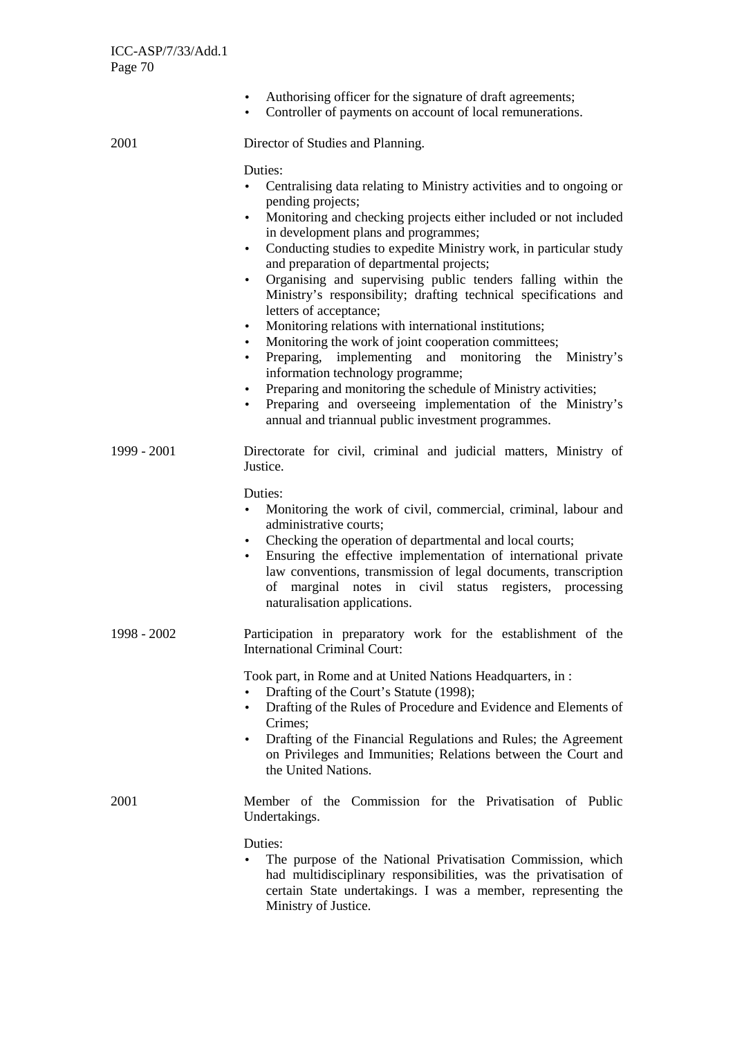- Authorising officer for the signature of draft agreements;
- Controller of payments on account of local remunerations.

2001 Director of Studies and Planning.

Duties:

- Centralising data relating to Ministry activities and to ongoing or pending projects;
- Monitoring and checking projects either included or not included in development plans and programmes;
- Conducting studies to expedite Ministry work, in particular study and preparation of departmental projects;
- Organising and supervising public tenders falling within the Ministry's responsibility; drafting technical specifications and letters of acceptance;
- Monitoring relations with international institutions;
- Monitoring the work of joint cooperation committees;
- Preparing, implementing and monitoring the Ministry's information technology programme;
- Preparing and monitoring the schedule of Ministry activities;
- Preparing and overseeing implementation of the Ministry's annual and triannual public investment programmes.

1999 - 2001 Directorate for civil, criminal and judicial matters, Ministry of Justice.

Duties:

- Monitoring the work of civil, commercial, criminal, labour and administrative courts;
- Checking the operation of departmental and local courts;
- Ensuring the effective implementation of international private law conventions, transmission of legal documents, transcription of marginal notes in civil status registers, processing naturalisation applications.

1998 - 2002 Participation in preparatory work for the establishment of the International Criminal Court:

Took part, in Rome and at United Nations Headquarters, in :

- Drafting of the Court's Statute (1998);
- Drafting of the Rules of Procedure and Evidence and Elements of Crimes;
- Drafting of the Financial Regulations and Rules; the Agreement on Privileges and Immunities; Relations between the Court and the United Nations.

2001 Member of the Commission for the Privatisation of Public Undertakings.

Duties:

- The purpose of the National Privatisation Commission, which had multidisciplinary responsibilities, was the privatisation of certain State undertakings. I was a member, representing the Ministry of Justice.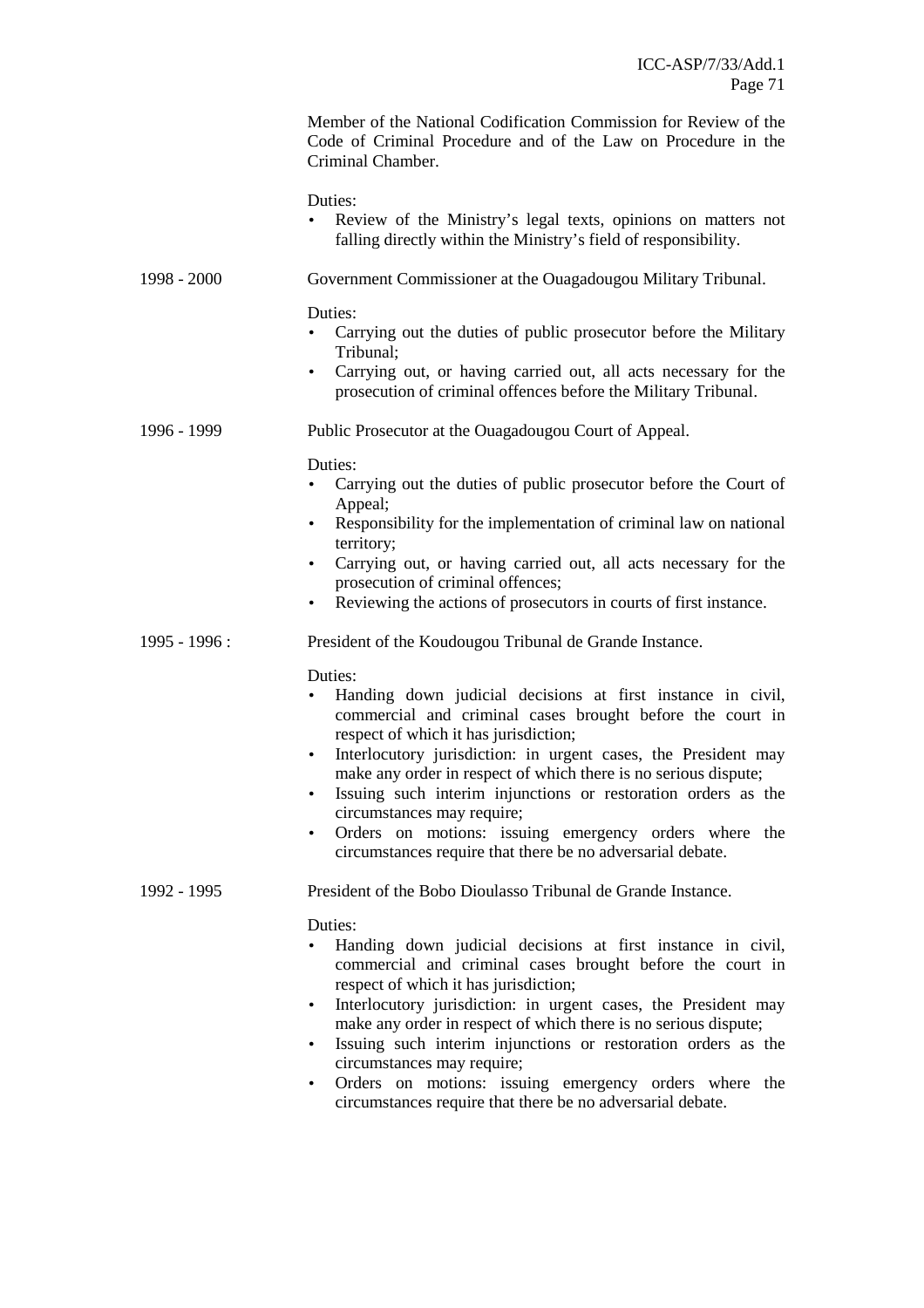Member of the National Codification Commission for Review of the Code of Criminal Procedure and of the Law on Procedure in the Criminal Chamber.

Duties:

- Review of the Ministry's legal texts, opinions on matters not falling directly within the Ministry's field of responsibility.

1998 - 2000 Government Commissioner at the Ouagadougou Military Tribunal.

Duties:

- Carrying out the duties of public prosecutor before the Military Tribunal;
- Carrying out, or having carried out, all acts necessary for the prosecution of criminal offences before the Military Tribunal.

1996 - 1999 Public Prosecutor at the Ouagadougou Court of Appeal.

Duties:

- Carrying out the duties of public prosecutor before the Court of Appeal;
- Responsibility for the implementation of criminal law on national territory;
- Carrying out, or having carried out, all acts necessary for the prosecution of criminal offences;
- Reviewing the actions of prosecutors in courts of first instance.

1995 - 1996 : President of the Koudougou Tribunal de Grande Instance.

Duties:

- Handing down judicial decisions at first instance in civil, commercial and criminal cases brought before the court in respect of which it has jurisdiction;
- Interlocutory jurisdiction: in urgent cases, the President may make any order in respect of which there is no serious dispute;
- Issuing such interim injunctions or restoration orders as the circumstances may require;
- Orders on motions: issuing emergency orders where the circumstances require that there be no adversarial debate.

1992 - 1995 President of the Bobo Dioulasso Tribunal de Grande Instance.

Duties:

- Handing down judicial decisions at first instance in civil, commercial and criminal cases brought before the court in respect of which it has jurisdiction;
- Interlocutory jurisdiction: in urgent cases, the President may make any order in respect of which there is no serious dispute;
- Issuing such interim injunctions or restoration orders as the circumstances may require;
- Orders on motions: issuing emergency orders where the circumstances require that there be no adversarial debate.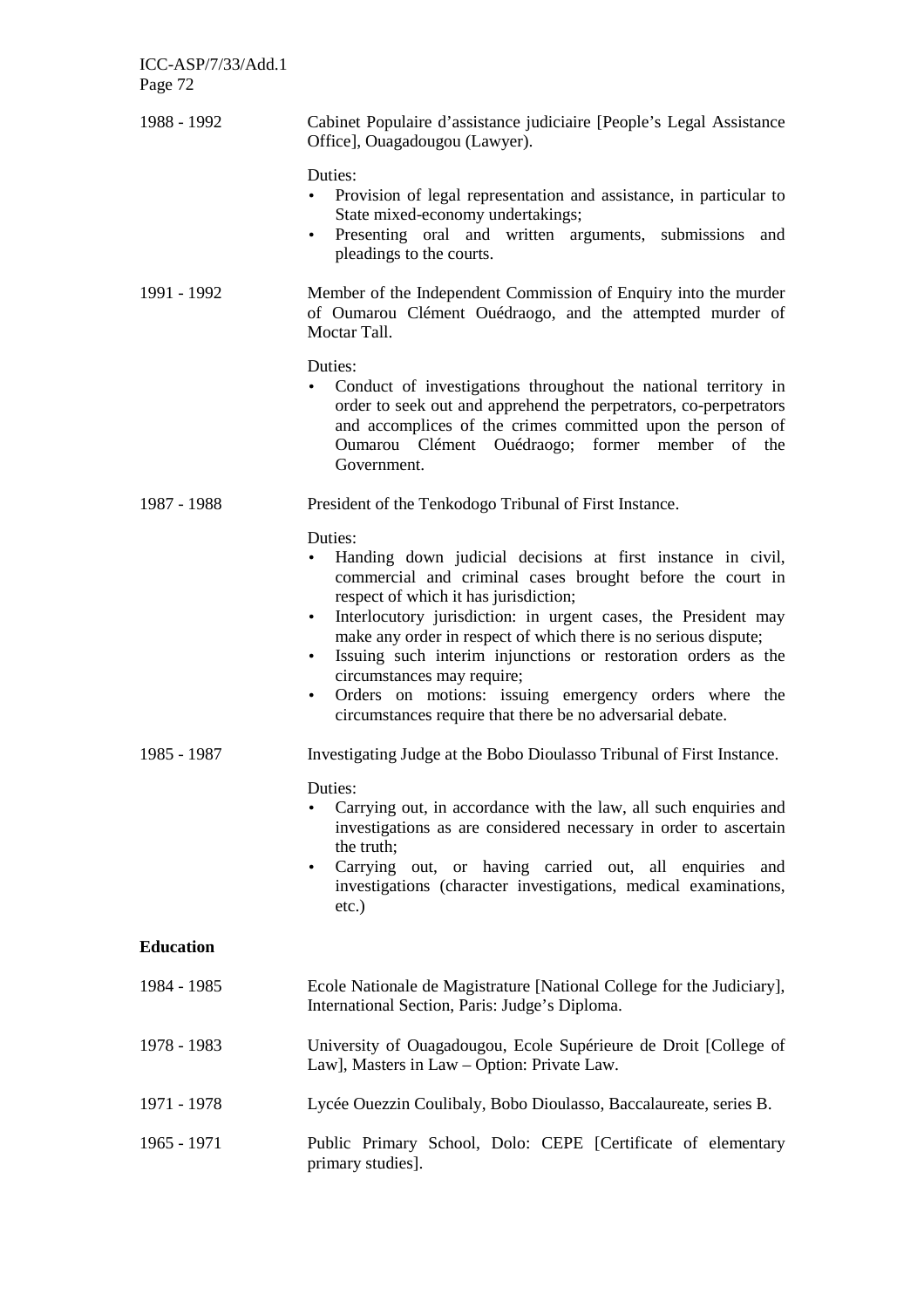1988 - 1992 Cabinet Populaire d'assistance judiciaire [People's Legal Assistance Office], Ouagadougou (Lawyer).

Duties:

- Provision of legal representation and assistance, in particular to State mixed-economy undertakings;
- Presenting oral and written arguments, submissions and pleadings to the courts.

1991 - 1992 Member of the Independent Commission of Enquiry into the murder of Oumarou Clément Ouédraogo, and the attempted murder of Moctar Tall.

Duties:

- Conduct of investigations throughout the national territory in order to seek out and apprehend the perpetrators, co-perpetrators and accomplices of the crimes committed upon the person of Oumarou Clément Ouédraogo; former member of the Government.

1987 - 1988 President of the Tenkodogo Tribunal of First Instance.

Duties:

- Handing down judicial decisions at first instance in civil, commercial and criminal cases brought before the court in respect of which it has jurisdiction;
- Interlocutory jurisdiction: in urgent cases, the President may make any order in respect of which there is no serious dispute;
- Issuing such interim injunctions or restoration orders as the circumstances may require;
- Orders on motions: issuing emergency orders where the circumstances require that there be no adversarial debate.

1985 - 1987 Investigating Judge at the Bobo Dioulasso Tribunal of First Instance.

Duties:

- Carrying out, in accordance with the law, all such enquiries and investigations as are considered necessary in order to ascertain the truth;
- Carrying out, or having carried out, all enquiries and investigations (character investigations, medical examinations, etc.)

**Education**

1984 - 1985 Ecole Nationale de Magistrature [National College for the Judiciary], International Section, Paris: Judge's Diploma.

1978 - 1983 University of Ouagadougou, Ecole Supérieure de Droit [College of Law], Masters in Law – Option: Private Law.

1971 - 1978 Lycée Ouezzin Coulibaly, Bobo Dioulasso, Baccalaureate, series B.

1965 - 1971 Public Primary School, Dolo: CEPE [Certificate of elementary primary studies].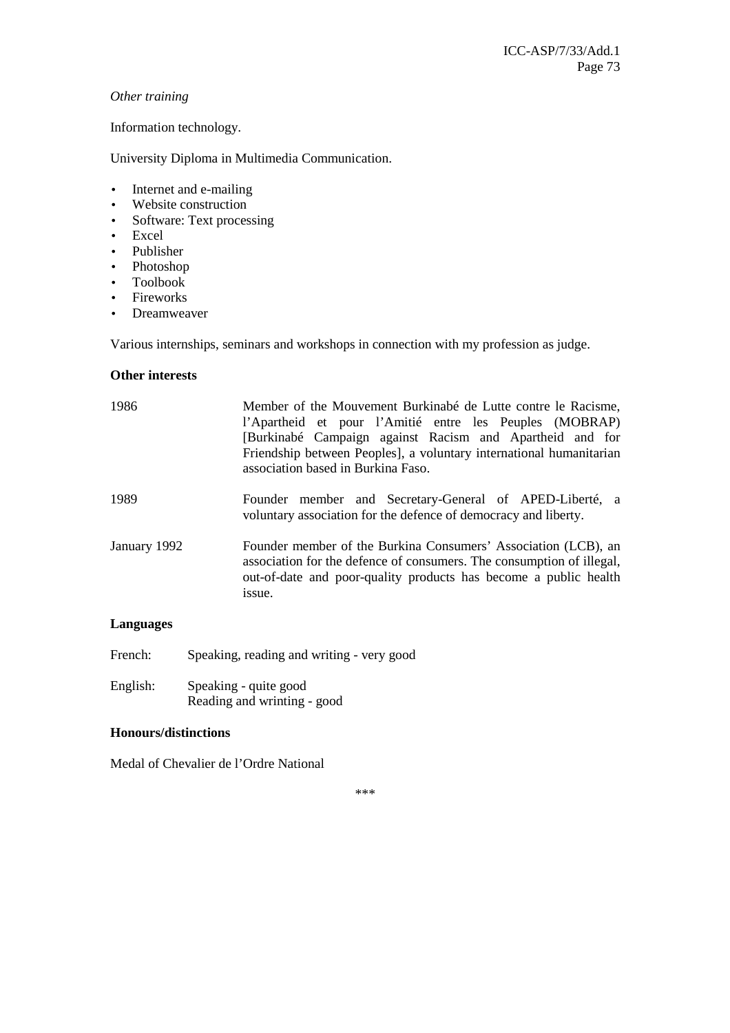*Other training*

Information technology.

University Diploma in Multimedia Communication.

- Internet and e-mailing
- Website construction
- Software: Text processing
- Excel
- Publisher
- Photoshop
- Toolbook
- Fireworks
- Dreamweaver

Various internships, seminars and workshops in connection with my profession as judge.

**Other interests**

| | |
|---|---|
| 1986 | Member of the Mouvement Burkinabé de Lutte contre le Racisme, l'Apartheid et pour l'Amitié entre les Peuples (MOBRAP) [Burkinabé Campaign against Racism and Apartheid and for Friendship between Peoples], a voluntary international humanitarian association based in Burkina Faso. |
| 1989 | Founder member and Secretary-General of APED-Liberté, a voluntary association for the defence of democracy and liberty. |
| January 1992 | Founder member of the Burkina Consumers' Association (LCB), an association for the defence of consumers. The consumption of illegal, out-of-date and poor-quality products has become a public health issue. |

**Languages**

French: Speaking, reading and writing - very good

English: Speaking - quite good
Reading and wrinting - good

**Honours/distinctions**

Medal of Chevalier de l'Ordre National

\*\*\*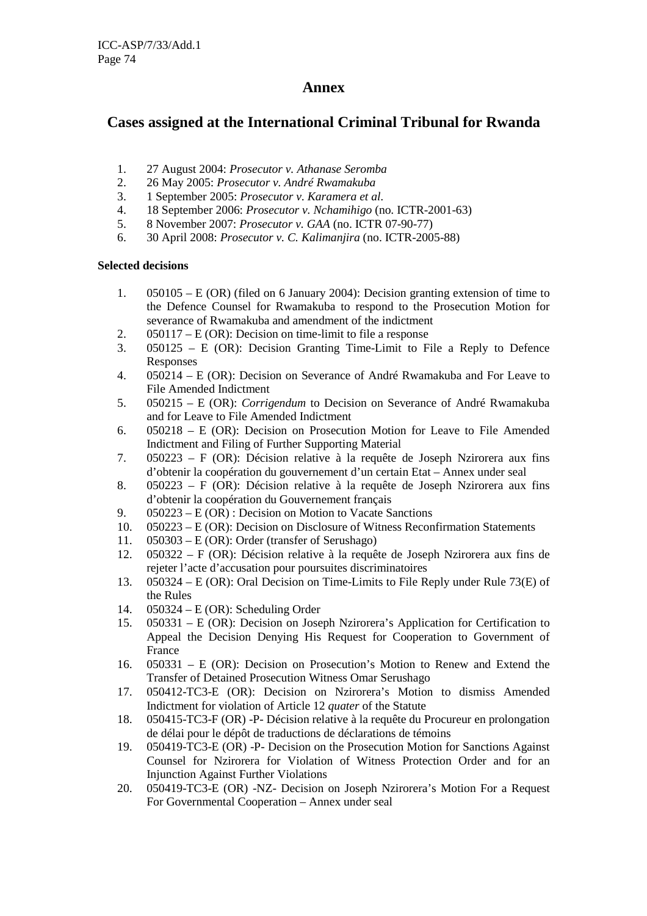# Annex

## Cases assigned at the International Criminal Tribunal for Rwanda

1. 27 August 2004: *Prosecutor v. Athanase Seromba*
2. 26 May 2005: *Prosecutor v. André Rwamakuba*
3. 1 September 2005: *Prosecutor v. Karamera et al.*
4. 18 September 2006: *Prosecutor v. Nchamihigo* (no. ICTR-2001-63)
5. 8 November 2007: *Prosecutor v. GAA* (no. ICTR 07-90-77)
6. 30 April 2008: *Prosecutor v. C. Kalimanjira* (no. ICTR-2005-88)

**Selected decisions**

1. 050105 – E (OR) (filed on 6 January 2004): Decision granting extension of time to the Defence Counsel for Rwamakuba to respond to the Prosecution Motion for severance of Rwamakuba and amendment of the indictment
2. 050117 – E (OR): Decision on time-limit to file a response
3. 050125 – E (OR): Decision Granting Time-Limit to File a Reply to Defence Responses
4. 050214 – E (OR): Decision on Severance of André Rwamakuba and For Leave to File Amended Indictment
5. 050215 – E (OR): *Corrigendum* to Decision on Severance of André Rwamakuba and for Leave to File Amended Indictment
6. 050218 – E (OR): Decision on Prosecution Motion for Leave to File Amended Indictment and Filing of Further Supporting Material
7. 050223 – F (OR): Décision relative à la requête de Joseph Nzirorera aux fins d'obtenir la coopération du gouvernement d'un certain Etat – Annex under seal
8. 050223 – F (OR): Décision relative à la requête de Joseph Nzirorera aux fins d'obtenir la coopération du Gouvernement français
9. 050223 – E (OR) : Decision on Motion to Vacate Sanctions
10. 050223 – E (OR): Decision on Disclosure of Witness Reconfirmation Statements
11. 050303 – E (OR): Order (transfer of Serushago)
12. 050322 – F (OR): Décision relative à la requête de Joseph Nzirorera aux fins de rejeter l'acte d'accusation pour poursuites discriminatoires
13. 050324 – E (OR): Oral Decision on Time-Limits to File Reply under Rule 73(E) of the Rules
14. 050324 – E (OR): Scheduling Order
15. 050331 – E (OR): Decision on Joseph Nzirorera's Application for Certification to Appeal the Decision Denying His Request for Cooperation to Government of France
16. 050331 – E (OR): Decision on Prosecution's Motion to Renew and Extend the Transfer of Detained Prosecution Witness Omar Serushago
17. 050412-TC3-E (OR): Decision on Nzirorera's Motion to dismiss Amended Indictment for violation of Article 12 *quater* of the Statute
18. 050415-TC3-F (OR) -P- Décision relative à la requête du Procureur en prolongation de délai pour le dépôt de traductions de déclarations de témoins
19. 050419-TC3-E (OR) -P- Decision on the Prosecution Motion for Sanctions Against Counsel for Nzirorera for Violation of Witness Protection Order and for an Injunction Against Further Violations
20. 050419-TC3-E (OR) -NZ- Decision on Joseph Nzirorera's Motion For a Request For Governmental Cooperation – Annex under seal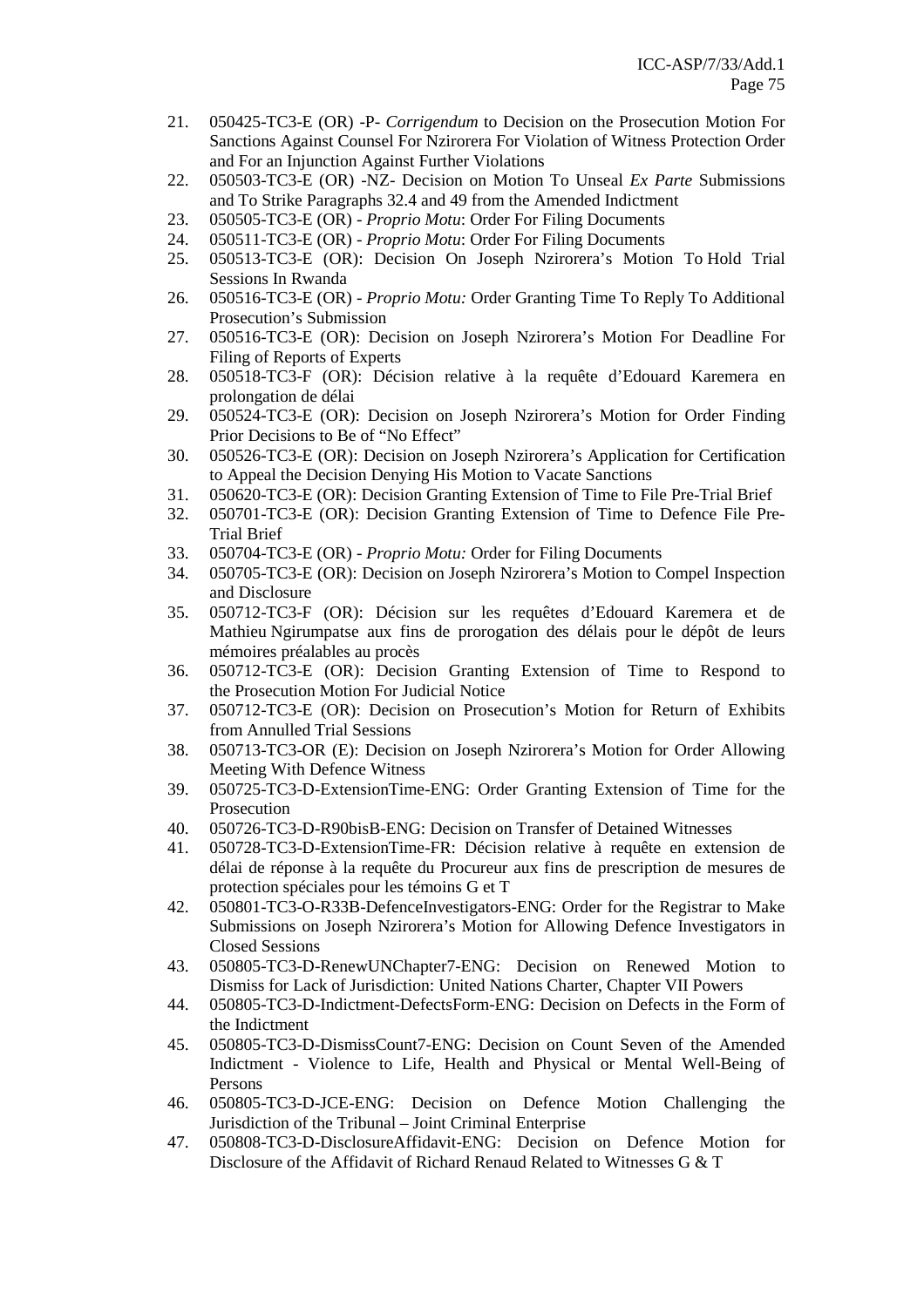21. 050425-TC3-E (OR) -P- *Corrigendum* to Decision on the Prosecution Motion For Sanctions Against Counsel For Nzirorera For Violation of Witness Protection Order and For an Injunction Against Further Violations
22. 050503-TC3-E (OR) -NZ- Decision on Motion To Unseal *Ex Parte* Submissions and To Strike Paragraphs 32.4 and 49 from the Amended Indictment
23. 050505-TC3-E (OR) - *Proprio Motu*: Order For Filing Documents
24. 050511-TC3-E (OR) - *Proprio Motu*: Order For Filing Documents
25. 050513-TC3-E (OR): Decision On Joseph Nzirorera's Motion To Hold Trial Sessions In Rwanda
26. 050516-TC3-E (OR) - *Proprio Motu:* Order Granting Time To Reply To Additional Prosecution's Submission
27. 050516-TC3-E (OR): Decision on Joseph Nzirorera's Motion For Deadline For Filing of Reports of Experts
28. 050518-TC3-F (OR): Décision relative à la requête d'Edouard Karemera en prolongation de délai
29. 050524-TC3-E (OR): Decision on Joseph Nzirorera's Motion for Order Finding Prior Decisions to Be of "No Effect"
30. 050526-TC3-E (OR): Decision on Joseph Nzirorera's Application for Certification to Appeal the Decision Denying His Motion to Vacate Sanctions
31. 050620-TC3-E (OR): Decision Granting Extension of Time to File Pre-Trial Brief
32. 050701-TC3-E (OR): Decision Granting Extension of Time to Defence File Pre-Trial Brief
33. 050704-TC3-E (OR) - *Proprio Motu:* Order for Filing Documents
34. 050705-TC3-E (OR): Decision on Joseph Nzirorera's Motion to Compel Inspection and Disclosure
35. 050712-TC3-F (OR): Décision sur les requêtes d'Edouard Karemera et de Mathieu Ngirumpatse aux fins de prorogation des délais pour le dépôt de leurs mémoires préalables au procès
36. 050712-TC3-E (OR): Decision Granting Extension of Time to Respond to the Prosecution Motion For Judicial Notice
37. 050712-TC3-E (OR): Decision on Prosecution's Motion for Return of Exhibits from Annulled Trial Sessions
38. 050713-TC3-OR (E): Decision on Joseph Nzirorera's Motion for Order Allowing Meeting With Defence Witness
39. 050725-TC3-D-ExtensionTime-ENG: Order Granting Extension of Time for the Prosecution
40. 050726-TC3-D-R90bisB-ENG: Decision on Transfer of Detained Witnesses
41. 050728-TC3-D-ExtensionTime-FR: Décision relative à requête en extension de délai de réponse à la requête du Procureur aux fins de prescription de mesures de protection spéciales pour les témoins G et T
42. 050801-TC3-O-R33B-DefenceInvestigators-ENG: Order for the Registrar to Make Submissions on Joseph Nzirorera's Motion for Allowing Defence Investigators in Closed Sessions
43. 050805-TC3-D-RenewUNChapter7-ENG: Decision on Renewed Motion to Dismiss for Lack of Jurisdiction: United Nations Charter, Chapter VII Powers
44. 050805-TC3-D-Indictment-DefectsForm-ENG: Decision on Defects in the Form of the Indictment
45. 050805-TC3-D-DismissCount7-ENG: Decision on Count Seven of the Amended Indictment - Violence to Life, Health and Physical or Mental Well-Being of Persons
46. 050805-TC3-D-JCE-ENG: Decision on Defence Motion Challenging the Jurisdiction of the Tribunal – Joint Criminal Enterprise
47. 050808-TC3-D-DisclosureAffidavit-ENG: Decision on Defence Motion for Disclosure of the Affidavit of Richard Renaud Related to Witnesses G & T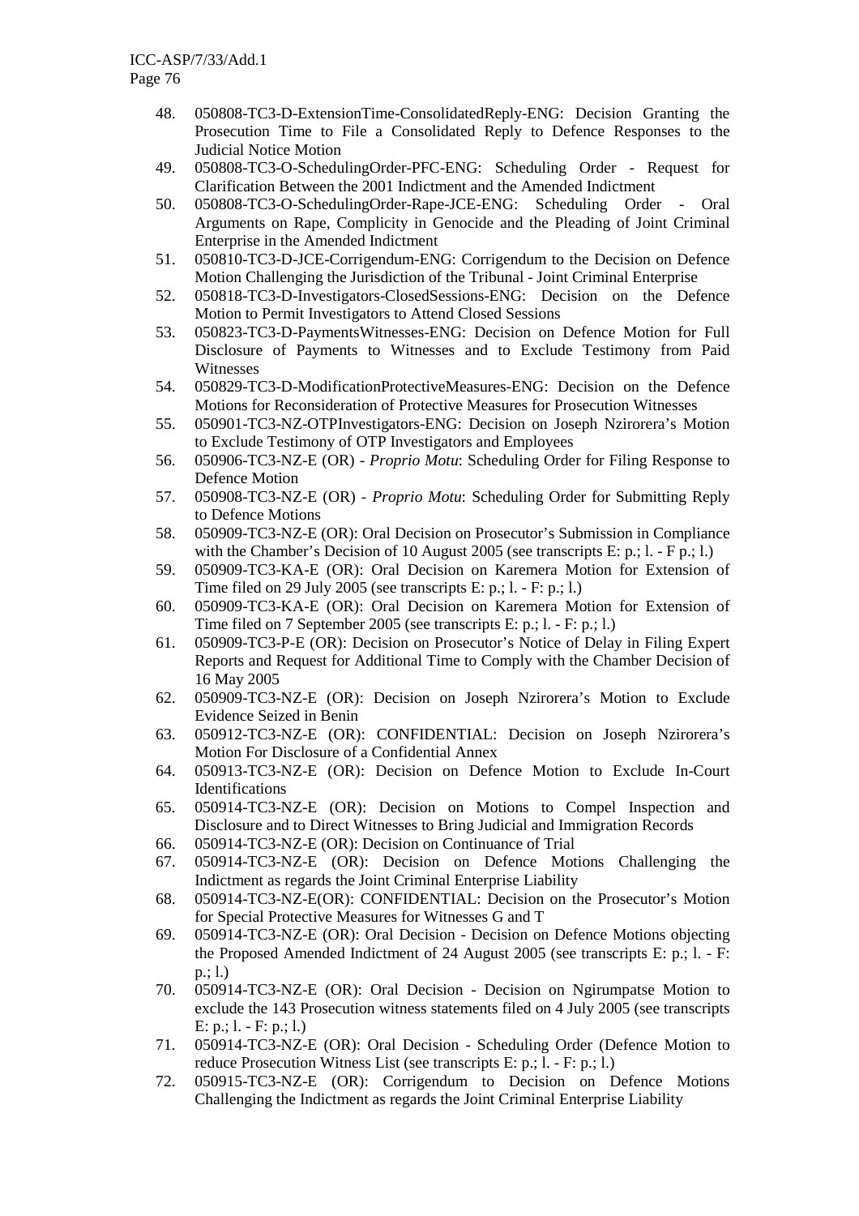48. 050808-TC3-D-ExtensionTime-ConsolidatedReply-ENG: Decision Granting the Prosecution Time to File a Consolidated Reply to Defence Responses to the Judicial Notice Motion
49. 050808-TC3-O-SchedulingOrder-PFC-ENG: Scheduling Order - Request for Clarification Between the 2001 Indictment and the Amended Indictment
50. 050808-TC3-O-SchedulingOrder-Rape-JCE-ENG: Scheduling Order - Oral Arguments on Rape, Complicity in Genocide and the Pleading of Joint Criminal Enterprise in the Amended Indictment
51. 050810-TC3-D-JCE-Corrigendum-ENG: Corrigendum to the Decision on Defence Motion Challenging the Jurisdiction of the Tribunal - Joint Criminal Enterprise
52. 050818-TC3-D-Investigators-ClosedSessions-ENG: Decision on the Defence Motion to Permit Investigators to Attend Closed Sessions
53. 050823-TC3-D-PaymentsWitnesses-ENG: Decision on Defence Motion for Full Disclosure of Payments to Witnesses and to Exclude Testimony from Paid Witnesses
54. 050829-TC3-D-ModificationProtectiveMeasures-ENG: Decision on the Defence Motions for Reconsideration of Protective Measures for Prosecution Witnesses
55. 050901-TC3-NZ-OTPInvestigators-ENG: Decision on Joseph Nzirorera's Motion to Exclude Testimony of OTP Investigators and Employees
56. 050906-TC3-NZ-E (OR) - *Proprio Motu*: Scheduling Order for Filing Response to Defence Motion
57. 050908-TC3-NZ-E (OR) - *Proprio Motu*: Scheduling Order for Submitting Reply to Defence Motions
58. 050909-TC3-NZ-E (OR): Oral Decision on Prosecutor's Submission in Compliance with the Chamber's Decision of 10 August 2005 (see transcripts E: p.; l. - F p.; l.)
59. 050909-TC3-KA-E (OR): Oral Decision on Karemera Motion for Extension of Time filed on 29 July 2005 (see transcripts E: p.; l. - F: p.; l.)
60. 050909-TC3-KA-E (OR): Oral Decision on Karemera Motion for Extension of Time filed on 7 September 2005 (see transcripts E: p.; l. - F: p.; l.)
61. 050909-TC3-P-E (OR): Decision on Prosecutor's Notice of Delay in Filing Expert Reports and Request for Additional Time to Comply with the Chamber Decision of 16 May 2005
62. 050909-TC3-NZ-E (OR): Decision on Joseph Nzirorera's Motion to Exclude Evidence Seized in Benin
63. 050912-TC3-NZ-E (OR): CONFIDENTIAL: Decision on Joseph Nzirorera's Motion For Disclosure of a Confidential Annex
64. 050913-TC3-NZ-E (OR): Decision on Defence Motion to Exclude In-Court Identifications
65. 050914-TC3-NZ-E (OR): Decision on Motions to Compel Inspection and Disclosure and to Direct Witnesses to Bring Judicial and Immigration Records
66. 050914-TC3-NZ-E (OR): Decision on Continuance of Trial
67. 050914-TC3-NZ-E (OR): Decision on Defence Motions Challenging the Indictment as regards the Joint Criminal Enterprise Liability
68. 050914-TC3-NZ-E(OR): CONFIDENTIAL: Decision on the Prosecutor's Motion for Special Protective Measures for Witnesses G and T
69. 050914-TC3-NZ-E (OR): Oral Decision - Decision on Defence Motions objecting the Proposed Amended Indictment of 24 August 2005 (see transcripts E: p.; l. - F: p.; l.)
70. 050914-TC3-NZ-E (OR): Oral Decision - Decision on Ngirumpatse Motion to exclude the 143 Prosecution witness statements filed on 4 July 2005 (see transcripts E: p.; l. - F: p.; l.)
71. 050914-TC3-NZ-E (OR): Oral Decision - Scheduling Order (Defence Motion to reduce Prosecution Witness List (see transcripts E: p.; l. - F: p.; l.)
72. 050915-TC3-NZ-E (OR): Corrigendum to Decision on Defence Motions Challenging the Indictment as regards the Joint Criminal Enterprise Liability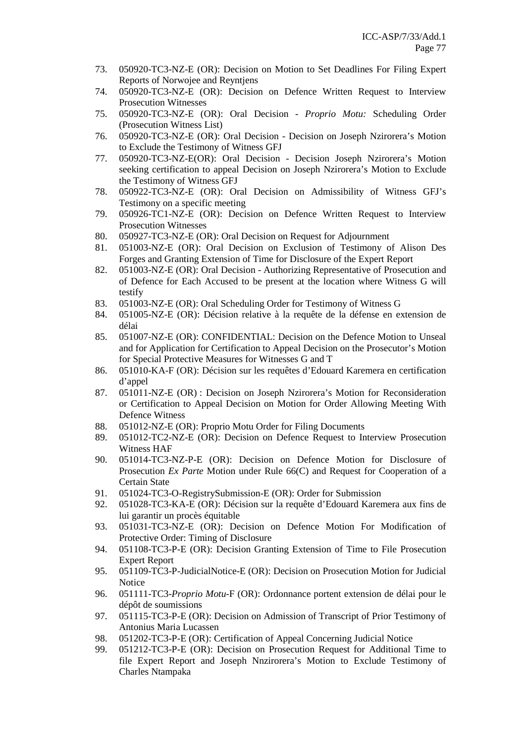73. 050920-TC3-NZ-E (OR): Decision on Motion to Set Deadlines For Filing Expert Reports of Norwojee and Reyntjens
74. 050920-TC3-NZ-E (OR): Decision on Defence Written Request to Interview Prosecution Witnesses
75. 050920-TC3-NZ-E (OR): Oral Decision - *Proprio Motu:* Scheduling Order (Prosecution Witness List)
76. 050920-TC3-NZ-E (OR): Oral Decision - Decision on Joseph Nzirorera's Motion to Exclude the Testimony of Witness GFJ
77. 050920-TC3-NZ-E(OR): Oral Decision - Decision Joseph Nzirorera's Motion seeking certification to appeal Decision on Joseph Nzirorera's Motion to Exclude the Testimony of Witness GFJ
78. 050922-TC3-NZ-E (OR): Oral Decision on Admissibility of Witness GFJ's Testimony on a specific meeting
79. 050926-TC1-NZ-E (OR): Decision on Defence Written Request to Interview Prosecution Witnesses
80. 050927-TC3-NZ-E (OR): Oral Decision on Request for Adjournment
81. 051003-NZ-E (OR): Oral Decision on Exclusion of Testimony of Alison Des Forges and Granting Extension of Time for Disclosure of the Expert Report
82. 051003-NZ-E (OR): Oral Decision - Authorizing Representative of Prosecution and of Defence for Each Accused to be present at the location where Witness G will testify
83. 051003-NZ-E (OR): Oral Scheduling Order for Testimony of Witness G
84. 051005-NZ-E (OR): Décision relative à la requête de la défense en extension de délai
85. 051007-NZ-E (OR): CONFIDENTIAL: Decision on the Defence Motion to Unseal and for Application for Certification to Appeal Decision on the Prosecutor's Motion for Special Protective Measures for Witnesses G and T
86. 051010-KA-F (OR): Décision sur les requêtes d'Edouard Karemera en certification d'appel
87. 051011-NZ-E (OR) : Decision on Joseph Nzirorera's Motion for Reconsideration or Certification to Appeal Decision on Motion for Order Allowing Meeting With Defence Witness
88. 051012-NZ-E (OR): Proprio Motu Order for Filing Documents
89. 051012-TC2-NZ-E (OR): Decision on Defence Request to Interview Prosecution Witness HAF
90. 051014-TC3-NZ-P-E (OR): Decision on Defence Motion for Disclosure of Prosecution *Ex Parte* Motion under Rule 66(C) and Request for Cooperation of a Certain State
91. 051024-TC3-O-RegistrySubmission-E (OR): Order for Submission
92. 051028-TC3-KA-E (OR): Décision sur la requête d'Edouard Karemera aux fins de lui garantir un procès équitable
93. 051031-TC3-NZ-E (OR): Decision on Defence Motion For Modification of Protective Order: Timing of Disclosure
94. 051108-TC3-P-E (OR): Decision Granting Extension of Time to File Prosecution Expert Report
95. 051109-TC3-P-JudicialNotice-E (OR): Decision on Prosecution Motion for Judicial Notice
96. 051111-TC3-*Proprio Motu*-F (OR): Ordonnance portent extension de délai pour le dépôt de soumissions
97. 051115-TC3-P-E (OR): Decision on Admission of Transcript of Prior Testimony of Antonius Maria Lucassen
98. 051202-TC3-P-E (OR): Certification of Appeal Concerning Judicial Notice
99. 051212-TC3-P-E (OR): Decision on Prosecution Request for Additional Time to file Expert Report and Joseph Nnzirorera's Motion to Exclude Testimony of Charles Ntampaka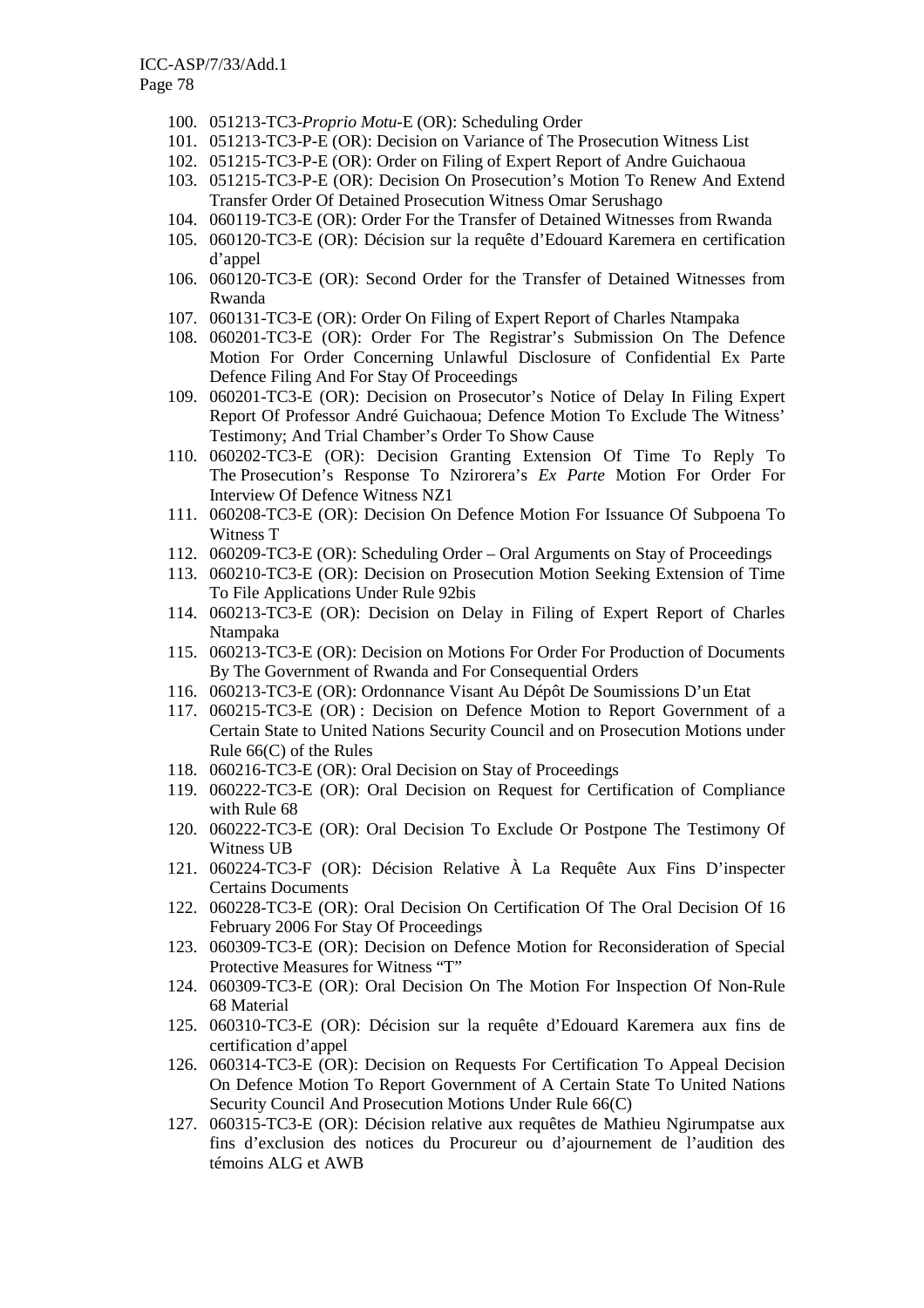100. 051213-TC3-*Proprio Motu*-E (OR): Scheduling Order
101. 051213-TC3-P-E (OR): Decision on Variance of The Prosecution Witness List
102. 051215-TC3-P-E (OR): Order on Filing of Expert Report of Andre Guichaoua
103. 051215-TC3-P-E (OR): Decision On Prosecution's Motion To Renew And Extend Transfer Order Of Detained Prosecution Witness Omar Serushago
104. 060119-TC3-E (OR): Order For the Transfer of Detained Witnesses from Rwanda
105. 060120-TC3-E (OR): Décision sur la requête d'Edouard Karemera en certification d'appel
106. 060120-TC3-E (OR): Second Order for the Transfer of Detained Witnesses from Rwanda
107. 060131-TC3-E (OR): Order On Filing of Expert Report of Charles Ntampaka
108. 060201-TC3-E (OR): Order For The Registrar's Submission On The Defence Motion For Order Concerning Unlawful Disclosure of Confidential Ex Parte Defence Filing And For Stay Of Proceedings
109. 060201-TC3-E (OR): Decision on Prosecutor's Notice of Delay In Filing Expert Report Of Professor André Guichaoua; Defence Motion To Exclude The Witness' Testimony; And Trial Chamber's Order To Show Cause
110. 060202-TC3-E (OR): Decision Granting Extension Of Time To Reply To The Prosecution's Response To Nzirorera's *Ex Parte* Motion For Order For Interview Of Defence Witness NZ1
111. 060208-TC3-E (OR): Decision On Defence Motion For Issuance Of Subpoena To Witness T
112. 060209-TC3-E (OR): Scheduling Order – Oral Arguments on Stay of Proceedings
113. 060210-TC3-E (OR): Decision on Prosecution Motion Seeking Extension of Time To File Applications Under Rule 92bis
114. 060213-TC3-E (OR): Decision on Delay in Filing of Expert Report of Charles Ntampaka
115. 060213-TC3-E (OR): Decision on Motions For Order For Production of Documents By The Government of Rwanda and For Consequential Orders
116. 060213-TC3-E (OR): Ordonnance Visant Au Dépôt De Soumissions D'un Etat
117. 060215-TC3-E (OR) : Decision on Defence Motion to Report Government of a Certain State to United Nations Security Council and on Prosecution Motions under Rule 66(C) of the Rules
118. 060216-TC3-E (OR): Oral Decision on Stay of Proceedings
119. 060222-TC3-E (OR): Oral Decision on Request for Certification of Compliance with Rule 68
120. 060222-TC3-E (OR): Oral Decision To Exclude Or Postpone The Testimony Of Witness UB
121. 060224-TC3-F (OR): Décision Relative À La Requête Aux Fins D'inspecter Certains Documents
122. 060228-TC3-E (OR): Oral Decision On Certification Of The Oral Decision Of 16 February 2006 For Stay Of Proceedings
123. 060309-TC3-E (OR): Decision on Defence Motion for Reconsideration of Special Protective Measures for Witness "T"
124. 060309-TC3-E (OR): Oral Decision On The Motion For Inspection Of Non-Rule 68 Material
125. 060310-TC3-E (OR): Décision sur la requête d'Edouard Karemera aux fins de certification d'appel
126. 060314-TC3-E (OR): Decision on Requests For Certification To Appeal Decision On Defence Motion To Report Government of A Certain State To United Nations Security Council And Prosecution Motions Under Rule 66(C)
127. 060315-TC3-E (OR): Décision relative aux requêtes de Mathieu Ngirumpatse aux fins d'exclusion des notices du Procureur ou d'ajournement de l'audition des témoins ALG et AWB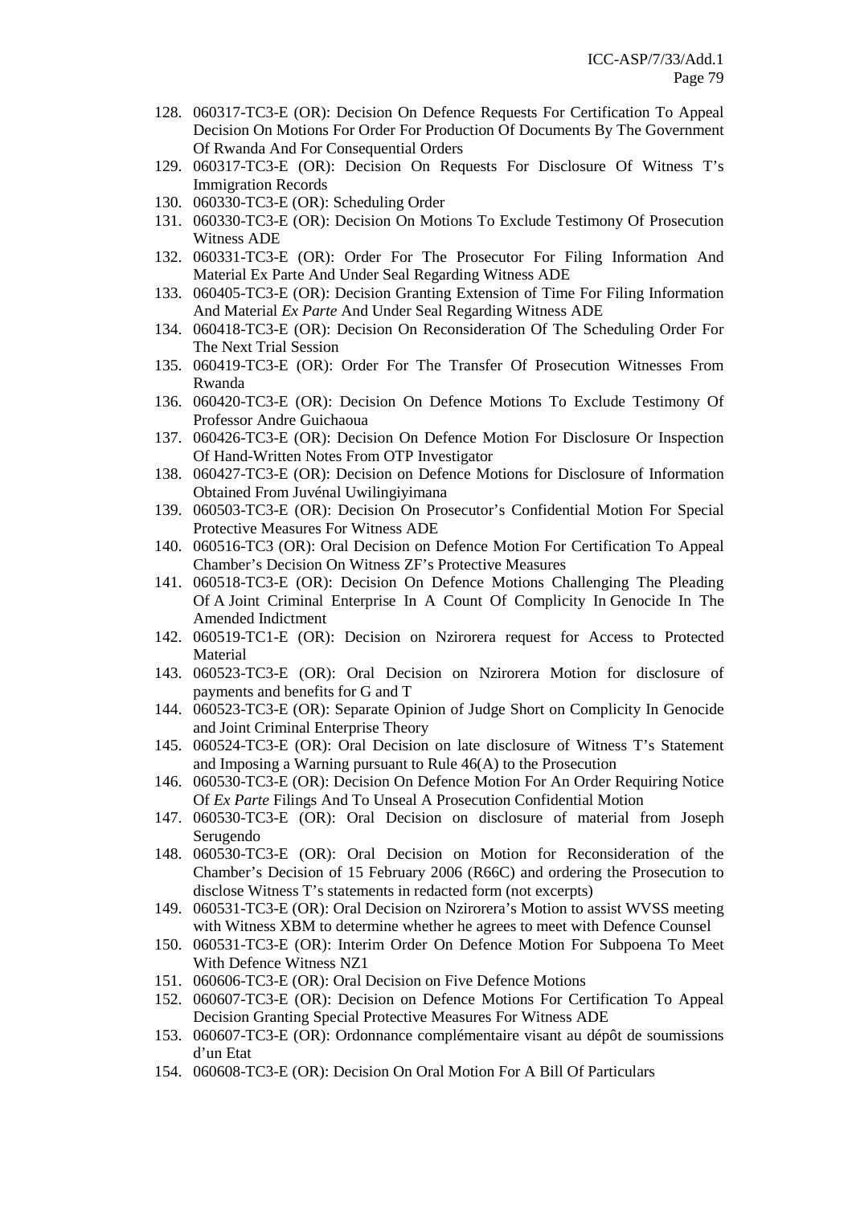128. 060317-TC3-E (OR): Decision On Defence Requests For Certification To Appeal Decision On Motions For Order For Production Of Documents By The Government Of Rwanda And For Consequential Orders
129. 060317-TC3-E (OR): Decision On Requests For Disclosure Of Witness T's Immigration Records
130. 060330-TC3-E (OR): Scheduling Order
131. 060330-TC3-E (OR): Decision On Motions To Exclude Testimony Of Prosecution Witness ADE
132. 060331-TC3-E (OR): Order For The Prosecutor For Filing Information And Material Ex Parte And Under Seal Regarding Witness ADE
133. 060405-TC3-E (OR): Decision Granting Extension of Time For Filing Information And Material *Ex Parte* And Under Seal Regarding Witness ADE
134. 060418-TC3-E (OR): Decision On Reconsideration Of The Scheduling Order For The Next Trial Session
135. 060419-TC3-E (OR): Order For The Transfer Of Prosecution Witnesses From Rwanda
136. 060420-TC3-E (OR): Decision On Defence Motions To Exclude Testimony Of Professor Andre Guichaoua
137. 060426-TC3-E (OR): Decision On Defence Motion For Disclosure Or Inspection Of Hand-Written Notes From OTP Investigator
138. 060427-TC3-E (OR): Decision on Defence Motions for Disclosure of Information Obtained From Juvénal Uwilingiyimana
139. 060503-TC3-E (OR): Decision On Prosecutor's Confidential Motion For Special Protective Measures For Witness ADE
140. 060516-TC3 (OR): Oral Decision on Defence Motion For Certification To Appeal Chamber's Decision On Witness ZF's Protective Measures
141. 060518-TC3-E (OR): Decision On Defence Motions Challenging The Pleading Of A Joint Criminal Enterprise In A Count Of Complicity In Genocide In The Amended Indictment
142. 060519-TC1-E (OR): Decision on Nzirorera request for Access to Protected Material
143. 060523-TC3-E (OR): Oral Decision on Nzirorera Motion for disclosure of payments and benefits for G and T
144. 060523-TC3-E (OR): Separate Opinion of Judge Short on Complicity In Genocide and Joint Criminal Enterprise Theory
145. 060524-TC3-E (OR): Oral Decision on late disclosure of Witness T's Statement and Imposing a Warning pursuant to Rule 46(A) to the Prosecution
146. 060530-TC3-E (OR): Decision On Defence Motion For An Order Requiring Notice Of *Ex Parte* Filings And To Unseal A Prosecution Confidential Motion
147. 060530-TC3-E (OR): Oral Decision on disclosure of material from Joseph Serugendo
148. 060530-TC3-E (OR): Oral Decision on Motion for Reconsideration of the Chamber's Decision of 15 February 2006 (R66C) and ordering the Prosecution to disclose Witness T's statements in redacted form (not excerpts)
149. 060531-TC3-E (OR): Oral Decision on Nzirorera's Motion to assist WVSS meeting with Witness XBM to determine whether he agrees to meet with Defence Counsel
150. 060531-TC3-E (OR): Interim Order On Defence Motion For Subpoena To Meet With Defence Witness NZ1
151. 060606-TC3-E (OR): Oral Decision on Five Defence Motions
152. 060607-TC3-E (OR): Decision on Defence Motions For Certification To Appeal Decision Granting Special Protective Measures For Witness ADE
153. 060607-TC3-E (OR): Ordonnance complémentaire visant au dépôt de soumissions d'un Etat
154. 060608-TC3-E (OR): Decision On Oral Motion For A Bill Of Particulars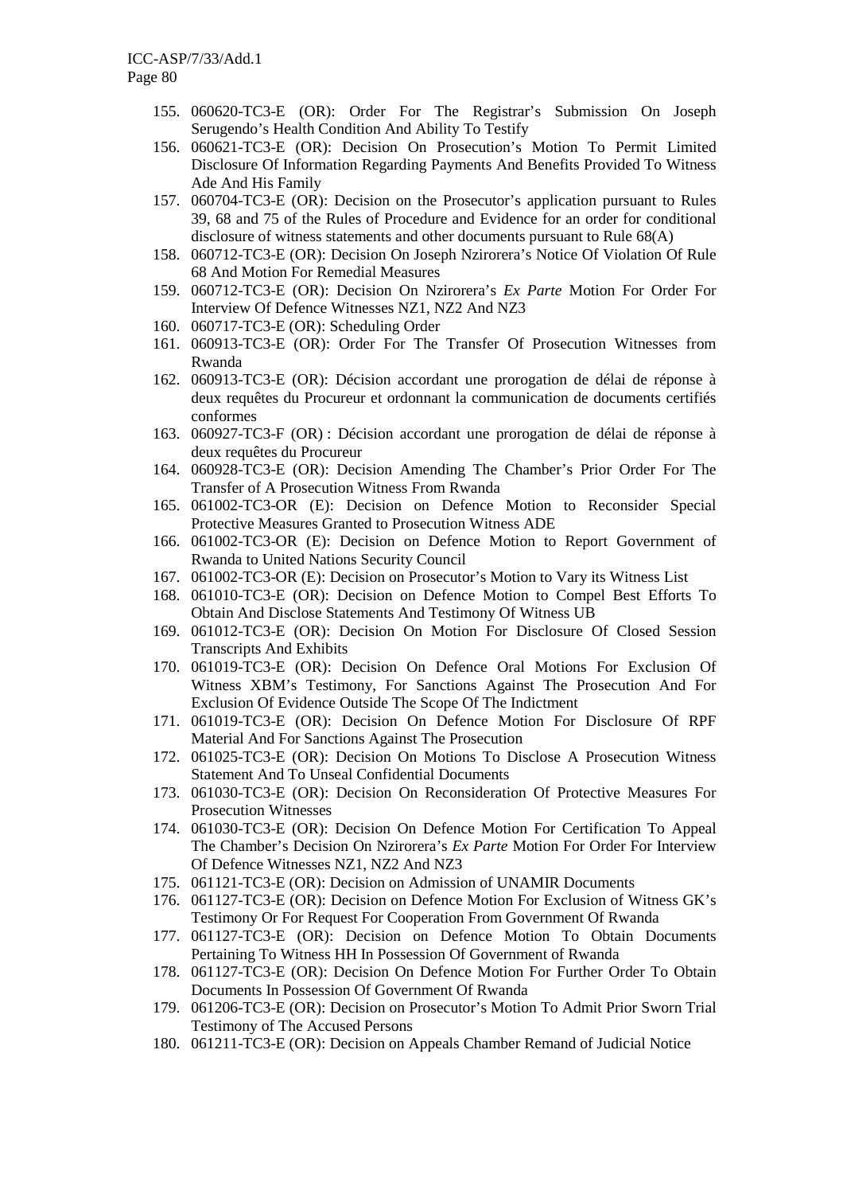155. 060620-TC3-E (OR): Order For The Registrar's Submission On Joseph Serugendo's Health Condition And Ability To Testify
156. 060621-TC3-E (OR): Decision On Prosecution's Motion To Permit Limited Disclosure Of Information Regarding Payments And Benefits Provided To Witness Ade And His Family
157. 060704-TC3-E (OR): Decision on the Prosecutor's application pursuant to Rules 39, 68 and 75 of the Rules of Procedure and Evidence for an order for conditional disclosure of witness statements and other documents pursuant to Rule 68(A)
158. 060712-TC3-E (OR): Decision On Joseph Nzirorera's Notice Of Violation Of Rule 68 And Motion For Remedial Measures
159. 060712-TC3-E (OR): Decision On Nzirorera's *Ex Parte* Motion For Order For Interview Of Defence Witnesses NZ1, NZ2 And NZ3
160. 060717-TC3-E (OR): Scheduling Order
161. 060913-TC3-E (OR): Order For The Transfer Of Prosecution Witnesses from Rwanda
162. 060913-TC3-E (OR): Décision accordant une prorogation de délai de réponse à deux requêtes du Procureur et ordonnant la communication de documents certifiés conformes
163. 060927-TC3-F (OR) : Décision accordant une prorogation de délai de réponse à deux requêtes du Procureur
164. 060928-TC3-E (OR): Decision Amending The Chamber's Prior Order For The Transfer of A Prosecution Witness From Rwanda
165. 061002-TC3-OR (E): Decision on Defence Motion to Reconsider Special Protective Measures Granted to Prosecution Witness ADE
166. 061002-TC3-OR (E): Decision on Defence Motion to Report Government of Rwanda to United Nations Security Council
167. 061002-TC3-OR (E): Decision on Prosecutor's Motion to Vary its Witness List
168. 061010-TC3-E (OR): Decision on Defence Motion to Compel Best Efforts To Obtain And Disclose Statements And Testimony Of Witness UB
169. 061012-TC3-E (OR): Decision On Motion For Disclosure Of Closed Session Transcripts And Exhibits
170. 061019-TC3-E (OR): Decision On Defence Oral Motions For Exclusion Of Witness XBM's Testimony, For Sanctions Against The Prosecution And For Exclusion Of Evidence Outside The Scope Of The Indictment
171. 061019-TC3-E (OR): Decision On Defence Motion For Disclosure Of RPF Material And For Sanctions Against The Prosecution
172. 061025-TC3-E (OR): Decision On Motions To Disclose A Prosecution Witness Statement And To Unseal Confidential Documents
173. 061030-TC3-E (OR): Decision On Reconsideration Of Protective Measures For Prosecution Witnesses
174. 061030-TC3-E (OR): Decision On Defence Motion For Certification To Appeal The Chamber's Decision On Nzirorera's *Ex Parte* Motion For Order For Interview Of Defence Witnesses NZ1, NZ2 And NZ3
175. 061121-TC3-E (OR): Decision on Admission of UNAMIR Documents
176. 061127-TC3-E (OR): Decision on Defence Motion For Exclusion of Witness GK's Testimony Or For Request For Cooperation From Government Of Rwanda
177. 061127-TC3-E (OR): Decision on Defence Motion To Obtain Documents Pertaining To Witness HH In Possession Of Government of Rwanda
178. 061127-TC3-E (OR): Decision On Defence Motion For Further Order To Obtain Documents In Possession Of Government Of Rwanda
179. 061206-TC3-E (OR): Decision on Prosecutor's Motion To Admit Prior Sworn Trial Testimony of The Accused Persons
180. 061211-TC3-E (OR): Decision on Appeals Chamber Remand of Judicial Notice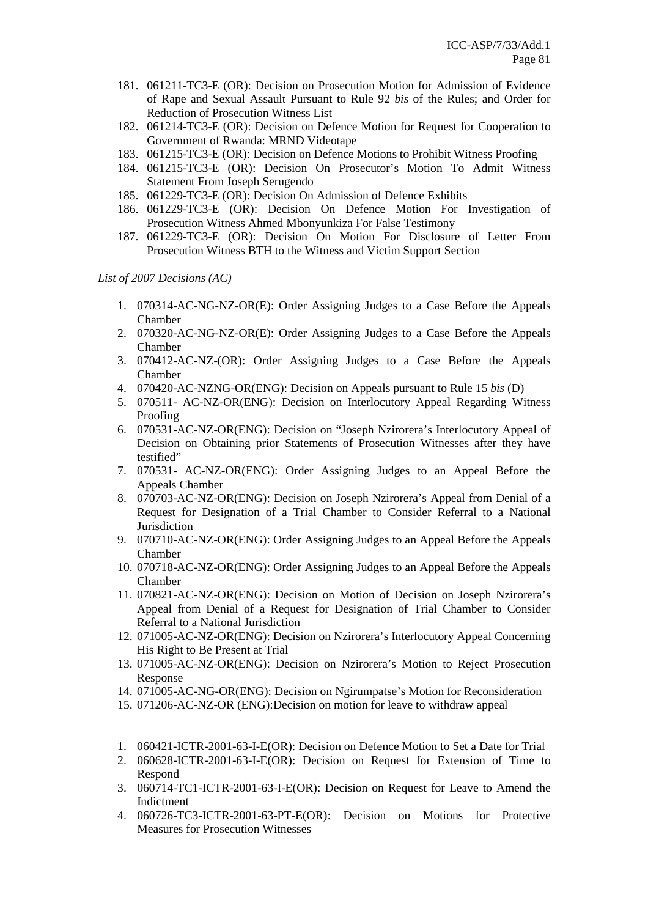181. 061211-TC3-E (OR): Decision on Prosecution Motion for Admission of Evidence of Rape and Sexual Assault Pursuant to Rule 92 *bis* of the Rules; and Order for Reduction of Prosecution Witness List
182. 061214-TC3-E (OR): Decision on Defence Motion for Request for Cooperation to Government of Rwanda: MRND Videotape
183. 061215-TC3-E (OR): Decision on Defence Motions to Prohibit Witness Proofing
184. 061215-TC3-E (OR): Decision On Prosecutor's Motion To Admit Witness Statement From Joseph Serugendo
185. 061229-TC3-E (OR): Decision On Admission of Defence Exhibits
186. 061229-TC3-E (OR): Decision On Defence Motion For Investigation of Prosecution Witness Ahmed Mbonyunkiza For False Testimony
187. 061229-TC3-E (OR): Decision On Motion For Disclosure of Letter From Prosecution Witness BTH to the Witness and Victim Support Section

*List of 2007 Decisions (AC)*

1. 070314-AC-NG-NZ-OR(E): Order Assigning Judges to a Case Before the Appeals Chamber
2. 070320-AC-NG-NZ-OR(E): Order Assigning Judges to a Case Before the Appeals Chamber
3. 070412-AC-NZ-(OR): Order Assigning Judges to a Case Before the Appeals Chamber
4. 070420-AC-NZNG-OR(ENG): Decision on Appeals pursuant to Rule 15 *bis* (D)
5. 070511- AC-NZ-OR(ENG): Decision on Interlocutory Appeal Regarding Witness Proofing
6. 070531-AC-NZ-OR(ENG): Decision on "Joseph Nzirorera's Interlocutory Appeal of Decision on Obtaining prior Statements of Prosecution Witnesses after they have testified"
7. 070531- AC-NZ-OR(ENG): Order Assigning Judges to an Appeal Before the Appeals Chamber
8. 070703-AC-NZ-OR(ENG): Decision on Joseph Nzirorera's Appeal from Denial of a Request for Designation of a Trial Chamber to Consider Referral to a National Jurisdiction
9. 070710-AC-NZ-OR(ENG): Order Assigning Judges to an Appeal Before the Appeals Chamber
10. 070718-AC-NZ-OR(ENG): Order Assigning Judges to an Appeal Before the Appeals Chamber
11. 070821-AC-NZ-OR(ENG): Decision on Motion of Decision on Joseph Nzirorera's Appeal from Denial of a Request for Designation of Trial Chamber to Consider Referral to a National Jurisdiction
12. 071005-AC-NZ-OR(ENG): Decision on Nzirorera's Interlocutory Appeal Concerning His Right to Be Present at Trial
13. 071005-AC-NZ-OR(ENG): Decision on Nzirorera's Motion to Reject Prosecution Response
14. 071005-AC-NG-OR(ENG): Decision on Ngirumpatse's Motion for Reconsideration
15. 071206-AC-NZ-OR (ENG):Decision on motion for leave to withdraw appeal

1. 060421-ICTR-2001-63-I-E(OR): Decision on Defence Motion to Set a Date for Trial
2. 060628-ICTR-2001-63-I-E(OR): Decision on Request for Extension of Time to Respond
3. 060714-TC1-ICTR-2001-63-I-E(OR): Decision on Request for Leave to Amend the Indictment
4. 060726-TC3-ICTR-2001-63-PT-E(OR): Decision on Motions for Protective Measures for Prosecution Witnesses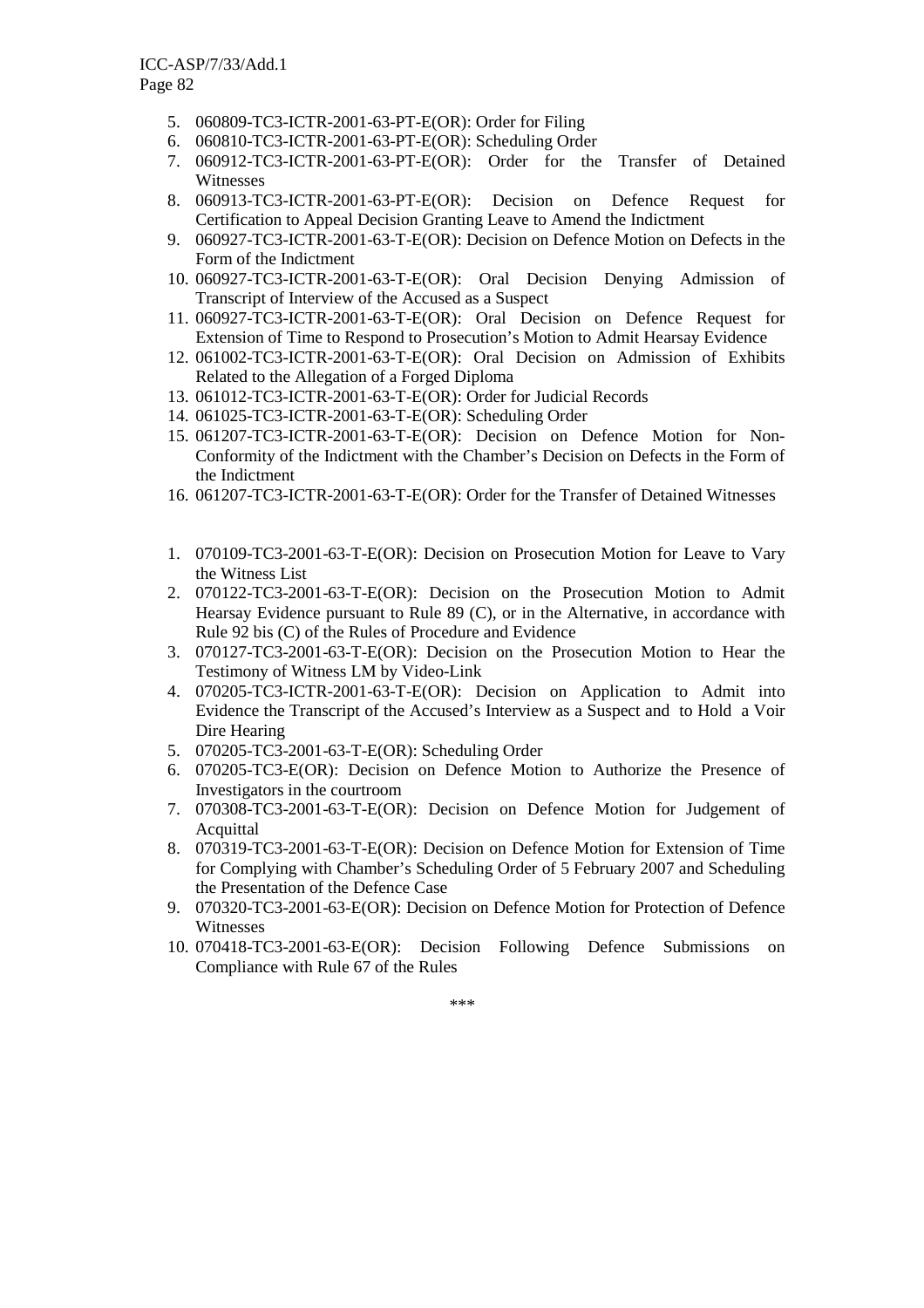5. 060809-TC3-ICTR-2001-63-PT-E(OR): Order for Filing
6. 060810-TC3-ICTR-2001-63-PT-E(OR): Scheduling Order
7. 060912-TC3-ICTR-2001-63-PT-E(OR): Order for the Transfer of Detained Witnesses
8. 060913-TC3-ICTR-2001-63-PT-E(OR): Decision on Defence Request for Certification to Appeal Decision Granting Leave to Amend the Indictment
9. 060927-TC3-ICTR-2001-63-T-E(OR): Decision on Defence Motion on Defects in the Form of the Indictment
10. 060927-TC3-ICTR-2001-63-T-E(OR): Oral Decision Denying Admission of Transcript of Interview of the Accused as a Suspect
11. 060927-TC3-ICTR-2001-63-T-E(OR): Oral Decision on Defence Request for Extension of Time to Respond to Prosecution's Motion to Admit Hearsay Evidence
12. 061002-TC3-ICTR-2001-63-T-E(OR): Oral Decision on Admission of Exhibits Related to the Allegation of a Forged Diploma
13. 061012-TC3-ICTR-2001-63-T-E(OR): Order for Judicial Records
14. 061025-TC3-ICTR-2001-63-T-E(OR): Scheduling Order
15. 061207-TC3-ICTR-2001-63-T-E(OR): Decision on Defence Motion for Non-Conformity of the Indictment with the Chamber's Decision on Defects in the Form of the Indictment
16. 061207-TC3-ICTR-2001-63-T-E(OR): Order for the Transfer of Detained Witnesses

1. 070109-TC3-2001-63-T-E(OR): Decision on Prosecution Motion for Leave to Vary the Witness List
2. 070122-TC3-2001-63-T-E(OR): Decision on the Prosecution Motion to Admit Hearsay Evidence pursuant to Rule 89 (C), or in the Alternative, in accordance with Rule 92 bis (C) of the Rules of Procedure and Evidence
3. 070127-TC3-2001-63-T-E(OR): Decision on the Prosecution Motion to Hear the Testimony of Witness LM by Video-Link
4. 070205-TC3-ICTR-2001-63-T-E(OR): Decision on Application to Admit into Evidence the Transcript of the Accused's Interview as a Suspect and to Hold a Voir Dire Hearing
5. 070205-TC3-2001-63-T-E(OR): Scheduling Order
6. 070205-TC3-E(OR): Decision on Defence Motion to Authorize the Presence of Investigators in the courtroom
7. 070308-TC3-2001-63-T-E(OR): Decision on Defence Motion for Judgement of Acquittal
8. 070319-TC3-2001-63-T-E(OR): Decision on Defence Motion for Extension of Time for Complying with Chamber's Scheduling Order of 5 February 2007 and Scheduling the Presentation of the Defence Case
9. 070320-TC3-2001-63-E(OR): Decision on Defence Motion for Protection of Defence Witnesses
10. 070418-TC3-2001-63-E(OR): Decision Following Defence Submissions on Compliance with Rule 67 of the Rules

\*\*\*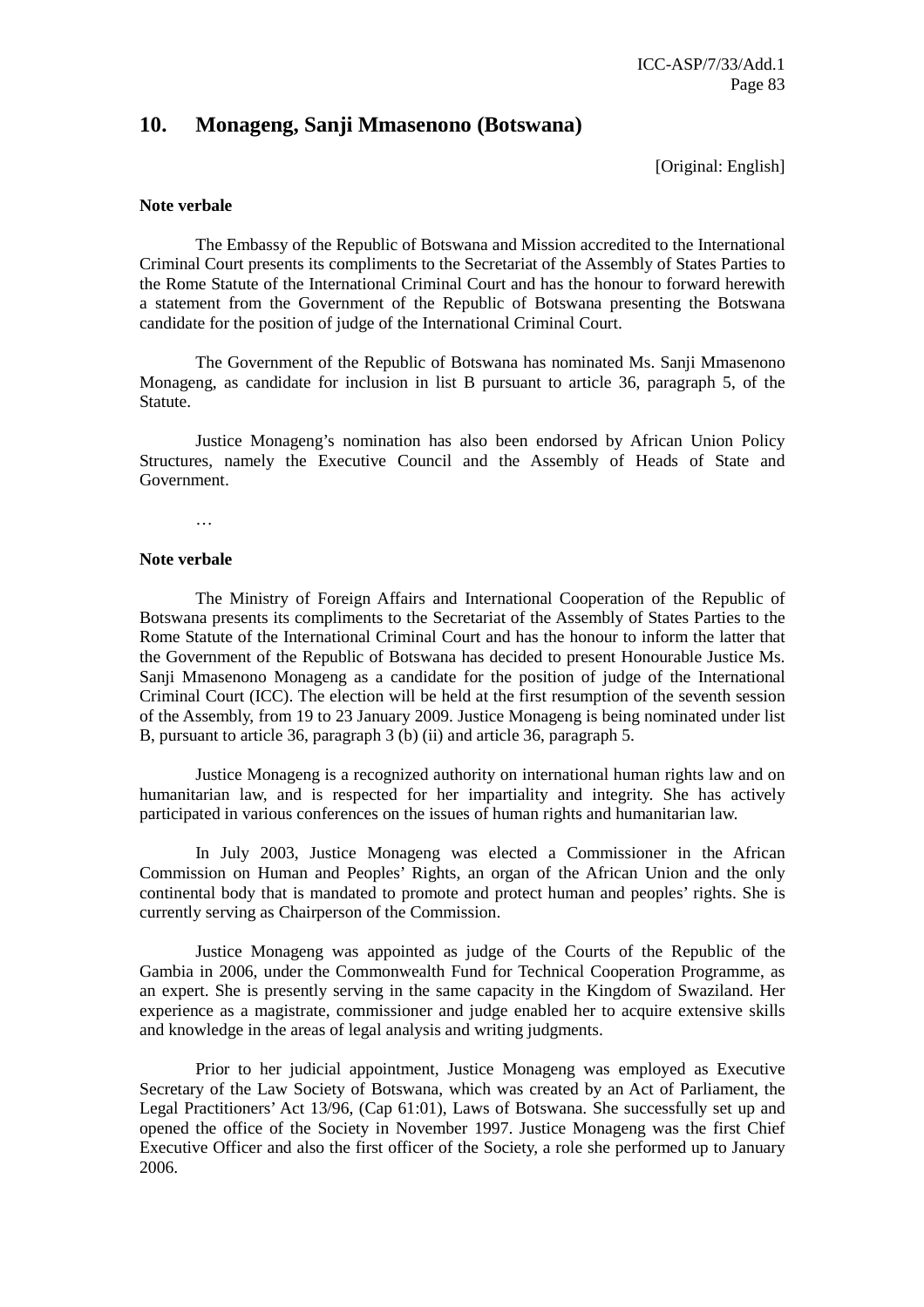## 10. Monageng, Sanji Mmasenono (Botswana)

[Original: English]

**Note verbale**

The Embassy of the Republic of Botswana and Mission accredited to the International Criminal Court presents its compliments to the Secretariat of the Assembly of States Parties to the Rome Statute of the International Criminal Court and has the honour to forward herewith a statement from the Government of the Republic of Botswana presenting the Botswana candidate for the position of judge of the International Criminal Court.

The Government of the Republic of Botswana has nominated Ms. Sanji Mmasenono Monageng, as candidate for inclusion in list B pursuant to article 36, paragraph 5, of the Statute.

Justice Monageng's nomination has also been endorsed by African Union Policy Structures, namely the Executive Council and the Assembly of Heads of State and Government.

…

**Note verbale**

The Ministry of Foreign Affairs and International Cooperation of the Republic of Botswana presents its compliments to the Secretariat of the Assembly of States Parties to the Rome Statute of the International Criminal Court and has the honour to inform the latter that the Government of the Republic of Botswana has decided to present Honourable Justice Ms. Sanji Mmasenono Monageng as a candidate for the position of judge of the International Criminal Court (ICC). The election will be held at the first resumption of the seventh session of the Assembly, from 19 to 23 January 2009. Justice Monageng is being nominated under list B, pursuant to article 36, paragraph 3 (b) (ii) and article 36, paragraph 5.

Justice Monageng is a recognized authority on international human rights law and on humanitarian law, and is respected for her impartiality and integrity. She has actively participated in various conferences on the issues of human rights and humanitarian law.

In July 2003, Justice Monageng was elected a Commissioner in the African Commission on Human and Peoples' Rights, an organ of the African Union and the only continental body that is mandated to promote and protect human and peoples' rights. She is currently serving as Chairperson of the Commission.

Justice Monageng was appointed as judge of the Courts of the Republic of the Gambia in 2006, under the Commonwealth Fund for Technical Cooperation Programme, as an expert. She is presently serving in the same capacity in the Kingdom of Swaziland. Her experience as a magistrate, commissioner and judge enabled her to acquire extensive skills and knowledge in the areas of legal analysis and writing judgments.

Prior to her judicial appointment, Justice Monageng was employed as Executive Secretary of the Law Society of Botswana, which was created by an Act of Parliament, the Legal Practitioners' Act 13/96, (Cap 61:01), Laws of Botswana. She successfully set up and opened the office of the Society in November 1997. Justice Monageng was the first Chief Executive Officer and also the first officer of the Society, a role she performed up to January 2006.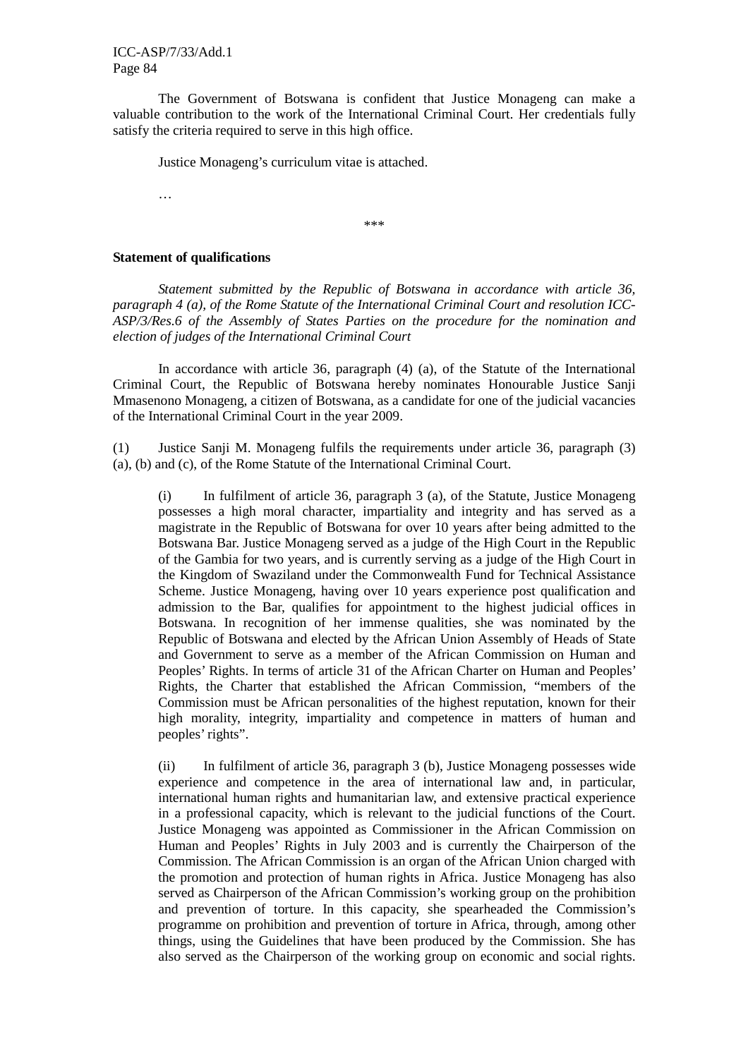The Government of Botswana is confident that Justice Monageng can make a valuable contribution to the work of the International Criminal Court. Her credentials fully satisfy the criteria required to serve in this high office.

Justice Monageng's curriculum vitae is attached.

…

\*\*\*

**Statement of qualifications**

*Statement submitted by the Republic of Botswana in accordance with article 36, paragraph 4 (a), of the Rome Statute of the International Criminal Court and resolution ICC-ASP/3/Res.6 of the Assembly of States Parties on the procedure for the nomination and election of judges of the International Criminal Court*

In accordance with article 36, paragraph (4) (a), of the Statute of the International Criminal Court, the Republic of Botswana hereby nominates Honourable Justice Sanji Mmasenono Monageng, a citizen of Botswana, as a candidate for one of the judicial vacancies of the International Criminal Court in the year 2009.

(1) Justice Sanji M. Monageng fulfils the requirements under article 36, paragraph (3) (a), (b) and (c), of the Rome Statute of the International Criminal Court.

(i) In fulfilment of article 36, paragraph 3 (a), of the Statute, Justice Monageng possesses a high moral character, impartiality and integrity and has served as a magistrate in the Republic of Botswana for over 10 years after being admitted to the Botswana Bar. Justice Monageng served as a judge of the High Court in the Republic of the Gambia for two years, and is currently serving as a judge of the High Court in the Kingdom of Swaziland under the Commonwealth Fund for Technical Assistance Scheme. Justice Monageng, having over 10 years experience post qualification and admission to the Bar, qualifies for appointment to the highest judicial offices in Botswana. In recognition of her immense qualities, she was nominated by the Republic of Botswana and elected by the African Union Assembly of Heads of State and Government to serve as a member of the African Commission on Human and Peoples' Rights. In terms of article 31 of the African Charter on Human and Peoples' Rights, the Charter that established the African Commission, "members of the Commission must be African personalities of the highest reputation, known for their high morality, integrity, impartiality and competence in matters of human and peoples' rights".

(ii) In fulfilment of article 36, paragraph 3 (b), Justice Monageng possesses wide experience and competence in the area of international law and, in particular, international human rights and humanitarian law, and extensive practical experience in a professional capacity, which is relevant to the judicial functions of the Court. Justice Monageng was appointed as Commissioner in the African Commission on Human and Peoples' Rights in July 2003 and is currently the Chairperson of the Commission. The African Commission is an organ of the African Union charged with the promotion and protection of human rights in Africa. Justice Monageng has also served as Chairperson of the African Commission's working group on the prohibition and prevention of torture. In this capacity, she spearheaded the Commission's programme on prohibition and prevention of torture in Africa, through, among other things, using the Guidelines that have been produced by the Commission. She has also served as the Chairperson of the working group on economic and social rights.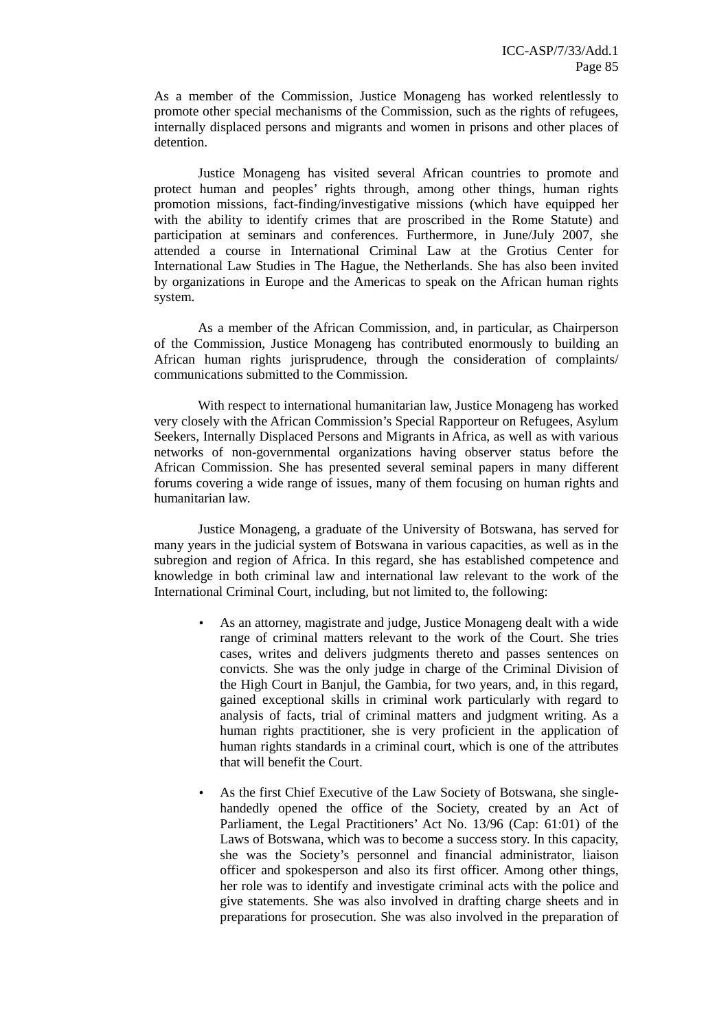As a member of the Commission, Justice Monageng has worked relentlessly to promote other special mechanisms of the Commission, such as the rights of refugees, internally displaced persons and migrants and women in prisons and other places of detention.

Justice Monageng has visited several African countries to promote and protect human and peoples' rights through, among other things, human rights promotion missions, fact-finding/investigative missions (which have equipped her with the ability to identify crimes that are proscribed in the Rome Statute) and participation at seminars and conferences. Furthermore, in June/July 2007, she attended a course in International Criminal Law at the Grotius Center for International Law Studies in The Hague, the Netherlands. She has also been invited by organizations in Europe and the Americas to speak on the African human rights system.

As a member of the African Commission, and, in particular, as Chairperson of the Commission, Justice Monageng has contributed enormously to building an African human rights jurisprudence, through the consideration of complaints/ communications submitted to the Commission.

With respect to international humanitarian law, Justice Monageng has worked very closely with the African Commission's Special Rapporteur on Refugees, Asylum Seekers, Internally Displaced Persons and Migrants in Africa, as well as with various networks of non-governmental organizations having observer status before the African Commission. She has presented several seminal papers in many different forums covering a wide range of issues, many of them focusing on human rights and humanitarian law.

Justice Monageng, a graduate of the University of Botswana, has served for many years in the judicial system of Botswana in various capacities, as well as in the subregion and region of Africa. In this regard, she has established competence and knowledge in both criminal law and international law relevant to the work of the International Criminal Court, including, but not limited to, the following:

- As an attorney, magistrate and judge, Justice Monageng dealt with a wide range of criminal matters relevant to the work of the Court. She tries cases, writes and delivers judgments thereto and passes sentences on convicts. She was the only judge in charge of the Criminal Division of the High Court in Banjul, the Gambia, for two years, and, in this regard, gained exceptional skills in criminal work particularly with regard to analysis of facts, trial of criminal matters and judgment writing. As a human rights practitioner, she is very proficient in the application of human rights standards in a criminal court, which is one of the attributes that will benefit the Court.

- As the first Chief Executive of the Law Society of Botswana, she single-handedly opened the office of the Society, created by an Act of Parliament, the Legal Practitioners' Act No. 13/96 (Cap: 61:01) of the Laws of Botswana, which was to become a success story. In this capacity, she was the Society's personnel and financial administrator, liaison officer and spokesperson and also its first officer. Among other things, her role was to identify and investigate criminal acts with the police and give statements. She was also involved in drafting charge sheets and in preparations for prosecution. She was also involved in the preparation of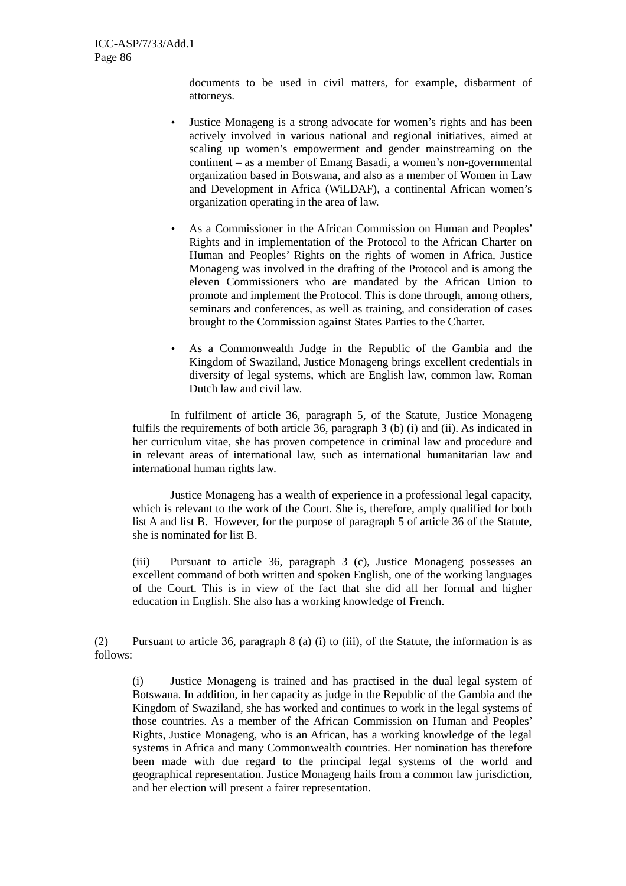documents to be used in civil matters, for example, disbarment of attorneys.

- Justice Monageng is a strong advocate for women's rights and has been actively involved in various national and regional initiatives, aimed at scaling up women's empowerment and gender mainstreaming on the continent – as a member of Emang Basadi, a women's non-governmental organization based in Botswana, and also as a member of Women in Law and Development in Africa (WiLDAF), a continental African women's organization operating in the area of law.

- As a Commissioner in the African Commission on Human and Peoples' Rights and in implementation of the Protocol to the African Charter on Human and Peoples' Rights on the rights of women in Africa, Justice Monageng was involved in the drafting of the Protocol and is among the eleven Commissioners who are mandated by the African Union to promote and implement the Protocol. This is done through, among others, seminars and conferences, as well as training, and consideration of cases brought to the Commission against States Parties to the Charter.

- As a Commonwealth Judge in the Republic of the Gambia and the Kingdom of Swaziland, Justice Monageng brings excellent credentials in diversity of legal systems, which are English law, common law, Roman Dutch law and civil law.

In fulfilment of article 36, paragraph 5, of the Statute, Justice Monageng fulfils the requirements of both article 36, paragraph 3 (b) (i) and (ii). As indicated in her curriculum vitae, she has proven competence in criminal law and procedure and in relevant areas of international law, such as international humanitarian law and international human rights law.

Justice Monageng has a wealth of experience in a professional legal capacity, which is relevant to the work of the Court. She is, therefore, amply qualified for both list A and list B. However, for the purpose of paragraph 5 of article 36 of the Statute, she is nominated for list B.

(iii) Pursuant to article 36, paragraph 3 (c), Justice Monageng possesses an excellent command of both written and spoken English, one of the working languages of the Court. This is in view of the fact that she did all her formal and higher education in English. She also has a working knowledge of French.

(2) Pursuant to article 36, paragraph 8 (a) (i) to (iii), of the Statute, the information is as follows:

(i) Justice Monageng is trained and has practised in the dual legal system of Botswana. In addition, in her capacity as judge in the Republic of the Gambia and the Kingdom of Swaziland, she has worked and continues to work in the legal systems of those countries. As a member of the African Commission on Human and Peoples' Rights, Justice Monageng, who is an African, has a working knowledge of the legal systems in Africa and many Commonwealth countries. Her nomination has therefore been made with due regard to the principal legal systems of the world and geographical representation. Justice Monageng hails from a common law jurisdiction, and her election will present a fairer representation.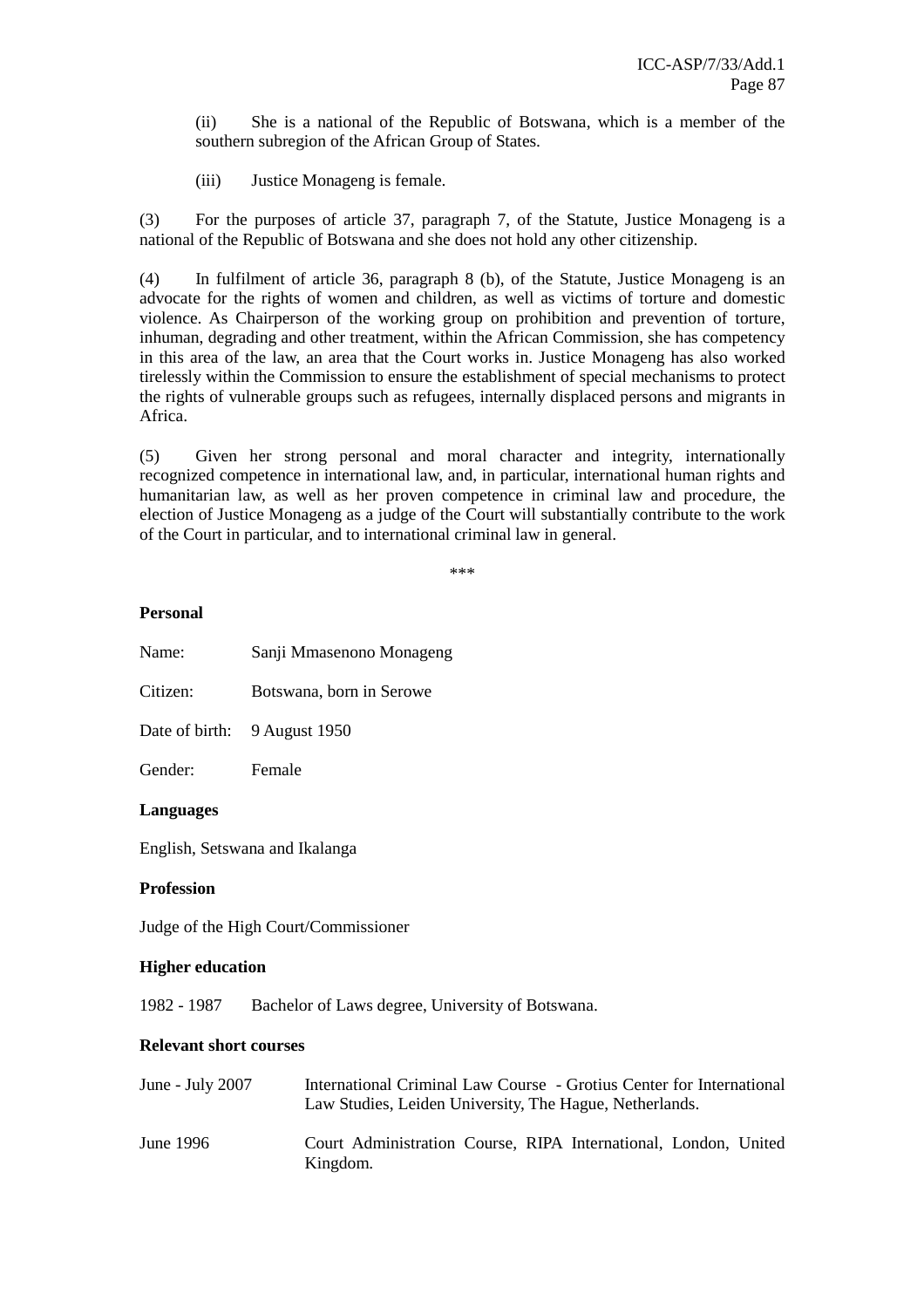(ii) She is a national of the Republic of Botswana, which is a member of the southern subregion of the African Group of States.

(iii) Justice Monageng is female.

(3) For the purposes of article 37, paragraph 7, of the Statute, Justice Monageng is a national of the Republic of Botswana and she does not hold any other citizenship.

(4) In fulfilment of article 36, paragraph 8 (b), of the Statute, Justice Monageng is an advocate for the rights of women and children, as well as victims of torture and domestic violence. As Chairperson of the working group on prohibition and prevention of torture, inhuman, degrading and other treatment, within the African Commission, she has competency in this area of the law, an area that the Court works in. Justice Monageng has also worked tirelessly within the Commission to ensure the establishment of special mechanisms to protect the rights of vulnerable groups such as refugees, internally displaced persons and migrants in Africa.

(5) Given her strong personal and moral character and integrity, internationally recognized competence in international law, and, in particular, international human rights and humanitarian law, as well as her proven competence in criminal law and procedure, the election of Justice Monageng as a judge of the Court will substantially contribute to the work of the Court in particular, and to international criminal law in general.

\*\*\*

**Personal**

Name: Sanji Mmasenono Monageng

Citizen: Botswana, born in Serowe

Date of birth: 9 August 1950

Gender: Female

**Languages**

English, Setswana and Ikalanga

**Profession**

Judge of the High Court/Commissioner

**Higher education**

1982 - 1987 Bachelor of Laws degree, University of Botswana.

**Relevant short courses**

| | |
|---|---|
| June - July 2007 | International Criminal Law Course - Grotius Center for International Law Studies, Leiden University, The Hague, Netherlands. |
| June 1996 | Court Administration Course, RIPA International, London, United Kingdom. |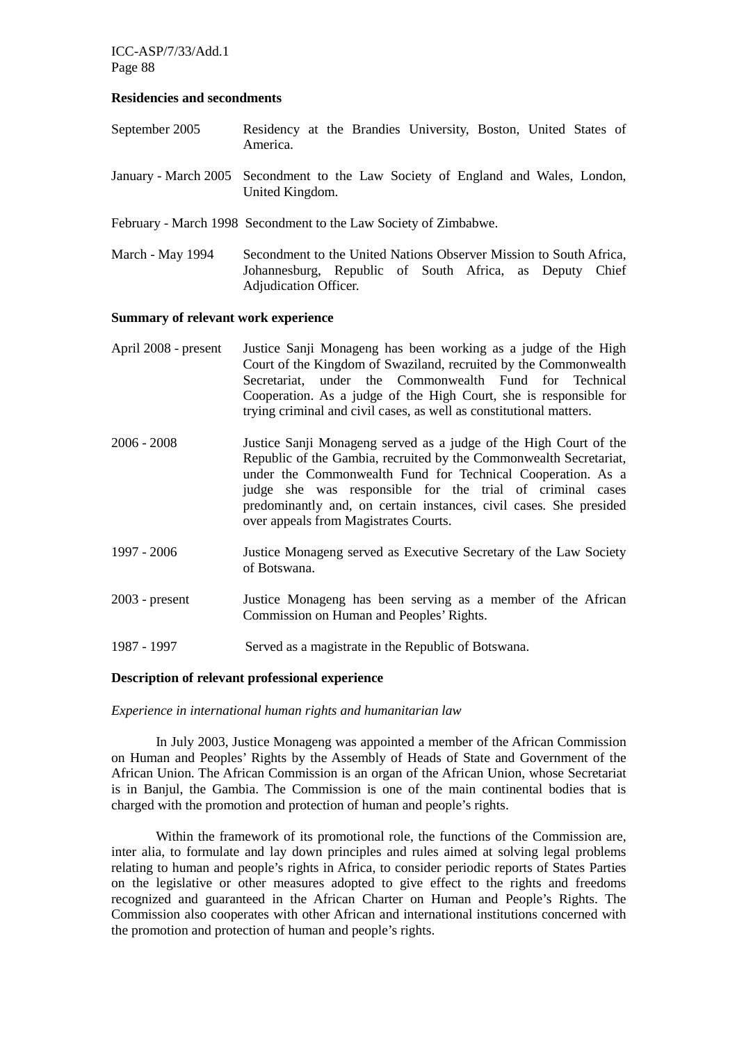**Residencies and secondments**

| | |
|---|---|
| September 2005 | Residency at the Brandies University, Boston, United States of America. |
| January - March 2005 | Secondment to the Law Society of England and Wales, London, United Kingdom. |
| February - March 1998 | Secondment to the Law Society of Zimbabwe. |
| March - May 1994 | Secondment to the United Nations Observer Mission to South Africa, Johannesburg, Republic of South Africa, as Deputy Chief Adjudication Officer. |

**Summary of relevant work experience**

| | |
|---|---|
| April 2008 - present | Justice Sanji Monageng has been working as a judge of the High Court of the Kingdom of Swaziland, recruited by the Commonwealth Secretariat, under the Commonwealth Fund for Technical Cooperation. As a judge of the High Court, she is responsible for trying criminal and civil cases, as well as constitutional matters. |
| 2006 - 2008 | Justice Sanji Monageng served as a judge of the High Court of the Republic of the Gambia, recruited by the Commonwealth Secretariat, under the Commonwealth Fund for Technical Cooperation. As a judge she was responsible for the trial of criminal cases predominantly and, on certain instances, civil cases. She presided over appeals from Magistrates Courts. |
| 1997 - 2006 | Justice Monageng served as Executive Secretary of the Law Society of Botswana. |
| 2003 - present | Justice Monageng has been serving as a member of the African Commission on Human and Peoples' Rights. |
| 1987 - 1997 | Served as a magistrate in the Republic of Botswana. |

**Description of relevant professional experience**

*Experience in international human rights and humanitarian law*

In July 2003, Justice Monageng was appointed a member of the African Commission on Human and Peoples' Rights by the Assembly of Heads of State and Government of the African Union. The African Commission is an organ of the African Union, whose Secretariat is in Banjul, the Gambia. The Commission is one of the main continental bodies that is charged with the promotion and protection of human and people's rights.

Within the framework of its promotional role, the functions of the Commission are, inter alia, to formulate and lay down principles and rules aimed at solving legal problems relating to human and people's rights in Africa, to consider periodic reports of States Parties on the legislative or other measures adopted to give effect to the rights and freedoms recognized and guaranteed in the African Charter on Human and People's Rights. The Commission also cooperates with other African and international institutions concerned with the promotion and protection of human and people's rights.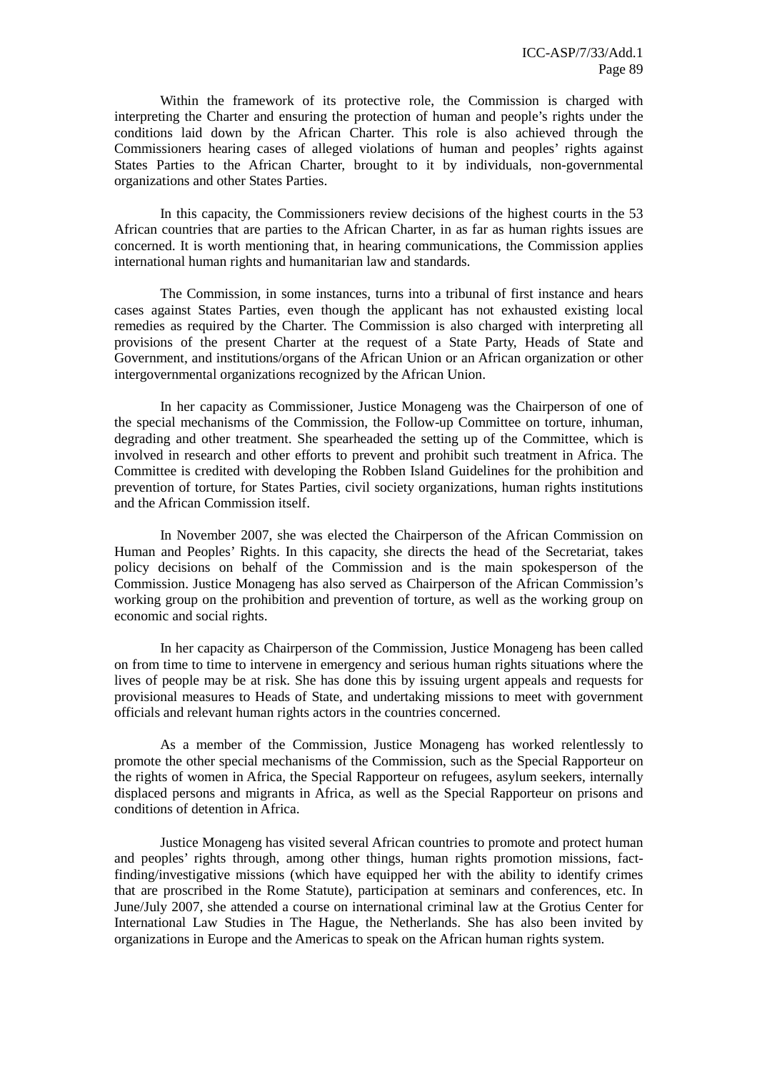Within the framework of its protective role, the Commission is charged with interpreting the Charter and ensuring the protection of human and people's rights under the conditions laid down by the African Charter. This role is also achieved through the Commissioners hearing cases of alleged violations of human and peoples' rights against States Parties to the African Charter, brought to it by individuals, non-governmental organizations and other States Parties.

In this capacity, the Commissioners review decisions of the highest courts in the 53 African countries that are parties to the African Charter, in as far as human rights issues are concerned. It is worth mentioning that, in hearing communications, the Commission applies international human rights and humanitarian law and standards.

The Commission, in some instances, turns into a tribunal of first instance and hears cases against States Parties, even though the applicant has not exhausted existing local remedies as required by the Charter. The Commission is also charged with interpreting all provisions of the present Charter at the request of a State Party, Heads of State and Government, and institutions/organs of the African Union or an African organization or other intergovernmental organizations recognized by the African Union.

In her capacity as Commissioner, Justice Monageng was the Chairperson of one of the special mechanisms of the Commission, the Follow-up Committee on torture, inhuman, degrading and other treatment. She spearheaded the setting up of the Committee, which is involved in research and other efforts to prevent and prohibit such treatment in Africa. The Committee is credited with developing the Robben Island Guidelines for the prohibition and prevention of torture, for States Parties, civil society organizations, human rights institutions and the African Commission itself.

In November 2007, she was elected the Chairperson of the African Commission on Human and Peoples' Rights. In this capacity, she directs the head of the Secretariat, takes policy decisions on behalf of the Commission and is the main spokesperson of the Commission. Justice Monageng has also served as Chairperson of the African Commission's working group on the prohibition and prevention of torture, as well as the working group on economic and social rights.

In her capacity as Chairperson of the Commission, Justice Monageng has been called on from time to time to intervene in emergency and serious human rights situations where the lives of people may be at risk. She has done this by issuing urgent appeals and requests for provisional measures to Heads of State, and undertaking missions to meet with government officials and relevant human rights actors in the countries concerned.

As a member of the Commission, Justice Monageng has worked relentlessly to promote the other special mechanisms of the Commission, such as the Special Rapporteur on the rights of women in Africa, the Special Rapporteur on refugees, asylum seekers, internally displaced persons and migrants in Africa, as well as the Special Rapporteur on prisons and conditions of detention in Africa.

Justice Monageng has visited several African countries to promote and protect human and peoples' rights through, among other things, human rights promotion missions, fact-finding/investigative missions (which have equipped her with the ability to identify crimes that are proscribed in the Rome Statute), participation at seminars and conferences, etc. In June/July 2007, she attended a course on international criminal law at the Grotius Center for International Law Studies in The Hague, the Netherlands. She has also been invited by organizations in Europe and the Americas to speak on the African human rights system.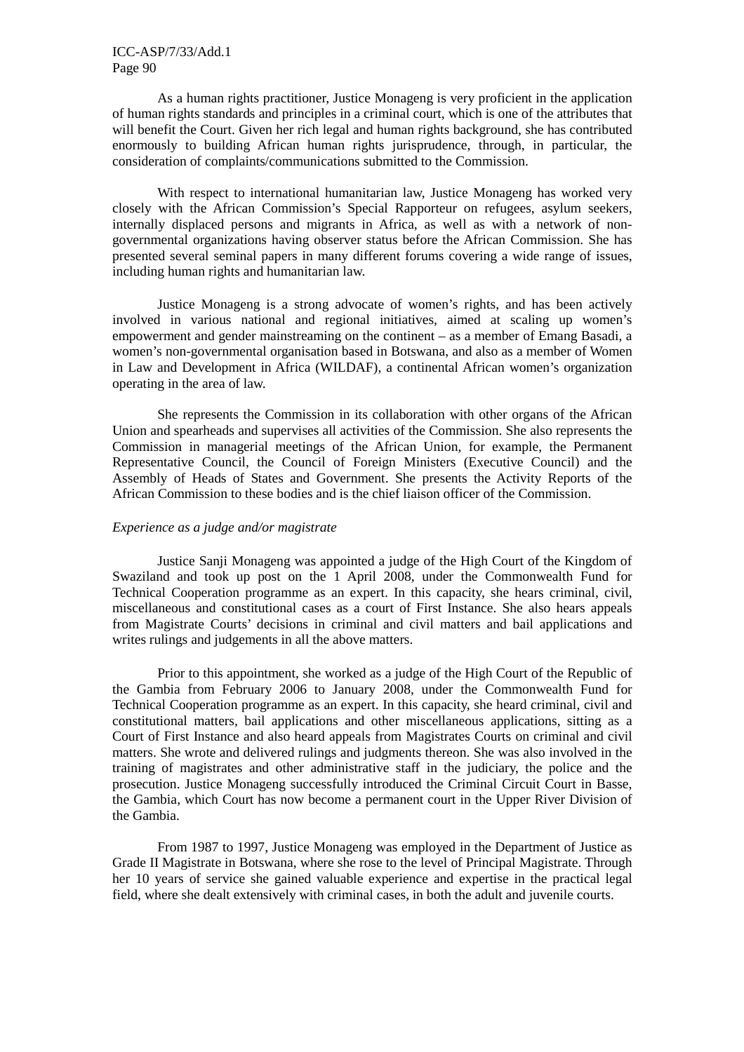As a human rights practitioner, Justice Monageng is very proficient in the application of human rights standards and principles in a criminal court, which is one of the attributes that will benefit the Court. Given her rich legal and human rights background, she has contributed enormously to building African human rights jurisprudence, through, in particular, the consideration of complaints/communications submitted to the Commission.

With respect to international humanitarian law, Justice Monageng has worked very closely with the African Commission's Special Rapporteur on refugees, asylum seekers, internally displaced persons and migrants in Africa, as well as with a network of non-governmental organizations having observer status before the African Commission. She has presented several seminal papers in many different forums covering a wide range of issues, including human rights and humanitarian law.

Justice Monageng is a strong advocate of women's rights, and has been actively involved in various national and regional initiatives, aimed at scaling up women's empowerment and gender mainstreaming on the continent – as a member of Emang Basadi, a women's non-governmental organisation based in Botswana, and also as a member of Women in Law and Development in Africa (WILDAF), a continental African women's organization operating in the area of law.

She represents the Commission in its collaboration with other organs of the African Union and spearheads and supervises all activities of the Commission. She also represents the Commission in managerial meetings of the African Union, for example, the Permanent Representative Council, the Council of Foreign Ministers (Executive Council) and the Assembly of Heads of States and Government. She presents the Activity Reports of the African Commission to these bodies and is the chief liaison officer of the Commission.

*Experience as a judge and/or magistrate*

Justice Sanji Monageng was appointed a judge of the High Court of the Kingdom of Swaziland and took up post on the 1 April 2008, under the Commonwealth Fund for Technical Cooperation programme as an expert. In this capacity, she hears criminal, civil, miscellaneous and constitutional cases as a court of First Instance. She also hears appeals from Magistrate Courts' decisions in criminal and civil matters and bail applications and writes rulings and judgements in all the above matters.

Prior to this appointment, she worked as a judge of the High Court of the Republic of the Gambia from February 2006 to January 2008, under the Commonwealth Fund for Technical Cooperation programme as an expert. In this capacity, she heard criminal, civil and constitutional matters, bail applications and other miscellaneous applications, sitting as a Court of First Instance and also heard appeals from Magistrates Courts on criminal and civil matters. She wrote and delivered rulings and judgments thereon. She was also involved in the training of magistrates and other administrative staff in the judiciary, the police and the prosecution. Justice Monageng successfully introduced the Criminal Circuit Court in Basse, the Gambia, which Court has now become a permanent court in the Upper River Division of the Gambia.

From 1987 to 1997, Justice Monageng was employed in the Department of Justice as Grade II Magistrate in Botswana, where she rose to the level of Principal Magistrate. Through her 10 years of service she gained valuable experience and expertise in the practical legal field, where she dealt extensively with criminal cases, in both the adult and juvenile courts.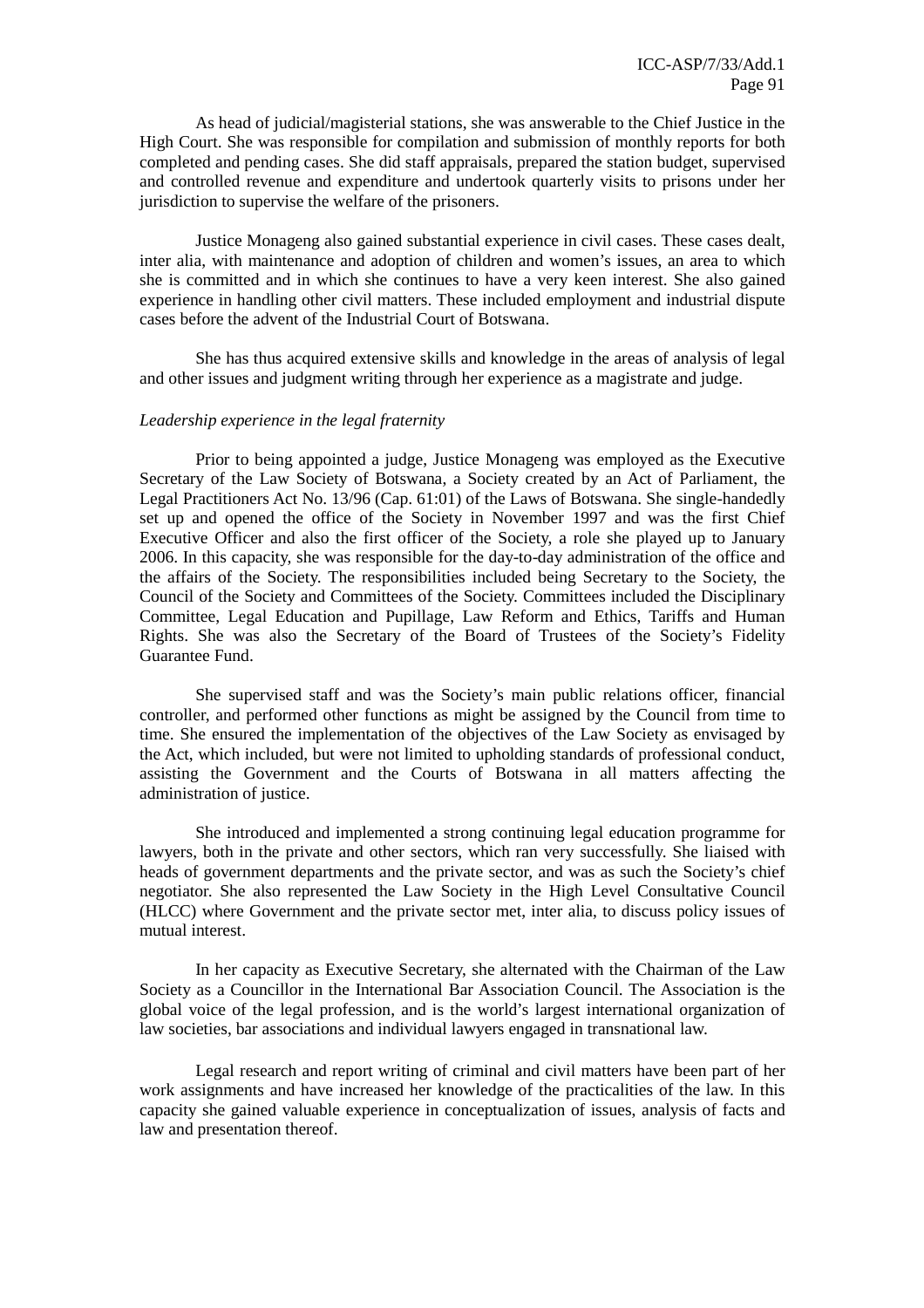As head of judicial/magisterial stations, she was answerable to the Chief Justice in the High Court. She was responsible for compilation and submission of monthly reports for both completed and pending cases. She did staff appraisals, prepared the station budget, supervised and controlled revenue and expenditure and undertook quarterly visits to prisons under her jurisdiction to supervise the welfare of the prisoners.

Justice Monageng also gained substantial experience in civil cases. These cases dealt, inter alia, with maintenance and adoption of children and women's issues, an area to which she is committed and in which she continues to have a very keen interest. She also gained experience in handling other civil matters. These included employment and industrial dispute cases before the advent of the Industrial Court of Botswana.

She has thus acquired extensive skills and knowledge in the areas of analysis of legal and other issues and judgment writing through her experience as a magistrate and judge.

*Leadership experience in the legal fraternity*

Prior to being appointed a judge, Justice Monageng was employed as the Executive Secretary of the Law Society of Botswana, a Society created by an Act of Parliament, the Legal Practitioners Act No. 13/96 (Cap. 61:01) of the Laws of Botswana. She single-handedly set up and opened the office of the Society in November 1997 and was the first Chief Executive Officer and also the first officer of the Society, a role she played up to January 2006. In this capacity, she was responsible for the day-to-day administration of the office and the affairs of the Society. The responsibilities included being Secretary to the Society, the Council of the Society and Committees of the Society. Committees included the Disciplinary Committee, Legal Education and Pupillage, Law Reform and Ethics, Tariffs and Human Rights. She was also the Secretary of the Board of Trustees of the Society's Fidelity Guarantee Fund.

She supervised staff and was the Society's main public relations officer, financial controller, and performed other functions as might be assigned by the Council from time to time. She ensured the implementation of the objectives of the Law Society as envisaged by the Act, which included, but were not limited to upholding standards of professional conduct, assisting the Government and the Courts of Botswana in all matters affecting the administration of justice.

She introduced and implemented a strong continuing legal education programme for lawyers, both in the private and other sectors, which ran very successfully. She liaised with heads of government departments and the private sector, and was as such the Society's chief negotiator. She also represented the Law Society in the High Level Consultative Council (HLCC) where Government and the private sector met, inter alia, to discuss policy issues of mutual interest.

In her capacity as Executive Secretary, she alternated with the Chairman of the Law Society as a Councillor in the International Bar Association Council. The Association is the global voice of the legal profession, and is the world's largest international organization of law societies, bar associations and individual lawyers engaged in transnational law.

Legal research and report writing of criminal and civil matters have been part of her work assignments and have increased her knowledge of the practicalities of the law. In this capacity she gained valuable experience in conceptualization of issues, analysis of facts and law and presentation thereof.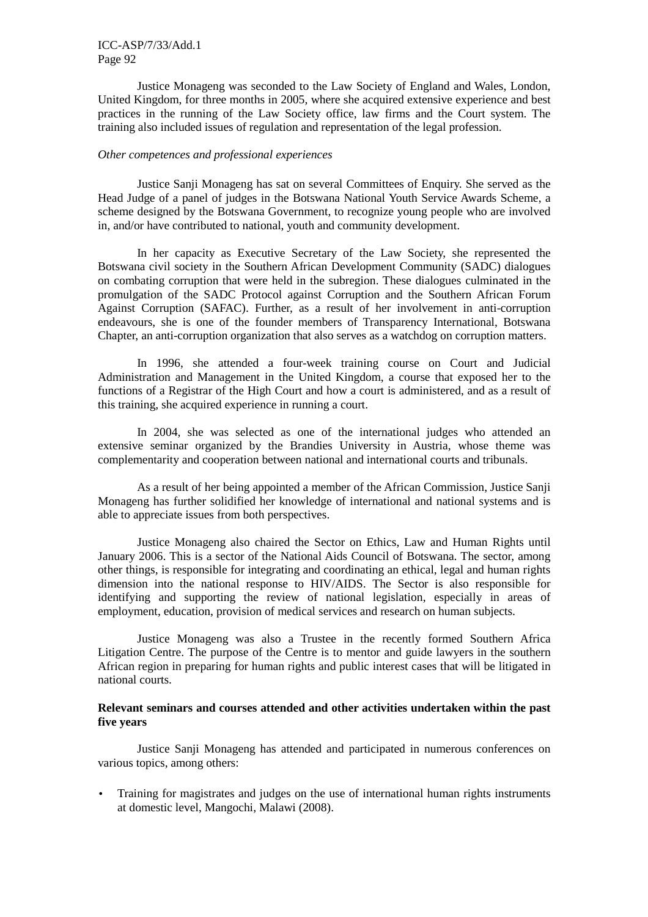Justice Monageng was seconded to the Law Society of England and Wales, London, United Kingdom, for three months in 2005, where she acquired extensive experience and best practices in the running of the Law Society office, law firms and the Court system. The training also included issues of regulation and representation of the legal profession.

*Other competences and professional experiences*

Justice Sanji Monageng has sat on several Committees of Enquiry. She served as the Head Judge of a panel of judges in the Botswana National Youth Service Awards Scheme, a scheme designed by the Botswana Government, to recognize young people who are involved in, and/or have contributed to national, youth and community development.

In her capacity as Executive Secretary of the Law Society, she represented the Botswana civil society in the Southern African Development Community (SADC) dialogues on combating corruption that were held in the subregion. These dialogues culminated in the promulgation of the SADC Protocol against Corruption and the Southern African Forum Against Corruption (SAFAC). Further, as a result of her involvement in anti-corruption endeavours, she is one of the founder members of Transparency International, Botswana Chapter, an anti-corruption organization that also serves as a watchdog on corruption matters.

In 1996, she attended a four-week training course on Court and Judicial Administration and Management in the United Kingdom, a course that exposed her to the functions of a Registrar of the High Court and how a court is administered, and as a result of this training, she acquired experience in running a court.

In 2004, she was selected as one of the international judges who attended an extensive seminar organized by the Brandies University in Austria, whose theme was complementarity and cooperation between national and international courts and tribunals.

As a result of her being appointed a member of the African Commission, Justice Sanji Monageng has further solidified her knowledge of international and national systems and is able to appreciate issues from both perspectives.

Justice Monageng also chaired the Sector on Ethics, Law and Human Rights until January 2006. This is a sector of the National Aids Council of Botswana. The sector, among other things, is responsible for integrating and coordinating an ethical, legal and human rights dimension into the national response to HIV/AIDS. The Sector is also responsible for identifying and supporting the review of national legislation, especially in areas of employment, education, provision of medical services and research on human subjects.

Justice Monageng was also a Trustee in the recently formed Southern Africa Litigation Centre. The purpose of the Centre is to mentor and guide lawyers in the southern African region in preparing for human rights and public interest cases that will be litigated in national courts.

**Relevant seminars and courses attended and other activities undertaken within the past five years**

Justice Sanji Monageng has attended and participated in numerous conferences on various topics, among others:

- Training for magistrates and judges on the use of international human rights instruments at domestic level, Mangochi, Malawi (2008).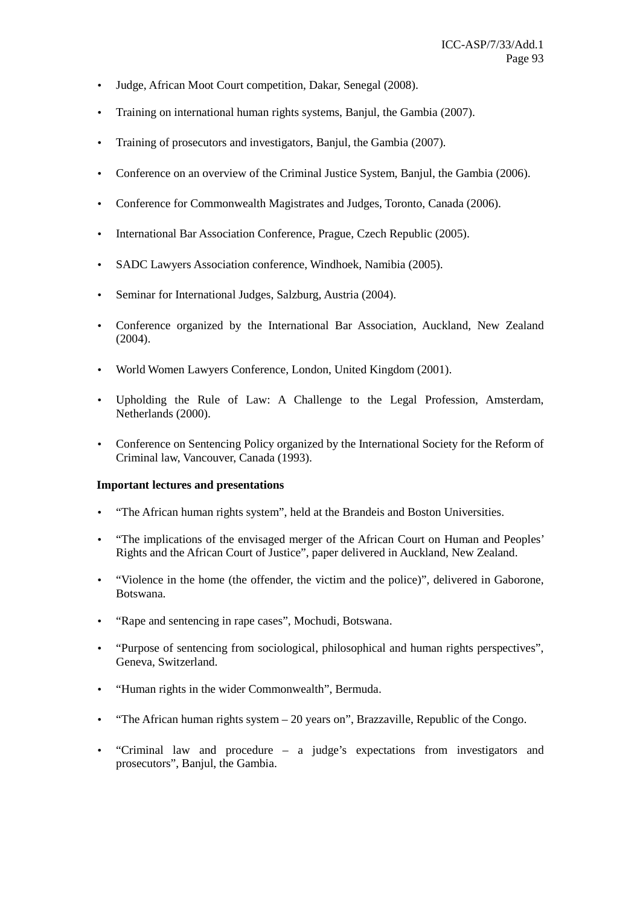- Judge, African Moot Court competition, Dakar, Senegal (2008).
- Training on international human rights systems, Banjul, the Gambia (2007).
- Training of prosecutors and investigators, Banjul, the Gambia (2007).
- Conference on an overview of the Criminal Justice System, Banjul, the Gambia (2006).
- Conference for Commonwealth Magistrates and Judges, Toronto, Canada (2006).
- International Bar Association Conference, Prague, Czech Republic (2005).
- SADC Lawyers Association conference, Windhoek, Namibia (2005).
- Seminar for International Judges, Salzburg, Austria (2004).
- Conference organized by the International Bar Association, Auckland, New Zealand (2004).
- World Women Lawyers Conference, London, United Kingdom (2001).
- Upholding the Rule of Law: A Challenge to the Legal Profession, Amsterdam, Netherlands (2000).
- Conference on Sentencing Policy organized by the International Society for the Reform of Criminal law, Vancouver, Canada (1993).

**Important lectures and presentations**

- "The African human rights system", held at the Brandeis and Boston Universities.
- "The implications of the envisaged merger of the African Court on Human and Peoples' Rights and the African Court of Justice", paper delivered in Auckland, New Zealand.
- "Violence in the home (the offender, the victim and the police)", delivered in Gaborone, Botswana.
- "Rape and sentencing in rape cases", Mochudi, Botswana.
- "Purpose of sentencing from sociological, philosophical and human rights perspectives", Geneva, Switzerland.
- "Human rights in the wider Commonwealth", Bermuda.
- "The African human rights system – 20 years on", Brazzaville, Republic of the Congo.
- "Criminal law and procedure – a judge's expectations from investigators and prosecutors", Banjul, the Gambia.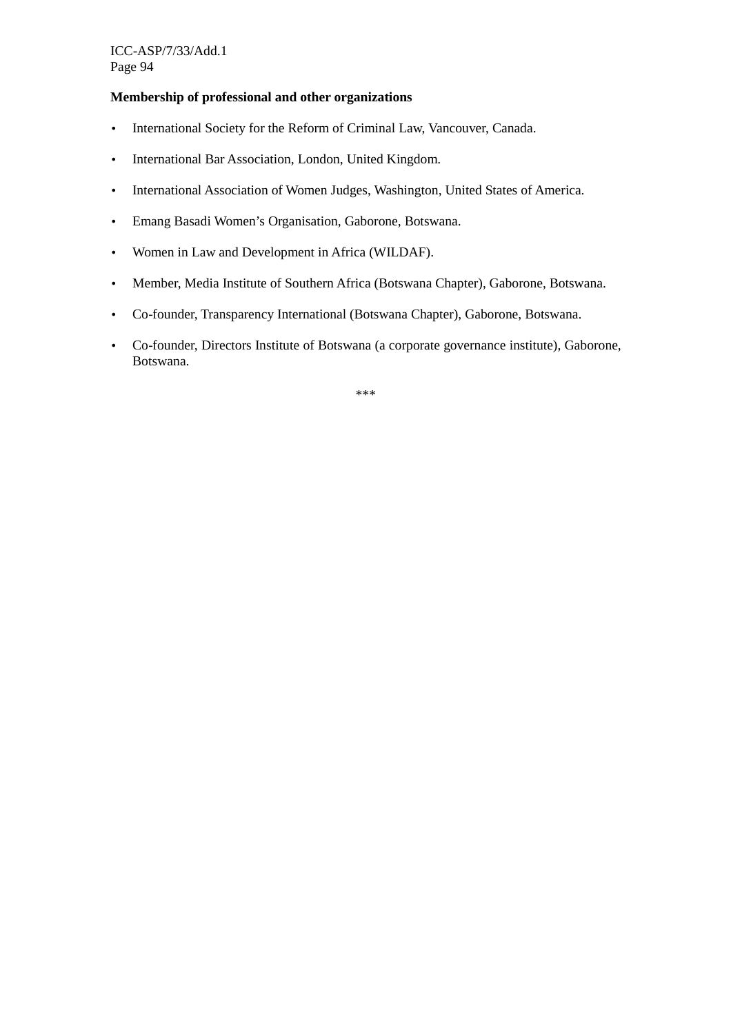**Membership of professional and other organizations**

- International Society for the Reform of Criminal Law, Vancouver, Canada.
- International Bar Association, London, United Kingdom.
- International Association of Women Judges, Washington, United States of America.
- Emang Basadi Women's Organisation, Gaborone, Botswana.
- Women in Law and Development in Africa (WILDAF).
- Member, Media Institute of Southern Africa (Botswana Chapter), Gaborone, Botswana.
- Co-founder, Transparency International (Botswana Chapter), Gaborone, Botswana.
- Co-founder, Directors Institute of Botswana (a corporate governance institute), Gaborone, Botswana.

***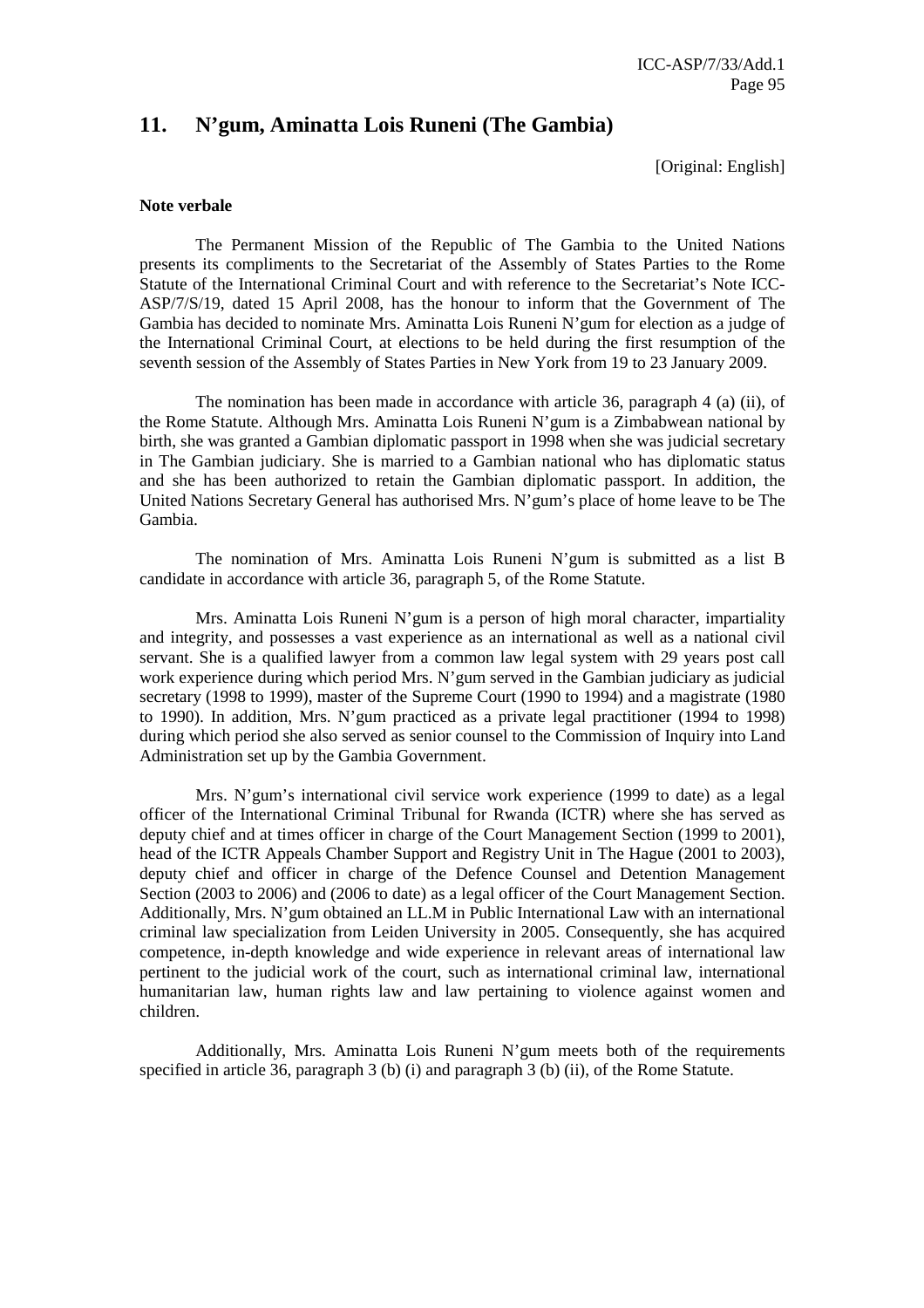## 11. N'gum, Aminatta Lois Runeni (The Gambia)

[Original: English]

**Note verbale**

The Permanent Mission of the Republic of The Gambia to the United Nations presents its compliments to the Secretariat of the Assembly of States Parties to the Rome Statute of the International Criminal Court and with reference to the Secretariat's Note ICC-ASP/7/S/19, dated 15 April 2008, has the honour to inform that the Government of The Gambia has decided to nominate Mrs. Aminatta Lois Runeni N'gum for election as a judge of the International Criminal Court, at elections to be held during the first resumption of the seventh session of the Assembly of States Parties in New York from 19 to 23 January 2009.

The nomination has been made in accordance with article 36, paragraph 4 (a) (ii), of the Rome Statute. Although Mrs. Aminatta Lois Runeni N'gum is a Zimbabwean national by birth, she was granted a Gambian diplomatic passport in 1998 when she was judicial secretary in The Gambian judiciary. She is married to a Gambian national who has diplomatic status and she has been authorized to retain the Gambian diplomatic passport. In addition, the United Nations Secretary General has authorised Mrs. N'gum's place of home leave to be The Gambia.

The nomination of Mrs. Aminatta Lois Runeni N'gum is submitted as a list B candidate in accordance with article 36, paragraph 5, of the Rome Statute.

Mrs. Aminatta Lois Runeni N'gum is a person of high moral character, impartiality and integrity, and possesses a vast experience as an international as well as a national civil servant. She is a qualified lawyer from a common law legal system with 29 years post call work experience during which period Mrs. N'gum served in the Gambian judiciary as judicial secretary (1998 to 1999), master of the Supreme Court (1990 to 1994) and a magistrate (1980 to 1990). In addition, Mrs. N'gum practiced as a private legal practitioner (1994 to 1998) during which period she also served as senior counsel to the Commission of Inquiry into Land Administration set up by the Gambia Government.

Mrs. N'gum's international civil service work experience (1999 to date) as a legal officer of the International Criminal Tribunal for Rwanda (ICTR) where she has served as deputy chief and at times officer in charge of the Court Management Section (1999 to 2001), head of the ICTR Appeals Chamber Support and Registry Unit in The Hague (2001 to 2003), deputy chief and officer in charge of the Defence Counsel and Detention Management Section (2003 to 2006) and (2006 to date) as a legal officer of the Court Management Section. Additionally, Mrs. N'gum obtained an LL.M in Public International Law with an international criminal law specialization from Leiden University in 2005. Consequently, she has acquired competence, in-depth knowledge and wide experience in relevant areas of international law pertinent to the judicial work of the court, such as international criminal law, international humanitarian law, human rights law and law pertaining to violence against women and children.

Additionally, Mrs. Aminatta Lois Runeni N'gum meets both of the requirements specified in article 36, paragraph 3 (b) (i) and paragraph 3 (b) (ii), of the Rome Statute.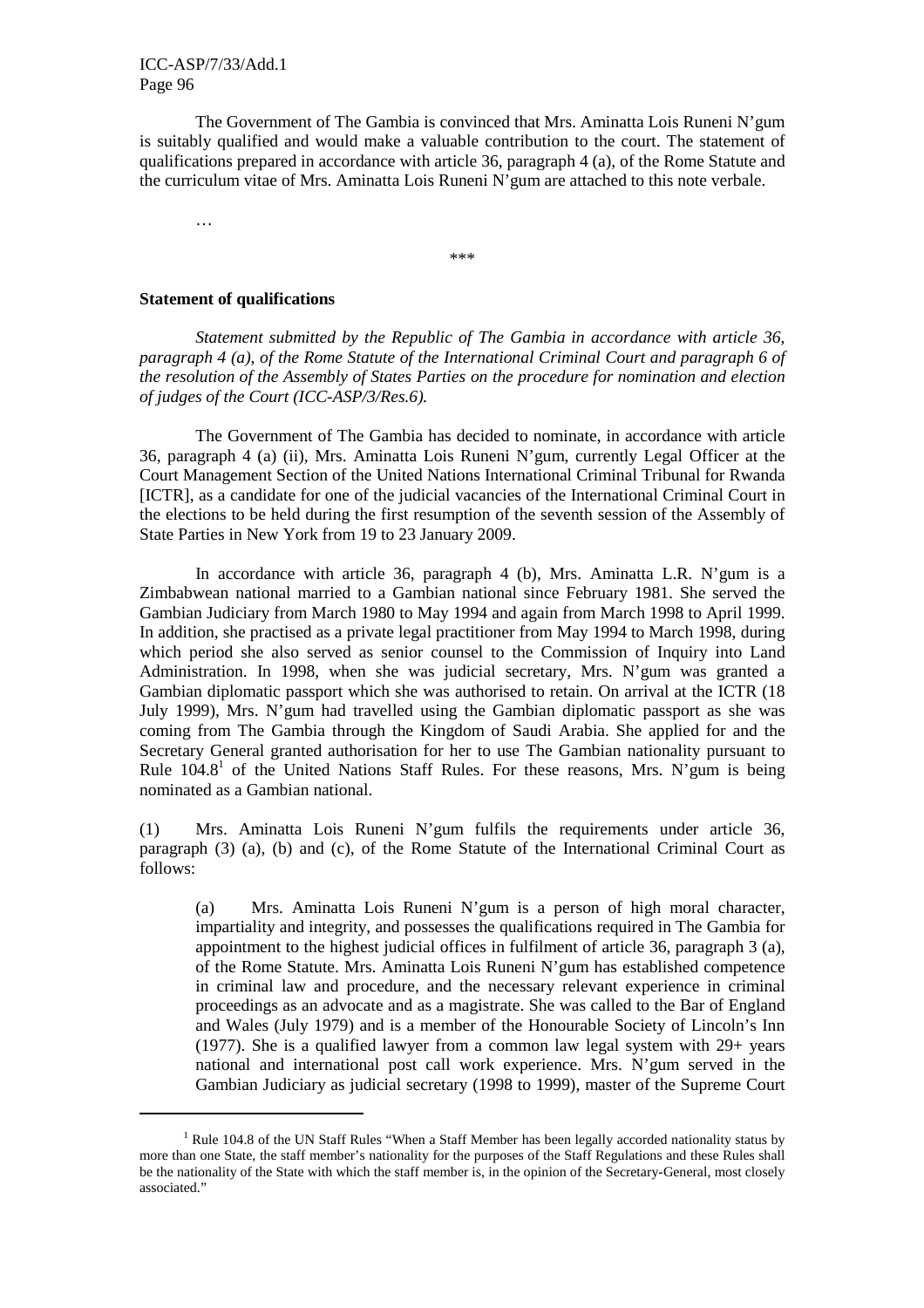The Government of The Gambia is convinced that Mrs. Aminatta Lois Runeni N'gum is suitably qualified and would make a valuable contribution to the court. The statement of qualifications prepared in accordance with article 36, paragraph 4 (a), of the Rome Statute and the curriculum vitae of Mrs. Aminatta Lois Runeni N'gum are attached to this note verbale.

…

\*\*\*

**Statement of qualifications**

*Statement submitted by the Republic of The Gambia in accordance with article 36, paragraph 4 (a), of the Rome Statute of the International Criminal Court and paragraph 6 of the resolution of the Assembly of States Parties on the procedure for nomination and election of judges of the Court (ICC-ASP/3/Res.6).*

The Government of The Gambia has decided to nominate, in accordance with article 36, paragraph 4 (a) (ii), Mrs. Aminatta Lois Runeni N'gum, currently Legal Officer at the Court Management Section of the United Nations International Criminal Tribunal for Rwanda [ICTR], as a candidate for one of the judicial vacancies of the International Criminal Court in the elections to be held during the first resumption of the seventh session of the Assembly of State Parties in New York from 19 to 23 January 2009.

In accordance with article 36, paragraph 4 (b), Mrs. Aminatta L.R. N'gum is a Zimbabwean national married to a Gambian national since February 1981. She served the Gambian Judiciary from March 1980 to May 1994 and again from March 1998 to April 1999. In addition, she practised as a private legal practitioner from May 1994 to March 1998, during which period she also served as senior counsel to the Commission of Inquiry into Land Administration. In 1998, when she was judicial secretary, Mrs. N'gum was granted a Gambian diplomatic passport which she was authorised to retain. On arrival at the ICTR (18 July 1999), Mrs. N'gum had travelled using the Gambian diplomatic passport as she was coming from The Gambia through the Kingdom of Saudi Arabia. She applied for and the Secretary General granted authorisation for her to use The Gambian nationality pursuant to Rule 104.8[1] of the United Nations Staff Rules. For these reasons, Mrs. N'gum is being nominated as a Gambian national.

(1) Mrs. Aminatta Lois Runeni N'gum fulfils the requirements under article 36, paragraph (3) (a), (b) and (c), of the Rome Statute of the International Criminal Court as follows:

(a) Mrs. Aminatta Lois Runeni N'gum is a person of high moral character, impartiality and integrity, and possesses the qualifications required in The Gambia for appointment to the highest judicial offices in fulfilment of article 36, paragraph 3 (a), of the Rome Statute. Mrs. Aminatta Lois Runeni N'gum has established competence in criminal law and procedure, and the necessary relevant experience in criminal proceedings as an advocate and as a magistrate. She was called to the Bar of England and Wales (July 1979) and is a member of the Honourable Society of Lincoln's Inn (1977). She is a qualified lawyer from a common law legal system with 29+ years national and international post call work experience. Mrs. N'gum served in the Gambian Judiciary as judicial secretary (1998 to 1999), master of the Supreme Court

[1] Rule 104.8 of the UN Staff Rules "When a Staff Member has been legally accorded nationality status by more than one State, the staff member's nationality for the purposes of the Staff Regulations and these Rules shall be the nationality of the State with which the staff member is, in the opinion of the Secretary-General, most closely associated."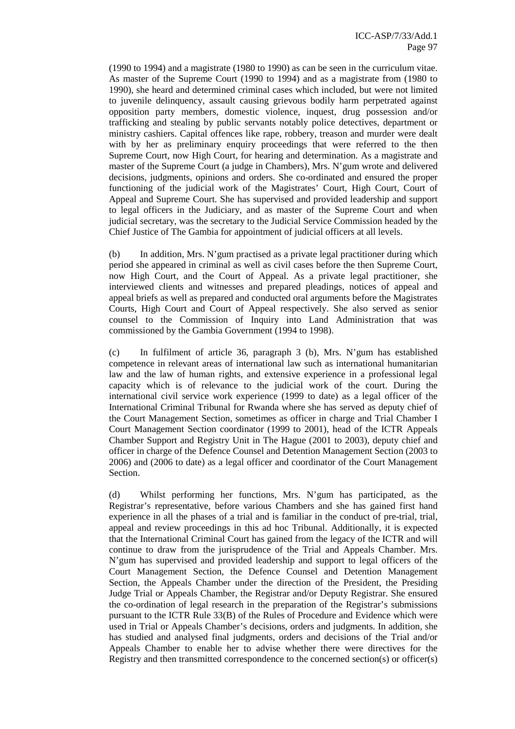(1990 to 1994) and a magistrate (1980 to 1990) as can be seen in the curriculum vitae. As master of the Supreme Court (1990 to 1994) and as a magistrate from (1980 to 1990), she heard and determined criminal cases which included, but were not limited to juvenile delinquency, assault causing grievous bodily harm perpetrated against opposition party members, domestic violence, inquest, drug possession and/or trafficking and stealing by public servants notably police detectives, department or ministry cashiers. Capital offences like rape, robbery, treason and murder were dealt with by her as preliminary enquiry proceedings that were referred to the then Supreme Court, now High Court, for hearing and determination. As a magistrate and master of the Supreme Court (a judge in Chambers), Mrs. N'gum wrote and delivered decisions, judgments, opinions and orders. She co-ordinated and ensured the proper functioning of the judicial work of the Magistrates' Court, High Court, Court of Appeal and Supreme Court. She has supervised and provided leadership and support to legal officers in the Judiciary, and as master of the Supreme Court and when judicial secretary, was the secretary to the Judicial Service Commission headed by the Chief Justice of The Gambia for appointment of judicial officers at all levels.

(b) In addition, Mrs. N'gum practised as a private legal practitioner during which period she appeared in criminal as well as civil cases before the then Supreme Court, now High Court, and the Court of Appeal. As a private legal practitioner, she interviewed clients and witnesses and prepared pleadings, notices of appeal and appeal briefs as well as prepared and conducted oral arguments before the Magistrates Courts, High Court and Court of Appeal respectively. She also served as senior counsel to the Commission of Inquiry into Land Administration that was commissioned by the Gambia Government (1994 to 1998).

(c) In fulfilment of article 36, paragraph 3 (b), Mrs. N'gum has established competence in relevant areas of international law such as international humanitarian law and the law of human rights, and extensive experience in a professional legal capacity which is of relevance to the judicial work of the court. During the international civil service work experience (1999 to date) as a legal officer of the International Criminal Tribunal for Rwanda where she has served as deputy chief of the Court Management Section, sometimes as officer in charge and Trial Chamber I Court Management Section coordinator (1999 to 2001), head of the ICTR Appeals Chamber Support and Registry Unit in The Hague (2001 to 2003), deputy chief and officer in charge of the Defence Counsel and Detention Management Section (2003 to 2006) and (2006 to date) as a legal officer and coordinator of the Court Management Section.

(d) Whilst performing her functions, Mrs. N'gum has participated, as the Registrar's representative, before various Chambers and she has gained first hand experience in all the phases of a trial and is familiar in the conduct of pre-trial, trial, appeal and review proceedings in this ad hoc Tribunal. Additionally, it is expected that the International Criminal Court has gained from the legacy of the ICTR and will continue to draw from the jurisprudence of the Trial and Appeals Chamber. Mrs. N'gum has supervised and provided leadership and support to legal officers of the Court Management Section, the Defence Counsel and Detention Management Section, the Appeals Chamber under the direction of the President, the Presiding Judge Trial or Appeals Chamber, the Registrar and/or Deputy Registrar. She ensured the co-ordination of legal research in the preparation of the Registrar's submissions pursuant to the ICTR Rule 33(B) of the Rules of Procedure and Evidence which were used in Trial or Appeals Chamber's decisions, orders and judgments. In addition, she has studied and analysed final judgments, orders and decisions of the Trial and/or Appeals Chamber to enable her to advise whether there were directives for the Registry and then transmitted correspondence to the concerned section(s) or officer(s)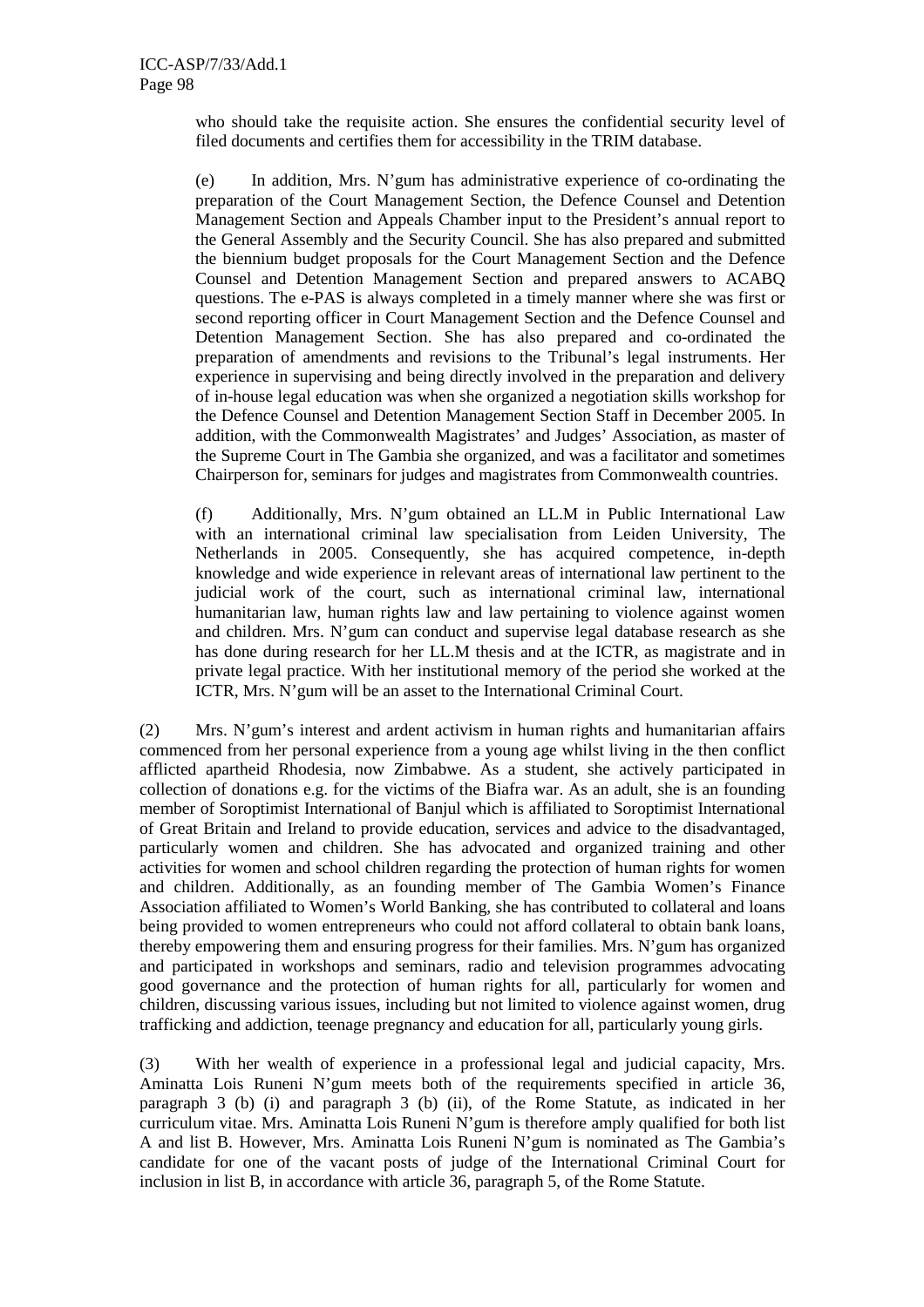who should take the requisite action. She ensures the confidential security level of filed documents and certifies them for accessibility in the TRIM database.

(e) In addition, Mrs. N'gum has administrative experience of co-ordinating the preparation of the Court Management Section, the Defence Counsel and Detention Management Section and Appeals Chamber input to the President's annual report to the General Assembly and the Security Council. She has also prepared and submitted the biennium budget proposals for the Court Management Section and the Defence Counsel and Detention Management Section and prepared answers to ACABQ questions. The e-PAS is always completed in a timely manner where she was first or second reporting officer in Court Management Section and the Defence Counsel and Detention Management Section. She has also prepared and co-ordinated the preparation of amendments and revisions to the Tribunal's legal instruments. Her experience in supervising and being directly involved in the preparation and delivery of in-house legal education was when she organized a negotiation skills workshop for the Defence Counsel and Detention Management Section Staff in December 2005. In addition, with the Commonwealth Magistrates' and Judges' Association, as master of the Supreme Court in The Gambia she organized, and was a facilitator and sometimes Chairperson for, seminars for judges and magistrates from Commonwealth countries.

(f) Additionally, Mrs. N'gum obtained an LL.M in Public International Law with an international criminal law specialisation from Leiden University, The Netherlands in 2005. Consequently, she has acquired competence, in-depth knowledge and wide experience in relevant areas of international law pertinent to the judicial work of the court, such as international criminal law, international humanitarian law, human rights law and law pertaining to violence against women and children. Mrs. N'gum can conduct and supervise legal database research as she has done during research for her LL.M thesis and at the ICTR, as magistrate and in private legal practice. With her institutional memory of the period she worked at the ICTR, Mrs. N'gum will be an asset to the International Criminal Court.

(2) Mrs. N'gum's interest and ardent activism in human rights and humanitarian affairs commenced from her personal experience from a young age whilst living in the then conflict afflicted apartheid Rhodesia, now Zimbabwe. As a student, she actively participated in collection of donations e.g. for the victims of the Biafra war. As an adult, she is an founding member of Soroptimist International of Banjul which is affiliated to Soroptimist International of Great Britain and Ireland to provide education, services and advice to the disadvantaged, particularly women and children. She has advocated and organized training and other activities for women and school children regarding the protection of human rights for women and children. Additionally, as an founding member of The Gambia Women's Finance Association affiliated to Women's World Banking, she has contributed to collateral and loans being provided to women entrepreneurs who could not afford collateral to obtain bank loans, thereby empowering them and ensuring progress for their families. Mrs. N'gum has organized and participated in workshops and seminars, radio and television programmes advocating good governance and the protection of human rights for all, particularly for women and children, discussing various issues, including but not limited to violence against women, drug trafficking and addiction, teenage pregnancy and education for all, particularly young girls.

(3) With her wealth of experience in a professional legal and judicial capacity, Mrs. Aminatta Lois Runeni N'gum meets both of the requirements specified in article 36, paragraph 3 (b) (i) and paragraph 3 (b) (ii), of the Rome Statute, as indicated in her curriculum vitae. Mrs. Aminatta Lois Runeni N'gum is therefore amply qualified for both list A and list B. However, Mrs. Aminatta Lois Runeni N'gum is nominated as The Gambia's candidate for one of the vacant posts of judge of the International Criminal Court for inclusion in list B, in accordance with article 36, paragraph 5, of the Rome Statute.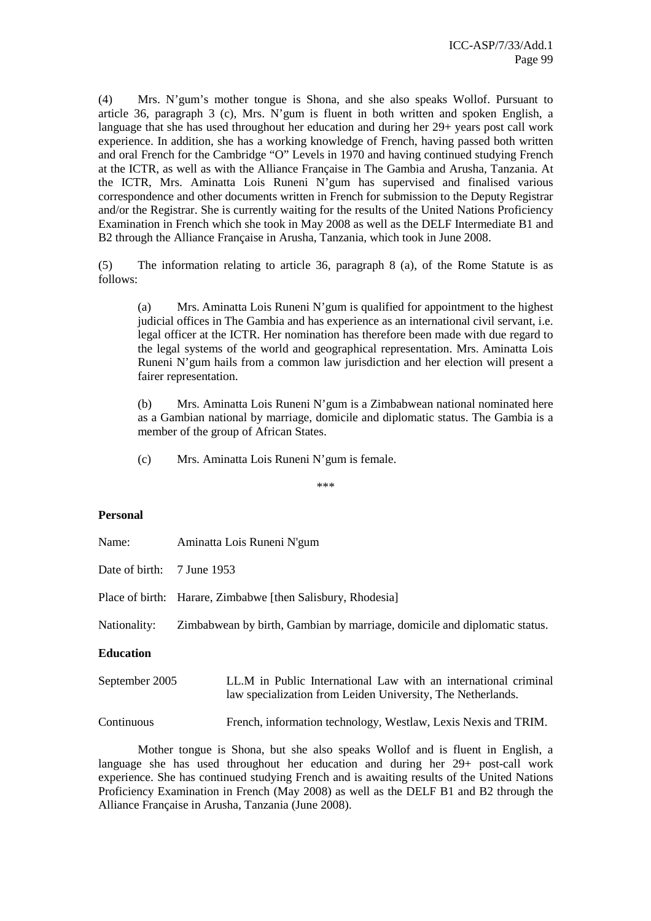(4) Mrs. N'gum's mother tongue is Shona, and she also speaks Wollof. Pursuant to article 36, paragraph 3 (c), Mrs. N'gum is fluent in both written and spoken English, a language that she has used throughout her education and during her 29+ years post call work experience. In addition, she has a working knowledge of French, having passed both written and oral French for the Cambridge "O" Levels in 1970 and having continued studying French at the ICTR, as well as with the Alliance Française in The Gambia and Arusha, Tanzania. At the ICTR, Mrs. Aminatta Lois Runeni N'gum has supervised and finalised various correspondence and other documents written in French for submission to the Deputy Registrar and/or the Registrar. She is currently waiting for the results of the United Nations Proficiency Examination in French which she took in May 2008 as well as the DELF Intermediate B1 and B2 through the Alliance Française in Arusha, Tanzania, which took in June 2008.

(5) The information relating to article 36, paragraph 8 (a), of the Rome Statute is as follows:

> (a) Mrs. Aminatta Lois Runeni N'gum is qualified for appointment to the highest judicial offices in The Gambia and has experience as an international civil servant, i.e. legal officer at the ICTR. Her nomination has therefore been made with due regard to the legal systems of the world and geographical representation. Mrs. Aminatta Lois Runeni N'gum hails from a common law jurisdiction and her election will present a fairer representation.
>
> (b) Mrs. Aminatta Lois Runeni N'gum is a Zimbabwean national nominated here as a Gambian national by marriage, domicile and diplomatic status. The Gambia is a member of the group of African States.
>
> (c) Mrs. Aminatta Lois Runeni N'gum is female.

\*\*\*

**Personal**

Name: Aminatta Lois Runeni N'gum

Date of birth: 7 June 1953

Place of birth: Harare, Zimbabwe [then Salisbury, Rhodesia]

Nationality: Zimbabwean by birth, Gambian by marriage, domicile and diplomatic status.

**Education**

September 2005 — LL.M in Public International Law with an international criminal law specialization from Leiden University, The Netherlands.

Continuous — French, information technology, Westlaw, Lexis Nexis and TRIM.

Mother tongue is Shona, but she also speaks Wollof and is fluent in English, a language she has used throughout her education and during her 29+ post-call work experience. She has continued studying French and is awaiting results of the United Nations Proficiency Examination in French (May 2008) as well as the DELF B1 and B2 through the Alliance Française in Arusha, Tanzania (June 2008).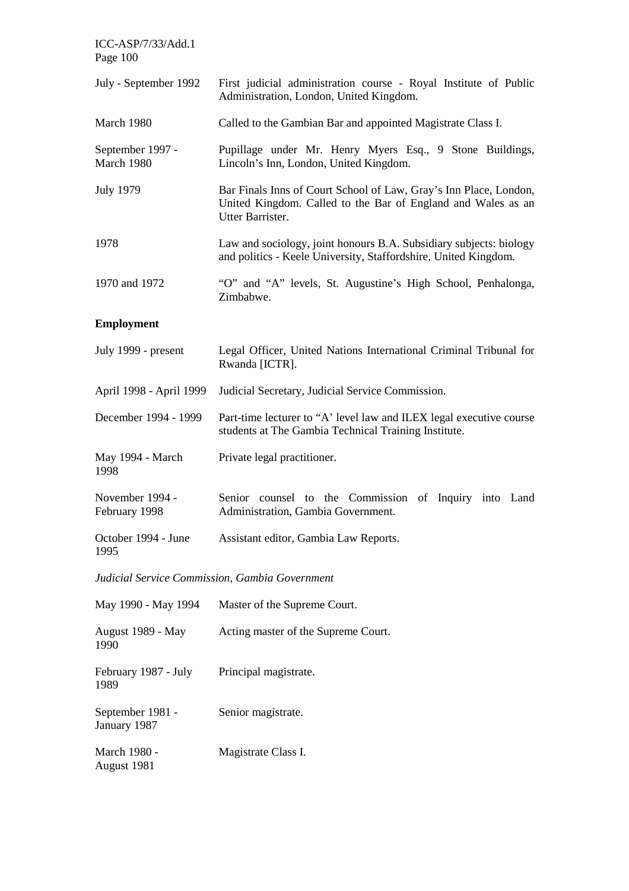| | |
|---|---|
| July - September 1992 | First judicial administration course - Royal Institute of Public Administration, London, United Kingdom. |
| March 1980 | Called to the Gambian Bar and appointed Magistrate Class I. |
| September 1997 - March 1980 | Pupillage under Mr. Henry Myers Esq., 9 Stone Buildings, Lincoln's Inn, London, United Kingdom. |
| July 1979 | Bar Finals Inns of Court School of Law, Gray's Inn Place, London, United Kingdom. Called to the Bar of England and Wales as an Utter Barrister. |
| 1978 | Law and sociology, joint honours B.A. Subsidiary subjects: biology and politics - Keele University, Staffordshire, United Kingdom. |
| 1970 and 1972 | "O" and "A" levels, St. Augustine's High School, Penhalonga, Zimbabwe. |

**Employment**

| | |
|---|---|
| July 1999 - present | Legal Officer, United Nations International Criminal Tribunal for Rwanda [ICTR]. |
| April 1998 - April 1999 | Judicial Secretary, Judicial Service Commission. |
| December 1994 - 1999 | Part-time lecturer to "A' level law and ILEX legal executive course students at The Gambia Technical Training Institute. |
| May 1994 - March 1998 | Private legal practitioner. |
| November 1994 - February 1998 | Senior counsel to the Commission of Inquiry into Land Administration, Gambia Government. |
| October 1994 - June 1995 | Assistant editor, Gambia Law Reports. |

*Judicial Service Commission, Gambia Government*

| | |
|---|---|
| May 1990 - May 1994 | Master of the Supreme Court. |
| August 1989 - May 1990 | Acting master of the Supreme Court. |
| February 1987 - July 1989 | Principal magistrate. |
| September 1981 - January 1987 | Senior magistrate. |
| March 1980 - August 1981 | Magistrate Class I. |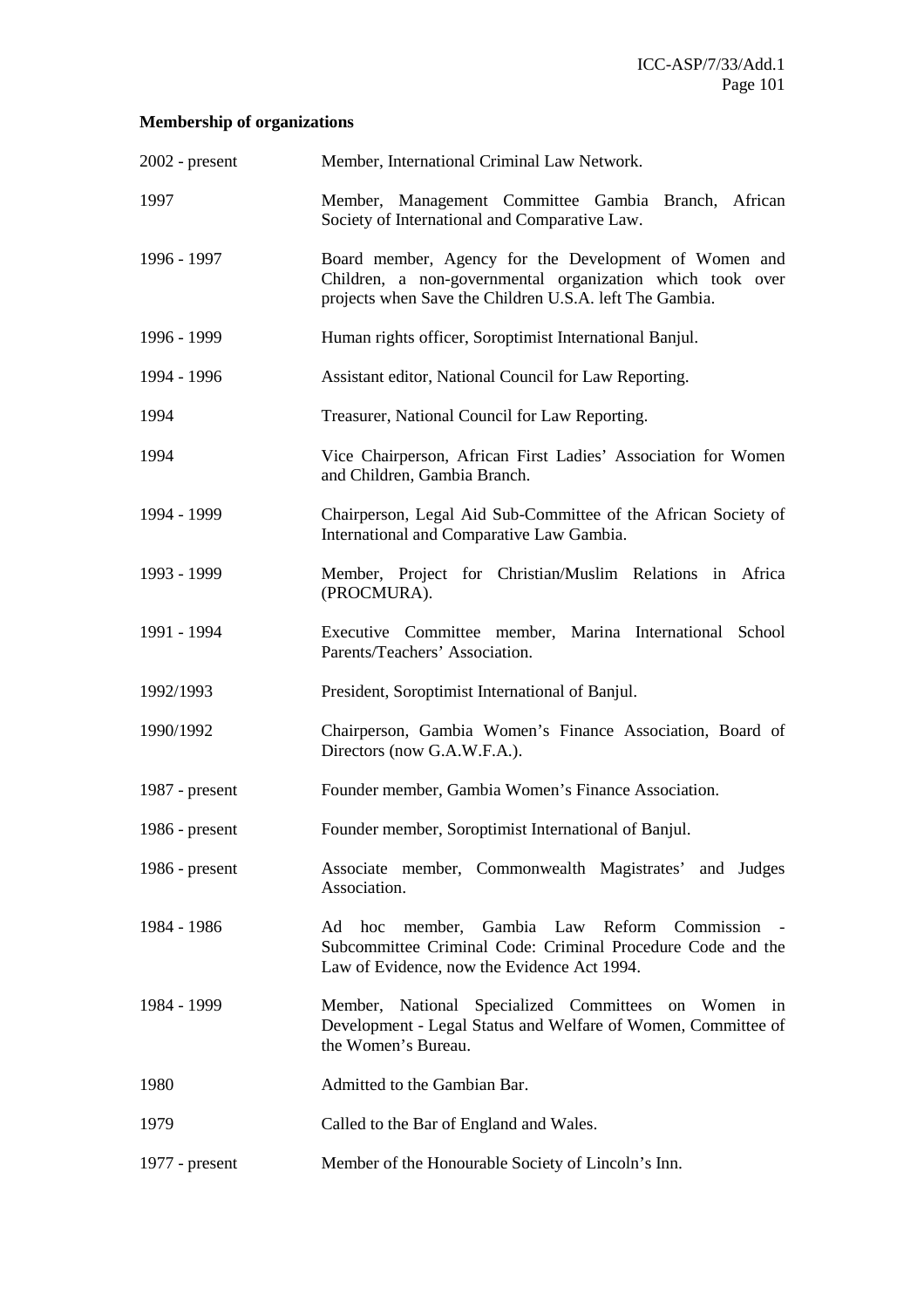**Membership of organizations**

| | |
|---|---|
| 2002 - present | Member, International Criminal Law Network. |
| 1997 | Member, Management Committee Gambia Branch, African Society of International and Comparative Law. |
| 1996 - 1997 | Board member, Agency for the Development of Women and Children, a non-governmental organization which took over projects when Save the Children U.S.A. left The Gambia. |
| 1996 - 1999 | Human rights officer, Soroptimist International Banjul. |
| 1994 - 1996 | Assistant editor, National Council for Law Reporting. |
| 1994 | Treasurer, National Council for Law Reporting. |
| 1994 | Vice Chairperson, African First Ladies' Association for Women and Children, Gambia Branch. |
| 1994 - 1999 | Chairperson, Legal Aid Sub-Committee of the African Society of International and Comparative Law Gambia. |
| 1993 - 1999 | Member, Project for Christian/Muslim Relations in Africa (PROCMURA). |
| 1991 - 1994 | Executive Committee member, Marina International School Parents/Teachers' Association. |
| 1992/1993 | President, Soroptimist International of Banjul. |
| 1990/1992 | Chairperson, Gambia Women's Finance Association, Board of Directors (now G.A.W.F.A.). |
| 1987 - present | Founder member, Gambia Women's Finance Association. |
| 1986 - present | Founder member, Soroptimist International of Banjul. |
| 1986 - present | Associate member, Commonwealth Magistrates' and Judges Association. |
| 1984 - 1986 | Ad hoc member, Gambia Law Reform Commission - Subcommittee Criminal Code: Criminal Procedure Code and the Law of Evidence, now the Evidence Act 1994. |
| 1984 - 1999 | Member, National Specialized Committees on Women in Development - Legal Status and Welfare of Women, Committee of the Women's Bureau. |
| 1980 | Admitted to the Gambian Bar. |
| 1979 | Called to the Bar of England and Wales. |
| 1977 - present | Member of the Honourable Society of Lincoln's Inn. |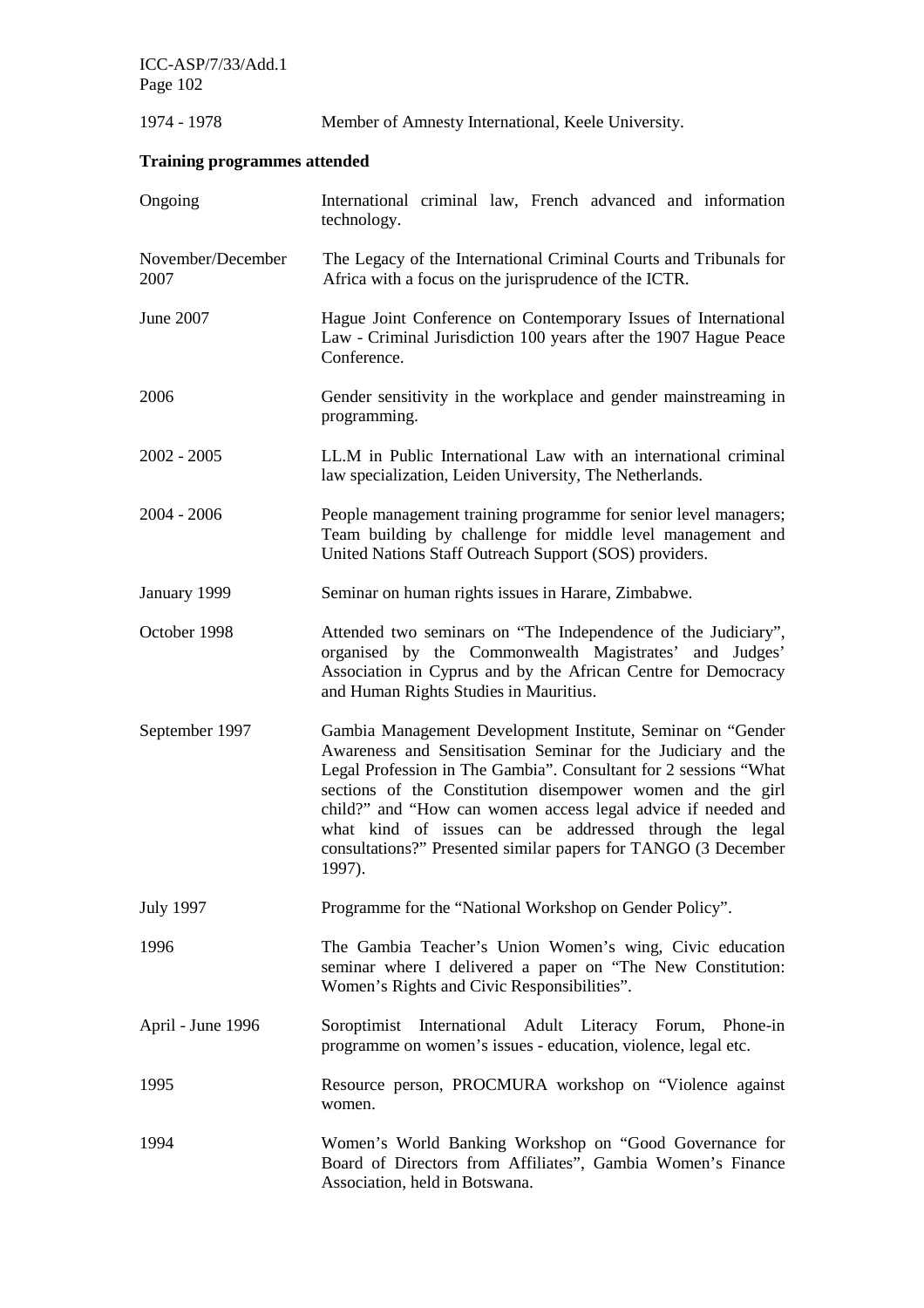| | |
|---|---|
| 1974 - 1978 | Member of Amnesty International, Keele University. |

**Training programmes attended**

| | |
|---|---|
| Ongoing | International criminal law, French advanced and information technology. |
| November/December 2007 | The Legacy of the International Criminal Courts and Tribunals for Africa with a focus on the jurisprudence of the ICTR. |
| June 2007 | Hague Joint Conference on Contemporary Issues of International Law - Criminal Jurisdiction 100 years after the 1907 Hague Peace Conference. |
| 2006 | Gender sensitivity in the workplace and gender mainstreaming in programming. |
| 2002 - 2005 | LL.M in Public International Law with an international criminal law specialization, Leiden University, The Netherlands. |
| 2004 - 2006 | People management training programme for senior level managers; Team building by challenge for middle level management and United Nations Staff Outreach Support (SOS) providers. |
| January 1999 | Seminar on human rights issues in Harare, Zimbabwe. |
| October 1998 | Attended two seminars on "The Independence of the Judiciary", organised by the Commonwealth Magistrates' and Judges' Association in Cyprus and by the African Centre for Democracy and Human Rights Studies in Mauritius. |
| September 1997 | Gambia Management Development Institute, Seminar on "Gender Awareness and Sensitisation Seminar for the Judiciary and the Legal Profession in The Gambia". Consultant for 2 sessions "What sections of the Constitution disempower women and the girl child?" and "How can women access legal advice if needed and what kind of issues can be addressed through the legal consultations?" Presented similar papers for TANGO (3 December 1997). |
| July 1997 | Programme for the "National Workshop on Gender Policy". |
| 1996 | The Gambia Teacher's Union Women's wing, Civic education seminar where I delivered a paper on "The New Constitution: Women's Rights and Civic Responsibilities". |
| April - June 1996 | Soroptimist International Adult Literacy Forum, Phone-in programme on women's issues - education, violence, legal etc. |
| 1995 | Resource person, PROCMURA workshop on "Violence against women. |
| 1994 | Women's World Banking Workshop on "Good Governance for Board of Directors from Affiliates", Gambia Women's Finance Association, held in Botswana. |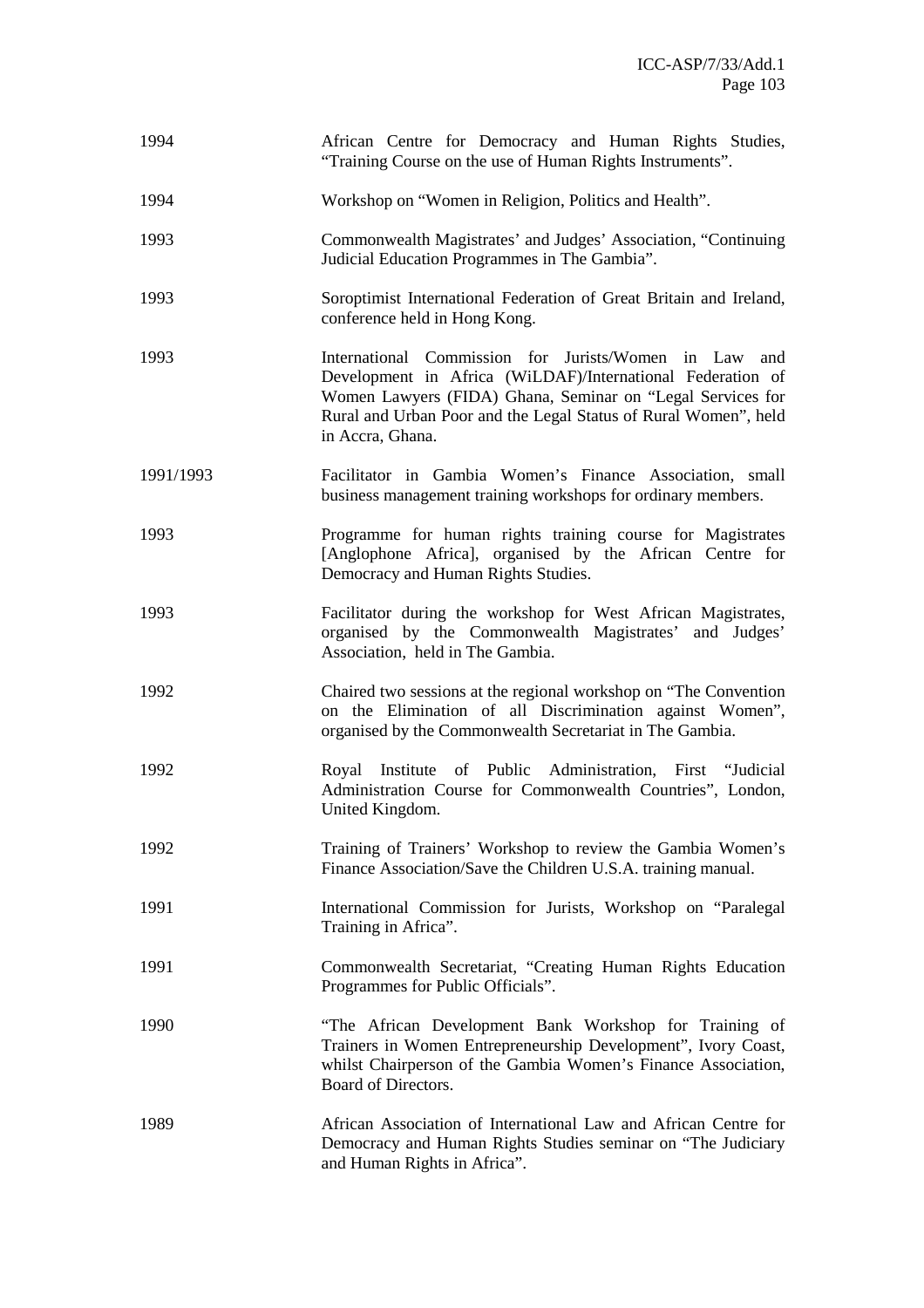| | |
|---|---|
| 1994 | African Centre for Democracy and Human Rights Studies, "Training Course on the use of Human Rights Instruments". |
| 1994 | Workshop on "Women in Religion, Politics and Health". |
| 1993 | Commonwealth Magistrates' and Judges' Association, "Continuing Judicial Education Programmes in The Gambia". |
| 1993 | Soroptimist International Federation of Great Britain and Ireland, conference held in Hong Kong. |
| 1993 | International Commission for Jurists/Women in Law and Development in Africa (WiLDAF)/International Federation of Women Lawyers (FIDA) Ghana, Seminar on "Legal Services for Rural and Urban Poor and the Legal Status of Rural Women", held in Accra, Ghana. |
| 1991/1993 | Facilitator in Gambia Women's Finance Association, small business management training workshops for ordinary members. |
| 1993 | Programme for human rights training course for Magistrates [Anglophone Africa], organised by the African Centre for Democracy and Human Rights Studies. |
| 1993 | Facilitator during the workshop for West African Magistrates, organised by the Commonwealth Magistrates' and Judges' Association, held in The Gambia. |
| 1992 | Chaired two sessions at the regional workshop on "The Convention on the Elimination of all Discrimination against Women", organised by the Commonwealth Secretariat in The Gambia. |
| 1992 | Royal Institute of Public Administration, First "Judicial Administration Course for Commonwealth Countries", London, United Kingdom. |
| 1992 | Training of Trainers' Workshop to review the Gambia Women's Finance Association/Save the Children U.S.A. training manual. |
| 1991 | International Commission for Jurists, Workshop on "Paralegal Training in Africa". |
| 1991 | Commonwealth Secretariat, "Creating Human Rights Education Programmes for Public Officials". |
| 1990 | "The African Development Bank Workshop for Training of Trainers in Women Entrepreneurship Development", Ivory Coast, whilst Chairperson of the Gambia Women's Finance Association, Board of Directors. |
| 1989 | African Association of International Law and African Centre for Democracy and Human Rights Studies seminar on "The Judiciary and Human Rights in Africa". |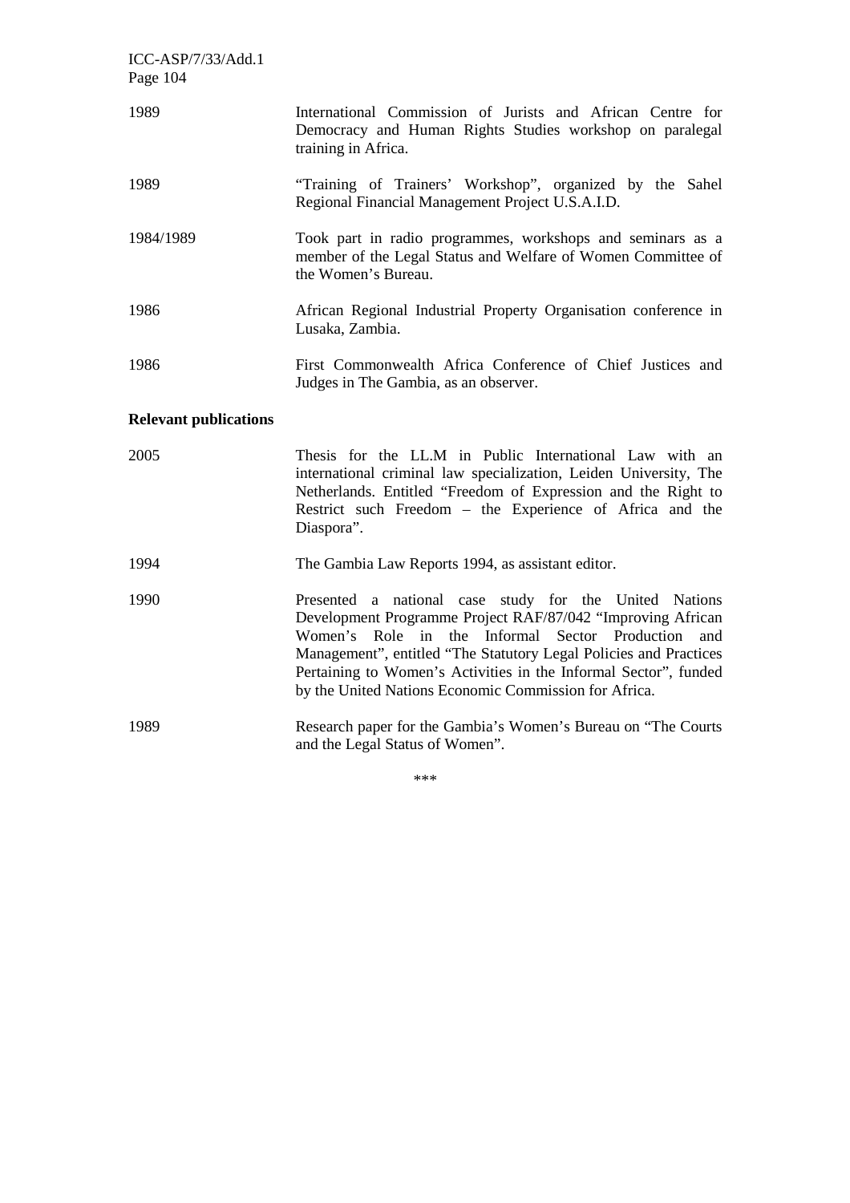| | |
|---|---|
| 1989 | International Commission of Jurists and African Centre for Democracy and Human Rights Studies workshop on paralegal training in Africa. |
| 1989 | "Training of Trainers' Workshop", organized by the Sahel Regional Financial Management Project U.S.A.I.D. |
| 1984/1989 | Took part in radio programmes, workshops and seminars as a member of the Legal Status and Welfare of Women Committee of the Women's Bureau. |
| 1986 | African Regional Industrial Property Organisation conference in Lusaka, Zambia. |
| 1986 | First Commonwealth Africa Conference of Chief Justices and Judges in The Gambia, as an observer. |

**Relevant publications**

| | |
|---|---|
| 2005 | Thesis for the LL.M in Public International Law with an international criminal law specialization, Leiden University, The Netherlands. Entitled "Freedom of Expression and the Right to Restrict such Freedom – the Experience of Africa and the Diaspora". |
| 1994 | The Gambia Law Reports 1994, as assistant editor. |
| 1990 | Presented a national case study for the United Nations Development Programme Project RAF/87/042 "Improving African Women's Role in the Informal Sector Production and Management", entitled "The Statutory Legal Policies and Practices Pertaining to Women's Activities in the Informal Sector", funded by the United Nations Economic Commission for Africa. |
| 1989 | Research paper for the Gambia's Women's Bureau on "The Courts and the Legal Status of Women". |

***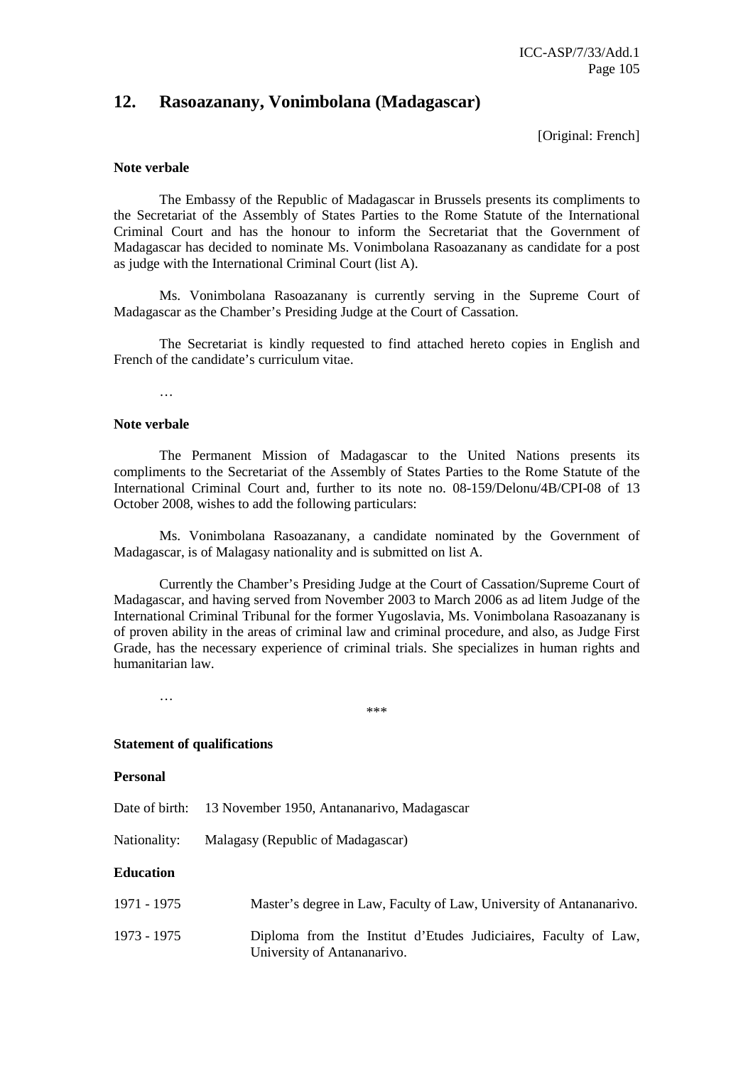## 12. Rasoazanany, Vonimbolana (Madagascar)

[Original: French]

**Note verbale**

The Embassy of the Republic of Madagascar in Brussels presents its compliments to the Secretariat of the Assembly of States Parties to the Rome Statute of the International Criminal Court and has the honour to inform the Secretariat that the Government of Madagascar has decided to nominate Ms. Vonimbolana Rasoazanany as candidate for a post as judge with the International Criminal Court (list A).

Ms. Vonimbolana Rasoazanany is currently serving in the Supreme Court of Madagascar as the Chamber's Presiding Judge at the Court of Cassation.

The Secretariat is kindly requested to find attached hereto copies in English and French of the candidate's curriculum vitae.

…

**Note verbale**

The Permanent Mission of Madagascar to the United Nations presents its compliments to the Secretariat of the Assembly of States Parties to the Rome Statute of the International Criminal Court and, further to its note no. 08-159/Delonu/4B/CPI-08 of 13 October 2008, wishes to add the following particulars:

Ms. Vonimbolana Rasoazanany, a candidate nominated by the Government of Madagascar, is of Malagasy nationality and is submitted on list A.

Currently the Chamber's Presiding Judge at the Court of Cassation/Supreme Court of Madagascar, and having served from November 2003 to March 2006 as ad litem Judge of the International Criminal Tribunal for the former Yugoslavia, Ms. Vonimbolana Rasoazanany is of proven ability in the areas of criminal law and criminal procedure, and also, as Judge First Grade, has the necessary experience of criminal trials. She specializes in human rights and humanitarian law.

…

\*\*\*

**Statement of qualifications**

**Personal**

Date of birth: 13 November 1950, Antananarivo, Madagascar

Nationality: Malagasy (Republic of Madagascar)

**Education**

1971 - 1975 Master's degree in Law, Faculty of Law, University of Antananarivo.

1973 - 1975 Diploma from the Institut d'Etudes Judiciaires, Faculty of Law, University of Antananarivo.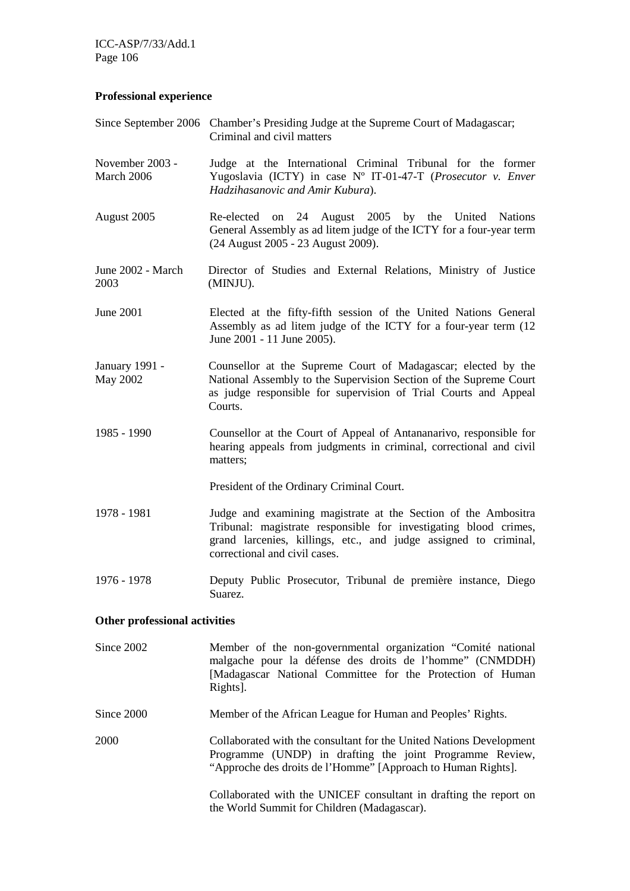**Professional experience**

| | |
|---|---|
| Since September 2006 | Chamber's Presiding Judge at the Supreme Court of Madagascar; Criminal and civil matters |
| November 2003 - March 2006 | Judge at the International Criminal Tribunal for the former Yugoslavia (ICTY) in case Nº IT-01-47-T (*Prosecutor v. Enver Hadzihasanovic and Amir Kubura*). |
| August 2005 | Re-elected on 24 August 2005 by the United Nations General Assembly as ad litem judge of the ICTY for a four-year term (24 August 2005 - 23 August 2009). |
| June 2002 - March 2003 | Director of Studies and External Relations, Ministry of Justice (MINJU). |
| June 2001 | Elected at the fifty-fifth session of the United Nations General Assembly as ad litem judge of the ICTY for a four-year term (12 June 2001 - 11 June 2005). |
| January 1991 - May 2002 | Counsellor at the Supreme Court of Madagascar; elected by the National Assembly to the Supervision Section of the Supreme Court as judge responsible for supervision of Trial Courts and Appeal Courts. |
| 1985 - 1990 | Counsellor at the Court of Appeal of Antananarivo, responsible for hearing appeals from judgments in criminal, correctional and civil matters;<br><br>President of the Ordinary Criminal Court. |
| 1978 - 1981 | Judge and examining magistrate at the Section of the Ambositra Tribunal: magistrate responsible for investigating blood crimes, grand larcenies, killings, etc., and judge assigned to criminal, correctional and civil cases. |
| 1976 - 1978 | Deputy Public Prosecutor, Tribunal de première instance, Diego Suarez. |

**Other professional activities**

| | |
|---|---|
| Since 2002 | Member of the non-governmental organization "Comité national malgache pour la défense des droits de l'homme" (CNMDDH) [Madagascar National Committee for the Protection of Human Rights]. |
| Since 2000 | Member of the African League for Human and Peoples' Rights. |
| 2000 | Collaborated with the consultant for the United Nations Development Programme (UNDP) in drafting the joint Programme Review, "Approche des droits de l'Homme" [Approach to Human Rights].<br><br>Collaborated with the UNICEF consultant in drafting the report on the World Summit for Children (Madagascar). |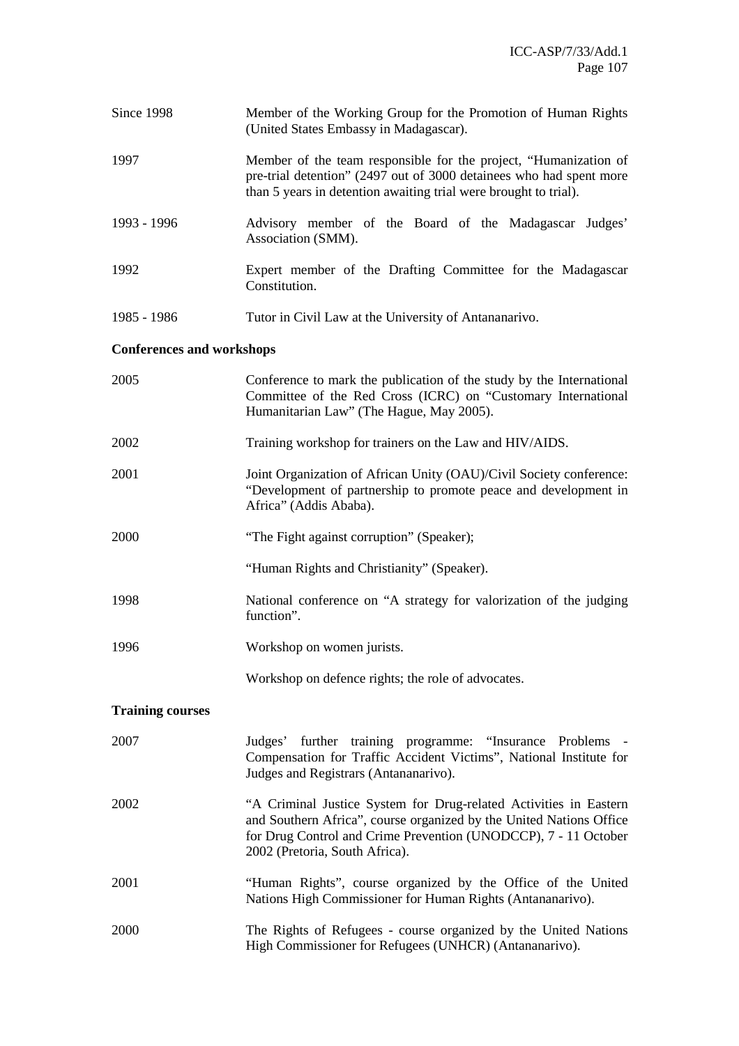Since 1998 Member of the Working Group for the Promotion of Human Rights (United States Embassy in Madagascar).

1997 Member of the team responsible for the project, "Humanization of pre-trial detention" (2497 out of 3000 detainees who had spent more than 5 years in detention awaiting trial were brought to trial).

1993 - 1996 Advisory member of the Board of the Madagascar Judges' Association (SMM).

1992 Expert member of the Drafting Committee for the Madagascar Constitution.

1985 - 1986 Tutor in Civil Law at the University of Antananarivo.

**Conferences and workshops**

2005 Conference to mark the publication of the study by the International Committee of the Red Cross (ICRC) on "Customary International Humanitarian Law" (The Hague, May 2005).

2002 Training workshop for trainers on the Law and HIV/AIDS.

2001 Joint Organization of African Unity (OAU)/Civil Society conference: "Development of partnership to promote peace and development in Africa" (Addis Ababa).

2000 "The Fight against corruption" (Speaker);

"Human Rights and Christianity" (Speaker).

1998 National conference on "A strategy for valorization of the judging function".

1996 Workshop on women jurists.

Workshop on defence rights; the role of advocates.

**Training courses**

2007 Judges' further training programme: "Insurance Problems - Compensation for Traffic Accident Victims", National Institute for Judges and Registrars (Antananarivo).

2002 "A Criminal Justice System for Drug-related Activities in Eastern and Southern Africa", course organized by the United Nations Office for Drug Control and Crime Prevention (UNODCCP), 7 - 11 October 2002 (Pretoria, South Africa).

2001 "Human Rights", course organized by the Office of the United Nations High Commissioner for Human Rights (Antananarivo).

2000 The Rights of Refugees - course organized by the United Nations High Commissioner for Refugees (UNHCR) (Antananarivo).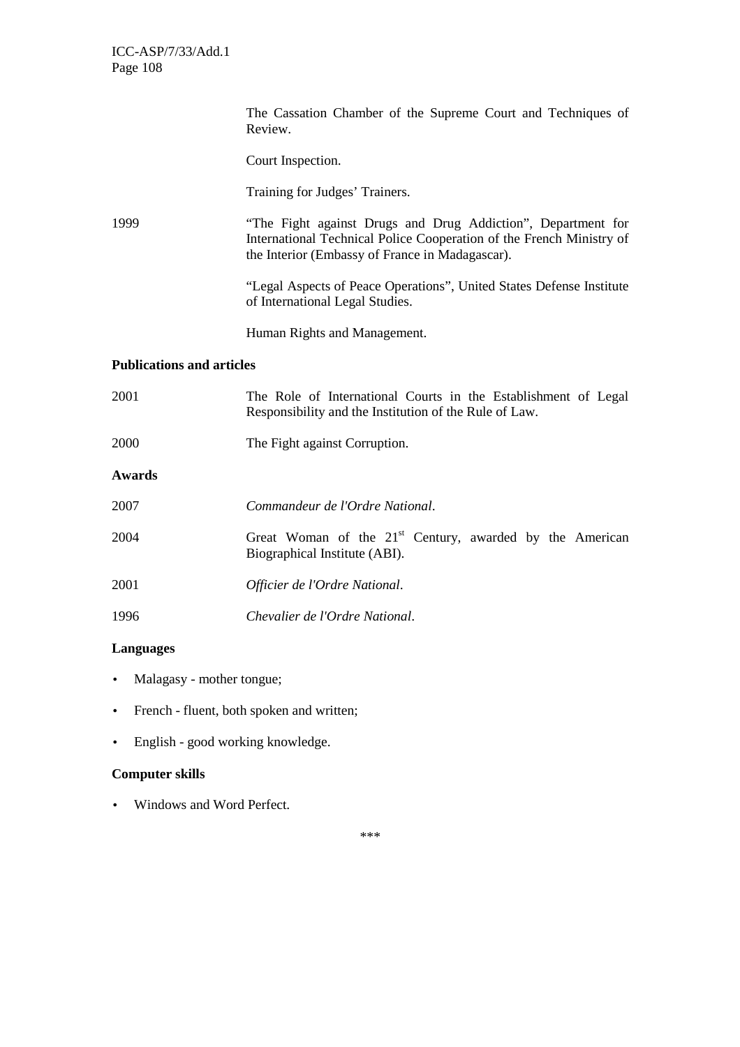The Cassation Chamber of the Supreme Court and Techniques of Review.

Court Inspection.

Training for Judges' Trainers.

1999 "The Fight against Drugs and Drug Addiction", Department for International Technical Police Cooperation of the French Ministry of the Interior (Embassy of France in Madagascar).

"Legal Aspects of Peace Operations", United States Defense Institute of International Legal Studies.

Human Rights and Management.

**Publications and articles**

2001 The Role of International Courts in the Establishment of Legal Responsibility and the Institution of the Rule of Law.

2000 The Fight against Corruption.

**Awards**

2007 *Commandeur de l'Ordre National*.

2004 Great Woman of the 21st Century, awarded by the American Biographical Institute (ABI).

2001 *Officier de l'Ordre National*.

1996 *Chevalier de l'Ordre National*.

**Languages**

- Malagasy - mother tongue;
- French - fluent, both spoken and written;
- English - good working knowledge.

**Computer skills**

- Windows and Word Perfect.

***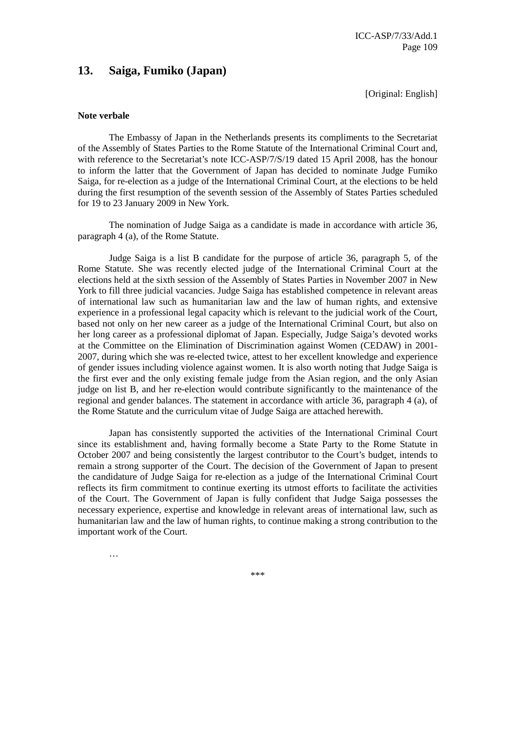## 13. Saiga, Fumiko (Japan)

[Original: English]

**Note verbale**

The Embassy of Japan in the Netherlands presents its compliments to the Secretariat of the Assembly of States Parties to the Rome Statute of the International Criminal Court and, with reference to the Secretariat's note ICC-ASP/7/S/19 dated 15 April 2008, has the honour to inform the latter that the Government of Japan has decided to nominate Judge Fumiko Saiga, for re-election as a judge of the International Criminal Court, at the elections to be held during the first resumption of the seventh session of the Assembly of States Parties scheduled for 19 to 23 January 2009 in New York.

The nomination of Judge Saiga as a candidate is made in accordance with article 36, paragraph 4 (a), of the Rome Statute.

Judge Saiga is a list B candidate for the purpose of article 36, paragraph 5, of the Rome Statute. She was recently elected judge of the International Criminal Court at the elections held at the sixth session of the Assembly of States Parties in November 2007 in New York to fill three judicial vacancies. Judge Saiga has established competence in relevant areas of international law such as humanitarian law and the law of human rights, and extensive experience in a professional legal capacity which is relevant to the judicial work of the Court, based not only on her new career as a judge of the International Criminal Court, but also on her long career as a professional diplomat of Japan. Especially, Judge Saiga's devoted works at the Committee on the Elimination of Discrimination against Women (CEDAW) in 2001-2007, during which she was re-elected twice, attest to her excellent knowledge and experience of gender issues including violence against women. It is also worth noting that Judge Saiga is the first ever and the only existing female judge from the Asian region, and the only Asian judge on list B, and her re-election would contribute significantly to the maintenance of the regional and gender balances. The statement in accordance with article 36, paragraph 4 (a), of the Rome Statute and the curriculum vitae of Judge Saiga are attached herewith.

Japan has consistently supported the activities of the International Criminal Court since its establishment and, having formally become a State Party to the Rome Statute in October 2007 and being consistently the largest contributor to the Court's budget, intends to remain a strong supporter of the Court. The decision of the Government of Japan to present the candidature of Judge Saiga for re-election as a judge of the International Criminal Court reflects its firm commitment to continue exerting its utmost efforts to facilitate the activities of the Court. The Government of Japan is fully confident that Judge Saiga possesses the necessary experience, expertise and knowledge in relevant areas of international law, such as humanitarian law and the law of human rights, to continue making a strong contribution to the important work of the Court.

…

***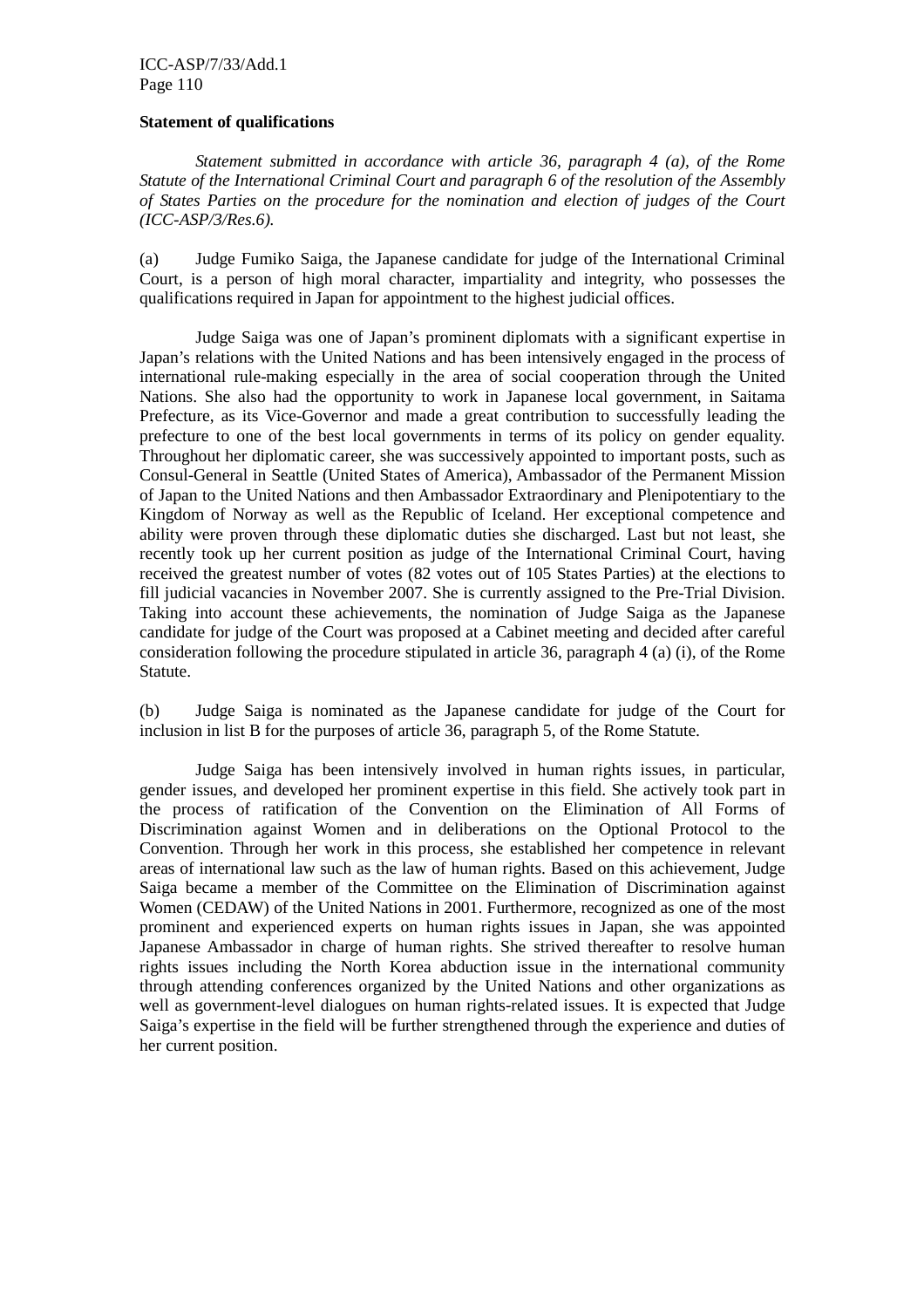**Statement of qualifications**

*Statement submitted in accordance with article 36, paragraph 4 (a), of the Rome Statute of the International Criminal Court and paragraph 6 of the resolution of the Assembly of States Parties on the procedure for the nomination and election of judges of the Court (ICC-ASP/3/Res.6).*

(a) Judge Fumiko Saiga, the Japanese candidate for judge of the International Criminal Court, is a person of high moral character, impartiality and integrity, who possesses the qualifications required in Japan for appointment to the highest judicial offices.

Judge Saiga was one of Japan's prominent diplomats with a significant expertise in Japan's relations with the United Nations and has been intensively engaged in the process of international rule-making especially in the area of social cooperation through the United Nations. She also had the opportunity to work in Japanese local government, in Saitama Prefecture, as its Vice-Governor and made a great contribution to successfully leading the prefecture to one of the best local governments in terms of its policy on gender equality. Throughout her diplomatic career, she was successively appointed to important posts, such as Consul-General in Seattle (United States of America), Ambassador of the Permanent Mission of Japan to the United Nations and then Ambassador Extraordinary and Plenipotentiary to the Kingdom of Norway as well as the Republic of Iceland. Her exceptional competence and ability were proven through these diplomatic duties she discharged. Last but not least, she recently took up her current position as judge of the International Criminal Court, having received the greatest number of votes (82 votes out of 105 States Parties) at the elections to fill judicial vacancies in November 2007. She is currently assigned to the Pre-Trial Division. Taking into account these achievements, the nomination of Judge Saiga as the Japanese candidate for judge of the Court was proposed at a Cabinet meeting and decided after careful consideration following the procedure stipulated in article 36, paragraph 4 (a) (i), of the Rome Statute.

(b) Judge Saiga is nominated as the Japanese candidate for judge of the Court for inclusion in list B for the purposes of article 36, paragraph 5, of the Rome Statute.

Judge Saiga has been intensively involved in human rights issues, in particular, gender issues, and developed her prominent expertise in this field. She actively took part in the process of ratification of the Convention on the Elimination of All Forms of Discrimination against Women and in deliberations on the Optional Protocol to the Convention. Through her work in this process, she established her competence in relevant areas of international law such as the law of human rights. Based on this achievement, Judge Saiga became a member of the Committee on the Elimination of Discrimination against Women (CEDAW) of the United Nations in 2001. Furthermore, recognized as one of the most prominent and experienced experts on human rights issues in Japan, she was appointed Japanese Ambassador in charge of human rights. She strived thereafter to resolve human rights issues including the North Korea abduction issue in the international community through attending conferences organized by the United Nations and other organizations as well as government-level dialogues on human rights-related issues. It is expected that Judge Saiga's expertise in the field will be further strengthened through the experience and duties of her current position.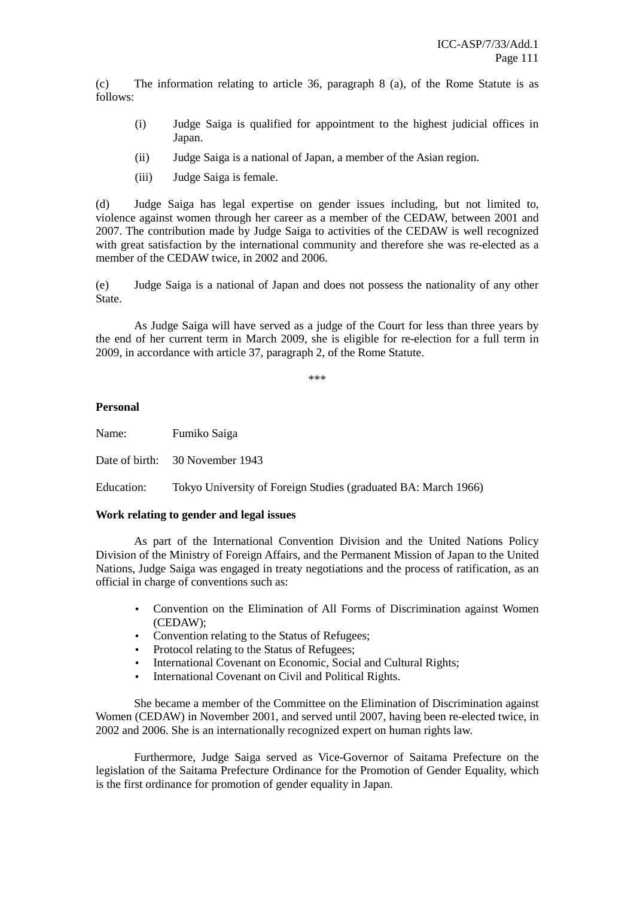(c) The information relating to article 36, paragraph 8 (a), of the Rome Statute is as follows:

> (i) Judge Saiga is qualified for appointment to the highest judicial offices in Japan.
>
> (ii) Judge Saiga is a national of Japan, a member of the Asian region.
>
> (iii) Judge Saiga is female.

(d) Judge Saiga has legal expertise on gender issues including, but not limited to, violence against women through her career as a member of the CEDAW, between 2001 and 2007. The contribution made by Judge Saiga to activities of the CEDAW is well recognized with great satisfaction by the international community and therefore she was re-elected as a member of the CEDAW twice, in 2002 and 2006.

(e) Judge Saiga is a national of Japan and does not possess the nationality of any other State.

As Judge Saiga will have served as a judge of the Court for less than three years by the end of her current term in March 2009, she is eligible for re-election for a full term in 2009, in accordance with article 37, paragraph 2, of the Rome Statute.

\*\*\*

**Personal**

Name: Fumiko Saiga

Date of birth: 30 November 1943

Education: Tokyo University of Foreign Studies (graduated BA: March 1966)

**Work relating to gender and legal issues**

As part of the International Convention Division and the United Nations Policy Division of the Ministry of Foreign Affairs, and the Permanent Mission of Japan to the United Nations, Judge Saiga was engaged in treaty negotiations and the process of ratification, as an official in charge of conventions such as:

- Convention on the Elimination of All Forms of Discrimination against Women (CEDAW);
- Convention relating to the Status of Refugees;
- Protocol relating to the Status of Refugees;
- International Covenant on Economic, Social and Cultural Rights;
- International Covenant on Civil and Political Rights.

She became a member of the Committee on the Elimination of Discrimination against Women (CEDAW) in November 2001, and served until 2007, having been re-elected twice, in 2002 and 2006. She is an internationally recognized expert on human rights law.

Furthermore, Judge Saiga served as Vice-Governor of Saitama Prefecture on the legislation of the Saitama Prefecture Ordinance for the Promotion of Gender Equality, which is the first ordinance for promotion of gender equality in Japan.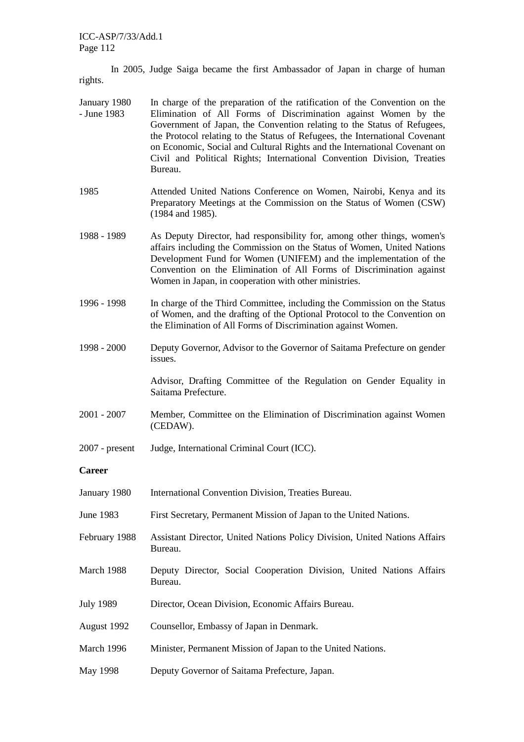In 2005, Judge Saiga became the first Ambassador of Japan in charge of human rights.

| | |
|---|---|
| January 1980 - June 1983 | In charge of the preparation of the ratification of the Convention on the Elimination of All Forms of Discrimination against Women by the Government of Japan, the Convention relating to the Status of Refugees, the Protocol relating to the Status of Refugees, the International Covenant on Economic, Social and Cultural Rights and the International Covenant on Civil and Political Rights; International Convention Division, Treaties Bureau. |
| 1985 | Attended United Nations Conference on Women, Nairobi, Kenya and its Preparatory Meetings at the Commission on the Status of Women (CSW) (1984 and 1985). |
| 1988 - 1989 | As Deputy Director, had responsibility for, among other things, women's affairs including the Commission on the Status of Women, United Nations Development Fund for Women (UNIFEM) and the implementation of the Convention on the Elimination of All Forms of Discrimination against Women in Japan, in cooperation with other ministries. |
| 1996 - 1998 | In charge of the Third Committee, including the Commission on the Status of Women, and the drafting of the Optional Protocol to the Convention on the Elimination of All Forms of Discrimination against Women. |
| 1998 - 2000 | Deputy Governor, Advisor to the Governor of Saitama Prefecture on gender issues. |
| | Advisor, Drafting Committee of the Regulation on Gender Equality in Saitama Prefecture. |
| 2001 - 2007 | Member, Committee on the Elimination of Discrimination against Women (CEDAW). |
| 2007 - present | Judge, International Criminal Court (ICC). |

**Career**

| | |
|---|---|
| January 1980 | International Convention Division, Treaties Bureau. |
| June 1983 | First Secretary, Permanent Mission of Japan to the United Nations. |
| February 1988 | Assistant Director, United Nations Policy Division, United Nations Affairs Bureau. |
| March 1988 | Deputy Director, Social Cooperation Division, United Nations Affairs Bureau. |
| July 1989 | Director, Ocean Division, Economic Affairs Bureau. |
| August 1992 | Counsellor, Embassy of Japan in Denmark. |
| March 1996 | Minister, Permanent Mission of Japan to the United Nations. |
| May 1998 | Deputy Governor of Saitama Prefecture, Japan. |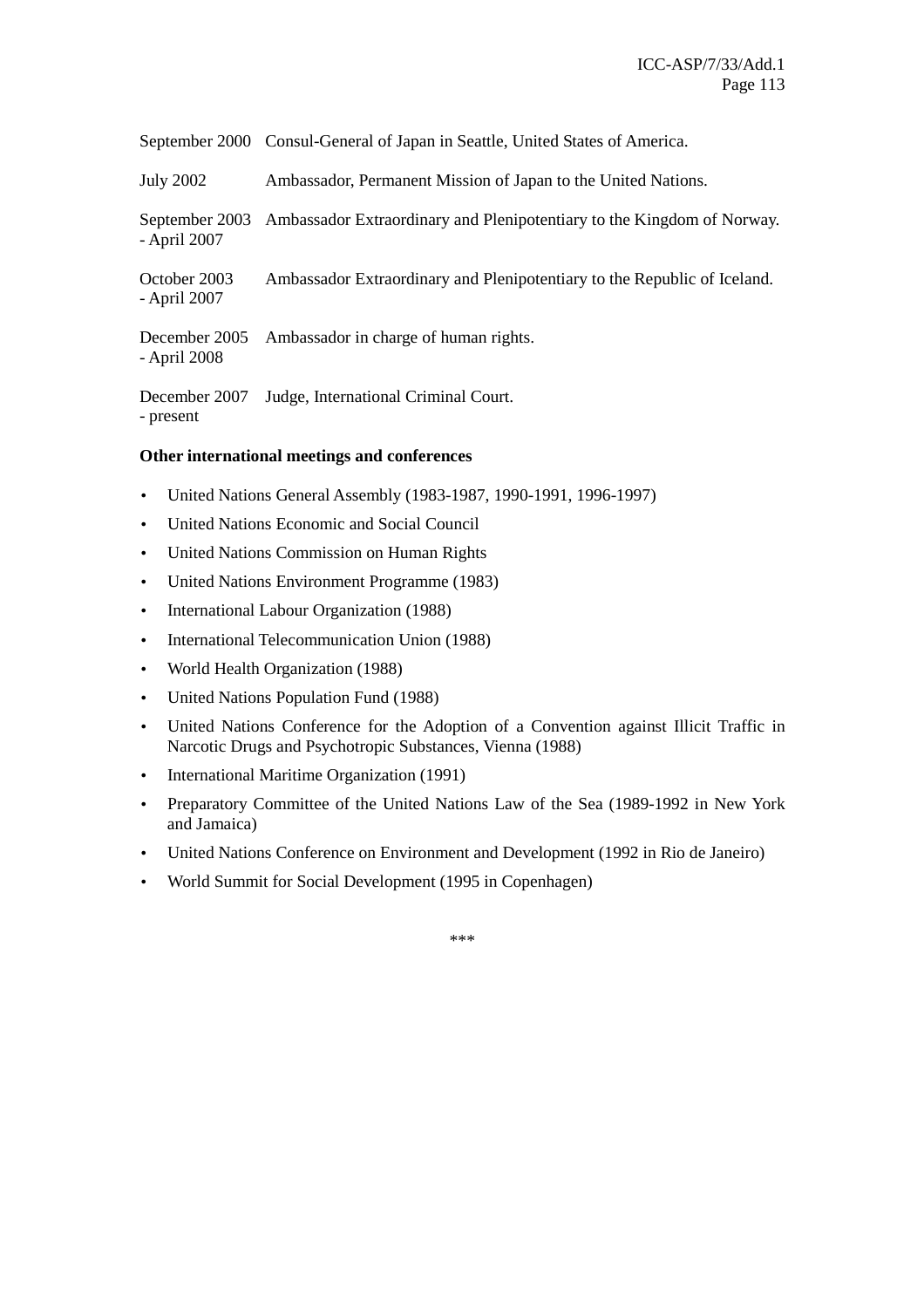| | |
|---|---|
| September 2000 | Consul-General of Japan in Seattle, United States of America. |
| July 2002 | Ambassador, Permanent Mission of Japan to the United Nations. |
| September 2003 - April 2007 | Ambassador Extraordinary and Plenipotentiary to the Kingdom of Norway. |
| October 2003 - April 2007 | Ambassador Extraordinary and Plenipotentiary to the Republic of Iceland. |
| December 2005 - April 2008 | Ambassador in charge of human rights. |
| December 2007 - present | Judge, International Criminal Court. |

**Other international meetings and conferences**

- United Nations General Assembly (1983-1987, 1990-1991, 1996-1997)
- United Nations Economic and Social Council
- United Nations Commission on Human Rights
- United Nations Environment Programme (1983)
- International Labour Organization (1988)
- International Telecommunication Union (1988)
- World Health Organization (1988)
- United Nations Population Fund (1988)
- United Nations Conference for the Adoption of a Convention against Illicit Traffic in Narcotic Drugs and Psychotropic Substances, Vienna (1988)
- International Maritime Organization (1991)
- Preparatory Committee of the United Nations Law of the Sea (1989-1992 in New York and Jamaica)
- United Nations Conference on Environment and Development (1992 in Rio de Janeiro)
- World Summit for Social Development (1995 in Copenhagen)

\*\*\*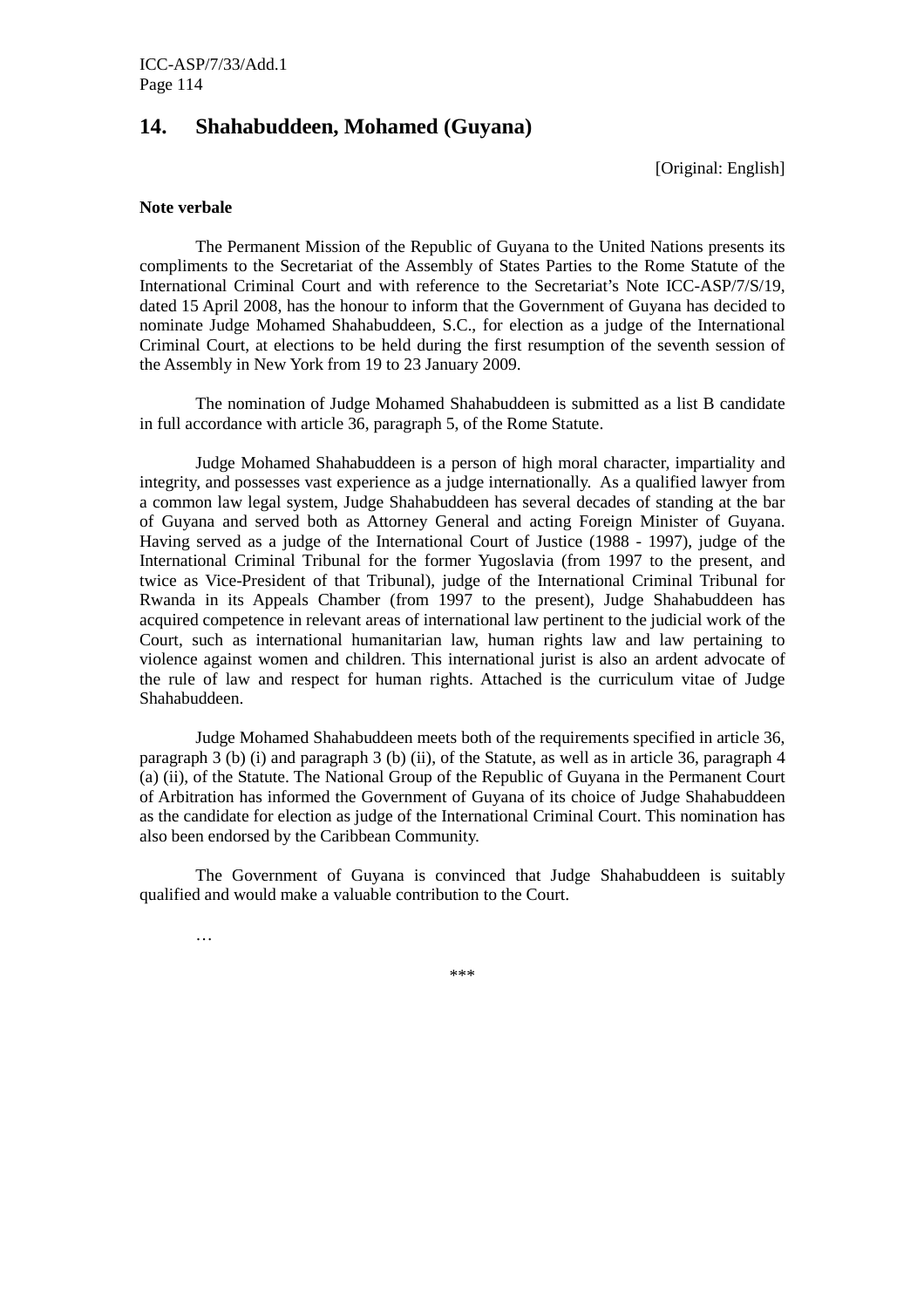## 14. Shahabuddeen, Mohamed (Guyana)

[Original: English]

**Note verbale**

The Permanent Mission of the Republic of Guyana to the United Nations presents its compliments to the Secretariat of the Assembly of States Parties to the Rome Statute of the International Criminal Court and with reference to the Secretariat's Note ICC-ASP/7/S/19, dated 15 April 2008, has the honour to inform that the Government of Guyana has decided to nominate Judge Mohamed Shahabuddeen, S.C., for election as a judge of the International Criminal Court, at elections to be held during the first resumption of the seventh session of the Assembly in New York from 19 to 23 January 2009.

The nomination of Judge Mohamed Shahabuddeen is submitted as a list B candidate in full accordance with article 36, paragraph 5, of the Rome Statute.

Judge Mohamed Shahabuddeen is a person of high moral character, impartiality and integrity, and possesses vast experience as a judge internationally. As a qualified lawyer from a common law legal system, Judge Shahabuddeen has several decades of standing at the bar of Guyana and served both as Attorney General and acting Foreign Minister of Guyana. Having served as a judge of the International Court of Justice (1988 - 1997), judge of the International Criminal Tribunal for the former Yugoslavia (from 1997 to the present, and twice as Vice-President of that Tribunal), judge of the International Criminal Tribunal for Rwanda in its Appeals Chamber (from 1997 to the present), Judge Shahabuddeen has acquired competence in relevant areas of international law pertinent to the judicial work of the Court, such as international humanitarian law, human rights law and law pertaining to violence against women and children. This international jurist is also an ardent advocate of the rule of law and respect for human rights. Attached is the curriculum vitae of Judge Shahabuddeen.

Judge Mohamed Shahabuddeen meets both of the requirements specified in article 36, paragraph 3 (b) (i) and paragraph 3 (b) (ii), of the Statute, as well as in article 36, paragraph 4 (a) (ii), of the Statute. The National Group of the Republic of Guyana in the Permanent Court of Arbitration has informed the Government of Guyana of its choice of Judge Shahabuddeen as the candidate for election as judge of the International Criminal Court. This nomination has also been endorsed by the Caribbean Community.

The Government of Guyana is convinced that Judge Shahabuddeen is suitably qualified and would make a valuable contribution to the Court.

…

***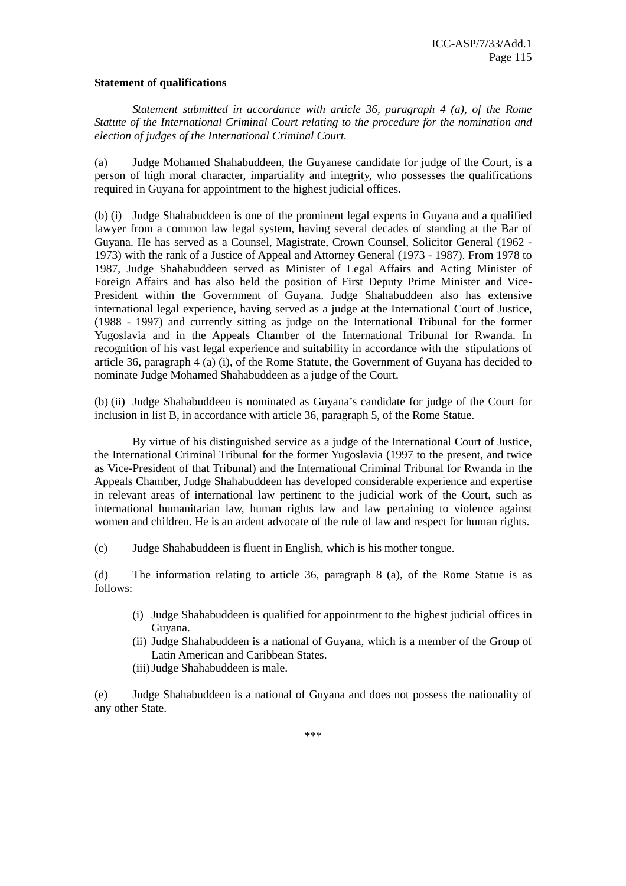**Statement of qualifications**

*Statement submitted in accordance with article 36, paragraph 4 (a), of the Rome Statute of the International Criminal Court relating to the procedure for the nomination and election of judges of the International Criminal Court.*

(a) Judge Mohamed Shahabuddeen, the Guyanese candidate for judge of the Court, is a person of high moral character, impartiality and integrity, who possesses the qualifications required in Guyana for appointment to the highest judicial offices.

(b) (i) Judge Shahabuddeen is one of the prominent legal experts in Guyana and a qualified lawyer from a common law legal system, having several decades of standing at the Bar of Guyana. He has served as a Counsel, Magistrate, Crown Counsel, Solicitor General (1962 - 1973) with the rank of a Justice of Appeal and Attorney General (1973 - 1987). From 1978 to 1987, Judge Shahabuddeen served as Minister of Legal Affairs and Acting Minister of Foreign Affairs and has also held the position of First Deputy Prime Minister and Vice-President within the Government of Guyana. Judge Shahabuddeen also has extensive international legal experience, having served as a judge at the International Court of Justice, (1988 - 1997) and currently sitting as judge on the International Tribunal for the former Yugoslavia and in the Appeals Chamber of the International Tribunal for Rwanda. In recognition of his vast legal experience and suitability in accordance with the stipulations of article 36, paragraph 4 (a) (i), of the Rome Statute, the Government of Guyana has decided to nominate Judge Mohamed Shahabuddeen as a judge of the Court.

(b) (ii) Judge Shahabuddeen is nominated as Guyana's candidate for judge of the Court for inclusion in list B, in accordance with article 36, paragraph 5, of the Rome Statue.

By virtue of his distinguished service as a judge of the International Court of Justice, the International Criminal Tribunal for the former Yugoslavia (1997 to the present, and twice as Vice-President of that Tribunal) and the International Criminal Tribunal for Rwanda in the Appeals Chamber, Judge Shahabuddeen has developed considerable experience and expertise in relevant areas of international law pertinent to the judicial work of the Court, such as international humanitarian law, human rights law and law pertaining to violence against women and children. He is an ardent advocate of the rule of law and respect for human rights.

(c) Judge Shahabuddeen is fluent in English, which is his mother tongue.

(d) The information relating to article 36, paragraph 8 (a), of the Rome Statue is as follows:

- (i) Judge Shahabuddeen is qualified for appointment to the highest judicial offices in Guyana.
- (ii) Judge Shahabuddeen is a national of Guyana, which is a member of the Group of Latin American and Caribbean States.
- (iii) Judge Shahabuddeen is male.

(e) Judge Shahabuddeen is a national of Guyana and does not possess the nationality of any other State.

***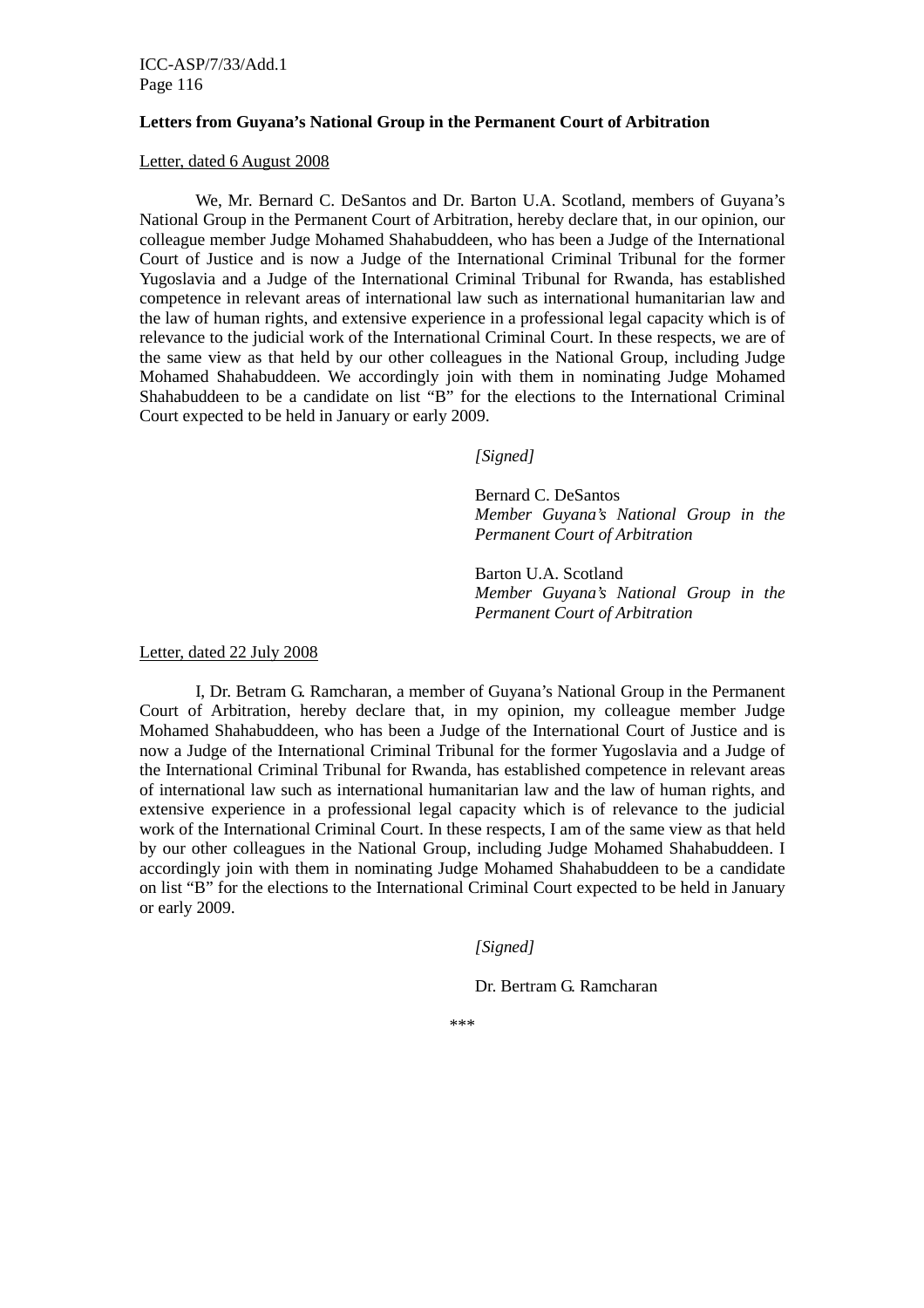**Letters from Guyana's National Group in the Permanent Court of Arbitration**

<u>Letter, dated 6 August 2008</u>

We, Mr. Bernard C. DeSantos and Dr. Barton U.A. Scotland, members of Guyana's National Group in the Permanent Court of Arbitration, hereby declare that, in our opinion, our colleague member Judge Mohamed Shahabuddeen, who has been a Judge of the International Court of Justice and is now a Judge of the International Criminal Tribunal for the former Yugoslavia and a Judge of the International Criminal Tribunal for Rwanda, has established competence in relevant areas of international law such as international humanitarian law and the law of human rights, and extensive experience in a professional legal capacity which is of relevance to the judicial work of the International Criminal Court. In these respects, we are of the same view as that held by our other colleagues in the National Group, including Judge Mohamed Shahabuddeen. We accordingly join with them in nominating Judge Mohamed Shahabuddeen to be a candidate on list "B" for the elections to the International Criminal Court expected to be held in January or early 2009.

*[Signed]*

Bernard C. DeSantos
*Member Guyana's National Group in the Permanent Court of Arbitration*

Barton U.A. Scotland
*Member Guyana's National Group in the Permanent Court of Arbitration*

<u>Letter, dated 22 July 2008</u>

I, Dr. Betram G. Ramcharan, a member of Guyana's National Group in the Permanent Court of Arbitration, hereby declare that, in my opinion, my colleague member Judge Mohamed Shahabuddeen, who has been a Judge of the International Court of Justice and is now a Judge of the International Criminal Tribunal for the former Yugoslavia and a Judge of the International Criminal Tribunal for Rwanda, has established competence in relevant areas of international law such as international humanitarian law and the law of human rights, and extensive experience in a professional legal capacity which is of relevance to the judicial work of the International Criminal Court. In these respects, I am of the same view as that held by our other colleagues in the National Group, including Judge Mohamed Shahabuddeen. I accordingly join with them in nominating Judge Mohamed Shahabuddeen to be a candidate on list "B" for the elections to the International Criminal Court expected to be held in January or early 2009.

*[Signed]*

Dr. Bertram G. Ramcharan

***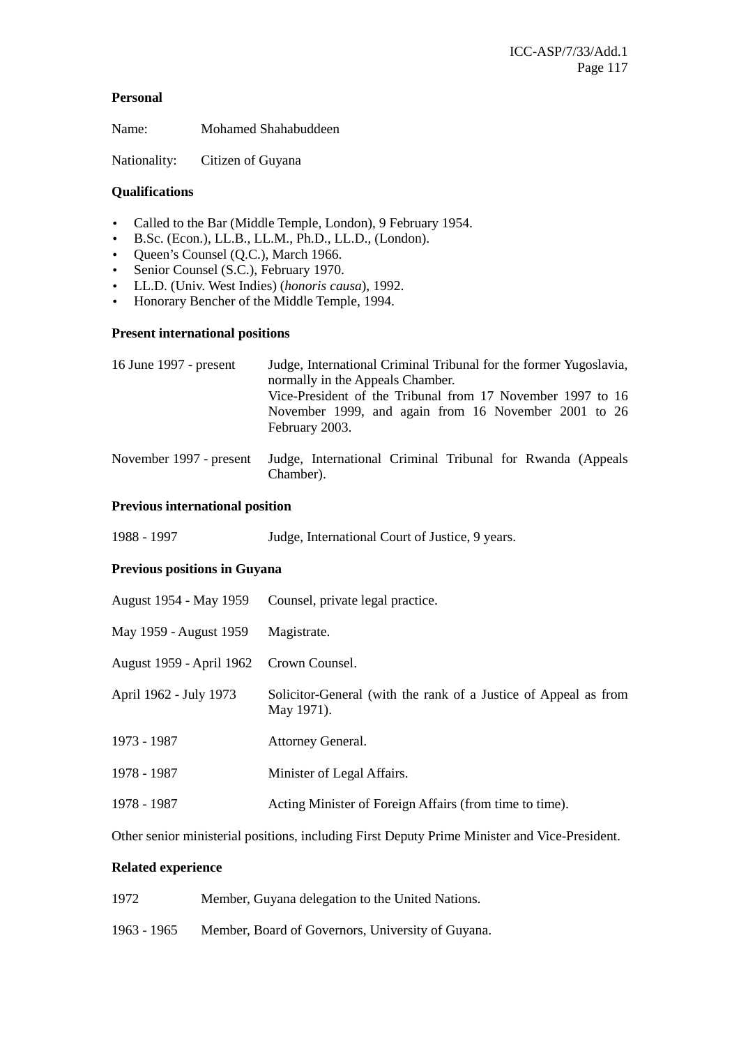**Personal**

Name: Mohamed Shahabuddeen

Nationality: Citizen of Guyana

**Qualifications**

- Called to the Bar (Middle Temple, London), 9 February 1954.
- B.Sc. (Econ.), LL.B., LL.M., Ph.D., LL.D., (London).
- Queen's Counsel (Q.C.), March 1966.
- Senior Counsel (S.C.), February 1970.
- LL.D. (Univ. West Indies) (*honoris causa*), 1992.
- Honorary Bencher of the Middle Temple, 1994.

**Present international positions**

| | |
|---|---|
| 16 June 1997 - present | Judge, International Criminal Tribunal for the former Yugoslavia, normally in the Appeals Chamber. Vice-President of the Tribunal from 17 November 1997 to 16 November 1999, and again from 16 November 2001 to 26 February 2003. |
| November 1997 - present | Judge, International Criminal Tribunal for Rwanda (Appeals Chamber). |

**Previous international position**

| | |
|---|---|
| 1988 - 1997 | Judge, International Court of Justice, 9 years. |

**Previous positions in Guyana**

| | |
|---|---|
| August 1954 - May 1959 | Counsel, private legal practice. |
| May 1959 - August 1959 | Magistrate. |
| August 1959 - April 1962 | Crown Counsel. |
| April 1962 - July 1973 | Solicitor-General (with the rank of a Justice of Appeal as from May 1971). |
| 1973 - 1987 | Attorney General. |
| 1978 - 1987 | Minister of Legal Affairs. |
| 1978 - 1987 | Acting Minister of Foreign Affairs (from time to time). |

Other senior ministerial positions, including First Deputy Prime Minister and Vice-President.

**Related experience**

| | |
|---|---|
| 1972 | Member, Guyana delegation to the United Nations. |
| 1963 - 1965 | Member, Board of Governors, University of Guyana. |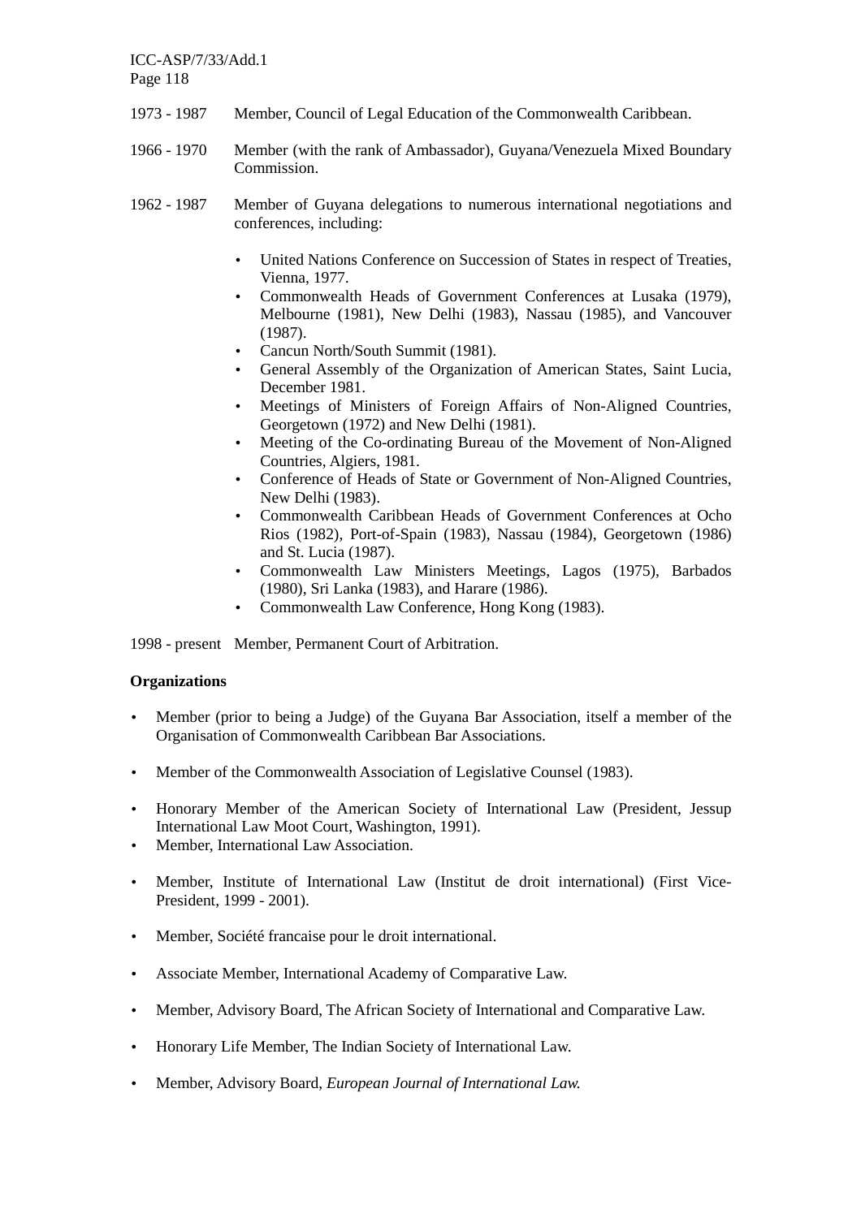1973 - 1987 Member, Council of Legal Education of the Commonwealth Caribbean.

1966 - 1970 Member (with the rank of Ambassador), Guyana/Venezuela Mixed Boundary Commission.

1962 - 1987 Member of Guyana delegations to numerous international negotiations and conferences, including:

- United Nations Conference on Succession of States in respect of Treaties, Vienna, 1977.
- Commonwealth Heads of Government Conferences at Lusaka (1979), Melbourne (1981), New Delhi (1983), Nassau (1985), and Vancouver (1987).
- Cancun North/South Summit (1981).
- General Assembly of the Organization of American States, Saint Lucia, December 1981.
- Meetings of Ministers of Foreign Affairs of Non-Aligned Countries, Georgetown (1972) and New Delhi (1981).
- Meeting of the Co-ordinating Bureau of the Movement of Non-Aligned Countries, Algiers, 1981.
- Conference of Heads of State or Government of Non-Aligned Countries, New Delhi (1983).
- Commonwealth Caribbean Heads of Government Conferences at Ocho Rios (1982), Port-of-Spain (1983), Nassau (1984), Georgetown (1986) and St. Lucia (1987).
- Commonwealth Law Ministers Meetings, Lagos (1975), Barbados (1980), Sri Lanka (1983), and Harare (1986).
- Commonwealth Law Conference, Hong Kong (1983).

1998 - present Member, Permanent Court of Arbitration.

**Organizations**

- Member (prior to being a Judge) of the Guyana Bar Association, itself a member of the Organisation of Commonwealth Caribbean Bar Associations.
- Member of the Commonwealth Association of Legislative Counsel (1983).
- Honorary Member of the American Society of International Law (President, Jessup International Law Moot Court, Washington, 1991).
- Member, International Law Association.
- Member, Institute of International Law (Institut de droit international) (First Vice-President, 1999 - 2001).
- Member, Société francaise pour le droit international.
- Associate Member, International Academy of Comparative Law.
- Member, Advisory Board, The African Society of International and Comparative Law.
- Honorary Life Member, The Indian Society of International Law.
- Member, Advisory Board, *European Journal of International Law.*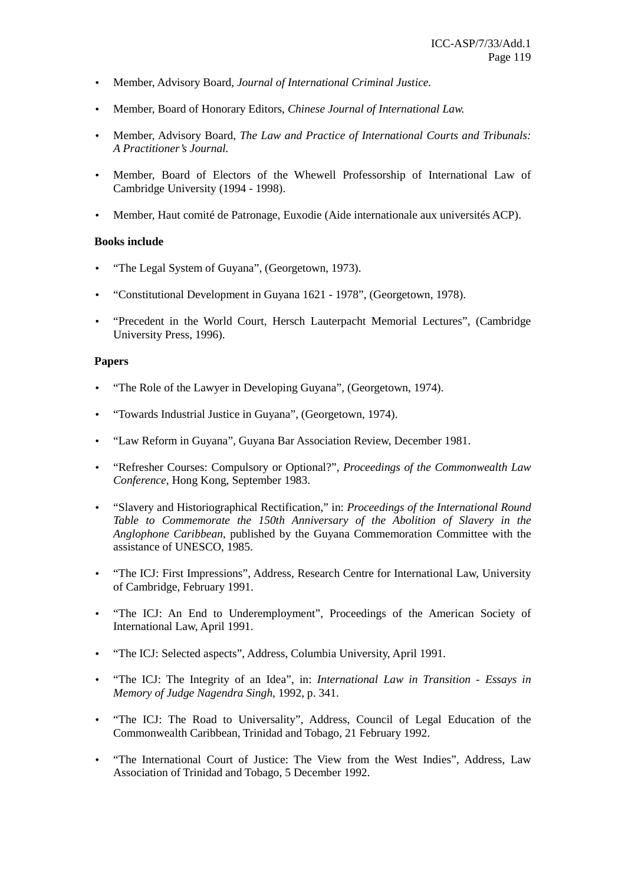- Member, Advisory Board, *Journal of International Criminal Justice.*

- Member, Board of Honorary Editors, *Chinese Journal of International Law.*

- Member, Advisory Board, *The Law and Practice of International Courts and Tribunals: A Practitioner's Journal.*

- Member, Board of Electors of the Whewell Professorship of International Law of Cambridge University (1994 - 1998).

- Member, Haut comité de Patronage, Euxodie (Aide internationale aux universités ACP).

**Books include**

- "The Legal System of Guyana", (Georgetown, 1973).

- "Constitutional Development in Guyana 1621 - 1978", (Georgetown, 1978).

- "Precedent in the World Court, Hersch Lauterpacht Memorial Lectures", (Cambridge University Press, 1996).

**Papers**

- "The Role of the Lawyer in Developing Guyana", (Georgetown, 1974).

- "Towards Industrial Justice in Guyana", (Georgetown, 1974).

- "Law Reform in Guyana", Guyana Bar Association Review, December 1981.

- "Refresher Courses: Compulsory or Optional?", *Proceedings of the Commonwealth Law Conference*, Hong Kong, September 1983.

- "Slavery and Historiographical Rectification," in: *Proceedings of the International Round Table to Commemorate the 150th Anniversary of the Abolition of Slavery in the Anglophone Caribbean*, published by the Guyana Commemoration Committee with the assistance of UNESCO, 1985.

- "The ICJ: First Impressions", Address, Research Centre for International Law, University of Cambridge, February 1991.

- "The ICJ: An End to Underemployment", Proceedings of the American Society of International Law, April 1991.

- "The ICJ: Selected aspects", Address, Columbia University, April 1991.

- "The ICJ: The Integrity of an Idea", in: *International Law in Transition - Essays in Memory of Judge Nagendra Singh*, 1992, p. 341.

- "The ICJ: The Road to Universality", Address, Council of Legal Education of the Commonwealth Caribbean, Trinidad and Tobago, 21 February 1992.

- "The International Court of Justice: The View from the West Indies", Address, Law Association of Trinidad and Tobago, 5 December 1992.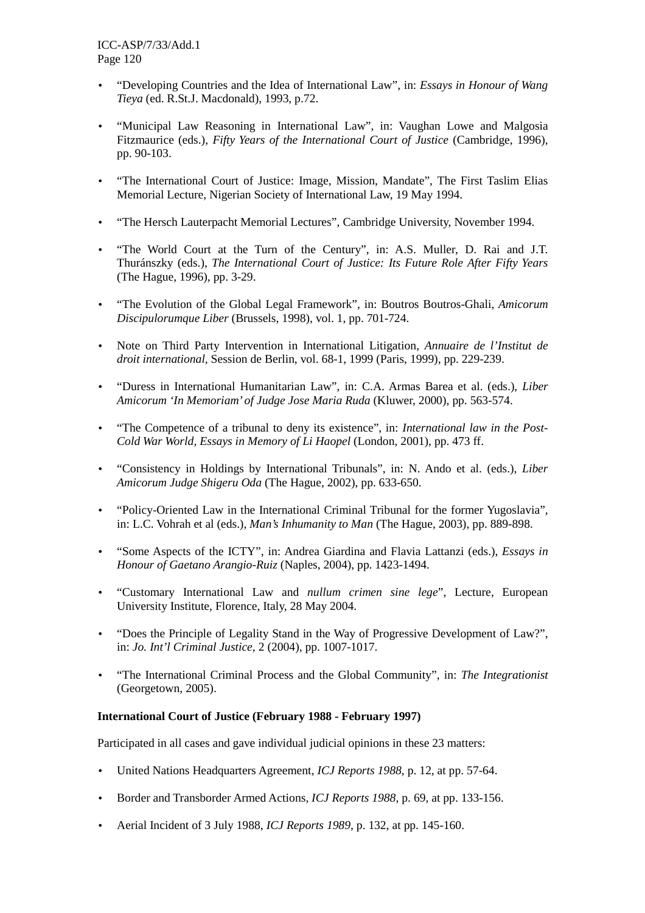- "Developing Countries and the Idea of International Law", in: *Essays in Honour of Wang Tieya* (ed. R.St.J. Macdonald), 1993, p.72.

- "Municipal Law Reasoning in International Law", in: Vaughan Lowe and Malgosia Fitzmaurice (eds.), *Fifty Years of the International Court of Justice* (Cambridge, 1996), pp. 90-103.

- "The International Court of Justice: Image, Mission, Mandate", The First Taslim Elias Memorial Lecture, Nigerian Society of International Law, 19 May 1994.

- "The Hersch Lauterpacht Memorial Lectures", Cambridge University, November 1994.

- "The World Court at the Turn of the Century", in: A.S. Muller, D. Rai and J.T. Thuránszky (eds.), *The International Court of Justice: Its Future Role After Fifty Years* (The Hague, 1996), pp. 3-29.

- "The Evolution of the Global Legal Framework", in: Boutros Boutros-Ghali, *Amicorum Discipulorumque Liber* (Brussels, 1998), vol. 1, pp. 701-724.

- Note on Third Party Intervention in International Litigation, *Annuaire de l'Institut de droit international*, Session de Berlin, vol. 68-1, 1999 (Paris, 1999), pp. 229-239.

- "Duress in International Humanitarian Law", in: C.A. Armas Barea et al. (eds.), *Liber Amicorum 'In Memoriam' of Judge Jose Maria Ruda* (Kluwer, 2000), pp. 563-574.

- "The Competence of a tribunal to deny its existence", in: *International law in the Post-Cold War World, Essays in Memory of Li Haopel* (London, 2001), pp. 473 ff.

- "Consistency in Holdings by International Tribunals", in: N. Ando et al. (eds.), *Liber Amicorum Judge Shigeru Oda* (The Hague, 2002), pp. 633-650.

- "Policy-Oriented Law in the International Criminal Tribunal for the former Yugoslavia", in: L.C. Vohrah et al (eds.), *Man's Inhumanity to Man* (The Hague, 2003), pp. 889-898.

- "Some Aspects of the ICTY", in: Andrea Giardina and Flavia Lattanzi (eds.), *Essays in Honour of Gaetano Arangio-Ruiz* (Naples, 2004), pp. 1423-1494.

- "Customary International Law and *nullum crimen sine lege*", Lecture, European University Institute, Florence, Italy, 28 May 2004.

- "Does the Principle of Legality Stand in the Way of Progressive Development of Law?", in: *Jo. Int'l Criminal Justice*, 2 (2004), pp. 1007-1017.

- "The International Criminal Process and the Global Community", in: *The Integrationist* (Georgetown, 2005).

**International Court of Justice (February 1988 - February 1997)**

Participated in all cases and gave individual judicial opinions in these 23 matters:

- United Nations Headquarters Agreement, *ICJ Reports 1988*, p. 12, at pp. 57-64.

- Border and Transborder Armed Actions, *ICJ Reports 1988*, p. 69, at pp. 133-156.

- Aerial Incident of 3 July 1988, *ICJ Reports 1989*, p. 132, at pp. 145-160.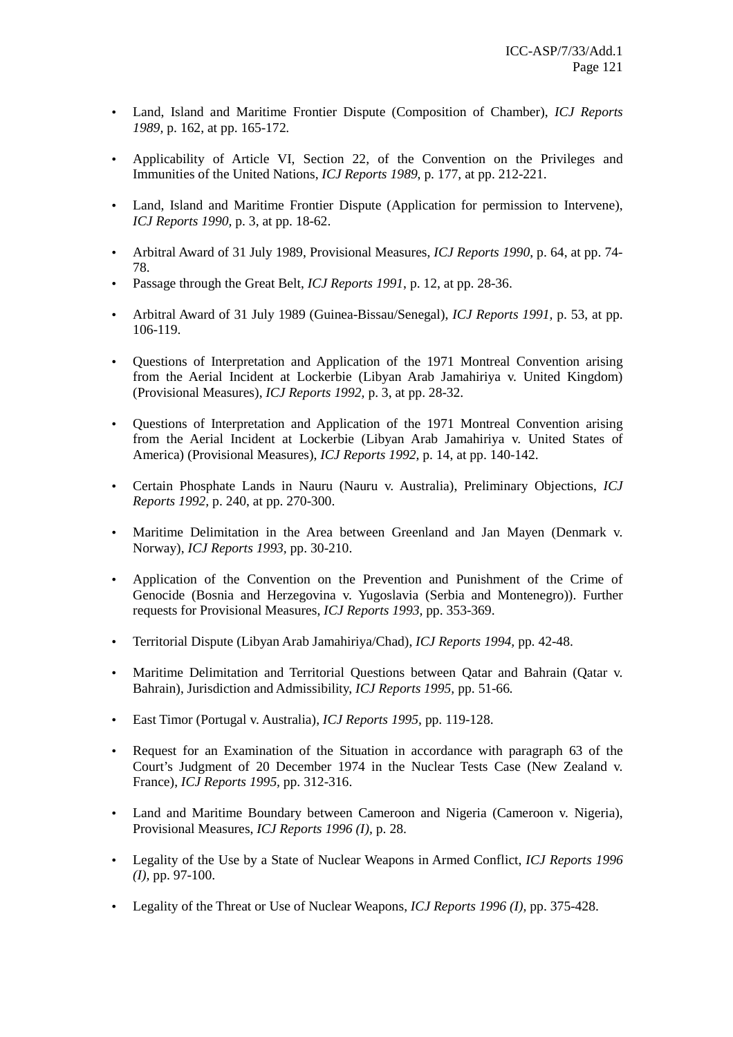- Land, Island and Maritime Frontier Dispute (Composition of Chamber), *ICJ Reports 1989*, p. 162, at pp. 165-172.

- Applicability of Article VI, Section 22, of the Convention on the Privileges and Immunities of the United Nations, *ICJ Reports 1989*, p. 177, at pp. 212-221.

- Land, Island and Maritime Frontier Dispute (Application for permission to Intervene), *ICJ Reports 1990*, p. 3, at pp. 18-62.

- Arbitral Award of 31 July 1989, Provisional Measures, *ICJ Reports 1990*, p. 64, at pp. 74-78.
- Passage through the Great Belt, *ICJ Reports 1991*, p. 12, at pp. 28-36.

- Arbitral Award of 31 July 1989 (Guinea-Bissau/Senegal), *ICJ Reports 1991*, p. 53, at pp. 106-119.

- Questions of Interpretation and Application of the 1971 Montreal Convention arising from the Aerial Incident at Lockerbie (Libyan Arab Jamahiriya v. United Kingdom) (Provisional Measures), *ICJ Reports 1992*, p. 3, at pp. 28-32.

- Questions of Interpretation and Application of the 1971 Montreal Convention arising from the Aerial Incident at Lockerbie (Libyan Arab Jamahiriya v. United States of America) (Provisional Measures), *ICJ Reports 1992*, p. 14, at pp. 140-142.

- Certain Phosphate Lands in Nauru (Nauru v. Australia), Preliminary Objections, *ICJ Reports 1992*, p. 240, at pp. 270-300.

- Maritime Delimitation in the Area between Greenland and Jan Mayen (Denmark v. Norway), *ICJ Reports 1993*, pp. 30-210.

- Application of the Convention on the Prevention and Punishment of the Crime of Genocide (Bosnia and Herzegovina v. Yugoslavia (Serbia and Montenegro)). Further requests for Provisional Measures, *ICJ Reports 1993*, pp. 353-369.

- Territorial Dispute (Libyan Arab Jamahiriya/Chad), *ICJ Reports 1994*, pp. 42-48.

- Maritime Delimitation and Territorial Questions between Qatar and Bahrain (Qatar v. Bahrain), Jurisdiction and Admissibility, *ICJ Reports 1995*, pp. 51-66.

- East Timor (Portugal v. Australia), *ICJ Reports 1995*, pp. 119-128.

- Request for an Examination of the Situation in accordance with paragraph 63 of the Court's Judgment of 20 December 1974 in the Nuclear Tests Case (New Zealand v. France), *ICJ Reports 1995*, pp. 312-316.

- Land and Maritime Boundary between Cameroon and Nigeria (Cameroon v. Nigeria), Provisional Measures, *ICJ Reports 1996 (I)*, p. 28.

- Legality of the Use by a State of Nuclear Weapons in Armed Conflict, *ICJ Reports 1996 (I)*, pp. 97-100.

- Legality of the Threat or Use of Nuclear Weapons, *ICJ Reports 1996 (I)*, pp. 375-428.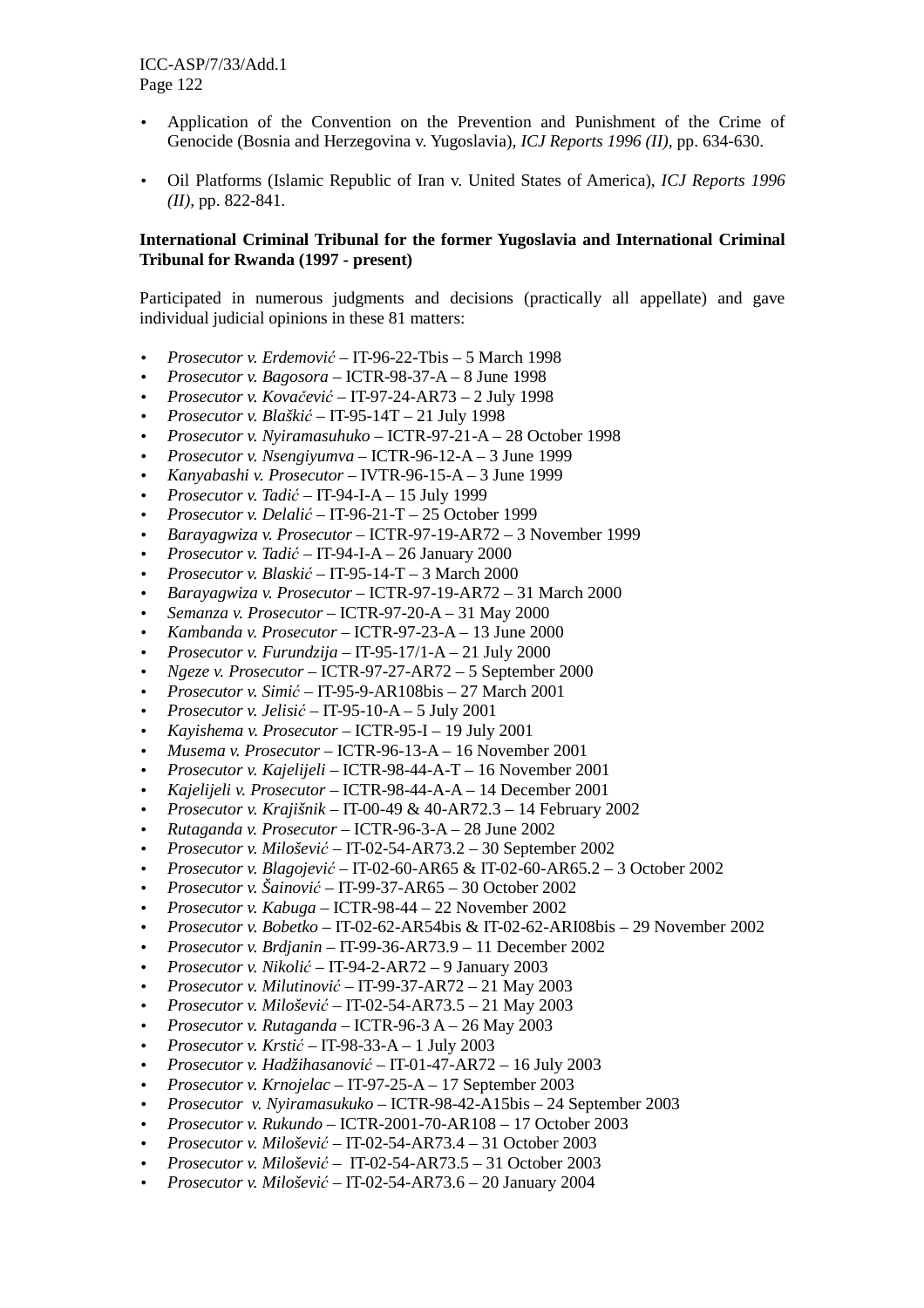- Application of the Convention on the Prevention and Punishment of the Crime of Genocide (Bosnia and Herzegovina v. Yugoslavia), *ICJ Reports 1996 (II)*, pp. 634-630.

- Oil Platforms (Islamic Republic of Iran v. United States of America), *ICJ Reports 1996 (II)*, pp. 822-841.

**International Criminal Tribunal for the former Yugoslavia and International Criminal Tribunal for Rwanda (1997 - present)**

Participated in numerous judgments and decisions (practically all appellate) and gave individual judicial opinions in these 81 matters:

- *Prosecutor v. Erdemović* – IT-96-22-Tbis – 5 March 1998
- *Prosecutor v. Bagosora* – ICTR-98-37-A – 8 June 1998
- *Prosecutor v. Kovačević* – IT-97-24-AR73 – 2 July 1998
- *Prosecutor v. Blaškić* – IT-95-14T – 21 July 1998
- *Prosecutor v. Nyiramasuhuko* – ICTR-97-21-A – 28 October 1998
- *Prosecutor v. Nsengiyumva* – ICTR-96-12-A – 3 June 1999
- *Kanyabashi v. Prosecutor* – IVTR-96-15-A – 3 June 1999
- *Prosecutor v. Tadić* – IT-94-I-A – 15 July 1999
- *Prosecutor v. Delalić* – IT-96-21-T – 25 October 1999
- *Barayagwiza v. Prosecutor* – ICTR-97-19-AR72 – 3 November 1999
- *Prosecutor v. Tadić* – IT-94-I-A – 26 January 2000
- *Prosecutor v. Blaskić* – IT-95-14-T – 3 March 2000
- *Barayagwiza v. Prosecutor* – ICTR-97-19-AR72 – 31 March 2000
- *Semanza v. Prosecutor* – ICTR-97-20-A – 31 May 2000
- *Kambanda v. Prosecutor* – ICTR-97-23-A – 13 June 2000
- *Prosecutor v. Furundzija* – IT-95-17/1-A – 21 July 2000
- *Ngeze v. Prosecutor* – ICTR-97-27-AR72 – 5 September 2000
- *Prosecutor v. Simić* – IT-95-9-AR108bis – 27 March 2001
- *Prosecutor v. Jelisić* – IT-95-10-A – 5 July 2001
- *Kayishema v. Prosecutor* – ICTR-95-I – 19 July 2001
- *Musema v. Prosecutor* – ICTR-96-13-A – 16 November 2001
- *Prosecutor v. Kajelijeli* – ICTR-98-44-A-T – 16 November 2001
- *Kajelijeli v. Prosecutor* – ICTR-98-44-A-A – 14 December 2001
- *Prosecutor v. Krajišnik* – IT-00-49 & 40-AR72.3 – 14 February 2002
- *Rutaganda v. Prosecutor* – ICTR-96-3-A – 28 June 2002
- *Prosecutor v. Milošević* – IT-02-54-AR73.2 – 30 September 2002
- *Prosecutor v. Blagojević* – IT-02-60-AR65 & IT-02-60-AR65.2 – 3 October 2002
- *Prosecutor v. Šainović* – IT-99-37-AR65 – 30 October 2002
- *Prosecutor v. Kabuga* – ICTR-98-44 – 22 November 2002
- *Prosecutor v. Bobetko* – IT-02-62-AR54bis & IT-02-62-ARI08bis – 29 November 2002
- *Prosecutor v. Brdjanin* – IT-99-36-AR73.9 – 11 December 2002
- *Prosecutor v. Nikolić* – IT-94-2-AR72 – 9 January 2003
- *Prosecutor v. Milutinović* – IT-99-37-AR72 – 21 May 2003
- *Prosecutor v. Milošević* – IT-02-54-AR73.5 – 21 May 2003
- *Prosecutor v. Rutaganda* – ICTR-96-3 A – 26 May 2003
- *Prosecutor v. Krstić* – IT-98-33-A – 1 July 2003
- *Prosecutor v. Hadžihasanović* – IT-01-47-AR72 – 16 July 2003
- *Prosecutor v. Krnojelac* – IT-97-25-A – 17 September 2003
- *Prosecutor v. Nyiramasukuko* – ICTR-98-42-A15bis – 24 September 2003
- *Prosecutor v. Rukundo* – ICTR-2001-70-AR108 – 17 October 2003
- *Prosecutor v. Milošević* – IT-02-54-AR73.4 – 31 October 2003
- *Prosecutor v. Milošević* – IT-02-54-AR73.5 – 31 October 2003
- *Prosecutor v. Milošević* – IT-02-54-AR73.6 – 20 January 2004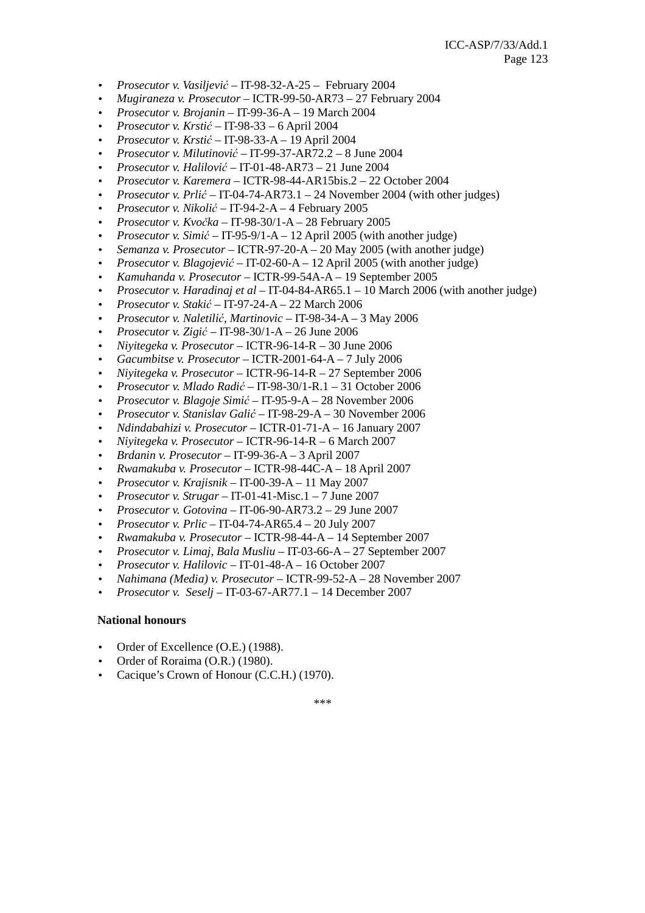- *Prosecutor v. Vasiljević* – IT-98-32-A-25 – February 2004
- *Mugiraneza v. Prosecutor* – ICTR-99-50-AR73 – 27 February 2004
- *Prosecutor v. Brojanin* – IT-99-36-A – 19 March 2004
- *Prosecutor v. Krstić* – IT-98-33 – 6 April 2004
- *Prosecutor v. Krstić* – IT-98-33-A – 19 April 2004
- *Prosecutor v. Milutinović* – IT-99-37-AR72.2 – 8 June 2004
- *Prosecutor v. Halilović* – IT-01-48-AR73 – 21 June 2004
- *Prosecutor v. Karemera* – ICTR-98-44-AR15bis.2 – 22 October 2004
- *Prosecutor v. Prlić* – IT-04-74-AR73.1 – 24 November 2004 (with other judges)
- *Prosecutor v. Nikolić* – IT-94-2-A – 4 February 2005
- *Prosecutor v. Kvočka* – IT-98-30/1-A – 28 February 2005
- *Prosecutor v. Simić* – IT-95-9/1-A – 12 April 2005 (with another judge)
- *Semanza v. Prosecutor* – ICTR-97-20-A – 20 May 2005 (with another judge)
- *Prosecutor v. Blagojević* – IT-02-60-A – 12 April 2005 (with another judge)
- *Kamuhanda v. Prosecutor* – ICTR-99-54A-A – 19 September 2005
- *Prosecutor v. Haradinaj et al* – IT-04-84-AR65.1 – 10 March 2006 (with another judge)
- *Prosecutor v. Stakić* – IT-97-24-A – 22 March 2006
- *Prosecutor v. Naletilić, Martinovic* – IT-98-34-A – 3 May 2006
- *Prosecutor v. Zigić* – IT-98-30/1-A – 26 June 2006
- *Niyitegeka v. Prosecutor* – ICTR-96-14-R – 30 June 2006
- *Gacumbitse v. Prosecutor* – ICTR-2001-64-A – 7 July 2006
- *Niyitegeka v. Prosecutor* – ICTR-96-14-R – 27 September 2006
- *Prosecutor v. Mlado Radić* – IT-98-30/1-R.1 – 31 October 2006
- *Prosecutor v. Blagoje Simić* – IT-95-9-A – 28 November 2006
- *Prosecutor v. Stanislav Galić* – IT-98-29-A – 30 November 2006
- *Ndindabahizi v. Prosecutor* – ICTR-01-71-A – 16 January 2007
- *Niyitegeka v. Prosecutor* – ICTR-96-14-R – 6 March 2007
- *Brdanin v. Prosecutor* – IT-99-36-A – 3 April 2007
- *Rwamakuba v. Prosecutor* – ICTR-98-44C-A – 18 April 2007
- *Prosecutor v. Krajisnik* – IT-00-39-A – 11 May 2007
- *Prosecutor v. Strugar* – IT-01-41-Misc.1 – 7 June 2007
- *Prosecutor v. Gotovina* – IT-06-90-AR73.2 – 29 June 2007
- *Prosecutor v. Prlic* – IT-04-74-AR65.4 – 20 July 2007
- *Rwamakuba v. Prosecutor* – ICTR-98-44-A – 14 September 2007
- *Prosecutor v. Limaj, Bala Musliu* – IT-03-66-A – 27 September 2007
- *Prosecutor v. Halilovic* – IT-01-48-A – 16 October 2007
- *Nahimana (Media) v. Prosecutor* – ICTR-99-52-A – 28 November 2007
- *Prosecutor v. Seselj* – IT-03-67-AR77.1 – 14 December 2007

**National honours**

- Order of Excellence (O.E.) (1988).
- Order of Roraima (O.R.) (1980).
- Cacique's Crown of Honour (C.C.H.) (1970).

***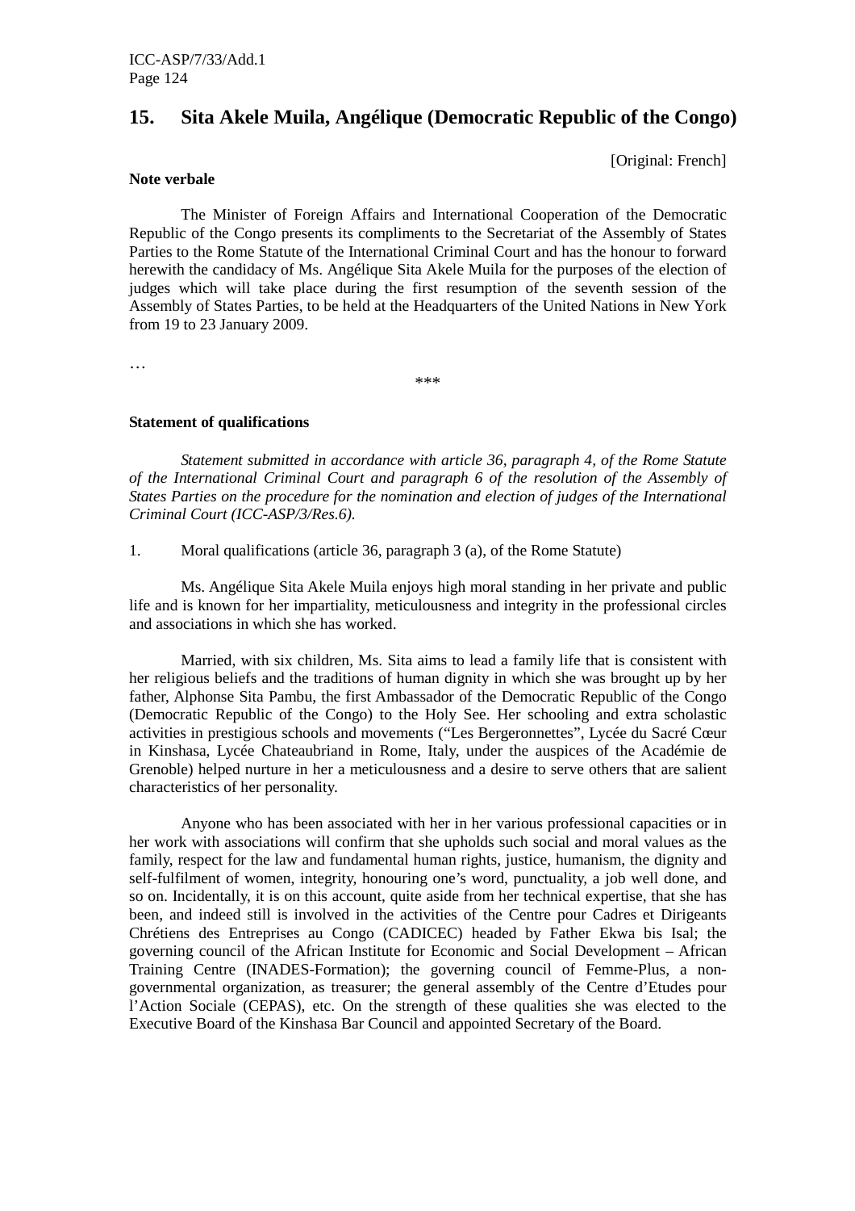## 15. Sita Akele Muila, Angélique (Democratic Republic of the Congo)

[Original: French]

**Note verbale**

The Minister of Foreign Affairs and International Cooperation of the Democratic Republic of the Congo presents its compliments to the Secretariat of the Assembly of States Parties to the Rome Statute of the International Criminal Court and has the honour to forward herewith the candidacy of Ms. Angélique Sita Akele Muila for the purposes of the election of judges which will take place during the first resumption of the seventh session of the Assembly of States Parties, to be held at the Headquarters of the United Nations in New York from 19 to 23 January 2009.

…

\*\*\*

**Statement of qualifications**

*Statement submitted in accordance with article 36, paragraph 4, of the Rome Statute of the International Criminal Court and paragraph 6 of the resolution of the Assembly of States Parties on the procedure for the nomination and election of judges of the International Criminal Court (ICC-ASP/3/Res.6).*

1. Moral qualifications (article 36, paragraph 3 (a), of the Rome Statute)

Ms. Angélique Sita Akele Muila enjoys high moral standing in her private and public life and is known for her impartiality, meticulousness and integrity in the professional circles and associations in which she has worked.

Married, with six children, Ms. Sita aims to lead a family life that is consistent with her religious beliefs and the traditions of human dignity in which she was brought up by her father, Alphonse Sita Pambu, the first Ambassador of the Democratic Republic of the Congo (Democratic Republic of the Congo) to the Holy See. Her schooling and extra scholastic activities in prestigious schools and movements ("Les Bergeronnettes", Lycée du Sacré Cœur in Kinshasa, Lycée Chateaubriand in Rome, Italy, under the auspices of the Académie de Grenoble) helped nurture in her a meticulousness and a desire to serve others that are salient characteristics of her personality.

Anyone who has been associated with her in her various professional capacities or in her work with associations will confirm that she upholds such social and moral values as the family, respect for the law and fundamental human rights, justice, humanism, the dignity and self-fulfilment of women, integrity, honouring one's word, punctuality, a job well done, and so on. Incidentally, it is on this account, quite aside from her technical expertise, that she has been, and indeed still is involved in the activities of the Centre pour Cadres et Dirigeants Chrétiens des Entreprises au Congo (CADICEC) headed by Father Ekwa bis Isal; the governing council of the African Institute for Economic and Social Development – African Training Centre (INADES-Formation); the governing council of Femme-Plus, a non-governmental organization, as treasurer; the general assembly of the Centre d'Etudes pour l'Action Sociale (CEPAS), etc. On the strength of these qualities she was elected to the Executive Board of the Kinshasa Bar Council and appointed Secretary of the Board.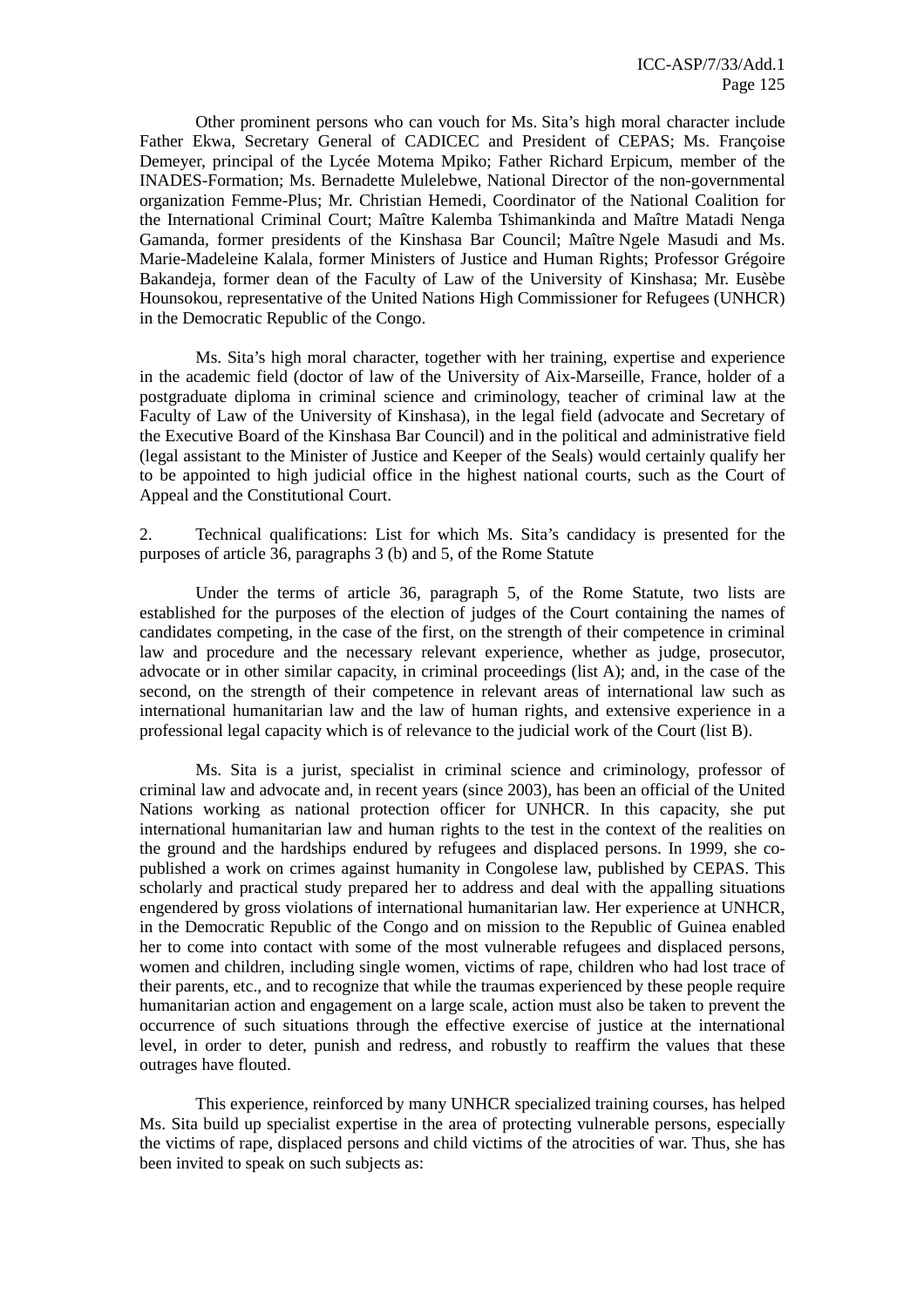Other prominent persons who can vouch for Ms. Sita's high moral character include Father Ekwa, Secretary General of CADICEC and President of CEPAS; Ms. Françoise Demeyer, principal of the Lycée Motema Mpiko; Father Richard Erpicum, member of the INADES-Formation; Ms. Bernadette Mulelebwe, National Director of the non-governmental organization Femme-Plus; Mr. Christian Hemedi, Coordinator of the National Coalition for the International Criminal Court; Maître Kalemba Tshimankinda and Maître Matadi Nenga Gamanda, former presidents of the Kinshasa Bar Council; Maître Ngele Masudi and Ms. Marie-Madeleine Kalala, former Ministers of Justice and Human Rights; Professor Grégoire Bakandeja, former dean of the Faculty of Law of the University of Kinshasa; Mr. Eusèbe Hounsokou, representative of the United Nations High Commissioner for Refugees (UNHCR) in the Democratic Republic of the Congo.

Ms. Sita's high moral character, together with her training, expertise and experience in the academic field (doctor of law of the University of Aix-Marseille, France, holder of a postgraduate diploma in criminal science and criminology, teacher of criminal law at the Faculty of Law of the University of Kinshasa), in the legal field (advocate and Secretary of the Executive Board of the Kinshasa Bar Council) and in the political and administrative field (legal assistant to the Minister of Justice and Keeper of the Seals) would certainly qualify her to be appointed to high judicial office in the highest national courts, such as the Court of Appeal and the Constitutional Court.

2. Technical qualifications: List for which Ms. Sita's candidacy is presented for the purposes of article 36, paragraphs 3 (b) and 5, of the Rome Statute

Under the terms of article 36, paragraph 5, of the Rome Statute, two lists are established for the purposes of the election of judges of the Court containing the names of candidates competing, in the case of the first, on the strength of their competence in criminal law and procedure and the necessary relevant experience, whether as judge, prosecutor, advocate or in other similar capacity, in criminal proceedings (list A); and, in the case of the second, on the strength of their competence in relevant areas of international law such as international humanitarian law and the law of human rights, and extensive experience in a professional legal capacity which is of relevance to the judicial work of the Court (list B).

Ms. Sita is a jurist, specialist in criminal science and criminology, professor of criminal law and advocate and, in recent years (since 2003), has been an official of the United Nations working as national protection officer for UNHCR. In this capacity, she put international humanitarian law and human rights to the test in the context of the realities on the ground and the hardships endured by refugees and displaced persons. In 1999, she co-published a work on crimes against humanity in Congolese law, published by CEPAS. This scholarly and practical study prepared her to address and deal with the appalling situations engendered by gross violations of international humanitarian law. Her experience at UNHCR, in the Democratic Republic of the Congo and on mission to the Republic of Guinea enabled her to come into contact with some of the most vulnerable refugees and displaced persons, women and children, including single women, victims of rape, children who had lost trace of their parents, etc., and to recognize that while the traumas experienced by these people require humanitarian action and engagement on a large scale, action must also be taken to prevent the occurrence of such situations through the effective exercise of justice at the international level, in order to deter, punish and redress, and robustly to reaffirm the values that these outrages have flouted.

This experience, reinforced by many UNHCR specialized training courses, has helped Ms. Sita build up specialist expertise in the area of protecting vulnerable persons, especially the victims of rape, displaced persons and child victims of the atrocities of war. Thus, she has been invited to speak on such subjects as: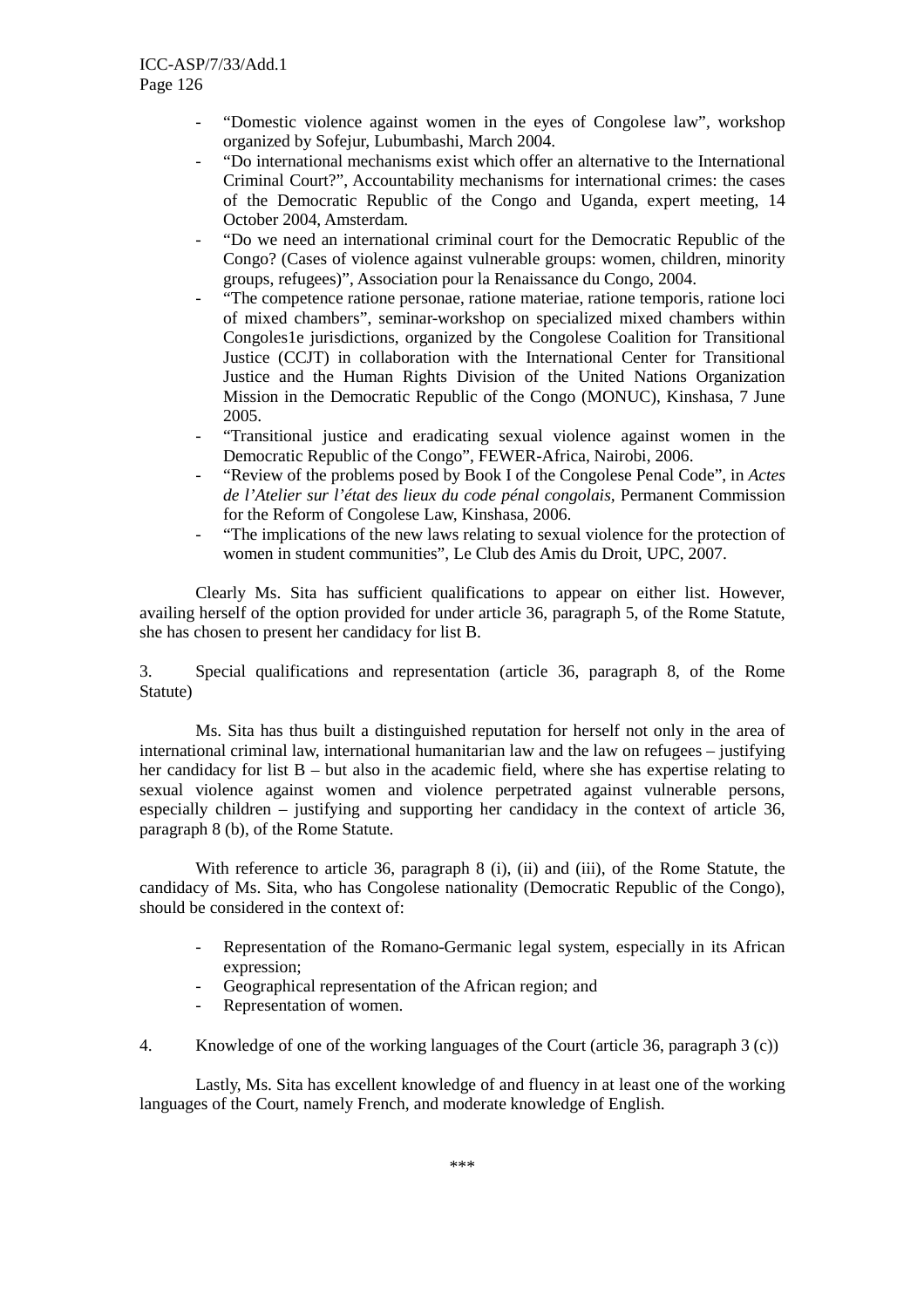- "Domestic violence against women in the eyes of Congolese law", workshop organized by Sofejur, Lubumbashi, March 2004.
- "Do international mechanisms exist which offer an alternative to the International Criminal Court?", Accountability mechanisms for international crimes: the cases of the Democratic Republic of the Congo and Uganda, expert meeting, 14 October 2004, Amsterdam.
- "Do we need an international criminal court for the Democratic Republic of the Congo? (Cases of violence against vulnerable groups: women, children, minority groups, refugees)", Association pour la Renaissance du Congo, 2004.
- "The competence ratione personae, ratione materiae, ratione temporis, ratione loci of mixed chambers", seminar-workshop on specialized mixed chambers within Congoles1e jurisdictions, organized by the Congolese Coalition for Transitional Justice (CCJT) in collaboration with the International Center for Transitional Justice and the Human Rights Division of the United Nations Organization Mission in the Democratic Republic of the Congo (MONUC), Kinshasa, 7 June 2005.
- "Transitional justice and eradicating sexual violence against women in the Democratic Republic of the Congo", FEWER-Africa, Nairobi, 2006.
- "Review of the problems posed by Book I of the Congolese Penal Code", in *Actes de l'Atelier sur l'état des lieux du code pénal congolais*, Permanent Commission for the Reform of Congolese Law, Kinshasa, 2006.
- "The implications of the new laws relating to sexual violence for the protection of women in student communities", Le Club des Amis du Droit, UPC, 2007.

Clearly Ms. Sita has sufficient qualifications to appear on either list. However, availing herself of the option provided for under article 36, paragraph 5, of the Rome Statute, she has chosen to present her candidacy for list B.

3. Special qualifications and representation (article 36, paragraph 8, of the Rome Statute)

Ms. Sita has thus built a distinguished reputation for herself not only in the area of international criminal law, international humanitarian law and the law on refugees – justifying her candidacy for list B – but also in the academic field, where she has expertise relating to sexual violence against women and violence perpetrated against vulnerable persons, especially children – justifying and supporting her candidacy in the context of article 36, paragraph 8 (b), of the Rome Statute.

With reference to article 36, paragraph 8 (i), (ii) and (iii), of the Rome Statute, the candidacy of Ms. Sita, who has Congolese nationality (Democratic Republic of the Congo), should be considered in the context of:

- Representation of the Romano-Germanic legal system, especially in its African expression;
- Geographical representation of the African region; and
- Representation of women.

4. Knowledge of one of the working languages of the Court (article 36, paragraph 3 (c))

Lastly, Ms. Sita has excellent knowledge of and fluency in at least one of the working languages of the Court, namely French, and moderate knowledge of English.

\*\*\*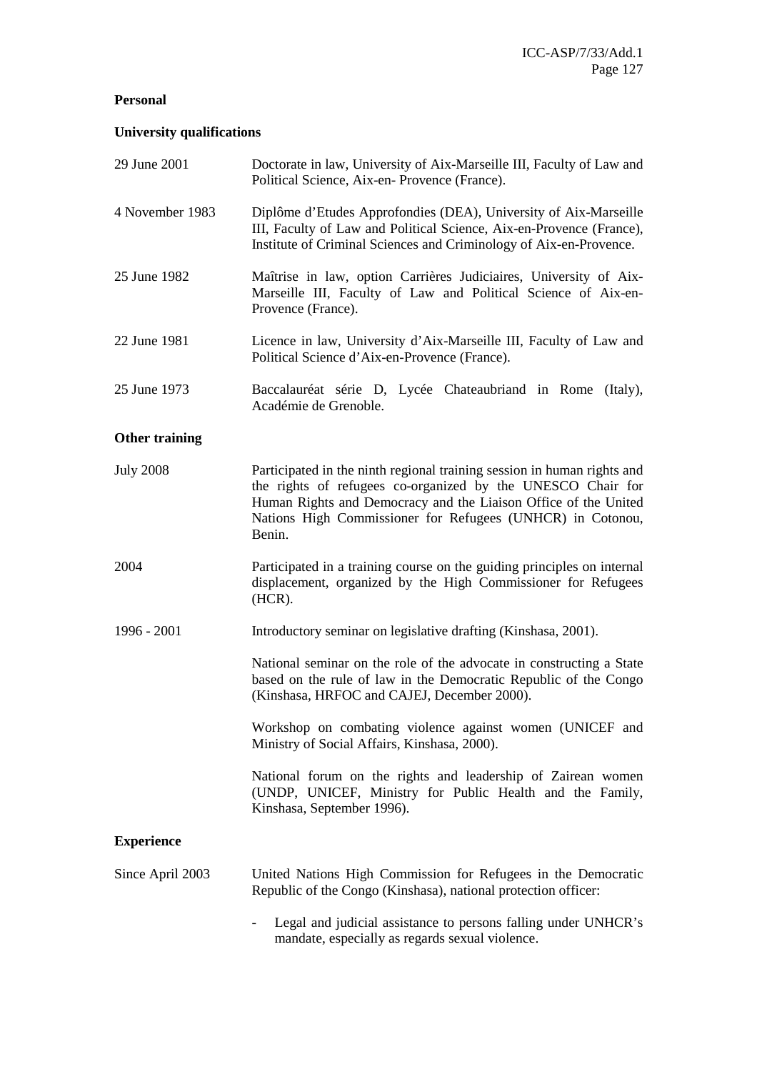**Personal**

**University qualifications**

| | |
|---|---|
| 29 June 2001 | Doctorate in law, University of Aix-Marseille III, Faculty of Law and Political Science, Aix-en- Provence (France). |
| 4 November 1983 | Diplôme d'Etudes Approfondies (DEA), University of Aix-Marseille III, Faculty of Law and Political Science, Aix-en-Provence (France), Institute of Criminal Sciences and Criminology of Aix-en-Provence. |
| 25 June 1982 | Maîtrise in law, option Carrières Judiciaires, University of Aix-Marseille III, Faculty of Law and Political Science of Aix-en-Provence (France). |
| 22 June 1981 | Licence in law, University d'Aix-Marseille III, Faculty of Law and Political Science d'Aix-en-Provence (France). |
| 25 June 1973 | Baccalauréat série D, Lycée Chateaubriand in Rome (Italy), Académie de Grenoble. |

**Other training**

| | |
|---|---|
| July 2008 | Participated in the ninth regional training session in human rights and the rights of refugees co-organized by the UNESCO Chair for Human Rights and Democracy and the Liaison Office of the United Nations High Commissioner for Refugees (UNHCR) in Cotonou, Benin. |
| 2004 | Participated in a training course on the guiding principles on internal displacement, organized by the High Commissioner for Refugees (HCR). |
| 1996 - 2001 | Introductory seminar on legislative drafting (Kinshasa, 2001). |
| | National seminar on the role of the advocate in constructing a State based on the rule of law in the Democratic Republic of the Congo (Kinshasa, HRFOC and CAJEJ, December 2000). |
| | Workshop on combating violence against women (UNICEF and Ministry of Social Affairs, Kinshasa, 2000). |
| | National forum on the rights and leadership of Zairean women (UNDP, UNICEF, Ministry for Public Health and the Family, Kinshasa, September 1996). |

**Experience**

Since April 2003 — United Nations High Commission for Refugees in the Democratic Republic of the Congo (Kinshasa), national protection officer:

- Legal and judicial assistance to persons falling under UNHCR's mandate, especially as regards sexual violence.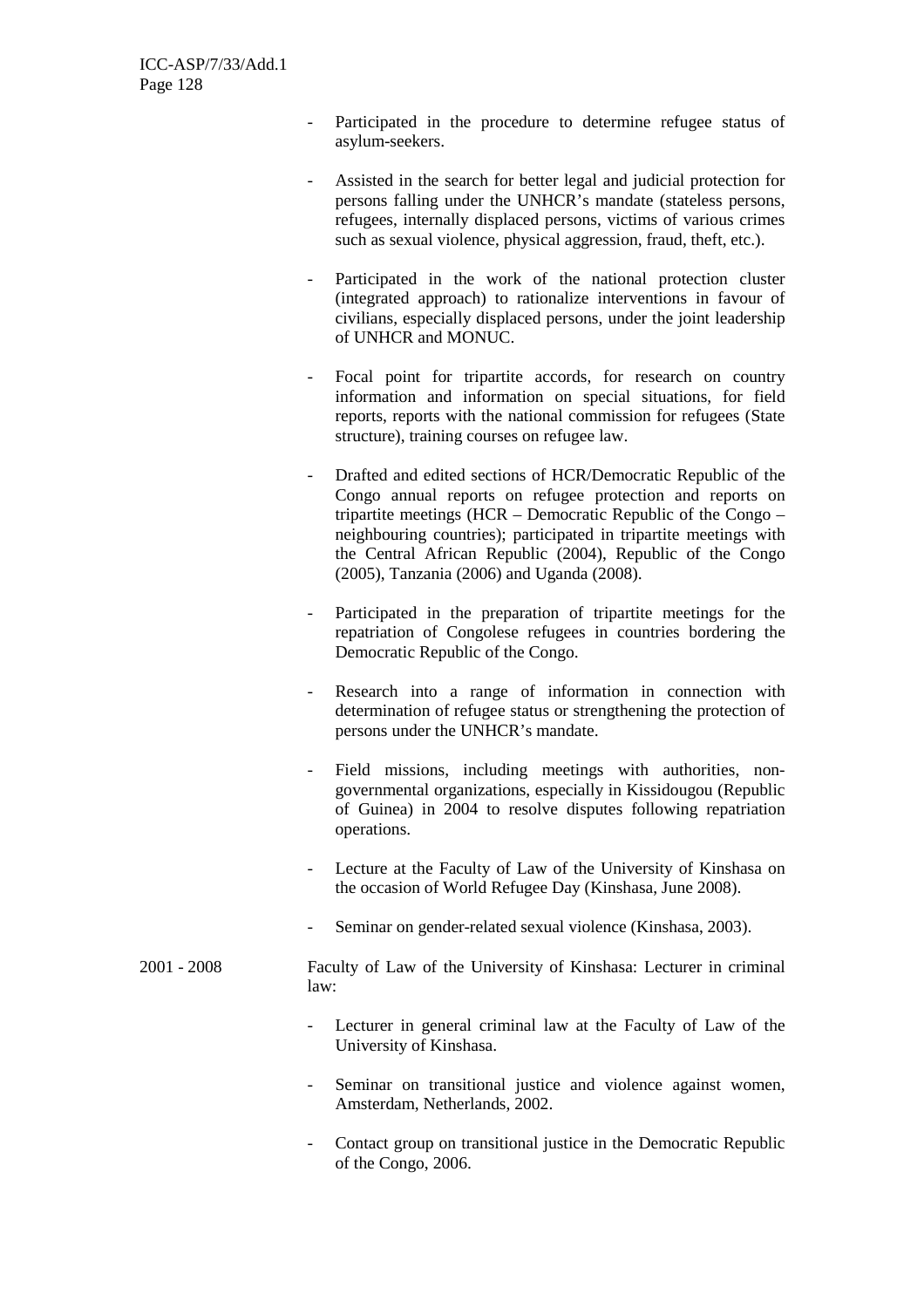- Participated in the procedure to determine refugee status of asylum-seekers.

- Assisted in the search for better legal and judicial protection for persons falling under the UNHCR's mandate (stateless persons, refugees, internally displaced persons, victims of various crimes such as sexual violence, physical aggression, fraud, theft, etc.).

- Participated in the work of the national protection cluster (integrated approach) to rationalize interventions in favour of civilians, especially displaced persons, under the joint leadership of UNHCR and MONUC.

- Focal point for tripartite accords, for research on country information and information on special situations, for field reports, reports with the national commission for refugees (State structure), training courses on refugee law.

- Drafted and edited sections of HCR/Democratic Republic of the Congo annual reports on refugee protection and reports on tripartite meetings (HCR – Democratic Republic of the Congo – neighbouring countries); participated in tripartite meetings with the Central African Republic (2004), Republic of the Congo (2005), Tanzania (2006) and Uganda (2008).

- Participated in the preparation of tripartite meetings for the repatriation of Congolese refugees in countries bordering the Democratic Republic of the Congo.

- Research into a range of information in connection with determination of refugee status or strengthening the protection of persons under the UNHCR's mandate.

- Field missions, including meetings with authorities, non-governmental organizations, especially in Kissidougou (Republic of Guinea) in 2004 to resolve disputes following repatriation operations.

- Lecture at the Faculty of Law of the University of Kinshasa on the occasion of World Refugee Day (Kinshasa, June 2008).

- Seminar on gender-related sexual violence (Kinshasa, 2003).

2001 - 2008 Faculty of Law of the University of Kinshasa: Lecturer in criminal law:

- Lecturer in general criminal law at the Faculty of Law of the University of Kinshasa.

- Seminar on transitional justice and violence against women, Amsterdam, Netherlands, 2002.

- Contact group on transitional justice in the Democratic Republic of the Congo, 2006.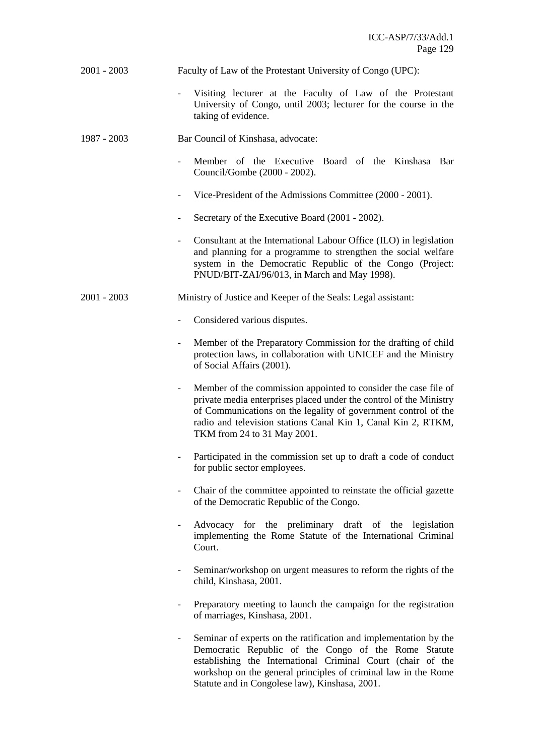2001 - 2003 Faculty of Law of the Protestant University of Congo (UPC):

- Visiting lecturer at the Faculty of Law of the Protestant University of Congo, until 2003; lecturer for the course in the taking of evidence.

1987 - 2003 Bar Council of Kinshasa, advocate:

- Member of the Executive Board of the Kinshasa Bar Council/Gombe (2000 - 2002).
- Vice-President of the Admissions Committee (2000 - 2001).
- Secretary of the Executive Board (2001 - 2002).
- Consultant at the International Labour Office (ILO) in legislation and planning for a programme to strengthen the social welfare system in the Democratic Republic of the Congo (Project: PNUD/BIT-ZAI/96/013, in March and May 1998).

2001 - 2003 Ministry of Justice and Keeper of the Seals: Legal assistant:

- Considered various disputes.
- Member of the Preparatory Commission for the drafting of child protection laws, in collaboration with UNICEF and the Ministry of Social Affairs (2001).
- Member of the commission appointed to consider the case file of private media enterprises placed under the control of the Ministry of Communications on the legality of government control of the radio and television stations Canal Kin 1, Canal Kin 2, RTKM, TKM from 24 to 31 May 2001.
- Participated in the commission set up to draft a code of conduct for public sector employees.
- Chair of the committee appointed to reinstate the official gazette of the Democratic Republic of the Congo.
- Advocacy for the preliminary draft of the legislation implementing the Rome Statute of the International Criminal Court.
- Seminar/workshop on urgent measures to reform the rights of the child, Kinshasa, 2001.
- Preparatory meeting to launch the campaign for the registration of marriages, Kinshasa, 2001.
- Seminar of experts on the ratification and implementation by the Democratic Republic of the Congo of the Rome Statute establishing the International Criminal Court (chair of the workshop on the general principles of criminal law in the Rome Statute and in Congolese law), Kinshasa, 2001.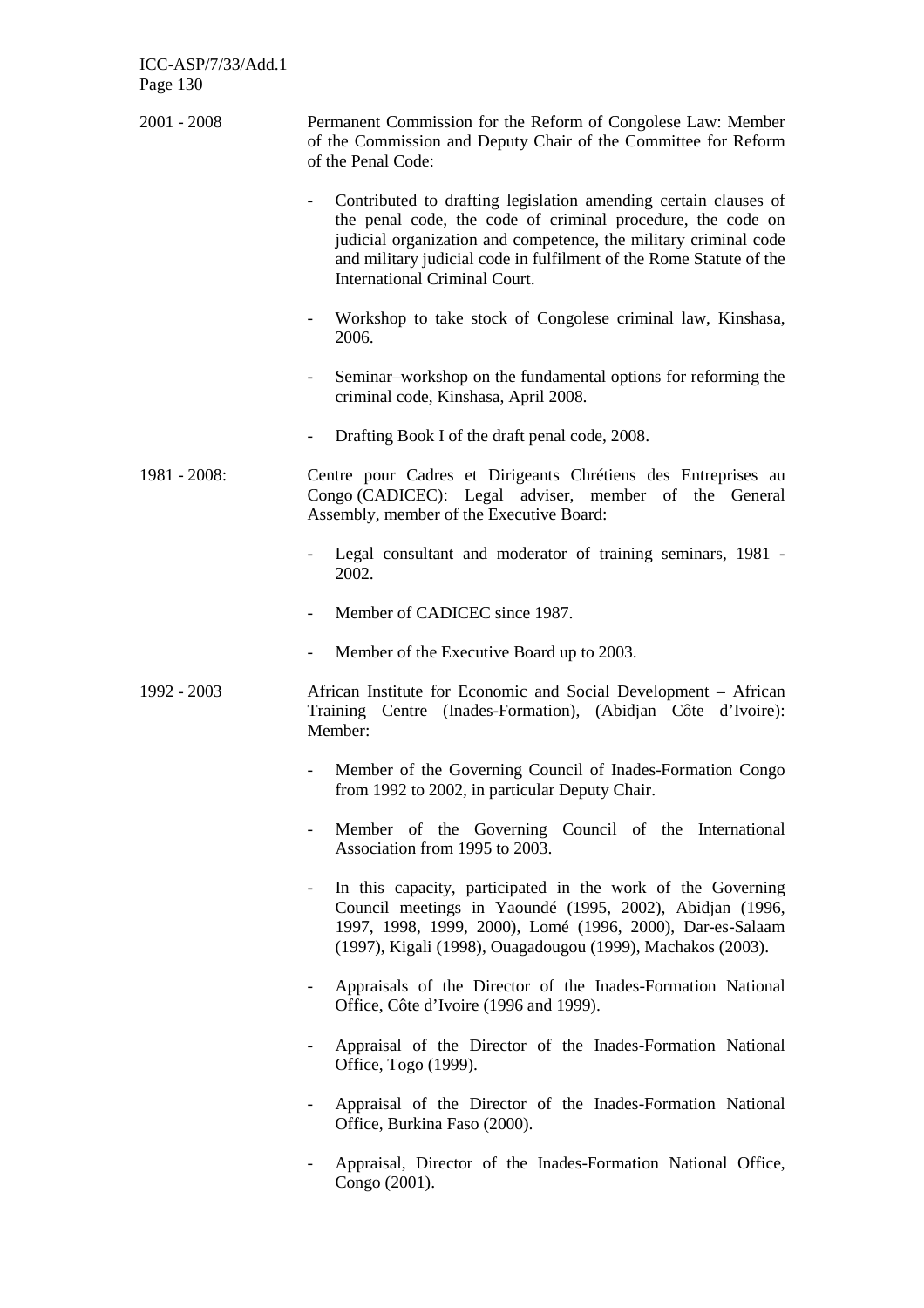2001 - 2008 Permanent Commission for the Reform of Congolese Law: Member of the Commission and Deputy Chair of the Committee for Reform of the Penal Code:

- Contributed to drafting legislation amending certain clauses of the penal code, the code of criminal procedure, the code on judicial organization and competence, the military criminal code and military judicial code in fulfilment of the Rome Statute of the International Criminal Court.
- Workshop to take stock of Congolese criminal law, Kinshasa, 2006.
- Seminar–workshop on the fundamental options for reforming the criminal code, Kinshasa, April 2008.
- Drafting Book I of the draft penal code, 2008.

1981 - 2008: Centre pour Cadres et Dirigeants Chrétiens des Entreprises au Congo (CADICEC): Legal adviser, member of the General Assembly, member of the Executive Board:

- Legal consultant and moderator of training seminars, 1981 - 2002.
- Member of CADICEC since 1987.
- Member of the Executive Board up to 2003.

1992 - 2003 African Institute for Economic and Social Development – African Training Centre (Inades-Formation), (Abidjan Côte d'Ivoire): Member:

- Member of the Governing Council of Inades-Formation Congo from 1992 to 2002, in particular Deputy Chair.
- Member of the Governing Council of the International Association from 1995 to 2003.
- In this capacity, participated in the work of the Governing Council meetings in Yaoundé (1995, 2002), Abidjan (1996, 1997, 1998, 1999, 2000), Lomé (1996, 2000), Dar-es-Salaam (1997), Kigali (1998), Ouagadougou (1999), Machakos (2003).
- Appraisals of the Director of the Inades-Formation National Office, Côte d'Ivoire (1996 and 1999).
- Appraisal of the Director of the Inades-Formation National Office, Togo (1999).
- Appraisal of the Director of the Inades-Formation National Office, Burkina Faso (2000).
- Appraisal, Director of the Inades-Formation National Office, Congo (2001).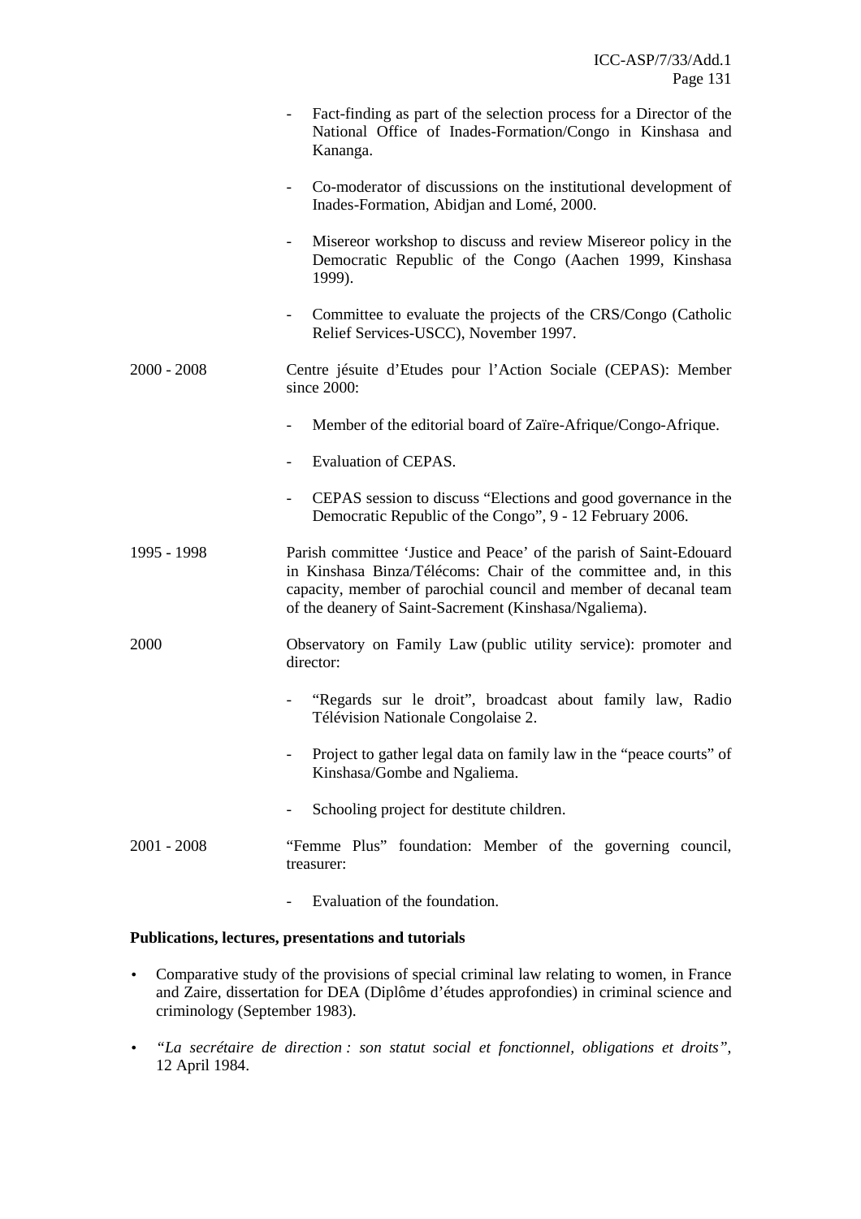- Fact-finding as part of the selection process for a Director of the National Office of Inades-Formation/Congo in Kinshasa and Kananga.

- Co-moderator of discussions on the institutional development of Inades-Formation, Abidjan and Lomé, 2000.

- Misereor workshop to discuss and review Misereor policy in the Democratic Republic of the Congo (Aachen 1999, Kinshasa 1999).

- Committee to evaluate the projects of the CRS/Congo (Catholic Relief Services-USCC), November 1997.

2000 - 2008 Centre jésuite d'Etudes pour l'Action Sociale (CEPAS): Member since 2000:

- Member of the editorial board of Zaïre-Afrique/Congo-Afrique.

- Evaluation of CEPAS.

- CEPAS session to discuss "Elections and good governance in the Democratic Republic of the Congo", 9 - 12 February 2006.

1995 - 1998 Parish committee 'Justice and Peace' of the parish of Saint-Edouard in Kinshasa Binza/Télécoms: Chair of the committee and, in this capacity, member of parochial council and member of decanal team of the deanery of Saint-Sacrement (Kinshasa/Ngaliema).

2000 Observatory on Family Law (public utility service): promoter and director:

- "Regards sur le droit", broadcast about family law, Radio Télévision Nationale Congolaise 2.

- Project to gather legal data on family law in the "peace courts" of Kinshasa/Gombe and Ngaliema.

- Schooling project for destitute children.

2001 - 2008 "Femme Plus" foundation: Member of the governing council, treasurer:

- Evaluation of the foundation.

**Publications, lectures, presentations and tutorials**

- Comparative study of the provisions of special criminal law relating to women, in France and Zaire, dissertation for DEA (Diplôme d'études approfondies) in criminal science and criminology (September 1983).

- *"La secrétaire de direction : son statut social et fonctionnel, obligations et droits"*, 12 April 1984.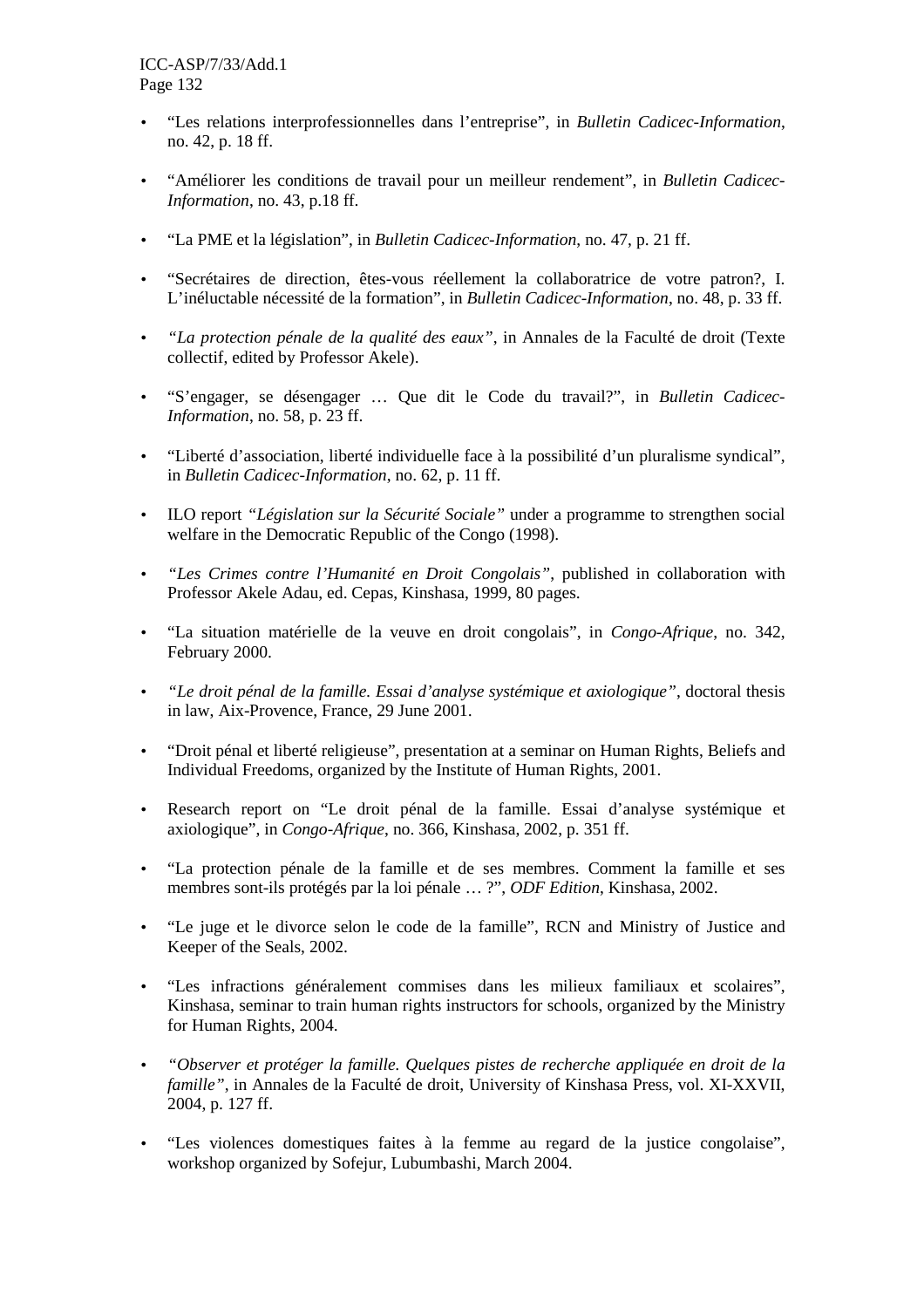- "Les relations interprofessionnelles dans l'entreprise", in *Bulletin Cadicec-Information*, no. 42, p. 18 ff.

- "Améliorer les conditions de travail pour un meilleur rendement", in *Bulletin Cadicec-Information*, no. 43, p.18 ff.

- "La PME et la législation", in *Bulletin Cadicec-Information*, no. 47, p. 21 ff.

- "Secrétaires de direction, êtes-vous réellement la collaboratrice de votre patron?, I. L'inéluctable nécessité de la formation", in *Bulletin Cadicec-Information*, no. 48, p. 33 ff.

- *"La protection pénale de la qualité des eaux"*, in Annales de la Faculté de droit (Texte collectif, edited by Professor Akele).

- "S'engager, se désengager … Que dit le Code du travail?", in *Bulletin Cadicec-Information*, no. 58, p. 23 ff.

- "Liberté d'association, liberté individuelle face à la possibilité d'un pluralisme syndical", in *Bulletin Cadicec-Information*, no. 62, p. 11 ff.

- ILO report *"Législation sur la Sécurité Sociale"* under a programme to strengthen social welfare in the Democratic Republic of the Congo (1998).

- *"Les Crimes contre l'Humanité en Droit Congolais"*, published in collaboration with Professor Akele Adau, ed. Cepas, Kinshasa, 1999, 80 pages.

- "La situation matérielle de la veuve en droit congolais", in *Congo-Afrique*, no. 342, February 2000.

- *"Le droit pénal de la famille. Essai d'analyse systémique et axiologique"*, doctoral thesis in law, Aix-Provence, France, 29 June 2001.

- "Droit pénal et liberté religieuse", presentation at a seminar on Human Rights, Beliefs and Individual Freedoms, organized by the Institute of Human Rights, 2001.

- Research report on "Le droit pénal de la famille. Essai d'analyse systémique et axiologique", in *Congo-Afrique*, no. 366, Kinshasa, 2002, p. 351 ff.

- "La protection pénale de la famille et de ses membres. Comment la famille et ses membres sont-ils protégés par la loi pénale … ?", *ODF Edition*, Kinshasa, 2002.

- "Le juge et le divorce selon le code de la famille", RCN and Ministry of Justice and Keeper of the Seals, 2002.

- "Les infractions généralement commises dans les milieux familiaux et scolaires", Kinshasa, seminar to train human rights instructors for schools, organized by the Ministry for Human Rights, 2004.

- *"Observer et protéger la famille. Quelques pistes de recherche appliquée en droit de la famille"*, in Annales de la Faculté de droit, University of Kinshasa Press, vol. XI-XXVII, 2004, p. 127 ff.

- "Les violences domestiques faites à la femme au regard de la justice congolaise", workshop organized by Sofejur, Lubumbashi, March 2004.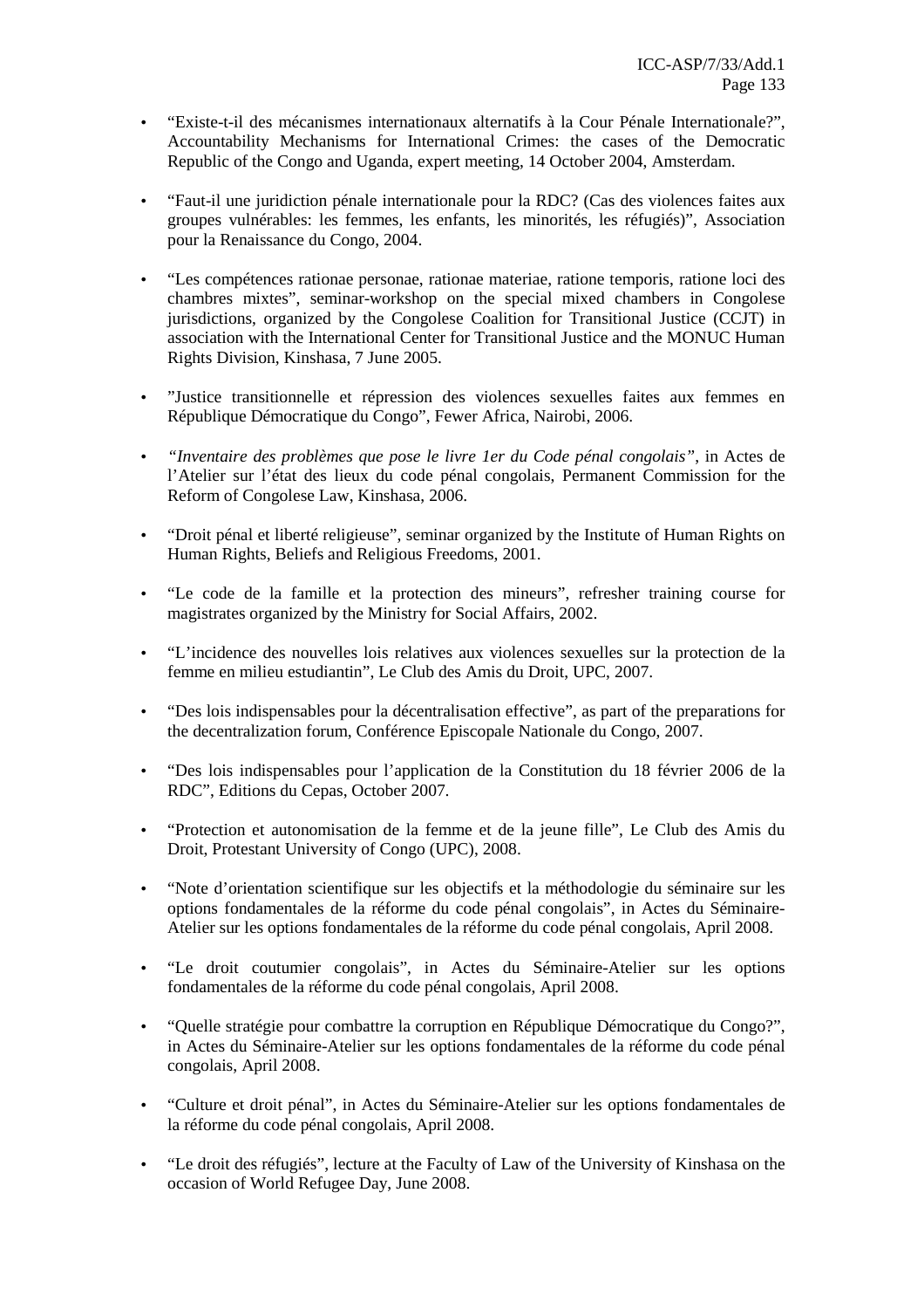- "Existe-t-il des mécanismes internationaux alternatifs à la Cour Pénale Internationale?", Accountability Mechanisms for International Crimes: the cases of the Democratic Republic of the Congo and Uganda, expert meeting, 14 October 2004, Amsterdam.

- "Faut-il une juridiction pénale internationale pour la RDC? (Cas des violences faites aux groupes vulnérables: les femmes, les enfants, les minorités, les réfugiés)", Association pour la Renaissance du Congo, 2004.

- "Les compétences rationae personae, rationae materiae, ratione temporis, ratione loci des chambres mixtes", seminar-workshop on the special mixed chambers in Congolese jurisdictions, organized by the Congolese Coalition for Transitional Justice (CCJT) in association with the International Center for Transitional Justice and the MONUC Human Rights Division, Kinshasa, 7 June 2005.

- "Justice transitionnelle et répression des violences sexuelles faites aux femmes en République Démocratique du Congo", Fewer Africa, Nairobi, 2006.

- *"Inventaire des problèmes que pose le livre 1er du Code pénal congolais"*, in Actes de l'Atelier sur l'état des lieux du code pénal congolais, Permanent Commission for the Reform of Congolese Law, Kinshasa, 2006.

- "Droit pénal et liberté religieuse", seminar organized by the Institute of Human Rights on Human Rights, Beliefs and Religious Freedoms, 2001.

- "Le code de la famille et la protection des mineurs", refresher training course for magistrates organized by the Ministry for Social Affairs, 2002.

- "L'incidence des nouvelles lois relatives aux violences sexuelles sur la protection de la femme en milieu estudiantin", Le Club des Amis du Droit, UPC, 2007.

- "Des lois indispensables pour la décentralisation effective", as part of the preparations for the decentralization forum, Conférence Episcopale Nationale du Congo, 2007.

- "Des lois indispensables pour l'application de la Constitution du 18 février 2006 de la RDC", Editions du Cepas, October 2007.

- "Protection et autonomisation de la femme et de la jeune fille", Le Club des Amis du Droit, Protestant University of Congo (UPC), 2008.

- "Note d'orientation scientifique sur les objectifs et la méthodologie du séminaire sur les options fondamentales de la réforme du code pénal congolais", in Actes du Séminaire-Atelier sur les options fondamentales de la réforme du code pénal congolais, April 2008.

- "Le droit coutumier congolais", in Actes du Séminaire-Atelier sur les options fondamentales de la réforme du code pénal congolais, April 2008.

- "Quelle stratégie pour combattre la corruption en République Démocratique du Congo?", in Actes du Séminaire-Atelier sur les options fondamentales de la réforme du code pénal congolais, April 2008.

- "Culture et droit pénal", in Actes du Séminaire-Atelier sur les options fondamentales de la réforme du code pénal congolais, April 2008.

- "Le droit des réfugiés", lecture at the Faculty of Law of the University of Kinshasa on the occasion of World Refugee Day, June 2008.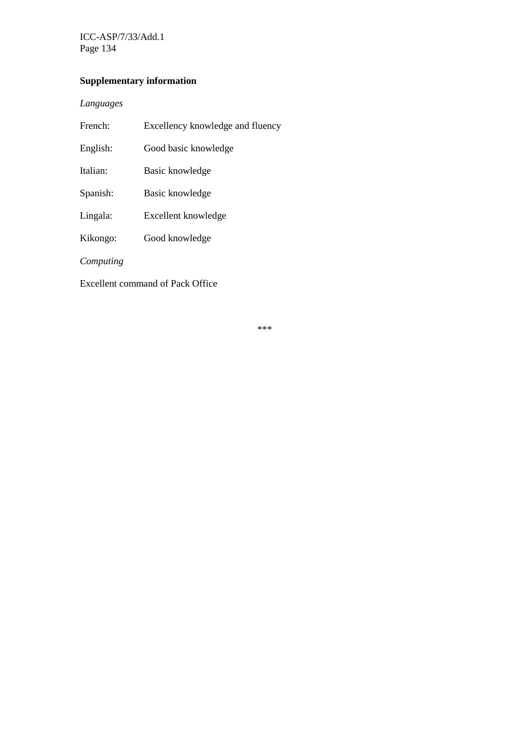**Supplementary information**

*Languages*

French: Excellency knowledge and fluency

English: Good basic knowledge

Italian: Basic knowledge

Spanish: Basic knowledge

Lingala: Excellent knowledge

Kikongo: Good knowledge

*Computing*

Excellent command of Pack Office

***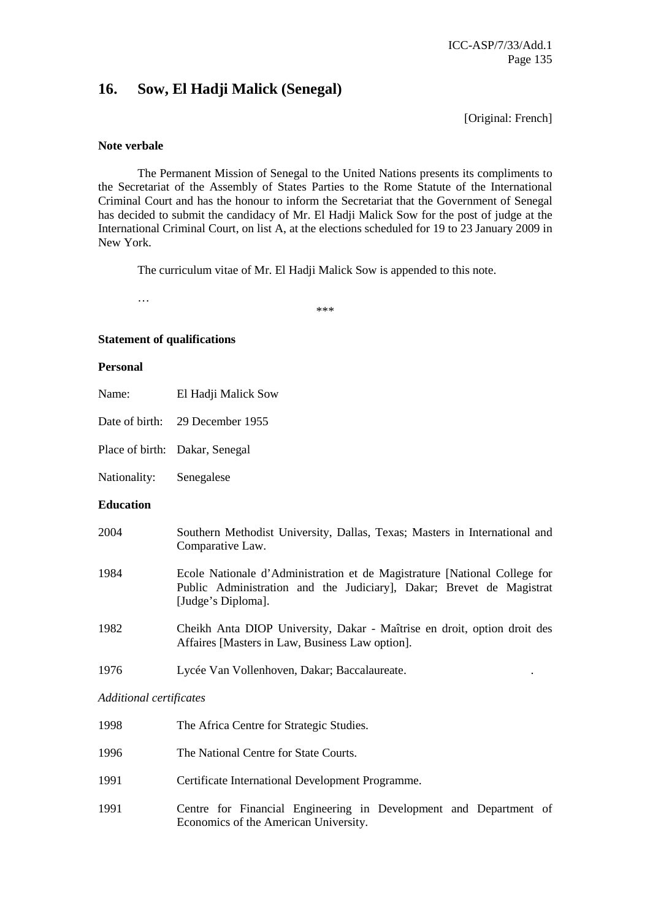## 16. Sow, El Hadji Malick (Senegal)

[Original: French]

**Note verbale**

The Permanent Mission of Senegal to the United Nations presents its compliments to the Secretariat of the Assembly of States Parties to the Rome Statute of the International Criminal Court and has the honour to inform the Secretariat that the Government of Senegal has decided to submit the candidacy of Mr. El Hadji Malick Sow for the post of judge at the International Criminal Court, on list A, at the elections scheduled for 19 to 23 January 2009 in New York.

The curriculum vitae of Mr. El Hadji Malick Sow is appended to this note.

…

\*\*\*

**Statement of qualifications**

**Personal**

Name: El Hadji Malick Sow

Date of birth: 29 December 1955

Place of birth: Dakar, Senegal

Nationality: Senegalese

**Education**

2004 Southern Methodist University, Dallas, Texas; Masters in International and Comparative Law.

1984 Ecole Nationale d'Administration et de Magistrature [National College for Public Administration and the Judiciary], Dakar; Brevet de Magistrat [Judge's Diploma].

1982 Cheikh Anta DIOP University, Dakar - Maîtrise en droit, option droit des Affaires [Masters in Law, Business Law option].

1976 Lycée Van Vollenhoven, Dakar; Baccalaureate.

*Additional certificates*

1998 The Africa Centre for Strategic Studies.

1996 The National Centre for State Courts.

1991 Certificate International Development Programme.

1991 Centre for Financial Engineering in Development and Department of Economics of the American University.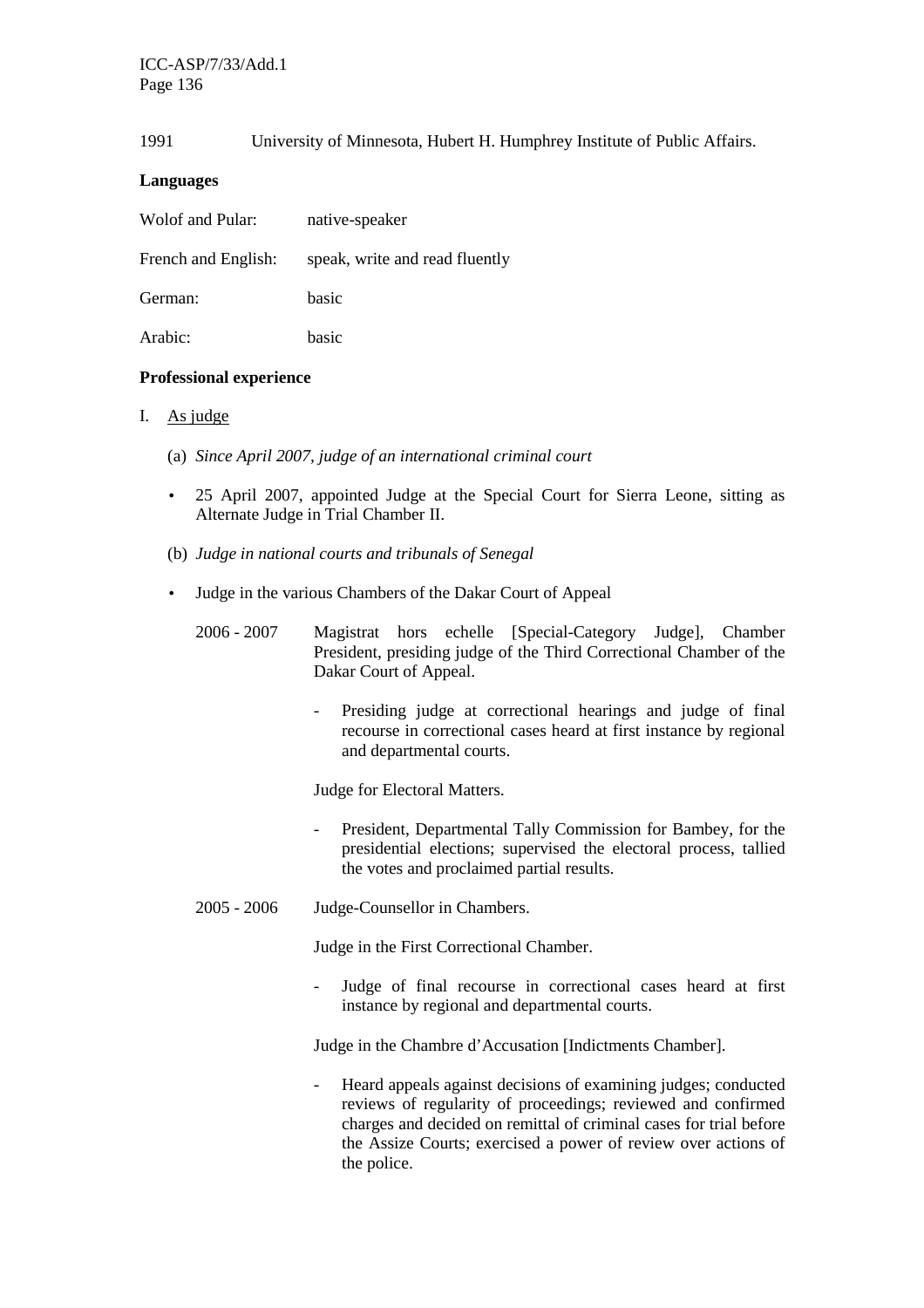1991 University of Minnesota, Hubert H. Humphrey Institute of Public Affairs.

**Languages**

Wolof and Pular: native-speaker

French and English: speak, write and read fluently

German: basic

Arabic: basic

**Professional experience**

I. As judge

(a) *Since April 2007, judge of an international criminal court*

- 25 April 2007, appointed Judge at the Special Court for Sierra Leone, sitting as Alternate Judge in Trial Chamber II.

(b) *Judge in national courts and tribunals of Senegal*

- Judge in the various Chambers of the Dakar Court of Appeal

2006 - 2007 Magistrat hors echelle [Special-Category Judge], Chamber President, presiding judge of the Third Correctional Chamber of the Dakar Court of Appeal.

- Presiding judge at correctional hearings and judge of final recourse in correctional cases heard at first instance by regional and departmental courts.

Judge for Electoral Matters.

- President, Departmental Tally Commission for Bambey, for the presidential elections; supervised the electoral process, tallied the votes and proclaimed partial results.

2005 - 2006 Judge-Counsellor in Chambers.

Judge in the First Correctional Chamber.

- Judge of final recourse in correctional cases heard at first instance by regional and departmental courts.

Judge in the Chambre d'Accusation [Indictments Chamber].

- Heard appeals against decisions of examining judges; conducted reviews of regularity of proceedings; reviewed and confirmed charges and decided on remittal of criminal cases for trial before the Assize Courts; exercised a power of review over actions of the police.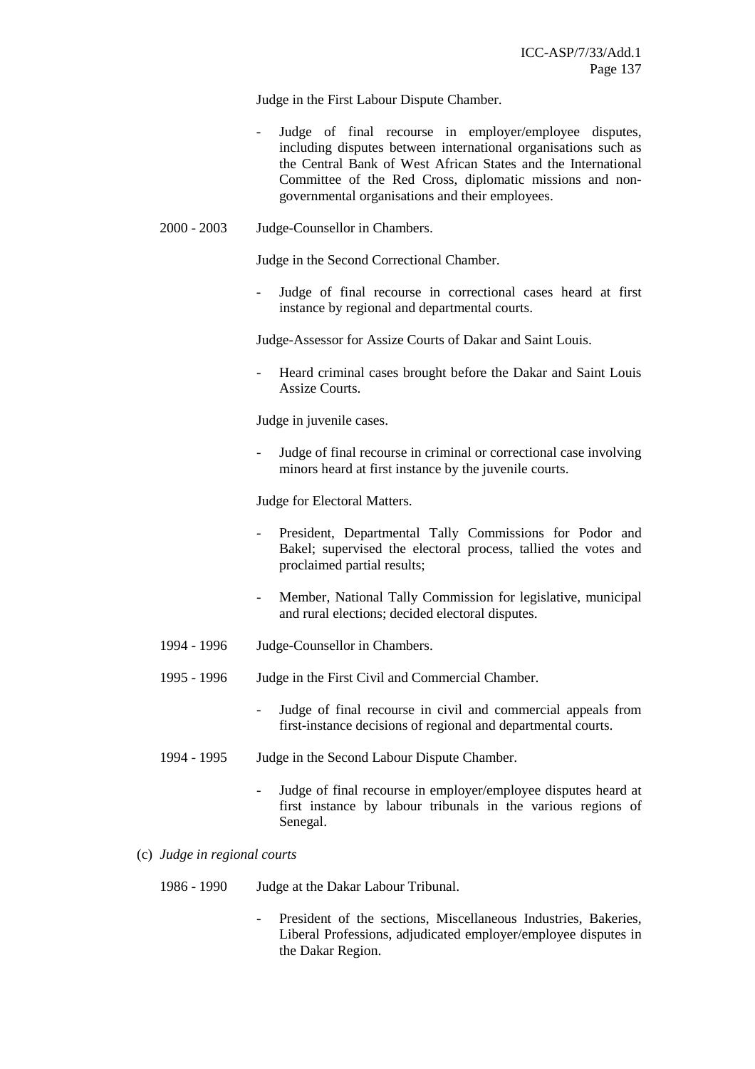Judge in the First Labour Dispute Chamber.

- Judge of final recourse in employer/employee disputes, including disputes between international organisations such as the Central Bank of West African States and the International Committee of the Red Cross, diplomatic missions and non-governmental organisations and their employees.

2000 - 2003 Judge-Counsellor in Chambers.

Judge in the Second Correctional Chamber.

- Judge of final recourse in correctional cases heard at first instance by regional and departmental courts.

Judge-Assessor for Assize Courts of Dakar and Saint Louis.

- Heard criminal cases brought before the Dakar and Saint Louis Assize Courts.

Judge in juvenile cases.

- Judge of final recourse in criminal or correctional case involving minors heard at first instance by the juvenile courts.

Judge for Electoral Matters.

- President, Departmental Tally Commissions for Podor and Bakel; supervised the electoral process, tallied the votes and proclaimed partial results;

- Member, National Tally Commission for legislative, municipal and rural elections; decided electoral disputes.

1994 - 1996 Judge-Counsellor in Chambers.

1995 - 1996 Judge in the First Civil and Commercial Chamber.

- Judge of final recourse in civil and commercial appeals from first-instance decisions of regional and departmental courts.

1994 - 1995 Judge in the Second Labour Dispute Chamber.

- Judge of final recourse in employer/employee disputes heard at first instance by labour tribunals in the various regions of Senegal.

(c) *Judge in regional courts*

1986 - 1990 Judge at the Dakar Labour Tribunal.

- President of the sections, Miscellaneous Industries, Bakeries, Liberal Professions, adjudicated employer/employee disputes in the Dakar Region.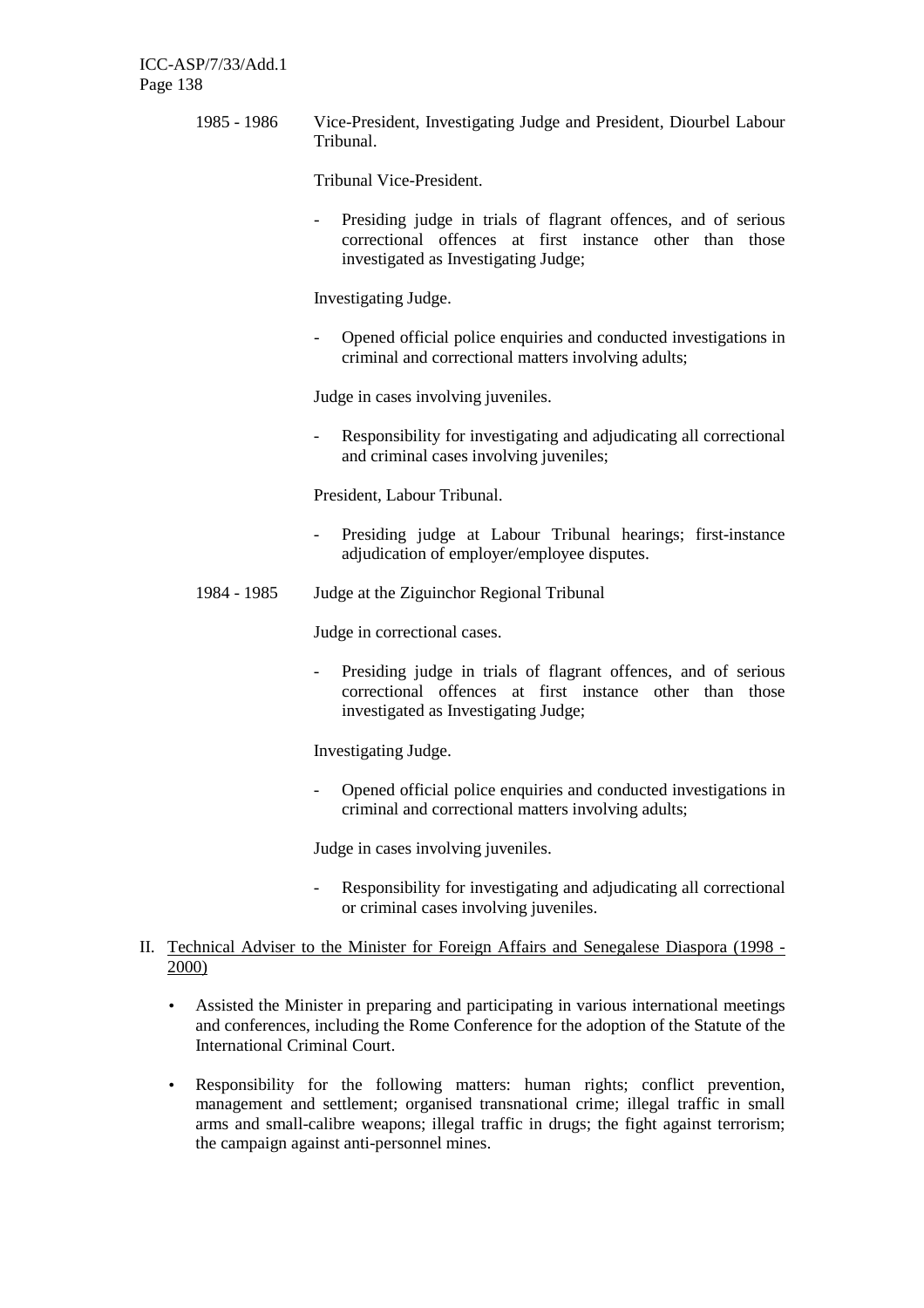1985 - 1986 Vice-President, Investigating Judge and President, Diourbel Labour Tribunal.

Tribunal Vice-President.

- Presiding judge in trials of flagrant offences, and of serious correctional offences at first instance other than those investigated as Investigating Judge;

Investigating Judge.

- Opened official police enquiries and conducted investigations in criminal and correctional matters involving adults;

Judge in cases involving juveniles.

- Responsibility for investigating and adjudicating all correctional and criminal cases involving juveniles;

President, Labour Tribunal.

- Presiding judge at Labour Tribunal hearings; first-instance adjudication of employer/employee disputes.

1984 - 1985 Judge at the Ziguinchor Regional Tribunal

Judge in correctional cases.

- Presiding judge in trials of flagrant offences, and of serious correctional offences at first instance other than those investigated as Investigating Judge;

Investigating Judge.

- Opened official police enquiries and conducted investigations in criminal and correctional matters involving adults;

Judge in cases involving juveniles.

- Responsibility for investigating and adjudicating all correctional or criminal cases involving juveniles.

II. Technical Adviser to the Minister for Foreign Affairs and Senegalese Diaspora (1998 - 2000)

- Assisted the Minister in preparing and participating in various international meetings and conferences, including the Rome Conference for the adoption of the Statute of the International Criminal Court.
- Responsibility for the following matters: human rights; conflict prevention, management and settlement; organised transnational crime; illegal traffic in small arms and small-calibre weapons; illegal traffic in drugs; the fight against terrorism; the campaign against anti-personnel mines.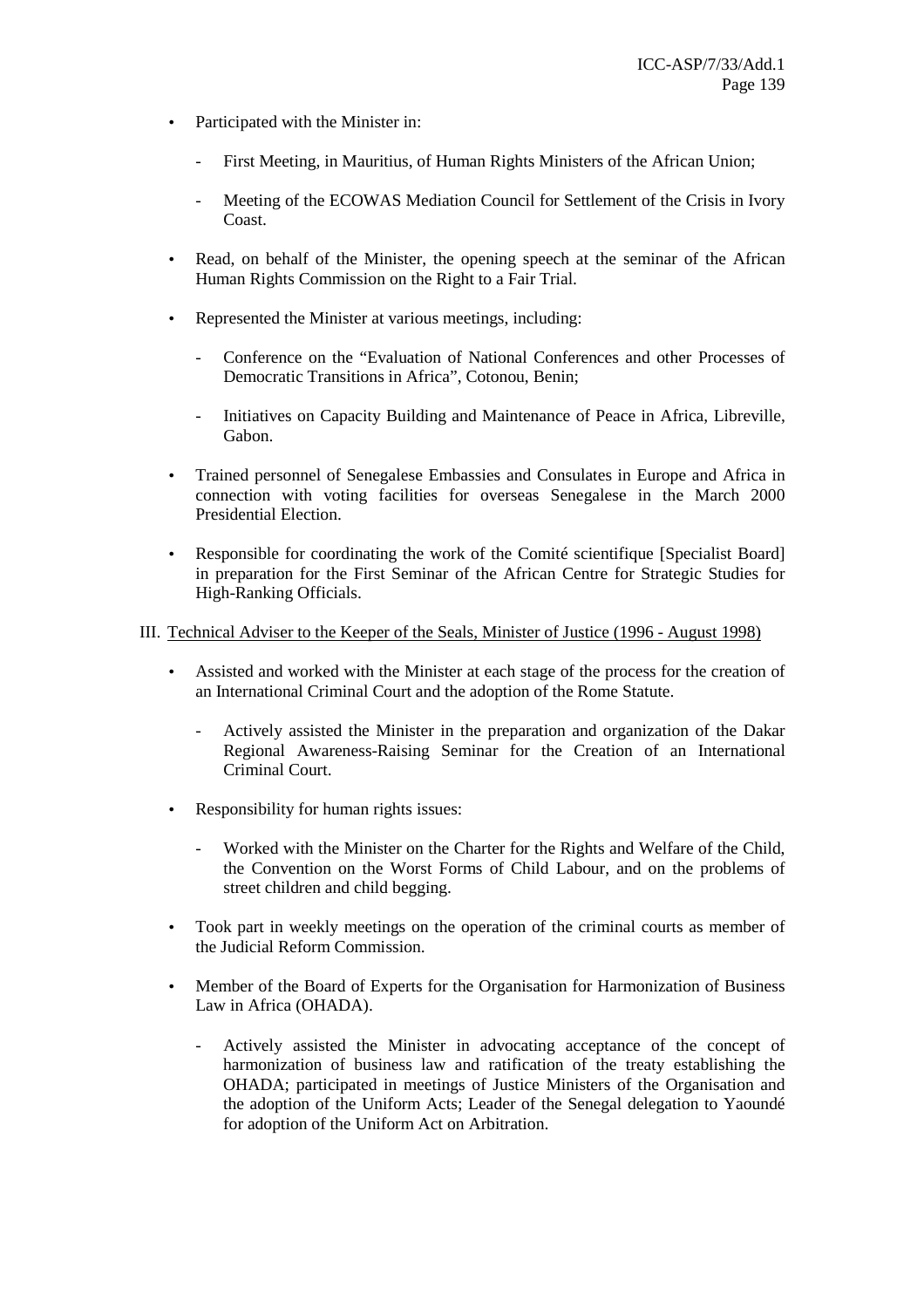- Participated with the Minister in:
  - First Meeting, in Mauritius, of Human Rights Ministers of the African Union;
  - Meeting of the ECOWAS Mediation Council for Settlement of the Crisis in Ivory Coast.
- Read, on behalf of the Minister, the opening speech at the seminar of the African Human Rights Commission on the Right to a Fair Trial.
- Represented the Minister at various meetings, including:
  - Conference on the "Evaluation of National Conferences and other Processes of Democratic Transitions in Africa", Cotonou, Benin;
  - Initiatives on Capacity Building and Maintenance of Peace in Africa, Libreville, Gabon.
- Trained personnel of Senegalese Embassies and Consulates in Europe and Africa in connection with voting facilities for overseas Senegalese in the March 2000 Presidential Election.
- Responsible for coordinating the work of the Comité scientifique [Specialist Board] in preparation for the First Seminar of the African Centre for Strategic Studies for High-Ranking Officials.

III. Technical Adviser to the Keeper of the Seals, Minister of Justice (1996 - August 1998)

- Assisted and worked with the Minister at each stage of the process for the creation of an International Criminal Court and the adoption of the Rome Statute.
  - Actively assisted the Minister in the preparation and organization of the Dakar Regional Awareness-Raising Seminar for the Creation of an International Criminal Court.
- Responsibility for human rights issues:
  - Worked with the Minister on the Charter for the Rights and Welfare of the Child, the Convention on the Worst Forms of Child Labour, and on the problems of street children and child begging.
- Took part in weekly meetings on the operation of the criminal courts as member of the Judicial Reform Commission.
- Member of the Board of Experts for the Organisation for Harmonization of Business Law in Africa (OHADA).
  - Actively assisted the Minister in advocating acceptance of the concept of harmonization of business law and ratification of the treaty establishing the OHADA; participated in meetings of Justice Ministers of the Organisation and the adoption of the Uniform Acts; Leader of the Senegal delegation to Yaoundé for adoption of the Uniform Act on Arbitration.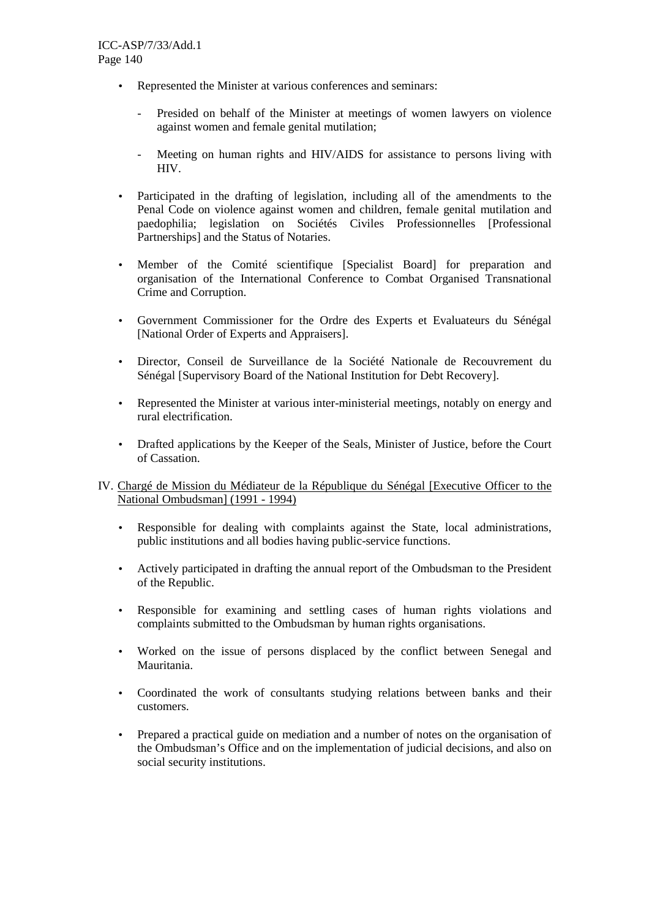- Represented the Minister at various conferences and seminars:
  - Presided on behalf of the Minister at meetings of women lawyers on violence against women and female genital mutilation;
  - Meeting on human rights and HIV/AIDS for assistance to persons living with HIV.
- Participated in the drafting of legislation, including all of the amendments to the Penal Code on violence against women and children, female genital mutilation and paedophilia; legislation on Sociétés Civiles Professionnelles [Professional Partnerships] and the Status of Notaries.
- Member of the Comité scientifique [Specialist Board] for preparation and organisation of the International Conference to Combat Organised Transnational Crime and Corruption.
- Government Commissioner for the Ordre des Experts et Evaluateurs du Sénégal [National Order of Experts and Appraisers].
- Director, Conseil de Surveillance de la Société Nationale de Recouvrement du Sénégal [Supervisory Board of the National Institution for Debt Recovery].
- Represented the Minister at various inter-ministerial meetings, notably on energy and rural electrification.
- Drafted applications by the Keeper of the Seals, Minister of Justice, before the Court of Cassation.

IV. <u>Chargé de Mission du Médiateur de la République du Sénégal [Executive Officer to the National Ombudsman] (1991 - 1994)</u>

- Responsible for dealing with complaints against the State, local administrations, public institutions and all bodies having public-service functions.
- Actively participated in drafting the annual report of the Ombudsman to the President of the Republic.
- Responsible for examining and settling cases of human rights violations and complaints submitted to the Ombudsman by human rights organisations.
- Worked on the issue of persons displaced by the conflict between Senegal and Mauritania.
- Coordinated the work of consultants studying relations between banks and their customers.
- Prepared a practical guide on mediation and a number of notes on the organisation of the Ombudsman's Office and on the implementation of judicial decisions, and also on social security institutions.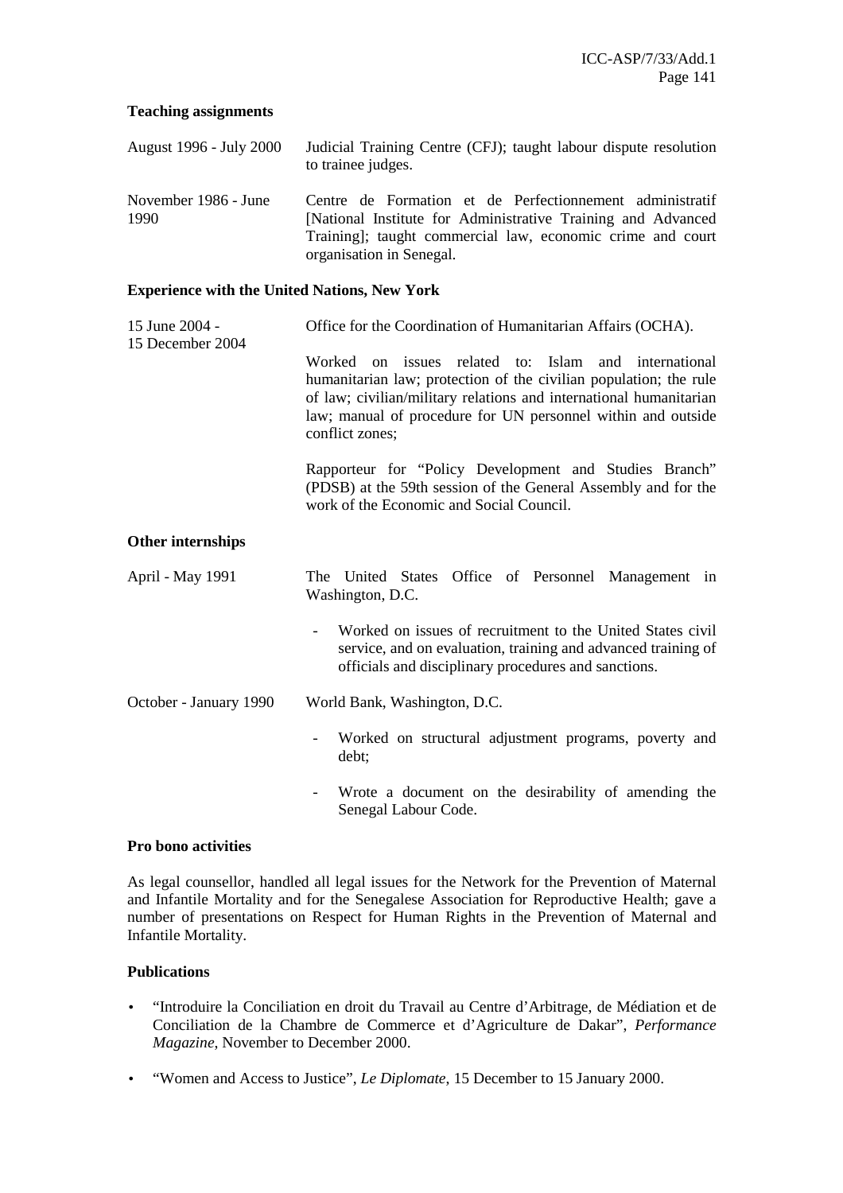**Teaching assignments**

| | |
|---|---|
| August 1996 - July 2000 | Judicial Training Centre (CFJ); taught labour dispute resolution to trainee judges. |
| November 1986 - June 1990 | Centre de Formation et de Perfectionnement administratif [National Institute for Administrative Training and Advanced Training]; taught commercial law, economic crime and court organisation in Senegal. |

**Experience with the United Nations, New York**

15 June 2004 - 15 December 2004

Office for the Coordination of Humanitarian Affairs (OCHA).

Worked on issues related to: Islam and international humanitarian law; protection of the civilian population; the rule of law; civilian/military relations and international humanitarian law; manual of procedure for UN personnel within and outside conflict zones;

Rapporteur for "Policy Development and Studies Branch" (PDSB) at the 59th session of the General Assembly and for the work of the Economic and Social Council.

**Other internships**

April - May 1991

The United States Office of Personnel Management in Washington, D.C.

- Worked on issues of recruitment to the United States civil service, and on evaluation, training and advanced training of officials and disciplinary procedures and sanctions.

October - January 1990

World Bank, Washington, D.C.

- Worked on structural adjustment programs, poverty and debt;
- Wrote a document on the desirability of amending the Senegal Labour Code.

**Pro bono activities**

As legal counsellor, handled all legal issues for the Network for the Prevention of Maternal and Infantile Mortality and for the Senegalese Association for Reproductive Health; gave a number of presentations on Respect for Human Rights in the Prevention of Maternal and Infantile Mortality.

**Publications**

- "Introduire la Conciliation en droit du Travail au Centre d'Arbitrage, de Médiation et de Conciliation de la Chambre de Commerce et d'Agriculture de Dakar", *Performance Magazine*, November to December 2000.
- "Women and Access to Justice", *Le Diplomate*, 15 December to 15 January 2000.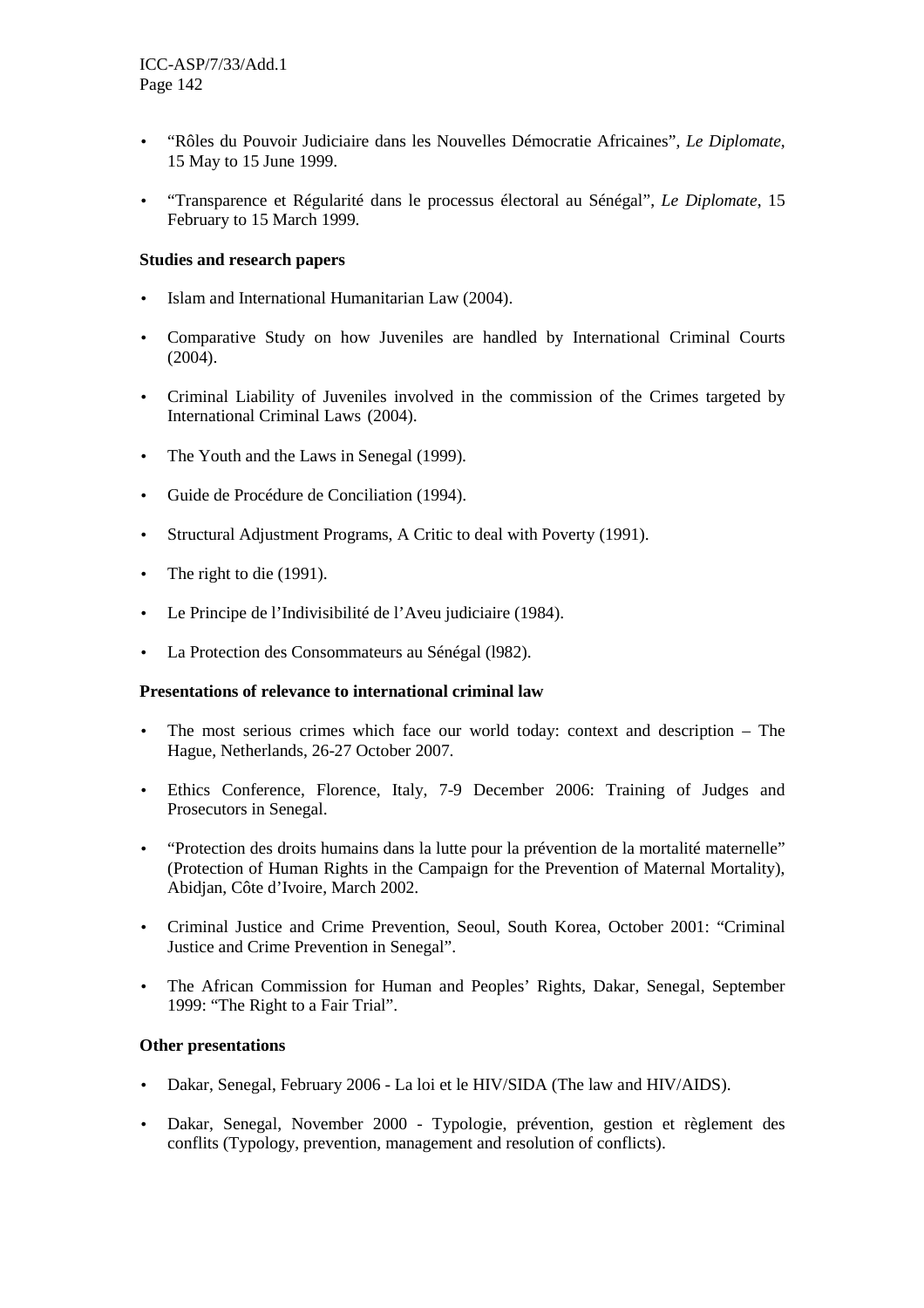- "Rôles du Pouvoir Judiciaire dans les Nouvelles Démocratie Africaines", *Le Diplomate*, 15 May to 15 June 1999.

- "Transparence et Régularité dans le processus électoral au Sénégal", *Le Diplomate*, 15 February to 15 March 1999.

**Studies and research papers**

- Islam and International Humanitarian Law (2004).

- Comparative Study on how Juveniles are handled by International Criminal Courts (2004).

- Criminal Liability of Juveniles involved in the commission of the Crimes targeted by International Criminal Laws (2004).

- The Youth and the Laws in Senegal (1999).

- Guide de Procédure de Conciliation (1994).

- Structural Adjustment Programs, A Critic to deal with Poverty (1991).

- The right to die (1991).

- Le Principe de l'Indivisibilité de l'Aveu judiciaire (1984).

- La Protection des Consommateurs au Sénégal (l982).

**Presentations of relevance to international criminal law**

- The most serious crimes which face our world today: context and description – The Hague, Netherlands, 26-27 October 2007.

- Ethics Conference, Florence, Italy, 7-9 December 2006: Training of Judges and Prosecutors in Senegal.

- "Protection des droits humains dans la lutte pour la prévention de la mortalité maternelle" (Protection of Human Rights in the Campaign for the Prevention of Maternal Mortality), Abidjan, Côte d'Ivoire, March 2002.

- Criminal Justice and Crime Prevention, Seoul, South Korea, October 2001: "Criminal Justice and Crime Prevention in Senegal".

- The African Commission for Human and Peoples' Rights, Dakar, Senegal, September 1999: "The Right to a Fair Trial".

**Other presentations**

- Dakar, Senegal, February 2006 - La loi et le HIV/SIDA (The law and HIV/AIDS).

- Dakar, Senegal, November 2000 - Typologie, prévention, gestion et règlement des conflits (Typology, prevention, management and resolution of conflicts).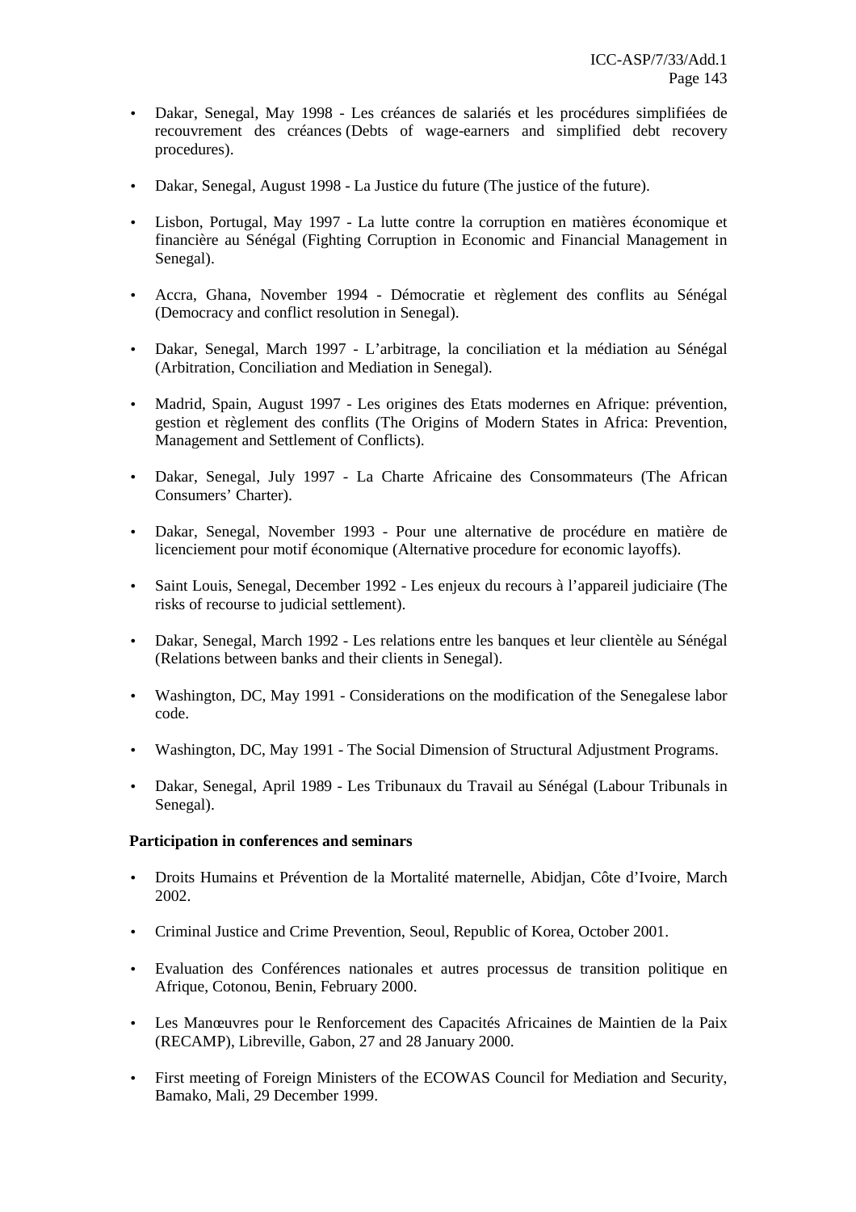- Dakar, Senegal, May 1998 - Les créances de salariés et les procédures simplifiées de recouvrement des créances (Debts of wage-earners and simplified debt recovery procedures).

- Dakar, Senegal, August 1998 - La Justice du future (The justice of the future).

- Lisbon, Portugal, May 1997 - La lutte contre la corruption en matières économique et financière au Sénégal (Fighting Corruption in Economic and Financial Management in Senegal).

- Accra, Ghana, November 1994 - Démocratie et règlement des conflits au Sénégal (Democracy and conflict resolution in Senegal).

- Dakar, Senegal, March 1997 - L'arbitrage, la conciliation et la médiation au Sénégal (Arbitration, Conciliation and Mediation in Senegal).

- Madrid, Spain, August 1997 - Les origines des Etats modernes en Afrique: prévention, gestion et règlement des conflits (The Origins of Modern States in Africa: Prevention, Management and Settlement of Conflicts).

- Dakar, Senegal, July 1997 - La Charte Africaine des Consommateurs (The African Consumers' Charter).

- Dakar, Senegal, November 1993 - Pour une alternative de procédure en matière de licenciement pour motif économique (Alternative procedure for economic layoffs).

- Saint Louis, Senegal, December 1992 - Les enjeux du recours à l'appareil judiciaire (The risks of recourse to judicial settlement).

- Dakar, Senegal, March 1992 - Les relations entre les banques et leur clientèle au Sénégal (Relations between banks and their clients in Senegal).

- Washington, DC, May 1991 - Considerations on the modification of the Senegalese labor code.

- Washington, DC, May 1991 - The Social Dimension of Structural Adjustment Programs.

- Dakar, Senegal, April 1989 - Les Tribunaux du Travail au Sénégal (Labour Tribunals in Senegal).

**Participation in conferences and seminars**

- Droits Humains et Prévention de la Mortalité maternelle, Abidjan, Côte d'Ivoire, March 2002.

- Criminal Justice and Crime Prevention, Seoul, Republic of Korea, October 2001.

- Evaluation des Conférences nationales et autres processus de transition politique en Afrique, Cotonou, Benin, February 2000.

- Les Manœuvres pour le Renforcement des Capacités Africaines de Maintien de la Paix (RECAMP), Libreville, Gabon, 27 and 28 January 2000.

- First meeting of Foreign Ministers of the ECOWAS Council for Mediation and Security, Bamako, Mali, 29 December 1999.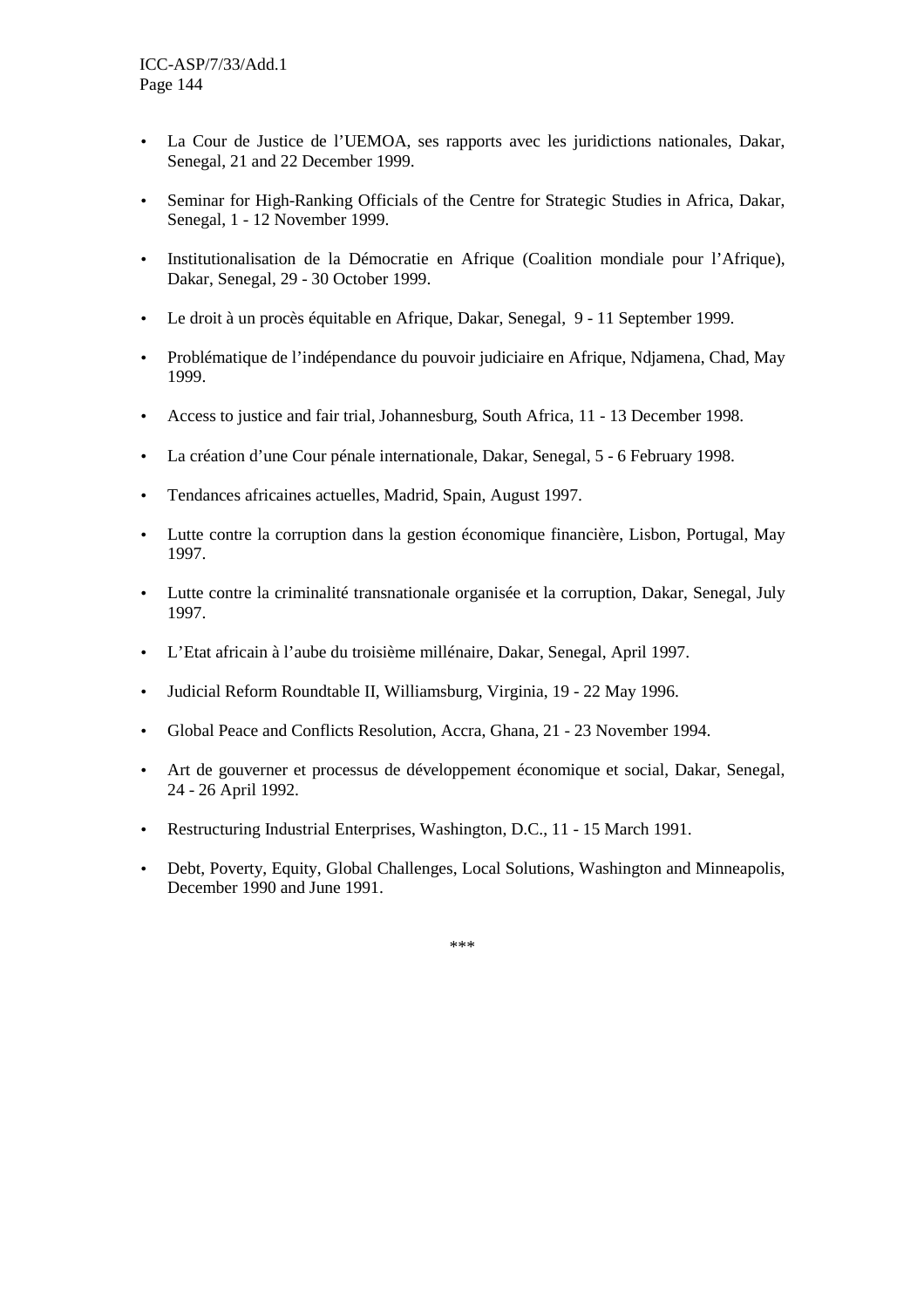- La Cour de Justice de l'UEMOA, ses rapports avec les juridictions nationales, Dakar, Senegal, 21 and 22 December 1999.

- Seminar for High-Ranking Officials of the Centre for Strategic Studies in Africa, Dakar, Senegal, 1 - 12 November 1999.

- Institutionalisation de la Démocratie en Afrique (Coalition mondiale pour l'Afrique), Dakar, Senegal, 29 - 30 October 1999.

- Le droit à un procès équitable en Afrique, Dakar, Senegal, 9 - 11 September 1999.

- Problématique de l'indépendance du pouvoir judiciaire en Afrique, Ndjamena, Chad, May 1999.

- Access to justice and fair trial, Johannesburg, South Africa, 11 - 13 December 1998.

- La création d'une Cour pénale internationale, Dakar, Senegal, 5 - 6 February 1998.

- Tendances africaines actuelles, Madrid, Spain, August 1997.

- Lutte contre la corruption dans la gestion économique financière, Lisbon, Portugal, May 1997.

- Lutte contre la criminalité transnationale organisée et la corruption, Dakar, Senegal, July 1997.

- L'Etat africain à l'aube du troisième millénaire, Dakar, Senegal, April 1997.

- Judicial Reform Roundtable II, Williamsburg, Virginia, 19 - 22 May 1996.

- Global Peace and Conflicts Resolution, Accra, Ghana, 21 - 23 November 1994.

- Art de gouverner et processus de développement économique et social, Dakar, Senegal, 24 - 26 April 1992.

- Restructuring Industrial Enterprises, Washington, D.C., 11 - 15 March 1991.

- Debt, Poverty, Equity, Global Challenges, Local Solutions, Washington and Minneapolis, December 1990 and June 1991.

***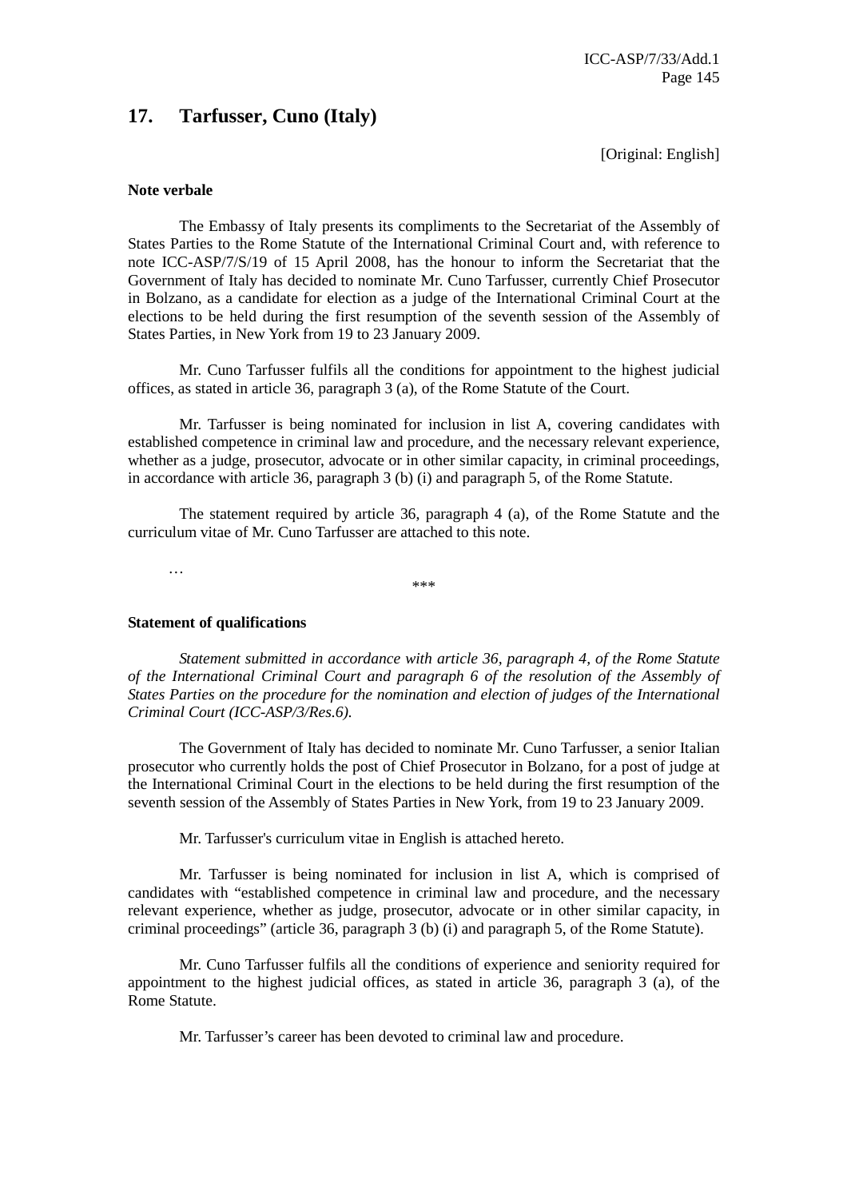## 17. Tarfusser, Cuno (Italy)

[Original: English]

**Note verbale**

The Embassy of Italy presents its compliments to the Secretariat of the Assembly of States Parties to the Rome Statute of the International Criminal Court and, with reference to note ICC-ASP/7/S/19 of 15 April 2008, has the honour to inform the Secretariat that the Government of Italy has decided to nominate Mr. Cuno Tarfusser, currently Chief Prosecutor in Bolzano, as a candidate for election as a judge of the International Criminal Court at the elections to be held during the first resumption of the seventh session of the Assembly of States Parties, in New York from 19 to 23 January 2009.

Mr. Cuno Tarfusser fulfils all the conditions for appointment to the highest judicial offices, as stated in article 36, paragraph 3 (a), of the Rome Statute of the Court.

Mr. Tarfusser is being nominated for inclusion in list A, covering candidates with established competence in criminal law and procedure, and the necessary relevant experience, whether as a judge, prosecutor, advocate or in other similar capacity, in criminal proceedings, in accordance with article 36, paragraph 3 (b) (i) and paragraph 5, of the Rome Statute.

The statement required by article 36, paragraph 4 (a), of the Rome Statute and the curriculum vitae of Mr. Cuno Tarfusser are attached to this note.

…

\*\*\*

**Statement of qualifications**

*Statement submitted in accordance with article 36, paragraph 4, of the Rome Statute of the International Criminal Court and paragraph 6 of the resolution of the Assembly of States Parties on the procedure for the nomination and election of judges of the International Criminal Court (ICC-ASP/3/Res.6).*

The Government of Italy has decided to nominate Mr. Cuno Tarfusser, a senior Italian prosecutor who currently holds the post of Chief Prosecutor in Bolzano, for a post of judge at the International Criminal Court in the elections to be held during the first resumption of the seventh session of the Assembly of States Parties in New York, from 19 to 23 January 2009.

Mr. Tarfusser's curriculum vitae in English is attached hereto.

Mr. Tarfusser is being nominated for inclusion in list A, which is comprised of candidates with "established competence in criminal law and procedure, and the necessary relevant experience, whether as judge, prosecutor, advocate or in other similar capacity, in criminal proceedings" (article 36, paragraph 3 (b) (i) and paragraph 5, of the Rome Statute).

Mr. Cuno Tarfusser fulfils all the conditions of experience and seniority required for appointment to the highest judicial offices, as stated in article 36, paragraph 3 (a), of the Rome Statute.

Mr. Tarfusser's career has been devoted to criminal law and procedure.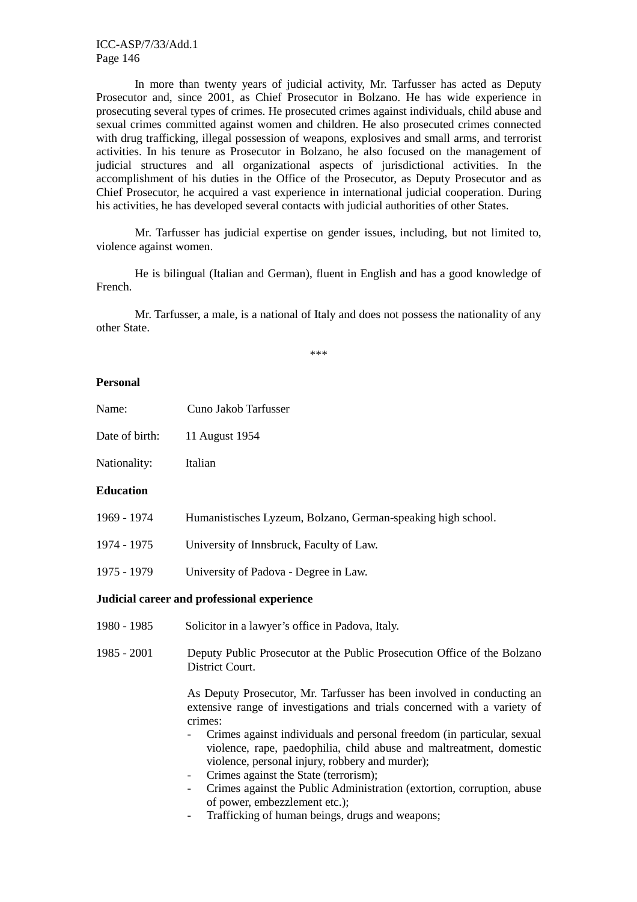In more than twenty years of judicial activity, Mr. Tarfusser has acted as Deputy Prosecutor and, since 2001, as Chief Prosecutor in Bolzano. He has wide experience in prosecuting several types of crimes. He prosecuted crimes against individuals, child abuse and sexual crimes committed against women and children. He also prosecuted crimes connected with drug trafficking, illegal possession of weapons, explosives and small arms, and terrorist activities. In his tenure as Prosecutor in Bolzano, he also focused on the management of judicial structures and all organizational aspects of jurisdictional activities. In the accomplishment of his duties in the Office of the Prosecutor, as Deputy Prosecutor and as Chief Prosecutor, he acquired a vast experience in international judicial cooperation. During his activities, he has developed several contacts with judicial authorities of other States.

Mr. Tarfusser has judicial expertise on gender issues, including, but not limited to, violence against women.

He is bilingual (Italian and German), fluent in English and has a good knowledge of French.

Mr. Tarfusser, a male, is a national of Italy and does not possess the nationality of any other State.

***

**Personal**

Name: Cuno Jakob Tarfusser

Date of birth: 11 August 1954

Nationality: Italian

**Education**

1969 - 1974 Humanistisches Lyzeum, Bolzano, German-speaking high school.

1974 - 1975 University of Innsbruck, Faculty of Law.

1975 - 1979 University of Padova - Degree in Law.

**Judicial career and professional experience**

1980 - 1985 Solicitor in a lawyer's office in Padova, Italy.

1985 - 2001 Deputy Public Prosecutor at the Public Prosecution Office of the Bolzano District Court.

As Deputy Prosecutor, Mr. Tarfusser has been involved in conducting an extensive range of investigations and trials concerned with a variety of crimes:

- Crimes against individuals and personal freedom (in particular, sexual violence, rape, paedophilia, child abuse and maltreatment, domestic violence, personal injury, robbery and murder);
- Crimes against the State (terrorism);
- Crimes against the Public Administration (extortion, corruption, abuse of power, embezzlement etc.);
- Trafficking of human beings, drugs and weapons;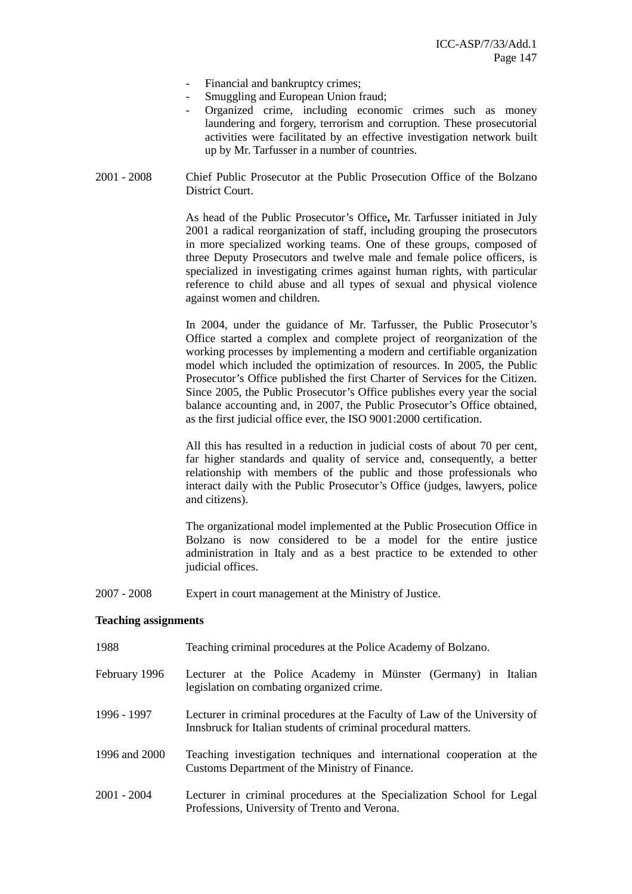- Financial and bankruptcy crimes;
- Smuggling and European Union fraud;
- Organized crime, including economic crimes such as money laundering and forgery, terrorism and corruption. These prosecutorial activities were facilitated by an effective investigation network built up by Mr. Tarfusser in a number of countries.

2001 - 2008 Chief Public Prosecutor at the Public Prosecution Office of the Bolzano District Court.

As head of the Public Prosecutor's Office**,** Mr. Tarfusser initiated in July 2001 a radical reorganization of staff, including grouping the prosecutors in more specialized working teams. One of these groups, composed of three Deputy Prosecutors and twelve male and female police officers, is specialized in investigating crimes against human rights, with particular reference to child abuse and all types of sexual and physical violence against women and children.

In 2004, under the guidance of Mr. Tarfusser, the Public Prosecutor's Office started a complex and complete project of reorganization of the working processes by implementing a modern and certifiable organization model which included the optimization of resources. In 2005, the Public Prosecutor's Office published the first Charter of Services for the Citizen. Since 2005, the Public Prosecutor's Office publishes every year the social balance accounting and, in 2007, the Public Prosecutor's Office obtained, as the first judicial office ever, the ISO 9001:2000 certification.

All this has resulted in a reduction in judicial costs of about 70 per cent, far higher standards and quality of service and, consequently, a better relationship with members of the public and those professionals who interact daily with the Public Prosecutor's Office (judges, lawyers, police and citizens).

The organizational model implemented at the Public Prosecution Office in Bolzano is now considered to be a model for the entire justice administration in Italy and as a best practice to be extended to other judicial offices.

2007 - 2008 Expert in court management at the Ministry of Justice.

**Teaching assignments**

1988 Teaching criminal procedures at the Police Academy of Bolzano.

February 1996 Lecturer at the Police Academy in Münster (Germany) in Italian legislation on combating organized crime.

1996 - 1997 Lecturer in criminal procedures at the Faculty of Law of the University of Innsbruck for Italian students of criminal procedural matters.

1996 and 2000 Teaching investigation techniques and international cooperation at the Customs Department of the Ministry of Finance.

2001 - 2004 Lecturer in criminal procedures at the Specialization School for Legal Professions, University of Trento and Verona.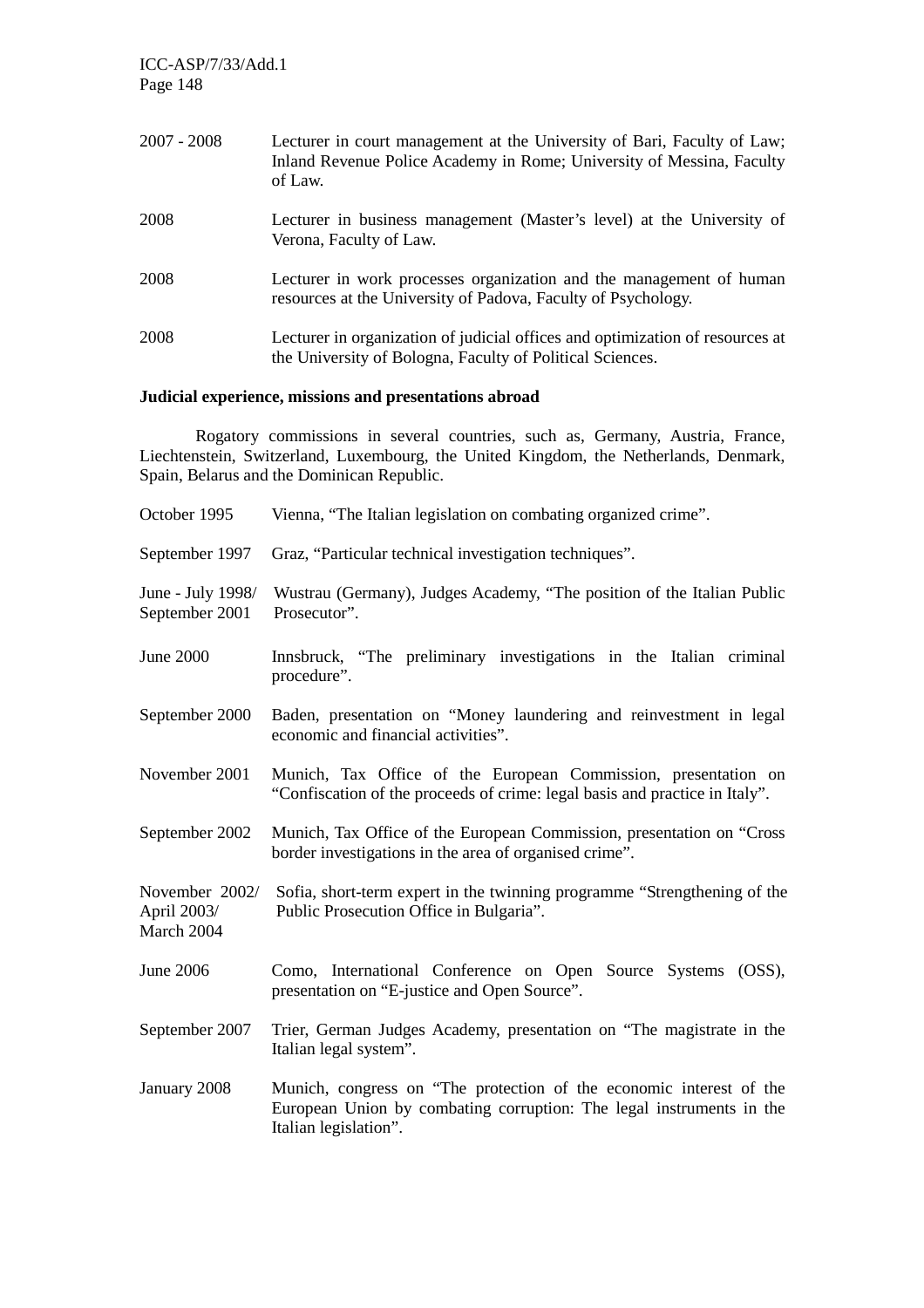2007 - 2008 Lecturer in court management at the University of Bari, Faculty of Law; Inland Revenue Police Academy in Rome; University of Messina, Faculty of Law.

2008 Lecturer in business management (Master's level) at the University of Verona, Faculty of Law.

2008 Lecturer in work processes organization and the management of human resources at the University of Padova, Faculty of Psychology.

2008 Lecturer in organization of judicial offices and optimization of resources at the University of Bologna, Faculty of Political Sciences.

**Judicial experience, missions and presentations abroad**

Rogatory commissions in several countries, such as, Germany, Austria, France, Liechtenstein, Switzerland, Luxembourg, the United Kingdom, the Netherlands, Denmark, Spain, Belarus and the Dominican Republic.

October 1995 Vienna, "The Italian legislation on combating organized crime".

September 1997 Graz, "Particular technical investigation techniques".

June - July 1998/ September 2001 Wustrau (Germany), Judges Academy, "The position of the Italian Public Prosecutor".

June 2000 Innsbruck, "The preliminary investigations in the Italian criminal procedure".

September 2000 Baden, presentation on "Money laundering and reinvestment in legal economic and financial activities".

November 2001 Munich, Tax Office of the European Commission, presentation on "Confiscation of the proceeds of crime: legal basis and practice in Italy".

September 2002 Munich, Tax Office of the European Commission, presentation on "Cross border investigations in the area of organised crime".

November 2002/ April 2003/ March 2004 Sofia, short-term expert in the twinning programme "Strengthening of the Public Prosecution Office in Bulgaria".

June 2006 Como, International Conference on Open Source Systems (OSS), presentation on "E-justice and Open Source".

September 2007 Trier, German Judges Academy, presentation on "The magistrate in the Italian legal system".

January 2008 Munich, congress on "The protection of the economic interest of the European Union by combating corruption: The legal instruments in the Italian legislation".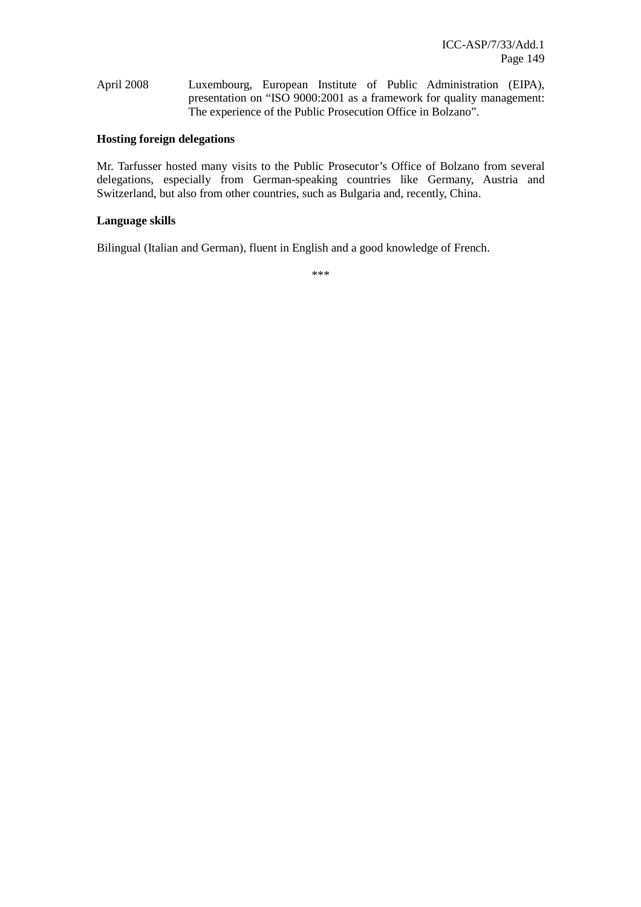April 2008 Luxembourg, European Institute of Public Administration (EIPA), presentation on “ISO 9000:2001 as a framework for quality management: The experience of the Public Prosecution Office in Bolzano”.

**Hosting foreign delegations**

Mr. Tarfusser hosted many visits to the Public Prosecutor’s Office of Bolzano from several delegations, especially from German-speaking countries like Germany, Austria and Switzerland, but also from other countries, such as Bulgaria and, recently, China.

**Language skills**

Bilingual (Italian and German), fluent in English and a good knowledge of French.

***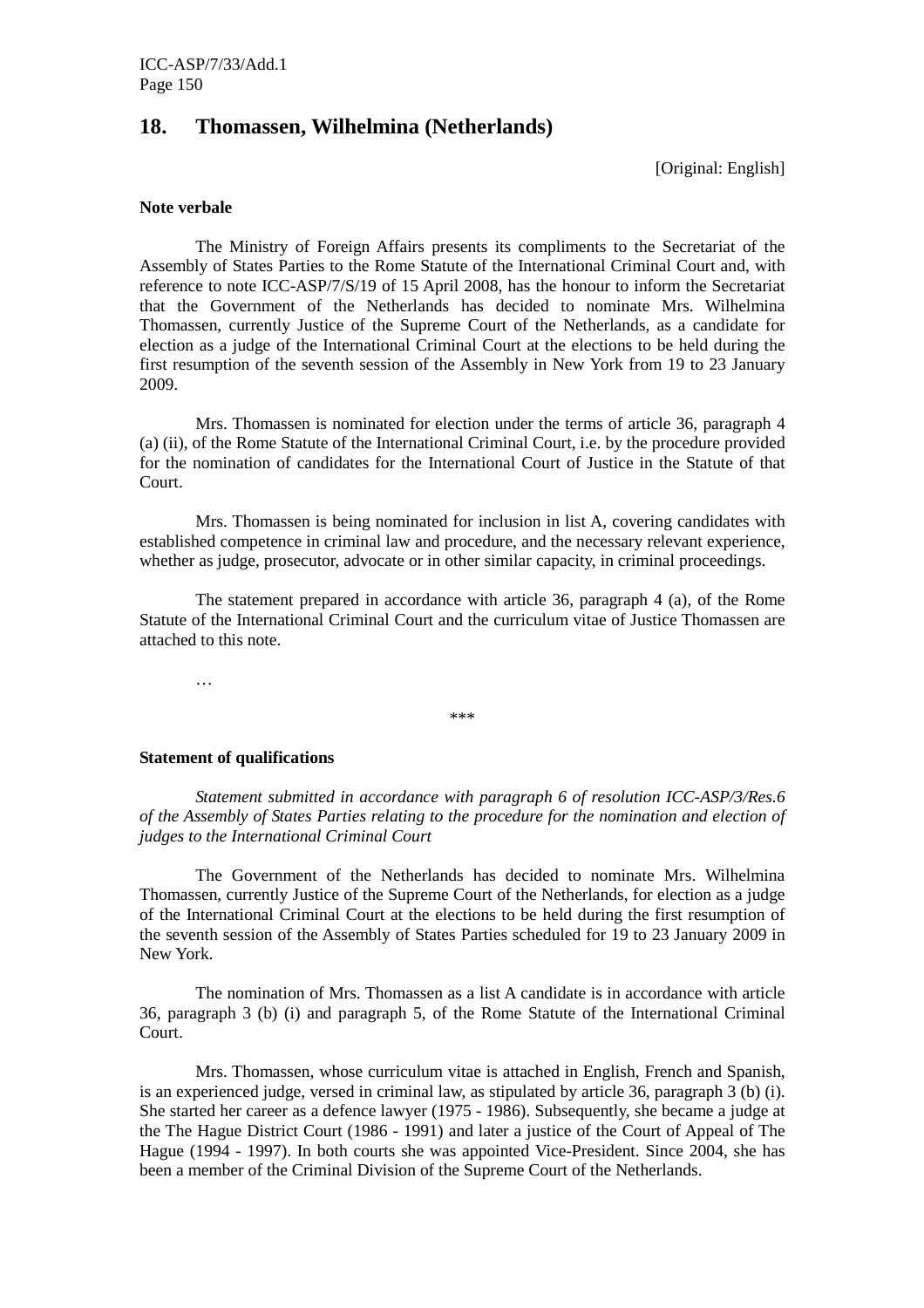## 18. Thomassen, Wilhelmina (Netherlands)

[Original: English]

**Note verbale**

The Ministry of Foreign Affairs presents its compliments to the Secretariat of the Assembly of States Parties to the Rome Statute of the International Criminal Court and, with reference to note ICC-ASP/7/S/19 of 15 April 2008, has the honour to inform the Secretariat that the Government of the Netherlands has decided to nominate Mrs. Wilhelmina Thomassen, currently Justice of the Supreme Court of the Netherlands, as a candidate for election as a judge of the International Criminal Court at the elections to be held during the first resumption of the seventh session of the Assembly in New York from 19 to 23 January 2009.

Mrs. Thomassen is nominated for election under the terms of article 36, paragraph 4 (a) (ii), of the Rome Statute of the International Criminal Court, i.e. by the procedure provided for the nomination of candidates for the International Court of Justice in the Statute of that Court.

Mrs. Thomassen is being nominated for inclusion in list A, covering candidates with established competence in criminal law and procedure, and the necessary relevant experience, whether as judge, prosecutor, advocate or in other similar capacity, in criminal proceedings.

The statement prepared in accordance with article 36, paragraph 4 (a), of the Rome Statute of the International Criminal Court and the curriculum vitae of Justice Thomassen are attached to this note.

…

\*\*\*

**Statement of qualifications**

*Statement submitted in accordance with paragraph 6 of resolution ICC-ASP/3/Res.6 of the Assembly of States Parties relating to the procedure for the nomination and election of judges to the International Criminal Court*

The Government of the Netherlands has decided to nominate Mrs. Wilhelmina Thomassen, currently Justice of the Supreme Court of the Netherlands, for election as a judge of the International Criminal Court at the elections to be held during the first resumption of the seventh session of the Assembly of States Parties scheduled for 19 to 23 January 2009 in New York.

The nomination of Mrs. Thomassen as a list A candidate is in accordance with article 36, paragraph 3 (b) (i) and paragraph 5, of the Rome Statute of the International Criminal Court.

Mrs. Thomassen, whose curriculum vitae is attached in English, French and Spanish, is an experienced judge, versed in criminal law, as stipulated by article 36, paragraph 3 (b) (i). She started her career as a defence lawyer (1975 - 1986). Subsequently, she became a judge at the The Hague District Court (1986 - 1991) and later a justice of the Court of Appeal of The Hague (1994 - 1997). In both courts she was appointed Vice-President. Since 2004, she has been a member of the Criminal Division of the Supreme Court of the Netherlands.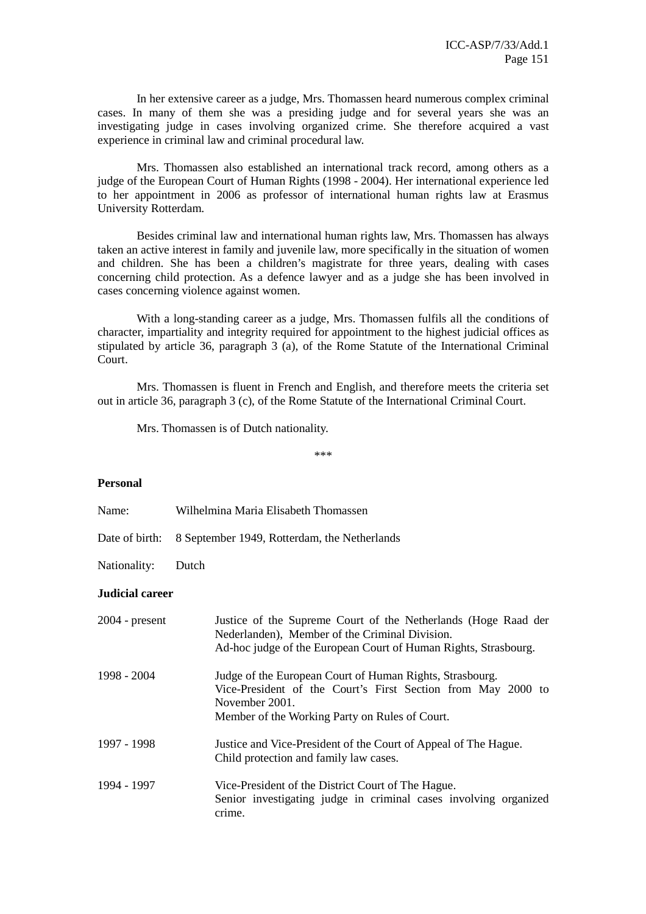In her extensive career as a judge, Mrs. Thomassen heard numerous complex criminal cases. In many of them she was a presiding judge and for several years she was an investigating judge in cases involving organized crime. She therefore acquired a vast experience in criminal law and criminal procedural law.

Mrs. Thomassen also established an international track record, among others as a judge of the European Court of Human Rights (1998 - 2004). Her international experience led to her appointment in 2006 as professor of international human rights law at Erasmus University Rotterdam.

Besides criminal law and international human rights law, Mrs. Thomassen has always taken an active interest in family and juvenile law, more specifically in the situation of women and children. She has been a children's magistrate for three years, dealing with cases concerning child protection. As a defence lawyer and as a judge she has been involved in cases concerning violence against women.

With a long-standing career as a judge, Mrs. Thomassen fulfils all the conditions of character, impartiality and integrity required for appointment to the highest judicial offices as stipulated by article 36, paragraph 3 (a), of the Rome Statute of the International Criminal Court.

Mrs. Thomassen is fluent in French and English, and therefore meets the criteria set out in article 36, paragraph 3 (c), of the Rome Statute of the International Criminal Court.

Mrs. Thomassen is of Dutch nationality.

***

**Personal**

Name: Wilhelmina Maria Elisabeth Thomassen

Date of birth: 8 September 1949, Rotterdam, the Netherlands

Nationality: Dutch

**Judicial career**

2004 - present: Justice of the Supreme Court of the Netherlands (Hoge Raad der Nederlanden), Member of the Criminal Division.
Ad-hoc judge of the European Court of Human Rights, Strasbourg.

1998 - 2004: Judge of the European Court of Human Rights, Strasbourg.
Vice-President of the Court's First Section from May 2000 to November 2001.
Member of the Working Party on Rules of Court.

1997 - 1998: Justice and Vice-President of the Court of Appeal of The Hague.
Child protection and family law cases.

1994 - 1997: Vice-President of the District Court of The Hague.
Senior investigating judge in criminal cases involving organized crime.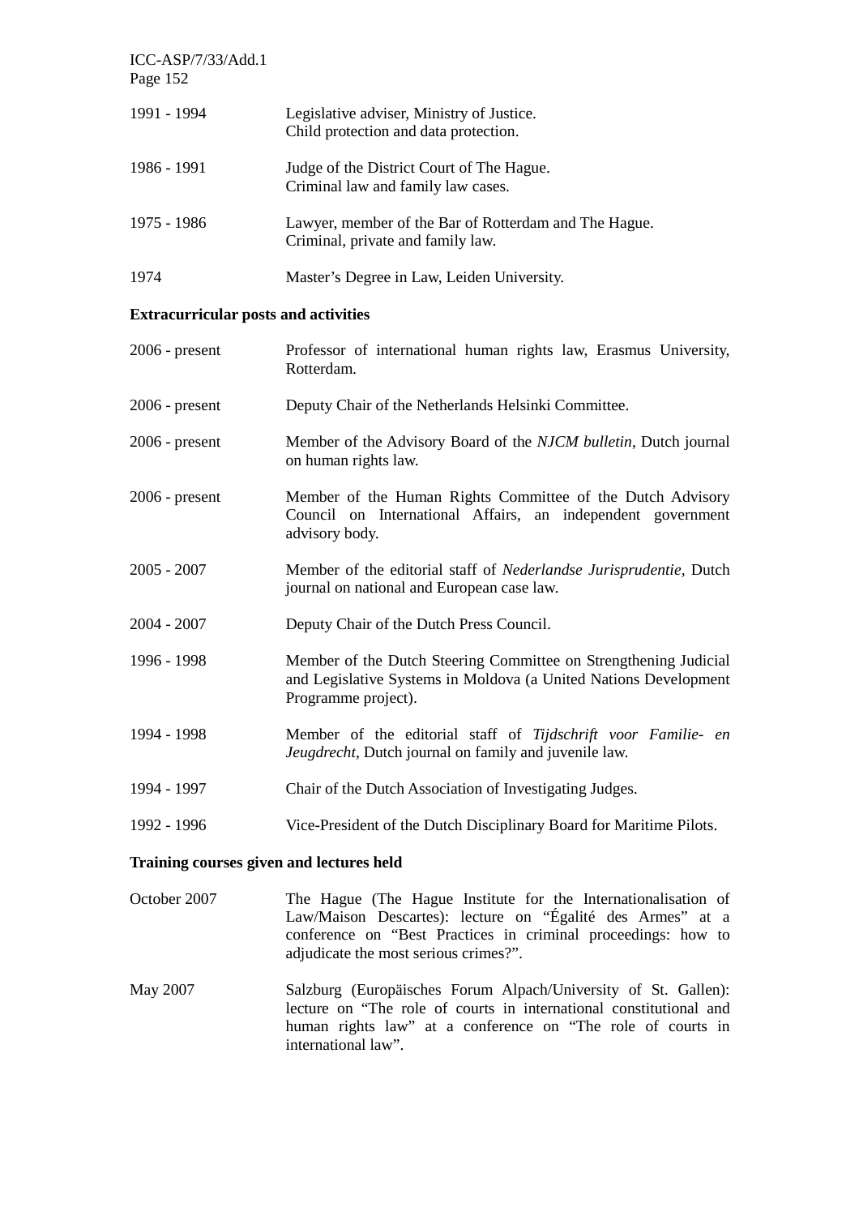| | |
|---|---|
| 1991 - 1994 | Legislative adviser, Ministry of Justice. Child protection and data protection. |
| 1986 - 1991 | Judge of the District Court of The Hague. Criminal law and family law cases. |
| 1975 - 1986 | Lawyer, member of the Bar of Rotterdam and The Hague. Criminal, private and family law. |
| 1974 | Master's Degree in Law, Leiden University. |

**Extracurricular posts and activities**

| | |
|---|---|
| 2006 - present | Professor of international human rights law, Erasmus University, Rotterdam. |
| 2006 - present | Deputy Chair of the Netherlands Helsinki Committee. |
| 2006 - present | Member of the Advisory Board of the *NJCM bulletin*, Dutch journal on human rights law. |
| 2006 - present | Member of the Human Rights Committee of the Dutch Advisory Council on International Affairs, an independent government advisory body. |
| 2005 - 2007 | Member of the editorial staff of *Nederlandse Jurisprudentie,* Dutch journal on national and European case law. |
| 2004 - 2007 | Deputy Chair of the Dutch Press Council. |
| 1996 - 1998 | Member of the Dutch Steering Committee on Strengthening Judicial and Legislative Systems in Moldova (a United Nations Development Programme project). |
| 1994 - 1998 | Member of the editorial staff of *Tijdschrift voor Familie- en Jeugdrecht,* Dutch journal on family and juvenile law. |
| 1994 - 1997 | Chair of the Dutch Association of Investigating Judges. |
| 1992 - 1996 | Vice-President of the Dutch Disciplinary Board for Maritime Pilots. |

**Training courses given and lectures held**

| | |
|---|---|
| October 2007 | The Hague (The Hague Institute for the Internationalisation of Law/Maison Descartes): lecture on "Égalité des Armes" at a conference on "Best Practices in criminal proceedings: how to adjudicate the most serious crimes?". |
| May 2007 | Salzburg (Europäisches Forum Alpach/University of St. Gallen): lecture on "The role of courts in international constitutional and human rights law" at a conference on "The role of courts in international law". |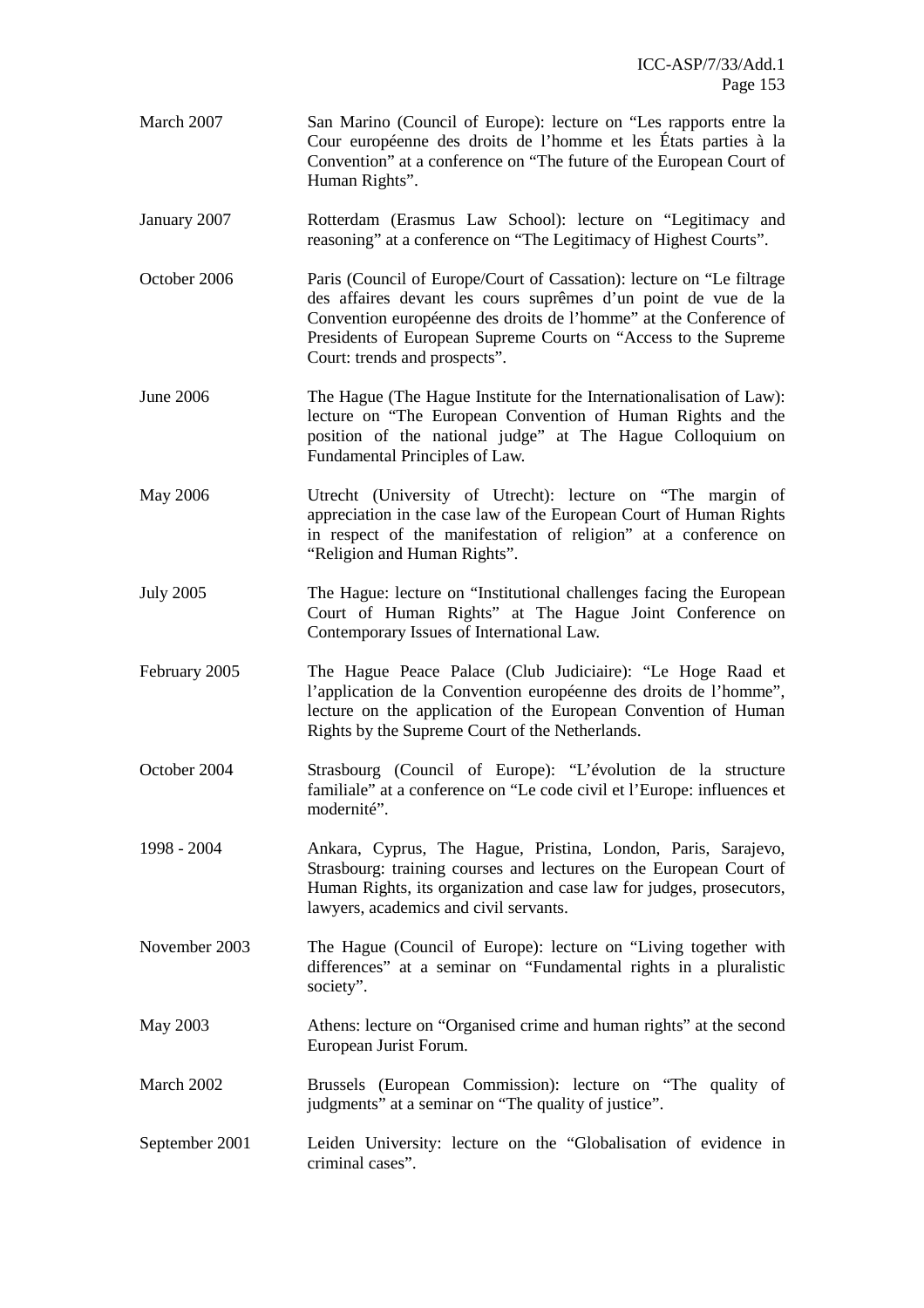| | |
|---|---|
| March 2007 | San Marino (Council of Europe): lecture on "Les rapports entre la Cour européenne des droits de l'homme et les États parties à la Convention" at a conference on "The future of the European Court of Human Rights". |
| January 2007 | Rotterdam (Erasmus Law School): lecture on "Legitimacy and reasoning" at a conference on "The Legitimacy of Highest Courts". |
| October 2006 | Paris (Council of Europe/Court of Cassation): lecture on "Le filtrage des affaires devant les cours suprêmes d'un point de vue de la Convention européenne des droits de l'homme" at the Conference of Presidents of European Supreme Courts on "Access to the Supreme Court: trends and prospects". |
| June 2006 | The Hague (The Hague Institute for the Internationalisation of Law): lecture on "The European Convention of Human Rights and the position of the national judge" at The Hague Colloquium on Fundamental Principles of Law. |
| May 2006 | Utrecht (University of Utrecht): lecture on "The margin of appreciation in the case law of the European Court of Human Rights in respect of the manifestation of religion" at a conference on "Religion and Human Rights". |
| July 2005 | The Hague: lecture on "Institutional challenges facing the European Court of Human Rights" at The Hague Joint Conference on Contemporary Issues of International Law. |
| February 2005 | The Hague Peace Palace (Club Judiciaire): "Le Hoge Raad et l'application de la Convention européenne des droits de l'homme", lecture on the application of the European Convention of Human Rights by the Supreme Court of the Netherlands. |
| October 2004 | Strasbourg (Council of Europe): "L'évolution de la structure familiale" at a conference on "Le code civil et l'Europe: influences et modernité". |
| 1998 - 2004 | Ankara, Cyprus, The Hague, Pristina, London, Paris, Sarajevo, Strasbourg: training courses and lectures on the European Court of Human Rights, its organization and case law for judges, prosecutors, lawyers, academics and civil servants. |
| November 2003 | The Hague (Council of Europe): lecture on "Living together with differences" at a seminar on "Fundamental rights in a pluralistic society". |
| May 2003 | Athens: lecture on "Organised crime and human rights" at the second European Jurist Forum. |
| March 2002 | Brussels (European Commission): lecture on "The quality of judgments" at a seminar on "The quality of justice". |
| September 2001 | Leiden University: lecture on the "Globalisation of evidence in criminal cases". |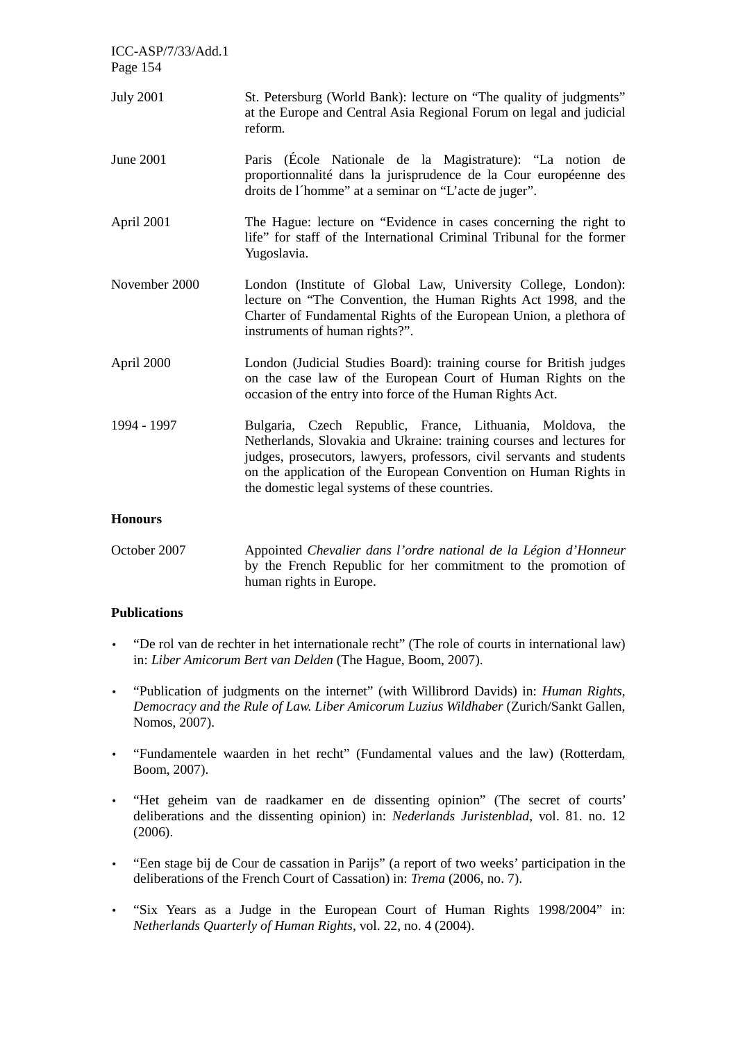| | |
|---|---|
| July 2001 | St. Petersburg (World Bank): lecture on “The quality of judgments” at the Europe and Central Asia Regional Forum on legal and judicial reform. |
| June 2001 | Paris (École Nationale de la Magistrature): “La notion de proportionnalité dans la jurisprudence de la Cour européenne des droits de l´homme” at a seminar on “L’acte de juger”. |
| April 2001 | The Hague: lecture on “Evidence in cases concerning the right to life” for staff of the International Criminal Tribunal for the former Yugoslavia. |
| November 2000 | London (Institute of Global Law, University College, London): lecture on “The Convention, the Human Rights Act 1998, and the Charter of Fundamental Rights of the European Union, a plethora of instruments of human rights?”. |
| April 2000 | London (Judicial Studies Board): training course for British judges on the case law of the European Court of Human Rights on the occasion of the entry into force of the Human Rights Act. |
| 1994 - 1997 | Bulgaria, Czech Republic, France, Lithuania, Moldova, the Netherlands, Slovakia and Ukraine: training courses and lectures for judges, prosecutors, lawyers, professors, civil servants and students on the application of the European Convention on Human Rights in the domestic legal systems of these countries. |

**Honours**

| | |
|---|---|
| October 2007 | Appointed *Chevalier dans l’ordre national de la Légion d’Honneur* by the French Republic for her commitment to the promotion of human rights in Europe. |

**Publications**

- “De rol van de rechter in het internationale recht” (The role of courts in international law) in: *Liber Amicorum Bert van Delden* (The Hague, Boom, 2007).
- “Publication of judgments on the internet” (with Willibrord Davids) in: *Human Rights, Democracy and the Rule of Law. Liber Amicorum Luzius Wildhaber* (Zurich/Sankt Gallen, Nomos, 2007).
- “Fundamentele waarden in het recht” (Fundamental values and the law) (Rotterdam, Boom, 2007).
- “Het geheim van de raadkamer en de dissenting opinion” (The secret of courts’ deliberations and the dissenting opinion) in: *Nederlands Juristenblad*, vol. 81. no. 12 (2006).
- “Een stage bij de Cour de cassation in Parijs” (a report of two weeks’ participation in the deliberations of the French Court of Cassation) in: *Trema* (2006, no. 7).
- “Six Years as a Judge in the European Court of Human Rights 1998/2004” in: *Netherlands Quarterly of Human Rights*, vol. 22, no. 4 (2004).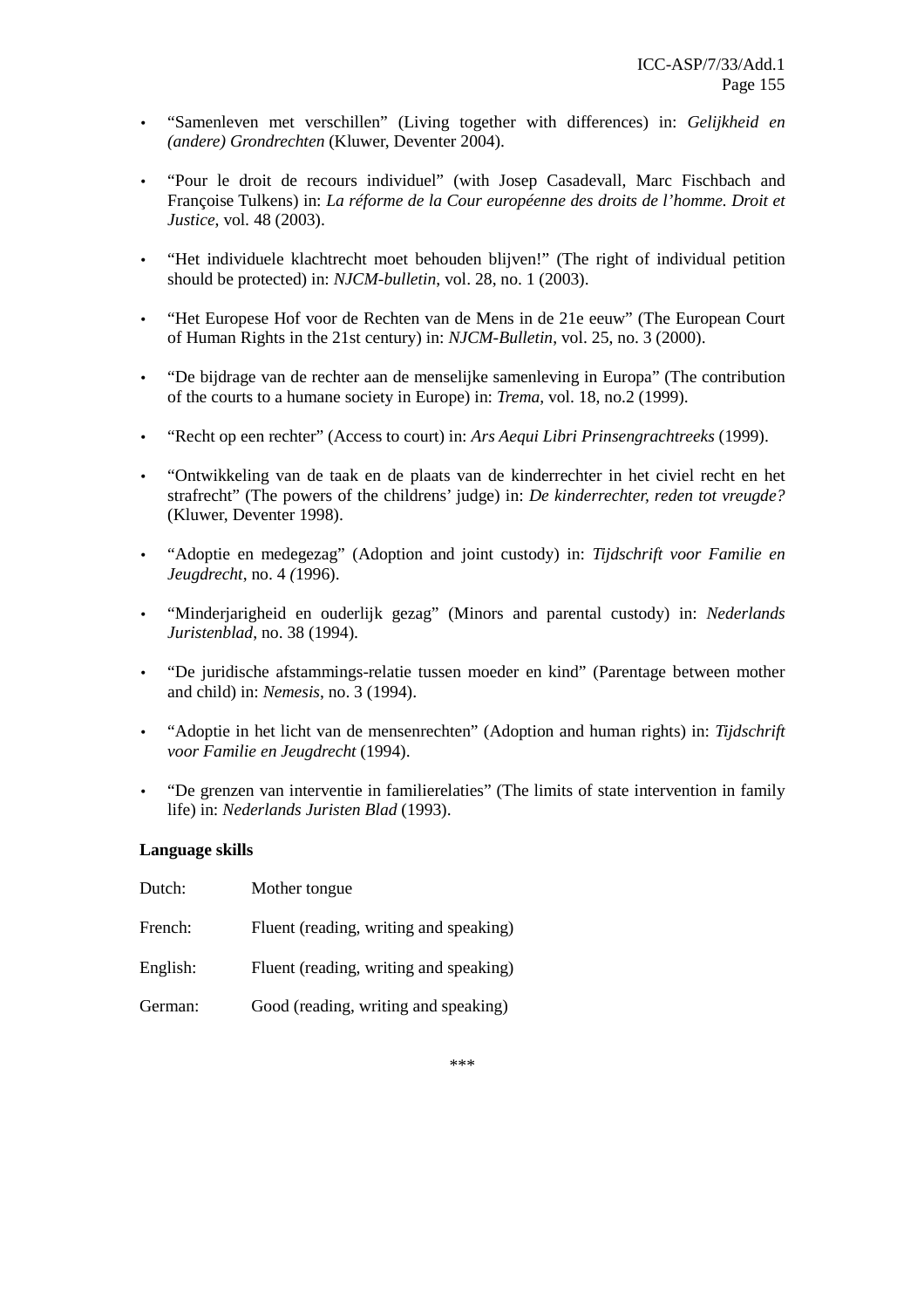- "Samenleven met verschillen" (Living together with differences) in: *Gelijkheid en (andere) Grondrechten* (Kluwer, Deventer 2004).

- "Pour le droit de recours individuel" (with Josep Casadevall, Marc Fischbach and Françoise Tulkens) in: *La réforme de la Cour européenne des droits de l'homme. Droit et Justice*, vol. 48 (2003).

- "Het individuele klachtrecht moet behouden blijven!" (The right of individual petition should be protected) in: *NJCM-bulletin*, vol. 28, no. 1 (2003).

- "Het Europese Hof voor de Rechten van de Mens in de 21e eeuw" (The European Court of Human Rights in the 21st century) in: *NJCM-Bulletin*, vol. 25, no. 3 (2000).

- "De bijdrage van de rechter aan de menselijke samenleving in Europa" (The contribution of the courts to a humane society in Europe) in: *Trema*, vol. 18, no.2 (1999).

- "Recht op een rechter" (Access to court) in: *Ars Aequi Libri Prinsengrachtreeks* (1999).

- "Ontwikkeling van de taak en de plaats van de kinderrechter in het civiel recht en het strafrecht" (The powers of the childrens' judge) in: *De kinderrechter, reden tot vreugde?* (Kluwer, Deventer 1998).

- "Adoptie en medegezag" (Adoption and joint custody) in: *Tijdschrift voor Familie en Jeugdrecht*, no. 4 (1996).

- "Minderjarigheid en ouderlijk gezag" (Minors and parental custody) in: *Nederlands Juristenblad*, no. 38 (1994).

- "De juridische afstammings-relatie tussen moeder en kind" (Parentage between mother and child) in: *Nemesis*, no. 3 (1994).

- "Adoptie in het licht van de mensenrechten" (Adoption and human rights) in: *Tijdschrift voor Familie en Jeugdrecht* (1994).

- "De grenzen van interventie in familierelaties" (The limits of state intervention in family life) in: *Nederlands Juristen Blad* (1993).

**Language skills**

| | |
|---|---|
| Dutch: | Mother tongue |
| French: | Fluent (reading, writing and speaking) |
| English: | Fluent (reading, writing and speaking) |
| German: | Good (reading, writing and speaking) |

***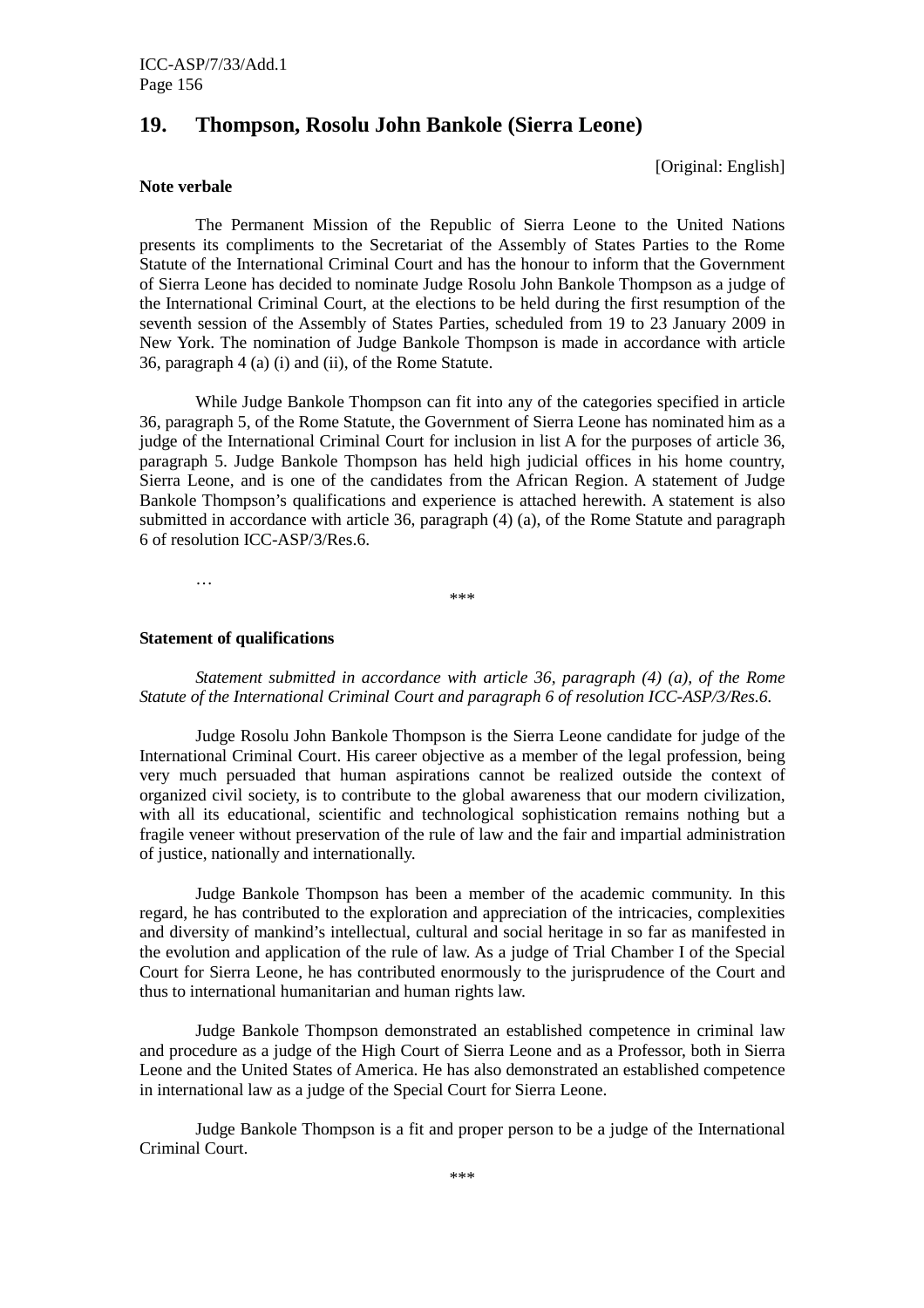## 19. Thompson, Rosolu John Bankole (Sierra Leone)

[Original: English]

**Note verbale**

The Permanent Mission of the Republic of Sierra Leone to the United Nations presents its compliments to the Secretariat of the Assembly of States Parties to the Rome Statute of the International Criminal Court and has the honour to inform that the Government of Sierra Leone has decided to nominate Judge Rosolu John Bankole Thompson as a judge of the International Criminal Court, at the elections to be held during the first resumption of the seventh session of the Assembly of States Parties, scheduled from 19 to 23 January 2009 in New York. The nomination of Judge Bankole Thompson is made in accordance with article 36, paragraph 4 (a) (i) and (ii), of the Rome Statute.

While Judge Bankole Thompson can fit into any of the categories specified in article 36, paragraph 5, of the Rome Statute, the Government of Sierra Leone has nominated him as a judge of the International Criminal Court for inclusion in list A for the purposes of article 36, paragraph 5. Judge Bankole Thompson has held high judicial offices in his home country, Sierra Leone, and is one of the candidates from the African Region. A statement of Judge Bankole Thompson's qualifications and experience is attached herewith. A statement is also submitted in accordance with article 36, paragraph (4) (a), of the Rome Statute and paragraph 6 of resolution ICC-ASP/3/Res.6.

…

\*\*\*

**Statement of qualifications**

*Statement submitted in accordance with article 36, paragraph (4) (a), of the Rome Statute of the International Criminal Court and paragraph 6 of resolution ICC-ASP/3/Res.6.*

Judge Rosolu John Bankole Thompson is the Sierra Leone candidate for judge of the International Criminal Court. His career objective as a member of the legal profession, being very much persuaded that human aspirations cannot be realized outside the context of organized civil society, is to contribute to the global awareness that our modern civilization, with all its educational, scientific and technological sophistication remains nothing but a fragile veneer without preservation of the rule of law and the fair and impartial administration of justice, nationally and internationally.

Judge Bankole Thompson has been a member of the academic community. In this regard, he has contributed to the exploration and appreciation of the intricacies, complexities and diversity of mankind's intellectual, cultural and social heritage in so far as manifested in the evolution and application of the rule of law. As a judge of Trial Chamber I of the Special Court for Sierra Leone, he has contributed enormously to the jurisprudence of the Court and thus to international humanitarian and human rights law.

Judge Bankole Thompson demonstrated an established competence in criminal law and procedure as a judge of the High Court of Sierra Leone and as a Professor, both in Sierra Leone and the United States of America. He has also demonstrated an established competence in international law as a judge of the Special Court for Sierra Leone.

Judge Bankole Thompson is a fit and proper person to be a judge of the International Criminal Court.

\*\*\*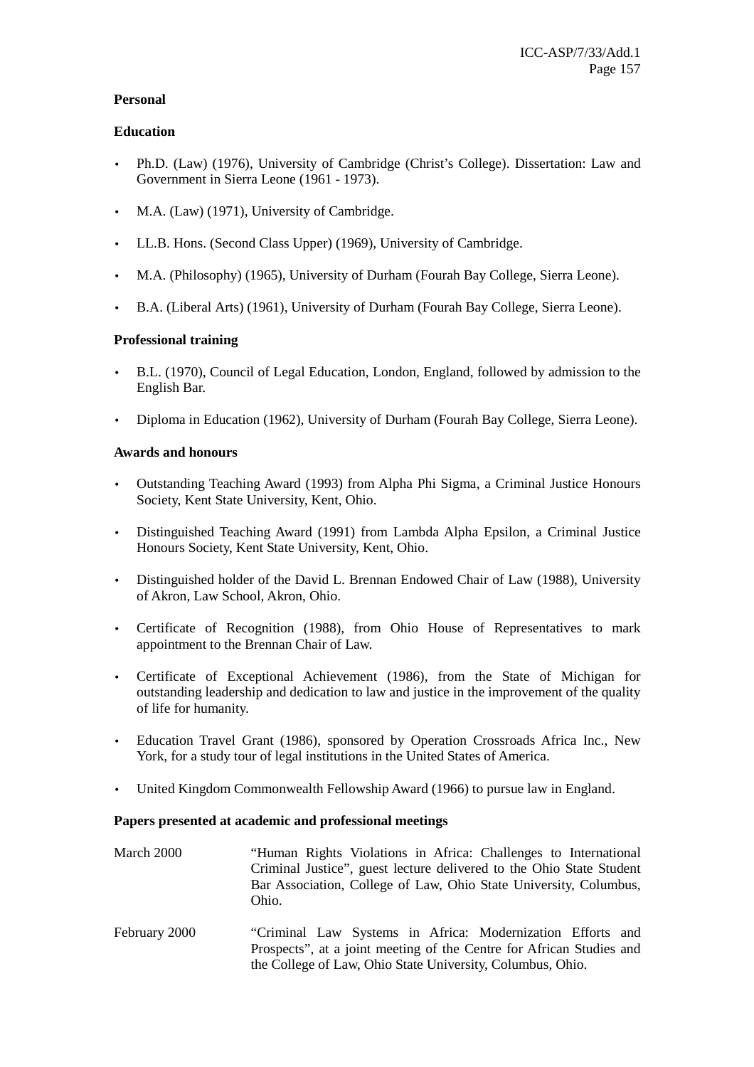**Personal**

**Education**

- Ph.D. (Law) (1976), University of Cambridge (Christ's College). Dissertation: Law and Government in Sierra Leone (1961 - 1973).

- M.A. (Law) (1971), University of Cambridge.

- LL.B. Hons. (Second Class Upper) (1969), University of Cambridge.

- M.A. (Philosophy) (1965), University of Durham (Fourah Bay College, Sierra Leone).

- B.A. (Liberal Arts) (1961), University of Durham (Fourah Bay College, Sierra Leone).

**Professional training**

- B.L. (1970), Council of Legal Education, London, England, followed by admission to the English Bar.

- Diploma in Education (1962), University of Durham (Fourah Bay College, Sierra Leone).

**Awards and honours**

- Outstanding Teaching Award (1993) from Alpha Phi Sigma, a Criminal Justice Honours Society, Kent State University, Kent, Ohio.

- Distinguished Teaching Award (1991) from Lambda Alpha Epsilon, a Criminal Justice Honours Society, Kent State University, Kent, Ohio.

- Distinguished holder of the David L. Brennan Endowed Chair of Law (1988), University of Akron, Law School, Akron, Ohio.

- Certificate of Recognition (1988), from Ohio House of Representatives to mark appointment to the Brennan Chair of Law.

- Certificate of Exceptional Achievement (1986), from the State of Michigan for outstanding leadership and dedication to law and justice in the improvement of the quality of life for humanity.

- Education Travel Grant (1986), sponsored by Operation Crossroads Africa Inc., New York, for a study tour of legal institutions in the United States of America.

- United Kingdom Commonwealth Fellowship Award (1966) to pursue law in England.

**Papers presented at academic and professional meetings**

March 2000 — "Human Rights Violations in Africa: Challenges to International Criminal Justice", guest lecture delivered to the Ohio State Student Bar Association, College of Law, Ohio State University, Columbus, Ohio.

February 2000 — "Criminal Law Systems in Africa: Modernization Efforts and Prospects", at a joint meeting of the Centre for African Studies and the College of Law, Ohio State University, Columbus, Ohio.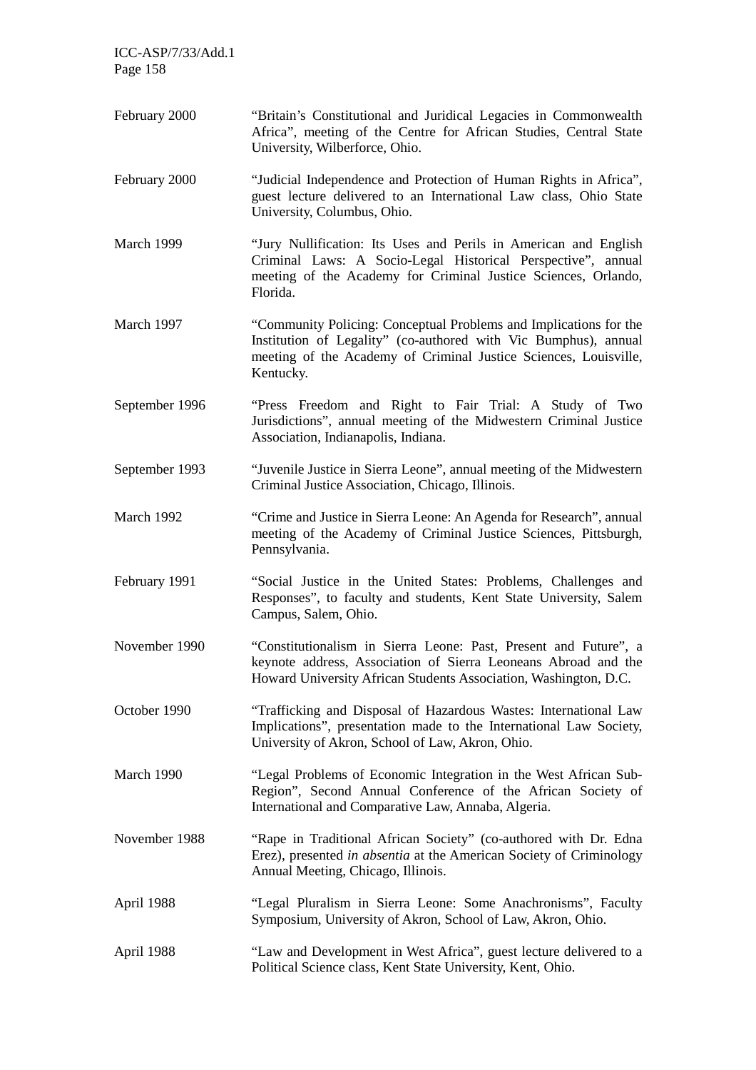| | |
|---|---|
| February 2000 | "Britain's Constitutional and Juridical Legacies in Commonwealth Africa", meeting of the Centre for African Studies, Central State University, Wilberforce, Ohio. |
| February 2000 | "Judicial Independence and Protection of Human Rights in Africa", guest lecture delivered to an International Law class, Ohio State University, Columbus, Ohio. |
| March 1999 | "Jury Nullification: Its Uses and Perils in American and English Criminal Laws: A Socio-Legal Historical Perspective", annual meeting of the Academy for Criminal Justice Sciences, Orlando, Florida. |
| March 1997 | "Community Policing: Conceptual Problems and Implications for the Institution of Legality" (co-authored with Vic Bumphus), annual meeting of the Academy of Criminal Justice Sciences, Louisville, Kentucky. |
| September 1996 | "Press Freedom and Right to Fair Trial: A Study of Two Jurisdictions", annual meeting of the Midwestern Criminal Justice Association, Indianapolis, Indiana. |
| September 1993 | "Juvenile Justice in Sierra Leone", annual meeting of the Midwestern Criminal Justice Association, Chicago, Illinois. |
| March 1992 | "Crime and Justice in Sierra Leone: An Agenda for Research", annual meeting of the Academy of Criminal Justice Sciences, Pittsburgh, Pennsylvania. |
| February 1991 | "Social Justice in the United States: Problems, Challenges and Responses", to faculty and students, Kent State University, Salem Campus, Salem, Ohio. |
| November 1990 | "Constitutionalism in Sierra Leone: Past, Present and Future", a keynote address, Association of Sierra Leoneans Abroad and the Howard University African Students Association, Washington, D.C. |
| October 1990 | "Trafficking and Disposal of Hazardous Wastes: International Law Implications", presentation made to the International Law Society, University of Akron, School of Law, Akron, Ohio. |
| March 1990 | "Legal Problems of Economic Integration in the West African Sub-Region", Second Annual Conference of the African Society of International and Comparative Law, Annaba, Algeria. |
| November 1988 | "Rape in Traditional African Society" (co-authored with Dr. Edna Erez), presented *in absentia* at the American Society of Criminology Annual Meeting, Chicago, Illinois. |
| April 1988 | "Legal Pluralism in Sierra Leone: Some Anachronisms", Faculty Symposium, University of Akron, School of Law, Akron, Ohio. |
| April 1988 | "Law and Development in West Africa", guest lecture delivered to a Political Science class, Kent State University, Kent, Ohio. |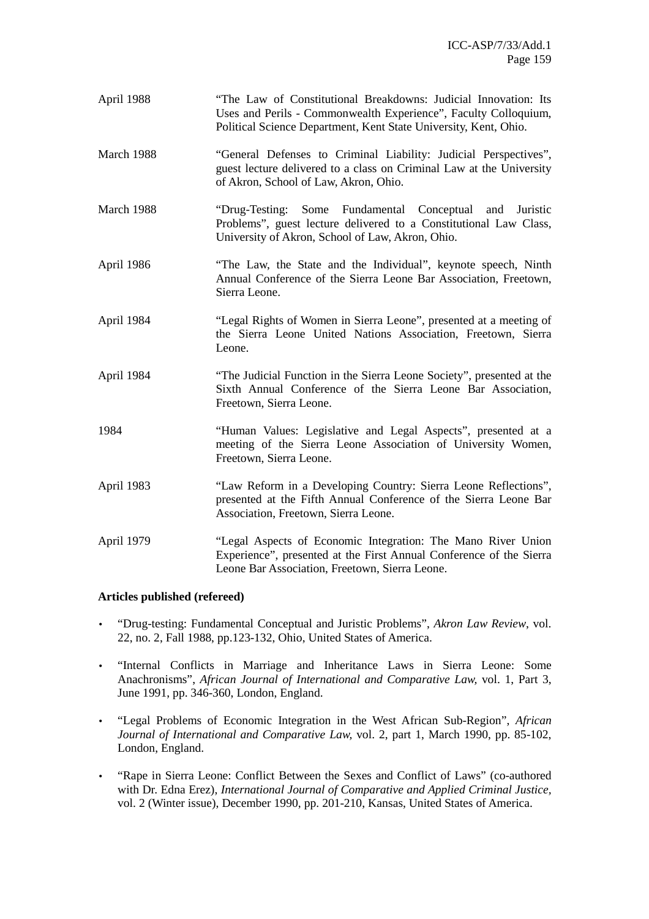| | |
|---|---|
| April 1988 | "The Law of Constitutional Breakdowns: Judicial Innovation: Its Uses and Perils - Commonwealth Experience", Faculty Colloquium, Political Science Department, Kent State University, Kent, Ohio. |
| March 1988 | "General Defenses to Criminal Liability: Judicial Perspectives", guest lecture delivered to a class on Criminal Law at the University of Akron, School of Law, Akron, Ohio. |
| March 1988 | "Drug-Testing: Some Fundamental Conceptual and Juristic Problems", guest lecture delivered to a Constitutional Law Class, University of Akron, School of Law, Akron, Ohio. |
| April 1986 | "The Law, the State and the Individual", keynote speech, Ninth Annual Conference of the Sierra Leone Bar Association, Freetown, Sierra Leone. |
| April 1984 | "Legal Rights of Women in Sierra Leone", presented at a meeting of the Sierra Leone United Nations Association, Freetown, Sierra Leone. |
| April 1984 | "The Judicial Function in the Sierra Leone Society", presented at the Sixth Annual Conference of the Sierra Leone Bar Association, Freetown, Sierra Leone. |
| 1984 | "Human Values: Legislative and Legal Aspects", presented at a meeting of the Sierra Leone Association of University Women, Freetown, Sierra Leone. |
| April 1983 | "Law Reform in a Developing Country: Sierra Leone Reflections", presented at the Fifth Annual Conference of the Sierra Leone Bar Association, Freetown, Sierra Leone. |
| April 1979 | "Legal Aspects of Economic Integration: The Mano River Union Experience", presented at the First Annual Conference of the Sierra Leone Bar Association, Freetown, Sierra Leone. |

**Articles published (refereed)**

- "Drug-testing: Fundamental Conceptual and Juristic Problems", *Akron Law Review*, vol. 22, no. 2, Fall 1988, pp.123-132, Ohio, United States of America.
- "Internal Conflicts in Marriage and Inheritance Laws in Sierra Leone: Some Anachronisms", *African Journal of International and Comparative Law,* vol. 1, Part 3, June 1991, pp. 346-360, London, England.
- "Legal Problems of Economic Integration in the West African Sub-Region", *African Journal of International and Comparative Law,* vol. 2, part 1, March 1990, pp. 85-102, London, England.
- "Rape in Sierra Leone: Conflict Between the Sexes and Conflict of Laws" (co-authored with Dr. Edna Erez), *International Journal of Comparative and Applied Criminal Justice*, vol. 2 (Winter issue), December 1990, pp. 201-210, Kansas, United States of America.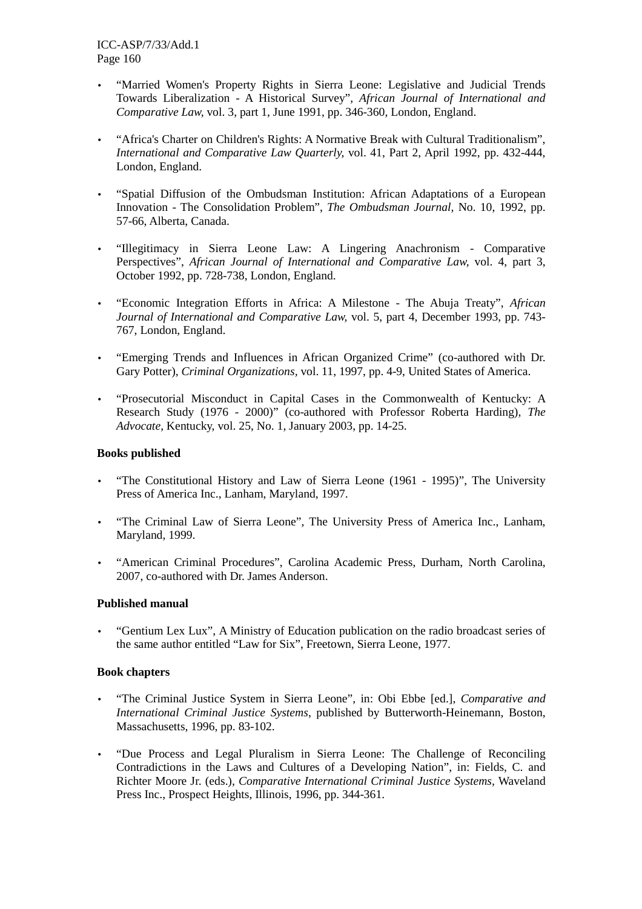- "Married Women's Property Rights in Sierra Leone: Legislative and Judicial Trends Towards Liberalization - A Historical Survey", *African Journal of International and Comparative Law*, vol. 3, part 1, June 1991, pp. 346-360, London, England.

- "Africa's Charter on Children's Rights: A Normative Break with Cultural Traditionalism", *International and Comparative Law Quarterly,* vol. 41, Part 2, April 1992, pp. 432-444, London, England.

- "Spatial Diffusion of the Ombudsman Institution: African Adaptations of a European Innovation - The Consolidation Problem", *The Ombudsman Journal*, No. 10, 1992, pp. 57-66, Alberta, Canada.

- "Illegitimacy in Sierra Leone Law: A Lingering Anachronism - Comparative Perspectives", *African Journal of International and Comparative Law*, vol. 4, part 3, October 1992, pp. 728-738, London, England.

- "Economic Integration Efforts in Africa: A Milestone - The Abuja Treaty", *African Journal of International and Comparative Law*, vol. 5, part 4, December 1993, pp. 743-767, London, England.

- "Emerging Trends and Influences in African Organized Crime" (co-authored with Dr. Gary Potter), *Criminal Organizations*, vol. 11, 1997, pp. 4-9, United States of America.

- "Prosecutorial Misconduct in Capital Cases in the Commonwealth of Kentucky: A Research Study (1976 - 2000)" (co-authored with Professor Roberta Harding), *The Advocate*, Kentucky, vol. 25, No. 1, January 2003, pp. 14-25.

**Books published**

- "The Constitutional History and Law of Sierra Leone (1961 - 1995)", The University Press of America Inc., Lanham, Maryland, 1997.

- "The Criminal Law of Sierra Leone", The University Press of America Inc., Lanham, Maryland, 1999.

- "American Criminal Procedures", Carolina Academic Press, Durham, North Carolina, 2007, co-authored with Dr. James Anderson.

**Published manual**

- "Gentium Lex Lux", A Ministry of Education publication on the radio broadcast series of the same author entitled "Law for Six", Freetown, Sierra Leone, 1977.

**Book chapters**

- "The Criminal Justice System in Sierra Leone", in: Obi Ebbe [ed.], *Comparative and International Criminal Justice Systems*, published by Butterworth-Heinemann, Boston, Massachusetts, 1996, pp. 83-102.

- "Due Process and Legal Pluralism in Sierra Leone: The Challenge of Reconciling Contradictions in the Laws and Cultures of a Developing Nation", in: Fields, C. and Richter Moore Jr. (eds.), *Comparative International Criminal Justice Systems*, Waveland Press Inc., Prospect Heights, Illinois, 1996, pp. 344-361.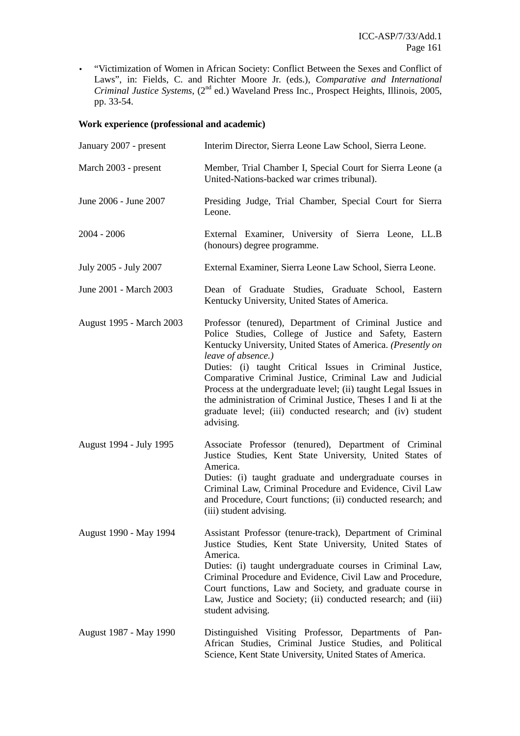- "Victimization of Women in African Society: Conflict Between the Sexes and Conflict of Laws", in: Fields, C. and Richter Moore Jr. (eds.), *Comparative and International Criminal Justice Systems*, (2nd ed.) Waveland Press Inc., Prospect Heights, Illinois, 2005, pp. 33-54.

**Work experience (professional and academic)**

| | |
|---|---|
| January 2007 - present | Interim Director, Sierra Leone Law School, Sierra Leone. |
| March 2003 - present | Member, Trial Chamber I, Special Court for Sierra Leone (a United-Nations-backed war crimes tribunal). |
| June 2006 - June 2007 | Presiding Judge, Trial Chamber, Special Court for Sierra Leone. |
| 2004 - 2006 | External Examiner, University of Sierra Leone, LL.B (honours) degree programme. |
| July 2005 - July 2007 | External Examiner, Sierra Leone Law School, Sierra Leone. |
| June 2001 - March 2003 | Dean of Graduate Studies, Graduate School, Eastern Kentucky University, United States of America. |
| August 1995 - March 2003 | Professor (tenured), Department of Criminal Justice and Police Studies, College of Justice and Safety, Eastern Kentucky University, United States of America. *(Presently on leave of absence.)* Duties: (i) taught Critical Issues in Criminal Justice, Comparative Criminal Justice, Criminal Law and Judicial Process at the undergraduate level; (ii) taught Legal Issues in the administration of Criminal Justice, Theses I and Ii at the graduate level; (iii) conducted research; and (iv) student advising. |
| August 1994 - July 1995 | Associate Professor (tenured), Department of Criminal Justice Studies, Kent State University, United States of America. Duties: (i) taught graduate and undergraduate courses in Criminal Law, Criminal Procedure and Evidence, Civil Law and Procedure, Court functions; (ii) conducted research; and (iii) student advising. |
| August 1990 - May 1994 | Assistant Professor (tenure-track), Department of Criminal Justice Studies, Kent State University, United States of America. Duties: (i) taught undergraduate courses in Criminal Law, Criminal Procedure and Evidence, Civil Law and Procedure, Court functions, Law and Society, and graduate course in Law, Justice and Society; (ii) conducted research; and (iii) student advising. |
| August 1987 - May 1990 | Distinguished Visiting Professor, Departments of Pan-African Studies, Criminal Justice Studies, and Political Science, Kent State University, United States of America. |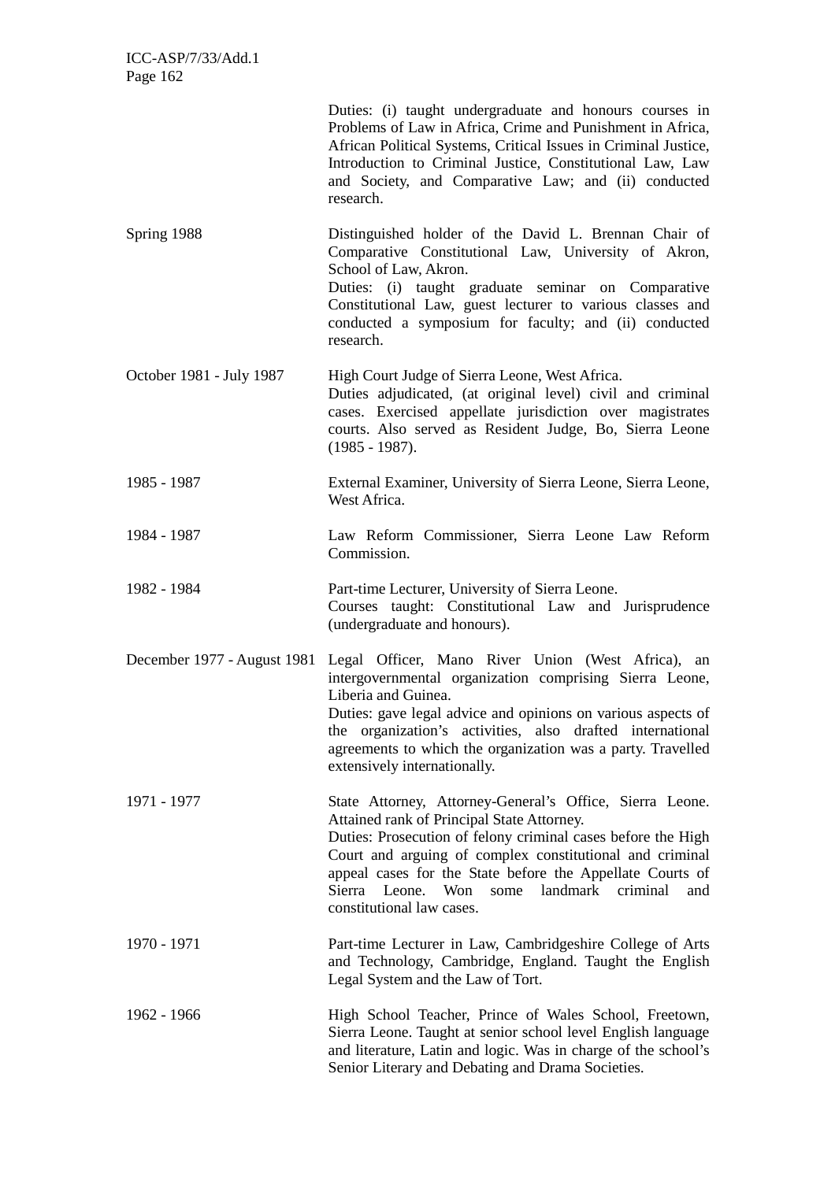| | |
|---|---|
| | Duties: (i) taught undergraduate and honours courses in Problems of Law in Africa, Crime and Punishment in Africa, African Political Systems, Critical Issues in Criminal Justice, Introduction to Criminal Justice, Constitutional Law, Law and Society, and Comparative Law; and (ii) conducted research. |
| Spring 1988 | Distinguished holder of the David L. Brennan Chair of Comparative Constitutional Law, University of Akron, School of Law, Akron.<br>Duties: (i) taught graduate seminar on Comparative Constitutional Law, guest lecturer to various classes and conducted a symposium for faculty; and (ii) conducted research. |
| October 1981 - July 1987 | High Court Judge of Sierra Leone, West Africa.<br>Duties adjudicated, (at original level) civil and criminal cases. Exercised appellate jurisdiction over magistrates courts. Also served as Resident Judge, Bo, Sierra Leone (1985 - 1987). |
| 1985 - 1987 | External Examiner, University of Sierra Leone, Sierra Leone, West Africa. |
| 1984 - 1987 | Law Reform Commissioner, Sierra Leone Law Reform Commission. |
| 1982 - 1984 | Part-time Lecturer, University of Sierra Leone.<br>Courses taught: Constitutional Law and Jurisprudence (undergraduate and honours). |
| December 1977 - August 1981 | Legal Officer, Mano River Union (West Africa), an intergovernmental organization comprising Sierra Leone, Liberia and Guinea.<br>Duties: gave legal advice and opinions on various aspects of the organization's activities, also drafted international agreements to which the organization was a party. Travelled extensively internationally. |
| 1971 - 1977 | State Attorney, Attorney-General's Office, Sierra Leone. Attained rank of Principal State Attorney.<br>Duties: Prosecution of felony criminal cases before the High Court and arguing of complex constitutional and criminal appeal cases for the State before the Appellate Courts of Sierra Leone. Won some landmark criminal and constitutional law cases. |
| 1970 - 1971 | Part-time Lecturer in Law, Cambridgeshire College of Arts and Technology, Cambridge, England. Taught the English Legal System and the Law of Tort. |
| 1962 - 1966 | High School Teacher, Prince of Wales School, Freetown, Sierra Leone. Taught at senior school level English language and literature, Latin and logic. Was in charge of the school's Senior Literary and Debating and Drama Societies. |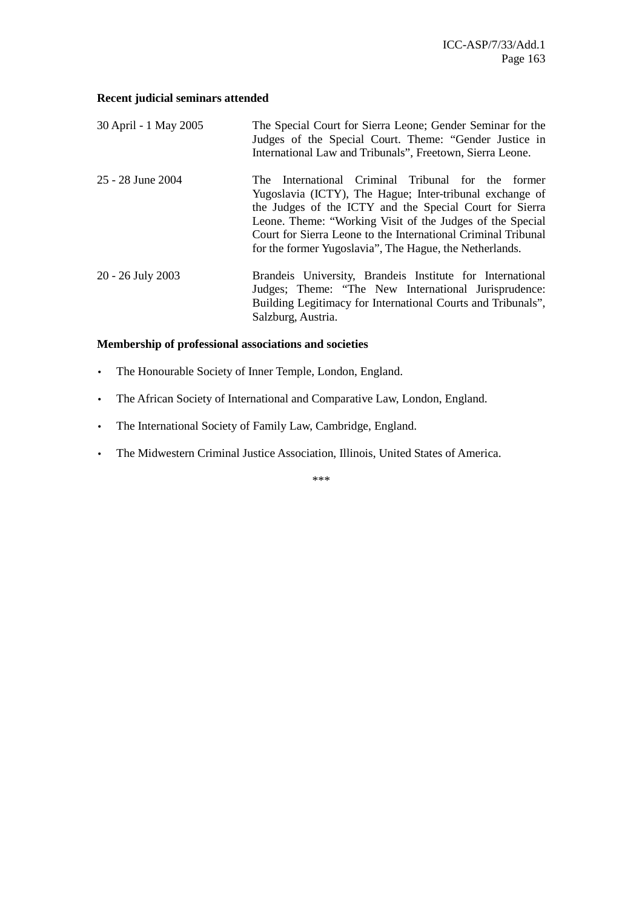**Recent judicial seminars attended**

| | |
|---|---|
| 30 April - 1 May 2005 | The Special Court for Sierra Leone; Gender Seminar for the Judges of the Special Court. Theme: "Gender Justice in International Law and Tribunals", Freetown, Sierra Leone. |
| 25 - 28 June 2004 | The International Criminal Tribunal for the former Yugoslavia (ICTY), The Hague; Inter-tribunal exchange of the Judges of the ICTY and the Special Court for Sierra Leone. Theme: "Working Visit of the Judges of the Special Court for Sierra Leone to the International Criminal Tribunal for the former Yugoslavia", The Hague, the Netherlands. |
| 20 - 26 July 2003 | Brandeis University, Brandeis Institute for International Judges; Theme: "The New International Jurisprudence: Building Legitimacy for International Courts and Tribunals", Salzburg, Austria. |

**Membership of professional associations and societies**

- The Honourable Society of Inner Temple, London, England.
- The African Society of International and Comparative Law, London, England.
- The International Society of Family Law, Cambridge, England.
- The Midwestern Criminal Justice Association, Illinois, United States of America.

***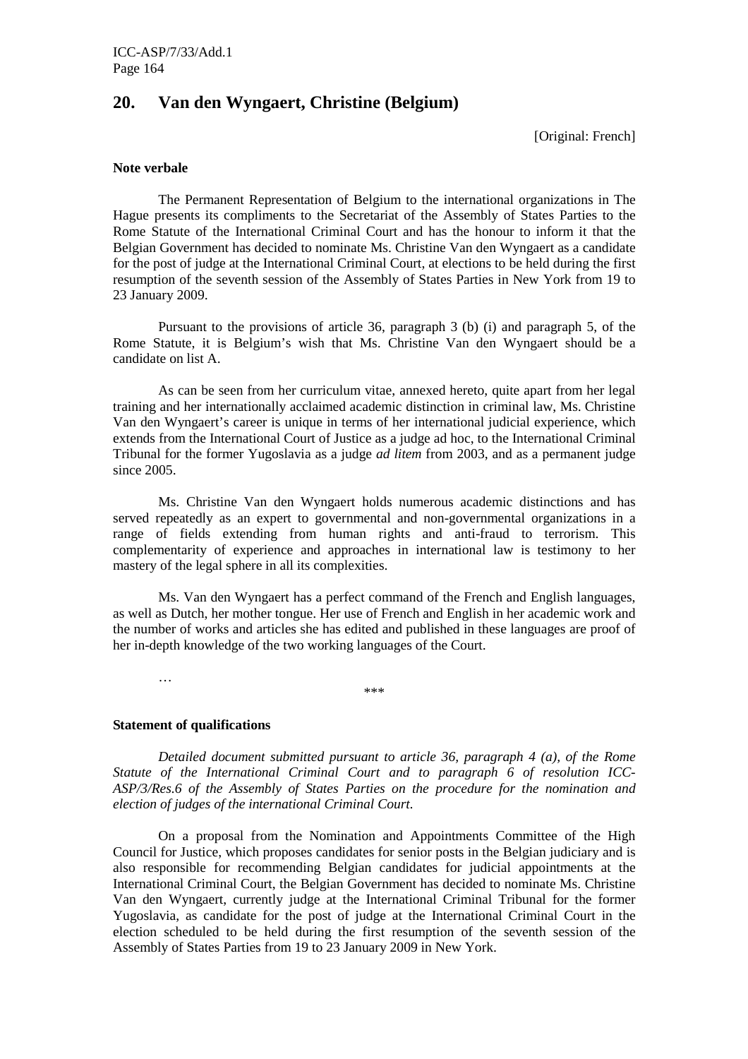## 20. Van den Wyngaert, Christine (Belgium)

[Original: French]

**Note verbale**

The Permanent Representation of Belgium to the international organizations in The Hague presents its compliments to the Secretariat of the Assembly of States Parties to the Rome Statute of the International Criminal Court and has the honour to inform it that the Belgian Government has decided to nominate Ms. Christine Van den Wyngaert as a candidate for the post of judge at the International Criminal Court, at elections to be held during the first resumption of the seventh session of the Assembly of States Parties in New York from 19 to 23 January 2009.

Pursuant to the provisions of article 36, paragraph 3 (b) (i) and paragraph 5, of the Rome Statute, it is Belgium's wish that Ms. Christine Van den Wyngaert should be a candidate on list A.

As can be seen from her curriculum vitae, annexed hereto, quite apart from her legal training and her internationally acclaimed academic distinction in criminal law, Ms. Christine Van den Wyngaert's career is unique in terms of her international judicial experience, which extends from the International Court of Justice as a judge ad hoc, to the International Criminal Tribunal for the former Yugoslavia as a judge *ad litem* from 2003, and as a permanent judge since 2005.

Ms. Christine Van den Wyngaert holds numerous academic distinctions and has served repeatedly as an expert to governmental and non-governmental organizations in a range of fields extending from human rights and anti-fraud to terrorism. This complementarity of experience and approaches in international law is testimony to her mastery of the legal sphere in all its complexities.

Ms. Van den Wyngaert has a perfect command of the French and English languages, as well as Dutch, her mother tongue. Her use of French and English in her academic work and the number of works and articles she has edited and published in these languages are proof of her in-depth knowledge of the two working languages of the Court.

…

\*\*\*

**Statement of qualifications**

*Detailed document submitted pursuant to article 36, paragraph 4 (a), of the Rome Statute of the International Criminal Court and to paragraph 6 of resolution ICC-ASP/3/Res.6 of the Assembly of States Parties on the procedure for the nomination and election of judges of the international Criminal Court.*

On a proposal from the Nomination and Appointments Committee of the High Council for Justice, which proposes candidates for senior posts in the Belgian judiciary and is also responsible for recommending Belgian candidates for judicial appointments at the International Criminal Court, the Belgian Government has decided to nominate Ms. Christine Van den Wyngaert, currently judge at the International Criminal Tribunal for the former Yugoslavia, as candidate for the post of judge at the International Criminal Court in the election scheduled to be held during the first resumption of the seventh session of the Assembly of States Parties from 19 to 23 January 2009 in New York.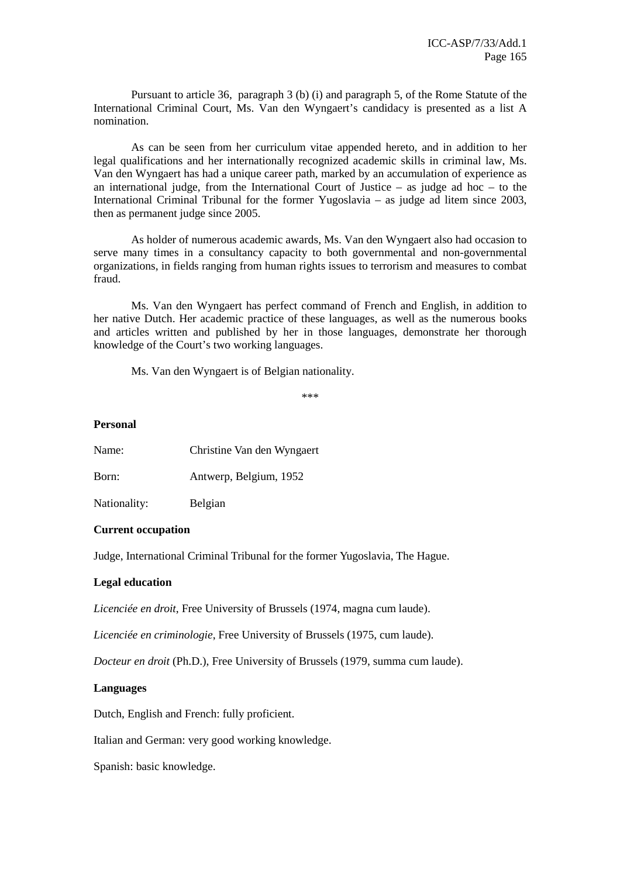Pursuant to article 36, paragraph 3 (b) (i) and paragraph 5, of the Rome Statute of the International Criminal Court, Ms. Van den Wyngaert's candidacy is presented as a list A nomination.

As can be seen from her curriculum vitae appended hereto, and in addition to her legal qualifications and her internationally recognized academic skills in criminal law, Ms. Van den Wyngaert has had a unique career path, marked by an accumulation of experience as an international judge, from the International Court of Justice – as judge ad hoc – to the International Criminal Tribunal for the former Yugoslavia – as judge ad litem since 2003, then as permanent judge since 2005.

As holder of numerous academic awards, Ms. Van den Wyngaert also had occasion to serve many times in a consultancy capacity to both governmental and non-governmental organizations, in fields ranging from human rights issues to terrorism and measures to combat fraud.

Ms. Van den Wyngaert has perfect command of French and English, in addition to her native Dutch. Her academic practice of these languages, as well as the numerous books and articles written and published by her in those languages, demonstrate her thorough knowledge of the Court's two working languages.

Ms. Van den Wyngaert is of Belgian nationality.

\*\*\*

**Personal**

Name: Christine Van den Wyngaert

Born: Antwerp, Belgium, 1952

Nationality: Belgian

**Current occupation**

Judge, International Criminal Tribunal for the former Yugoslavia, The Hague.

**Legal education**

*Licenciée en droit*, Free University of Brussels (1974, magna cum laude).

*Licenciée en criminologie*, Free University of Brussels (1975, cum laude).

*Docteur en droit* (Ph.D.), Free University of Brussels (1979, summa cum laude).

**Languages**

Dutch, English and French: fully proficient.

Italian and German: very good working knowledge.

Spanish: basic knowledge.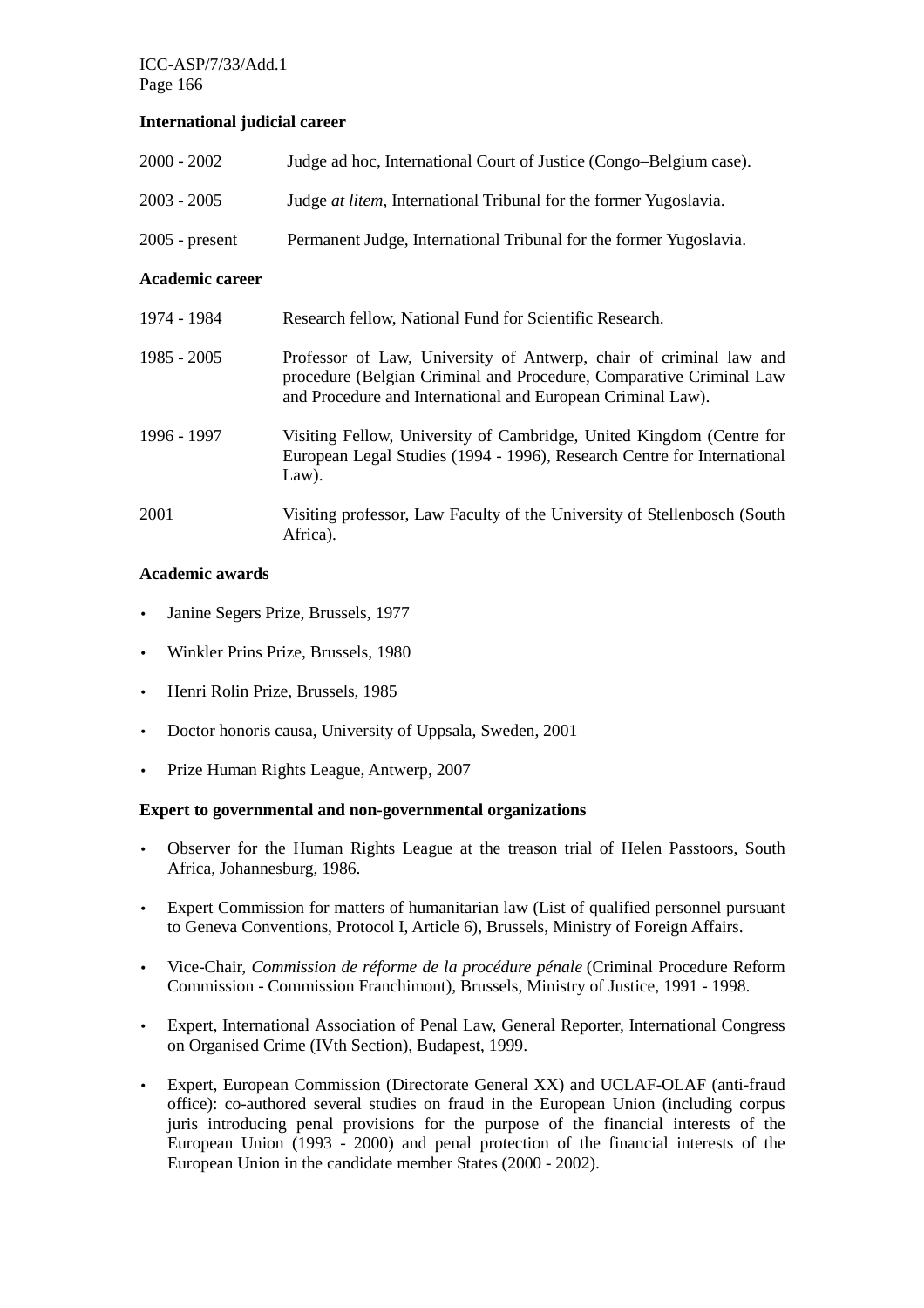**International judicial career**

| | |
|---|---|
| 2000 - 2002 | Judge ad hoc, International Court of Justice (Congo–Belgium case). |
| 2003 - 2005 | Judge *at litem*, International Tribunal for the former Yugoslavia. |
| 2005 - present | Permanent Judge, International Tribunal for the former Yugoslavia. |

**Academic career**

| | |
|---|---|
| 1974 - 1984 | Research fellow, National Fund for Scientific Research. |
| 1985 - 2005 | Professor of Law, University of Antwerp, chair of criminal law and procedure (Belgian Criminal and Procedure, Comparative Criminal Law and Procedure and International and European Criminal Law). |
| 1996 - 1997 | Visiting Fellow, University of Cambridge, United Kingdom (Centre for European Legal Studies (1994 - 1996), Research Centre for International Law). |
| 2001 | Visiting professor, Law Faculty of the University of Stellenbosch (South Africa). |

**Academic awards**

- Janine Segers Prize, Brussels, 1977
- Winkler Prins Prize, Brussels, 1980
- Henri Rolin Prize, Brussels, 1985
- Doctor honoris causa, University of Uppsala, Sweden, 2001
- Prize Human Rights League, Antwerp, 2007

**Expert to governmental and non-governmental organizations**

- Observer for the Human Rights League at the treason trial of Helen Passtoors, South Africa, Johannesburg, 1986.
- Expert Commission for matters of humanitarian law (List of qualified personnel pursuant to Geneva Conventions, Protocol I, Article 6), Brussels, Ministry of Foreign Affairs.
- Vice-Chair, *Commission de réforme de la procédure pénale* (Criminal Procedure Reform Commission - Commission Franchimont), Brussels, Ministry of Justice, 1991 - 1998.
- Expert, International Association of Penal Law, General Reporter, International Congress on Organised Crime (IVth Section), Budapest, 1999.
- Expert, European Commission (Directorate General XX) and UCLAF-OLAF (anti-fraud office): co-authored several studies on fraud in the European Union (including corpus juris introducing penal provisions for the purpose of the financial interests of the European Union (1993 - 2000) and penal protection of the financial interests of the European Union in the candidate member States (2000 - 2002).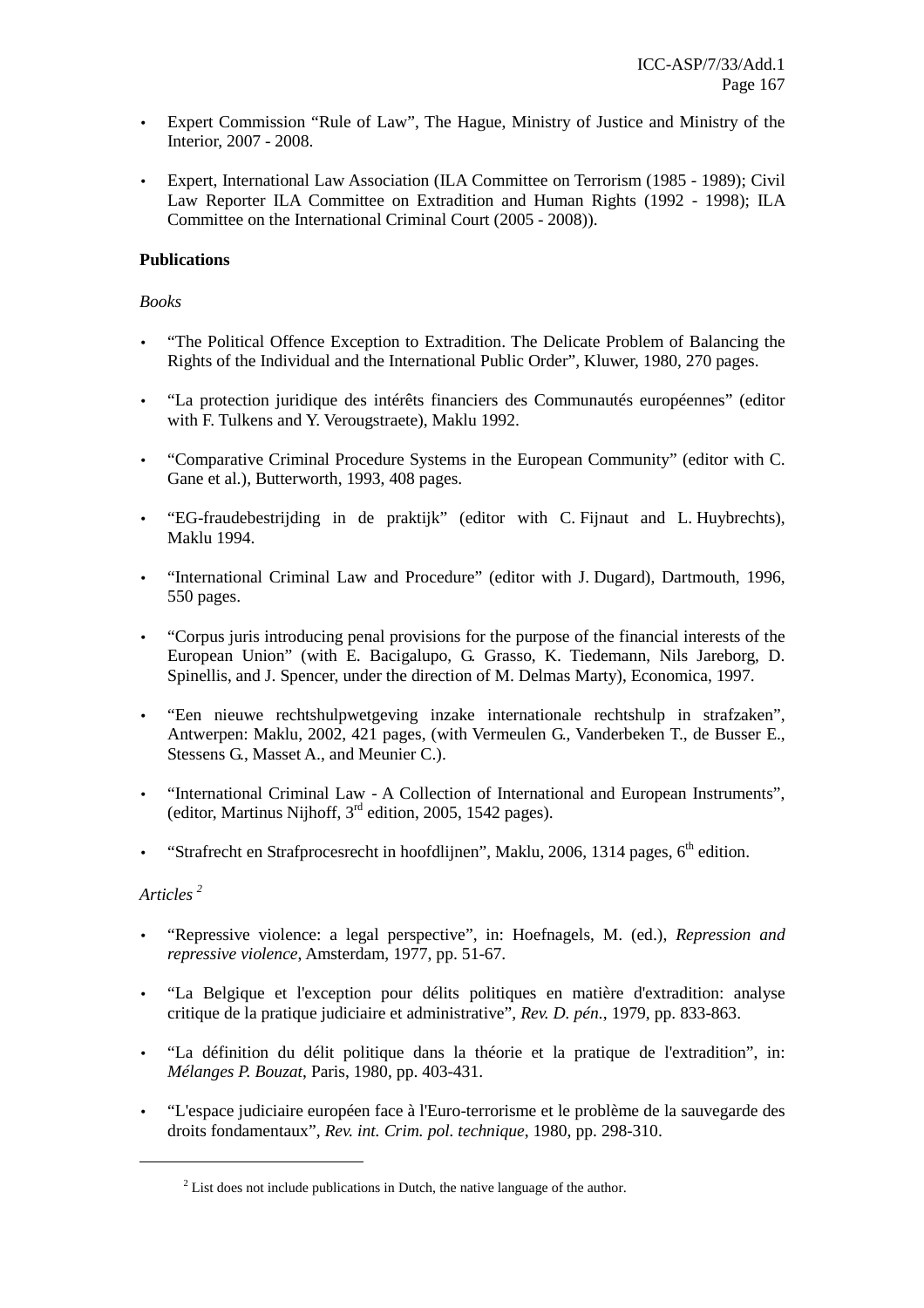- Expert Commission "Rule of Law", The Hague, Ministry of Justice and Ministry of the Interior, 2007 - 2008.

- Expert, International Law Association (ILA Committee on Terrorism (1985 - 1989); Civil Law Reporter ILA Committee on Extradition and Human Rights (1992 - 1998); ILA Committee on the International Criminal Court (2005 - 2008)).

**Publications**

*Books*

- "The Political Offence Exception to Extradition. The Delicate Problem of Balancing the Rights of the Individual and the International Public Order", Kluwer, 1980, 270 pages.

- "La protection juridique des intérêts financiers des Communautés européennes" (editor with F. Tulkens and Y. Verougstraete), Maklu 1992.

- "Comparative Criminal Procedure Systems in the European Community" (editor with C. Gane et al.), Butterworth, 1993, 408 pages.

- "EG-fraudebestrijding in de praktijk" (editor with C. Fijnaut and L. Huybrechts), Maklu 1994.

- "International Criminal Law and Procedure" (editor with J. Dugard), Dartmouth, 1996, 550 pages.

- "Corpus juris introducing penal provisions for the purpose of the financial interests of the European Union" (with E. Bacigalupo, G. Grasso, K. Tiedemann, Nils Jareborg, D. Spinellis, and J. Spencer, under the direction of M. Delmas Marty), Economica, 1997.

- "Een nieuwe rechtshulpwetgeving inzake internationale rechtshulp in strafzaken", Antwerpen: Maklu, 2002, 421 pages, (with Vermeulen G., Vanderbeken T., de Busser E., Stessens G., Masset A., and Meunier C.).

- "International Criminal Law - A Collection of International and European Instruments", (editor, Martinus Nijhoff, 3rd edition, 2005, 1542 pages).

- "Strafrecht en Strafprocesrecht in hoofdlijnen", Maklu, 2006, 1314 pages, 6th edition.

*Articles* [2]

- "Repressive violence: a legal perspective", in: Hoefnagels, M. (ed.), *Repression and repressive violence*, Amsterdam, 1977, pp. 51-67.

- "La Belgique et l'exception pour délits politiques en matière d'extradition: analyse critique de la pratique judiciaire et administrative", *Rev. D. pén.*, 1979, pp. 833-863.

- "La définition du délit politique dans la théorie et la pratique de l'extradition", in: *Mélanges P. Bouzat*, Paris, 1980, pp. 403-431.

- "L'espace judiciaire européen face à l'Euro-terrorisme et le problème de la sauvegarde des droits fondamentaux", *Rev. int. Crim. pol. technique*, 1980, pp. 298-310.

---

[2] List does not include publications in Dutch, the native language of the author.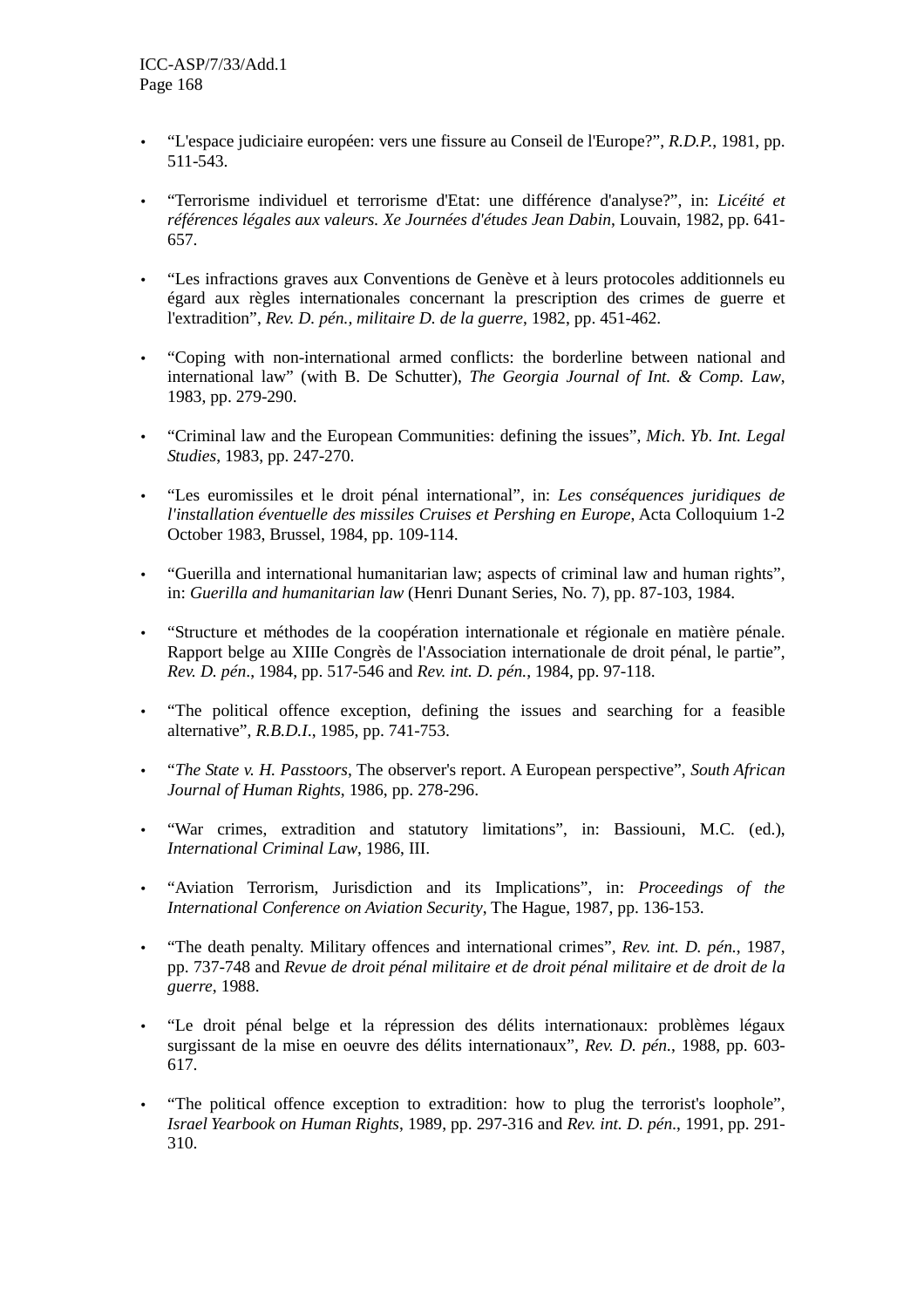- "L'espace judiciaire européen: vers une fissure au Conseil de l'Europe?", *R.D.P.*, 1981, pp. 511-543.

- "Terrorisme individuel et terrorisme d'Etat: une différence d'analyse?", in: *Licéité et références légales aux valeurs. Xe Journées d'études Jean Dabin*, Louvain, 1982, pp. 641-657.

- "Les infractions graves aux Conventions de Genève et à leurs protocoles additionnels eu égard aux règles internationales concernant la prescription des crimes de guerre et l'extradition", *Rev. D. pén., militaire D. de la guerre*, 1982, pp. 451-462.

- "Coping with non-international armed conflicts: the borderline between national and international law" (with B. De Schutter), *The Georgia Journal of Int. & Comp. Law*, 1983, pp. 279-290.

- "Criminal law and the European Communities: defining the issues", *Mich. Yb. Int. Legal Studies*, 1983, pp. 247-270.

- "Les euromissiles et le droit pénal international", in: *Les conséquences juridiques de l'installation éventuelle des missiles Cruises et Pershing en Europe*, Acta Colloquium 1-2 October 1983, Brussel, 1984, pp. 109-114.

- "Guerilla and international humanitarian law; aspects of criminal law and human rights", in: *Guerilla and humanitarian law* (Henri Dunant Series, No. 7), pp. 87-103, 1984.

- "Structure et méthodes de la coopération internationale et régionale en matière pénale. Rapport belge au XIIIe Congrès de l'Association internationale de droit pénal, le partie", *Rev. D. pén.*, 1984, pp. 517-546 and *Rev. int. D. pén.*, 1984, pp. 97-118.

- "The political offence exception, defining the issues and searching for a feasible alternative", *R.B.D.I.*, 1985, pp. 741-753.

- "*The State v. H. Passtoors*, The observer's report. A European perspective", *South African Journal of Human Rights*, 1986, pp. 278-296.

- "War crimes, extradition and statutory limitations", in: Bassiouni, M.C. (ed.), *International Criminal Law*, 1986, III.

- "Aviation Terrorism, Jurisdiction and its Implications", in: *Proceedings of the International Conference on Aviation Security*, The Hague, 1987, pp. 136-153.

- "The death penalty. Military offences and international crimes", *Rev. int. D. pén.*, 1987, pp. 737-748 and *Revue de droit pénal militaire et de droit pénal militaire et de droit de la guerre*, 1988.

- "Le droit pénal belge et la répression des délits internationaux: problèmes légaux surgissant de la mise en oeuvre des délits internationaux", *Rev. D. pén.*, 1988, pp. 603-617.

- "The political offence exception to extradition: how to plug the terrorist's loophole", *Israel Yearbook on Human Rights*, 1989, pp. 297-316 and *Rev. int. D. pén.*, 1991, pp. 291-310.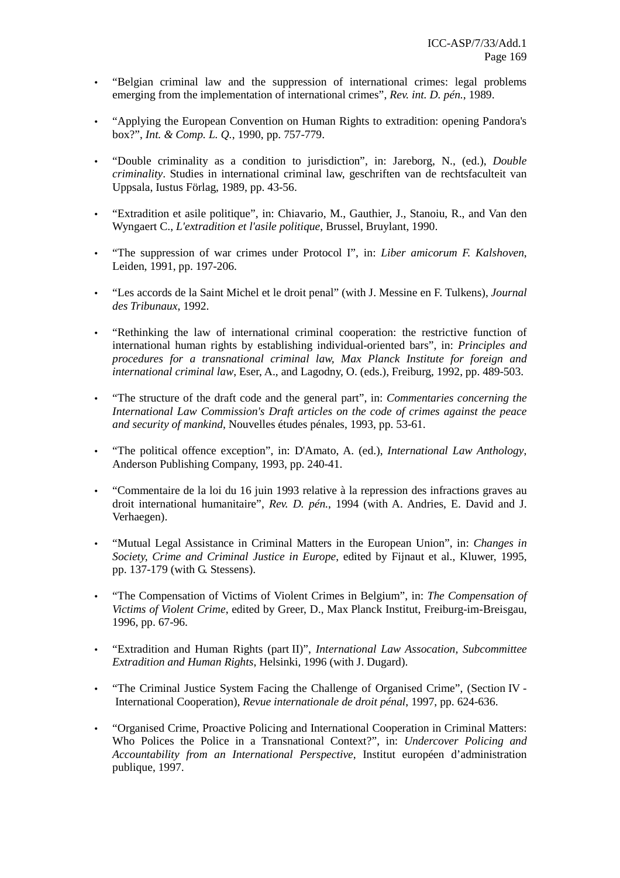- "Belgian criminal law and the suppression of international crimes: legal problems emerging from the implementation of international crimes", *Rev. int. D. pén.*, 1989.

- "Applying the European Convention on Human Rights to extradition: opening Pandora's box?", *Int. & Comp. L. Q.*, 1990, pp. 757-779.

- "Double criminality as a condition to jurisdiction", in: Jareborg, N., (ed.), *Double criminality*. Studies in international criminal law, geschriften van de rechtsfaculteit van Uppsala, Iustus Förlag, 1989, pp. 43-56.

- "Extradition et asile politique", in: Chiavario, M., Gauthier, J., Stanoiu, R., and Van den Wyngaert C., *L'extradition et l'asile politique*, Brussel, Bruylant, 1990.

- "The suppression of war crimes under Protocol I", in: *Liber amicorum F. Kalshoven*, Leiden, 1991, pp. 197-206.

- "Les accords de la Saint Michel et le droit penal" (with J. Messine en F. Tulkens), *Journal des Tribunaux*, 1992.

- "Rethinking the law of international criminal cooperation: the restrictive function of international human rights by establishing individual-oriented bars", in: *Principles and procedures for a transnational criminal law, Max Planck Institute for foreign and international criminal law*, Eser, A., and Lagodny, O. (eds.), Freiburg, 1992, pp. 489-503.

- "The structure of the draft code and the general part", in: *Commentaries concerning the International Law Commission's Draft articles on the code of crimes against the peace and security of mankind*, Nouvelles études pénales, 1993, pp. 53-61.

- "The political offence exception", in: D'Amato, A. (ed.), *International Law Anthology*, Anderson Publishing Company, 1993, pp. 240-41.

- "Commentaire de la loi du 16 juin 1993 relative à la repression des infractions graves au droit international humanitaire", *Rev. D. pén.*, 1994 (with A. Andries, E. David and J. Verhaegen).

- "Mutual Legal Assistance in Criminal Matters in the European Union", in: *Changes in Society, Crime and Criminal Justice in Europe*, edited by Fijnaut et al., Kluwer, 1995, pp. 137-179 (with G. Stessens).

- "The Compensation of Victims of Violent Crimes in Belgium", in: *The Compensation of Victims of Violent Crime*, edited by Greer, D., Max Planck Institut, Freiburg-im-Breisgau, 1996, pp. 67-96.

- "Extradition and Human Rights (part II)", *International Law Assocation, Subcommittee Extradition and Human Rights*, Helsinki, 1996 (with J. Dugard).

- "The Criminal Justice System Facing the Challenge of Organised Crime", (Section IV - International Cooperation), *Revue internationale de droit pénal*, 1997, pp. 624-636.

- "Organised Crime, Proactive Policing and International Cooperation in Criminal Matters: Who Polices the Police in a Transnational Context?", in: *Undercover Policing and Accountability from an International Perspective*, Institut européen d'administration publique, 1997.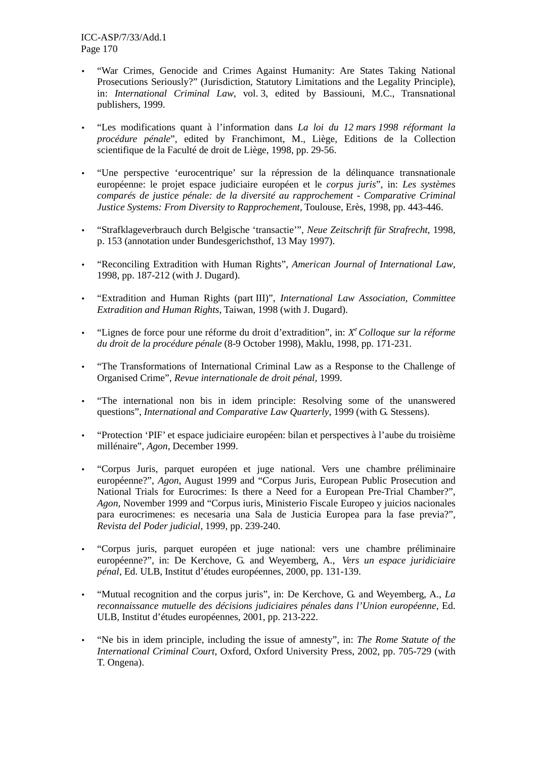- “War Crimes, Genocide and Crimes Against Humanity: Are States Taking National Prosecutions Seriously?” (Jurisdiction, Statutory Limitations and the Legality Principle), in: *International Criminal Law*, vol. 3, edited by Bassiouni, M.C., Transnational publishers, 1999.

- “Les modifications quant à l’information dans *La loi du 12 mars 1998 réformant la procédure pénale*”, edited by Franchimont, M., Liège, Editions de la Collection scientifique de la Faculté de droit de Liège, 1998, pp. 29-56.

- “Une perspective ‘eurocentrique’ sur la répression de la délinquance transnationale européenne: le projet espace judiciaire européen et le *corpus juris*”, in: *Les systèmes comparés de justice pénale: de la diversité au rapprochement - Comparative Criminal Justice Systems: From Diversity to Rapprochement*, Toulouse, Erès, 1998, pp. 443-446.

- “Strafklageverbrauch durch Belgische ‘transactie’”, *Neue Zeitschrift für Strafrecht*, 1998, p. 153 (annotation under Bundesgerichsthof, 13 May 1997).

- “Reconciling Extradition with Human Rights”, *American Journal of International Law*, 1998, pp. 187-212 (with J. Dugard).

- “Extradition and Human Rights (part III)”, *International Law Association, Committee Extradition and Human Rights*, Taiwan, 1998 (with J. Dugard).

- “Lignes de force pour une réforme du droit d’extradition”, in: *X[e] Colloque sur la réforme du droit de la procédure pénale* (8-9 October 1998), Maklu, 1998, pp. 171-231.

- “The Transformations of International Criminal Law as a Response to the Challenge of Organised Crime”, *Revue internationale de droit pénal*, 1999.

- “The international non bis in idem principle: Resolving some of the unanswered questions”, *International and Comparative Law Quarterly*, 1999 (with G. Stessens).

- “Protection ‘PIF’ et espace judiciaire européen: bilan et perspectives à l’aube du troisième millénaire”, *Agon*, December 1999.

- “Corpus Juris, parquet européen et juge national. Vers une chambre préliminaire européenne?”, *Agon*, August 1999 and “Corpus Juris, European Public Prosecution and National Trials for Eurocrimes: Is there a Need for a European Pre-Trial Chamber?”, *Agon,* November 1999 and “Corpus iuris, Ministerio Fiscale Europeo y juicios nacionales para eurocrimenes: es necesaria una Sala de Justicia Europea para la fase previa?”, *Revista del Poder judicial*, 1999, pp. 239-240.

- “Corpus juris, parquet européen et juge national: vers une chambre préliminaire européenne?”, in: De Kerchove, G. and Weyemberg, A., *Vers un espace juridiciaire pénal*, Ed. ULB, Institut d’études européennes, 2000, pp. 131-139.

- “Mutual recognition and the corpus juris”, in: De Kerchove, G. and Weyemberg, A., *La reconnaissance mutuelle des décisions judiciaires pénales dans l’Union européenne*, Ed. ULB, Institut d’études européennes, 2001, pp. 213-222.

- “Ne bis in idem principle, including the issue of amnesty”, in: *The Rome Statute of the International Criminal Court*, Oxford, Oxford University Press, 2002, pp. 705-729 (with T. Ongena).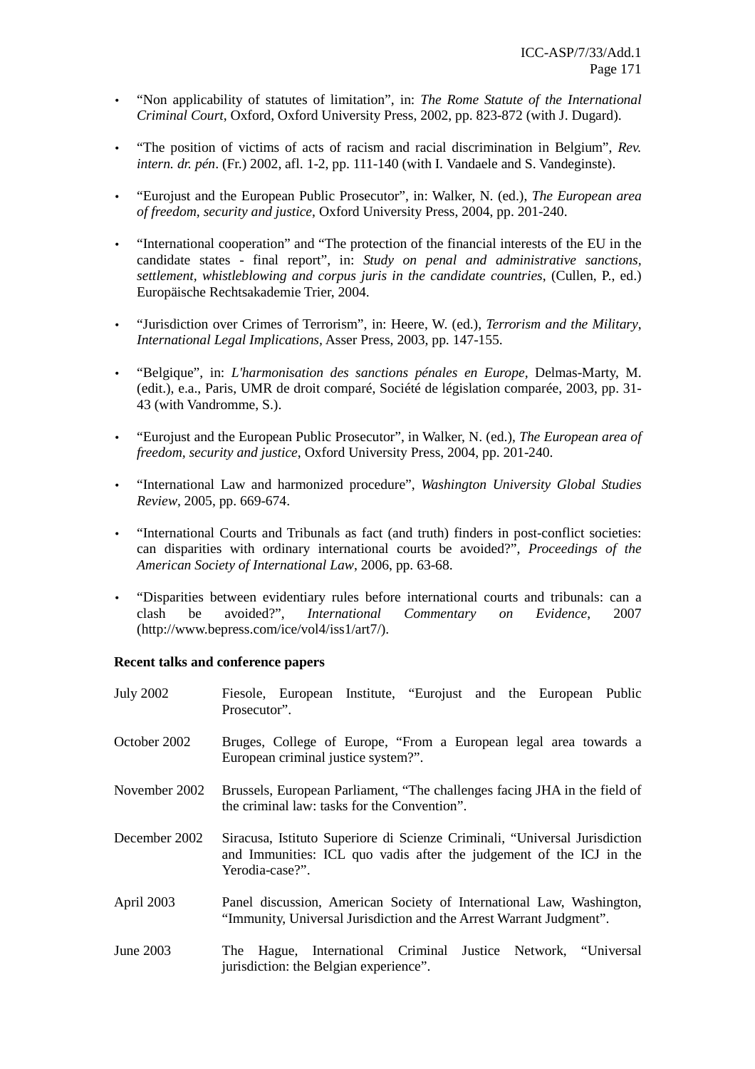- "Non applicability of statutes of limitation", in: *The Rome Statute of the International Criminal Court*, Oxford, Oxford University Press, 2002, pp. 823-872 (with J. Dugard).

- "The position of victims of acts of racism and racial discrimination in Belgium", *Rev. intern. dr. pén*. (Fr.) 2002, afl. 1-2, pp. 111-140 (with I. Vandaele and S. Vandeginste).

- "Eurojust and the European Public Prosecutor", in: Walker, N. (ed.), *The European area of freedom, security and justice*, Oxford University Press, 2004, pp. 201-240.

- "International cooperation" and "The protection of the financial interests of the EU in the candidate states - final report", in: *Study on penal and administrative sanctions, settlement, whistleblowing and corpus juris in the candidate countries*, (Cullen, P., ed.) Europäische Rechtsakademie Trier, 2004.

- "Jurisdiction over Crimes of Terrorism", in: Heere, W. (ed.), *Terrorism and the Military, International Legal Implications*, Asser Press, 2003, pp. 147-155.

- "Belgique", in: *L'harmonisation des sanctions pénales en Europe*, Delmas-Marty, M. (edit.), e.a., Paris, UMR de droit comparé, Société de législation comparée, 2003, pp. 31-43 (with Vandromme, S.).

- "Eurojust and the European Public Prosecutor", in Walker, N. (ed.), *The European area of freedom, security and justice*, Oxford University Press, 2004, pp. 201-240.

- "International Law and harmonized procedure", *Washington University Global Studies Review*, 2005, pp. 669-674.

- "International Courts and Tribunals as fact (and truth) finders in post-conflict societies: can disparities with ordinary international courts be avoided?", *Proceedings of the American Society of International Law*, 2006, pp. 63-68.

- "Disparities between evidentiary rules before international courts and tribunals: can a clash be avoided?", *International Commentary on Evidence*, 2007 (http://www.bepress.com/ice/vol4/iss1/art7/).

**Recent talks and conference papers**

| | |
|---|---|
| July 2002 | Fiesole, European Institute, "Eurojust and the European Public Prosecutor". |
| October 2002 | Bruges, College of Europe, "From a European legal area towards a European criminal justice system?". |
| November 2002 | Brussels, European Parliament, "The challenges facing JHA in the field of the criminal law: tasks for the Convention". |
| December 2002 | Siracusa, Istituto Superiore di Scienze Criminali, "Universal Jurisdiction and Immunities: ICL quo vadis after the judgement of the ICJ in the Yerodia-case?". |
| April 2003 | Panel discussion, American Society of International Law, Washington, "Immunity, Universal Jurisdiction and the Arrest Warrant Judgment". |
| June 2003 | The Hague, International Criminal Justice Network, "Universal jurisdiction: the Belgian experience". |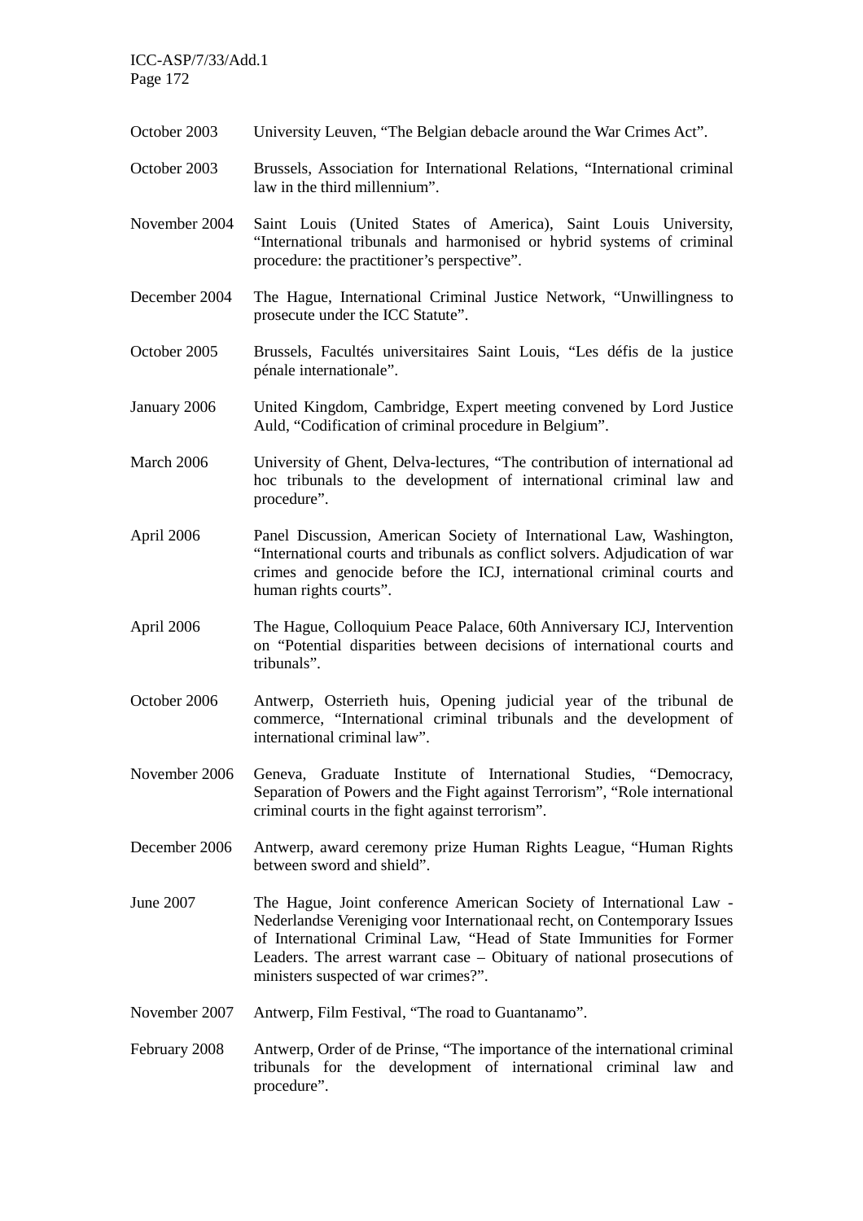| | |
|---|---|
| October 2003 | University Leuven, “The Belgian debacle around the War Crimes Act”. |
| October 2003 | Brussels, Association for International Relations, “International criminal law in the third millennium”. |
| November 2004 | Saint Louis (United States of America), Saint Louis University, “International tribunals and harmonised or hybrid systems of criminal procedure: the practitioner’s perspective”. |
| December 2004 | The Hague, International Criminal Justice Network, “Unwillingness to prosecute under the ICC Statute”. |
| October 2005 | Brussels, Facultés universitaires Saint Louis, “Les défis de la justice pénale internationale”. |
| January 2006 | United Kingdom, Cambridge, Expert meeting convened by Lord Justice Auld, “Codification of criminal procedure in Belgium”. |
| March 2006 | University of Ghent, Delva-lectures, “The contribution of international ad hoc tribunals to the development of international criminal law and procedure”. |
| April 2006 | Panel Discussion, American Society of International Law, Washington, “International courts and tribunals as conflict solvers. Adjudication of war crimes and genocide before the ICJ, international criminal courts and human rights courts”. |
| April 2006 | The Hague, Colloquium Peace Palace, 60th Anniversary ICJ, Intervention on “Potential disparities between decisions of international courts and tribunals”. |
| October 2006 | Antwerp, Osterrieth huis, Opening judicial year of the tribunal de commerce, “International criminal tribunals and the development of international criminal law”. |
| November 2006 | Geneva, Graduate Institute of International Studies, “Democracy, Separation of Powers and the Fight against Terrorism”, “Role international criminal courts in the fight against terrorism”. |
| December 2006 | Antwerp, award ceremony prize Human Rights League, “Human Rights between sword and shield”. |
| June 2007 | The Hague, Joint conference American Society of International Law - Nederlandse Vereniging voor Internationaal recht, on Contemporary Issues of International Criminal Law, “Head of State Immunities for Former Leaders. The arrest warrant case – Obituary of national prosecutions of ministers suspected of war crimes?”. |
| November 2007 | Antwerp, Film Festival, “The road to Guantanamo”. |
| February 2008 | Antwerp, Order of de Prinse, “The importance of the international criminal tribunals for the development of international criminal law and procedure”. |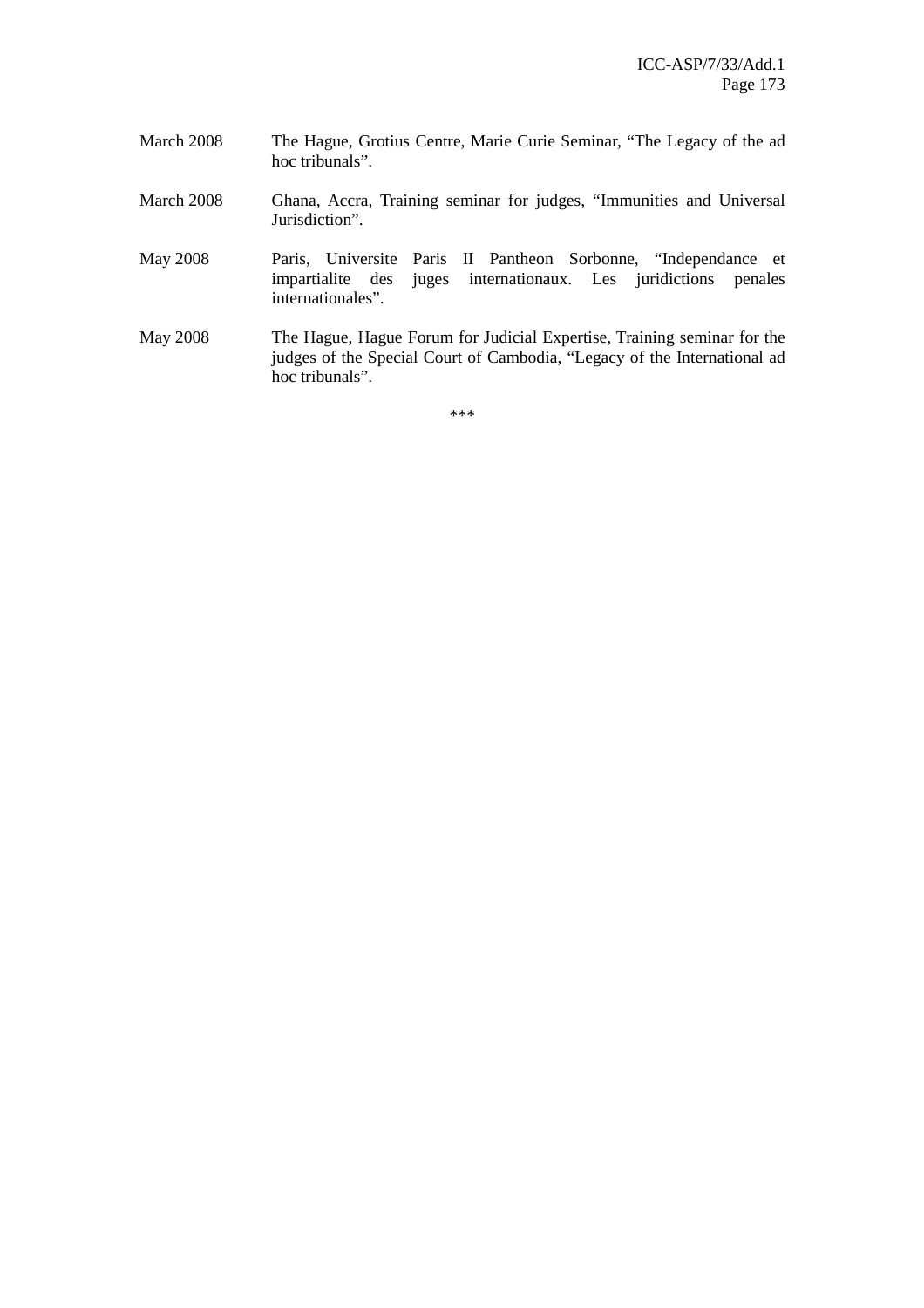| | |
|---|---|
| March 2008 | The Hague, Grotius Centre, Marie Curie Seminar, "The Legacy of the ad hoc tribunals". |
| March 2008 | Ghana, Accra, Training seminar for judges, "Immunities and Universal Jurisdiction". |
| May 2008 | Paris, Universite Paris II Pantheon Sorbonne, "Independance et impartialite des juges internationaux. Les juridictions penales internationales". |
| May 2008 | The Hague, Hague Forum for Judicial Expertise, Training seminar for the judges of the Special Court of Cambodia, "Legacy of the International ad hoc tribunals". |

***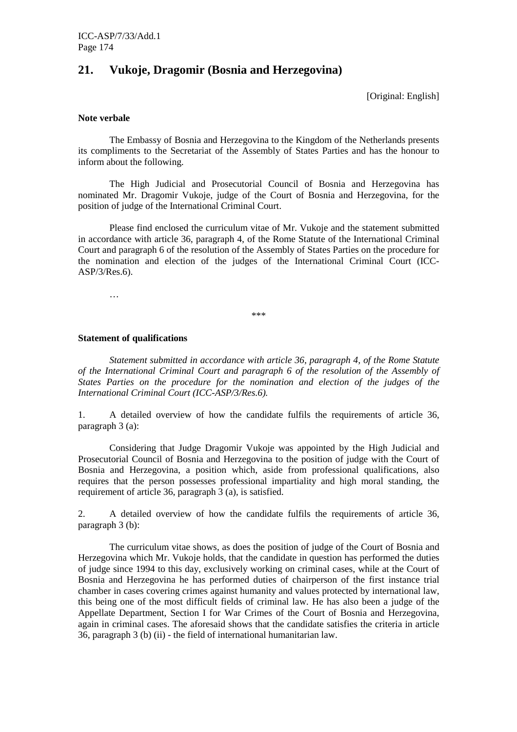## 21. Vukoje, Dragomir (Bosnia and Herzegovina)

[Original: English]

**Note verbale**

The Embassy of Bosnia and Herzegovina to the Kingdom of the Netherlands presents its compliments to the Secretariat of the Assembly of States Parties and has the honour to inform about the following.

The High Judicial and Prosecutorial Council of Bosnia and Herzegovina has nominated Mr. Dragomir Vukoje, judge of the Court of Bosnia and Herzegovina, for the position of judge of the International Criminal Court.

Please find enclosed the curriculum vitae of Mr. Vukoje and the statement submitted in accordance with article 36, paragraph 4, of the Rome Statute of the International Criminal Court and paragraph 6 of the resolution of the Assembly of States Parties on the procedure for the nomination and election of the judges of the International Criminal Court (ICC-ASP/3/Res.6).

…

\*\*\*

**Statement of qualifications**

*Statement submitted in accordance with article 36, paragraph 4, of the Rome Statute of the International Criminal Court and paragraph 6 of the resolution of the Assembly of States Parties on the procedure for the nomination and election of the judges of the International Criminal Court (ICC-ASP/3/Res.6).*

1. A detailed overview of how the candidate fulfils the requirements of article 36, paragraph 3 (a):

Considering that Judge Dragomir Vukoje was appointed by the High Judicial and Prosecutorial Council of Bosnia and Herzegovina to the position of judge with the Court of Bosnia and Herzegovina, a position which, aside from professional qualifications, also requires that the person possesses professional impartiality and high moral standing, the requirement of article 36, paragraph 3 (a), is satisfied.

2. A detailed overview of how the candidate fulfils the requirements of article 36, paragraph 3 (b):

The curriculum vitae shows, as does the position of judge of the Court of Bosnia and Herzegovina which Mr. Vukoje holds, that the candidate in question has performed the duties of judge since 1994 to this day, exclusively working on criminal cases, while at the Court of Bosnia and Herzegovina he has performed duties of chairperson of the first instance trial chamber in cases covering crimes against humanity and values protected by international law, this being one of the most difficult fields of criminal law. He has also been a judge of the Appellate Department, Section I for War Crimes of the Court of Bosnia and Herzegovina, again in criminal cases. The aforesaid shows that the candidate satisfies the criteria in article 36, paragraph 3 (b) (ii) - the field of international humanitarian law.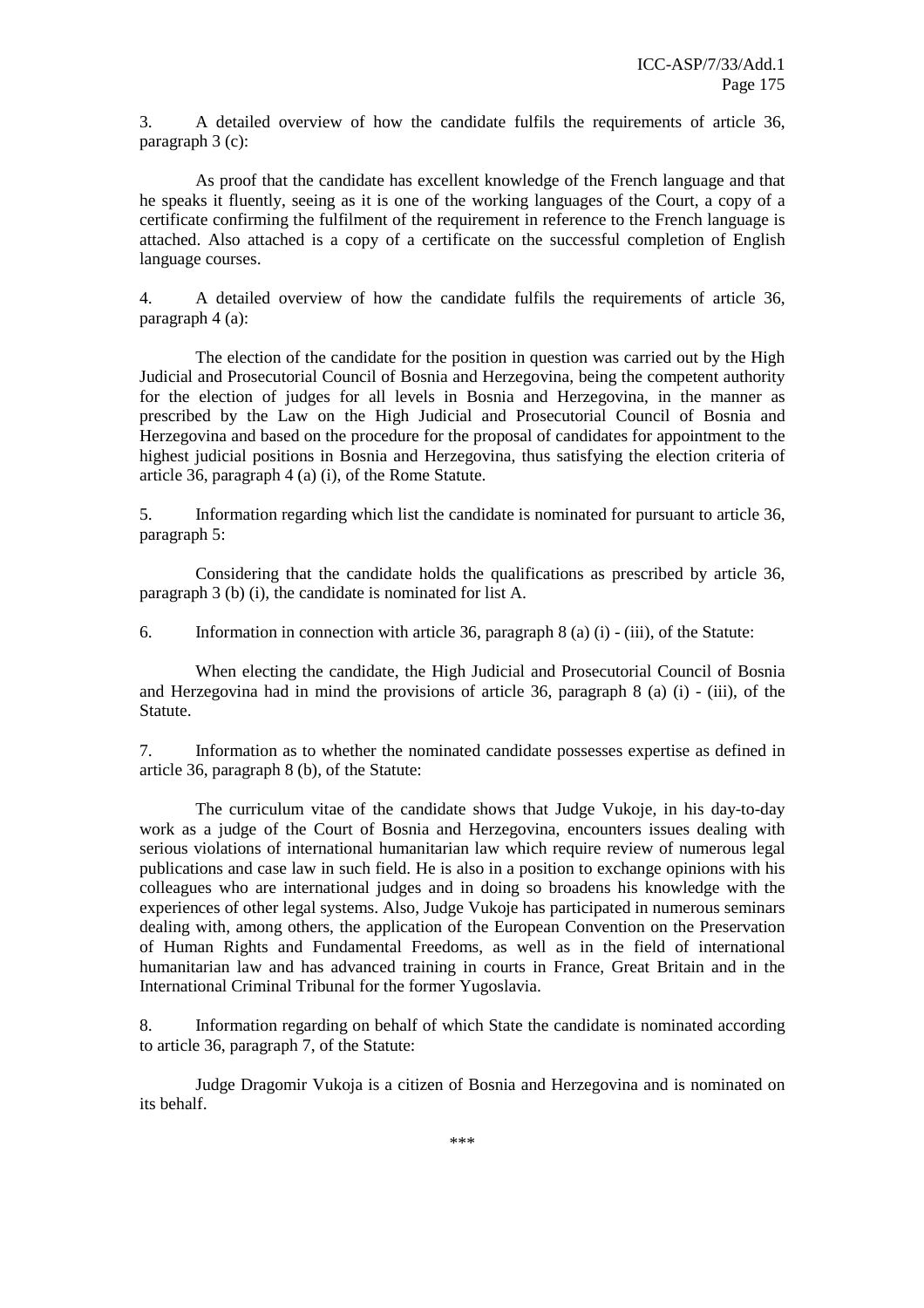3. A detailed overview of how the candidate fulfils the requirements of article 36, paragraph 3 (c):

As proof that the candidate has excellent knowledge of the French language and that he speaks it fluently, seeing as it is one of the working languages of the Court, a copy of a certificate confirming the fulfilment of the requirement in reference to the French language is attached. Also attached is a copy of a certificate on the successful completion of English language courses.

4. A detailed overview of how the candidate fulfils the requirements of article 36, paragraph 4 (a):

The election of the candidate for the position in question was carried out by the High Judicial and Prosecutorial Council of Bosnia and Herzegovina, being the competent authority for the election of judges for all levels in Bosnia and Herzegovina, in the manner as prescribed by the Law on the High Judicial and Prosecutorial Council of Bosnia and Herzegovina and based on the procedure for the proposal of candidates for appointment to the highest judicial positions in Bosnia and Herzegovina, thus satisfying the election criteria of article 36, paragraph 4 (a) (i), of the Rome Statute.

5. Information regarding which list the candidate is nominated for pursuant to article 36, paragraph 5:

Considering that the candidate holds the qualifications as prescribed by article 36, paragraph 3 (b) (i), the candidate is nominated for list A.

6. Information in connection with article 36, paragraph 8 (a) (i) - (iii), of the Statute:

When electing the candidate, the High Judicial and Prosecutorial Council of Bosnia and Herzegovina had in mind the provisions of article 36, paragraph 8 (a) (i) - (iii), of the Statute.

7. Information as to whether the nominated candidate possesses expertise as defined in article 36, paragraph 8 (b), of the Statute:

The curriculum vitae of the candidate shows that Judge Vukoje, in his day-to-day work as a judge of the Court of Bosnia and Herzegovina, encounters issues dealing with serious violations of international humanitarian law which require review of numerous legal publications and case law in such field. He is also in a position to exchange opinions with his colleagues who are international judges and in doing so broadens his knowledge with the experiences of other legal systems. Also, Judge Vukoje has participated in numerous seminars dealing with, among others, the application of the European Convention on the Preservation of Human Rights and Fundamental Freedoms, as well as in the field of international humanitarian law and has advanced training in courts in France, Great Britain and in the International Criminal Tribunal for the former Yugoslavia.

8. Information regarding on behalf of which State the candidate is nominated according to article 36, paragraph 7, of the Statute:

Judge Dragomir Vukoja is a citizen of Bosnia and Herzegovina and is nominated on its behalf.

***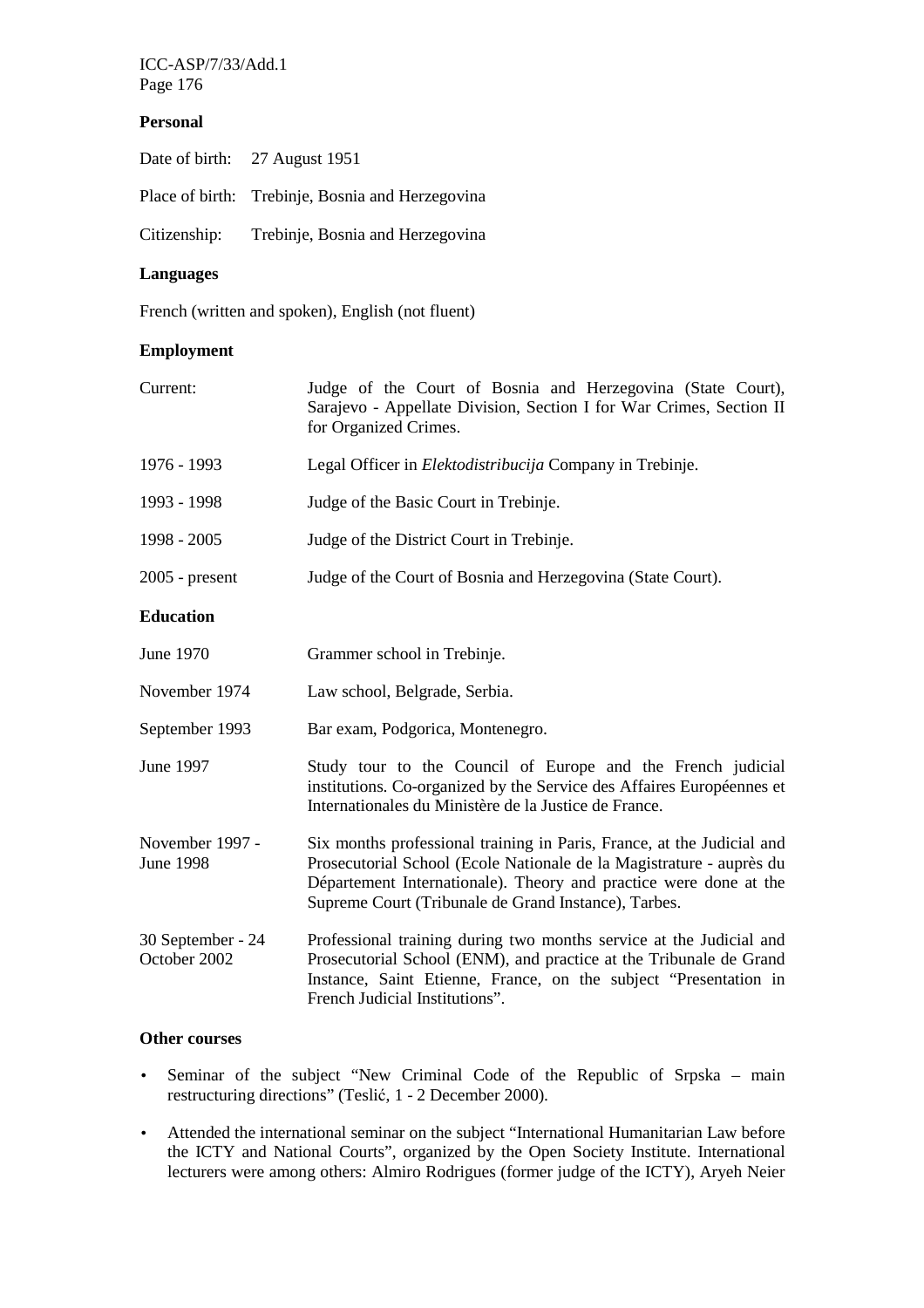### Personal

Date of birth: 27 August 1951

Place of birth: Trebinje, Bosnia and Herzegovina

Citizenship: Trebinje, Bosnia and Herzegovina

### Languages

French (written and spoken), English (not fluent)

### Employment

| | |
|---|---|
| Current: | Judge of the Court of Bosnia and Herzegovina (State Court), Sarajevo - Appellate Division, Section I for War Crimes, Section II for Organized Crimes. |
| 1976 - 1993 | Legal Officer in *Elektodistribucija* Company in Trebinje. |
| 1993 - 1998 | Judge of the Basic Court in Trebinje. |
| 1998 - 2005 | Judge of the District Court in Trebinje. |
| 2005 - present | Judge of the Court of Bosnia and Herzegovina (State Court). |

### Education

| | |
|---|---|
| June 1970 | Grammer school in Trebinje. |
| November 1974 | Law school, Belgrade, Serbia. |
| September 1993 | Bar exam, Podgorica, Montenegro. |
| June 1997 | Study tour to the Council of Europe and the French judicial institutions. Co-organized by the Service des Affaires Européennes et Internationales du Ministère de la Justice de France. |
| November 1997 - June 1998 | Six months professional training in Paris, France, at the Judicial and Prosecutorial School (Ecole Nationale de la Magistrature - auprès du Département Internationale). Theory and practice were done at the Supreme Court (Tribunale de Grand Instance), Tarbes. |
| 30 September - 24 October 2002 | Professional training during two months service at the Judicial and Prosecutorial School (ENM), and practice at the Tribunale de Grand Instance, Saint Etienne, France, on the subject "Presentation in French Judicial Institutions". |

### Other courses

- Seminar of the subject "New Criminal Code of the Republic of Srpska – main restructuring directions" (Teslić, 1 - 2 December 2000).
- Attended the international seminar on the subject "International Humanitarian Law before the ICTY and National Courts", organized by the Open Society Institute. International lecturers were among others: Almiro Rodrigues (former judge of the ICTY), Aryeh Neier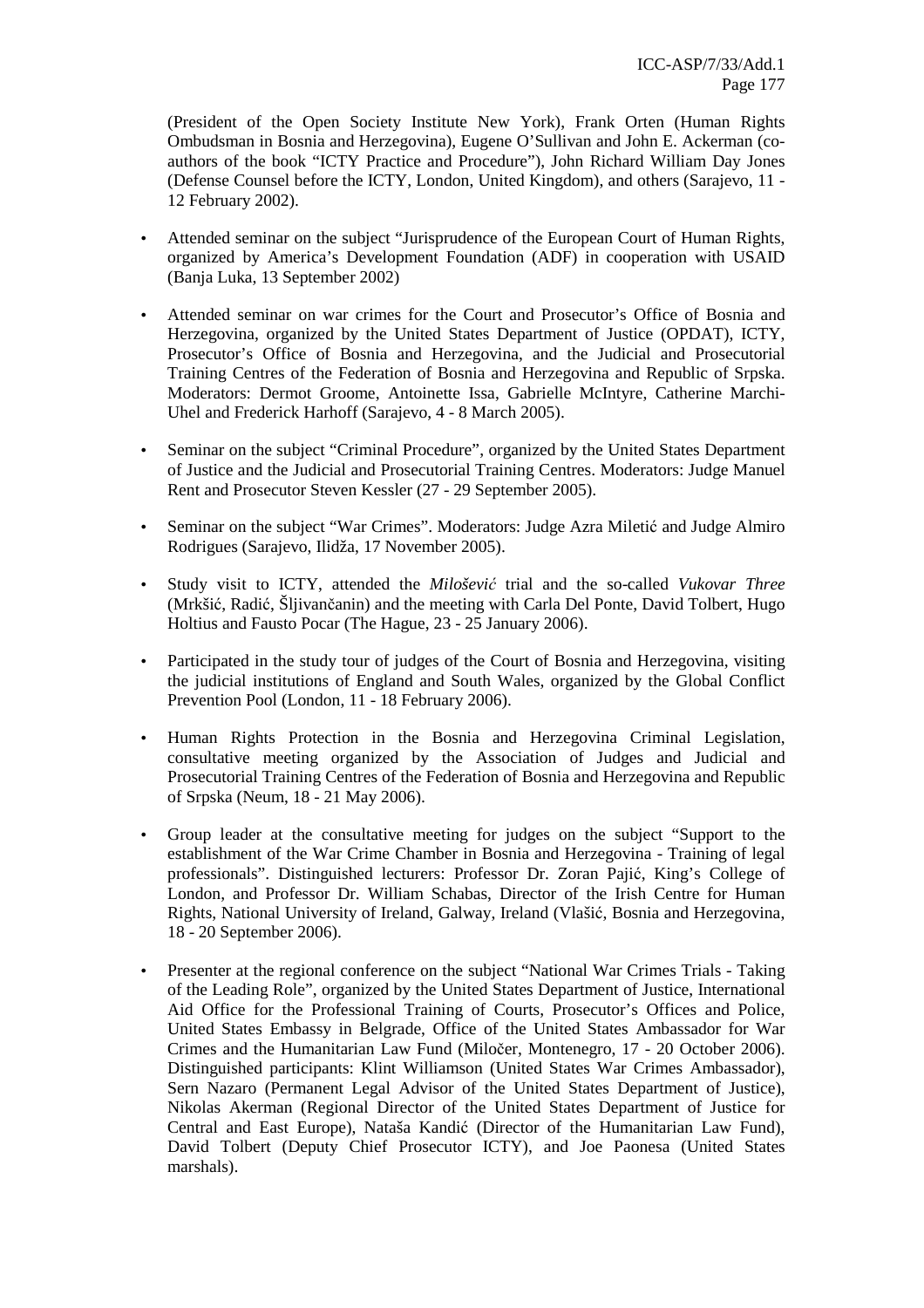(President of the Open Society Institute New York), Frank Orten (Human Rights Ombudsman in Bosnia and Herzegovina), Eugene O'Sullivan and John E. Ackerman (co-authors of the book "ICTY Practice and Procedure"), John Richard William Day Jones (Defense Counsel before the ICTY, London, United Kingdom), and others (Sarajevo, 11 - 12 February 2002).

- Attended seminar on the subject "Jurisprudence of the European Court of Human Rights, organized by America's Development Foundation (ADF) in cooperation with USAID (Banja Luka, 13 September 2002)

- Attended seminar on war crimes for the Court and Prosecutor's Office of Bosnia and Herzegovina, organized by the United States Department of Justice (OPDAT), ICTY, Prosecutor's Office of Bosnia and Herzegovina, and the Judicial and Prosecutorial Training Centres of the Federation of Bosnia and Herzegovina and Republic of Srpska. Moderators: Dermot Groome, Antoinette Issa, Gabrielle McIntyre, Catherine Marchi-Uhel and Frederick Harhoff (Sarajevo, 4 - 8 March 2005).

- Seminar on the subject "Criminal Procedure", organized by the United States Department of Justice and the Judicial and Prosecutorial Training Centres. Moderators: Judge Manuel Rent and Prosecutor Steven Kessler (27 - 29 September 2005).

- Seminar on the subject "War Crimes". Moderators: Judge Azra Miletić and Judge Almiro Rodrigues (Sarajevo, Ilidža, 17 November 2005).

- Study visit to ICTY, attended the *Milošević* trial and the so-called *Vukovar Three* (Mrkšić, Radić, Šljivančanin) and the meeting with Carla Del Ponte, David Tolbert, Hugo Holtius and Fausto Pocar (The Hague, 23 - 25 January 2006).

- Participated in the study tour of judges of the Court of Bosnia and Herzegovina, visiting the judicial institutions of England and South Wales, organized by the Global Conflict Prevention Pool (London, 11 - 18 February 2006).

- Human Rights Protection in the Bosnia and Herzegovina Criminal Legislation, consultative meeting organized by the Association of Judges and Judicial and Prosecutorial Training Centres of the Federation of Bosnia and Herzegovina and Republic of Srpska (Neum, 18 - 21 May 2006).

- Group leader at the consultative meeting for judges on the subject "Support to the establishment of the War Crime Chamber in Bosnia and Herzegovina - Training of legal professionals". Distinguished lecturers: Professor Dr. Zoran Pajić, King's College of London, and Professor Dr. William Schabas, Director of the Irish Centre for Human Rights, National University of Ireland, Galway, Ireland (Vlašić, Bosnia and Herzegovina, 18 - 20 September 2006).

- Presenter at the regional conference on the subject "National War Crimes Trials - Taking of the Leading Role", organized by the United States Department of Justice, International Aid Office for the Professional Training of Courts, Prosecutor's Offices and Police, United States Embassy in Belgrade, Office of the United States Ambassador for War Crimes and the Humanitarian Law Fund (Miločer, Montenegro, 17 - 20 October 2006). Distinguished participants: Klint Williamson (United States War Crimes Ambassador), Sern Nazaro (Permanent Legal Advisor of the United States Department of Justice), Nikolas Akerman (Regional Director of the United States Department of Justice for Central and East Europe), Nataša Kandić (Director of the Humanitarian Law Fund), David Tolbert (Deputy Chief Prosecutor ICTY), and Joe Paonesa (United States marshals).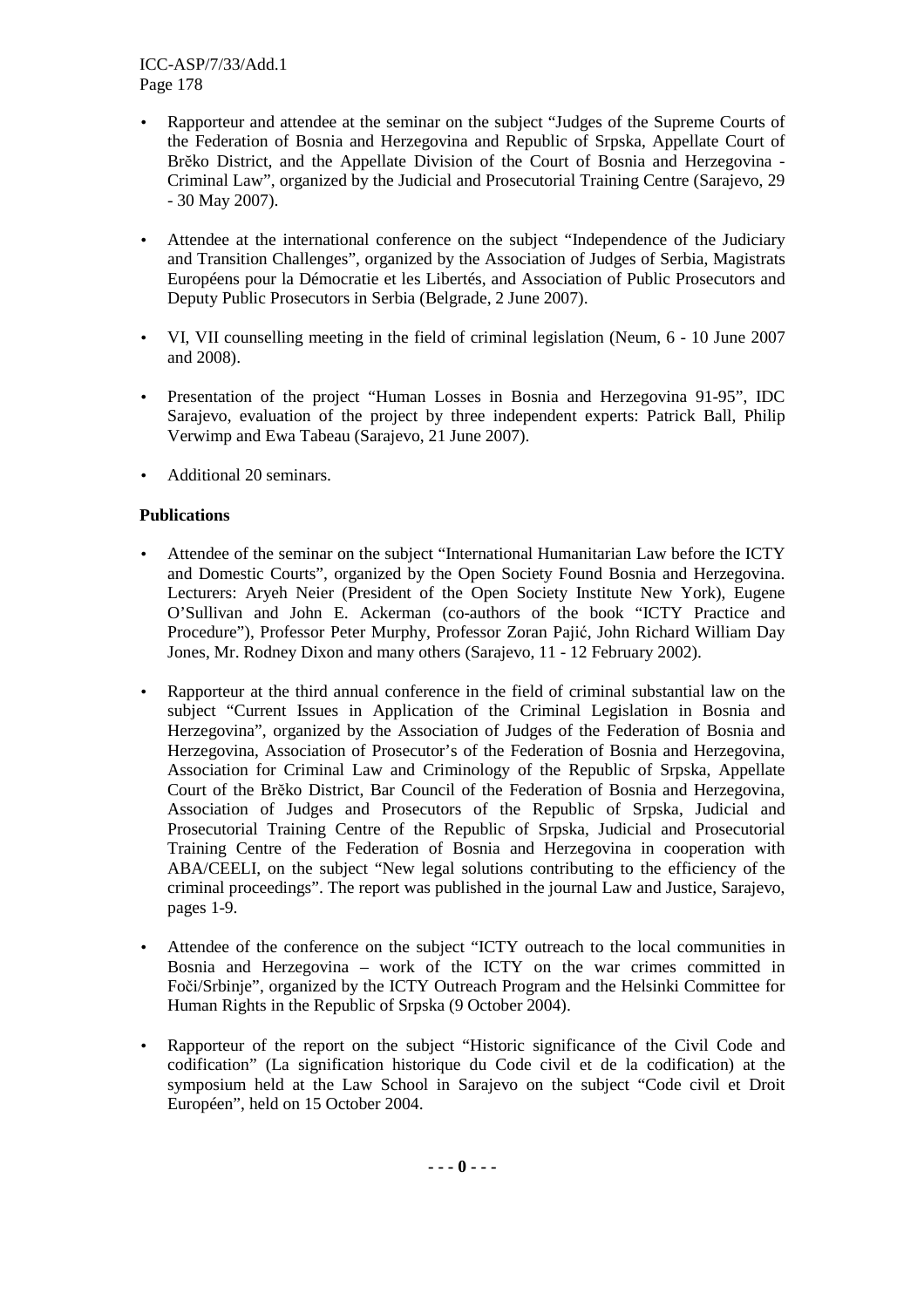- Rapporteur and attendee at the seminar on the subject "Judges of the Supreme Courts of the Federation of Bosnia and Herzegovina and Republic of Srpska, Appellate Court of Brčko District, and the Appellate Division of the Court of Bosnia and Herzegovina - Criminal Law", organized by the Judicial and Prosecutorial Training Centre (Sarajevo, 29 - 30 May 2007).

- Attendee at the international conference on the subject "Independence of the Judiciary and Transition Challenges", organized by the Association of Judges of Serbia, Magistrats Européens pour la Démocratie et les Libertés, and Association of Public Prosecutors and Deputy Public Prosecutors in Serbia (Belgrade, 2 June 2007).

- VI, VII counselling meeting in the field of criminal legislation (Neum, 6 - 10 June 2007 and 2008).

- Presentation of the project "Human Losses in Bosnia and Herzegovina 91-95", IDC Sarajevo, evaluation of the project by three independent experts: Patrick Ball, Philip Verwimp and Ewa Tabeau (Sarajevo, 21 June 2007).

- Additional 20 seminars.

**Publications**

- Attendee of the seminar on the subject "International Humanitarian Law before the ICTY and Domestic Courts", organized by the Open Society Found Bosnia and Herzegovina. Lecturers: Aryeh Neier (President of the Open Society Institute New York), Eugene O'Sullivan and John E. Ackerman (co-authors of the book "ICTY Practice and Procedure"), Professor Peter Murphy, Professor Zoran Pajić, John Richard William Day Jones, Mr. Rodney Dixon and many others (Sarajevo, 11 - 12 February 2002).

- Rapporteur at the third annual conference in the field of criminal substantial law on the subject "Current Issues in Application of the Criminal Legislation in Bosnia and Herzegovina", organized by the Association of Judges of the Federation of Bosnia and Herzegovina, Association of Prosecutor's of the Federation of Bosnia and Herzegovina, Association for Criminal Law and Criminology of the Republic of Srpska, Appellate Court of the Brčko District, Bar Council of the Federation of Bosnia and Herzegovina, Association of Judges and Prosecutors of the Republic of Srpska, Judicial and Prosecutorial Training Centre of the Republic of Srpska, Judicial and Prosecutorial Training Centre of the Federation of Bosnia and Herzegovina in cooperation with ABA/CEELI, on the subject "New legal solutions contributing to the efficiency of the criminal proceedings". The report was published in the journal Law and Justice, Sarajevo, pages 1-9.

- Attendee of the conference on the subject "ICTY outreach to the local communities in Bosnia and Herzegovina – work of the ICTY on the war crimes committed in Foči/Srbinje", organized by the ICTY Outreach Program and the Helsinki Committee for Human Rights in the Republic of Srpska (9 October 2004).

- Rapporteur of the report on the subject "Historic significance of the Civil Code and codification" (La signification historique du Code civil et de la codification) at the symposium held at the Law School in Sarajevo on the subject "Code civil et Droit Européen", held on 15 October 2004.

**- - - 0 - - -**